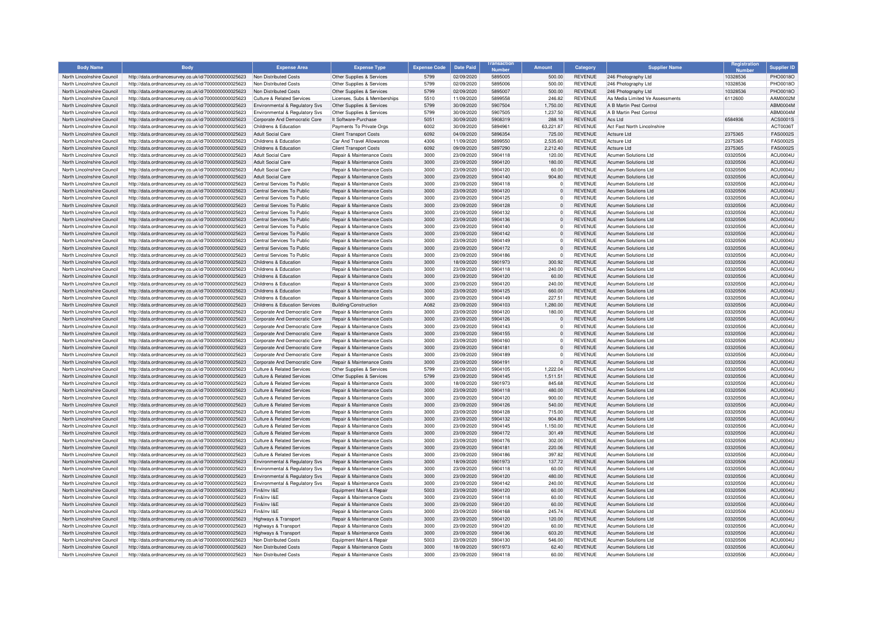| Body Name | Body | Expense Area | Expense Type | Expense Code | Date Paid | Transaction Number | Amount | Category | Supplier Name | Registration Number | Supplier ID |
|---|---|---|---|---|---|---|---|---|---|---|---|
| North Lincolnshire Council | http://data.ordnancesurvey.co.uk/id/7000000000025623 | Non Distributed Costs | Other Supplies & Services | 5799 | 02/09/2020 | 5895005 | 500.00 | REVENUE | 246 Photography Ltd | 10328536 | PHO0018O |
| North Lincolnshire Council | http://data.ordnancesurvey.co.uk/id/7000000000025623 | Non Distributed Costs | Other Supplies & Services | 5799 | 02/09/2020 | 5895006 | 500.00 | REVENUE | 246 Photography Ltd | 10328536 | PHO0018O |
| North Lincolnshire Council | http://data.ordnancesurvey.co.uk/id/7000000000025623 | Non Distributed Costs | Other Supplies & Services | 5799 | 02/09/2020 | 5895007 | 500.00 | REVENUE | 246 Photography Ltd | 10328536 | PHO0018O |
| North Lincolnshire Council | http://data.ordnancesurvey.co.uk/id/7000000000025623 | Culture & Related Services | Licenses, Subs & Memberships | 5510 | 11/09/2020 | 5899558 | 246.82 | REVENUE | Aa Media Limited Ve Assessments | 6112600 | AAM0002M |
| North Lincolnshire Council | http://data.ordnancesurvey.co.uk/id/7000000000025623 | Environmental & Regulatory Svs | Other Supplies & Services | 5799 | 30/09/2020 | 5907504 | 1,750.00 | REVENUE | A B Martin Pest Control | | ABM0004M |
| North Lincolnshire Council | http://data.ordnancesurvey.co.uk/id/7000000000025623 | Environmental & Regulatory Svs | Other Supplies & Services | 5799 | 30/09/2020 | 5907505 | 1,237.50 | REVENUE | A B Martin Pest Control | | ABM0004M |
| North Lincolnshire Council | http://data.ordnancesurvey.co.uk/id/7000000000025623 | Corporate And Democratic Core | It Software-Purchase | 5051 | 30/09/2020 | 5908319 | 288.18 | REVENUE | Acs Ltd | 6584936 | ACS0001S |
| North Lincolnshire Council | http://data.ordnancesurvey.co.uk/id/7000000000025623 | Childrens & Education | Payments To Private Orgs | 6002 | 30/09/2020 | 5894961 | 63,221.87 | REVENUE | Act Fast North Lincolnshire | | ACT0036T |
| North Lincolnshire Council | http://data.ordnancesurvey.co.uk/id/7000000000025623 | Adult Social Care | Client Transport Costs | 6092 | 04/09/2020 | 5896354 | 725.00 | REVENUE | Actsure Ltd | 2375365 | FAS0002S |
| North Lincolnshire Council | http://data.ordnancesurvey.co.uk/id/7000000000025623 | Childrens & Education | Car And Travel Allowances | 4306 | 11/09/2020 | 5899550 | 2,535.60 | REVENUE | Actsure Ltd | 2375365 | FAS0002S |
| North Lincolnshire Council | http://data.ordnancesurvey.co.uk/id/7000000000025623 | Childrens & Education | Client Transport Costs | 6092 | 09/09/2020 | 5897290 | 2,212.40 | REVENUE | Actsure Ltd | 2375365 | FAS0002S |
| North Lincolnshire Council | http://data.ordnancesurvey.co.uk/id/7000000000025623 | Adult Social Care | Repair & Maintenance Costs | 3000 | 23/09/2020 | 5904118 | 120.00 | REVENUE | Acumen Solutions Ltd | 03320506 | ACU0004U |
| North Lincolnshire Council | http://data.ordnancesurvey.co.uk/id/7000000000025623 | Adult Social Care | Repair & Maintenance Costs | 3000 | 23/09/2020 | 5904120 | 180.00 | REVENUE | Acumen Solutions Ltd | 03320506 | ACU0004U |
| North Lincolnshire Council | http://data.ordnancesurvey.co.uk/id/7000000000025623 | Adult Social Care | Repair & Maintenance Costs | 3000 | 23/09/2020 | 5904120 | 60.00 | REVENUE | Acumen Solutions Ltd | 03320506 | ACU0004U |
| North Lincolnshire Council | http://data.ordnancesurvey.co.uk/id/7000000000025623 | Adult Social Care | Repair & Maintenance Costs | 3000 | 23/09/2020 | 5904140 | 904.80 | REVENUE | Acumen Solutions Ltd | 03320506 | ACU0004U |
| North Lincolnshire Council | http://data.ordnancesurvey.co.uk/id/7000000000025623 | Central Services To Public | Repair & Maintenance Costs | 3000 | 23/09/2020 | 5904118 | 0 | REVENUE | Acumen Solutions Ltd | 03320506 | ACU0004U |
| North Lincolnshire Council | http://data.ordnancesurvey.co.uk/id/7000000000025623 | Central Services To Public | Repair & Maintenance Costs | 3000 | 23/09/2020 | 5904120 | 0 | REVENUE | Acumen Solutions Ltd | 03320506 | ACU0004U |
| North Lincolnshire Council | http://data.ordnancesurvey.co.uk/id/7000000000025623 | Central Services To Public | Repair & Maintenance Costs | 3000 | 23/09/2020 | 5904125 | 0 | REVENUE | Acumen Solutions Ltd | 03320506 | ACU0004U |
| North Lincolnshire Council | http://data.ordnancesurvey.co.uk/id/7000000000025623 | Central Services To Public | Repair & Maintenance Costs | 3000 | 23/09/2020 | 5904128 | 0 | REVENUE | Acumen Solutions Ltd | 03320506 | ACU0004U |
| North Lincolnshire Council | http://data.ordnancesurvey.co.uk/id/7000000000025623 | Central Services To Public | Repair & Maintenance Costs | 3000 | 23/09/2020 | 5904132 | 0 | REVENUE | Acumen Solutions Ltd | 03320506 | ACU0004U |
| North Lincolnshire Council | http://data.ordnancesurvey.co.uk/id/7000000000025623 | Central Services To Public | Repair & Maintenance Costs | 3000 | 23/09/2020 | 5904136 | 0 | REVENUE | Acumen Solutions Ltd | 03320506 | ACU0004U |
| North Lincolnshire Council | http://data.ordnancesurvey.co.uk/id/7000000000025623 | Central Services To Public | Repair & Maintenance Costs | 3000 | 23/09/2020 | 5904140 | 0 | REVENUE | Acumen Solutions Ltd | 03320506 | ACU0004U |
| North Lincolnshire Council | http://data.ordnancesurvey.co.uk/id/7000000000025623 | Central Services To Public | Repair & Maintenance Costs | 3000 | 23/09/2020 | 5904142 | 0 | REVENUE | Acumen Solutions Ltd | 03320506 | ACU0004U |
| North Lincolnshire Council | http://data.ordnancesurvey.co.uk/id/7000000000025623 | Central Services To Public | Repair & Maintenance Costs | 3000 | 23/09/2020 | 5904149 | 0 | REVENUE | Acumen Solutions Ltd | 03320506 | ACU0004U |
| North Lincolnshire Council | http://data.ordnancesurvey.co.uk/id/7000000000025623 | Central Services To Public | Repair & Maintenance Costs | 3000 | 23/09/2020 | 5904172 | 0 | REVENUE | Acumen Solutions Ltd | 03320506 | ACU0004U |
| North Lincolnshire Council | http://data.ordnancesurvey.co.uk/id/7000000000025623 | Central Services To Public | Repair & Maintenance Costs | 3000 | 23/09/2020 | 5904186 | 0 | REVENUE | Acumen Solutions Ltd | 03320506 | ACU0004U |
| North Lincolnshire Council | http://data.ordnancesurvey.co.uk/id/7000000000025623 | Childrens & Education | Repair & Maintenance Costs | 3000 | 18/09/2020 | 5901973 | 300.92 | REVENUE | Acumen Solutions Ltd | 03320506 | ACU0004U |
| North Lincolnshire Council | http://data.ordnancesurvey.co.uk/id/7000000000025623 | Childrens & Education | Repair & Maintenance Costs | 3000 | 23/09/2020 | 5904118 | 240.00 | REVENUE | Acumen Solutions Ltd | 03320506 | ACU0004U |
| North Lincolnshire Council | http://data.ordnancesurvey.co.uk/id/7000000000025623 | Childrens & Education | Repair & Maintenance Costs | 3000 | 23/09/2020 | 5904120 | 60.00 | REVENUE | Acumen Solutions Ltd | 03320506 | ACU0004U |
| North Lincolnshire Council | http://data.ordnancesurvey.co.uk/id/7000000000025623 | Childrens & Education | Repair & Maintenance Costs | 3000 | 23/09/2020 | 5904120 | 240.00 | REVENUE | Acumen Solutions Ltd | 03320506 | ACU0004U |
| North Lincolnshire Council | http://data.ordnancesurvey.co.uk/id/7000000000025623 | Childrens & Education | Repair & Maintenance Costs | 3000 | 23/09/2020 | 5904125 | 660.00 | REVENUE | Acumen Solutions Ltd | 03320506 | ACU0004U |
| North Lincolnshire Council | http://data.ordnancesurvey.co.uk/id/7000000000025623 | Childrens & Education | Repair & Maintenance Costs | 3000 | 23/09/2020 | 5904149 | 227.51 | REVENUE | Acumen Solutions Ltd | 03320506 | ACU0004U |
| North Lincolnshire Council | http://data.ordnancesurvey.co.uk/id/7000000000025623 | Childrens & Education Services | Building/Construction | A082 | 23/09/2020 | 5904103 | 1,280.00 | REVENUE | Acumen Solutions Ltd | 03320506 | ACU0004U |
| North Lincolnshire Council | http://data.ordnancesurvey.co.uk/id/7000000000025623 | Corporate And Democratic Core | Repair & Maintenance Costs | 3000 | 23/09/2020 | 5904120 | 180.00 | REVENUE | Acumen Solutions Ltd | 03320506 | ACU0004U |
| North Lincolnshire Council | http://data.ordnancesurvey.co.uk/id/7000000000025623 | Corporate And Democratic Core | Repair & Maintenance Costs | 3000 | 23/09/2020 | 5904126 | 0 | REVENUE | Acumen Solutions Ltd | 03320506 | ACU0004U |
| North Lincolnshire Council | http://data.ordnancesurvey.co.uk/id/7000000000025623 | Corporate And Democratic Core | Repair & Maintenance Costs | 3000 | 23/09/2020 | 5904143 | 0 | REVENUE | Acumen Solutions Ltd | 03320506 | ACU0004U |
| North Lincolnshire Council | http://data.ordnancesurvey.co.uk/id/7000000000025623 | Corporate And Democratic Core | Repair & Maintenance Costs | 3000 | 23/09/2020 | 5904155 | 0 | REVENUE | Acumen Solutions Ltd | 03320506 | ACU0004U |
| North Lincolnshire Council | http://data.ordnancesurvey.co.uk/id/7000000000025623 | Corporate And Democratic Core | Repair & Maintenance Costs | 3000 | 23/09/2020 | 5904160 | 0 | REVENUE | Acumen Solutions Ltd | 03320506 | ACU0004U |
| North Lincolnshire Council | http://data.ordnancesurvey.co.uk/id/7000000000025623 | Corporate And Democratic Core | Repair & Maintenance Costs | 3000 | 23/09/2020 | 5904181 | 0 | REVENUE | Acumen Solutions Ltd | 03320506 | ACU0004U |
| North Lincolnshire Council | http://data.ordnancesurvey.co.uk/id/7000000000025623 | Corporate And Democratic Core | Repair & Maintenance Costs | 3000 | 23/09/2020 | 5904189 | 0 | REVENUE | Acumen Solutions Ltd | 03320506 | ACU0004U |
| North Lincolnshire Council | http://data.ordnancesurvey.co.uk/id/7000000000025623 | Corporate And Democratic Core | Repair & Maintenance Costs | 3000 | 23/09/2020 | 5904191 | 0 | REVENUE | Acumen Solutions Ltd | 03320506 | ACU0004U |
| North Lincolnshire Council | http://data.ordnancesurvey.co.uk/id/7000000000025623 | Culture & Related Services | Other Supplies & Services | 5799 | 23/09/2020 | 5904105 | 1,222.04 | REVENUE | Acumen Solutions Ltd | 03320506 | ACU0004U |
| North Lincolnshire Council | http://data.ordnancesurvey.co.uk/id/7000000000025623 | Culture & Related Services | Other Supplies & Services | 5799 | 23/09/2020 | 5904145 | 1,511.51 | REVENUE | Acumen Solutions Ltd | 03320506 | ACU0004U |
| North Lincolnshire Council | http://data.ordnancesurvey.co.uk/id/7000000000025623 | Culture & Related Services | Repair & Maintenance Costs | 3000 | 18/09/2020 | 5901973 | 845.68 | REVENUE | Acumen Solutions Ltd | 03320506 | ACU0004U |
| North Lincolnshire Council | http://data.ordnancesurvey.co.uk/id/7000000000025623 | Culture & Related Services | Repair & Maintenance Costs | 3000 | 23/09/2020 | 5904118 | 480.00 | REVENUE | Acumen Solutions Ltd | 03320506 | ACU0004U |
| North Lincolnshire Council | http://data.ordnancesurvey.co.uk/id/7000000000025623 | Culture & Related Services | Repair & Maintenance Costs | 3000 | 23/09/2020 | 5904120 | 900.00 | REVENUE | Acumen Solutions Ltd | 03320506 | ACU0004U |
| North Lincolnshire Council | http://data.ordnancesurvey.co.uk/id/7000000000025623 | Culture & Related Services | Repair & Maintenance Costs | 3000 | 23/09/2020 | 5904126 | 540.00 | REVENUE | Acumen Solutions Ltd | 03320506 | ACU0004U |
| North Lincolnshire Council | http://data.ordnancesurvey.co.uk/id/7000000000025623 | Culture & Related Services | Repair & Maintenance Costs | 3000 | 23/09/2020 | 5904128 | 715.00 | REVENUE | Acumen Solutions Ltd | 03320506 | ACU0004U |
| North Lincolnshire Council | http://data.ordnancesurvey.co.uk/id/7000000000025623 | Culture & Related Services | Repair & Maintenance Costs | 3000 | 23/09/2020 | 5904132 | 904.80 | REVENUE | Acumen Solutions Ltd | 03320506 | ACU0004U |
| North Lincolnshire Council | http://data.ordnancesurvey.co.uk/id/7000000000025623 | Culture & Related Services | Repair & Maintenance Costs | 3000 | 23/09/2020 | 5904145 | 1,150.00 | REVENUE | Acumen Solutions Ltd | 03320506 | ACU0004U |
| North Lincolnshire Council | http://data.ordnancesurvey.co.uk/id/7000000000025623 | Culture & Related Services | Repair & Maintenance Costs | 3000 | 23/09/2020 | 5904172 | 301.49 | REVENUE | Acumen Solutions Ltd | 03320506 | ACU0004U |
| North Lincolnshire Council | http://data.ordnancesurvey.co.uk/id/7000000000025623 | Culture & Related Services | Repair & Maintenance Costs | 3000 | 23/09/2020 | 5904176 | 302.00 | REVENUE | Acumen Solutions Ltd | 03320506 | ACU0004U |
| North Lincolnshire Council | http://data.ordnancesurvey.co.uk/id/7000000000025623 | Culture & Related Services | Repair & Maintenance Costs | 3000 | 23/09/2020 | 5904181 | 220.06 | REVENUE | Acumen Solutions Ltd | 03320506 | ACU0004U |
| North Lincolnshire Council | http://data.ordnancesurvey.co.uk/id/7000000000025623 | Culture & Related Services | Repair & Maintenance Costs | 3000 | 23/09/2020 | 5904186 | 397.82 | REVENUE | Acumen Solutions Ltd | 03320506 | ACU0004U |
| North Lincolnshire Council | http://data.ordnancesurvey.co.uk/id/7000000000025623 | Environmental & Regulatory Svs | Repair & Maintenance Costs | 3000 | 18/09/2020 | 5901973 | 137.72 | REVENUE | Acumen Solutions Ltd | 03320506 | ACU0004U |
| North Lincolnshire Council | http://data.ordnancesurvey.co.uk/id/7000000000025623 | Environmental & Regulatory Svs | Repair & Maintenance Costs | 3000 | 23/09/2020 | 5904118 | 60.00 | REVENUE | Acumen Solutions Ltd | 03320506 | ACU0004U |
| North Lincolnshire Council | http://data.ordnancesurvey.co.uk/id/7000000000025623 | Environmental & Regulatory Svs | Repair & Maintenance Costs | 3000 | 23/09/2020 | 5904120 | 480.00 | REVENUE | Acumen Solutions Ltd | 03320506 | ACU0004U |
| North Lincolnshire Council | http://data.ordnancesurvey.co.uk/id/7000000000025623 | Environmental & Regulatory Svs | Repair & Maintenance Costs | 3000 | 23/09/2020 | 5904142 | 240.00 | REVENUE | Acumen Solutions Ltd | 03320506 | ACU0004U |
| North Lincolnshire Council | http://data.ordnancesurvey.co.uk/id/7000000000025623 | Fin&Inv I&E | Equipment Maint.& Repair | 5003 | 23/09/2020 | 5904120 | 60.00 | REVENUE | Acumen Solutions Ltd | 03320506 | ACU0004U |
| North Lincolnshire Council | http://data.ordnancesurvey.co.uk/id/7000000000025623 | Fin&Inv I&E | Repair & Maintenance Costs | 3000 | 23/09/2020 | 5904118 | 60.00 | REVENUE | Acumen Solutions Ltd | 03320506 | ACU0004U |
| North Lincolnshire Council | http://data.ordnancesurvey.co.uk/id/7000000000025623 | Fin&Inv I&E | Repair & Maintenance Costs | 3000 | 23/09/2020 | 5904120 | 60.00 | REVENUE | Acumen Solutions Ltd | 03320506 | ACU0004U |
| North Lincolnshire Council | http://data.ordnancesurvey.co.uk/id/7000000000025623 | Fin&Inv I&E | Repair & Maintenance Costs | 3000 | 23/09/2020 | 5904168 | 245.74 | REVENUE | Acumen Solutions Ltd | 03320506 | ACU0004U |
| North Lincolnshire Council | http://data.ordnancesurvey.co.uk/id/7000000000025623 | Highways & Transport | Repair & Maintenance Costs | 3000 | 23/09/2020 | 5904120 | 120.00 | REVENUE | Acumen Solutions Ltd | 03320506 | ACU0004U |
| North Lincolnshire Council | http://data.ordnancesurvey.co.uk/id/7000000000025623 | Highways & Transport | Repair & Maintenance Costs | 3000 | 23/09/2020 | 5904120 | 60.00 | REVENUE | Acumen Solutions Ltd | 03320506 | ACU0004U |
| North Lincolnshire Council | http://data.ordnancesurvey.co.uk/id/7000000000025623 | Highways & Transport | Repair & Maintenance Costs | 3000 | 23/09/2020 | 5904136 | 603.20 | REVENUE | Acumen Solutions Ltd | 03320506 | ACU0004U |
| North Lincolnshire Council | http://data.ordnancesurvey.co.uk/id/7000000000025623 | Non Distributed Costs | Equipment Maint.& Repair | 5003 | 23/09/2020 | 5904130 | 546.00 | REVENUE | Acumen Solutions Ltd | 03320506 | ACU0004U |
| North Lincolnshire Council | http://data.ordnancesurvey.co.uk/id/7000000000025623 | Non Distributed Costs | Repair & Maintenance Costs | 3000 | 18/09/2020 | 5901973 | 62.40 | REVENUE | Acumen Solutions Ltd | 03320506 | ACU0004U |
| North Lincolnshire Council | http://data.ordnancesurvey.co.uk/id/7000000000025623 | Non Distributed Costs | Repair & Maintenance Costs | 3000 | 23/09/2020 | 5904118 | 60.00 | REVENUE | Acumen Solutions Ltd | 03320506 | ACU0004U |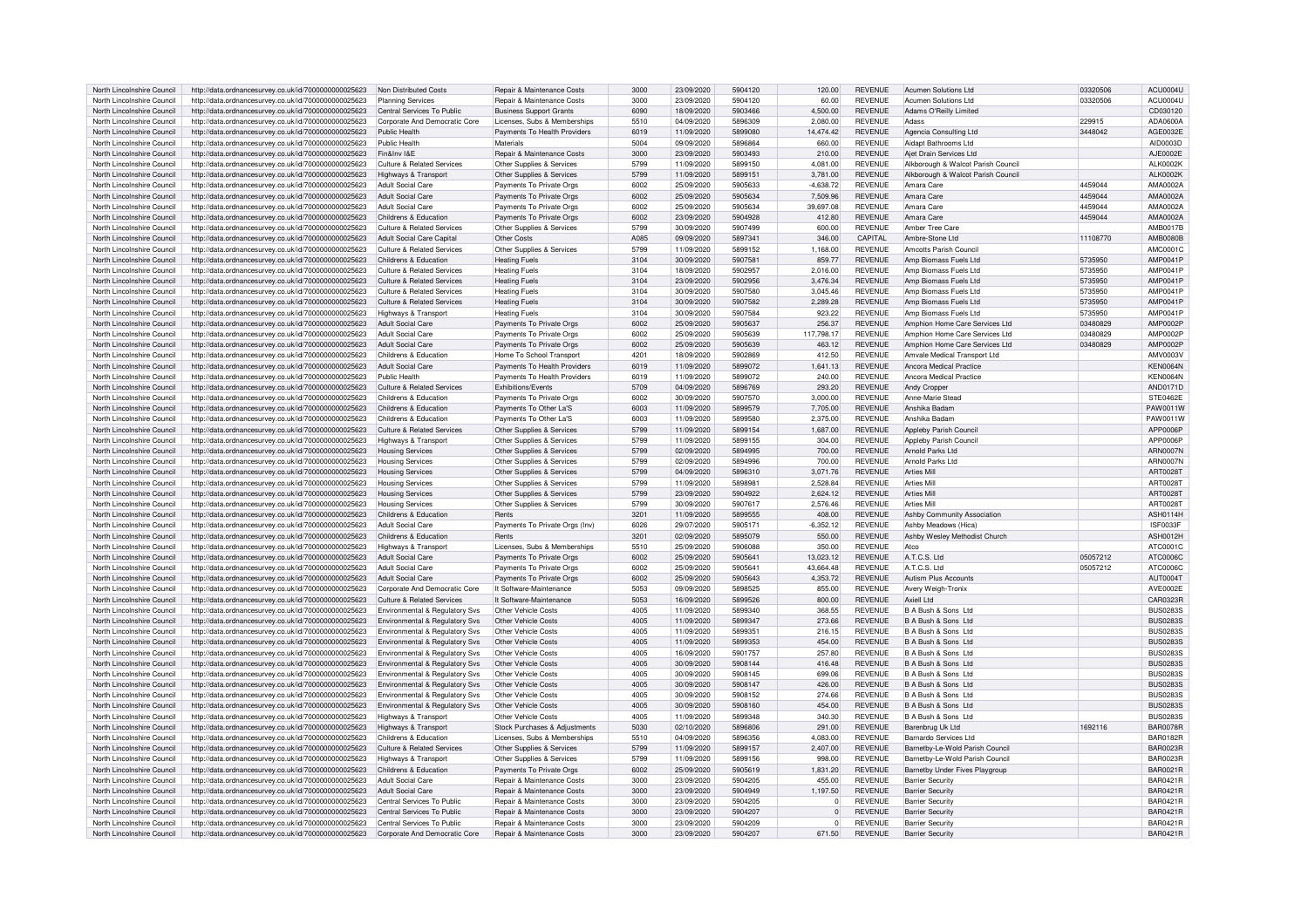| North Lincolnshire Council | http://data.ordnancesurvey.co.uk/id/7000000000025623 | Non Distributed Costs | Repair & Maintenance Costs | 3000 | 23/09/2020 | 5904120 | 120.00 | REVENUE | Acumen Solutions Ltd | 03320506 | ACU0004U |
|---|---|---|---|---|---|---|---|---|---|---|---|
| North Lincolnshire Council | http://data.ordnancesurvey.co.uk/id/7000000000025623 | Planning Services | Repair & Maintenance Costs | 3000 | 23/09/2020 | 5904120 | 60.00 | REVENUE | Acumen Solutions Ltd | 03320506 | ACU0004U |
| North Lincolnshire Council | http://data.ordnancesurvey.co.uk/id/7000000000025623 | Central Services To Public | Business Support Grants | 6090 | 18/09/2020 | 5903466 | 4,500.00 | REVENUE | Adams O'Reilly Limited | | CD030120 |
| North Lincolnshire Council | http://data.ordnancesurvey.co.uk/id/7000000000025623 | Corporate And Democratic Core | Licenses, Subs & Memberships | 5510 | 04/09/2020 | 5896309 | 2,080.00 | REVENUE | Adass | 229915 | ADA0600A |
| North Lincolnshire Council | http://data.ordnancesurvey.co.uk/id/7000000000025623 | Public Health | Payments To Health Providers | 6019 | 11/09/2020 | 5899080 | 14,474.42 | REVENUE | Agencia Consulting Ltd | 3448042 | AGE0032E |
| North Lincolnshire Council | http://data.ordnancesurvey.co.uk/id/7000000000025623 | Public Health | Materials | 5004 | 09/09/2020 | 5896864 | 660.00 | REVENUE | Aidapt Bathrooms Ltd | | AID0003D |
| North Lincolnshire Council | http://data.ordnancesurvey.co.uk/id/7000000000025623 | Fin&Inv I&E | Repair & Maintenance Costs | 3000 | 23/09/2020 | 5903493 | 210.00 | REVENUE | Ajet Drain Services Ltd | | AJE0002E |
| North Lincolnshire Council | http://data.ordnancesurvey.co.uk/id/7000000000025623 | Culture & Related Services | Other Supplies & Services | 5799 | 11/09/2020 | 5899150 | 4,081.00 | REVENUE | Alkborough & Walcot Parish Council | | ALK0002K |
| North Lincolnshire Council | http://data.ordnancesurvey.co.uk/id/7000000000025623 | Highways & Transport | Other Supplies & Services | 5799 | 11/09/2020 | 5899151 | 3,781.00 | REVENUE | Alkborough & Walcot Parish Council | | ALK0002K |
| North Lincolnshire Council | http://data.ordnancesurvey.co.uk/id/7000000000025623 | Adult Social Care | Payments To Private Orgs | 6002 | 25/09/2020 | 5905633 | -4,638.72 | REVENUE | Amara Care | 4459044 | AMA0002A |
| North Lincolnshire Council | http://data.ordnancesurvey.co.uk/id/7000000000025623 | Adult Social Care | Payments To Private Orgs | 6002 | 25/09/2020 | 5905634 | 7,509.96 | REVENUE | Amara Care | 4459044 | AMA0002A |
| North Lincolnshire Council | http://data.ordnancesurvey.co.uk/id/7000000000025623 | Adult Social Care | Payments To Private Orgs | 6002 | 25/09/2020 | 5905634 | 39,697.08 | REVENUE | Amara Care | 4459044 | AMA0002A |
| North Lincolnshire Council | http://data.ordnancesurvey.co.uk/id/7000000000025623 | Childrens & Education | Payments To Private Orgs | 6002 | 23/09/2020 | 5904928 | 412.80 | REVENUE | Amara Care | 4459044 | AMA0002A |
| North Lincolnshire Council | http://data.ordnancesurvey.co.uk/id/7000000000025623 | Culture & Related Services | Other Supplies & Services | 5799 | 30/09/2020 | 5907499 | 600.00 | REVENUE | Amber Tree Care | | AMB0017B |
| North Lincolnshire Council | http://data.ordnancesurvey.co.uk/id/7000000000025623 | Adult Social Care Capital | Other Costs | A085 | 09/09/2020 | 5897341 | 346.00 | CAPITAL | Ambre-Stone Ltd | 11108770 | AMB0080B |
| North Lincolnshire Council | http://data.ordnancesurvey.co.uk/id/7000000000025623 | Culture & Related Services | Other Supplies & Services | 5799 | 11/09/2020 | 5899152 | 1,168.00 | REVENUE | Amcotts Parish Council | | AMC0001C |
| North Lincolnshire Council | http://data.ordnancesurvey.co.uk/id/7000000000025623 | Childrens & Education | Heating Fuels | 3104 | 30/09/2020 | 5907581 | 859.77 | REVENUE | Amp Biomass Fuels Ltd | 5735950 | AMP0041P |
| North Lincolnshire Council | http://data.ordnancesurvey.co.uk/id/7000000000025623 | Culture & Related Services | Heating Fuels | 3104 | 18/09/2020 | 5902957 | 2,016.00 | REVENUE | Amp Biomass Fuels Ltd | 5735950 | AMP0041P |
| North Lincolnshire Council | http://data.ordnancesurvey.co.uk/id/7000000000025623 | Culture & Related Services | Heating Fuels | 3104 | 23/09/2020 | 5902956 | 3,476.34 | REVENUE | Amp Biomass Fuels Ltd | 5735950 | AMP0041P |
| North Lincolnshire Council | http://data.ordnancesurvey.co.uk/id/7000000000025623 | Culture & Related Services | Heating Fuels | 3104 | 30/09/2020 | 5907580 | 3,045.46 | REVENUE | Amp Biomass Fuels Ltd | 5735950 | AMP0041P |
| North Lincolnshire Council | http://data.ordnancesurvey.co.uk/id/7000000000025623 | Culture & Related Services | Heating Fuels | 3104 | 30/09/2020 | 5907582 | 2,289.28 | REVENUE | Amp Biomass Fuels Ltd | 5735950 | AMP0041P |
| North Lincolnshire Council | http://data.ordnancesurvey.co.uk/id/7000000000025623 | Highways & Transport | Heating Fuels | 3104 | 30/09/2020 | 5907584 | 923.22 | REVENUE | Amp Biomass Fuels Ltd | 5735950 | AMP0041P |
| North Lincolnshire Council | http://data.ordnancesurvey.co.uk/id/7000000000025623 | Adult Social Care | Payments To Private Orgs | 6002 | 25/09/2020 | 5905637 | 256.37 | REVENUE | Amphion Home Care Services Ltd | 03480829 | AMP0002P |
| North Lincolnshire Council | http://data.ordnancesurvey.co.uk/id/7000000000025623 | Adult Social Care | Payments To Private Orgs | 6002 | 25/09/2020 | 5905639 | 117,798.17 | REVENUE | Amphion Home Care Services Ltd | 03480829 | AMP0002P |
| North Lincolnshire Council | http://data.ordnancesurvey.co.uk/id/7000000000025623 | Adult Social Care | Payments To Private Orgs | 6002 | 25/09/2020 | 5905639 | 463.12 | REVENUE | Amphion Home Care Services Ltd | 03480829 | AMP0002P |
| North Lincolnshire Council | http://data.ordnancesurvey.co.uk/id/7000000000025623 | Childrens & Education | Home To School Transport | 4201 | 18/09/2020 | 5902869 | 412.50 | REVENUE | Amvale Medical Transport Ltd | | AMV0003V |
| North Lincolnshire Council | http://data.ordnancesurvey.co.uk/id/7000000000025623 | Adult Social Care | Payments To Health Providers | 6019 | 11/09/2020 | 5899072 | 1,641.13 | REVENUE | Ancora Medical Practice | | KEN0064N |
| North Lincolnshire Council | http://data.ordnancesurvey.co.uk/id/7000000000025623 | Public Health | Payments To Health Providers | 6019 | 11/09/2020 | 5899072 | 240.00 | REVENUE | Ancora Medical Practice | | KEN0064N |
| North Lincolnshire Council | http://data.ordnancesurvey.co.uk/id/7000000000025623 | Culture & Related Services | Exhibitions/Events | 5709 | 04/09/2020 | 5896769 | 293.20 | REVENUE | Andy Cropper | | AND0171D |
| North Lincolnshire Council | http://data.ordnancesurvey.co.uk/id/7000000000025623 | Childrens & Education | Payments To Private Orgs | 6002 | 30/09/2020 | 5907570 | 3,000.00 | REVENUE | Anne-Marie Stead | | STE0462E |
| North Lincolnshire Council | http://data.ordnancesurvey.co.uk/id/7000000000025623 | Childrens & Education | Payments To Other La'S | 6003 | 11/09/2020 | 5899579 | 7,705.00 | REVENUE | Anshika Badam | | PAW0011W |
| North Lincolnshire Council | http://data.ordnancesurvey.co.uk/id/7000000000025623 | Childrens & Education | Payments To Other La'S | 6003 | 11/09/2020 | 5899580 | 2,375.00 | REVENUE | Anshika Badam | | PAW0011W |
| North Lincolnshire Council | http://data.ordnancesurvey.co.uk/id/7000000000025623 | Culture & Related Services | Other Supplies & Services | 5799 | 11/09/2020 | 5899154 | 1,687.00 | REVENUE | Appleby Parish Council | | APP0006P |
| North Lincolnshire Council | http://data.ordnancesurvey.co.uk/id/7000000000025623 | Highways & Transport | Other Supplies & Services | 5799 | 11/09/2020 | 5899155 | 304.00 | REVENUE | Appleby Parish Council | | APP0006P |
| North Lincolnshire Council | http://data.ordnancesurvey.co.uk/id/7000000000025623 | Housing Services | Other Supplies & Services | 5799 | 02/09/2020 | 5894995 | 700.00 | REVENUE | Arnold Parks Ltd | | ARN0007N |
| North Lincolnshire Council | http://data.ordnancesurvey.co.uk/id/7000000000025623 | Housing Services | Other Supplies & Services | 5799 | 02/09/2020 | 5894996 | 700.00 | REVENUE | Arnold Parks Ltd | | ARN0007N |
| North Lincolnshire Council | http://data.ordnancesurvey.co.uk/id/7000000000025623 | Housing Services | Other Supplies & Services | 5799 | 04/09/2020 | 5896310 | 3,071.76 | REVENUE | Arties Mill | | ART0028T |
| North Lincolnshire Council | http://data.ordnancesurvey.co.uk/id/7000000000025623 | Housing Services | Other Supplies & Services | 5799 | 11/09/2020 | 5898981 | 2,528.84 | REVENUE | Arties Mill | | ART0028T |
| North Lincolnshire Council | http://data.ordnancesurvey.co.uk/id/7000000000025623 | Housing Services | Other Supplies & Services | 5799 | 23/09/2020 | 5904922 | 2,624.12 | REVENUE | Arties Mill | | ART0028T |
| North Lincolnshire Council | http://data.ordnancesurvey.co.uk/id/7000000000025623 | Housing Services | Other Supplies & Services | 5799 | 30/09/2020 | 5907617 | 2,576.46 | REVENUE | Arties Mill | | ART0028T |
| North Lincolnshire Council | http://data.ordnancesurvey.co.uk/id/7000000000025623 | Childrens & Education | Rents | 3201 | 11/09/2020 | 5899555 | 408.00 | REVENUE | Ashby Community Association | | ASH0114H |
| North Lincolnshire Council | http://data.ordnancesurvey.co.uk/id/7000000000025623 | Adult Social Care | Payments To Private Orgs (Inv) | 6026 | 29/07/2020 | 5905171 | -6,352.12 | REVENUE | Ashby Meadows (Hica) | | ISF0033F |
| North Lincolnshire Council | http://data.ordnancesurvey.co.uk/id/7000000000025623 | Childrens & Education | Rents | 3201 | 02/09/2020 | 5895079 | 550.00 | REVENUE | Ashby Wesley Methodist Church | | ASH0012H |
| North Lincolnshire Council | http://data.ordnancesurvey.co.uk/id/7000000000025623 | Highways & Transport | Licenses, Subs & Memberships | 5510 | 25/09/2020 | 5906088 | 350.00 | REVENUE | Atco | | ATC0001C |
| North Lincolnshire Council | http://data.ordnancesurvey.co.uk/id/7000000000025623 | Adult Social Care | Payments To Private Orgs | 6002 | 25/09/2020 | 5905641 | 13,023.12 | REVENUE | A.T.C.S. Ltd | 05057212 | ATC0006C |
| North Lincolnshire Council | http://data.ordnancesurvey.co.uk/id/7000000000025623 | Adult Social Care | Payments To Private Orgs | 6002 | 25/09/2020 | 5905641 | 43,664.48 | REVENUE | A.T.C.S. Ltd | 05057212 | ATC0006C |
| North Lincolnshire Council | http://data.ordnancesurvey.co.uk/id/7000000000025623 | Adult Social Care | Payments To Private Orgs | 6002 | 25/09/2020 | 5905643 | 4,353.72 | REVENUE | Autism Plus Accounts | | AUT0004T |
| North Lincolnshire Council | http://data.ordnancesurvey.co.uk/id/7000000000025623 | Corporate And Democratic Core | It Software-Maintenance | 5053 | 09/09/2020 | 5898525 | 855.00 | REVENUE | Avery Weigh-Tronix | | AVE0002E |
| North Lincolnshire Council | http://data.ordnancesurvey.co.uk/id/7000000000025623 | Culture & Related Services | It Software-Maintenance | 5053 | 16/09/2020 | 5899526 | 800.00 | REVENUE | Axiell Ltd | | CAR0323R |
| North Lincolnshire Council | http://data.ordnancesurvey.co.uk/id/7000000000025623 | Environmental & Regulatory Svs | Other Vehicle Costs | 4005 | 11/09/2020 | 5899340 | 368.55 | REVENUE | B A Bush & Sons Ltd | | BUS0283S |
| North Lincolnshire Council | http://data.ordnancesurvey.co.uk/id/7000000000025623 | Environmental & Regulatory Svs | Other Vehicle Costs | 4005 | 11/09/2020 | 5899347 | 273.66 | REVENUE | B A Bush & Sons Ltd | | BUS0283S |
| North Lincolnshire Council | http://data.ordnancesurvey.co.uk/id/7000000000025623 | Environmental & Regulatory Svs | Other Vehicle Costs | 4005 | 11/09/2020 | 5899351 | 216.15 | REVENUE | B A Bush & Sons Ltd | | BUS0283S |
| North Lincolnshire Council | http://data.ordnancesurvey.co.uk/id/7000000000025623 | Environmental & Regulatory Svs | Other Vehicle Costs | 4005 | 11/09/2020 | 5899353 | 454.00 | REVENUE | B A Bush & Sons Ltd | | BUS0283S |
| North Lincolnshire Council | http://data.ordnancesurvey.co.uk/id/7000000000025623 | Environmental & Regulatory Svs | Other Vehicle Costs | 4005 | 16/09/2020 | 5901757 | 257.80 | REVENUE | B A Bush & Sons Ltd | | BUS0283S |
| North Lincolnshire Council | http://data.ordnancesurvey.co.uk/id/7000000000025623 | Environmental & Regulatory Svs | Other Vehicle Costs | 4005 | 30/09/2020 | 5908144 | 416.48 | REVENUE | B A Bush & Sons Ltd | | BUS0283S |
| North Lincolnshire Council | http://data.ordnancesurvey.co.uk/id/7000000000025623 | Environmental & Regulatory Svs | Other Vehicle Costs | 4005 | 30/09/2020 | 5908145 | 699.06 | REVENUE | B A Bush & Sons Ltd | | BUS0283S |
| North Lincolnshire Council | http://data.ordnancesurvey.co.uk/id/7000000000025623 | Environmental & Regulatory Svs | Other Vehicle Costs | 4005 | 30/09/2020 | 5908147 | 426.00 | REVENUE | B A Bush & Sons Ltd | | BUS0283S |
| North Lincolnshire Council | http://data.ordnancesurvey.co.uk/id/7000000000025623 | Environmental & Regulatory Svs | Other Vehicle Costs | 4005 | 30/09/2020 | 5908152 | 274.66 | REVENUE | B A Bush & Sons Ltd | | BUS0283S |
| North Lincolnshire Council | http://data.ordnancesurvey.co.uk/id/7000000000025623 | Environmental & Regulatory Svs | Other Vehicle Costs | 4005 | 30/09/2020 | 5908160 | 454.00 | REVENUE | B A Bush & Sons Ltd | | BUS0283S |
| North Lincolnshire Council | http://data.ordnancesurvey.co.uk/id/7000000000025623 | Highways & Transport | Other Vehicle Costs | 4005 | 11/09/2020 | 5899348 | 340.30 | REVENUE | B A Bush & Sons Ltd | | BUS0283S |
| North Lincolnshire Council | http://data.ordnancesurvey.co.uk/id/7000000000025623 | Highways & Transport | Stock Purchases & Adjustments | 5030 | 02/10/2020 | 5896806 | 291.00 | REVENUE | Barenbrug Uk Ltd | 1692116 | BAR0078R |
| North Lincolnshire Council | http://data.ordnancesurvey.co.uk/id/7000000000025623 | Childrens & Education | Licenses, Subs & Memberships | 5510 | 04/09/2020 | 5896356 | 4,083.00 | REVENUE | Barnardo Services Ltd | | BAR0182R |
| North Lincolnshire Council | http://data.ordnancesurvey.co.uk/id/7000000000025623 | Culture & Related Services | Other Supplies & Services | 5799 | 11/09/2020 | 5899157 | 2,407.00 | REVENUE | Barnetby-Le-Wold Parish Council | | BAR0023R |
| North Lincolnshire Council | http://data.ordnancesurvey.co.uk/id/7000000000025623 | Highways & Transport | Other Supplies & Services | 5799 | 11/09/2020 | 5899156 | 998.00 | REVENUE | Barnetby-Le-Wold Parish Council | | BAR0023R |
| North Lincolnshire Council | http://data.ordnancesurvey.co.uk/id/7000000000025623 | Childrens & Education | Payments To Private Orgs | 6002 | 25/09/2020 | 5905619 | 1,831.20 | REVENUE | Barnetby Under Fives Playgroup | | BAR0021R |
| North Lincolnshire Council | http://data.ordnancesurvey.co.uk/id/7000000000025623 | Adult Social Care | Repair & Maintenance Costs | 3000 | 23/09/2020 | 5904205 | 455.00 | REVENUE | Barrier Security | | BAR0421R |
| North Lincolnshire Council | http://data.ordnancesurvey.co.uk/id/7000000000025623 | Adult Social Care | Repair & Maintenance Costs | 3000 | 23/09/2020 | 5904949 | 1,197.50 | REVENUE | Barrier Security | | BAR0421R |
| North Lincolnshire Council | http://data.ordnancesurvey.co.uk/id/7000000000025623 | Central Services To Public | Repair & Maintenance Costs | 3000 | 23/09/2020 | 5904205 | 0 | REVENUE | Barrier Security | | BAR0421R |
| North Lincolnshire Council | http://data.ordnancesurvey.co.uk/id/7000000000025623 | Central Services To Public | Repair & Maintenance Costs | 3000 | 23/09/2020 | 5904207 | 0 | REVENUE | Barrier Security | | BAR0421R |
| North Lincolnshire Council | http://data.ordnancesurvey.co.uk/id/7000000000025623 | Central Services To Public | Repair & Maintenance Costs | 3000 | 23/09/2020 | 5904209 | 0 | REVENUE | Barrier Security | | BAR0421R |
| North Lincolnshire Council | http://data.ordnancesurvey.co.uk/id/7000000000025623 | Corporate And Democratic Core | Repair & Maintenance Costs | 3000 | 23/09/2020 | 5904207 | 671.50 | REVENUE | Barrier Security | | BAR0421R |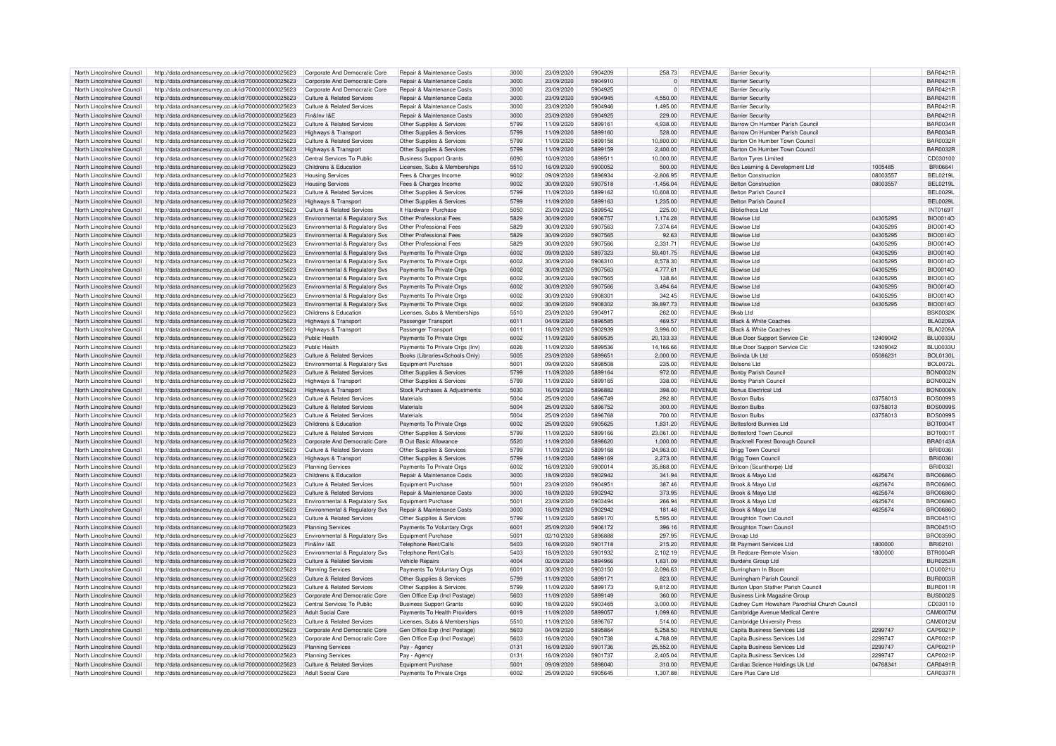| North Lincolnshire Council | http://data.ordnancesurvey.co.uk/id/7000000000025623 | Corporate And Democratic Core | Repair & Maintenance Costs | 3000 | 23/09/2020 | 5904209 | 258.73 | REVENUE | Barrier Security | | BAR0421R |
|---|---|---|---|---|---|---|---|---|---|---|---|
| North Lincolnshire Council | http://data.ordnancesurvey.co.uk/id/7000000000025623 | Corporate And Democratic Core | Repair & Maintenance Costs | 3000 | 23/09/2020 | 5904910 | 0 | REVENUE | Barrier Security | | BAR0421R |
| North Lincolnshire Council | http://data.ordnancesurvey.co.uk/id/7000000000025623 | Corporate And Democratic Core | Repair & Maintenance Costs | 3000 | 23/09/2020 | 5904925 | 0 | REVENUE | Barrier Security | | BAR0421R |
| North Lincolnshire Council | http://data.ordnancesurvey.co.uk/id/7000000000025623 | Culture & Related Services | Repair & Maintenance Costs | 3000 | 23/09/2020 | 5904945 | 4,550.00 | REVENUE | Barrier Security | | BAR0421R |
| North Lincolnshire Council | http://data.ordnancesurvey.co.uk/id/7000000000025623 | Culture & Related Services | Repair & Maintenance Costs | 3000 | 23/09/2020 | 5904946 | 1,495.00 | REVENUE | Barrier Security | | BAR0421R |
| North Lincolnshire Council | http://data.ordnancesurvey.co.uk/id/7000000000025623 | Fin&Inv I&E | Repair & Maintenance Costs | 3000 | 23/09/2020 | 5904925 | 229.00 | REVENUE | Barrier Security | | BAR0421R |
| North Lincolnshire Council | http://data.ordnancesurvey.co.uk/id/7000000000025623 | Culture & Related Services | Other Supplies & Services | 5799 | 11/09/2020 | 5899161 | 4,938.00 | REVENUE | Barrow On Humber Parish Council | | BAR0034R |
| North Lincolnshire Council | http://data.ordnancesurvey.co.uk/id/7000000000025623 | Highways & Transport | Other Supplies & Services | 5799 | 11/09/2020 | 5899160 | 528.00 | REVENUE | Barrow On Humber Parish Council | | BAR0034R |
| North Lincolnshire Council | http://data.ordnancesurvey.co.uk/id/7000000000025623 | Culture & Related Services | Other Supplies & Services | 5799 | 11/09/2020 | 5899158 | 10,800.00 | REVENUE | Barton On Humber Town Council | | BAR0032R |
| North Lincolnshire Council | http://data.ordnancesurvey.co.uk/id/7000000000025623 | Highways & Transport | Other Supplies & Services | 5799 | 11/09/2020 | 5899159 | 2,400.00 | REVENUE | Barton On Humber Town Council | | BAR0032R |
| North Lincolnshire Council | http://data.ordnancesurvey.co.uk/id/7000000000025623 | Central Services To Public | Business Support Grants | 6090 | 10/09/2020 | 5899511 | 10,000.00 | REVENUE | Barton Tyres Limited | | CD030100 |
| North Lincolnshire Council | http://data.ordnancesurvey.co.uk/id/7000000000025623 | Childrens & Education | Licenses, Subs & Memberships | 5510 | 16/09/2020 | 5900052 | 500.00 | REVENUE | Bcs Learning & Development Ltd | 1005485 | BRI0684I |
| North Lincolnshire Council | http://data.ordnancesurvey.co.uk/id/7000000000025623 | Housing Services | Fees & Charges Income | 9002 | 09/09/2020 | 5896934 | -2,806.95 | REVENUE | Belton Construction | 08003557 | BEL0219L |
| North Lincolnshire Council | http://data.ordnancesurvey.co.uk/id/7000000000025623 | Housing Services | Fees & Charges Income | 9002 | 30/09/2020 | 5907518 | -1,456.04 | REVENUE | Belton Construction | 08003557 | BEL0219L |
| North Lincolnshire Council | http://data.ordnancesurvey.co.uk/id/7000000000025623 | Culture & Related Services | Other Supplies & Services | 5799 | 11/09/2020 | 5899162 | 10,608.00 | REVENUE | Belton Parish Council | | BEL0029L |
| North Lincolnshire Council | http://data.ordnancesurvey.co.uk/id/7000000000025623 | Highways & Transport | Other Supplies & Services | 5799 | 11/09/2020 | 5899163 | 1,235.00 | REVENUE | Belton Parish Council | | BEL0029L |
| North Lincolnshire Council | http://data.ordnancesurvey.co.uk/id/7000000000025623 | Culture & Related Services | It Hardware -Purchase | 5050 | 23/09/2020 | 5899542 | 225.00 | REVENUE | Bibliotheca Ltd | | INT0169T |
| North Lincolnshire Council | http://data.ordnancesurvey.co.uk/id/7000000000025623 | Environmental & Regulatory Svs | Other Professional Fees | 5829 | 30/09/2020 | 5906757 | 1,174.28 | REVENUE | Biowise Ltd | 04305295 | BIO0014O |
| North Lincolnshire Council | http://data.ordnancesurvey.co.uk/id/7000000000025623 | Environmental & Regulatory Svs | Other Professional Fees | 5829 | 30/09/2020 | 5907563 | 7,374.64 | REVENUE | Biowise Ltd | 04305295 | BIO0014O |
| North Lincolnshire Council | http://data.ordnancesurvey.co.uk/id/7000000000025623 | Environmental & Regulatory Svs | Other Professional Fees | 5829 | 30/09/2020 | 5907565 | 92.63 | REVENUE | Biowise Ltd | 04305295 | BIO0014O |
| North Lincolnshire Council | http://data.ordnancesurvey.co.uk/id/7000000000025623 | Environmental & Regulatory Svs | Other Professional Fees | 5829 | 30/09/2020 | 5907566 | 2,331.71 | REVENUE | Biowise Ltd | 04305295 | BIO0014O |
| North Lincolnshire Council | http://data.ordnancesurvey.co.uk/id/7000000000025623 | Environmental & Regulatory Svs | Payments To Private Orgs | 6002 | 09/09/2020 | 5897323 | 59,401.75 | REVENUE | Biowise Ltd | 04305295 | BIO0014O |
| North Lincolnshire Council | http://data.ordnancesurvey.co.uk/id/7000000000025623 | Environmental & Regulatory Svs | Payments To Private Orgs | 6002 | 30/09/2020 | 5906310 | 8,578.30 | REVENUE | Biowise Ltd | 04305295 | BIO0014O |
| North Lincolnshire Council | http://data.ordnancesurvey.co.uk/id/7000000000025623 | Environmental & Regulatory Svs | Payments To Private Orgs | 6002 | 30/09/2020 | 5907563 | 4,777.61 | REVENUE | Biowise Ltd | 04305295 | BIO0014O |
| North Lincolnshire Council | http://data.ordnancesurvey.co.uk/id/7000000000025623 | Environmental & Regulatory Svs | Payments To Private Orgs | 6002 | 30/09/2020 | 5907565 | 138.84 | REVENUE | Biowise Ltd | 04305295 | BIO0014O |
| North Lincolnshire Council | http://data.ordnancesurvey.co.uk/id/7000000000025623 | Environmental & Regulatory Svs | Payments To Private Orgs | 6002 | 30/09/2020 | 5907566 | 3,494.64 | REVENUE | Biowise Ltd | 04305295 | BIO0014O |
| North Lincolnshire Council | http://data.ordnancesurvey.co.uk/id/7000000000025623 | Environmental & Regulatory Svs | Payments To Private Orgs | 6002 | 30/09/2020 | 5908301 | 342.45 | REVENUE | Biowise Ltd | 04305295 | BIO0014O |
| North Lincolnshire Council | http://data.ordnancesurvey.co.uk/id/7000000000025623 | Environmental & Regulatory Svs | Payments To Private Orgs | 6002 | 30/09/2020 | 5908302 | 39,897.73 | REVENUE | Biowise Ltd | 04305295 | BIO0014O |
| North Lincolnshire Council | http://data.ordnancesurvey.co.uk/id/7000000000025623 | Childrens & Education | Licenses, Subs & Memberships | 5510 | 23/09/2020 | 5904917 | 262.00 | REVENUE | Bksb Ltd | | BSK0032K |
| North Lincolnshire Council | http://data.ordnancesurvey.co.uk/id/7000000000025623 | Highways & Transport | Passenger Transport | 6011 | 04/09/2020 | 5896585 | 469.57 | REVENUE | Black & White Coaches | | BLA0209A |
| North Lincolnshire Council | http://data.ordnancesurvey.co.uk/id/7000000000025623 | Highways & Transport | Passenger Transport | 6011 | 18/09/2020 | 5902939 | 3,996.00 | REVENUE | Black & White Coaches | | BLA0209A |
| North Lincolnshire Council | http://data.ordnancesurvey.co.uk/id/7000000000025623 | Public Health | Payments To Private Orgs | 6002 | 11/09/2020 | 5899535 | 20,133.33 | REVENUE | Blue Door Support Service Cic | 12409042 | BLU0033U |
| North Lincolnshire Council | http://data.ordnancesurvey.co.uk/id/7000000000025623 | Public Health | Payments To Private Orgs (Inv) | 6026 | 11/09/2020 | 5899536 | 14,166.66 | REVENUE | Blue Door Support Service Cic | 12409042 | BLU0033U |
| North Lincolnshire Council | http://data.ordnancesurvey.co.uk/id/7000000000025623 | Culture & Related Services | Books (Libraries+Schools Only) | 5005 | 23/09/2020 | 5899651 | 2,000.00 | REVENUE | Bolinda Uk Ltd | 05086231 | BOL0130L |
| North Lincolnshire Council | http://data.ordnancesurvey.co.uk/id/7000000000025623 | Environmental & Regulatory Svs | Equipment Purchase | 5001 | 09/09/2020 | 5898508 | 235.00 | REVENUE | Bolsons Ltd | | BOL0072L |
| North Lincolnshire Council | http://data.ordnancesurvey.co.uk/id/7000000000025623 | Culture & Related Services | Other Supplies & Services | 5799 | 11/09/2020 | 5899164 | 972.00 | REVENUE | Bonby Parish Council | | BON0002N |
| North Lincolnshire Council | http://data.ordnancesurvey.co.uk/id/7000000000025623 | Highways & Transport | Other Supplies & Services | 5799 | 11/09/2020 | 5899165 | 338.00 | REVENUE | Bonby Parish Council | | BON0002N |
| North Lincolnshire Council | http://data.ordnancesurvey.co.uk/id/7000000000025623 | Highways & Transport | Stock Purchases & Adjustments | 5030 | 16/09/2020 | 5896882 | 398.00 | REVENUE | Bonus Electrical Ltd | | BON0006N |
| North Lincolnshire Council | http://data.ordnancesurvey.co.uk/id/7000000000025623 | Culture & Related Services | Materials | 5004 | 25/09/2020 | 5896749 | 292.80 | REVENUE | Boston Bulbs | 03758013 | BOS0099S |
| North Lincolnshire Council | http://data.ordnancesurvey.co.uk/id/7000000000025623 | Culture & Related Services | Materials | 5004 | 25/09/2020 | 5896752 | 300.00 | REVENUE | Boston Bulbs | 03758013 | BOS0099S |
| North Lincolnshire Council | http://data.ordnancesurvey.co.uk/id/7000000000025623 | Culture & Related Services | Materials | 5004 | 25/09/2020 | 5896768 | 700.00 | REVENUE | Boston Bulbs | 03758013 | BOS0099S |
| North Lincolnshire Council | http://data.ordnancesurvey.co.uk/id/7000000000025623 | Childrens & Education | Payments To Private Orgs | 6002 | 25/09/2020 | 5905625 | 1,831.20 | REVENUE | Bottesford Bunnies Ltd | | BOT0004T |
| North Lincolnshire Council | http://data.ordnancesurvey.co.uk/id/7000000000025623 | Culture & Related Services | Other Supplies & Services | 5799 | 11/09/2020 | 5899166 | 23,061.00 | REVENUE | Bottesford Town Council | | BOT0001T |
| North Lincolnshire Council | http://data.ordnancesurvey.co.uk/id/7000000000025623 | Corporate And Democratic Core | B Out Basic Allowance | 5520 | 11/09/2020 | 5898620 | 1,000.00 | REVENUE | Bracknell Forest Borough Council | | BRA0143A |
| North Lincolnshire Council | http://data.ordnancesurvey.co.uk/id/7000000000025623 | Culture & Related Services | Other Supplies & Services | 5799 | 11/09/2020 | 5899168 | 24,963.00 | REVENUE | Brigg Town Council | | BRI0036I |
| North Lincolnshire Council | http://data.ordnancesurvey.co.uk/id/7000000000025623 | Highways & Transport | Other Supplies & Services | 5799 | 11/09/2020 | 5899169 | 2,273.00 | REVENUE | Brigg Town Council | | BRI0036I |
| North Lincolnshire Council | http://data.ordnancesurvey.co.uk/id/7000000000025623 | Planning Services | Payments To Private Orgs | 6002 | 16/09/2020 | 5900014 | 35,868.00 | REVENUE | Britcon (Scunthorpe) Ltd | | BRI0032I |
| North Lincolnshire Council | http://data.ordnancesurvey.co.uk/id/7000000000025623 | Childrens & Education | Repair & Maintenance Costs | 3000 | 18/09/2020 | 5902942 | 341.94 | REVENUE | Brook & Mayo Ltd | 4625674 | BRO0686O |
| North Lincolnshire Council | http://data.ordnancesurvey.co.uk/id/7000000000025623 | Culture & Related Services | Equipment Purchase | 5001 | 23/09/2020 | 5904951 | 387.46 | REVENUE | Brook & Mayo Ltd | 4625674 | BRO0686O |
| North Lincolnshire Council | http://data.ordnancesurvey.co.uk/id/7000000000025623 | Culture & Related Services | Repair & Maintenance Costs | 3000 | 18/09/2020 | 5902942 | 373.95 | REVENUE | Brook & Mayo Ltd | 4625674 | BRO0686O |
| North Lincolnshire Council | http://data.ordnancesurvey.co.uk/id/7000000000025623 | Environmental & Regulatory Svs | Equipment Purchase | 5001 | 23/09/2020 | 5903494 | 266.94 | REVENUE | Brook & Mayo Ltd | 4625674 | BRO0686O |
| North Lincolnshire Council | http://data.ordnancesurvey.co.uk/id/7000000000025623 | Environmental & Regulatory Svs | Repair & Maintenance Costs | 3000 | 18/09/2020 | 5902942 | 181.48 | REVENUE | Brook & Mayo Ltd | 4625674 | BRO0686O |
| North Lincolnshire Council | http://data.ordnancesurvey.co.uk/id/7000000000025623 | Culture & Related Services | Other Supplies & Services | 5799 | 11/09/2020 | 5899170 | 5,595.00 | REVENUE | Broughton Town Council | | BRO0451O |
| North Lincolnshire Council | http://data.ordnancesurvey.co.uk/id/7000000000025623 | Planning Services | Payments To Voluntary Orgs | 6001 | 25/09/2020 | 5906172 | 396.16 | REVENUE | Broughton Town Council | | BRO0451O |
| North Lincolnshire Council | http://data.ordnancesurvey.co.uk/id/7000000000025623 | Environmental & Regulatory Svs | Equipment Purchase | 5001 | 02/10/2020 | 5896888 | 297.95 | REVENUE | Broxap Ltd | | BRO0359O |
| North Lincolnshire Council | http://data.ordnancesurvey.co.uk/id/7000000000025623 | Fin&Inv I&E | Telephone Rent/Calls | 5403 | 16/09/2020 | 5901718 | 215.20 | REVENUE | Bt Payment Services Ltd | 1800000 | BRI0210I |
| North Lincolnshire Council | http://data.ordnancesurvey.co.uk/id/7000000000025623 | Environmental & Regulatory Svs | Telephone Rent/Calls | 5403 | 18/09/2020 | 5901932 | 2,102.19 | REVENUE | Bt Redcare-Remote Vision | 1800000 | BTR0004R |
| North Lincolnshire Council | http://data.ordnancesurvey.co.uk/id/7000000000025623 | Culture & Related Services | Vehicle Repairs | 4004 | 02/09/2020 | 5894966 | 1,831.09 | REVENUE | Burdens Group Ltd | | BUR0253R |
| North Lincolnshire Council | http://data.ordnancesurvey.co.uk/id/7000000000025623 | Planning Services | Payments To Voluntary Orgs | 6001 | 30/09/2020 | 5903150 | 2,096.63 | REVENUE | Burringham In Bloom | | LOU0021U |
| North Lincolnshire Council | http://data.ordnancesurvey.co.uk/id/7000000000025623 | Culture & Related Services | Other Supplies & Services | 5799 | 11/09/2020 | 5899171 | 823.00 | REVENUE | Burringham Parish Council | | BUR0003R |
| North Lincolnshire Council | http://data.ordnancesurvey.co.uk/id/7000000000025623 | Culture & Related Services | Other Supplies & Services | 5799 | 11/09/2020 | 5899173 | 9,812.00 | REVENUE | Burton Upon Stather Parish Council | | BUR0011R |
| North Lincolnshire Council | http://data.ordnancesurvey.co.uk/id/7000000000025623 | Corporate And Democratic Core | Gen Office Exp (Incl Postage) | 5603 | 11/09/2020 | 5899149 | 360.00 | REVENUE | Business Link Magazine Group | | BUS0002S |
| North Lincolnshire Council | http://data.ordnancesurvey.co.uk/id/7000000000025623 | Central Services To Public | Business Support Grants | 6090 | 18/09/2020 | 5903465 | 3,000.00 | REVENUE | Cadney Cum Howsham Parochial Church Council | | CD030110 |
| North Lincolnshire Council | http://data.ordnancesurvey.co.uk/id/7000000000025623 | Adult Social Care | Payments To Health Providers | 6019 | 11/09/2020 | 5899057 | 1,099.60 | REVENUE | Cambridge Avenue Medical Centre | | CAM0007M |
| North Lincolnshire Council | http://data.ordnancesurvey.co.uk/id/7000000000025623 | Culture & Related Services | Licenses, Subs & Memberships | 5510 | 11/09/2020 | 5896767 | 514.00 | REVENUE | Cambridge University Press | | CAM0012M |
| North Lincolnshire Council | http://data.ordnancesurvey.co.uk/id/7000000000025623 | Corporate And Democratic Core | Gen Office Exp (Incl Postage) | 5603 | 04/09/2020 | 5895864 | 5,258.50 | REVENUE | Capita Business Services Ltd | 2299747 | CAP0021P |
| North Lincolnshire Council | http://data.ordnancesurvey.co.uk/id/7000000000025623 | Corporate And Democratic Core | Gen Office Exp (Incl Postage) | 5603 | 16/09/2020 | 5901738 | 4,788.09 | REVENUE | Capita Business Services Ltd | 2299747 | CAP0021P |
| North Lincolnshire Council | http://data.ordnancesurvey.co.uk/id/7000000000025623 | Planning Services | Pay - Agency | 0131 | 16/09/2020 | 5901736 | 25,552.00 | REVENUE | Capita Business Services Ltd | 2299747 | CAP0021P |
| North Lincolnshire Council | http://data.ordnancesurvey.co.uk/id/7000000000025623 | Planning Services | Pay - Agency | 0131 | 16/09/2020 | 5901737 | 2,405.04 | REVENUE | Capita Business Services Ltd | 2299747 | CAP0021P |
| North Lincolnshire Council | http://data.ordnancesurvey.co.uk/id/7000000000025623 | Culture & Related Services | Equipment Purchase | 5001 | 09/09/2020 | 5898040 | 310.00 | REVENUE | Cardiac Science Holdings Uk Ltd | 04768341 | CAR0491R |
| North Lincolnshire Council | http://data.ordnancesurvey.co.uk/id/7000000000025623 | Adult Social Care | Payments To Private Orgs | 6002 | 25/09/2020 | 5905645 | 1,307.88 | REVENUE | Care Plus Care Ltd | | CAR0337R |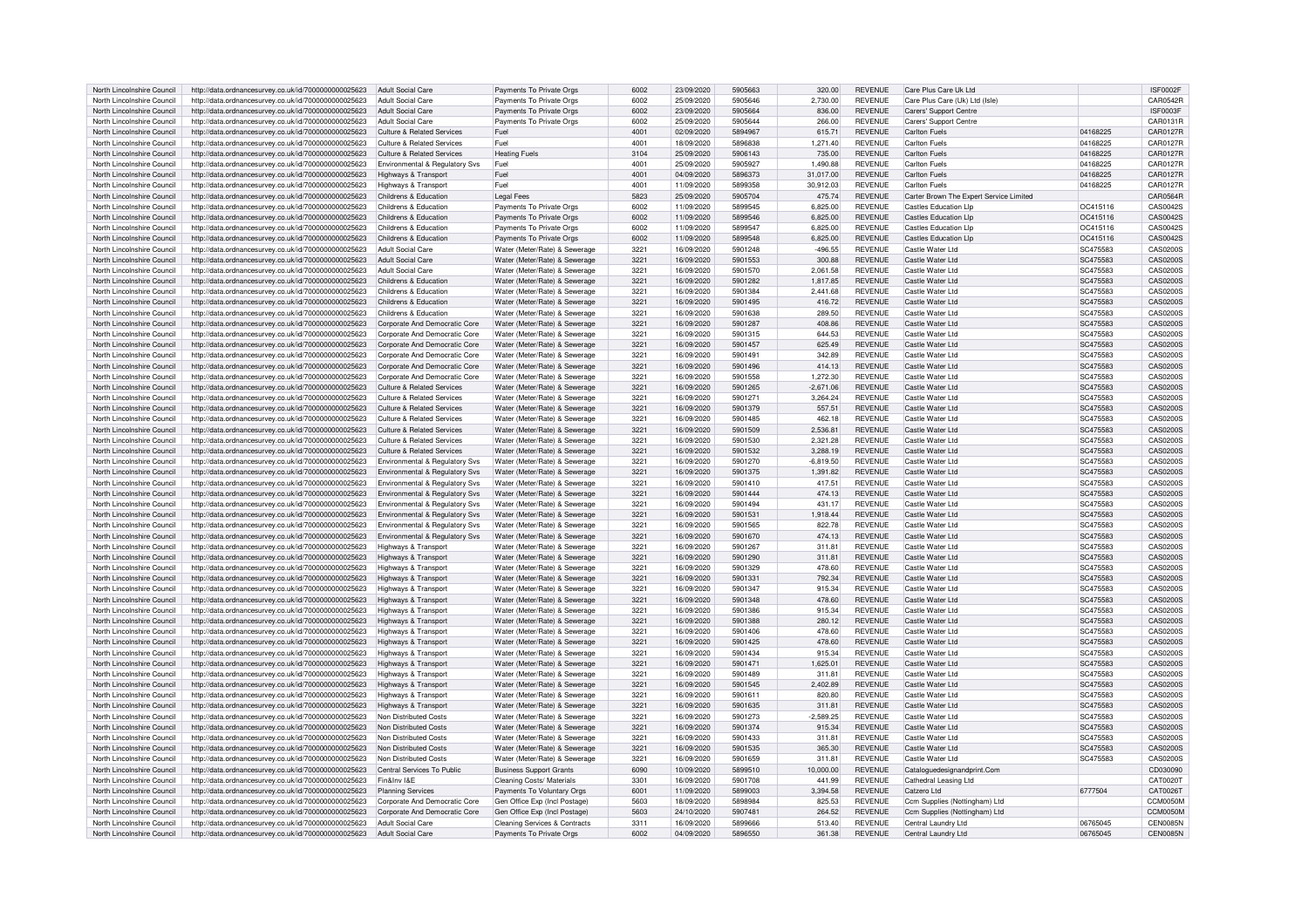| North Lincolnshire Council | http://data.ordnancesurvey.co.uk/id/7000000000025623 | Adult Social Care | Payments To Private Orgs | 6002 | 23/09/2020 | 5905663 | 320.00 | REVENUE | Care Plus Care Uk Ltd | | ISF0002F |
|---|---|---|---|---|---|---|---|---|---|---|---|
| North Lincolnshire Council | http://data.ordnancesurvey.co.uk/id/7000000000025623 | Adult Social Care | Payments To Private Orgs | 6002 | 25/09/2020 | 5905646 | 2,730.00 | REVENUE | Care Plus Care (Uk) Ltd (Isle) | | CAR0542R |
| North Lincolnshire Council | http://data.ordnancesurvey.co.uk/id/7000000000025623 | Adult Social Care | Payments To Private Orgs | 6002 | 23/09/2020 | 5905664 | 836.00 | REVENUE | Carers' Support Centre | | ISF0003F |
| North Lincolnshire Council | http://data.ordnancesurvey.co.uk/id/7000000000025623 | Adult Social Care | Payments To Private Orgs | 6002 | 25/09/2020 | 5905644 | 266.00 | REVENUE | Carers' Support Centre | | CAR0131R |
| North Lincolnshire Council | http://data.ordnancesurvey.co.uk/id/7000000000025623 | Culture & Related Services | Fuel | 4001 | 02/09/2020 | 5894967 | 615.71 | REVENUE | Carlton Fuels | 04168225 | CAR0127R |
| North Lincolnshire Council | http://data.ordnancesurvey.co.uk/id/7000000000025623 | Culture & Related Services | Fuel | 4001 | 18/09/2020 | 5896838 | 1,271.40 | REVENUE | Carlton Fuels | 04168225 | CAR0127R |
| North Lincolnshire Council | http://data.ordnancesurvey.co.uk/id/7000000000025623 | Culture & Related Services | Heating Fuels | 3104 | 25/09/2020 | 5906143 | 735.00 | REVENUE | Carlton Fuels | 04168225 | CAR0127R |
| North Lincolnshire Council | http://data.ordnancesurvey.co.uk/id/7000000000025623 | Environmental & Regulatory Svs | Fuel | 4001 | 25/09/2020 | 5905927 | 1,490.88 | REVENUE | Carlton Fuels | 04168225 | CAR0127R |
| North Lincolnshire Council | http://data.ordnancesurvey.co.uk/id/7000000000025623 | Highways & Transport | Fuel | 4001 | 04/09/2020 | 5896373 | 31,017.00 | REVENUE | Carlton Fuels | 04168225 | CAR0127R |
| North Lincolnshire Council | http://data.ordnancesurvey.co.uk/id/7000000000025623 | Highways & Transport | Fuel | 4001 | 11/09/2020 | 5899358 | 30,912.03 | REVENUE | Carlton Fuels | 04168225 | CAR0127R |
| North Lincolnshire Council | http://data.ordnancesurvey.co.uk/id/7000000000025623 | Childrens & Education | Legal Fees | 5823 | 25/09/2020 | 5905704 | 475.74 | REVENUE | Carter Brown The Expert Service Limited | | CAR0564R |
| North Lincolnshire Council | http://data.ordnancesurvey.co.uk/id/7000000000025623 | Childrens & Education | Payments To Private Orgs | 6002 | 11/09/2020 | 5899545 | 6,825.00 | REVENUE | Castles Education Llp | OC415116 | CAS0042S |
| North Lincolnshire Council | http://data.ordnancesurvey.co.uk/id/7000000000025623 | Childrens & Education | Payments To Private Orgs | 6002 | 11/09/2020 | 5899546 | 6,825.00 | REVENUE | Castles Education Llp | OC415116 | CAS0042S |
| North Lincolnshire Council | http://data.ordnancesurvey.co.uk/id/7000000000025623 | Childrens & Education | Payments To Private Orgs | 6002 | 11/09/2020 | 5899547 | 6,825.00 | REVENUE | Castles Education Llp | OC415116 | CAS0042S |
| North Lincolnshire Council | http://data.ordnancesurvey.co.uk/id/7000000000025623 | Childrens & Education | Payments To Private Orgs | 6002 | 11/09/2020 | 5899548 | 6,825.00 | REVENUE | Castles Education Llp | OC415116 | CAS0042S |
| North Lincolnshire Council | http://data.ordnancesurvey.co.uk/id/7000000000025623 | Adult Social Care | Water (Meter/Rate) & Sewerage | 3221 | 16/09/2020 | 5901248 | -496.55 | REVENUE | Castle Water Ltd | SC475583 | CAS0200S |
| North Lincolnshire Council | http://data.ordnancesurvey.co.uk/id/7000000000025623 | Adult Social Care | Water (Meter/Rate) & Sewerage | 3221 | 16/09/2020 | 5901553 | 300.88 | REVENUE | Castle Water Ltd | SC475583 | CAS0200S |
| North Lincolnshire Council | http://data.ordnancesurvey.co.uk/id/7000000000025623 | Adult Social Care | Water (Meter/Rate) & Sewerage | 3221 | 16/09/2020 | 5901570 | 2,061.58 | REVENUE | Castle Water Ltd | SC475583 | CAS0200S |
| North Lincolnshire Council | http://data.ordnancesurvey.co.uk/id/7000000000025623 | Childrens & Education | Water (Meter/Rate) & Sewerage | 3221 | 16/09/2020 | 5901282 | 1,817.85 | REVENUE | Castle Water Ltd | SC475583 | CAS0200S |
| North Lincolnshire Council | http://data.ordnancesurvey.co.uk/id/7000000000025623 | Childrens & Education | Water (Meter/Rate) & Sewerage | 3221 | 16/09/2020 | 5901384 | 2,441.68 | REVENUE | Castle Water Ltd | SC475583 | CAS0200S |
| North Lincolnshire Council | http://data.ordnancesurvey.co.uk/id/7000000000025623 | Childrens & Education | Water (Meter/Rate) & Sewerage | 3221 | 16/09/2020 | 5901495 | 416.72 | REVENUE | Castle Water Ltd | SC475583 | CAS0200S |
| North Lincolnshire Council | http://data.ordnancesurvey.co.uk/id/7000000000025623 | Childrens & Education | Water (Meter/Rate) & Sewerage | 3221 | 16/09/2020 | 5901638 | 289.50 | REVENUE | Castle Water Ltd | SC475583 | CAS0200S |
| North Lincolnshire Council | http://data.ordnancesurvey.co.uk/id/7000000000025623 | Corporate And Democratic Core | Water (Meter/Rate) & Sewerage | 3221 | 16/09/2020 | 5901287 | 408.86 | REVENUE | Castle Water Ltd | SC475583 | CAS0200S |
| North Lincolnshire Council | http://data.ordnancesurvey.co.uk/id/7000000000025623 | Corporate And Democratic Core | Water (Meter/Rate) & Sewerage | 3221 | 16/09/2020 | 5901315 | 644.53 | REVENUE | Castle Water Ltd | SC475583 | CAS0200S |
| North Lincolnshire Council | http://data.ordnancesurvey.co.uk/id/7000000000025623 | Corporate And Democratic Core | Water (Meter/Rate) & Sewerage | 3221 | 16/09/2020 | 5901457 | 625.49 | REVENUE | Castle Water Ltd | SC475583 | CAS0200S |
| North Lincolnshire Council | http://data.ordnancesurvey.co.uk/id/7000000000025623 | Corporate And Democratic Core | Water (Meter/Rate) & Sewerage | 3221 | 16/09/2020 | 5901491 | 342.89 | REVENUE | Castle Water Ltd | SC475583 | CAS0200S |
| North Lincolnshire Council | http://data.ordnancesurvey.co.uk/id/7000000000025623 | Corporate And Democratic Core | Water (Meter/Rate) & Sewerage | 3221 | 16/09/2020 | 5901496 | 414.13 | REVENUE | Castle Water Ltd | SC475583 | CAS0200S |
| North Lincolnshire Council | http://data.ordnancesurvey.co.uk/id/7000000000025623 | Corporate And Democratic Core | Water (Meter/Rate) & Sewerage | 3221 | 16/09/2020 | 5901558 | 1,272.30 | REVENUE | Castle Water Ltd | SC475583 | CAS0200S |
| North Lincolnshire Council | http://data.ordnancesurvey.co.uk/id/7000000000025623 | Culture & Related Services | Water (Meter/Rate) & Sewerage | 3221 | 16/09/2020 | 5901265 | -2,671.06 | REVENUE | Castle Water Ltd | SC475583 | CAS0200S |
| North Lincolnshire Council | http://data.ordnancesurvey.co.uk/id/7000000000025623 | Culture & Related Services | Water (Meter/Rate) & Sewerage | 3221 | 16/09/2020 | 5901271 | 3,264.24 | REVENUE | Castle Water Ltd | SC475583 | CAS0200S |
| North Lincolnshire Council | http://data.ordnancesurvey.co.uk/id/7000000000025623 | Culture & Related Services | Water (Meter/Rate) & Sewerage | 3221 | 16/09/2020 | 5901379 | 557.51 | REVENUE | Castle Water Ltd | SC475583 | CAS0200S |
| North Lincolnshire Council | http://data.ordnancesurvey.co.uk/id/7000000000025623 | Culture & Related Services | Water (Meter/Rate) & Sewerage | 3221 | 16/09/2020 | 5901485 | 462.18 | REVENUE | Castle Water Ltd | SC475583 | CAS0200S |
| North Lincolnshire Council | http://data.ordnancesurvey.co.uk/id/7000000000025623 | Culture & Related Services | Water (Meter/Rate) & Sewerage | 3221 | 16/09/2020 | 5901509 | 2,536.81 | REVENUE | Castle Water Ltd | SC475583 | CAS0200S |
| North Lincolnshire Council | http://data.ordnancesurvey.co.uk/id/7000000000025623 | Culture & Related Services | Water (Meter/Rate) & Sewerage | 3221 | 16/09/2020 | 5901530 | 2,321.28 | REVENUE | Castle Water Ltd | SC475583 | CAS0200S |
| North Lincolnshire Council | http://data.ordnancesurvey.co.uk/id/7000000000025623 | Culture & Related Services | Water (Meter/Rate) & Sewerage | 3221 | 16/09/2020 | 5901532 | 3,288.19 | REVENUE | Castle Water Ltd | SC475583 | CAS0200S |
| North Lincolnshire Council | http://data.ordnancesurvey.co.uk/id/7000000000025623 | Environmental & Regulatory Svs | Water (Meter/Rate) & Sewerage | 3221 | 16/09/2020 | 5901270 | -6,819.50 | REVENUE | Castle Water Ltd | SC475583 | CAS0200S |
| North Lincolnshire Council | http://data.ordnancesurvey.co.uk/id/7000000000025623 | Environmental & Regulatory Svs | Water (Meter/Rate) & Sewerage | 3221 | 16/09/2020 | 5901375 | 1,391.82 | REVENUE | Castle Water Ltd | SC475583 | CAS0200S |
| North Lincolnshire Council | http://data.ordnancesurvey.co.uk/id/7000000000025623 | Environmental & Regulatory Svs | Water (Meter/Rate) & Sewerage | 3221 | 16/09/2020 | 5901410 | 417.51 | REVENUE | Castle Water Ltd | SC475583 | CAS0200S |
| North Lincolnshire Council | http://data.ordnancesurvey.co.uk/id/7000000000025623 | Environmental & Regulatory Svs | Water (Meter/Rate) & Sewerage | 3221 | 16/09/2020 | 5901444 | 474.13 | REVENUE | Castle Water Ltd | SC475583 | CAS0200S |
| North Lincolnshire Council | http://data.ordnancesurvey.co.uk/id/7000000000025623 | Environmental & Regulatory Svs | Water (Meter/Rate) & Sewerage | 3221 | 16/09/2020 | 5901494 | 431.17 | REVENUE | Castle Water Ltd | SC475583 | CAS0200S |
| North Lincolnshire Council | http://data.ordnancesurvey.co.uk/id/7000000000025623 | Environmental & Regulatory Svs | Water (Meter/Rate) & Sewerage | 3221 | 16/09/2020 | 5901531 | 1,918.44 | REVENUE | Castle Water Ltd | SC475583 | CAS0200S |
| North Lincolnshire Council | http://data.ordnancesurvey.co.uk/id/7000000000025623 | Environmental & Regulatory Svs | Water (Meter/Rate) & Sewerage | 3221 | 16/09/2020 | 5901565 | 822.78 | REVENUE | Castle Water Ltd | SC475583 | CAS0200S |
| North Lincolnshire Council | http://data.ordnancesurvey.co.uk/id/7000000000025623 | Environmental & Regulatory Svs | Water (Meter/Rate) & Sewerage | 3221 | 16/09/2020 | 5901670 | 474.13 | REVENUE | Castle Water Ltd | SC475583 | CAS0200S |
| North Lincolnshire Council | http://data.ordnancesurvey.co.uk/id/7000000000025623 | Highways & Transport | Water (Meter/Rate) & Sewerage | 3221 | 16/09/2020 | 5901267 | 311.81 | REVENUE | Castle Water Ltd | SC475583 | CAS0200S |
| North Lincolnshire Council | http://data.ordnancesurvey.co.uk/id/7000000000025623 | Highways & Transport | Water (Meter/Rate) & Sewerage | 3221 | 16/09/2020 | 5901290 | 311.81 | REVENUE | Castle Water Ltd | SC475583 | CAS0200S |
| North Lincolnshire Council | http://data.ordnancesurvey.co.uk/id/7000000000025623 | Highways & Transport | Water (Meter/Rate) & Sewerage | 3221 | 16/09/2020 | 5901329 | 478.60 | REVENUE | Castle Water Ltd | SC475583 | CAS0200S |
| North Lincolnshire Council | http://data.ordnancesurvey.co.uk/id/7000000000025623 | Highways & Transport | Water (Meter/Rate) & Sewerage | 3221 | 16/09/2020 | 5901331 | 792.34 | REVENUE | Castle Water Ltd | SC475583 | CAS0200S |
| North Lincolnshire Council | http://data.ordnancesurvey.co.uk/id/7000000000025623 | Highways & Transport | Water (Meter/Rate) & Sewerage | 3221 | 16/09/2020 | 5901347 | 915.34 | REVENUE | Castle Water Ltd | SC475583 | CAS0200S |
| North Lincolnshire Council | http://data.ordnancesurvey.co.uk/id/7000000000025623 | Highways & Transport | Water (Meter/Rate) & Sewerage | 3221 | 16/09/2020 | 5901348 | 478.60 | REVENUE | Castle Water Ltd | SC475583 | CAS0200S |
| North Lincolnshire Council | http://data.ordnancesurvey.co.uk/id/7000000000025623 | Highways & Transport | Water (Meter/Rate) & Sewerage | 3221 | 16/09/2020 | 5901386 | 915.34 | REVENUE | Castle Water Ltd | SC475583 | CAS0200S |
| North Lincolnshire Council | http://data.ordnancesurvey.co.uk/id/7000000000025623 | Highways & Transport | Water (Meter/Rate) & Sewerage | 3221 | 16/09/2020 | 5901388 | 280.12 | REVENUE | Castle Water Ltd | SC475583 | CAS0200S |
| North Lincolnshire Council | http://data.ordnancesurvey.co.uk/id/7000000000025623 | Highways & Transport | Water (Meter/Rate) & Sewerage | 3221 | 16/09/2020 | 5901406 | 478.60 | REVENUE | Castle Water Ltd | SC475583 | CAS0200S |
| North Lincolnshire Council | http://data.ordnancesurvey.co.uk/id/7000000000025623 | Highways & Transport | Water (Meter/Rate) & Sewerage | 3221 | 16/09/2020 | 5901425 | 478.60 | REVENUE | Castle Water Ltd | SC475583 | CAS0200S |
| North Lincolnshire Council | http://data.ordnancesurvey.co.uk/id/7000000000025623 | Highways & Transport | Water (Meter/Rate) & Sewerage | 3221 | 16/09/2020 | 5901434 | 915.34 | REVENUE | Castle Water Ltd | SC475583 | CAS0200S |
| North Lincolnshire Council | http://data.ordnancesurvey.co.uk/id/7000000000025623 | Highways & Transport | Water (Meter/Rate) & Sewerage | 3221 | 16/09/2020 | 5901471 | 1,625.01 | REVENUE | Castle Water Ltd | SC475583 | CAS0200S |
| North Lincolnshire Council | http://data.ordnancesurvey.co.uk/id/7000000000025623 | Highways & Transport | Water (Meter/Rate) & Sewerage | 3221 | 16/09/2020 | 5901489 | 311.81 | REVENUE | Castle Water Ltd | SC475583 | CAS0200S |
| North Lincolnshire Council | http://data.ordnancesurvey.co.uk/id/7000000000025623 | Highways & Transport | Water (Meter/Rate) & Sewerage | 3221 | 16/09/2020 | 5901545 | 2,402.89 | REVENUE | Castle Water Ltd | SC475583 | CAS0200S |
| North Lincolnshire Council | http://data.ordnancesurvey.co.uk/id/7000000000025623 | Highways & Transport | Water (Meter/Rate) & Sewerage | 3221 | 16/09/2020 | 5901611 | 820.80 | REVENUE | Castle Water Ltd | SC475583 | CAS0200S |
| North Lincolnshire Council | http://data.ordnancesurvey.co.uk/id/7000000000025623 | Highways & Transport | Water (Meter/Rate) & Sewerage | 3221 | 16/09/2020 | 5901635 | 311.81 | REVENUE | Castle Water Ltd | SC475583 | CAS0200S |
| North Lincolnshire Council | http://data.ordnancesurvey.co.uk/id/7000000000025623 | Non Distributed Costs | Water (Meter/Rate) & Sewerage | 3221 | 16/09/2020 | 5901273 | -2,589.25 | REVENUE | Castle Water Ltd | SC475583 | CAS0200S |
| North Lincolnshire Council | http://data.ordnancesurvey.co.uk/id/7000000000025623 | Non Distributed Costs | Water (Meter/Rate) & Sewerage | 3221 | 16/09/2020 | 5901374 | 915.34 | REVENUE | Castle Water Ltd | SC475583 | CAS0200S |
| North Lincolnshire Council | http://data.ordnancesurvey.co.uk/id/7000000000025623 | Non Distributed Costs | Water (Meter/Rate) & Sewerage | 3221 | 16/09/2020 | 5901433 | 311.81 | REVENUE | Castle Water Ltd | SC475583 | CAS0200S |
| North Lincolnshire Council | http://data.ordnancesurvey.co.uk/id/7000000000025623 | Non Distributed Costs | Water (Meter/Rate) & Sewerage | 3221 | 16/09/2020 | 5901535 | 365.30 | REVENUE | Castle Water Ltd | SC475583 | CAS0200S |
| North Lincolnshire Council | http://data.ordnancesurvey.co.uk/id/7000000000025623 | Non Distributed Costs | Water (Meter/Rate) & Sewerage | 3221 | 16/09/2020 | 5901659 | 311.81 | REVENUE | Castle Water Ltd | SC475583 | CAS0200S |
| North Lincolnshire Council | http://data.ordnancesurvey.co.uk/id/7000000000025623 | Central Services To Public | Business Support Grants | 6090 | 10/09/2020 | 5899510 | 10,000.00 | REVENUE | Cataloguedesignandprint.Com | | CD030090 |
| North Lincolnshire Council | http://data.ordnancesurvey.co.uk/id/7000000000025623 | Fin&Inv I&E | Cleaning Costs/ Materials | 3301 | 16/09/2020 | 5901708 | 441.99 | REVENUE | Cathedral Leasing Ltd | | CAT0020T |
| North Lincolnshire Council | http://data.ordnancesurvey.co.uk/id/7000000000025623 | Planning Services | Payments To Voluntary Orgs | 6001 | 11/09/2020 | 5899003 | 3,394.58 | REVENUE | Catzero Ltd | 6777504 | CAT0026T |
| North Lincolnshire Council | http://data.ordnancesurvey.co.uk/id/7000000000025623 | Corporate And Democratic Core | Gen Office Exp (Incl Postage) | 5603 | 18/09/2020 | 5898984 | 825.53 | REVENUE | Ccm Supplies (Nottingham) Ltd | | CCM0050M |
| North Lincolnshire Council | http://data.ordnancesurvey.co.uk/id/7000000000025623 | Corporate And Democratic Core | Gen Office Exp (Incl Postage) | 5603 | 24/10/2020 | 5907481 | 264.52 | REVENUE | Ccm Supplies (Nottingham) Ltd | | CCM0050M |
| North Lincolnshire Council | http://data.ordnancesurvey.co.uk/id/7000000000025623 | Adult Social Care | Cleaning Services & Contracts | 3311 | 16/09/2020 | 5899666 | 513.40 | REVENUE | Central Laundry Ltd | 06765045 | CEN0085N |
| North Lincolnshire Council | http://data.ordnancesurvey.co.uk/id/7000000000025623 | Adult Social Care | Payments To Private Orgs | 6002 | 04/09/2020 | 5896550 | 361.38 | REVENUE | Central Laundry Ltd | 06765045 | CEN0085N |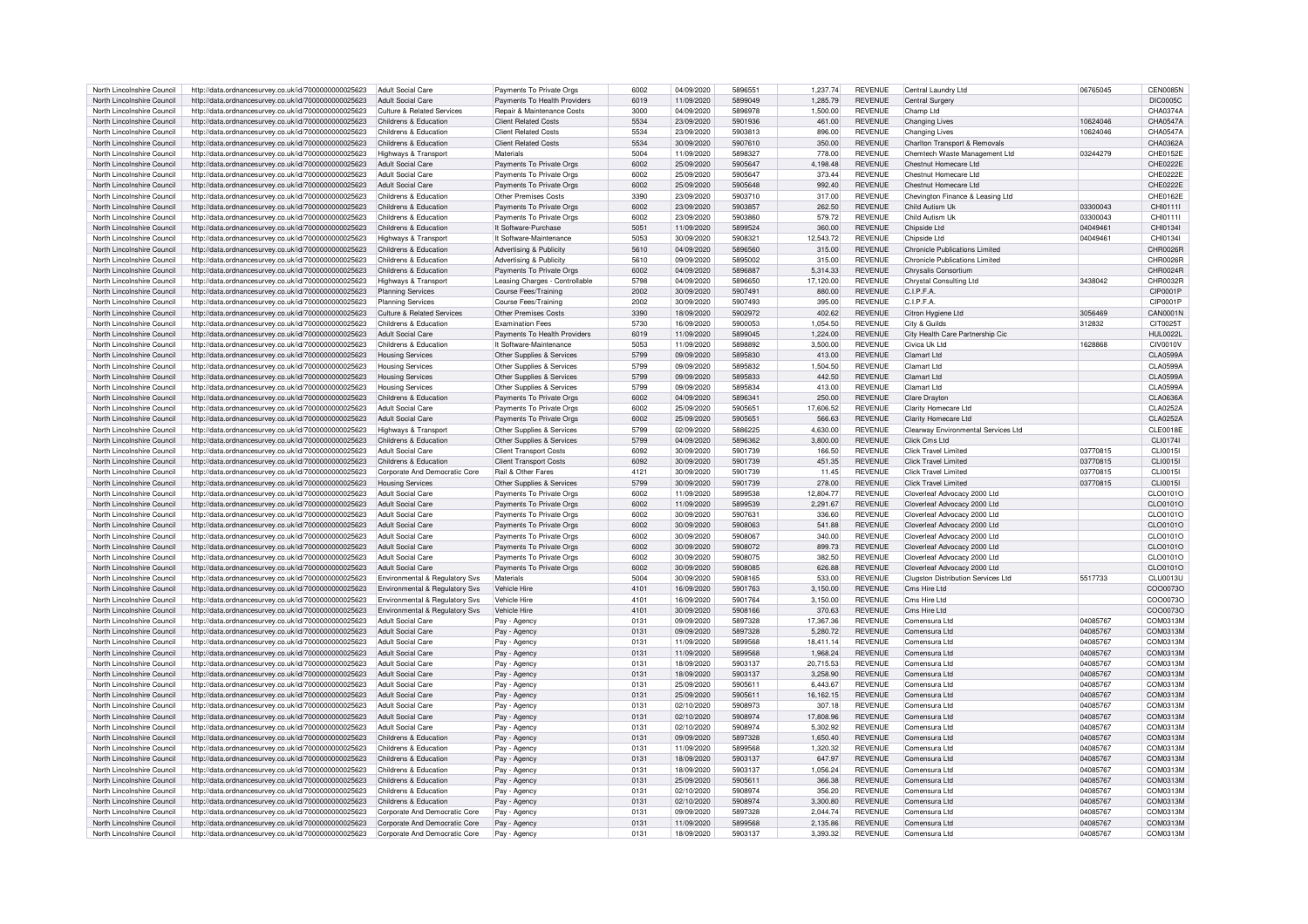| North Lincolnshire Council | http://data.ordnancesurvey.co.uk/id/7000000000025623 | Adult Social Care | Payments To Private Orgs | 6002 | 04/09/2020 | 5896551 | 1,237.74 | REVENUE | Central Laundry Ltd | 06765045 | CEN0085N |
|---|---|---|---|---|---|---|---|---|---|---|---|
| North Lincolnshire Council | http://data.ordnancesurvey.co.uk/id/7000000000025623 | Adult Social Care | Payments To Health Providers | 6019 | 11/09/2020 | 5899049 | 1,285.79 | REVENUE | Central Surgery | | DIC0005C |
| North Lincolnshire Council | http://data.ordnancesurvey.co.uk/id/7000000000025623 | Culture & Related Services | Repair & Maintenance Costs | 3000 | 04/09/2020 | 5896978 | 1,500.00 | REVENUE | Champ Ltd | | CHA0374A |
| North Lincolnshire Council | http://data.ordnancesurvey.co.uk/id/7000000000025623 | Childrens & Education | Client Related Costs | 5534 | 23/09/2020 | 5901936 | 461.00 | REVENUE | Changing Lives | 10624046 | CHA0547A |
| North Lincolnshire Council | http://data.ordnancesurvey.co.uk/id/7000000000025623 | Childrens & Education | Client Related Costs | 5534 | 23/09/2020 | 5903813 | 896.00 | REVENUE | Changing Lives | 10624046 | CHA0547A |
| North Lincolnshire Council | http://data.ordnancesurvey.co.uk/id/7000000000025623 | Childrens & Education | Client Related Costs | 5534 | 30/09/2020 | 5907610 | 350.00 | REVENUE | Charlton Transport & Removals | | CHA0362A |
| North Lincolnshire Council | http://data.ordnancesurvey.co.uk/id/7000000000025623 | Highways & Transport | Materials | 5004 | 11/09/2020 | 5898327 | 778.00 | REVENUE | Chemtech Waste Management Ltd | 03244279 | CHE0152E |
| North Lincolnshire Council | http://data.ordnancesurvey.co.uk/id/7000000000025623 | Adult Social Care | Payments To Private Orgs | 6002 | 25/09/2020 | 5905647 | 4,198.48 | REVENUE | Chestnut Homecare Ltd | | CHE0222E |
| North Lincolnshire Council | http://data.ordnancesurvey.co.uk/id/7000000000025623 | Adult Social Care | Payments To Private Orgs | 6002 | 25/09/2020 | 5905647 | 373.44 | REVENUE | Chestnut Homecare Ltd | | CHE0222E |
| North Lincolnshire Council | http://data.ordnancesurvey.co.uk/id/7000000000025623 | Adult Social Care | Payments To Private Orgs | 6002 | 25/09/2020 | 5905648 | 992.40 | REVENUE | Chestnut Homecare Ltd | | CHE0222E |
| North Lincolnshire Council | http://data.ordnancesurvey.co.uk/id/7000000000025623 | Childrens & Education | Other Premises Costs | 3390 | 23/09/2020 | 5903710 | 317.00 | REVENUE | Chevington Finance & Leasing Ltd | | CHE0162E |
| North Lincolnshire Council | http://data.ordnancesurvey.co.uk/id/7000000000025623 | Childrens & Education | Payments To Private Orgs | 6002 | 23/09/2020 | 5903857 | 262.50 | REVENUE | Child Autism Uk | 03300043 | CHI0111I |
| North Lincolnshire Council | http://data.ordnancesurvey.co.uk/id/7000000000025623 | Childrens & Education | Payments To Private Orgs | 6002 | 23/09/2020 | 5903860 | 579.72 | REVENUE | Child Autism Uk | 03300043 | CHI0111I |
| North Lincolnshire Council | http://data.ordnancesurvey.co.uk/id/7000000000025623 | Childrens & Education | It Software-Purchase | 5051 | 11/09/2020 | 5899524 | 360.00 | REVENUE | Chipside Ltd | 04049461 | CHI0134I |
| North Lincolnshire Council | http://data.ordnancesurvey.co.uk/id/7000000000025623 | Highways & Transport | It Software-Maintenance | 5053 | 30/09/2020 | 5908321 | 12,543.72 | REVENUE | Chipside Ltd | 04049461 | CHI0134I |
| North Lincolnshire Council | http://data.ordnancesurvey.co.uk/id/7000000000025623 | Childrens & Education | Advertising & Publicity | 5610 | 04/09/2020 | 5896560 | 315.00 | REVENUE | Chronicle Publications Limited | | CHR0026R |
| North Lincolnshire Council | http://data.ordnancesurvey.co.uk/id/7000000000025623 | Childrens & Education | Advertising & Publicity | 5610 | 09/09/2020 | 5895002 | 315.00 | REVENUE | Chronicle Publications Limited | | CHR0026R |
| North Lincolnshire Council | http://data.ordnancesurvey.co.uk/id/7000000000025623 | Childrens & Education | Payments To Private Orgs | 6002 | 04/09/2020 | 5896887 | 5,314.33 | REVENUE | Chrysalis Consortium | | CHR0024R |
| North Lincolnshire Council | http://data.ordnancesurvey.co.uk/id/7000000000025623 | Highways & Transport | Leasing Charges - Controllable | 5798 | 04/09/2020 | 5896650 | 17,120.00 | REVENUE | Chrystal Consulting Ltd | 3438042 | CHR0032R |
| North Lincolnshire Council | http://data.ordnancesurvey.co.uk/id/7000000000025623 | Planning Services | Course Fees/Training | 2002 | 30/09/2020 | 5907491 | 880.00 | REVENUE | C.I.P.F.A. | | CIP0001P |
| North Lincolnshire Council | http://data.ordnancesurvey.co.uk/id/7000000000025623 | Planning Services | Course Fees/Training | 2002 | 30/09/2020 | 5907493 | 395.00 | REVENUE | C.I.P.F.A. | | CIP0001P |
| North Lincolnshire Council | http://data.ordnancesurvey.co.uk/id/7000000000025623 | Culture & Related Services | Other Premises Costs | 3390 | 18/09/2020 | 5902972 | 402.62 | REVENUE | Citron Hygiene Ltd | 3056469 | CAN0001N |
| North Lincolnshire Council | http://data.ordnancesurvey.co.uk/id/7000000000025623 | Childrens & Education | Examination Fees | 5730 | 16/09/2020 | 5900053 | 1,054.50 | REVENUE | City & Guilds | 312832 | CIT0025T |
| North Lincolnshire Council | http://data.ordnancesurvey.co.uk/id/7000000000025623 | Adult Social Care | Payments To Health Providers | 6019 | 11/09/2020 | 5899045 | 1,224.00 | REVENUE | City Health Care Partnership Cic | | HUL0022L |
| North Lincolnshire Council | http://data.ordnancesurvey.co.uk/id/7000000000025623 | Childrens & Education | It Software-Maintenance | 5053 | 11/09/2020 | 5898892 | 3,500.00 | REVENUE | Civica Uk Ltd | 1628868 | CIV0010V |
| North Lincolnshire Council | http://data.ordnancesurvey.co.uk/id/7000000000025623 | Housing Services | Other Supplies & Services | 5799 | 09/09/2020 | 5895830 | 413.00 | REVENUE | Clamart Ltd | | CLA0599A |
| North Lincolnshire Council | http://data.ordnancesurvey.co.uk/id/7000000000025623 | Housing Services | Other Supplies & Services | 5799 | 09/09/2020 | 5895832 | 1,504.50 | REVENUE | Clamart Ltd | | CLA0599A |
| North Lincolnshire Council | http://data.ordnancesurvey.co.uk/id/7000000000025623 | Housing Services | Other Supplies & Services | 5799 | 09/09/2020 | 5895833 | 442.50 | REVENUE | Clamart Ltd | | CLA0599A |
| North Lincolnshire Council | http://data.ordnancesurvey.co.uk/id/7000000000025623 | Housing Services | Other Supplies & Services | 5799 | 09/09/2020 | 5895834 | 413.00 | REVENUE | Clamart Ltd | | CLA0599A |
| North Lincolnshire Council | http://data.ordnancesurvey.co.uk/id/7000000000025623 | Childrens & Education | Payments To Private Orgs | 6002 | 04/09/2020 | 5896341 | 250.00 | REVENUE | Clare Drayton | | CLA0636A |
| North Lincolnshire Council | http://data.ordnancesurvey.co.uk/id/7000000000025623 | Adult Social Care | Payments To Private Orgs | 6002 | 25/09/2020 | 5905651 | 17,606.52 | REVENUE | Clarity Homecare Ltd | | CLA0252A |
| North Lincolnshire Council | http://data.ordnancesurvey.co.uk/id/7000000000025623 | Adult Social Care | Payments To Private Orgs | 6002 | 25/09/2020 | 5905651 | 566.63 | REVENUE | Clarity Homecare Ltd | | CLA0252A |
| North Lincolnshire Council | http://data.ordnancesurvey.co.uk/id/7000000000025623 | Highways & Transport | Other Supplies & Services | 5799 | 02/09/2020 | 5886225 | 4,630.00 | REVENUE | Clearway Environmental Services Ltd | | CLE0018E |
| North Lincolnshire Council | http://data.ordnancesurvey.co.uk/id/7000000000025623 | Childrens & Education | Other Supplies & Services | 5799 | 04/09/2020 | 5896362 | 3,800.00 | REVENUE | Click Cms Ltd | | CLI0174I |
| North Lincolnshire Council | http://data.ordnancesurvey.co.uk/id/7000000000025623 | Adult Social Care | Client Transport Costs | 6092 | 30/09/2020 | 5901739 | 166.50 | REVENUE | Click Travel Limited | 03770815 | CLI0015I |
| North Lincolnshire Council | http://data.ordnancesurvey.co.uk/id/7000000000025623 | Childrens & Education | Client Transport Costs | 6092 | 30/09/2020 | 5901739 | 451.35 | REVENUE | Click Travel Limited | 03770815 | CLI0015I |
| North Lincolnshire Council | http://data.ordnancesurvey.co.uk/id/7000000000025623 | Corporate And Democratic Core | Rail & Other Fares | 4121 | 30/09/2020 | 5901739 | 11.45 | REVENUE | Click Travel Limited | 03770815 | CLI0015I |
| North Lincolnshire Council | http://data.ordnancesurvey.co.uk/id/7000000000025623 | Housing Services | Other Supplies & Services | 5799 | 30/09/2020 | 5901739 | 278.00 | REVENUE | Click Travel Limited | 03770815 | CLI0015I |
| North Lincolnshire Council | http://data.ordnancesurvey.co.uk/id/7000000000025623 | Adult Social Care | Payments To Private Orgs | 6002 | 11/09/2020 | 5899538 | 12,804.77 | REVENUE | Cloverleaf Advocacy 2000 Ltd | | CLO0101O |
| North Lincolnshire Council | http://data.ordnancesurvey.co.uk/id/7000000000025623 | Adult Social Care | Payments To Private Orgs | 6002 | 11/09/2020 | 5899539 | 2,291.67 | REVENUE | Cloverleaf Advocacy 2000 Ltd | | CLO0101O |
| North Lincolnshire Council | http://data.ordnancesurvey.co.uk/id/7000000000025623 | Adult Social Care | Payments To Private Orgs | 6002 | 30/09/2020 | 5907631 | 336.60 | REVENUE | Cloverleaf Advocacy 2000 Ltd | | CLO0101O |
| North Lincolnshire Council | http://data.ordnancesurvey.co.uk/id/7000000000025623 | Adult Social Care | Payments To Private Orgs | 6002 | 30/09/2020 | 5908063 | 541.88 | REVENUE | Cloverleaf Advocacy 2000 Ltd | | CLO0101O |
| North Lincolnshire Council | http://data.ordnancesurvey.co.uk/id/7000000000025623 | Adult Social Care | Payments To Private Orgs | 6002 | 30/09/2020 | 5908067 | 340.00 | REVENUE | Cloverleaf Advocacy 2000 Ltd | | CLO0101O |
| North Lincolnshire Council | http://data.ordnancesurvey.co.uk/id/7000000000025623 | Adult Social Care | Payments To Private Orgs | 6002 | 30/09/2020 | 5908072 | 899.73 | REVENUE | Cloverleaf Advocacy 2000 Ltd | | CLO0101O |
| North Lincolnshire Council | http://data.ordnancesurvey.co.uk/id/7000000000025623 | Adult Social Care | Payments To Private Orgs | 6002 | 30/09/2020 | 5908075 | 382.50 | REVENUE | Cloverleaf Advocacy 2000 Ltd | | CLO0101O |
| North Lincolnshire Council | http://data.ordnancesurvey.co.uk/id/7000000000025623 | Adult Social Care | Payments To Private Orgs | 6002 | 30/09/2020 | 5908085 | 626.88 | REVENUE | Cloverleaf Advocacy 2000 Ltd | | CLO0101O |
| North Lincolnshire Council | http://data.ordnancesurvey.co.uk/id/7000000000025623 | Environmental & Regulatory Svs | Materials | 5004 | 30/09/2020 | 5908165 | 533.00 | REVENUE | Clugston Distribution Services Ltd | 5517733 | CLU0013U |
| North Lincolnshire Council | http://data.ordnancesurvey.co.uk/id/7000000000025623 | Environmental & Regulatory Svs | Vehicle Hire | 4101 | 16/09/2020 | 5901763 | 3,150.00 | REVENUE | Cms Hire Ltd | | COO0073O |
| North Lincolnshire Council | http://data.ordnancesurvey.co.uk/id/7000000000025623 | Environmental & Regulatory Svs | Vehicle Hire | 4101 | 16/09/2020 | 5901764 | 3,150.00 | REVENUE | Cms Hire Ltd | | COO0073O |
| North Lincolnshire Council | http://data.ordnancesurvey.co.uk/id/7000000000025623 | Environmental & Regulatory Svs | Vehicle Hire | 4101 | 30/09/2020 | 5908166 | 370.63 | REVENUE | Cms Hire Ltd | | COO0073O |
| North Lincolnshire Council | http://data.ordnancesurvey.co.uk/id/7000000000025623 | Adult Social Care | Pay - Agency | 0131 | 09/09/2020 | 5897328 | 17,367.36 | REVENUE | Comensura Ltd | 04085767 | COM0313M |
| North Lincolnshire Council | http://data.ordnancesurvey.co.uk/id/7000000000025623 | Adult Social Care | Pay - Agency | 0131 | 09/09/2020 | 5897328 | 5,280.72 | REVENUE | Comensura Ltd | 04085767 | COM0313M |
| North Lincolnshire Council | http://data.ordnancesurvey.co.uk/id/7000000000025623 | Adult Social Care | Pay - Agency | 0131 | 11/09/2020 | 5899568 | 18,411.14 | REVENUE | Comensura Ltd | 04085767 | COM0313M |
| North Lincolnshire Council | http://data.ordnancesurvey.co.uk/id/7000000000025623 | Adult Social Care | Pay - Agency | 0131 | 11/09/2020 | 5899568 | 1,968.24 | REVENUE | Comensura Ltd | 04085767 | COM0313M |
| North Lincolnshire Council | http://data.ordnancesurvey.co.uk/id/7000000000025623 | Adult Social Care | Pay - Agency | 0131 | 18/09/2020 | 5903137 | 20,715.53 | REVENUE | Comensura Ltd | 04085767 | COM0313M |
| North Lincolnshire Council | http://data.ordnancesurvey.co.uk/id/7000000000025623 | Adult Social Care | Pay - Agency | 0131 | 18/09/2020 | 5903137 | 3,258.90 | REVENUE | Comensura Ltd | 04085767 | COM0313M |
| North Lincolnshire Council | http://data.ordnancesurvey.co.uk/id/7000000000025623 | Adult Social Care | Pay - Agency | 0131 | 25/09/2020 | 5905611 | 6,443.67 | REVENUE | Comensura Ltd | 04085767 | COM0313M |
| North Lincolnshire Council | http://data.ordnancesurvey.co.uk/id/7000000000025623 | Adult Social Care | Pay - Agency | 0131 | 25/09/2020 | 5905611 | 16,162.15 | REVENUE | Comensura Ltd | 04085767 | COM0313M |
| North Lincolnshire Council | http://data.ordnancesurvey.co.uk/id/7000000000025623 | Adult Social Care | Pay - Agency | 0131 | 02/10/2020 | 5908973 | 307.18 | REVENUE | Comensura Ltd | 04085767 | COM0313M |
| North Lincolnshire Council | http://data.ordnancesurvey.co.uk/id/7000000000025623 | Adult Social Care | Pay - Agency | 0131 | 02/10/2020 | 5908974 | 17,808.96 | REVENUE | Comensura Ltd | 04085767 | COM0313M |
| North Lincolnshire Council | http://data.ordnancesurvey.co.uk/id/7000000000025623 | Adult Social Care | Pay - Agency | 0131 | 02/10/2020 | 5908974 | 5,302.92 | REVENUE | Comensura Ltd | 04085767 | COM0313M |
| North Lincolnshire Council | http://data.ordnancesurvey.co.uk/id/7000000000025623 | Childrens & Education | Pay - Agency | 0131 | 09/09/2020 | 5897328 | 1,650.40 | REVENUE | Comensura Ltd | 04085767 | COM0313M |
| North Lincolnshire Council | http://data.ordnancesurvey.co.uk/id/7000000000025623 | Childrens & Education | Pay - Agency | 0131 | 11/09/2020 | 5899568 | 1,320.32 | REVENUE | Comensura Ltd | 04085767 | COM0313M |
| North Lincolnshire Council | http://data.ordnancesurvey.co.uk/id/7000000000025623 | Childrens & Education | Pay - Agency | 0131 | 18/09/2020 | 5903137 | 647.97 | REVENUE | Comensura Ltd | 04085767 | COM0313M |
| North Lincolnshire Council | http://data.ordnancesurvey.co.uk/id/7000000000025623 | Childrens & Education | Pay - Agency | 0131 | 18/09/2020 | 5903137 | 1,056.24 | REVENUE | Comensura Ltd | 04085767 | COM0313M |
| North Lincolnshire Council | http://data.ordnancesurvey.co.uk/id/7000000000025623 | Childrens & Education | Pay - Agency | 0131 | 25/09/2020 | 5905611 | 366.38 | REVENUE | Comensura Ltd | 04085767 | COM0313M |
| North Lincolnshire Council | http://data.ordnancesurvey.co.uk/id/7000000000025623 | Childrens & Education | Pay - Agency | 0131 | 02/10/2020 | 5908974 | 356.20 | REVENUE | Comensura Ltd | 04085767 | COM0313M |
| North Lincolnshire Council | http://data.ordnancesurvey.co.uk/id/7000000000025623 | Childrens & Education | Pay - Agency | 0131 | 02/10/2020 | 5908974 | 3,300.80 | REVENUE | Comensura Ltd | 04085767 | COM0313M |
| North Lincolnshire Council | http://data.ordnancesurvey.co.uk/id/7000000000025623 | Corporate And Democratic Core | Pay - Agency | 0131 | 09/09/2020 | 5897328 | 2,044.74 | REVENUE | Comensura Ltd | 04085767 | COM0313M |
| North Lincolnshire Council | http://data.ordnancesurvey.co.uk/id/7000000000025623 | Corporate And Democratic Core | Pay - Agency | 0131 | 11/09/2020 | 5899568 | 2,135.86 | REVENUE | Comensura Ltd | 04085767 | COM0313M |
| North Lincolnshire Council | http://data.ordnancesurvey.co.uk/id/7000000000025623 | Corporate And Democratic Core | Pay - Agency | 0131 | 18/09/2020 | 5903137 | 3,393.32 | REVENUE | Comensura Ltd | 04085767 | COM0313M |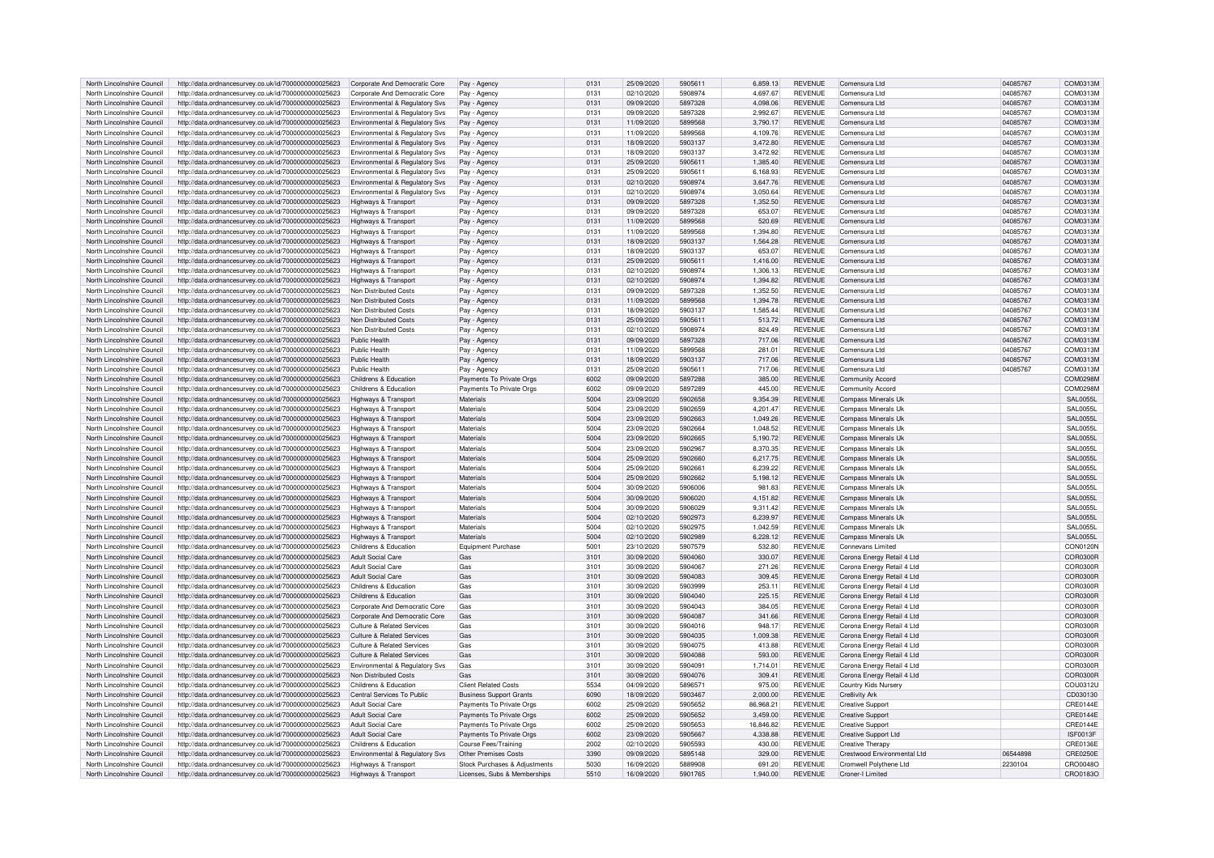| North Lincolnshire Council | http://data.ordnancesurvey.co.uk/id/7000000000025623 | Corporate And Democratic Core | Pay - Agency | 0131 | 25/09/2020 | 5905611 | 6,859.13 | REVENUE | Comensura Ltd | 04085767 | COM0313M |
|---|---|---|---|---|---|---|---|---|---|---|---|
| North Lincolnshire Council | http://data.ordnancesurvey.co.uk/id/7000000000025623 | Corporate And Democratic Core | Pay - Agency | 0131 | 02/10/2020 | 5908974 | 4,697.67 | REVENUE | Comensura Ltd | 04085767 | COM0313M |
| North Lincolnshire Council | http://data.ordnancesurvey.co.uk/id/7000000000025623 | Environmental & Regulatory Svs | Pay - Agency | 0131 | 09/09/2020 | 5897328 | 4,098.06 | REVENUE | Comensura Ltd | 04085767 | COM0313M |
| North Lincolnshire Council | http://data.ordnancesurvey.co.uk/id/7000000000025623 | Environmental & Regulatory Svs | Pay - Agency | 0131 | 09/09/2020 | 5897328 | 2,992.67 | REVENUE | Comensura Ltd | 04085767 | COM0313M |
| North Lincolnshire Council | http://data.ordnancesurvey.co.uk/id/7000000000025623 | Environmental & Regulatory Svs | Pay - Agency | 0131 | 11/09/2020 | 5899568 | 3,790.17 | REVENUE | Comensura Ltd | 04085767 | COM0313M |
| North Lincolnshire Council | http://data.ordnancesurvey.co.uk/id/7000000000025623 | Environmental & Regulatory Svs | Pay - Agency | 0131 | 11/09/2020 | 5899568 | 4,109.76 | REVENUE | Comensura Ltd | 04085767 | COM0313M |
| North Lincolnshire Council | http://data.ordnancesurvey.co.uk/id/7000000000025623 | Environmental & Regulatory Svs | Pay - Agency | 0131 | 18/09/2020 | 5903137 | 3,472.80 | REVENUE | Comensura Ltd | 04085767 | COM0313M |
| North Lincolnshire Council | http://data.ordnancesurvey.co.uk/id/7000000000025623 | Environmental & Regulatory Svs | Pay - Agency | 0131 | 18/09/2020 | 5903137 | 3,472.92 | REVENUE | Comensura Ltd | 04085767 | COM0313M |
| North Lincolnshire Council | http://data.ordnancesurvey.co.uk/id/7000000000025623 | Environmental & Regulatory Svs | Pay - Agency | 0131 | 25/09/2020 | 5905611 | 1,385.40 | REVENUE | Comensura Ltd | 04085767 | COM0313M |
| North Lincolnshire Council | http://data.ordnancesurvey.co.uk/id/7000000000025623 | Environmental & Regulatory Svs | Pay - Agency | 0131 | 25/09/2020 | 5905611 | 6,168.93 | REVENUE | Comensura Ltd | 04085767 | COM0313M |
| North Lincolnshire Council | http://data.ordnancesurvey.co.uk/id/7000000000025623 | Environmental & Regulatory Svs | Pay - Agency | 0131 | 02/10/2020 | 5908974 | 3,647.76 | REVENUE | Comensura Ltd | 04085767 | COM0313M |
| North Lincolnshire Council | http://data.ordnancesurvey.co.uk/id/7000000000025623 | Environmental & Regulatory Svs | Pay - Agency | 0131 | 02/10/2020 | 5908974 | 3,050.64 | REVENUE | Comensura Ltd | 04085767 | COM0313M |
| North Lincolnshire Council | http://data.ordnancesurvey.co.uk/id/7000000000025623 | Highways & Transport | Pay - Agency | 0131 | 09/09/2020 | 5897328 | 1,352.50 | REVENUE | Comensura Ltd | 04085767 | COM0313M |
| North Lincolnshire Council | http://data.ordnancesurvey.co.uk/id/7000000000025623 | Highways & Transport | Pay - Agency | 0131 | 09/09/2020 | 5897328 | 653.07 | REVENUE | Comensura Ltd | 04085767 | COM0313M |
| North Lincolnshire Council | http://data.ordnancesurvey.co.uk/id/7000000000025623 | Highways & Transport | Pay - Agency | 0131 | 11/09/2020 | 5899568 | 520.69 | REVENUE | Comensura Ltd | 04085767 | COM0313M |
| North Lincolnshire Council | http://data.ordnancesurvey.co.uk/id/7000000000025623 | Highways & Transport | Pay - Agency | 0131 | 11/09/2020 | 5899568 | 1,394.80 | REVENUE | Comensura Ltd | 04085767 | COM0313M |
| North Lincolnshire Council | http://data.ordnancesurvey.co.uk/id/7000000000025623 | Highways & Transport | Pay - Agency | 0131 | 18/09/2020 | 5903137 | 1,564.28 | REVENUE | Comensura Ltd | 04085767 | COM0313M |
| North Lincolnshire Council | http://data.ordnancesurvey.co.uk/id/7000000000025623 | Highways & Transport | Pay - Agency | 0131 | 18/09/2020 | 5903137 | 653.07 | REVENUE | Comensura Ltd | 04085767 | COM0313M |
| North Lincolnshire Council | http://data.ordnancesurvey.co.uk/id/7000000000025623 | Highways & Transport | Pay - Agency | 0131 | 25/09/2020 | 5905611 | 1,416.00 | REVENUE | Comensura Ltd | 04085767 | COM0313M |
| North Lincolnshire Council | http://data.ordnancesurvey.co.uk/id/7000000000025623 | Highways & Transport | Pay - Agency | 0131 | 02/10/2020 | 5908974 | 1,306.13 | REVENUE | Comensura Ltd | 04085767 | COM0313M |
| North Lincolnshire Council | http://data.ordnancesurvey.co.uk/id/7000000000025623 | Highways & Transport | Pay - Agency | 0131 | 02/10/2020 | 5908974 | 1,394.82 | REVENUE | Comensura Ltd | 04085767 | COM0313M |
| North Lincolnshire Council | http://data.ordnancesurvey.co.uk/id/7000000000025623 | Non Distributed Costs | Pay - Agency | 0131 | 09/09/2020 | 5897328 | 1,352.50 | REVENUE | Comensura Ltd | 04085767 | COM0313M |
| North Lincolnshire Council | http://data.ordnancesurvey.co.uk/id/7000000000025623 | Non Distributed Costs | Pay - Agency | 0131 | 11/09/2020 | 5899568 | 1,394.78 | REVENUE | Comensura Ltd | 04085767 | COM0313M |
| North Lincolnshire Council | http://data.ordnancesurvey.co.uk/id/7000000000025623 | Non Distributed Costs | Pay - Agency | 0131 | 18/09/2020 | 5903137 | 1,585.44 | REVENUE | Comensura Ltd | 04085767 | COM0313M |
| North Lincolnshire Council | http://data.ordnancesurvey.co.uk/id/7000000000025623 | Non Distributed Costs | Pay - Agency | 0131 | 25/09/2020 | 5905611 | 513.72 | REVENUE | Comensura Ltd | 04085767 | COM0313M |
| North Lincolnshire Council | http://data.ordnancesurvey.co.uk/id/7000000000025623 | Non Distributed Costs | Pay - Agency | 0131 | 02/10/2020 | 5908974 | 824.49 | REVENUE | Comensura Ltd | 04085767 | COM0313M |
| North Lincolnshire Council | http://data.ordnancesurvey.co.uk/id/7000000000025623 | Public Health | Pay - Agency | 0131 | 09/09/2020 | 5897328 | 717.06 | REVENUE | Comensura Ltd | 04085767 | COM0313M |
| North Lincolnshire Council | http://data.ordnancesurvey.co.uk/id/7000000000025623 | Public Health | Pay - Agency | 0131 | 11/09/2020 | 5899568 | 281.01 | REVENUE | Comensura Ltd | 04085767 | COM0313M |
| North Lincolnshire Council | http://data.ordnancesurvey.co.uk/id/7000000000025623 | Public Health | Pay - Agency | 0131 | 18/09/2020 | 5903137 | 717.06 | REVENUE | Comensura Ltd | 04085767 | COM0313M |
| North Lincolnshire Council | http://data.ordnancesurvey.co.uk/id/7000000000025623 | Public Health | Pay - Agency | 0131 | 25/09/2020 | 5905611 | 717.06 | REVENUE | Comensura Ltd | 04085767 | COM0313M |
| North Lincolnshire Council | http://data.ordnancesurvey.co.uk/id/7000000000025623 | Childrens & Education | Payments To Private Orgs | 6002 | 09/09/2020 | 5897288 | 385.00 | REVENUE | Community Accord | | COM0298M |
| North Lincolnshire Council | http://data.ordnancesurvey.co.uk/id/7000000000025623 | Childrens & Education | Payments To Private Orgs | 6002 | 09/09/2020 | 5897289 | 445.00 | REVENUE | Community Accord | | COM0298M |
| North Lincolnshire Council | http://data.ordnancesurvey.co.uk/id/7000000000025623 | Highways & Transport | Materials | 5004 | 23/09/2020 | 5902658 | 9,354.39 | REVENUE | Compass Minerals Uk | | SAL0055L |
| North Lincolnshire Council | http://data.ordnancesurvey.co.uk/id/7000000000025623 | Highways & Transport | Materials | 5004 | 23/09/2020 | 5902659 | 4,201.47 | REVENUE | Compass Minerals Uk | | SAL0055L |
| North Lincolnshire Council | http://data.ordnancesurvey.co.uk/id/7000000000025623 | Highways & Transport | Materials | 5004 | 23/09/2020 | 5902663 | 1,049.26 | REVENUE | Compass Minerals Uk | | SAL0055L |
| North Lincolnshire Council | http://data.ordnancesurvey.co.uk/id/7000000000025623 | Highways & Transport | Materials | 5004 | 23/09/2020 | 5902664 | 1,048.52 | REVENUE | Compass Minerals Uk | | SAL0055L |
| North Lincolnshire Council | http://data.ordnancesurvey.co.uk/id/7000000000025623 | Highways & Transport | Materials | 5004 | 23/09/2020 | 5902665 | 5,190.72 | REVENUE | Compass Minerals Uk | | SAL0055L |
| North Lincolnshire Council | http://data.ordnancesurvey.co.uk/id/7000000000025623 | Highways & Transport | Materials | 5004 | 23/09/2020 | 5902967 | 8,370.35 | REVENUE | Compass Minerals Uk | | SAL0055L |
| North Lincolnshire Council | http://data.ordnancesurvey.co.uk/id/7000000000025623 | Highways & Transport | Materials | 5004 | 25/09/2020 | 5902660 | 6,217.75 | REVENUE | Compass Minerals Uk | | SAL0055L |
| North Lincolnshire Council | http://data.ordnancesurvey.co.uk/id/7000000000025623 | Highways & Transport | Materials | 5004 | 25/09/2020 | 5902661 | 6,239.22 | REVENUE | Compass Minerals Uk | | SAL0055L |
| North Lincolnshire Council | http://data.ordnancesurvey.co.uk/id/7000000000025623 | Highways & Transport | Materials | 5004 | 25/09/2020 | 5902662 | 5,198.12 | REVENUE | Compass Minerals Uk | | SAL0055L |
| North Lincolnshire Council | http://data.ordnancesurvey.co.uk/id/7000000000025623 | Highways & Transport | Materials | 5004 | 30/09/2020 | 5906006 | 981.83 | REVENUE | Compass Minerals Uk | | SAL0055L |
| North Lincolnshire Council | http://data.ordnancesurvey.co.uk/id/7000000000025623 | Highways & Transport | Materials | 5004 | 30/09/2020 | 5906020 | 4,151.82 | REVENUE | Compass Minerals Uk | | SAL0055L |
| North Lincolnshire Council | http://data.ordnancesurvey.co.uk/id/7000000000025623 | Highways & Transport | Materials | 5004 | 30/09/2020 | 5906029 | 9,311.42 | REVENUE | Compass Minerals Uk | | SAL0055L |
| North Lincolnshire Council | http://data.ordnancesurvey.co.uk/id/7000000000025623 | Highways & Transport | Materials | 5004 | 02/10/2020 | 5902973 | 6,239.97 | REVENUE | Compass Minerals Uk | | SAL0055L |
| North Lincolnshire Council | http://data.ordnancesurvey.co.uk/id/7000000000025623 | Highways & Transport | Materials | 5004 | 02/10/2020 | 5902975 | 1,042.59 | REVENUE | Compass Minerals Uk | | SAL0055L |
| North Lincolnshire Council | http://data.ordnancesurvey.co.uk/id/7000000000025623 | Highways & Transport | Materials | 5004 | 02/10/2020 | 5902989 | 6,228.12 | REVENUE | Compass Minerals Uk | | SAL0055L |
| North Lincolnshire Council | http://data.ordnancesurvey.co.uk/id/7000000000025623 | Childrens & Education | Equipment Purchase | 5001 | 23/10/2020 | 5907579 | 532.80 | REVENUE | Connevans Limited | | CON0120N |
| North Lincolnshire Council | http://data.ordnancesurvey.co.uk/id/7000000000025623 | Adult Social Care | Gas | 3101 | 30/09/2020 | 5904060 | 330.07 | REVENUE | Corona Energy Retail 4 Ltd | | COR0300R |
| North Lincolnshire Council | http://data.ordnancesurvey.co.uk/id/7000000000025623 | Adult Social Care | Gas | 3101 | 30/09/2020 | 5904067 | 271.26 | REVENUE | Corona Energy Retail 4 Ltd | | COR0300R |
| North Lincolnshire Council | http://data.ordnancesurvey.co.uk/id/7000000000025623 | Adult Social Care | Gas | 3101 | 30/09/2020 | 5904083 | 309.45 | REVENUE | Corona Energy Retail 4 Ltd | | COR0300R |
| North Lincolnshire Council | http://data.ordnancesurvey.co.uk/id/7000000000025623 | Childrens & Education | Gas | 3101 | 30/09/2020 | 5903999 | 253.11 | REVENUE | Corona Energy Retail 4 Ltd | | COR0300R |
| North Lincolnshire Council | http://data.ordnancesurvey.co.uk/id/7000000000025623 | Childrens & Education | Gas | 3101 | 30/09/2020 | 5904040 | 225.15 | REVENUE | Corona Energy Retail 4 Ltd | | COR0300R |
| North Lincolnshire Council | http://data.ordnancesurvey.co.uk/id/7000000000025623 | Corporate And Democratic Core | Gas | 3101 | 30/09/2020 | 5904043 | 384.05 | REVENUE | Corona Energy Retail 4 Ltd | | COR0300R |
| North Lincolnshire Council | http://data.ordnancesurvey.co.uk/id/7000000000025623 | Corporate And Democratic Core | Gas | 3101 | 30/09/2020 | 5904087 | 341.66 | REVENUE | Corona Energy Retail 4 Ltd | | COR0300R |
| North Lincolnshire Council | http://data.ordnancesurvey.co.uk/id/7000000000025623 | Culture & Related Services | Gas | 3101 | 30/09/2020 | 5904016 | 948.17 | REVENUE | Corona Energy Retail 4 Ltd | | COR0300R |
| North Lincolnshire Council | http://data.ordnancesurvey.co.uk/id/7000000000025623 | Culture & Related Services | Gas | 3101 | 30/09/2020 | 5904035 | 1,009.38 | REVENUE | Corona Energy Retail 4 Ltd | | COR0300R |
| North Lincolnshire Council | http://data.ordnancesurvey.co.uk/id/7000000000025623 | Culture & Related Services | Gas | 3101 | 30/09/2020 | 5904075 | 413.88 | REVENUE | Corona Energy Retail 4 Ltd | | COR0300R |
| North Lincolnshire Council | http://data.ordnancesurvey.co.uk/id/7000000000025623 | Culture & Related Services | Gas | 3101 | 30/09/2020 | 5904088 | 593.00 | REVENUE | Corona Energy Retail 4 Ltd | | COR0300R |
| North Lincolnshire Council | http://data.ordnancesurvey.co.uk/id/7000000000025623 | Environmental & Regulatory Svs | Gas | 3101 | 30/09/2020 | 5904091 | 1,714.01 | REVENUE | Corona Energy Retail 4 Ltd | | COR0300R |
| North Lincolnshire Council | http://data.ordnancesurvey.co.uk/id/7000000000025623 | Non Distributed Costs | Gas | 3101 | 30/09/2020 | 5904076 | 309.41 | REVENUE | Corona Energy Retail 4 Ltd | | COR0300R |
| North Lincolnshire Council | http://data.ordnancesurvey.co.uk/id/7000000000025623 | Childrens & Education | Client Related Costs | 5534 | 04/09/2020 | 5896571 | 975.00 | REVENUE | Country Kids Nursery | | COU0312U |
| North Lincolnshire Council | http://data.ordnancesurvey.co.uk/id/7000000000025623 | Central Services To Public | Business Support Grants | 6090 | 18/09/2020 | 5903467 | 2,000.00 | REVENUE | Cre8tivity Ark | | CD030130 |
| North Lincolnshire Council | http://data.ordnancesurvey.co.uk/id/7000000000025623 | Adult Social Care | Payments To Private Orgs | 6002 | 25/09/2020 | 5905652 | 86,968.21 | REVENUE | Creative Support | | CRE0144E |
| North Lincolnshire Council | http://data.ordnancesurvey.co.uk/id/7000000000025623 | Adult Social Care | Payments To Private Orgs | 6002 | 25/09/2020 | 5905652 | 3,459.00 | REVENUE | Creative Support | | CRE0144E |
| North Lincolnshire Council | http://data.ordnancesurvey.co.uk/id/7000000000025623 | Adult Social Care | Payments To Private Orgs | 6002 | 25/09/2020 | 5905653 | 16,846.82 | REVENUE | Creative Support | | CRE0144E |
| North Lincolnshire Council | http://data.ordnancesurvey.co.uk/id/7000000000025623 | Adult Social Care | Payments To Private Orgs | 6002 | 23/09/2020 | 5905667 | 4,338.88 | REVENUE | Creative Support Ltd | | ISF0013F |
| North Lincolnshire Council | http://data.ordnancesurvey.co.uk/id/7000000000025623 | Childrens & Education | Course Fees/Training | 2002 | 02/10/2020 | 5905593 | 430.00 | REVENUE | Creative Therapy | | CRE0136E |
| North Lincolnshire Council | http://data.ordnancesurvey.co.uk/id/7000000000025623 | Environmental & Regulatory Svs | Other Premises Costs | 3390 | 09/09/2020 | 5895148 | 329.00 | REVENUE | Crestwood Environmental Ltd | 06544898 | CRE0250E |
| North Lincolnshire Council | http://data.ordnancesurvey.co.uk/id/7000000000025623 | Highways & Transport | Stock Purchases & Adjustments | 5030 | 16/09/2020 | 5889908 | 691.20 | REVENUE | Cromwell Polythene Ltd | 2230104 | CRO0048O |
| North Lincolnshire Council | http://data.ordnancesurvey.co.uk/id/7000000000025623 | Highways & Transport | Licenses, Subs & Memberships | 5510 | 16/09/2020 | 5901765 | 1,940.00 | REVENUE | Croner-I Limited | | CRO0183O |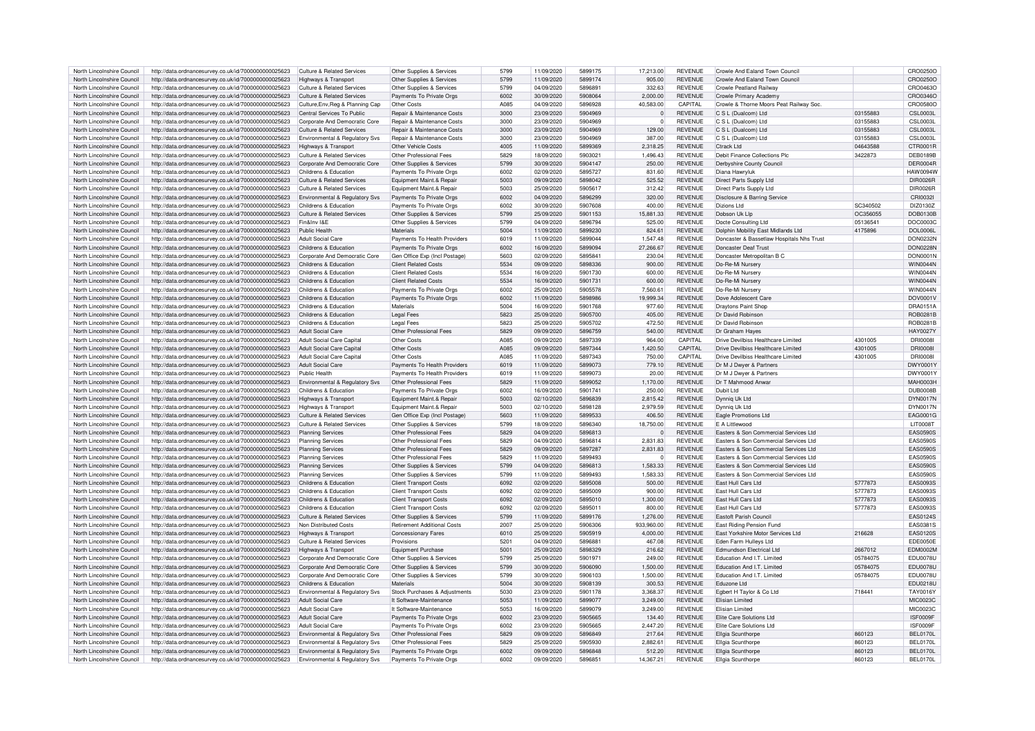| North Lincolnshire Council | http://data.ordnancesurvey.co.uk/id/7000000000025623 | Culture & Related Services | Other Supplies & Services | 5799 | 11/09/2020 | 5899175 | 17,213.00 | REVENUE | Crowle And Ealand Town Council | | CRO0250O |
|---|---|---|---|---|---|---|---|---|---|---|---|
| North Lincolnshire Council | http://data.ordnancesurvey.co.uk/id/7000000000025623 | Highways & Transport | Other Supplies & Services | 5799 | 11/09/2020 | 5899174 | 905.00 | REVENUE | Crowle And Ealand Town Council | | CRO0250O |
| North Lincolnshire Council | http://data.ordnancesurvey.co.uk/id/7000000000025623 | Culture & Related Services | Other Supplies & Services | 5799 | 04/09/2020 | 5896891 | 332.63 | REVENUE | Crowle Peatland Railway | | CRO0463O |
| North Lincolnshire Council | http://data.ordnancesurvey.co.uk/id/7000000000025623 | Culture & Related Services | Payments To Private Orgs | 6002 | 30/09/2020 | 5908064 | 2,000.00 | REVENUE | Crowle Primary Academy | | CRO0346O |
| North Lincolnshire Council | http://data.ordnancesurvey.co.uk/id/7000000000025623 | Culture,Env,Reg & Planning Cap | Other Costs | A085 | 04/09/2020 | 5896928 | 40,583.00 | CAPITAL | Crowle & Thorne Moors Peat Railway Soc. | | CRO0580O |
| North Lincolnshire Council | http://data.ordnancesurvey.co.uk/id/7000000000025623 | Central Services To Public | Repair & Maintenance Costs | 3000 | 23/09/2020 | 5904969 | 0 | REVENUE | C S L (Dualcom) Ltd | 03155883 | CSL0003L |
| North Lincolnshire Council | http://data.ordnancesurvey.co.uk/id/7000000000025623 | Corporate And Democratic Core | Repair & Maintenance Costs | 3000 | 23/09/2020 | 5904969 | 0 | REVENUE | C S L (Dualcom) Ltd | 03155883 | CSL0003L |
| North Lincolnshire Council | http://data.ordnancesurvey.co.uk/id/7000000000025623 | Culture & Related Services | Repair & Maintenance Costs | 3000 | 23/09/2020 | 5904969 | 129.00 | REVENUE | C S L (Dualcom) Ltd | 03155883 | CSL0003L |
| North Lincolnshire Council | http://data.ordnancesurvey.co.uk/id/7000000000025623 | Environmental & Regulatory Svs | Repair & Maintenance Costs | 3000 | 23/09/2020 | 5904969 | 387.00 | REVENUE | C S L (Dualcom) Ltd | 03155883 | CSL0003L |
| North Lincolnshire Council | http://data.ordnancesurvey.co.uk/id/7000000000025623 | Highways & Transport | Other Vehicle Costs | 4005 | 11/09/2020 | 5899369 | 2,318.25 | REVENUE | Ctrack Ltd | 04643588 | CTR0001R |
| North Lincolnshire Council | http://data.ordnancesurvey.co.uk/id/7000000000025623 | Culture & Related Services | Other Professional Fees | 5829 | 18/09/2020 | 5903021 | 1,496.43 | REVENUE | Debit Finance Collections Plc | 3422873 | DEB0189B |
| North Lincolnshire Council | http://data.ordnancesurvey.co.uk/id/7000000000025623 | Corporate And Democratic Core | Other Supplies & Services | 5799 | 30/09/2020 | 5904147 | 250.00 | REVENUE | Derbyshire County Council | | DER0004R |
| North Lincolnshire Council | http://data.ordnancesurvey.co.uk/id/7000000000025623 | Childrens & Education | Payments To Private Orgs | 6002 | 02/09/2020 | 5895727 | 831.60 | REVENUE | Diana Hawryluk | | HAW0094W |
| North Lincolnshire Council | http://data.ordnancesurvey.co.uk/id/7000000000025623 | Culture & Related Services | Equipment Maint.& Repair | 5003 | 09/09/2020 | 5898042 | 525.52 | REVENUE | Direct Parts Supply Ltd | | DIR0026R |
| North Lincolnshire Council | http://data.ordnancesurvey.co.uk/id/7000000000025623 | Culture & Related Services | Equipment Maint.& Repair | 5003 | 25/09/2020 | 5905617 | 312.42 | REVENUE | Direct Parts Supply Ltd | | DIR0026R |
| North Lincolnshire Council | http://data.ordnancesurvey.co.uk/id/7000000000025623 | Environmental & Regulatory Svs | Payments To Private Orgs | 6002 | 04/09/2020 | 5896299 | 320.00 | REVENUE | Disclosure & Barring Service | | CRI0032I |
| North Lincolnshire Council | http://data.ordnancesurvey.co.uk/id/7000000000025623 | Childrens & Education | Payments To Private Orgs | 6002 | 30/09/2020 | 5907608 | 400.00 | REVENUE | Dizions Ltd | SC340502 | DIZ0130Z |
| North Lincolnshire Council | http://data.ordnancesurvey.co.uk/id/7000000000025623 | Culture & Related Services | Other Supplies & Services | 5799 | 25/09/2020 | 5901153 | 15,881.33 | REVENUE | Dobson Uk Llp | OC356055 | DOB0130B |
| North Lincolnshire Council | http://data.ordnancesurvey.co.uk/id/7000000000025623 | Fin&Inv I&E | Other Supplies & Services | 5799 | 04/09/2020 | 5896794 | 525.00 | REVENUE | Docte Consulting Ltd | 05136541 | DOC0003C |
| North Lincolnshire Council | http://data.ordnancesurvey.co.uk/id/7000000000025623 | Public Health | Materials | 5004 | 11/09/2020 | 5899230 | 824.61 | REVENUE | Dolphin Mobility East Midlands Ltd | 4175896 | DOL0006L |
| North Lincolnshire Council | http://data.ordnancesurvey.co.uk/id/7000000000025623 | Adult Social Care | Payments To Health Providers | 6019 | 11/09/2020 | 5899044 | 1,547.48 | REVENUE | Doncaster & Bassetlaw Hospitals Nhs Trust | | DON0232N |
| North Lincolnshire Council | http://data.ordnancesurvey.co.uk/id/7000000000025623 | Childrens & Education | Payments To Private Orgs | 6002 | 16/09/2020 | 5899094 | 27,266.67 | REVENUE | Doncaster Deaf Trust | | DON0228N |
| North Lincolnshire Council | http://data.ordnancesurvey.co.uk/id/7000000000025623 | Corporate And Democratic Core | Gen Office Exp (Incl Postage) | 5603 | 02/09/2020 | 5895841 | 230.04 | REVENUE | Doncaster Metropolitan B C | | DON0001N |
| North Lincolnshire Council | http://data.ordnancesurvey.co.uk/id/7000000000025623 | Childrens & Education | Client Related Costs | 5534 | 09/09/2020 | 5898336 | 900.00 | REVENUE | Do-Re-Mi Nursery | | WIN0044N |
| North Lincolnshire Council | http://data.ordnancesurvey.co.uk/id/7000000000025623 | Childrens & Education | Client Related Costs | 5534 | 16/09/2020 | 5901730 | 600.00 | REVENUE | Do-Re-Mi Nursery | | WIN0044N |
| North Lincolnshire Council | http://data.ordnancesurvey.co.uk/id/7000000000025623 | Childrens & Education | Client Related Costs | 5534 | 16/09/2020 | 5901731 | 600.00 | REVENUE | Do-Re-Mi Nursery | | WIN0044N |
| North Lincolnshire Council | http://data.ordnancesurvey.co.uk/id/7000000000025623 | Childrens & Education | Payments To Private Orgs | 6002 | 25/09/2020 | 5905578 | 7,560.61 | REVENUE | Do-Re-Mi Nursery | | WIN0044N |
| North Lincolnshire Council | http://data.ordnancesurvey.co.uk/id/7000000000025623 | Childrens & Education | Payments To Private Orgs | 6002 | 11/09/2020 | 5898986 | 19,999.34 | REVENUE | Dove Adolescent Care | | DOV0001V |
| North Lincolnshire Council | http://data.ordnancesurvey.co.uk/id/7000000000025623 | Childrens & Education | Materials | 5004 | 16/09/2020 | 5901768 | 977.60 | REVENUE | Draytons Paint Shop | | DRA0151A |
| North Lincolnshire Council | http://data.ordnancesurvey.co.uk/id/7000000000025623 | Childrens & Education | Legal Fees | 5823 | 25/09/2020 | 5905700 | 405.00 | REVENUE | Dr David Robinson | | ROB0281B |
| North Lincolnshire Council | http://data.ordnancesurvey.co.uk/id/7000000000025623 | Childrens & Education | Legal Fees | 5823 | 25/09/2020 | 5905702 | 472.50 | REVENUE | Dr David Robinson | | ROB0281B |
| North Lincolnshire Council | http://data.ordnancesurvey.co.uk/id/7000000000025623 | Adult Social Care | Other Professional Fees | 5829 | 09/09/2020 | 5896759 | 540.00 | REVENUE | Dr Graham Hayes | | HAY0027Y |
| North Lincolnshire Council | http://data.ordnancesurvey.co.uk/id/7000000000025623 | Adult Social Care Capital | Other Costs | A085 | 09/09/2020 | 5897339 | 964.00 | CAPITAL | Drive Devilbiss Healthcare Limited | 4301005 | DRI0008I |
| North Lincolnshire Council | http://data.ordnancesurvey.co.uk/id/7000000000025623 | Adult Social Care Capital | Other Costs | A085 | 09/09/2020 | 5897344 | 1,420.50 | CAPITAL | Drive Devilbiss Healthcare Limited | 4301005 | DRI0008I |
| North Lincolnshire Council | http://data.ordnancesurvey.co.uk/id/7000000000025623 | Adult Social Care Capital | Other Costs | A085 | 11/09/2020 | 5897343 | 750.00 | CAPITAL | Drive Devilbiss Healthcare Limited | 4301005 | DRI0008I |
| North Lincolnshire Council | http://data.ordnancesurvey.co.uk/id/7000000000025623 | Adult Social Care | Payments To Health Providers | 6019 | 11/09/2020 | 5899073 | 779.10 | REVENUE | Dr M J Dwyer & Partners | | DWY0001Y |
| North Lincolnshire Council | http://data.ordnancesurvey.co.uk/id/7000000000025623 | Public Health | Payments To Health Providers | 6019 | 11/09/2020 | 5899073 | 20.00 | REVENUE | Dr M J Dwyer & Partners | | DWY0001Y |
| North Lincolnshire Council | http://data.ordnancesurvey.co.uk/id/7000000000025623 | Environmental & Regulatory Svs | Other Professional Fees | 5829 | 11/09/2020 | 5899052 | 1,170.00 | REVENUE | Dr T Mahmood Anwar | | MAH0003H |
| North Lincolnshire Council | http://data.ordnancesurvey.co.uk/id/7000000000025623 | Childrens & Education | Payments To Private Orgs | 6002 | 16/09/2020 | 5901741 | 250.00 | REVENUE | Dubit Ltd | | DUB0008B |
| North Lincolnshire Council | http://data.ordnancesurvey.co.uk/id/7000000000025623 | Highways & Transport | Equipment Maint.& Repair | 5003 | 02/10/2020 | 5896839 | 2,815.42 | REVENUE | Dynniq Uk Ltd | | DYN0017N |
| North Lincolnshire Council | http://data.ordnancesurvey.co.uk/id/7000000000025623 | Highways & Transport | Equipment Maint.& Repair | 5003 | 02/10/2020 | 5898128 | 2,979.59 | REVENUE | Dynniq Uk Ltd | | DYN0017N |
| North Lincolnshire Council | http://data.ordnancesurvey.co.uk/id/7000000000025623 | Culture & Related Services | Gen Office Exp (Incl Postage) | 5603 | 11/09/2020 | 5899533 | 406.50 | REVENUE | Eagle Promotions Ltd | | EAG0001G |
| North Lincolnshire Council | http://data.ordnancesurvey.co.uk/id/7000000000025623 | Culture & Related Services | Other Supplies & Services | 5799 | 18/09/2020 | 5896340 | 18,750.00 | REVENUE | E A Littlewood | | LIT0008T |
| North Lincolnshire Council | http://data.ordnancesurvey.co.uk/id/7000000000025623 | Planning Services | Other Professional Fees | 5829 | 04/09/2020 | 5896813 | 0 | REVENUE | Easters & Son Commercial Services Ltd | | EAS0590S |
| North Lincolnshire Council | http://data.ordnancesurvey.co.uk/id/7000000000025623 | Planning Services | Other Professional Fees | 5829 | 04/09/2020 | 5896814 | 2,831.83 | REVENUE | Easters & Son Commercial Services Ltd | | EAS0590S |
| North Lincolnshire Council | http://data.ordnancesurvey.co.uk/id/7000000000025623 | Planning Services | Other Professional Fees | 5829 | 09/09/2020 | 5897287 | 2,831.83 | REVENUE | Easters & Son Commercial Services Ltd | | EAS0590S |
| North Lincolnshire Council | http://data.ordnancesurvey.co.uk/id/7000000000025623 | Planning Services | Other Professional Fees | 5829 | 11/09/2020 | 5899493 | 0 | REVENUE | Easters & Son Commercial Services Ltd | | EAS0590S |
| North Lincolnshire Council | http://data.ordnancesurvey.co.uk/id/7000000000025623 | Planning Services | Other Supplies & Services | 5799 | 04/09/2020 | 5896813 | 1,583.33 | REVENUE | Easters & Son Commercial Services Ltd | | EAS0590S |
| North Lincolnshire Council | http://data.ordnancesurvey.co.uk/id/7000000000025623 | Planning Services | Other Supplies & Services | 5799 | 11/09/2020 | 5899493 | 1,583.33 | REVENUE | Easters & Son Commercial Services Ltd | | EAS0590S |
| North Lincolnshire Council | http://data.ordnancesurvey.co.uk/id/7000000000025623 | Childrens & Education | Client Transport Costs | 6092 | 02/09/2020 | 5895008 | 500.00 | REVENUE | East Hull Cars Ltd | 5777873 | EAS0093S |
| North Lincolnshire Council | http://data.ordnancesurvey.co.uk/id/7000000000025623 | Childrens & Education | Client Transport Costs | 6092 | 02/09/2020 | 5895009 | 900.00 | REVENUE | East Hull Cars Ltd | 5777873 | EAS0093S |
| North Lincolnshire Council | http://data.ordnancesurvey.co.uk/id/7000000000025623 | Childrens & Education | Client Transport Costs | 6092 | 02/09/2020 | 5895010 | 1,300.00 | REVENUE | East Hull Cars Ltd | 5777873 | EAS0093S |
| North Lincolnshire Council | http://data.ordnancesurvey.co.uk/id/7000000000025623 | Childrens & Education | Client Transport Costs | 6092 | 02/09/2020 | 5895011 | 800.00 | REVENUE | East Hull Cars Ltd | 5777873 | EAS0093S |
| North Lincolnshire Council | http://data.ordnancesurvey.co.uk/id/7000000000025623 | Culture & Related Services | Other Supplies & Services | 5799 | 11/09/2020 | 5899176 | 1,276.00 | REVENUE | Eastoft Parish Council | | EAS0124S |
| North Lincolnshire Council | http://data.ordnancesurvey.co.uk/id/7000000000025623 | Non Distributed Costs | Retirement Additional Costs | 2007 | 25/09/2020 | 5906306 | 933,960.00 | REVENUE | East Riding Pension Fund | | EAS0381S |
| North Lincolnshire Council | http://data.ordnancesurvey.co.uk/id/7000000000025623 | Highways & Transport | Concessionary Fares | 6010 | 25/09/2020 | 5905919 | 4,000.00 | REVENUE | East Yorkshire Motor Services Ltd | 216628 | EAS0120S |
| North Lincolnshire Council | http://data.ordnancesurvey.co.uk/id/7000000000025623 | Culture & Related Services | Provisions | 5201 | 04/09/2020 | 5896881 | 467.08 | REVENUE | Eden Farm Hulleys Ltd | | EDE0050E |
| North Lincolnshire Council | http://data.ordnancesurvey.co.uk/id/7000000000025623 | Highways & Transport | Equipment Purchase | 5001 | 25/09/2020 | 5898329 | 216.62 | REVENUE | Edmundson Electrical Ltd | 2667012 | EDM0002M |
| North Lincolnshire Council | http://data.ordnancesurvey.co.uk/id/7000000000025623 | Corporate And Democratic Core | Other Supplies & Services | 5799 | 25/09/2020 | 5901971 | 249.00 | REVENUE | Education And I.T. Limited | 05784075 | EDU0078U |
| North Lincolnshire Council | http://data.ordnancesurvey.co.uk/id/7000000000025623 | Corporate And Democratic Core | Other Supplies & Services | 5799 | 30/09/2020 | 5906090 | 1,500.00 | REVENUE | Education And I.T. Limited | 05784075 | EDU0078U |
| North Lincolnshire Council | http://data.ordnancesurvey.co.uk/id/7000000000025623 | Corporate And Democratic Core | Other Supplies & Services | 5799 | 30/09/2020 | 5906103 | 1,500.00 | REVENUE | Education And I.T. Limited | 05784075 | EDU0078U |
| North Lincolnshire Council | http://data.ordnancesurvey.co.uk/id/7000000000025623 | Childrens & Education | Materials | 5004 | 30/09/2020 | 5908139 | 300.53 | REVENUE | Eduzone Ltd | | EDU0218U |
| North Lincolnshire Council | http://data.ordnancesurvey.co.uk/id/7000000000025623 | Environmental & Regulatory Svs | Stock Purchases & Adjustments | 5030 | 23/09/2020 | 5901178 | 3,368.37 | REVENUE | Egbert H Taylor & Co Ltd | 718441 | TAY0016Y |
| North Lincolnshire Council | http://data.ordnancesurvey.co.uk/id/7000000000025623 | Adult Social Care | It Software-Maintenance | 5053 | 11/09/2020 | 5899077 | 3,249.00 | REVENUE | Elisian Limited | | MIC0023C |
| North Lincolnshire Council | http://data.ordnancesurvey.co.uk/id/7000000000025623 | Adult Social Care | It Software-Maintenance | 5053 | 16/09/2020 | 5899079 | 3,249.00 | REVENUE | Elisian Limited | | MIC0023C |
| North Lincolnshire Council | http://data.ordnancesurvey.co.uk/id/7000000000025623 | Adult Social Care | Payments To Private Orgs | 6002 | 23/09/2020 | 5905665 | 134.40 | REVENUE | Elite Care Solutions Ltd | | ISF0009F |
| North Lincolnshire Council | http://data.ordnancesurvey.co.uk/id/7000000000025623 | Adult Social Care | Payments To Private Orgs | 6002 | 23/09/2020 | 5905665 | 2,447.20 | REVENUE | Elite Care Solutions Ltd | | ISF0009F |
| North Lincolnshire Council | http://data.ordnancesurvey.co.uk/id/7000000000025623 | Environmental & Regulatory Svs | Other Professional Fees | 5829 | 09/09/2020 | 5896849 | 217.64 | REVENUE | Ellgia Scunthorpe | 860123 | BEL0170L |
| North Lincolnshire Council | http://data.ordnancesurvey.co.uk/id/7000000000025623 | Environmental & Regulatory Svs | Other Professional Fees | 5829 | 25/09/2020 | 5905930 | 2,882.61 | REVENUE | Ellgia Scunthorpe | 860123 | BEL0170L |
| North Lincolnshire Council | http://data.ordnancesurvey.co.uk/id/7000000000025623 | Environmental & Regulatory Svs | Payments To Private Orgs | 6002 | 09/09/2020 | 5896848 | 512.20 | REVENUE | Ellgia Scunthorpe | 860123 | BEL0170L |
| North Lincolnshire Council | http://data.ordnancesurvey.co.uk/id/7000000000025623 | Environmental & Regulatory Svs | Payments To Private Orgs | 6002 | 09/09/2020 | 5896851 | 14,367.21 | REVENUE | Ellgia Scunthorpe | 860123 | BEL0170L |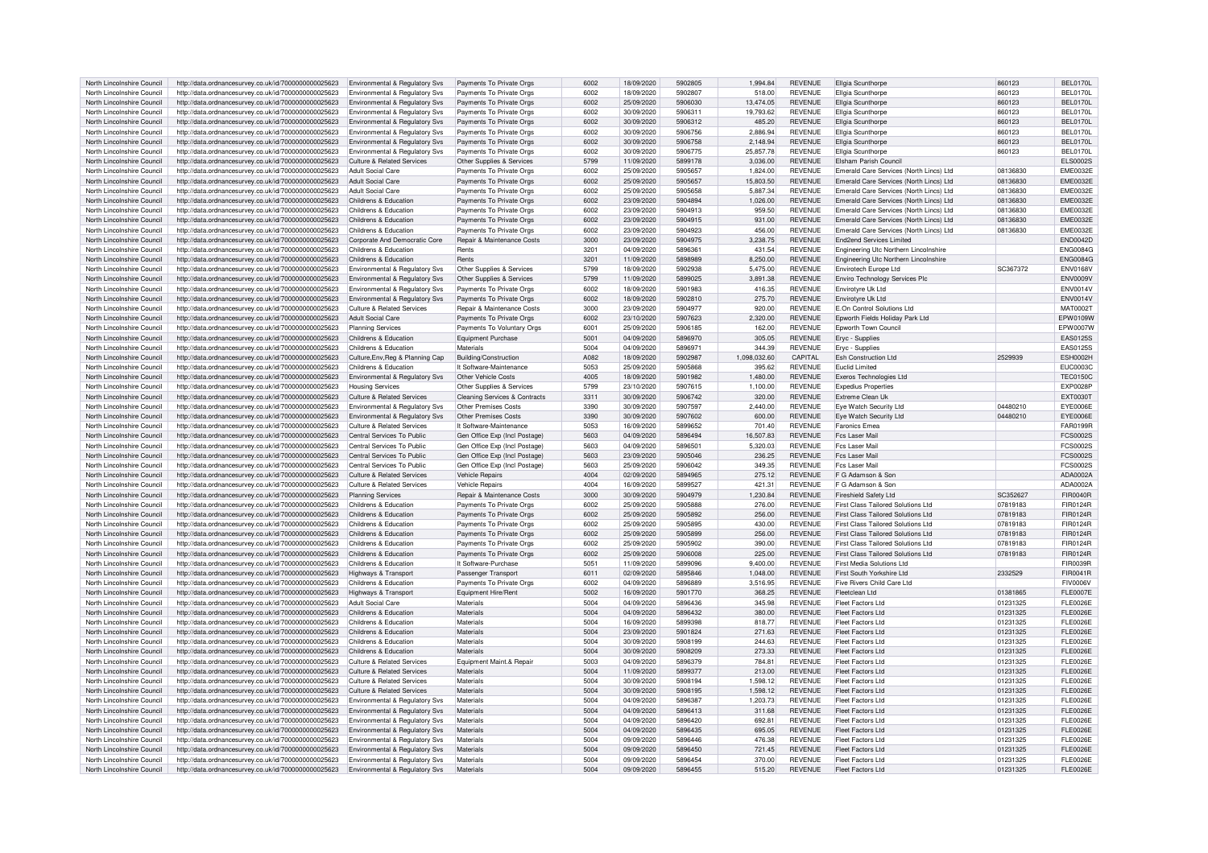| North Lincolnshire Council | http://data.ordnancesurvey.co.uk/id/7000000000025623 | Environmental & Regulatory Svs | Payments To Private Orgs | 6002 | 18/09/2020 | 5902805 | 1,994.84 | REVENUE | Ellgia Scunthorpe | 860123 | BEL0170L |
|---|---|---|---|---|---|---|---|---|---|---|---|
| North Lincolnshire Council | http://data.ordnancesurvey.co.uk/id/7000000000025623 | Environmental & Regulatory Svs | Payments To Private Orgs | 6002 | 18/09/2020 | 5902807 | 518.00 | REVENUE | Ellgia Scunthorpe | 860123 | BEL0170L |
| North Lincolnshire Council | http://data.ordnancesurvey.co.uk/id/7000000000025623 | Environmental & Regulatory Svs | Payments To Private Orgs | 6002 | 25/09/2020 | 5906030 | 13,474.05 | REVENUE | Ellgia Scunthorpe | 860123 | BEL0170L |
| North Lincolnshire Council | http://data.ordnancesurvey.co.uk/id/7000000000025623 | Environmental & Regulatory Svs | Payments To Private Orgs | 6002 | 30/09/2020 | 5906311 | 19,793.62 | REVENUE | Ellgia Scunthorpe | 860123 | BEL0170L |
| North Lincolnshire Council | http://data.ordnancesurvey.co.uk/id/7000000000025623 | Environmental & Regulatory Svs | Payments To Private Orgs | 6002 | 30/09/2020 | 5906312 | 485.20 | REVENUE | Ellgia Scunthorpe | 860123 | BEL0170L |
| North Lincolnshire Council | http://data.ordnancesurvey.co.uk/id/7000000000025623 | Environmental & Regulatory Svs | Payments To Private Orgs | 6002 | 30/09/2020 | 5906756 | 2,886.94 | REVENUE | Ellgia Scunthorpe | 860123 | BEL0170L |
| North Lincolnshire Council | http://data.ordnancesurvey.co.uk/id/7000000000025623 | Environmental & Regulatory Svs | Payments To Private Orgs | 6002 | 30/09/2020 | 5906758 | 2,148.94 | REVENUE | Ellgia Scunthorpe | 860123 | BEL0170L |
| North Lincolnshire Council | http://data.ordnancesurvey.co.uk/id/7000000000025623 | Environmental & Regulatory Svs | Payments To Private Orgs | 6002 | 30/09/2020 | 5906775 | 25,857.78 | REVENUE | Ellgia Scunthorpe | 860123 | BEL0170L |
| North Lincolnshire Council | http://data.ordnancesurvey.co.uk/id/7000000000025623 | Culture & Related Services | Other Supplies & Services | 5799 | 11/09/2020 | 5899178 | 3,036.00 | REVENUE | Elsham Parish Council | | ELS0002S |
| North Lincolnshire Council | http://data.ordnancesurvey.co.uk/id/7000000000025623 | Adult Social Care | Payments To Private Orgs | 6002 | 25/09/2020 | 5905657 | 1,824.00 | REVENUE | Emerald Care Services (North Lincs) Ltd | 08136830 | EME0032E |
| North Lincolnshire Council | http://data.ordnancesurvey.co.uk/id/7000000000025623 | Adult Social Care | Payments To Private Orgs | 6002 | 25/09/2020 | 5905657 | 15,803.50 | REVENUE | Emerald Care Services (North Lincs) Ltd | 08136830 | EME0032E |
| North Lincolnshire Council | http://data.ordnancesurvey.co.uk/id/7000000000025623 | Adult Social Care | Payments To Private Orgs | 6002 | 25/09/2020 | 5905658 | 5,887.34 | REVENUE | Emerald Care Services (North Lincs) Ltd | 08136830 | EME0032E |
| North Lincolnshire Council | http://data.ordnancesurvey.co.uk/id/7000000000025623 | Childrens & Education | Payments To Private Orgs | 6002 | 23/09/2020 | 5904894 | 1,026.00 | REVENUE | Emerald Care Services (North Lincs) Ltd | 08136830 | EME0032E |
| North Lincolnshire Council | http://data.ordnancesurvey.co.uk/id/7000000000025623 | Childrens & Education | Payments To Private Orgs | 6002 | 23/09/2020 | 5904913 | 959.50 | REVENUE | Emerald Care Services (North Lincs) Ltd | 08136830 | EME0032E |
| North Lincolnshire Council | http://data.ordnancesurvey.co.uk/id/7000000000025623 | Childrens & Education | Payments To Private Orgs | 6002 | 23/09/2020 | 5904915 | 931.00 | REVENUE | Emerald Care Services (North Lincs) Ltd | 08136830 | EME0032E |
| North Lincolnshire Council | http://data.ordnancesurvey.co.uk/id/7000000000025623 | Childrens & Education | Payments To Private Orgs | 6002 | 23/09/2020 | 5904923 | 456.00 | REVENUE | Emerald Care Services (North Lincs) Ltd | 08136830 | EME0032E |
| North Lincolnshire Council | http://data.ordnancesurvey.co.uk/id/7000000000025623 | Corporate And Democratic Core | Repair & Maintenance Costs | 3000 | 23/09/2020 | 5904975 | 3,238.75 | REVENUE | End2end Services Limited | | END0042D |
| North Lincolnshire Council | http://data.ordnancesurvey.co.uk/id/7000000000025623 | Childrens & Education | Rents | 3201 | 04/09/2020 | 5896361 | 431.54 | REVENUE | Engineering Utc Northern Lincolnshire | | ENG0084G |
| North Lincolnshire Council | http://data.ordnancesurvey.co.uk/id/7000000000025623 | Childrens & Education | Rents | 3201 | 11/09/2020 | 5898989 | 8,250.00 | REVENUE | Engineering Utc Northern Lincolnshire | | ENG0084G |
| North Lincolnshire Council | http://data.ordnancesurvey.co.uk/id/7000000000025623 | Environmental & Regulatory Svs | Other Supplies & Services | 5799 | 18/09/2020 | 5902938 | 5,475.00 | REVENUE | Envirotech Europe Ltd | SC367372 | ENV0168V |
| North Lincolnshire Council | http://data.ordnancesurvey.co.uk/id/7000000000025623 | Environmental & Regulatory Svs | Other Supplies & Services | 5799 | 11/09/2020 | 5899025 | 3,891.38 | REVENUE | Enviro Technology Services Plc | | ENV0009V |
| North Lincolnshire Council | http://data.ordnancesurvey.co.uk/id/7000000000025623 | Environmental & Regulatory Svs | Payments To Private Orgs | 6002 | 18/09/2020 | 5901983 | 416.35 | REVENUE | Envirotyre Uk Ltd | | ENV0014V |
| North Lincolnshire Council | http://data.ordnancesurvey.co.uk/id/7000000000025623 | Environmental & Regulatory Svs | Payments To Private Orgs | 6002 | 18/09/2020 | 5902810 | 275.70 | REVENUE | Envirotyre Uk Ltd | | ENV0014V |
| North Lincolnshire Council | http://data.ordnancesurvey.co.uk/id/7000000000025623 | Culture & Related Services | Repair & Maintenance Costs | 3000 | 23/09/2020 | 5904977 | 920.00 | REVENUE | E.On Control Solutions Ltd | | MAT0002T |
| North Lincolnshire Council | http://data.ordnancesurvey.co.uk/id/7000000000025623 | Adult Social Care | Payments To Private Orgs | 6002 | 23/10/2020 | 5907623 | 2,320.00 | REVENUE | Epworth Fields Holiday Park Ltd | | EPW0109W |
| North Lincolnshire Council | http://data.ordnancesurvey.co.uk/id/7000000000025623 | Planning Services | Payments To Voluntary Orgs | 6001 | 25/09/2020 | 5906185 | 162.00 | REVENUE | Epworth Town Council | | EPW0007W |
| North Lincolnshire Council | http://data.ordnancesurvey.co.uk/id/7000000000025623 | Childrens & Education | Equipment Purchase | 5001 | 04/09/2020 | 5896970 | 305.05 | REVENUE | Eryc - Supplies | | EAS0125S |
| North Lincolnshire Council | http://data.ordnancesurvey.co.uk/id/7000000000025623 | Childrens & Education | Materials | 5004 | 04/09/2020 | 5896971 | 344.39 | REVENUE | Eryc - Supplies | | EAS0125S |
| North Lincolnshire Council | http://data.ordnancesurvey.co.uk/id/7000000000025623 | Culture,Env,Reg & Planning Cap | Building/Construction | A082 | 18/09/2020 | 5902987 | 1,098,032.60 | CAPITAL | Esh Construction Ltd | 2529939 | ESH0002H |
| North Lincolnshire Council | http://data.ordnancesurvey.co.uk/id/7000000000025623 | Childrens & Education | It Software-Maintenance | 5053 | 25/09/2020 | 5905868 | 395.62 | REVENUE | Euclid Limited | | EUC0003C |
| North Lincolnshire Council | http://data.ordnancesurvey.co.uk/id/7000000000025623 | Environmental & Regulatory Svs | Other Vehicle Costs | 4005 | 18/09/2020 | 5901982 | 1,480.00 | REVENUE | Exeros Technologies Ltd | | TEC0150C |
| North Lincolnshire Council | http://data.ordnancesurvey.co.uk/id/7000000000025623 | Housing Services | Other Supplies & Services | 5799 | 23/10/2020 | 5907615 | 1,100.00 | REVENUE | Expedius Properties | | EXP0028P |
| North Lincolnshire Council | http://data.ordnancesurvey.co.uk/id/7000000000025623 | Culture & Related Services | Cleaning Services & Contracts | 3311 | 30/09/2020 | 5906742 | 320.00 | REVENUE | Extreme Clean Uk | | EXT0030T |
| North Lincolnshire Council | http://data.ordnancesurvey.co.uk/id/7000000000025623 | Environmental & Regulatory Svs | Other Premises Costs | 3390 | 30/09/2020 | 5907597 | 2,440.00 | REVENUE | Eye Watch Security Ltd | 04480210 | EYE0006E |
| North Lincolnshire Council | http://data.ordnancesurvey.co.uk/id/7000000000025623 | Environmental & Regulatory Svs | Other Premises Costs | 3390 | 30/09/2020 | 5907602 | 600.00 | REVENUE | Eye Watch Security Ltd | 04480210 | EYE0006E |
| North Lincolnshire Council | http://data.ordnancesurvey.co.uk/id/7000000000025623 | Culture & Related Services | It Software-Maintenance | 5053 | 16/09/2020 | 5899652 | 701.40 | REVENUE | Faronics Emea | | FAR0199R |
| North Lincolnshire Council | http://data.ordnancesurvey.co.uk/id/7000000000025623 | Central Services To Public | Gen Office Exp (Incl Postage) | 5603 | 04/09/2020 | 5896494 | 16,507.83 | REVENUE | Fcs Laser Mail | | FCS0002S |
| North Lincolnshire Council | http://data.ordnancesurvey.co.uk/id/7000000000025623 | Central Services To Public | Gen Office Exp (Incl Postage) | 5603 | 04/09/2020 | 5896501 | 5,320.03 | REVENUE | Fcs Laser Mail | | FCS0002S |
| North Lincolnshire Council | http://data.ordnancesurvey.co.uk/id/7000000000025623 | Central Services To Public | Gen Office Exp (Incl Postage) | 5603 | 23/09/2020 | 5905046 | 236.25 | REVENUE | Fcs Laser Mail | | FCS0002S |
| North Lincolnshire Council | http://data.ordnancesurvey.co.uk/id/7000000000025623 | Central Services To Public | Gen Office Exp (Incl Postage) | 5603 | 25/09/2020 | 5906042 | 349.35 | REVENUE | Fcs Laser Mail | | FCS0002S |
| North Lincolnshire Council | http://data.ordnancesurvey.co.uk/id/7000000000025623 | Culture & Related Services | Vehicle Repairs | 4004 | 02/09/2020 | 5894965 | 275.12 | REVENUE | F G Adamson & Son | | ADA0002A |
| North Lincolnshire Council | http://data.ordnancesurvey.co.uk/id/7000000000025623 | Culture & Related Services | Vehicle Repairs | 4004 | 16/09/2020 | 5899527 | 421.31 | REVENUE | F G Adamson & Son | | ADA0002A |
| North Lincolnshire Council | http://data.ordnancesurvey.co.uk/id/7000000000025623 | Planning Services | Repair & Maintenance Costs | 3000 | 30/09/2020 | 5904979 | 1,230.84 | REVENUE | Fireshield Safety Ltd | SC352627 | FIR0040R |
| North Lincolnshire Council | http://data.ordnancesurvey.co.uk/id/7000000000025623 | Childrens & Education | Payments To Private Orgs | 6002 | 25/09/2020 | 5905888 | 276.00 | REVENUE | First Class Tailored Solutions Ltd | 07819183 | FIR0124R |
| North Lincolnshire Council | http://data.ordnancesurvey.co.uk/id/7000000000025623 | Childrens & Education | Payments To Private Orgs | 6002 | 25/09/2020 | 5905892 | 256.00 | REVENUE | First Class Tailored Solutions Ltd | 07819183 | FIR0124R |
| North Lincolnshire Council | http://data.ordnancesurvey.co.uk/id/7000000000025623 | Childrens & Education | Payments To Private Orgs | 6002 | 25/09/2020 | 5905895 | 430.00 | REVENUE | First Class Tailored Solutions Ltd | 07819183 | FIR0124R |
| North Lincolnshire Council | http://data.ordnancesurvey.co.uk/id/7000000000025623 | Childrens & Education | Payments To Private Orgs | 6002 | 25/09/2020 | 5905899 | 256.00 | REVENUE | First Class Tailored Solutions Ltd | 07819183 | FIR0124R |
| North Lincolnshire Council | http://data.ordnancesurvey.co.uk/id/7000000000025623 | Childrens & Education | Payments To Private Orgs | 6002 | 25/09/2020 | 5905902 | 390.00 | REVENUE | First Class Tailored Solutions Ltd | 07819183 | FIR0124R |
| North Lincolnshire Council | http://data.ordnancesurvey.co.uk/id/7000000000025623 | Childrens & Education | Payments To Private Orgs | 6002 | 25/09/2020 | 5906008 | 225.00 | REVENUE | First Class Tailored Solutions Ltd | 07819183 | FIR0124R |
| North Lincolnshire Council | http://data.ordnancesurvey.co.uk/id/7000000000025623 | Childrens & Education | It Software-Purchase | 5051 | 11/09/2020 | 5899096 | 9,400.00 | REVENUE | First Media Solutions Ltd | | FIR0039R |
| North Lincolnshire Council | http://data.ordnancesurvey.co.uk/id/7000000000025623 | Highways & Transport | Passenger Transport | 6011 | 02/09/2020 | 5895846 | 1,048.00 | REVENUE | First South Yorkshire Ltd | 2332529 | FIR0041R |
| North Lincolnshire Council | http://data.ordnancesurvey.co.uk/id/7000000000025623 | Childrens & Education | Payments To Private Orgs | 6002 | 04/09/2020 | 5896889 | 3,516.95 | REVENUE | Five Rivers Child Care Ltd | | FIV0006V |
| North Lincolnshire Council | http://data.ordnancesurvey.co.uk/id/7000000000025623 | Highways & Transport | Equipment Hire/Rent | 5002 | 16/09/2020 | 5901770 | 368.25 | REVENUE | Fleetclean Ltd | 01381865 | FLE0007E |
| North Lincolnshire Council | http://data.ordnancesurvey.co.uk/id/7000000000025623 | Adult Social Care | Materials | 5004 | 04/09/2020 | 5896436 | 345.98 | REVENUE | Fleet Factors Ltd | 01231325 | FLE0026E |
| North Lincolnshire Council | http://data.ordnancesurvey.co.uk/id/7000000000025623 | Childrens & Education | Materials | 5004 | 04/09/2020 | 5896432 | 380.00 | REVENUE | Fleet Factors Ltd | 01231325 | FLE0026E |
| North Lincolnshire Council | http://data.ordnancesurvey.co.uk/id/7000000000025623 | Childrens & Education | Materials | 5004 | 16/09/2020 | 5899398 | 818.77 | REVENUE | Fleet Factors Ltd | 01231325 | FLE0026E |
| North Lincolnshire Council | http://data.ordnancesurvey.co.uk/id/7000000000025623 | Childrens & Education | Materials | 5004 | 23/09/2020 | 5901824 | 271.63 | REVENUE | Fleet Factors Ltd | 01231325 | FLE0026E |
| North Lincolnshire Council | http://data.ordnancesurvey.co.uk/id/7000000000025623 | Childrens & Education | Materials | 5004 | 30/09/2020 | 5908199 | 244.63 | REVENUE | Fleet Factors Ltd | 01231325 | FLE0026E |
| North Lincolnshire Council | http://data.ordnancesurvey.co.uk/id/7000000000025623 | Childrens & Education | Materials | 5004 | 30/09/2020 | 5908209 | 273.33 | REVENUE | Fleet Factors Ltd | 01231325 | FLE0026E |
| North Lincolnshire Council | http://data.ordnancesurvey.co.uk/id/7000000000025623 | Culture & Related Services | Equipment Maint.& Repair | 5003 | 04/09/2020 | 5896379 | 784.81 | REVENUE | Fleet Factors Ltd | 01231325 | FLE0026E |
| North Lincolnshire Council | http://data.ordnancesurvey.co.uk/id/7000000000025623 | Culture & Related Services | Materials | 5004 | 11/09/2020 | 5899377 | 213.00 | REVENUE | Fleet Factors Ltd | 01231325 | FLE0026E |
| North Lincolnshire Council | http://data.ordnancesurvey.co.uk/id/7000000000025623 | Culture & Related Services | Materials | 5004 | 30/09/2020 | 5908194 | 1,598.12 | REVENUE | Fleet Factors Ltd | 01231325 | FLE0026E |
| North Lincolnshire Council | http://data.ordnancesurvey.co.uk/id/7000000000025623 | Culture & Related Services | Materials | 5004 | 30/09/2020 | 5908195 | 1,598.12 | REVENUE | Fleet Factors Ltd | 01231325 | FLE0026E |
| North Lincolnshire Council | http://data.ordnancesurvey.co.uk/id/7000000000025623 | Environmental & Regulatory Svs | Materials | 5004 | 04/09/2020 | 5896387 | 1,203.73 | REVENUE | Fleet Factors Ltd | 01231325 | FLE0026E |
| North Lincolnshire Council | http://data.ordnancesurvey.co.uk/id/7000000000025623 | Environmental & Regulatory Svs | Materials | 5004 | 04/09/2020 | 5896413 | 311.68 | REVENUE | Fleet Factors Ltd | 01231325 | FLE0026E |
| North Lincolnshire Council | http://data.ordnancesurvey.co.uk/id/7000000000025623 | Environmental & Regulatory Svs | Materials | 5004 | 04/09/2020 | 5896420 | 692.81 | REVENUE | Fleet Factors Ltd | 01231325 | FLE0026E |
| North Lincolnshire Council | http://data.ordnancesurvey.co.uk/id/7000000000025623 | Environmental & Regulatory Svs | Materials | 5004 | 04/09/2020 | 5896435 | 695.05 | REVENUE | Fleet Factors Ltd | 01231325 | FLE0026E |
| North Lincolnshire Council | http://data.ordnancesurvey.co.uk/id/7000000000025623 | Environmental & Regulatory Svs | Materials | 5004 | 09/09/2020 | 5896446 | 476.38 | REVENUE | Fleet Factors Ltd | 01231325 | FLE0026E |
| North Lincolnshire Council | http://data.ordnancesurvey.co.uk/id/7000000000025623 | Environmental & Regulatory Svs | Materials | 5004 | 09/09/2020 | 5896450 | 721.45 | REVENUE | Fleet Factors Ltd | 01231325 | FLE0026E |
| North Lincolnshire Council | http://data.ordnancesurvey.co.uk/id/7000000000025623 | Environmental & Regulatory Svs | Materials | 5004 | 09/09/2020 | 5896454 | 370.00 | REVENUE | Fleet Factors Ltd | 01231325 | FLE0026E |
| North Lincolnshire Council | http://data.ordnancesurvey.co.uk/id/7000000000025623 | Environmental & Regulatory Svs | Materials | 5004 | 09/09/2020 | 5896455 | 515.20 | REVENUE | Fleet Factors Ltd | 01231325 | FLE0026E |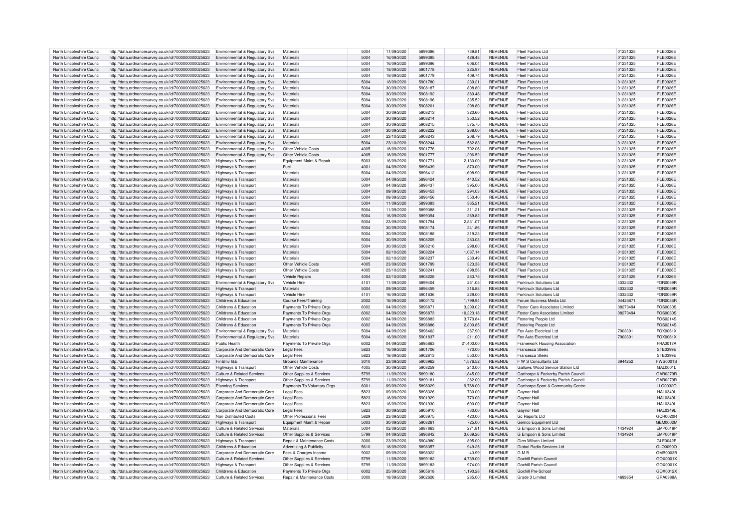| North Lincolnshire Council | http://data.ordnancesurvey.co.uk/id/7000000000025623 | Environmental & Regulatory Svs | Materials | 5004 | 11/09/2020 | 5899386 | 739.81 | REVENUE | Fleet Factors Ltd | 01231325 | FLE0026E |
|---|---|---|---|---|---|---|---|---|---|---|---|
| North Lincolnshire Council | http://data.ordnancesurvey.co.uk/id/7000000000025623 | Environmental & Regulatory Svs | Materials | 5004 | 16/09/2020 | 5899395 | 428.48 | REVENUE | Fleet Factors Ltd | 01231325 | FLE0026E |
| North Lincolnshire Council | http://data.ordnancesurvey.co.uk/id/7000000000025623 | Environmental & Regulatory Svs | Materials | 5004 | 16/09/2020 | 5899396 | 606.04 | REVENUE | Fleet Factors Ltd | 01231325 | FLE0026E |
| North Lincolnshire Council | http://data.ordnancesurvey.co.uk/id/7000000000025623 | Environmental & Regulatory Svs | Materials | 5004 | 18/09/2020 | 5901778 | 225.97 | REVENUE | Fleet Factors Ltd | 01231325 | FLE0026E |
| North Lincolnshire Council | http://data.ordnancesurvey.co.uk/id/7000000000025623 | Environmental & Regulatory Svs | Materials | 5004 | 18/09/2020 | 5901779 | 409.74 | REVENUE | Fleet Factors Ltd | 01231325 | FLE0026E |
| North Lincolnshire Council | http://data.ordnancesurvey.co.uk/id/7000000000025623 | Environmental & Regulatory Svs | Materials | 5004 | 18/09/2020 | 5901780 | 239.21 | REVENUE | Fleet Factors Ltd | 01231325 | FLE0026E |
| North Lincolnshire Council | http://data.ordnancesurvey.co.uk/id/7000000000025623 | Environmental & Regulatory Svs | Materials | 5004 | 30/09/2020 | 5908187 | 808.80 | REVENUE | Fleet Factors Ltd | 01231325 | FLE0026E |
| North Lincolnshire Council | http://data.ordnancesurvey.co.uk/id/7000000000025623 | Environmental & Regulatory Svs | Materials | 5004 | 30/09/2020 | 5908192 | 380.48 | REVENUE | Fleet Factors Ltd | 01231325 | FLE0026E |
| North Lincolnshire Council | http://data.ordnancesurvey.co.uk/id/7000000000025623 | Environmental & Regulatory Svs | Materials | 5004 | 30/09/2020 | 5908196 | 335.52 | REVENUE | Fleet Factors Ltd | 01231325 | FLE0026E |
| North Lincolnshire Council | http://data.ordnancesurvey.co.uk/id/7000000000025623 | Environmental & Regulatory Svs | Materials | 5004 | 30/09/2020 | 5908201 | 298.80 | REVENUE | Fleet Factors Ltd | 01231325 | FLE0026E |
| North Lincolnshire Council | http://data.ordnancesurvey.co.uk/id/7000000000025623 | Environmental & Regulatory Svs | Materials | 5004 | 30/09/2020 | 5908213 | 320.60 | REVENUE | Fleet Factors Ltd | 01231325 | FLE0026E |
| North Lincolnshire Council | http://data.ordnancesurvey.co.uk/id/7000000000025623 | Environmental & Regulatory Svs | Materials | 5004 | 30/09/2020 | 5908214 | 350.52 | REVENUE | Fleet Factors Ltd | 01231325 | FLE0026E |
| North Lincolnshire Council | http://data.ordnancesurvey.co.uk/id/7000000000025623 | Environmental & Regulatory Svs | Materials | 5004 | 30/09/2020 | 5908215 | 575.75 | REVENUE | Fleet Factors Ltd | 01231325 | FLE0026E |
| North Lincolnshire Council | http://data.ordnancesurvey.co.uk/id/7000000000025623 | Environmental & Regulatory Svs | Materials | 5004 | 30/09/2020 | 5908222 | 268.00 | REVENUE | Fleet Factors Ltd | 01231325 | FLE0026E |
| North Lincolnshire Council | http://data.ordnancesurvey.co.uk/id/7000000000025623 | Environmental & Regulatory Svs | Materials | 5004 | 23/10/2020 | 5908243 | 208.79 | REVENUE | Fleet Factors Ltd | 01231325 | FLE0026E |
| North Lincolnshire Council | http://data.ordnancesurvey.co.uk/id/7000000000025623 | Environmental & Regulatory Svs | Materials | 5004 | 23/10/2020 | 5908244 | 582.83 | REVENUE | Fleet Factors Ltd | 01231325 | FLE0026E |
| North Lincolnshire Council | http://data.ordnancesurvey.co.uk/id/7000000000025623 | Environmental & Regulatory Svs | Other Vehicle Costs | 4005 | 18/09/2020 | 5901776 | 702.06 | REVENUE | Fleet Factors Ltd | 01231325 | FLE0026E |
| North Lincolnshire Council | http://data.ordnancesurvey.co.uk/id/7000000000025623 | Environmental & Regulatory Svs | Other Vehicle Costs | 4005 | 18/09/2020 | 5901777 | 1,296.52 | REVENUE | Fleet Factors Ltd | 01231325 | FLE0026E |
| North Lincolnshire Council | http://data.ordnancesurvey.co.uk/id/7000000000025623 | Highways & Transport | Equipment Maint.& Repair | 5003 | 16/09/2020 | 5901771 | 2,130.00 | REVENUE | Fleet Factors Ltd | 01231325 | FLE0026E |
| North Lincolnshire Council | http://data.ordnancesurvey.co.uk/id/7000000000025623 | Highways & Transport | Fuel | 4001 | 04/09/2020 | 5896439 | 870.00 | REVENUE | Fleet Factors Ltd | 01231325 | FLE0026E |
| North Lincolnshire Council | http://data.ordnancesurvey.co.uk/id/7000000000025623 | Highways & Transport | Materials | 5004 | 04/09/2020 | 5896412 | 1,608.90 | REVENUE | Fleet Factors Ltd | 01231325 | FLE0026E |
| North Lincolnshire Council | http://data.ordnancesurvey.co.uk/id/7000000000025623 | Highways & Transport | Materials | 5004 | 04/09/2020 | 5896424 | 440.52 | REVENUE | Fleet Factors Ltd | 01231325 | FLE0026E |
| North Lincolnshire Council | http://data.ordnancesurvey.co.uk/id/7000000000025623 | Highways & Transport | Materials | 5004 | 04/09/2020 | 5896437 | 395.00 | REVENUE | Fleet Factors Ltd | 01231325 | FLE0026E |
| North Lincolnshire Council | http://data.ordnancesurvey.co.uk/id/7000000000025623 | Highways & Transport | Materials | 5004 | 09/09/2020 | 5896453 | 294.03 | REVENUE | Fleet Factors Ltd | 01231325 | FLE0026E |
| North Lincolnshire Council | http://data.ordnancesurvey.co.uk/id/7000000000025623 | Highways & Transport | Materials | 5004 | 09/09/2020 | 5896456 | 550.40 | REVENUE | Fleet Factors Ltd | 01231325 | FLE0026E |
| North Lincolnshire Council | http://data.ordnancesurvey.co.uk/id/7000000000025623 | Highways & Transport | Materials | 5004 | 11/09/2020 | 5899383 | 365.21 | REVENUE | Fleet Factors Ltd | 01231325 | FLE0026E |
| North Lincolnshire Council | http://data.ordnancesurvey.co.uk/id/7000000000025623 | Highways & Transport | Materials | 5004 | 11/09/2020 | 5899388 | 311.21 | REVENUE | Fleet Factors Ltd | 01231325 | FLE0026E |
| North Lincolnshire Council | http://data.ordnancesurvey.co.uk/id/7000000000025623 | Highways & Transport | Materials | 5004 | 16/09/2020 | 5899394 | 269.82 | REVENUE | Fleet Factors Ltd | 01231325 | FLE0026E |
| North Lincolnshire Council | http://data.ordnancesurvey.co.uk/id/7000000000025623 | Highways & Transport | Materials | 5004 | 23/09/2020 | 5901794 | 2,831.07 | REVENUE | Fleet Factors Ltd | 01231325 | FLE0026E |
| North Lincolnshire Council | http://data.ordnancesurvey.co.uk/id/7000000000025623 | Highways & Transport | Materials | 5004 | 30/09/2020 | 5908174 | 241.86 | REVENUE | Fleet Factors Ltd | 01231325 | FLE0026E |
| North Lincolnshire Council | http://data.ordnancesurvey.co.uk/id/7000000000025623 | Highways & Transport | Materials | 5004 | 30/09/2020 | 5908188 | 319.23 | REVENUE | Fleet Factors Ltd | 01231325 | FLE0026E |
| North Lincolnshire Council | http://data.ordnancesurvey.co.uk/id/7000000000025623 | Highways & Transport | Materials | 5004 | 30/09/2020 | 5908205 | 283.08 | REVENUE | Fleet Factors Ltd | 01231325 | FLE0026E |
| North Lincolnshire Council | http://data.ordnancesurvey.co.uk/id/7000000000025623 | Highways & Transport | Materials | 5004 | 30/09/2020 | 5908216 | 298.60 | REVENUE | Fleet Factors Ltd | 01231325 | FLE0026E |
| North Lincolnshire Council | http://data.ordnancesurvey.co.uk/id/7000000000025623 | Highways & Transport | Materials | 5004 | 02/10/2020 | 5908224 | 1,087.14 | REVENUE | Fleet Factors Ltd | 01231325 | FLE0026E |
| North Lincolnshire Council | http://data.ordnancesurvey.co.uk/id/7000000000025623 | Highways & Transport | Materials | 5004 | 02/10/2020 | 5908237 | 230.49 | REVENUE | Fleet Factors Ltd | 01231325 | FLE0026E |
| North Lincolnshire Council | http://data.ordnancesurvey.co.uk/id/7000000000025623 | Highways & Transport | Other Vehicle Costs | 4005 | 23/09/2020 | 5901799 | 323.38 | REVENUE | Fleet Factors Ltd | 01231325 | FLE0026E |
| North Lincolnshire Council | http://data.ordnancesurvey.co.uk/id/7000000000025623 | Highways & Transport | Other Vehicle Costs | 4005 | 23/10/2020 | 5908241 | 898.56 | REVENUE | Fleet Factors Ltd | 01231325 | FLE0026E |
| North Lincolnshire Council | http://data.ordnancesurvey.co.uk/id/7000000000025623 | Highways & Transport | Vehicle Repairs | 4004 | 02/10/2020 | 5908228 | 283.75 | REVENUE | Fleet Factors Ltd | 01231325 | FLE0026E |
| North Lincolnshire Council | http://data.ordnancesurvey.co.uk/id/7000000000025623 | Environmental & Regulatory Svs | Vehicle Hire | 4101 | 11/09/2020 | 5899404 | 261.05 | REVENUE | Forktruck Solutions Ltd | 4032332 | FOR0059R |
| North Lincolnshire Council | http://data.ordnancesurvey.co.uk/id/7000000000025623 | Highways & Transport | Materials | 5004 | 09/09/2020 | 5896459 | 316.88 | REVENUE | Forktruck Solutions Ltd | 4032332 | FOR0059R |
| North Lincolnshire Council | http://data.ordnancesurvey.co.uk/id/7000000000025623 | Highways & Transport | Vehicle Hire | 4101 | 16/09/2020 | 5901836 | 229.00 | REVENUE | Forktruck Solutions Ltd | 4032332 | FOR0059R |
| North Lincolnshire Council | http://data.ordnancesurvey.co.uk/id/7000000000025623 | Childrens & Education | Course Fees/Training | 2002 | 16/09/2020 | 5900172 | 1,799.94 | REVENUE | Forum Business Media Ltd | 04425871 | FOR0036R |
| North Lincolnshire Council | http://data.ordnancesurvey.co.uk/id/7000000000025623 | Childrens & Education | Payments To Private Orgs | 6002 | 04/09/2020 | 5896871 | 3,299.02 | REVENUE | Foster Care Associates Limited | 08273494 | FOS0030S |
| North Lincolnshire Council | http://data.ordnancesurvey.co.uk/id/7000000000025623 | Childrens & Education | Payments To Private Orgs | 6002 | 04/09/2020 | 5896873 | 10,223.18 | REVENUE | Foster Care Associates Limited | 08273494 | FOS0030S |
| North Lincolnshire Council | http://data.ordnancesurvey.co.uk/id/7000000000025623 | Childrens & Education | Payments To Private Orgs | 6002 | 04/09/2020 | 5896883 | 3,770.84 | REVENUE | Fostering People Ltd | | FOS0214S |
| North Lincolnshire Council | http://data.ordnancesurvey.co.uk/id/7000000000025623 | Childrens & Education | Payments To Private Orgs | 6002 | 04/09/2020 | 5896886 | 2,800.85 | REVENUE | Fostering People Ltd | | FOS0214S |
| North Lincolnshire Council | http://data.ordnancesurvey.co.uk/id/7000000000025623 | Environmental & Regulatory Svs | Materials | 5004 | 04/09/2020 | 5896462 | 267.90 | REVENUE | Fox Auto Electrical Ltd | 7903391 | FOX0061X |
| North Lincolnshire Council | http://data.ordnancesurvey.co.uk/id/7000000000025623 | Environmental & Regulatory Svs | Materials | 5004 | 16/09/2020 | 5901837 | 211.00 | REVENUE | Fox Auto Electrical Ltd | 7903391 | FOX0061X |
| North Lincolnshire Council | http://data.ordnancesurvey.co.uk/id/7000000000025623 | Public Health | Payments To Private Orgs | 6002 | 04/09/2020 | 5895863 | 21,400.00 | REVENUE | Framework Housing Association | | FRA0017A |
| North Lincolnshire Council | http://data.ordnancesurvey.co.uk/id/7000000000025623 | Corporate And Democratic Core | Legal Fees | 5823 | 16/09/2020 | 5901706 | 770.00 | REVENUE | Francesca Steels | | STE0399E |
| North Lincolnshire Council | http://data.ordnancesurvey.co.uk/id/7000000000025623 | Corporate And Democratic Core | Legal Fees | 5823 | 18/09/2020 | 5902813 | 550.00 | REVENUE | Francesca Steels | | STE0399E |
| North Lincolnshire Council | http://data.ordnancesurvey.co.uk/id/7000000000025623 | Fin&Inv I&E | Grounds Maintenance | 3010 | 23/09/2020 | 5903962 | 1,576.52 | REVENUE | F W S Consultants Ltd | 3944252 | FWS0001S |
| North Lincolnshire Council | http://data.ordnancesurvey.co.uk/id/7000000000025623 | Highways & Transport | Other Vehicle Costs | 4005 | 30/09/2020 | 5908259 | 240.00 | REVENUE | Gallows Wood Service Station Ltd | | GAL0001L |
| North Lincolnshire Council | http://data.ordnancesurvey.co.uk/id/7000000000025623 | Culture & Related Services | Other Supplies & Services | 5799 | 11/09/2020 | 5899180 | 1,845.00 | REVENUE | Garthorpe & Fockerby Parish Council | | GAR0279R |
| North Lincolnshire Council | http://data.ordnancesurvey.co.uk/id/7000000000025623 | Highways & Transport | Other Supplies & Services | 5799 | 11/09/2020 | 5899181 | 282.00 | REVENUE | Garthorpe & Fockerby Parish Council | | GAR0279R |
| North Lincolnshire Council | http://data.ordnancesurvey.co.uk/id/7000000000025623 | Planning Services | Payments To Voluntary Orgs | 6001 | 09/09/2020 | 5898029 | 9,768.00 | REVENUE | Garthorpe Sport & Community Centre | | LLO0032O |
| North Lincolnshire Council | http://data.ordnancesurvey.co.uk/id/7000000000025623 | Corporate And Democratic Core | Legal Fees | 5823 | 09/09/2020 | 5898326 | 730.00 | REVENUE | Gaynor Hall | | HAL0349L |
| North Lincolnshire Council | http://data.ordnancesurvey.co.uk/id/7000000000025623 | Corporate And Democratic Core | Legal Fees | 5823 | 16/09/2020 | 5901929 | 770.00 | REVENUE | Gaynor Hall | | HAL0349L |
| North Lincolnshire Council | http://data.ordnancesurvey.co.uk/id/7000000000025623 | Corporate And Democratic Core | Legal Fees | 5823 | 16/09/2020 | 5901930 | 690.00 | REVENUE | Gaynor Hall | | HAL0349L |
| North Lincolnshire Council | http://data.ordnancesurvey.co.uk/id/7000000000025623 | Corporate And Democratic Core | Legal Fees | 5823 | 30/09/2020 | 5905910 | 730.00 | REVENUE | Gaynor Hall | | HAL0349L |
| North Lincolnshire Council | http://data.ordnancesurvey.co.uk/id/7000000000025623 | Non Distributed Costs | Other Professional Fees | 5829 | 23/09/2020 | 5903975 | 420.00 | REVENUE | Gc Reports Ltd | | GCR0020R |
| North Lincolnshire Council | http://data.ordnancesurvey.co.uk/id/7000000000025623 | Highways & Transport | Equipment Maint.& Repair | 5003 | 30/09/2020 | 5908261 | 725.00 | REVENUE | Gemco Equipment Ltd | | GEM0002M |
| North Lincolnshire Council | http://data.ordnancesurvey.co.uk/id/7000000000025623 | Culture & Related Services | Materials | 5004 | 02/09/2020 | 5887863 | 271.81 | REVENUE | G Empson & Sons Limited | 1434924 | EMP0019P |
| North Lincolnshire Council | http://data.ordnancesurvey.co.uk/id/7000000000025623 | Culture & Related Services | Other Supplies & Services | 5799 | 04/09/2020 | 5896842 | 3,669.26 | REVENUE | G Empson & Sons Limited | 1434924 | EMP0019P |
| North Lincolnshire Council | http://data.ordnancesurvey.co.uk/id/7000000000025623 | Highways & Transport | Repair & Maintenance Costs | 3000 | 23/09/2020 | 5904980 | 895.00 | REVENUE | Glen Wilson Limited | | GLE0042E |
| North Lincolnshire Council | http://data.ordnancesurvey.co.uk/id/7000000000025623 | Childrens & Education | Advertising & Publicity | 5610 | 18/09/2020 | 5898357 | 949.25 | REVENUE | Global Radio Services Ltd | | GLO0090O |
| North Lincolnshire Council | http://data.ordnancesurvey.co.uk/id/7000000000025623 | Corporate And Democratic Core | Fees & Charges Income | 9002 | 09/09/2020 | 5898022 | -43.99 | REVENUE | G M B | | GMB0003B |
| North Lincolnshire Council | http://data.ordnancesurvey.co.uk/id/7000000000025623 | Culture & Related Services | Other Supplies & Services | 5799 | 11/09/2020 | 5899182 | 4,739.00 | REVENUE | Goxhill Parish Council | | GOX0001X |
| North Lincolnshire Council | http://data.ordnancesurvey.co.uk/id/7000000000025623 | Highways & Transport | Other Supplies & Services | 5799 | 11/09/2020 | 5899183 | 974.00 | REVENUE | Goxhill Parish Council | | GOX0001X |
| North Lincolnshire Council | http://data.ordnancesurvey.co.uk/id/7000000000025623 | Childrens & Education | Payments To Private Orgs | 6002 | 25/09/2020 | 5905618 | 1,190.28 | REVENUE | Goxhill Pre-School | | GOX0012X |
| North Lincolnshire Council | http://data.ordnancesurvey.co.uk/id/7000000000025623 | Culture & Related Services | Repair & Maintenance Costs | 3000 | 18/09/2020 | 5902626 | 285.00 | REVENUE | Grade 3 Limited | 4693854 | GRA0389A |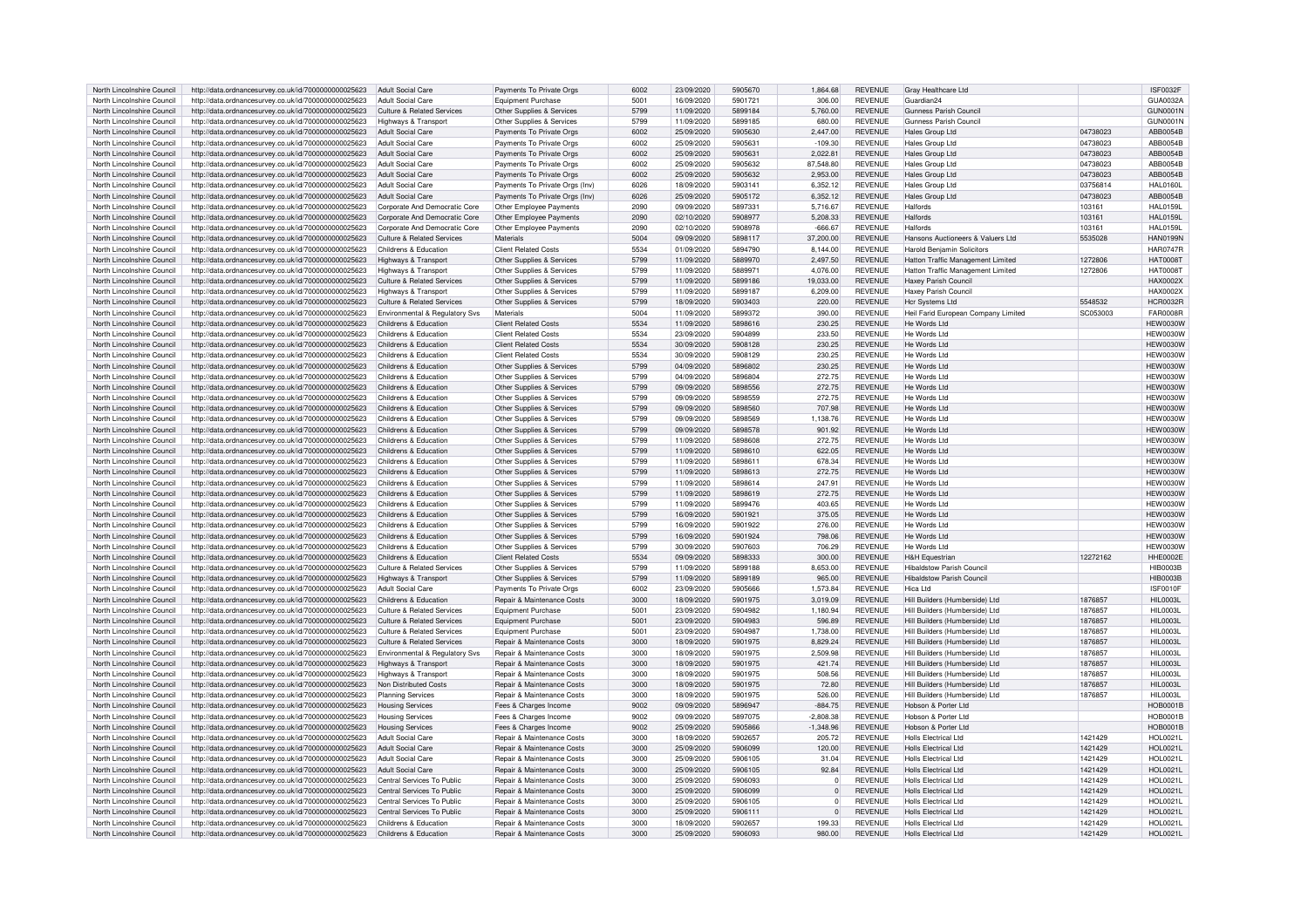| | | | | | | | | | | | |
|---|---|---|---|---|---|---|---|---|---|---|---|
| North Lincolnshire Council | http://data.ordnancesurvey.co.uk/id/7000000000025623 | Adult Social Care | Payments To Private Orgs | 6002 | 23/09/2020 | 5905670 | 1,864.68 | REVENUE | Gray Healthcare Ltd | | ISF0032F |
| North Lincolnshire Council | http://data.ordnancesurvey.co.uk/id/7000000000025623 | Adult Social Care | Equipment Purchase | 5001 | 16/09/2020 | 5901721 | 306.00 | REVENUE | Guardian24 | | GUA0032A |
| North Lincolnshire Council | http://data.ordnancesurvey.co.uk/id/7000000000025623 | Culture & Related Services | Other Supplies & Services | 5799 | 11/09/2020 | 5899184 | 5,760.00 | REVENUE | Gunness Parish Council | | GUN0001N |
| North Lincolnshire Council | http://data.ordnancesurvey.co.uk/id/7000000000025623 | Highways & Transport | Other Supplies & Services | 5799 | 11/09/2020 | 5899185 | 680.00 | REVENUE | Gunness Parish Council | | GUN0001N |
| North Lincolnshire Council | http://data.ordnancesurvey.co.uk/id/7000000000025623 | Adult Social Care | Payments To Private Orgs | 6002 | 25/09/2020 | 5905630 | 2,447.00 | REVENUE | Hales Group Ltd | 04738023 | ABB0054B |
| North Lincolnshire Council | http://data.ordnancesurvey.co.uk/id/7000000000025623 | Adult Social Care | Payments To Private Orgs | 6002 | 25/09/2020 | 5905631 | -109.30 | REVENUE | Hales Group Ltd | 04738023 | ABB0054B |
| North Lincolnshire Council | http://data.ordnancesurvey.co.uk/id/7000000000025623 | Adult Social Care | Payments To Private Orgs | 6002 | 25/09/2020 | 5905631 | 2,022.81 | REVENUE | Hales Group Ltd | 04738023 | ABB0054B |
| North Lincolnshire Council | http://data.ordnancesurvey.co.uk/id/7000000000025623 | Adult Social Care | Payments To Private Orgs | 6002 | 25/09/2020 | 5905632 | 87,548.80 | REVENUE | Hales Group Ltd | 04738023 | ABB0054B |
| North Lincolnshire Council | http://data.ordnancesurvey.co.uk/id/7000000000025623 | Adult Social Care | Payments To Private Orgs | 6002 | 25/09/2020 | 5905632 | 2,953.00 | REVENUE | Hales Group Ltd | 04738023 | ABB0054B |
| North Lincolnshire Council | http://data.ordnancesurvey.co.uk/id/7000000000025623 | Adult Social Care | Payments To Private Orgs (Inv) | 6026 | 18/09/2020 | 5903141 | 6,352.12 | REVENUE | Hales Group Ltd | 03756814 | HAL0160L |
| North Lincolnshire Council | http://data.ordnancesurvey.co.uk/id/7000000000025623 | Adult Social Care | Payments To Private Orgs (Inv) | 6026 | 25/09/2020 | 5905172 | 6,352.12 | REVENUE | Hales Group Ltd | 04738023 | ABB0054B |
| North Lincolnshire Council | http://data.ordnancesurvey.co.uk/id/7000000000025623 | Corporate And Democratic Core | Other Employee Payments | 2090 | 09/09/2020 | 5897331 | 5,716.67 | REVENUE | Halfords | 103161 | HAL0159L |
| North Lincolnshire Council | http://data.ordnancesurvey.co.uk/id/7000000000025623 | Corporate And Democratic Core | Other Employee Payments | 2090 | 02/10/2020 | 5908977 | 5,208.33 | REVENUE | Halfords | 103161 | HAL0159L |
| North Lincolnshire Council | http://data.ordnancesurvey.co.uk/id/7000000000025623 | Corporate And Democratic Core | Other Employee Payments | 2090 | 02/10/2020 | 5908978 | -666.67 | REVENUE | Halfords | 103161 | HAL0159L |
| North Lincolnshire Council | http://data.ordnancesurvey.co.uk/id/7000000000025623 | Culture & Related Services | Materials | 5004 | 09/09/2020 | 5898117 | 37,200.00 | REVENUE | Hansons Auctioneers & Valuers Ltd | 5535028 | HAN0199N |
| North Lincolnshire Council | http://data.ordnancesurvey.co.uk/id/7000000000025623 | Childrens & Education | Client Related Costs | 5534 | 01/09/2020 | 5894790 | 8,144.00 | REVENUE | Harold Benjamin Solicitors | | HAR0747R |
| North Lincolnshire Council | http://data.ordnancesurvey.co.uk/id/7000000000025623 | Highways & Transport | Other Supplies & Services | 5799 | 11/09/2020 | 5889970 | 2,497.50 | REVENUE | Hatton Traffic Management Limited | 1272806 | HAT0008T |
| North Lincolnshire Council | http://data.ordnancesurvey.co.uk/id/7000000000025623 | Highways & Transport | Other Supplies & Services | 5799 | 11/09/2020 | 5889971 | 4,076.00 | REVENUE | Hatton Traffic Management Limited | 1272806 | HAT0008T |
| North Lincolnshire Council | http://data.ordnancesurvey.co.uk/id/7000000000025623 | Culture & Related Services | Other Supplies & Services | 5799 | 11/09/2020 | 5899186 | 19,033.00 | REVENUE | Haxey Parish Council | | HAX0002X |
| North Lincolnshire Council | http://data.ordnancesurvey.co.uk/id/7000000000025623 | Highways & Transport | Other Supplies & Services | 5799 | 11/09/2020 | 5899187 | 6,209.00 | REVENUE | Haxey Parish Council | | HAX0002X |
| North Lincolnshire Council | http://data.ordnancesurvey.co.uk/id/7000000000025623 | Culture & Related Services | Other Supplies & Services | 5799 | 18/09/2020 | 5903403 | 220.00 | REVENUE | Hcr Systems Ltd | 5548532 | HCR0032R |
| North Lincolnshire Council | http://data.ordnancesurvey.co.uk/id/7000000000025623 | Environmental & Regulatory Svs | Materials | 5004 | 11/09/2020 | 5899372 | 390.00 | REVENUE | Heil Farid European Company Limited | SC053003 | FAR0008R |
| North Lincolnshire Council | http://data.ordnancesurvey.co.uk/id/7000000000025623 | Childrens & Education | Client Related Costs | 5534 | 11/09/2020 | 5898616 | 230.25 | REVENUE | He Words Ltd | | HEW0030W |
| North Lincolnshire Council | http://data.ordnancesurvey.co.uk/id/7000000000025623 | Childrens & Education | Client Related Costs | 5534 | 23/09/2020 | 5904899 | 233.50 | REVENUE | He Words Ltd | | HEW0030W |
| North Lincolnshire Council | http://data.ordnancesurvey.co.uk/id/7000000000025623 | Childrens & Education | Client Related Costs | 5534 | 30/09/2020 | 5908128 | 230.25 | REVENUE | He Words Ltd | | HEW0030W |
| North Lincolnshire Council | http://data.ordnancesurvey.co.uk/id/7000000000025623 | Childrens & Education | Client Related Costs | 5534 | 30/09/2020 | 5908129 | 230.25 | REVENUE | He Words Ltd | | HEW0030W |
| North Lincolnshire Council | http://data.ordnancesurvey.co.uk/id/7000000000025623 | Childrens & Education | Other Supplies & Services | 5799 | 04/09/2020 | 5896802 | 230.25 | REVENUE | He Words Ltd | | HEW0030W |
| North Lincolnshire Council | http://data.ordnancesurvey.co.uk/id/7000000000025623 | Childrens & Education | Other Supplies & Services | 5799 | 04/09/2020 | 5896804 | 272.75 | REVENUE | He Words Ltd | | HEW0030W |
| North Lincolnshire Council | http://data.ordnancesurvey.co.uk/id/7000000000025623 | Childrens & Education | Other Supplies & Services | 5799 | 09/09/2020 | 5898556 | 272.75 | REVENUE | He Words Ltd | | HEW0030W |
| North Lincolnshire Council | http://data.ordnancesurvey.co.uk/id/7000000000025623 | Childrens & Education | Other Supplies & Services | 5799 | 09/09/2020 | 5898559 | 272.75 | REVENUE | He Words Ltd | | HEW0030W |
| North Lincolnshire Council | http://data.ordnancesurvey.co.uk/id/7000000000025623 | Childrens & Education | Other Supplies & Services | 5799 | 09/09/2020 | 5898560 | 707.98 | REVENUE | He Words Ltd | | HEW0030W |
| North Lincolnshire Council | http://data.ordnancesurvey.co.uk/id/7000000000025623 | Childrens & Education | Other Supplies & Services | 5799 | 09/09/2020 | 5898569 | 1,138.76 | REVENUE | He Words Ltd | | HEW0030W |
| North Lincolnshire Council | http://data.ordnancesurvey.co.uk/id/7000000000025623 | Childrens & Education | Other Supplies & Services | 5799 | 09/09/2020 | 5898578 | 901.92 | REVENUE | He Words Ltd | | HEW0030W |
| North Lincolnshire Council | http://data.ordnancesurvey.co.uk/id/7000000000025623 | Childrens & Education | Other Supplies & Services | 5799 | 11/09/2020 | 5898608 | 272.75 | REVENUE | He Words Ltd | | HEW0030W |
| North Lincolnshire Council | http://data.ordnancesurvey.co.uk/id/7000000000025623 | Childrens & Education | Other Supplies & Services | 5799 | 11/09/2020 | 5898610 | 622.05 | REVENUE | He Words Ltd | | HEW0030W |
| North Lincolnshire Council | http://data.ordnancesurvey.co.uk/id/7000000000025623 | Childrens & Education | Other Supplies & Services | 5799 | 11/09/2020 | 5898611 | 678.34 | REVENUE | He Words Ltd | | HEW0030W |
| North Lincolnshire Council | http://data.ordnancesurvey.co.uk/id/7000000000025623 | Childrens & Education | Other Supplies & Services | 5799 | 11/09/2020 | 5898613 | 272.75 | REVENUE | He Words Ltd | | HEW0030W |
| North Lincolnshire Council | http://data.ordnancesurvey.co.uk/id/7000000000025623 | Childrens & Education | Other Supplies & Services | 5799 | 11/09/2020 | 5898614 | 247.91 | REVENUE | He Words Ltd | | HEW0030W |
| North Lincolnshire Council | http://data.ordnancesurvey.co.uk/id/7000000000025623 | Childrens & Education | Other Supplies & Services | 5799 | 11/09/2020 | 5898619 | 272.75 | REVENUE | He Words Ltd | | HEW0030W |
| North Lincolnshire Council | http://data.ordnancesurvey.co.uk/id/7000000000025623 | Childrens & Education | Other Supplies & Services | 5799 | 11/09/2020 | 5899476 | 403.65 | REVENUE | He Words Ltd | | HEW0030W |
| North Lincolnshire Council | http://data.ordnancesurvey.co.uk/id/7000000000025623 | Childrens & Education | Other Supplies & Services | 5799 | 16/09/2020 | 5901921 | 375.05 | REVENUE | He Words Ltd | | HEW0030W |
| North Lincolnshire Council | http://data.ordnancesurvey.co.uk/id/7000000000025623 | Childrens & Education | Other Supplies & Services | 5799 | 16/09/2020 | 5901922 | 276.00 | REVENUE | He Words Ltd | | HEW0030W |
| North Lincolnshire Council | http://data.ordnancesurvey.co.uk/id/7000000000025623 | Childrens & Education | Other Supplies & Services | 5799 | 16/09/2020 | 5901924 | 798.06 | REVENUE | He Words Ltd | | HEW0030W |
| North Lincolnshire Council | http://data.ordnancesurvey.co.uk/id/7000000000025623 | Childrens & Education | Other Supplies & Services | 5799 | 30/09/2020 | 5907603 | 706.29 | REVENUE | He Words Ltd | | HEW0030W |
| North Lincolnshire Council | http://data.ordnancesurvey.co.uk/id/7000000000025623 | Childrens & Education | Client Related Costs | 5534 | 09/09/2020 | 5898333 | 300.00 | REVENUE | H&H Equestrian | 12272162 | HHE0002E |
| North Lincolnshire Council | http://data.ordnancesurvey.co.uk/id/7000000000025623 | Culture & Related Services | Other Supplies & Services | 5799 | 11/09/2020 | 5899188 | 8,653.00 | REVENUE | Hibaldstow Parish Council | | HIB0003B |
| North Lincolnshire Council | http://data.ordnancesurvey.co.uk/id/7000000000025623 | Highways & Transport | Other Supplies & Services | 5799 | 11/09/2020 | 5899189 | 965.00 | REVENUE | Hibaldstow Parish Council | | HIB0003B |
| North Lincolnshire Council | http://data.ordnancesurvey.co.uk/id/7000000000025623 | Adult Social Care | Payments To Private Orgs | 6002 | 23/09/2020 | 5905666 | 1,573.84 | REVENUE | Hica Ltd | | ISF0010F |
| North Lincolnshire Council | http://data.ordnancesurvey.co.uk/id/7000000000025623 | Childrens & Education | Repair & Maintenance Costs | 3000 | 18/09/2020 | 5901975 | 3,019.09 | REVENUE | Hill Builders (Humberside) Ltd | 1876857 | HIL0003L |
| North Lincolnshire Council | http://data.ordnancesurvey.co.uk/id/7000000000025623 | Culture & Related Services | Equipment Purchase | 5001 | 23/09/2020 | 5904982 | 1,180.94 | REVENUE | Hill Builders (Humberside) Ltd | 1876857 | HIL0003L |
| North Lincolnshire Council | http://data.ordnancesurvey.co.uk/id/7000000000025623 | Culture & Related Services | Equipment Purchase | 5001 | 23/09/2020 | 5904983 | 596.89 | REVENUE | Hill Builders (Humberside) Ltd | 1876857 | HIL0003L |
| North Lincolnshire Council | http://data.ordnancesurvey.co.uk/id/7000000000025623 | Culture & Related Services | Equipment Purchase | 5001 | 23/09/2020 | 5904987 | 1,738.00 | REVENUE | Hill Builders (Humberside) Ltd | 1876857 | HIL0003L |
| North Lincolnshire Council | http://data.ordnancesurvey.co.uk/id/7000000000025623 | Culture & Related Services | Repair & Maintenance Costs | 3000 | 18/09/2020 | 5901975 | 8,829.24 | REVENUE | Hill Builders (Humberside) Ltd | 1876857 | HIL0003L |
| North Lincolnshire Council | http://data.ordnancesurvey.co.uk/id/7000000000025623 | Environmental & Regulatory Svs | Repair & Maintenance Costs | 3000 | 18/09/2020 | 5901975 | 2,509.98 | REVENUE | Hill Builders (Humberside) Ltd | 1876857 | HIL0003L |
| North Lincolnshire Council | http://data.ordnancesurvey.co.uk/id/7000000000025623 | Highways & Transport | Repair & Maintenance Costs | 3000 | 18/09/2020 | 5901975 | 421.74 | REVENUE | Hill Builders (Humberside) Ltd | 1876857 | HIL0003L |
| North Lincolnshire Council | http://data.ordnancesurvey.co.uk/id/7000000000025623 | Highways & Transport | Repair & Maintenance Costs | 3000 | 18/09/2020 | 5901975 | 508.56 | REVENUE | Hill Builders (Humberside) Ltd | 1876857 | HIL0003L |
| North Lincolnshire Council | http://data.ordnancesurvey.co.uk/id/7000000000025623 | Non Distributed Costs | Repair & Maintenance Costs | 3000 | 18/09/2020 | 5901975 | 72.80 | REVENUE | Hill Builders (Humberside) Ltd | 1876857 | HIL0003L |
| North Lincolnshire Council | http://data.ordnancesurvey.co.uk/id/7000000000025623 | Planning Services | Repair & Maintenance Costs | 3000 | 18/09/2020 | 5901975 | 526.00 | REVENUE | Hill Builders (Humberside) Ltd | 1876857 | HIL0003L |
| North Lincolnshire Council | http://data.ordnancesurvey.co.uk/id/7000000000025623 | Housing Services | Fees & Charges Income | 9002 | 09/09/2020 | 5896947 | -884.75 | REVENUE | Hobson & Porter Ltd | | HOB0001B |
| North Lincolnshire Council | http://data.ordnancesurvey.co.uk/id/7000000000025623 | Housing Services | Fees & Charges Income | 9002 | 09/09/2020 | 5897075 | -2,808.38 | REVENUE | Hobson & Porter Ltd | | HOB0001B |
| North Lincolnshire Council | http://data.ordnancesurvey.co.uk/id/7000000000025623 | Housing Services | Fees & Charges Income | 9002 | 25/09/2020 | 5905866 | -1,348.96 | REVENUE | Hobson & Porter Ltd | | HOB0001B |
| North Lincolnshire Council | http://data.ordnancesurvey.co.uk/id/7000000000025623 | Adult Social Care | Repair & Maintenance Costs | 3000 | 18/09/2020 | 5902657 | 205.72 | REVENUE | Holls Electrical Ltd | 1421429 | HOL0021L |
| North Lincolnshire Council | http://data.ordnancesurvey.co.uk/id/7000000000025623 | Adult Social Care | Repair & Maintenance Costs | 3000 | 25/09/2020 | 5906099 | 120.00 | REVENUE | Holls Electrical Ltd | 1421429 | HOL0021L |
| North Lincolnshire Council | http://data.ordnancesurvey.co.uk/id/7000000000025623 | Adult Social Care | Repair & Maintenance Costs | 3000 | 25/09/2020 | 5906105 | 31.04 | REVENUE | Holls Electrical Ltd | 1421429 | HOL0021L |
| North Lincolnshire Council | http://data.ordnancesurvey.co.uk/id/7000000000025623 | Adult Social Care | Repair & Maintenance Costs | 3000 | 25/09/2020 | 5906105 | 92.84 | REVENUE | Holls Electrical Ltd | 1421429 | HOL0021L |
| North Lincolnshire Council | http://data.ordnancesurvey.co.uk/id/7000000000025623 | Central Services To Public | Repair & Maintenance Costs | 3000 | 25/09/2020 | 5906093 | 0 | REVENUE | Holls Electrical Ltd | 1421429 | HOL0021L |
| North Lincolnshire Council | http://data.ordnancesurvey.co.uk/id/7000000000025623 | Central Services To Public | Repair & Maintenance Costs | 3000 | 25/09/2020 | 5906099 | 0 | REVENUE | Holls Electrical Ltd | 1421429 | HOL0021L |
| North Lincolnshire Council | http://data.ordnancesurvey.co.uk/id/7000000000025623 | Central Services To Public | Repair & Maintenance Costs | 3000 | 25/09/2020 | 5906105 | 0 | REVENUE | Holls Electrical Ltd | 1421429 | HOL0021L |
| North Lincolnshire Council | http://data.ordnancesurvey.co.uk/id/7000000000025623 | Central Services To Public | Repair & Maintenance Costs | 3000 | 25/09/2020 | 5906111 | 0 | REVENUE | Holls Electrical Ltd | 1421429 | HOL0021L |
| North Lincolnshire Council | http://data.ordnancesurvey.co.uk/id/7000000000025623 | Childrens & Education | Repair & Maintenance Costs | 3000 | 18/09/2020 | 5902657 | 199.33 | REVENUE | Holls Electrical Ltd | 1421429 | HOL0021L |
| North Lincolnshire Council | http://data.ordnancesurvey.co.uk/id/7000000000025623 | Childrens & Education | Repair & Maintenance Costs | 3000 | 25/09/2020 | 5906093 | 980.00 | REVENUE | Holls Electrical Ltd | 1421429 | HOL0021L |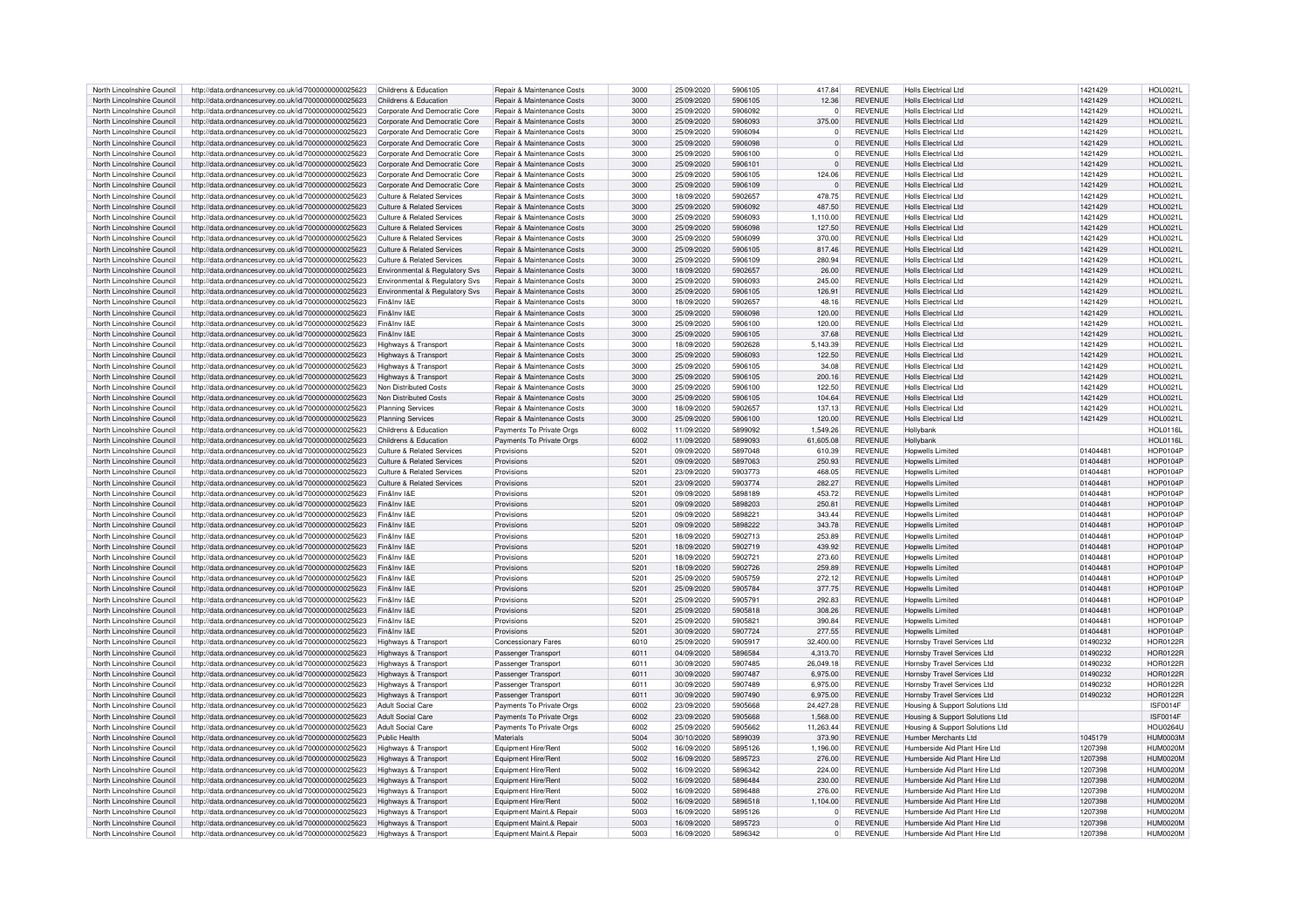| North Lincolnshire Council | http://data.ordnancesurvey.co.uk/id/7000000000025623 | Childrens & Education | Repair & Maintenance Costs | 3000 | 25/09/2020 | 5906105 | 417.84 | REVENUE | Holls Electrical Ltd | 1421429 | HOL0021L |
|---|---|---|---|---|---|---|---|---|---|---|---|
| North Lincolnshire Council | http://data.ordnancesurvey.co.uk/id/7000000000025623 | Childrens & Education | Repair & Maintenance Costs | 3000 | 25/09/2020 | 5906105 | 12.36 | REVENUE | Holls Electrical Ltd | 1421429 | HOL0021L |
| North Lincolnshire Council | http://data.ordnancesurvey.co.uk/id/7000000000025623 | Corporate And Democratic Core | Repair & Maintenance Costs | 3000 | 25/09/2020 | 5906092 | 0 | REVENUE | Holls Electrical Ltd | 1421429 | HOL0021L |
| North Lincolnshire Council | http://data.ordnancesurvey.co.uk/id/7000000000025623 | Corporate And Democratic Core | Repair & Maintenance Costs | 3000 | 25/09/2020 | 5906093 | 375.00 | REVENUE | Holls Electrical Ltd | 1421429 | HOL0021L |
| North Lincolnshire Council | http://data.ordnancesurvey.co.uk/id/7000000000025623 | Corporate And Democratic Core | Repair & Maintenance Costs | 3000 | 25/09/2020 | 5906094 | 0 | REVENUE | Holls Electrical Ltd | 1421429 | HOL0021L |
| North Lincolnshire Council | http://data.ordnancesurvey.co.uk/id/7000000000025623 | Corporate And Democratic Core | Repair & Maintenance Costs | 3000 | 25/09/2020 | 5906098 | 0 | REVENUE | Holls Electrical Ltd | 1421429 | HOL0021L |
| North Lincolnshire Council | http://data.ordnancesurvey.co.uk/id/7000000000025623 | Corporate And Democratic Core | Repair & Maintenance Costs | 3000 | 25/09/2020 | 5906100 | 0 | REVENUE | Holls Electrical Ltd | 1421429 | HOL0021L |
| North Lincolnshire Council | http://data.ordnancesurvey.co.uk/id/7000000000025623 | Corporate And Democratic Core | Repair & Maintenance Costs | 3000 | 25/09/2020 | 5906101 | 0 | REVENUE | Holls Electrical Ltd | 1421429 | HOL0021L |
| North Lincolnshire Council | http://data.ordnancesurvey.co.uk/id/7000000000025623 | Corporate And Democratic Core | Repair & Maintenance Costs | 3000 | 25/09/2020 | 5906105 | 124.06 | REVENUE | Holls Electrical Ltd | 1421429 | HOL0021L |
| North Lincolnshire Council | http://data.ordnancesurvey.co.uk/id/7000000000025623 | Corporate And Democratic Core | Repair & Maintenance Costs | 3000 | 25/09/2020 | 5906109 | 0 | REVENUE | Holls Electrical Ltd | 1421429 | HOL0021L |
| North Lincolnshire Council | http://data.ordnancesurvey.co.uk/id/7000000000025623 | Culture & Related Services | Repair & Maintenance Costs | 3000 | 18/09/2020 | 5902657 | 478.75 | REVENUE | Holls Electrical Ltd | 1421429 | HOL0021L |
| North Lincolnshire Council | http://data.ordnancesurvey.co.uk/id/7000000000025623 | Culture & Related Services | Repair & Maintenance Costs | 3000 | 25/09/2020 | 5906092 | 487.50 | REVENUE | Holls Electrical Ltd | 1421429 | HOL0021L |
| North Lincolnshire Council | http://data.ordnancesurvey.co.uk/id/7000000000025623 | Culture & Related Services | Repair & Maintenance Costs | 3000 | 25/09/2020 | 5906093 | 1,110.00 | REVENUE | Holls Electrical Ltd | 1421429 | HOL0021L |
| North Lincolnshire Council | http://data.ordnancesurvey.co.uk/id/7000000000025623 | Culture & Related Services | Repair & Maintenance Costs | 3000 | 25/09/2020 | 5906098 | 127.50 | REVENUE | Holls Electrical Ltd | 1421429 | HOL0021L |
| North Lincolnshire Council | http://data.ordnancesurvey.co.uk/id/7000000000025623 | Culture & Related Services | Repair & Maintenance Costs | 3000 | 25/09/2020 | 5906099 | 370.00 | REVENUE | Holls Electrical Ltd | 1421429 | HOL0021L |
| North Lincolnshire Council | http://data.ordnancesurvey.co.uk/id/7000000000025623 | Culture & Related Services | Repair & Maintenance Costs | 3000 | 25/09/2020 | 5906105 | 817.46 | REVENUE | Holls Electrical Ltd | 1421429 | HOL0021L |
| North Lincolnshire Council | http://data.ordnancesurvey.co.uk/id/7000000000025623 | Culture & Related Services | Repair & Maintenance Costs | 3000 | 25/09/2020 | 5906109 | 280.94 | REVENUE | Holls Electrical Ltd | 1421429 | HOL0021L |
| North Lincolnshire Council | http://data.ordnancesurvey.co.uk/id/7000000000025623 | Environmental & Regulatory Svs | Repair & Maintenance Costs | 3000 | 18/09/2020 | 5902657 | 26.00 | REVENUE | Holls Electrical Ltd | 1421429 | HOL0021L |
| North Lincolnshire Council | http://data.ordnancesurvey.co.uk/id/7000000000025623 | Environmental & Regulatory Svs | Repair & Maintenance Costs | 3000 | 25/09/2020 | 5906093 | 245.00 | REVENUE | Holls Electrical Ltd | 1421429 | HOL0021L |
| North Lincolnshire Council | http://data.ordnancesurvey.co.uk/id/7000000000025623 | Environmental & Regulatory Svs | Repair & Maintenance Costs | 3000 | 25/09/2020 | 5906105 | 126.91 | REVENUE | Holls Electrical Ltd | 1421429 | HOL0021L |
| North Lincolnshire Council | http://data.ordnancesurvey.co.uk/id/7000000000025623 | Fin&Inv I&E | Repair & Maintenance Costs | 3000 | 18/09/2020 | 5902657 | 48.16 | REVENUE | Holls Electrical Ltd | 1421429 | HOL0021L |
| North Lincolnshire Council | http://data.ordnancesurvey.co.uk/id/7000000000025623 | Fin&Inv I&E | Repair & Maintenance Costs | 3000 | 25/09/2020 | 5906098 | 120.00 | REVENUE | Holls Electrical Ltd | 1421429 | HOL0021L |
| North Lincolnshire Council | http://data.ordnancesurvey.co.uk/id/7000000000025623 | Fin&Inv I&E | Repair & Maintenance Costs | 3000 | 25/09/2020 | 5906100 | 120.00 | REVENUE | Holls Electrical Ltd | 1421429 | HOL0021L |
| North Lincolnshire Council | http://data.ordnancesurvey.co.uk/id/7000000000025623 | Fin&Inv I&E | Repair & Maintenance Costs | 3000 | 25/09/2020 | 5906105 | 37.68 | REVENUE | Holls Electrical Ltd | 1421429 | HOL0021L |
| North Lincolnshire Council | http://data.ordnancesurvey.co.uk/id/7000000000025623 | Highways & Transport | Repair & Maintenance Costs | 3000 | 18/09/2020 | 5902628 | 5,143.39 | REVENUE | Holls Electrical Ltd | 1421429 | HOL0021L |
| North Lincolnshire Council | http://data.ordnancesurvey.co.uk/id/7000000000025623 | Highways & Transport | Repair & Maintenance Costs | 3000 | 25/09/2020 | 5906093 | 122.50 | REVENUE | Holls Electrical Ltd | 1421429 | HOL0021L |
| North Lincolnshire Council | http://data.ordnancesurvey.co.uk/id/7000000000025623 | Highways & Transport | Repair & Maintenance Costs | 3000 | 25/09/2020 | 5906105 | 34.08 | REVENUE | Holls Electrical Ltd | 1421429 | HOL0021L |
| North Lincolnshire Council | http://data.ordnancesurvey.co.uk/id/7000000000025623 | Highways & Transport | Repair & Maintenance Costs | 3000 | 25/09/2020 | 5906105 | 200.16 | REVENUE | Holls Electrical Ltd | 1421429 | HOL0021L |
| North Lincolnshire Council | http://data.ordnancesurvey.co.uk/id/7000000000025623 | Non Distributed Costs | Repair & Maintenance Costs | 3000 | 25/09/2020 | 5906100 | 122.50 | REVENUE | Holls Electrical Ltd | 1421429 | HOL0021L |
| North Lincolnshire Council | http://data.ordnancesurvey.co.uk/id/7000000000025623 | Non Distributed Costs | Repair & Maintenance Costs | 3000 | 25/09/2020 | 5906105 | 104.64 | REVENUE | Holls Electrical Ltd | 1421429 | HOL0021L |
| North Lincolnshire Council | http://data.ordnancesurvey.co.uk/id/7000000000025623 | Planning Services | Repair & Maintenance Costs | 3000 | 18/09/2020 | 5902657 | 137.13 | REVENUE | Holls Electrical Ltd | 1421429 | HOL0021L |
| North Lincolnshire Council | http://data.ordnancesurvey.co.uk/id/7000000000025623 | Planning Services | Repair & Maintenance Costs | 3000 | 25/09/2020 | 5906100 | 120.00 | REVENUE | Holls Electrical Ltd | 1421429 | HOL0021L |
| North Lincolnshire Council | http://data.ordnancesurvey.co.uk/id/7000000000025623 | Childrens & Education | Payments To Private Orgs | 6002 | 11/09/2020 | 5899092 | 1,549.26 | REVENUE | Hollybank | | HOL0116L |
| North Lincolnshire Council | http://data.ordnancesurvey.co.uk/id/7000000000025623 | Childrens & Education | Payments To Private Orgs | 6002 | 11/09/2020 | 5899093 | 61,605.08 | REVENUE | Hollybank | | HOL0116L |
| North Lincolnshire Council | http://data.ordnancesurvey.co.uk/id/7000000000025623 | Culture & Related Services | Provisions | 5201 | 09/09/2020 | 5897048 | 610.39 | REVENUE | Hopwells Limited | 01404481 | HOP0104P |
| North Lincolnshire Council | http://data.ordnancesurvey.co.uk/id/7000000000025623 | Culture & Related Services | Provisions | 5201 | 09/09/2020 | 5897063 | 250.93 | REVENUE | Hopwells Limited | 01404481 | HOP0104P |
| North Lincolnshire Council | http://data.ordnancesurvey.co.uk/id/7000000000025623 | Culture & Related Services | Provisions | 5201 | 23/09/2020 | 5903773 | 468.05 | REVENUE | Hopwells Limited | 01404481 | HOP0104P |
| North Lincolnshire Council | http://data.ordnancesurvey.co.uk/id/7000000000025623 | Culture & Related Services | Provisions | 5201 | 23/09/2020 | 5903774 | 282.27 | REVENUE | Hopwells Limited | 01404481 | HOP0104P |
| North Lincolnshire Council | http://data.ordnancesurvey.co.uk/id/7000000000025623 | Fin&Inv I&E | Provisions | 5201 | 09/09/2020 | 5898189 | 453.72 | REVENUE | Hopwells Limited | 01404481 | HOP0104P |
| North Lincolnshire Council | http://data.ordnancesurvey.co.uk/id/7000000000025623 | Fin&Inv I&E | Provisions | 5201 | 09/09/2020 | 5898203 | 250.81 | REVENUE | Hopwells Limited | 01404481 | HOP0104P |
| North Lincolnshire Council | http://data.ordnancesurvey.co.uk/id/7000000000025623 | Fin&Inv I&E | Provisions | 5201 | 09/09/2020 | 5898221 | 343.44 | REVENUE | Hopwells Limited | 01404481 | HOP0104P |
| North Lincolnshire Council | http://data.ordnancesurvey.co.uk/id/7000000000025623 | Fin&Inv I&E | Provisions | 5201 | 09/09/2020 | 5898222 | 343.78 | REVENUE | Hopwells Limited | 01404481 | HOP0104P |
| North Lincolnshire Council | http://data.ordnancesurvey.co.uk/id/7000000000025623 | Fin&Inv I&E | Provisions | 5201 | 18/09/2020 | 5902713 | 253.89 | REVENUE | Hopwells Limited | 01404481 | HOP0104P |
| North Lincolnshire Council | http://data.ordnancesurvey.co.uk/id/7000000000025623 | Fin&Inv I&E | Provisions | 5201 | 18/09/2020 | 5902719 | 439.92 | REVENUE | Hopwells Limited | 01404481 | HOP0104P |
| North Lincolnshire Council | http://data.ordnancesurvey.co.uk/id/7000000000025623 | Fin&Inv I&E | Provisions | 5201 | 18/09/2020 | 5902721 | 273.60 | REVENUE | Hopwells Limited | 01404481 | HOP0104P |
| North Lincolnshire Council | http://data.ordnancesurvey.co.uk/id/7000000000025623 | Fin&Inv I&E | Provisions | 5201 | 18/09/2020 | 5902726 | 259.89 | REVENUE | Hopwells Limited | 01404481 | HOP0104P |
| North Lincolnshire Council | http://data.ordnancesurvey.co.uk/id/7000000000025623 | Fin&Inv I&E | Provisions | 5201 | 25/09/2020 | 5905759 | 272.12 | REVENUE | Hopwells Limited | 01404481 | HOP0104P |
| North Lincolnshire Council | http://data.ordnancesurvey.co.uk/id/7000000000025623 | Fin&Inv I&E | Provisions | 5201 | 25/09/2020 | 5905784 | 377.75 | REVENUE | Hopwells Limited | 01404481 | HOP0104P |
| North Lincolnshire Council | http://data.ordnancesurvey.co.uk/id/7000000000025623 | Fin&Inv I&E | Provisions | 5201 | 25/09/2020 | 5905791 | 292.83 | REVENUE | Hopwells Limited | 01404481 | HOP0104P |
| North Lincolnshire Council | http://data.ordnancesurvey.co.uk/id/7000000000025623 | Fin&Inv I&E | Provisions | 5201 | 25/09/2020 | 5905818 | 308.26 | REVENUE | Hopwells Limited | 01404481 | HOP0104P |
| North Lincolnshire Council | http://data.ordnancesurvey.co.uk/id/7000000000025623 | Fin&Inv I&E | Provisions | 5201 | 25/09/2020 | 5905821 | 390.84 | REVENUE | Hopwells Limited | 01404481 | HOP0104P |
| North Lincolnshire Council | http://data.ordnancesurvey.co.uk/id/7000000000025623 | Fin&Inv I&E | Provisions | 5201 | 30/09/2020 | 5907724 | 277.55 | REVENUE | Hopwells Limited | 01404481 | HOP0104P |
| North Lincolnshire Council | http://data.ordnancesurvey.co.uk/id/7000000000025623 | Highways & Transport | Concessionary Fares | 6010 | 25/09/2020 | 5905917 | 32,400.00 | REVENUE | Hornsby Travel Services Ltd | 01490232 | HOR0122R |
| North Lincolnshire Council | http://data.ordnancesurvey.co.uk/id/7000000000025623 | Highways & Transport | Passenger Transport | 6011 | 04/09/2020 | 5896584 | 4,313.70 | REVENUE | Hornsby Travel Services Ltd | 01490232 | HOR0122R |
| North Lincolnshire Council | http://data.ordnancesurvey.co.uk/id/7000000000025623 | Highways & Transport | Passenger Transport | 6011 | 30/09/2020 | 5907485 | 26,049.18 | REVENUE | Hornsby Travel Services Ltd | 01490232 | HOR0122R |
| North Lincolnshire Council | http://data.ordnancesurvey.co.uk/id/7000000000025623 | Highways & Transport | Passenger Transport | 6011 | 30/09/2020 | 5907487 | 6,975.00 | REVENUE | Hornsby Travel Services Ltd | 01490232 | HOR0122R |
| North Lincolnshire Council | http://data.ordnancesurvey.co.uk/id/7000000000025623 | Highways & Transport | Passenger Transport | 6011 | 30/09/2020 | 5907489 | 6,975.00 | REVENUE | Hornsby Travel Services Ltd | 01490232 | HOR0122R |
| North Lincolnshire Council | http://data.ordnancesurvey.co.uk/id/7000000000025623 | Highways & Transport | Passenger Transport | 6011 | 30/09/2020 | 5907490 | 6,975.00 | REVENUE | Hornsby Travel Services Ltd | 01490232 | HOR0122R |
| North Lincolnshire Council | http://data.ordnancesurvey.co.uk/id/7000000000025623 | Adult Social Care | Payments To Private Orgs | 6002 | 23/09/2020 | 5905668 | 24,427.28 | REVENUE | Housing & Support Solutions Ltd | | ISF0014F |
| North Lincolnshire Council | http://data.ordnancesurvey.co.uk/id/7000000000025623 | Adult Social Care | Payments To Private Orgs | 6002 | 23/09/2020 | 5905668 | 1,568.00 | REVENUE | Housing & Support Solutions Ltd | | ISF0014F |
| North Lincolnshire Council | http://data.ordnancesurvey.co.uk/id/7000000000025623 | Adult Social Care | Payments To Private Orgs | 6002 | 25/09/2020 | 5905662 | 11,263.44 | REVENUE | Housing & Support Solutions Ltd | | HOU0264U |
| North Lincolnshire Council | http://data.ordnancesurvey.co.uk/id/7000000000025623 | Public Health | Materials | 5004 | 30/10/2020 | 5899039 | 373.90 | REVENUE | Humber Merchants Ltd | 1045179 | HUM0003M |
| North Lincolnshire Council | http://data.ordnancesurvey.co.uk/id/7000000000025623 | Highways & Transport | Equipment Hire/Rent | 5002 | 16/09/2020 | 5895126 | 1,196.00 | REVENUE | Humberside Aid Plant Hire Ltd | 1207398 | HUM0020M |
| North Lincolnshire Council | http://data.ordnancesurvey.co.uk/id/7000000000025623 | Highways & Transport | Equipment Hire/Rent | 5002 | 16/09/2020 | 5895723 | 276.00 | REVENUE | Humberside Aid Plant Hire Ltd | 1207398 | HUM0020M |
| North Lincolnshire Council | http://data.ordnancesurvey.co.uk/id/7000000000025623 | Highways & Transport | Equipment Hire/Rent | 5002 | 16/09/2020 | 5896342 | 224.00 | REVENUE | Humberside Aid Plant Hire Ltd | 1207398 | HUM0020M |
| North Lincolnshire Council | http://data.ordnancesurvey.co.uk/id/7000000000025623 | Highways & Transport | Equipment Hire/Rent | 5002 | 16/09/2020 | 5896484 | 230.00 | REVENUE | Humberside Aid Plant Hire Ltd | 1207398 | HUM0020M |
| North Lincolnshire Council | http://data.ordnancesurvey.co.uk/id/7000000000025623 | Highways & Transport | Equipment Hire/Rent | 5002 | 16/09/2020 | 5896488 | 276.00 | REVENUE | Humberside Aid Plant Hire Ltd | 1207398 | HUM0020M |
| North Lincolnshire Council | http://data.ordnancesurvey.co.uk/id/7000000000025623 | Highways & Transport | Equipment Hire/Rent | 5002 | 16/09/2020 | 5896518 | 1,104.00 | REVENUE | Humberside Aid Plant Hire Ltd | 1207398 | HUM0020M |
| North Lincolnshire Council | http://data.ordnancesurvey.co.uk/id/7000000000025623 | Highways & Transport | Equipment Maint.& Repair | 5003 | 16/09/2020 | 5895126 | 0 | REVENUE | Humberside Aid Plant Hire Ltd | 1207398 | HUM0020M |
| North Lincolnshire Council | http://data.ordnancesurvey.co.uk/id/7000000000025623 | Highways & Transport | Equipment Maint.& Repair | 5003 | 16/09/2020 | 5895723 | 0 | REVENUE | Humberside Aid Plant Hire Ltd | 1207398 | HUM0020M |
| North Lincolnshire Council | http://data.ordnancesurvey.co.uk/id/7000000000025623 | Highways & Transport | Equipment Maint.& Repair | 5003 | 16/09/2020 | 5896342 | 0 | REVENUE | Humberside Aid Plant Hire Ltd | 1207398 | HUM0020M |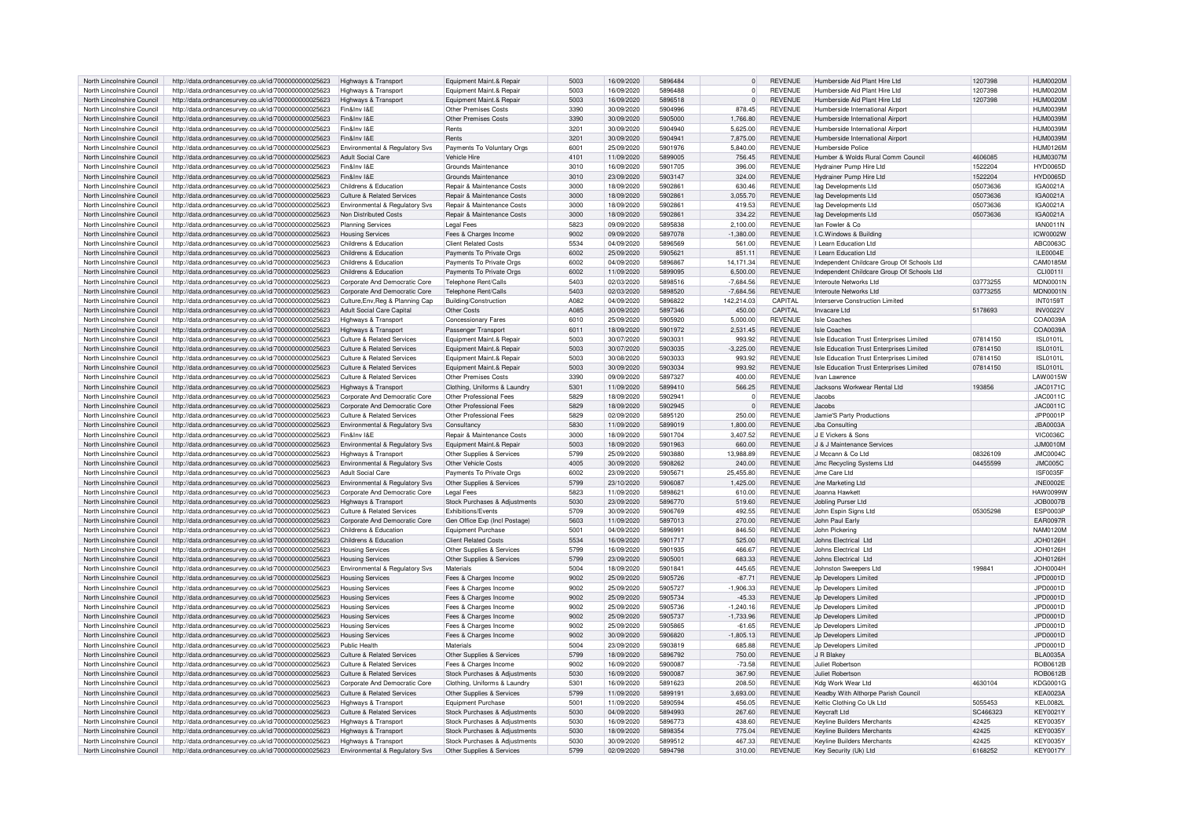| North Lincolnshire Council | http://data.ordnancesurvey.co.uk/id/7000000000025623 | Highways & Transport | Equipment Maint.& Repair | 5003 | 16/09/2020 | 5896484 | 0 | REVENUE | Humberside Aid Plant Hire Ltd | 1207398 | HUM0020M |
|---|---|---|---|---|---|---|---|---|---|---|---|
| North Lincolnshire Council | http://data.ordnancesurvey.co.uk/id/7000000000025623 | Highways & Transport | Equipment Maint.& Repair | 5003 | 16/09/2020 | 5896488 | 0 | REVENUE | Humberside Aid Plant Hire Ltd | 1207398 | HUM0020M |
| North Lincolnshire Council | http://data.ordnancesurvey.co.uk/id/7000000000025623 | Highways & Transport | Equipment Maint.& Repair | 5003 | 16/09/2020 | 5896518 | 0 | REVENUE | Humberside Aid Plant Hire Ltd | 1207398 | HUM0020M |
| North Lincolnshire Council | http://data.ordnancesurvey.co.uk/id/7000000000025623 | Fin&Inv I&E | Other Premises Costs | 3390 | 30/09/2020 | 5904996 | 878.45 | REVENUE | Humberside International Airport | | HUM0039M |
| North Lincolnshire Council | http://data.ordnancesurvey.co.uk/id/7000000000025623 | Fin&Inv I&E | Other Premises Costs | 3390 | 30/09/2020 | 5905000 | 1,766.80 | REVENUE | Humberside International Airport | | HUM0039M |
| North Lincolnshire Council | http://data.ordnancesurvey.co.uk/id/7000000000025623 | Fin&Inv I&E | Rents | 3201 | 30/09/2020 | 5904940 | 5,625.00 | REVENUE | Humberside International Airport | | HUM0039M |
| North Lincolnshire Council | http://data.ordnancesurvey.co.uk/id/7000000000025623 | Fin&Inv I&E | Rents | 3201 | 30/09/2020 | 5904941 | 7,875.00 | REVENUE | Humberside International Airport | | HUM0039M |
| North Lincolnshire Council | http://data.ordnancesurvey.co.uk/id/7000000000025623 | Environmental & Regulatory Svs | Payments To Voluntary Orgs | 6001 | 25/09/2020 | 5901976 | 5,840.00 | REVENUE | Humberside Police | | HUM0126M |
| North Lincolnshire Council | http://data.ordnancesurvey.co.uk/id/7000000000025623 | Adult Social Care | Vehicle Hire | 4101 | 11/09/2020 | 5899005 | 756.45 | REVENUE | Humber & Wolds Rural Comm Council | 4606085 | HUM0307M |
| North Lincolnshire Council | http://data.ordnancesurvey.co.uk/id/7000000000025623 | Fin&Inv I&E | Grounds Maintenance | 3010 | 16/09/2020 | 5901705 | 396.00 | REVENUE | Hydrainer Pump Hire Ltd | 1522204 | HYD0065D |
| North Lincolnshire Council | http://data.ordnancesurvey.co.uk/id/7000000000025623 | Fin&Inv I&E | Grounds Maintenance | 3010 | 23/09/2020 | 5903147 | 324.00 | REVENUE | Hydrainer Pump Hire Ltd | 1522204 | HYD0065D |
| North Lincolnshire Council | http://data.ordnancesurvey.co.uk/id/7000000000025623 | Childrens & Education | Repair & Maintenance Costs | 3000 | 18/09/2020 | 5902861 | 630.46 | REVENUE | Iag Developments Ltd | 05073636 | IGA0021A |
| North Lincolnshire Council | http://data.ordnancesurvey.co.uk/id/7000000000025623 | Culture & Related Services | Repair & Maintenance Costs | 3000 | 18/09/2020 | 5902861 | 3,055.70 | REVENUE | Iag Developments Ltd | 05073636 | IGA0021A |
| North Lincolnshire Council | http://data.ordnancesurvey.co.uk/id/7000000000025623 | Environmental & Regulatory Svs | Repair & Maintenance Costs | 3000 | 18/09/2020 | 5902861 | 419.53 | REVENUE | Iag Developments Ltd | 05073636 | IGA0021A |
| North Lincolnshire Council | http://data.ordnancesurvey.co.uk/id/7000000000025623 | Non Distributed Costs | Repair & Maintenance Costs | 3000 | 18/09/2020 | 5902861 | 334.22 | REVENUE | Iag Developments Ltd | 05073636 | IGA0021A |
| North Lincolnshire Council | http://data.ordnancesurvey.co.uk/id/7000000000025623 | Planning Services | Legal Fees | 5823 | 09/09/2020 | 5895838 | 2,100.00 | REVENUE | Ian Fowler & Co | | IAN0011N |
| North Lincolnshire Council | http://data.ordnancesurvey.co.uk/id/7000000000025623 | Housing Services | Fees & Charges Income | 9002 | 09/09/2020 | 5897078 | -1,380.00 | REVENUE | I.C.Windows & Building | | ICW0002W |
| North Lincolnshire Council | http://data.ordnancesurvey.co.uk/id/7000000000025623 | Childrens & Education | Client Related Costs | 5534 | 04/09/2020 | 5896569 | 561.00 | REVENUE | I Learn Education Ltd | | ABC0063C |
| North Lincolnshire Council | http://data.ordnancesurvey.co.uk/id/7000000000025623 | Childrens & Education | Payments To Private Orgs | 6002 | 25/09/2020 | 5905621 | 851.11 | REVENUE | I Learn Education Ltd | | ILE0004E |
| North Lincolnshire Council | http://data.ordnancesurvey.co.uk/id/7000000000025623 | Childrens & Education | Payments To Private Orgs | 6002 | 04/09/2020 | 5896867 | 14,171.34 | REVENUE | Independent Childcare Group Of Schools Ltd | | CAM0185M |
| North Lincolnshire Council | http://data.ordnancesurvey.co.uk/id/7000000000025623 | Childrens & Education | Payments To Private Orgs | 6002 | 11/09/2020 | 5899095 | 6,500.00 | REVENUE | Independent Childcare Group Of Schools Ltd | | CLI0011I |
| North Lincolnshire Council | http://data.ordnancesurvey.co.uk/id/7000000000025623 | Corporate And Democratic Core | Telephone Rent/Calls | 5403 | 02/03/2020 | 5898516 | -7,684.56 | REVENUE | Interoute Networks Ltd | 03773255 | MDN0001N |
| North Lincolnshire Council | http://data.ordnancesurvey.co.uk/id/7000000000025623 | Corporate And Democratic Core | Telephone Rent/Calls | 5403 | 02/03/2020 | 5898520 | -7,684.56 | REVENUE | Interoute Networks Ltd | 03773255 | MDN0001N |
| North Lincolnshire Council | http://data.ordnancesurvey.co.uk/id/7000000000025623 | Culture,Env,Reg & Planning Cap | Building/Construction | A082 | 04/09/2020 | 5896822 | 142,214.03 | CAPITAL | Interserve Construction Limited | | INT0159T |
| North Lincolnshire Council | http://data.ordnancesurvey.co.uk/id/7000000000025623 | Adult Social Care Capital | Other Costs | A085 | 30/09/2020 | 5897346 | 450.00 | CAPITAL | Invacare Ltd | 5178693 | INV0022V |
| North Lincolnshire Council | http://data.ordnancesurvey.co.uk/id/7000000000025623 | Highways & Transport | Concessionary Fares | 6010 | 25/09/2020 | 5905920 | 5,000.00 | REVENUE | Isle Coaches | | COA0039A |
| North Lincolnshire Council | http://data.ordnancesurvey.co.uk/id/7000000000025623 | Highways & Transport | Passenger Transport | 6011 | 18/09/2020 | 5901972 | 2,531.45 | REVENUE | Isle Coaches | | COA0039A |
| North Lincolnshire Council | http://data.ordnancesurvey.co.uk/id/7000000000025623 | Culture & Related Services | Equipment Maint.& Repair | 5003 | 30/07/2020 | 5903031 | 993.92 | REVENUE | Isle Education Trust Enterprises Limited | 07814150 | ISL0101L |
| North Lincolnshire Council | http://data.ordnancesurvey.co.uk/id/7000000000025623 | Culture & Related Services | Equipment Maint.& Repair | 5003 | 30/07/2020 | 5903035 | -3,225.00 | REVENUE | Isle Education Trust Enterprises Limited | 07814150 | ISL0101L |
| North Lincolnshire Council | http://data.ordnancesurvey.co.uk/id/7000000000025623 | Culture & Related Services | Equipment Maint.& Repair | 5003 | 30/08/2020 | 5903033 | 993.92 | REVENUE | Isle Education Trust Enterprises Limited | 07814150 | ISL0101L |
| North Lincolnshire Council | http://data.ordnancesurvey.co.uk/id/7000000000025623 | Culture & Related Services | Equipment Maint.& Repair | 5003 | 30/09/2020 | 5903034 | 993.92 | REVENUE | Isle Education Trust Enterprises Limited | 07814150 | ISL0101L |
| North Lincolnshire Council | http://data.ordnancesurvey.co.uk/id/7000000000025623 | Culture & Related Services | Other Premises Costs | 3390 | 09/09/2020 | 5897327 | 400.00 | REVENUE | Ivan Lawrence | | LAW0015W |
| North Lincolnshire Council | http://data.ordnancesurvey.co.uk/id/7000000000025623 | Highways & Transport | Clothing, Uniforms & Laundry | 5301 | 11/09/2020 | 5899410 | 566.25 | REVENUE | Jacksons Workwear Rental Ltd | 193856 | JAC0171C |
| North Lincolnshire Council | http://data.ordnancesurvey.co.uk/id/7000000000025623 | Corporate And Democratic Core | Other Professional Fees | 5829 | 18/09/2020 | 5902941 | 0 | REVENUE | Jacobs | | JAC0011C |
| North Lincolnshire Council | http://data.ordnancesurvey.co.uk/id/7000000000025623 | Corporate And Democratic Core | Other Professional Fees | 5829 | 18/09/2020 | 5902945 | 0 | REVENUE | Jacobs | | JAC0011C |
| North Lincolnshire Council | http://data.ordnancesurvey.co.uk/id/7000000000025623 | Culture & Related Services | Other Professional Fees | 5829 | 02/09/2020 | 5895120 | 250.00 | REVENUE | Jamie'S Party Productions | | JPP0001P |
| North Lincolnshire Council | http://data.ordnancesurvey.co.uk/id/7000000000025623 | Environmental & Regulatory Svs | Consultancy | 5830 | 11/09/2020 | 5899019 | 1,800.00 | REVENUE | Jba Consulting | | JBA0003A |
| North Lincolnshire Council | http://data.ordnancesurvey.co.uk/id/7000000000025623 | Fin&Inv I&E | Repair & Maintenance Costs | 3000 | 18/09/2020 | 5901704 | 3,407.52 | REVENUE | J E Vickers & Sons | | VIC0036C |
| North Lincolnshire Council | http://data.ordnancesurvey.co.uk/id/7000000000025623 | Environmental & Regulatory Svs | Equipment Maint.& Repair | 5003 | 18/09/2020 | 5901963 | 660.00 | REVENUE | J & J Maintenance Services | | JJM0010M |
| North Lincolnshire Council | http://data.ordnancesurvey.co.uk/id/7000000000025623 | Highways & Transport | Other Supplies & Services | 5799 | 25/09/2020 | 5903880 | 13,988.89 | REVENUE | J Mccann & Co Ltd | 08326109 | JMC0004C |
| North Lincolnshire Council | http://data.ordnancesurvey.co.uk/id/7000000000025623 | Environmental & Regulatory Svs | Other Vehicle Costs | 4005 | 30/09/2020 | 5908262 | 240.00 | REVENUE | Jmc Recycling Systems Ltd | 04455599 | JMC005C |
| North Lincolnshire Council | http://data.ordnancesurvey.co.uk/id/7000000000025623 | Adult Social Care | Payments To Private Orgs | 6002 | 23/09/2020 | 5905671 | 25,455.80 | REVENUE | Jme Care Ltd | | ISF0035F |
| North Lincolnshire Council | http://data.ordnancesurvey.co.uk/id/7000000000025623 | Environmental & Regulatory Svs | Other Supplies & Services | 5799 | 23/10/2020 | 5906087 | 1,425.00 | REVENUE | Jne Marketing Ltd | | JNE0002E |
| North Lincolnshire Council | http://data.ordnancesurvey.co.uk/id/7000000000025623 | Corporate And Democratic Core | Legal Fees | 5823 | 11/09/2020 | 5898621 | 610.00 | REVENUE | Joanna Hawkett | | HAW0099W |
| North Lincolnshire Council | http://data.ordnancesurvey.co.uk/id/7000000000025623 | Highways & Transport | Stock Purchases & Adjustments | 5030 | 23/09/2020 | 5896770 | 519.60 | REVENUE | Jobling Purser Ltd | | JOB0007B |
| North Lincolnshire Council | http://data.ordnancesurvey.co.uk/id/7000000000025623 | Culture & Related Services | Exhibitions/Events | 5709 | 30/09/2020 | 5906769 | 492.55 | REVENUE | John Espin Signs Ltd | 05305298 | ESP0003P |
| North Lincolnshire Council | http://data.ordnancesurvey.co.uk/id/7000000000025623 | Corporate And Democratic Core | Gen Office Exp (Incl Postage) | 5603 | 11/09/2020 | 5897013 | 270.00 | REVENUE | John Paul Early | | EAR0097R |
| North Lincolnshire Council | http://data.ordnancesurvey.co.uk/id/7000000000025623 | Childrens & Education | Equipment Purchase | 5001 | 04/09/2020 | 5896991 | 846.50 | REVENUE | John Pickering | | NAM0120M |
| North Lincolnshire Council | http://data.ordnancesurvey.co.uk/id/7000000000025623 | Childrens & Education | Client Related Costs | 5534 | 16/09/2020 | 5901717 | 525.00 | REVENUE | Johns Electrical Ltd | | JOH0126H |
| North Lincolnshire Council | http://data.ordnancesurvey.co.uk/id/7000000000025623 | Housing Services | Other Supplies & Services | 5799 | 16/09/2020 | 5901935 | 466.67 | REVENUE | Johns Electrical Ltd | | JOH0126H |
| North Lincolnshire Council | http://data.ordnancesurvey.co.uk/id/7000000000025623 | Housing Services | Other Supplies & Services | 5799 | 23/09/2020 | 5905001 | 683.33 | REVENUE | Johns Electrical Ltd | | JOH0126H |
| North Lincolnshire Council | http://data.ordnancesurvey.co.uk/id/7000000000025623 | Environmental & Regulatory Svs | Materials | 5004 | 18/09/2020 | 5901841 | 445.65 | REVENUE | Johnston Sweepers Ltd | 199841 | JOH0004H |
| North Lincolnshire Council | http://data.ordnancesurvey.co.uk/id/7000000000025623 | Housing Services | Fees & Charges Income | 9002 | 25/09/2020 | 5905726 | -87.71 | REVENUE | Jp Developers Limited | | JPD0001D |
| North Lincolnshire Council | http://data.ordnancesurvey.co.uk/id/7000000000025623 | Housing Services | Fees & Charges Income | 9002 | 25/09/2020 | 5905727 | -1,906.33 | REVENUE | Jp Developers Limited | | JPD0001D |
| North Lincolnshire Council | http://data.ordnancesurvey.co.uk/id/7000000000025623 | Housing Services | Fees & Charges Income | 9002 | 25/09/2020 | 5905734 | -45.33 | REVENUE | Jp Developers Limited | | JPD0001D |
| North Lincolnshire Council | http://data.ordnancesurvey.co.uk/id/7000000000025623 | Housing Services | Fees & Charges Income | 9002 | 25/09/2020 | 5905736 | -1,240.16 | REVENUE | Jp Developers Limited | | JPD0001D |
| North Lincolnshire Council | http://data.ordnancesurvey.co.uk/id/7000000000025623 | Housing Services | Fees & Charges Income | 9002 | 25/09/2020 | 5905737 | -1,733.96 | REVENUE | Jp Developers Limited | | JPD0001D |
| North Lincolnshire Council | http://data.ordnancesurvey.co.uk/id/7000000000025623 | Housing Services | Fees & Charges Income | 9002 | 25/09/2020 | 5905865 | -61.65 | REVENUE | Jp Developers Limited | | JPD0001D |
| North Lincolnshire Council | http://data.ordnancesurvey.co.uk/id/7000000000025623 | Housing Services | Fees & Charges Income | 9002 | 30/09/2020 | 5906820 | -1,805.13 | REVENUE | Jp Developers Limited | | JPD0001D |
| North Lincolnshire Council | http://data.ordnancesurvey.co.uk/id/7000000000025623 | Public Health | Materials | 5004 | 23/09/2020 | 5903819 | 685.88 | REVENUE | Jp Developers Limited | | JPD0001D |
| North Lincolnshire Council | http://data.ordnancesurvey.co.uk/id/7000000000025623 | Culture & Related Services | Other Supplies & Services | 5799 | 18/09/2020 | 5896792 | 750.00 | REVENUE | J R Blakey | | BLA0035A |
| North Lincolnshire Council | http://data.ordnancesurvey.co.uk/id/7000000000025623 | Culture & Related Services | Fees & Charges Income | 9002 | 16/09/2020 | 5900087 | -73.58 | REVENUE | Juliet Robertson | | ROB0612B |
| North Lincolnshire Council | http://data.ordnancesurvey.co.uk/id/7000000000025623 | Culture & Related Services | Stock Purchases & Adjustments | 5030 | 16/09/2020 | 5900087 | 367.90 | REVENUE | Juliet Robertson | | ROB0612B |
| North Lincolnshire Council | http://data.ordnancesurvey.co.uk/id/7000000000025623 | Corporate And Democratic Core | Clothing, Uniforms & Laundry | 5301 | 16/09/2020 | 5891623 | 208.50 | REVENUE | Kdg Work Wear Ltd | 4630104 | KDG0001G |
| North Lincolnshire Council | http://data.ordnancesurvey.co.uk/id/7000000000025623 | Culture & Related Services | Other Supplies & Services | 5799 | 11/09/2020 | 5899191 | 3,693.00 | REVENUE | Keadby With Althorpe Parish Council | | KEA0023A |
| North Lincolnshire Council | http://data.ordnancesurvey.co.uk/id/7000000000025623 | Highways & Transport | Equipment Purchase | 5001 | 11/09/2020 | 5890594 | 456.05 | REVENUE | Keltic Clothing Co Uk Ltd | 5055453 | KEL0082L |
| North Lincolnshire Council | http://data.ordnancesurvey.co.uk/id/7000000000025623 | Culture & Related Services | Stock Purchases & Adjustments | 5030 | 04/09/2020 | 5894993 | 267.60 | REVENUE | Keycraft Ltd | SC466323 | KEY0021Y |
| North Lincolnshire Council | http://data.ordnancesurvey.co.uk/id/7000000000025623 | Highways & Transport | Stock Purchases & Adjustments | 5030 | 16/09/2020 | 5896773 | 438.60 | REVENUE | Keyline Builders Merchants | 42425 | KEY0035Y |
| North Lincolnshire Council | http://data.ordnancesurvey.co.uk/id/7000000000025623 | Highways & Transport | Stock Purchases & Adjustments | 5030 | 18/09/2020 | 5898354 | 775.04 | REVENUE | Keyline Builders Merchants | 42425 | KEY0035Y |
| North Lincolnshire Council | http://data.ordnancesurvey.co.uk/id/7000000000025623 | Highways & Transport | Stock Purchases & Adjustments | 5030 | 30/09/2020 | 5899512 | 467.33 | REVENUE | Keyline Builders Merchants | 42425 | KEY0035Y |
| North Lincolnshire Council | http://data.ordnancesurvey.co.uk/id/7000000000025623 | Environmental & Regulatory Svs | Other Supplies & Services | 5799 | 02/09/2020 | 5894798 | 310.00 | REVENUE | Key Security (Uk) Ltd | 6168252 | KEY0017Y |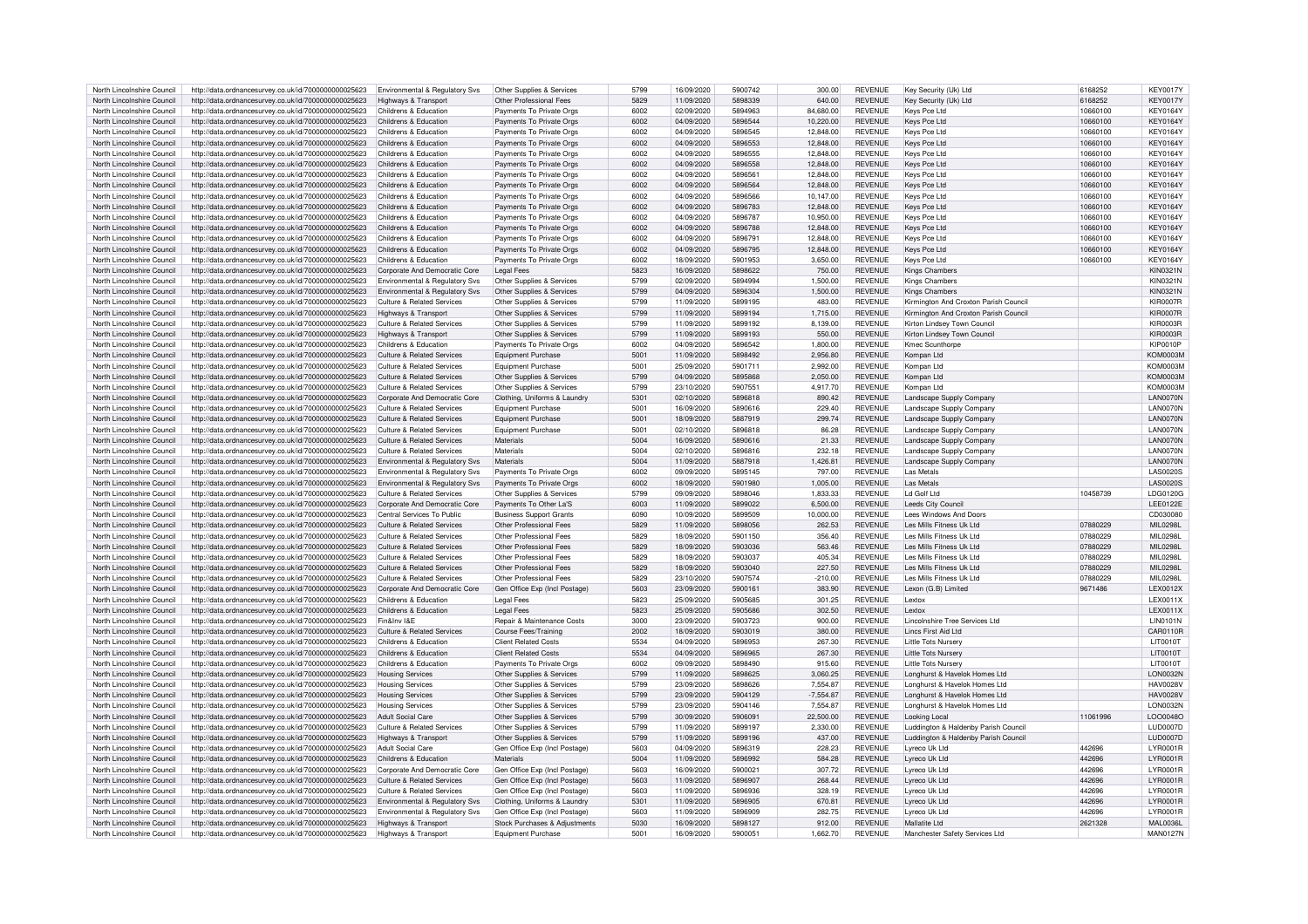| North Lincolnshire Council | http://data.ordnancesurvey.co.uk/id/7000000000025623 | Environmental & Regulatory Svs | Other Supplies & Services | 5799 | 16/09/2020 | 5900742 | 300.00 | REVENUE | Key Security (Uk) Ltd | 6168252 | KEY0017Y |
|---|---|---|---|---|---|---|---|---|---|---|---|
| North Lincolnshire Council | http://data.ordnancesurvey.co.uk/id/7000000000025623 | Highways & Transport | Other Professional Fees | 5829 | 11/09/2020 | 5898339 | 640.00 | REVENUE | Key Security (Uk) Ltd | 6168252 | KEY0017Y |
| North Lincolnshire Council | http://data.ordnancesurvey.co.uk/id/7000000000025623 | Childrens & Education | Payments To Private Orgs | 6002 | 02/09/2020 | 5894963 | 84,680.00 | REVENUE | Keys Pce Ltd | 10660100 | KEY0164Y |
| North Lincolnshire Council | http://data.ordnancesurvey.co.uk/id/7000000000025623 | Childrens & Education | Payments To Private Orgs | 6002 | 04/09/2020 | 5896544 | 10,220.00 | REVENUE | Keys Pce Ltd | 10660100 | KEY0164Y |
| North Lincolnshire Council | http://data.ordnancesurvey.co.uk/id/7000000000025623 | Childrens & Education | Payments To Private Orgs | 6002 | 04/09/2020 | 5896545 | 12,848.00 | REVENUE | Keys Pce Ltd | 10660100 | KEY0164Y |
| North Lincolnshire Council | http://data.ordnancesurvey.co.uk/id/7000000000025623 | Childrens & Education | Payments To Private Orgs | 6002 | 04/09/2020 | 5896553 | 12,848.00 | REVENUE | Keys Pce Ltd | 10660100 | KEY0164Y |
| North Lincolnshire Council | http://data.ordnancesurvey.co.uk/id/7000000000025623 | Childrens & Education | Payments To Private Orgs | 6002 | 04/09/2020 | 5896555 | 12,848.00 | REVENUE | Keys Pce Ltd | 10660100 | KEY0164Y |
| North Lincolnshire Council | http://data.ordnancesurvey.co.uk/id/7000000000025623 | Childrens & Education | Payments To Private Orgs | 6002 | 04/09/2020 | 5896558 | 12,848.00 | REVENUE | Keys Pce Ltd | 10660100 | KEY0164Y |
| North Lincolnshire Council | http://data.ordnancesurvey.co.uk/id/7000000000025623 | Childrens & Education | Payments To Private Orgs | 6002 | 04/09/2020 | 5896561 | 12,848.00 | REVENUE | Keys Pce Ltd | 10660100 | KEY0164Y |
| North Lincolnshire Council | http://data.ordnancesurvey.co.uk/id/7000000000025623 | Childrens & Education | Payments To Private Orgs | 6002 | 04/09/2020 | 5896564 | 12,848.00 | REVENUE | Keys Pce Ltd | 10660100 | KEY0164Y |
| North Lincolnshire Council | http://data.ordnancesurvey.co.uk/id/7000000000025623 | Childrens & Education | Payments To Private Orgs | 6002 | 04/09/2020 | 5896566 | 10,147.00 | REVENUE | Keys Pce Ltd | 10660100 | KEY0164Y |
| North Lincolnshire Council | http://data.ordnancesurvey.co.uk/id/7000000000025623 | Childrens & Education | Payments To Private Orgs | 6002 | 04/09/2020 | 5896783 | 12,848.00 | REVENUE | Keys Pce Ltd | 10660100 | KEY0164Y |
| North Lincolnshire Council | http://data.ordnancesurvey.co.uk/id/7000000000025623 | Childrens & Education | Payments To Private Orgs | 6002 | 04/09/2020 | 5896787 | 10,950.00 | REVENUE | Keys Pce Ltd | 10660100 | KEY0164Y |
| North Lincolnshire Council | http://data.ordnancesurvey.co.uk/id/7000000000025623 | Childrens & Education | Payments To Private Orgs | 6002 | 04/09/2020 | 5896788 | 12,848.00 | REVENUE | Keys Pce Ltd | 10660100 | KEY0164Y |
| North Lincolnshire Council | http://data.ordnancesurvey.co.uk/id/7000000000025623 | Childrens & Education | Payments To Private Orgs | 6002 | 04/09/2020 | 5896791 | 12,848.00 | REVENUE | Keys Pce Ltd | 10660100 | KEY0164Y |
| North Lincolnshire Council | http://data.ordnancesurvey.co.uk/id/7000000000025623 | Childrens & Education | Payments To Private Orgs | 6002 | 04/09/2020 | 5896795 | 12,848.00 | REVENUE | Keys Pce Ltd | 10660100 | KEY0164Y |
| North Lincolnshire Council | http://data.ordnancesurvey.co.uk/id/7000000000025623 | Childrens & Education | Payments To Private Orgs | 6002 | 18/09/2020 | 5901953 | 3,650.00 | REVENUE | Keys Pce Ltd | 10660100 | KEY0164Y |
| North Lincolnshire Council | http://data.ordnancesurvey.co.uk/id/7000000000025623 | Corporate And Democratic Core | Legal Fees | 5823 | 16/09/2020 | 5898622 | 750.00 | REVENUE | Kings Chambers | | KIN0321N |
| North Lincolnshire Council | http://data.ordnancesurvey.co.uk/id/7000000000025623 | Environmental & Regulatory Svs | Other Supplies & Services | 5799 | 02/09/2020 | 5894994 | 1,500.00 | REVENUE | Kings Chambers | | KIN0321N |
| North Lincolnshire Council | http://data.ordnancesurvey.co.uk/id/7000000000025623 | Environmental & Regulatory Svs | Other Supplies & Services | 5799 | 04/09/2020 | 5896304 | 1,500.00 | REVENUE | Kings Chambers | | KIN0321N |
| North Lincolnshire Council | http://data.ordnancesurvey.co.uk/id/7000000000025623 | Culture & Related Services | Other Supplies & Services | 5799 | 11/09/2020 | 5899195 | 483.00 | REVENUE | Kirmington And Croxton Parish Council | | KIR0007R |
| North Lincolnshire Council | http://data.ordnancesurvey.co.uk/id/7000000000025623 | Highways & Transport | Other Supplies & Services | 5799 | 11/09/2020 | 5899194 | 1,715.00 | REVENUE | Kirmington And Croxton Parish Council | | KIR0007R |
| North Lincolnshire Council | http://data.ordnancesurvey.co.uk/id/7000000000025623 | Culture & Related Services | Other Supplies & Services | 5799 | 11/09/2020 | 5899192 | 8,139.00 | REVENUE | Kirton Lindsey Town Council | | KIR0003R |
| North Lincolnshire Council | http://data.ordnancesurvey.co.uk/id/7000000000025623 | Highways & Transport | Other Supplies & Services | 5799 | 11/09/2020 | 5899193 | 550.00 | REVENUE | Kirton Lindsey Town Council | | KIR0003R |
| North Lincolnshire Council | http://data.ordnancesurvey.co.uk/id/7000000000025623 | Childrens & Education | Payments To Private Orgs | 6002 | 04/09/2020 | 5896542 | 1,800.00 | REVENUE | Kmec Scunthorpe | | KIP0010P |
| North Lincolnshire Council | http://data.ordnancesurvey.co.uk/id/7000000000025623 | Culture & Related Services | Equipment Purchase | 5001 | 11/09/2020 | 5898492 | 2,956.80 | REVENUE | Kompan Ltd | | KOM0003M |
| North Lincolnshire Council | http://data.ordnancesurvey.co.uk/id/7000000000025623 | Culture & Related Services | Equipment Purchase | 5001 | 25/09/2020 | 5901711 | 2,992.00 | REVENUE | Kompan Ltd | | KOM0003M |
| North Lincolnshire Council | http://data.ordnancesurvey.co.uk/id/7000000000025623 | Culture & Related Services | Other Supplies & Services | 5799 | 04/09/2020 | 5895868 | 2,050.00 | REVENUE | Kompan Ltd | | KOM0003M |
| North Lincolnshire Council | http://data.ordnancesurvey.co.uk/id/7000000000025623 | Culture & Related Services | Other Supplies & Services | 5799 | 23/10/2020 | 5907551 | 4,917.70 | REVENUE | Kompan Ltd | | KOM0003M |
| North Lincolnshire Council | http://data.ordnancesurvey.co.uk/id/7000000000025623 | Corporate And Democratic Core | Clothing, Uniforms & Laundry | 5301 | 02/10/2020 | 5896818 | 890.42 | REVENUE | Landscape Supply Company | | LAN0070N |
| North Lincolnshire Council | http://data.ordnancesurvey.co.uk/id/7000000000025623 | Culture & Related Services | Equipment Purchase | 5001 | 16/09/2020 | 5890616 | 229.40 | REVENUE | Landscape Supply Company | | LAN0070N |
| North Lincolnshire Council | http://data.ordnancesurvey.co.uk/id/7000000000025623 | Culture & Related Services | Equipment Purchase | 5001 | 18/09/2020 | 5887919 | 299.74 | REVENUE | Landscape Supply Company | | LAN0070N |
| North Lincolnshire Council | http://data.ordnancesurvey.co.uk/id/7000000000025623 | Culture & Related Services | Equipment Purchase | 5001 | 02/10/2020 | 5896818 | 86.28 | REVENUE | Landscape Supply Company | | LAN0070N |
| North Lincolnshire Council | http://data.ordnancesurvey.co.uk/id/7000000000025623 | Culture & Related Services | Materials | 5004 | 16/09/2020 | 5890616 | 21.33 | REVENUE | Landscape Supply Company | | LAN0070N |
| North Lincolnshire Council | http://data.ordnancesurvey.co.uk/id/7000000000025623 | Culture & Related Services | Materials | 5004 | 02/10/2020 | 5896816 | 232.18 | REVENUE | Landscape Supply Company | | LAN0070N |
| North Lincolnshire Council | http://data.ordnancesurvey.co.uk/id/7000000000025623 | Environmental & Regulatory Svs | Materials | 5004 | 11/09/2020 | 5887918 | 1,426.81 | REVENUE | Landscape Supply Company | | LAN0070N |
| North Lincolnshire Council | http://data.ordnancesurvey.co.uk/id/7000000000025623 | Environmental & Regulatory Svs | Payments To Private Orgs | 6002 | 09/09/2020 | 5895145 | 797.00 | REVENUE | Las Metals | | LAS0020S |
| North Lincolnshire Council | http://data.ordnancesurvey.co.uk/id/7000000000025623 | Environmental & Regulatory Svs | Payments To Private Orgs | 6002 | 18/09/2020 | 5901980 | 1,005.00 | REVENUE | Las Metals | | LAS0020S |
| North Lincolnshire Council | http://data.ordnancesurvey.co.uk/id/7000000000025623 | Culture & Related Services | Other Supplies & Services | 5799 | 09/09/2020 | 5898046 | 1,833.33 | REVENUE | Ld Golf Ltd | 10458739 | LDG0120G |
| North Lincolnshire Council | http://data.ordnancesurvey.co.uk/id/7000000000025623 | Corporate And Democratic Core | Payments To Other La'S | 6003 | 11/09/2020 | 5899022 | 6,500.00 | REVENUE | Leeds City Council | | LEE0122E |
| North Lincolnshire Council | http://data.ordnancesurvey.co.uk/id/7000000000025623 | Central Services To Public | Business Support Grants | 6090 | 10/09/2020 | 5899509 | 10,000.00 | REVENUE | Lees Windows And Doors | | CD030080 |
| North Lincolnshire Council | http://data.ordnancesurvey.co.uk/id/7000000000025623 | Culture & Related Services | Other Professional Fees | 5829 | 11/09/2020 | 5898056 | 262.53 | REVENUE | Les Mills Fitness Uk Ltd | 07880229 | MIL0298L |
| North Lincolnshire Council | http://data.ordnancesurvey.co.uk/id/7000000000025623 | Culture & Related Services | Other Professional Fees | 5829 | 18/09/2020 | 5901150 | 356.40 | REVENUE | Les Mills Fitness Uk Ltd | 07880229 | MIL0298L |
| North Lincolnshire Council | http://data.ordnancesurvey.co.uk/id/7000000000025623 | Culture & Related Services | Other Professional Fees | 5829 | 18/09/2020 | 5903036 | 563.46 | REVENUE | Les Mills Fitness Uk Ltd | 07880229 | MIL0298L |
| North Lincolnshire Council | http://data.ordnancesurvey.co.uk/id/7000000000025623 | Culture & Related Services | Other Professional Fees | 5829 | 18/09/2020 | 5903037 | 405.34 | REVENUE | Les Mills Fitness Uk Ltd | 07880229 | MIL0298L |
| North Lincolnshire Council | http://data.ordnancesurvey.co.uk/id/7000000000025623 | Culture & Related Services | Other Professional Fees | 5829 | 18/09/2020 | 5903040 | 227.50 | REVENUE | Les Mills Fitness Uk Ltd | 07880229 | MIL0298L |
| North Lincolnshire Council | http://data.ordnancesurvey.co.uk/id/7000000000025623 | Culture & Related Services | Other Professional Fees | 5829 | 23/10/2020 | 5907574 | -210.00 | REVENUE | Les Mills Fitness Uk Ltd | 07880229 | MIL0298L |
| North Lincolnshire Council | http://data.ordnancesurvey.co.uk/id/7000000000025623 | Corporate And Democratic Core | Gen Office Exp (Incl Postage) | 5603 | 23/09/2020 | 5900161 | 383.90 | REVENUE | Lexon (G.B) Limited | 9671486 | LEX0012X |
| North Lincolnshire Council | http://data.ordnancesurvey.co.uk/id/7000000000025623 | Childrens & Education | Legal Fees | 5823 | 25/09/2020 | 5905685 | 301.25 | REVENUE | Lextox | | LEX0011X |
| North Lincolnshire Council | http://data.ordnancesurvey.co.uk/id/7000000000025623 | Childrens & Education | Legal Fees | 5823 | 25/09/2020 | 5905686 | 302.50 | REVENUE | Lextox | | LEX0011X |
| North Lincolnshire Council | http://data.ordnancesurvey.co.uk/id/7000000000025623 | Fin&Inv I&E | Repair & Maintenance Costs | 3000 | 23/09/2020 | 5903723 | 900.00 | REVENUE | Lincolnshire Tree Services Ltd | | LIN0101N |
| North Lincolnshire Council | http://data.ordnancesurvey.co.uk/id/7000000000025623 | Culture & Related Services | Course Fees/Training | 2002 | 18/09/2020 | 5903019 | 380.00 | REVENUE | Lincs First Aid Ltd | | CAR0110R |
| North Lincolnshire Council | http://data.ordnancesurvey.co.uk/id/7000000000025623 | Childrens & Education | Client Related Costs | 5534 | 04/09/2020 | 5896953 | 267.30 | REVENUE | Little Tots Nursery | | LIT0010T |
| North Lincolnshire Council | http://data.ordnancesurvey.co.uk/id/7000000000025623 | Childrens & Education | Client Related Costs | 5534 | 04/09/2020 | 5896965 | 267.30 | REVENUE | Little Tots Nursery | | LIT0010T |
| North Lincolnshire Council | http://data.ordnancesurvey.co.uk/id/7000000000025623 | Childrens & Education | Payments To Private Orgs | 6002 | 09/09/2020 | 5898490 | 915.60 | REVENUE | Little Tots Nursery | | LIT0010T |
| North Lincolnshire Council | http://data.ordnancesurvey.co.uk/id/7000000000025623 | Housing Services | Other Supplies & Services | 5799 | 11/09/2020 | 5898625 | 3,060.25 | REVENUE | Longhurst & Havelok Homes Ltd | | LON0032N |
| North Lincolnshire Council | http://data.ordnancesurvey.co.uk/id/7000000000025623 | Housing Services | Other Supplies & Services | 5799 | 23/09/2020 | 5898626 | 7,554.87 | REVENUE | Longhurst & Havelok Homes Ltd | | HAV0028V |
| North Lincolnshire Council | http://data.ordnancesurvey.co.uk/id/7000000000025623 | Housing Services | Other Supplies & Services | 5799 | 23/09/2020 | 5904129 | -7,554.87 | REVENUE | Longhurst & Havelok Homes Ltd | | HAV0028V |
| North Lincolnshire Council | http://data.ordnancesurvey.co.uk/id/7000000000025623 | Housing Services | Other Supplies & Services | 5799 | 23/09/2020 | 5904146 | 7,554.87 | REVENUE | Longhurst & Havelok Homes Ltd | | LON0032N |
| North Lincolnshire Council | http://data.ordnancesurvey.co.uk/id/7000000000025623 | Adult Social Care | Other Supplies & Services | 5799 | 30/09/2020 | 5906091 | 22,500.00 | REVENUE | Looking Local | 11061996 | LOO0048O |
| North Lincolnshire Council | http://data.ordnancesurvey.co.uk/id/7000000000025623 | Culture & Related Services | Other Supplies & Services | 5799 | 11/09/2020 | 5899197 | 2,330.00 | REVENUE | Luddington & Haldenby Parish Council | | LUD0007D |
| North Lincolnshire Council | http://data.ordnancesurvey.co.uk/id/7000000000025623 | Highways & Transport | Other Supplies & Services | 5799 | 11/09/2020 | 5899196 | 437.00 | REVENUE | Luddington & Haldenby Parish Council | | LUD0007D |
| North Lincolnshire Council | http://data.ordnancesurvey.co.uk/id/7000000000025623 | Adult Social Care | Gen Office Exp (Incl Postage) | 5603 | 04/09/2020 | 5896319 | 228.23 | REVENUE | Lyreco Uk Ltd | 442696 | LYR0001R |
| North Lincolnshire Council | http://data.ordnancesurvey.co.uk/id/7000000000025623 | Childrens & Education | Materials | 5004 | 11/09/2020 | 5896992 | 584.28 | REVENUE | Lyreco Uk Ltd | 442696 | LYR0001R |
| North Lincolnshire Council | http://data.ordnancesurvey.co.uk/id/7000000000025623 | Corporate And Democratic Core | Gen Office Exp (Incl Postage) | 5603 | 16/09/2020 | 5900021 | 307.72 | REVENUE | Lyreco Uk Ltd | 442696 | LYR0001R |
| North Lincolnshire Council | http://data.ordnancesurvey.co.uk/id/7000000000025623 | Culture & Related Services | Gen Office Exp (Incl Postage) | 5603 | 11/09/2020 | 5896907 | 268.44 | REVENUE | Lyreco Uk Ltd | 442696 | LYR0001R |
| North Lincolnshire Council | http://data.ordnancesurvey.co.uk/id/7000000000025623 | Culture & Related Services | Gen Office Exp (Incl Postage) | 5603 | 11/09/2020 | 5896936 | 328.19 | REVENUE | Lyreco Uk Ltd | 442696 | LYR0001R |
| North Lincolnshire Council | http://data.ordnancesurvey.co.uk/id/7000000000025623 | Environmental & Regulatory Svs | Clothing, Uniforms & Laundry | 5301 | 11/09/2020 | 5896905 | 670.81 | REVENUE | Lyreco Uk Ltd | 442696 | LYR0001R |
| North Lincolnshire Council | http://data.ordnancesurvey.co.uk/id/7000000000025623 | Environmental & Regulatory Svs | Gen Office Exp (Incl Postage) | 5603 | 11/09/2020 | 5896909 | 282.75 | REVENUE | Lyreco Uk Ltd | 442696 | LYR0001R |
| North Lincolnshire Council | http://data.ordnancesurvey.co.uk/id/7000000000025623 | Highways & Transport | Stock Purchases & Adjustments | 5030 | 16/09/2020 | 5898127 | 912.00 | REVENUE | Mallatite Ltd | 2621328 | MAL0036L |
| North Lincolnshire Council | http://data.ordnancesurvey.co.uk/id/7000000000025623 | Highways & Transport | Equipment Purchase | 5001 | 16/09/2020 | 5900051 | 1,662.70 | REVENUE | Manchester Safety Services Ltd | | MAN0127N |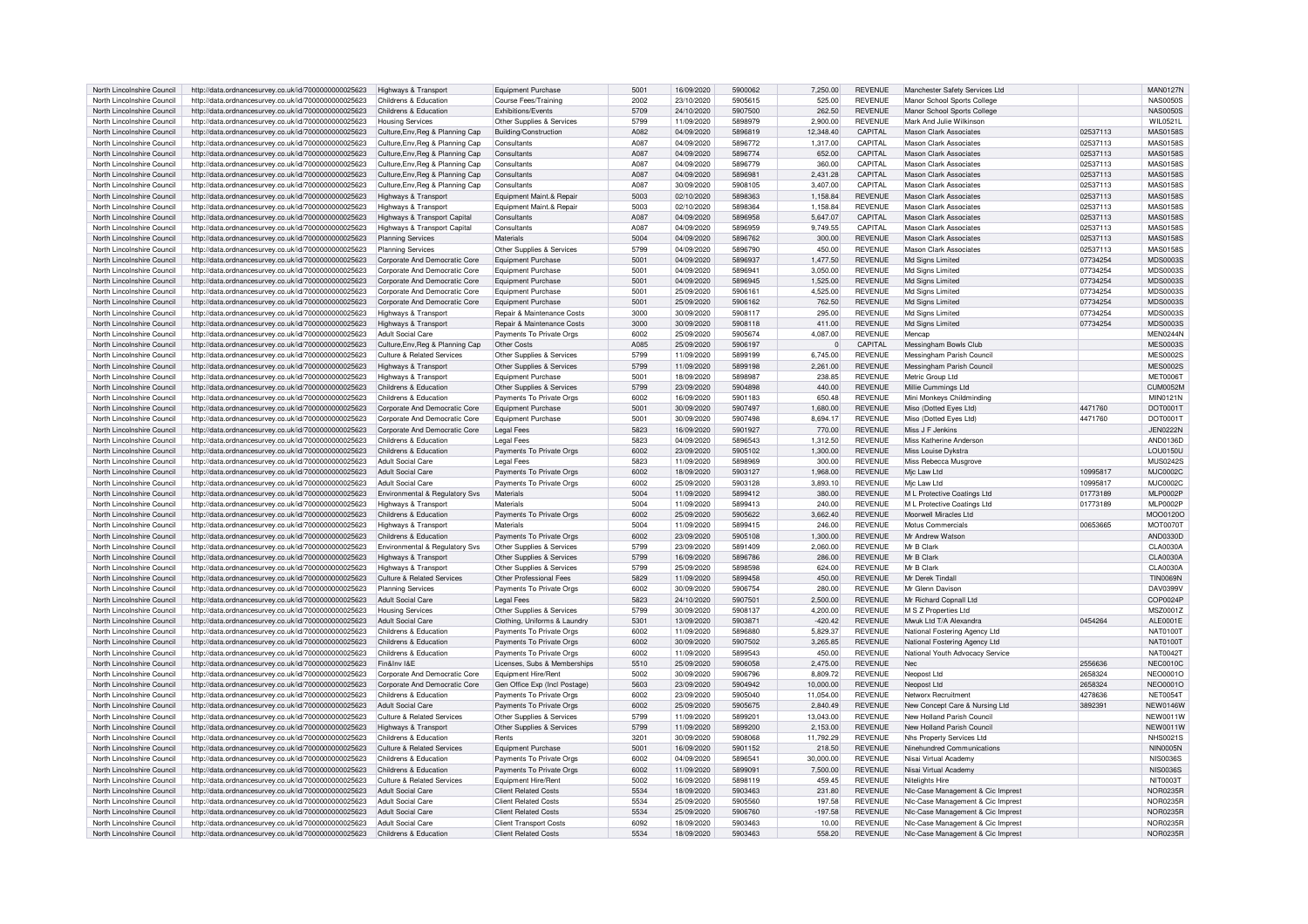| North Lincolnshire Council | http://data.ordnancesurvey.co.uk/id/7000000000025623 | Highways & Transport | Equipment Purchase | 5001 | 16/09/2020 | 5900062 | 7,250.00 | REVENUE | Manchester Safety Services Ltd | | MAN0127N |
|---|---|---|---|---|---|---|---|---|---|---|---|
| North Lincolnshire Council | http://data.ordnancesurvey.co.uk/id/7000000000025623 | Childrens & Education | Course Fees/Training | 2002 | 23/10/2020 | 5905615 | 525.00 | REVENUE | Manor School Sports College | | NAS0050S |
| North Lincolnshire Council | http://data.ordnancesurvey.co.uk/id/7000000000025623 | Childrens & Education | Exhibitions/Events | 5709 | 24/10/2020 | 5907500 | 262.50 | REVENUE | Manor School Sports College | | NAS0050S |
| North Lincolnshire Council | http://data.ordnancesurvey.co.uk/id/7000000000025623 | Housing Services | Other Supplies & Services | 5799 | 11/09/2020 | 5898979 | 2,900.00 | REVENUE | Mark And Julie Wilkinson | | WIL0521L |
| North Lincolnshire Council | http://data.ordnancesurvey.co.uk/id/7000000000025623 | Culture,Env,Reg & Planning Cap | Building/Construction | A082 | 04/09/2020 | 5896819 | 12,348.40 | CAPITAL | Mason Clark Associates | 02537113 | MAS0158S |
| North Lincolnshire Council | http://data.ordnancesurvey.co.uk/id/7000000000025623 | Culture,Env,Reg & Planning Cap | Consultants | A087 | 04/09/2020 | 5896772 | 1,317.00 | CAPITAL | Mason Clark Associates | 02537113 | MAS0158S |
| North Lincolnshire Council | http://data.ordnancesurvey.co.uk/id/7000000000025623 | Culture,Env,Reg & Planning Cap | Consultants | A087 | 04/09/2020 | 5896774 | 652.00 | CAPITAL | Mason Clark Associates | 02537113 | MAS0158S |
| North Lincolnshire Council | http://data.ordnancesurvey.co.uk/id/7000000000025623 | Culture,Env,Reg & Planning Cap | Consultants | A087 | 04/09/2020 | 5896779 | 360.00 | CAPITAL | Mason Clark Associates | 02537113 | MAS0158S |
| North Lincolnshire Council | http://data.ordnancesurvey.co.uk/id/7000000000025623 | Culture,Env,Reg & Planning Cap | Consultants | A087 | 04/09/2020 | 5896981 | 2,431.28 | CAPITAL | Mason Clark Associates | 02537113 | MAS0158S |
| North Lincolnshire Council | http://data.ordnancesurvey.co.uk/id/7000000000025623 | Culture,Env,Reg & Planning Cap | Consultants | A087 | 30/09/2020 | 5908105 | 3,407.00 | CAPITAL | Mason Clark Associates | 02537113 | MAS0158S |
| North Lincolnshire Council | http://data.ordnancesurvey.co.uk/id/7000000000025623 | Highways & Transport | Equipment Maint.& Repair | 5003 | 02/10/2020 | 5898363 | 1,158.84 | REVENUE | Mason Clark Associates | 02537113 | MAS0158S |
| North Lincolnshire Council | http://data.ordnancesurvey.co.uk/id/7000000000025623 | Highways & Transport | Equipment Maint.& Repair | 5003 | 02/10/2020 | 5898364 | 1,158.84 | REVENUE | Mason Clark Associates | 02537113 | MAS0158S |
| North Lincolnshire Council | http://data.ordnancesurvey.co.uk/id/7000000000025623 | Highways & Transport Capital | Consultants | A087 | 04/09/2020 | 5896958 | 5,647.07 | CAPITAL | Mason Clark Associates | 02537113 | MAS0158S |
| North Lincolnshire Council | http://data.ordnancesurvey.co.uk/id/7000000000025623 | Highways & Transport Capital | Consultants | A087 | 04/09/2020 | 5896959 | 9,749.55 | CAPITAL | Mason Clark Associates | 02537113 | MAS0158S |
| North Lincolnshire Council | http://data.ordnancesurvey.co.uk/id/7000000000025623 | Planning Services | Materials | 5004 | 04/09/2020 | 5896762 | 300.00 | REVENUE | Mason Clark Associates | 02537113 | MAS0158S |
| North Lincolnshire Council | http://data.ordnancesurvey.co.uk/id/7000000000025623 | Planning Services | Other Supplies & Services | 5799 | 04/09/2020 | 5896790 | 450.00 | REVENUE | Mason Clark Associates | 02537113 | MAS0158S |
| North Lincolnshire Council | http://data.ordnancesurvey.co.uk/id/7000000000025623 | Corporate And Democratic Core | Equipment Purchase | 5001 | 04/09/2020 | 5896937 | 1,477.50 | REVENUE | Md Signs Limited | 07734254 | MDS0003S |
| North Lincolnshire Council | http://data.ordnancesurvey.co.uk/id/7000000000025623 | Corporate And Democratic Core | Equipment Purchase | 5001 | 04/09/2020 | 5896941 | 3,050.00 | REVENUE | Md Signs Limited | 07734254 | MDS0003S |
| North Lincolnshire Council | http://data.ordnancesurvey.co.uk/id/7000000000025623 | Corporate And Democratic Core | Equipment Purchase | 5001 | 04/09/2020 | 5896945 | 1,525.00 | REVENUE | Md Signs Limited | 07734254 | MDS0003S |
| North Lincolnshire Council | http://data.ordnancesurvey.co.uk/id/7000000000025623 | Corporate And Democratic Core | Equipment Purchase | 5001 | 25/09/2020 | 5906161 | 4,525.00 | REVENUE | Md Signs Limited | 07734254 | MDS0003S |
| North Lincolnshire Council | http://data.ordnancesurvey.co.uk/id/7000000000025623 | Corporate And Democratic Core | Equipment Purchase | 5001 | 25/09/2020 | 5906162 | 762.50 | REVENUE | Md Signs Limited | 07734254 | MDS0003S |
| North Lincolnshire Council | http://data.ordnancesurvey.co.uk/id/7000000000025623 | Highways & Transport | Repair & Maintenance Costs | 3000 | 30/09/2020 | 5908117 | 295.00 | REVENUE | Md Signs Limited | 07734254 | MDS0003S |
| North Lincolnshire Council | http://data.ordnancesurvey.co.uk/id/7000000000025623 | Highways & Transport | Repair & Maintenance Costs | 3000 | 30/09/2020 | 5908118 | 411.00 | REVENUE | Md Signs Limited | 07734254 | MDS0003S |
| North Lincolnshire Council | http://data.ordnancesurvey.co.uk/id/7000000000025623 | Adult Social Care | Payments To Private Orgs | 6002 | 25/09/2020 | 5905674 | 4,087.00 | REVENUE | Mencap | | MEN0244N |
| North Lincolnshire Council | http://data.ordnancesurvey.co.uk/id/7000000000025623 | Culture,Env,Reg & Planning Cap | Other Costs | A085 | 25/09/2020 | 5906197 | 0 | CAPITAL | Messingham Bowls Club | | MES0003S |
| North Lincolnshire Council | http://data.ordnancesurvey.co.uk/id/7000000000025623 | Culture & Related Services | Other Supplies & Services | 5799 | 11/09/2020 | 5899199 | 6,745.00 | REVENUE | Messingham Parish Council | | MES0002S |
| North Lincolnshire Council | http://data.ordnancesurvey.co.uk/id/7000000000025623 | Highways & Transport | Other Supplies & Services | 5799 | 11/09/2020 | 5899198 | 2,261.00 | REVENUE | Messingham Parish Council | | MES0002S |
| North Lincolnshire Council | http://data.ordnancesurvey.co.uk/id/7000000000025623 | Highways & Transport | Equipment Purchase | 5001 | 18/09/2020 | 5898987 | 238.85 | REVENUE | Metric Group Ltd | | MET0006T |
| North Lincolnshire Council | http://data.ordnancesurvey.co.uk/id/7000000000025623 | Childrens & Education | Other Supplies & Services | 5799 | 23/09/2020 | 5904898 | 440.00 | REVENUE | Millie Cummings Ltd | | CUM0052M |
| North Lincolnshire Council | http://data.ordnancesurvey.co.uk/id/7000000000025623 | Childrens & Education | Payments To Private Orgs | 6002 | 16/09/2020 | 5901183 | 650.48 | REVENUE | Mini Monkeys Childminding | | MIN0121N |
| North Lincolnshire Council | http://data.ordnancesurvey.co.uk/id/7000000000025623 | Corporate And Democratic Core | Equipment Purchase | 5001 | 30/09/2020 | 5907497 | 1,680.00 | REVENUE | Miso (Dotted Eyes Ltd) | 4471760 | DOT0001T |
| North Lincolnshire Council | http://data.ordnancesurvey.co.uk/id/7000000000025623 | Corporate And Democratic Core | Equipment Purchase | 5001 | 30/09/2020 | 5907498 | 8,694.17 | REVENUE | Miso (Dotted Eyes Ltd) | 4471760 | DOT0001T |
| North Lincolnshire Council | http://data.ordnancesurvey.co.uk/id/7000000000025623 | Corporate And Democratic Core | Legal Fees | 5823 | 16/09/2020 | 5901927 | 770.00 | REVENUE | Miss J F Jenkins | | JEN0222N |
| North Lincolnshire Council | http://data.ordnancesurvey.co.uk/id/7000000000025623 | Childrens & Education | Legal Fees | 5823 | 04/09/2020 | 5896543 | 1,312.50 | REVENUE | Miss Katherine Anderson | | AND0136D |
| North Lincolnshire Council | http://data.ordnancesurvey.co.uk/id/7000000000025623 | Childrens & Education | Payments To Private Orgs | 6002 | 23/09/2020 | 5905102 | 1,300.00 | REVENUE | Miss Louise Dykstra | | LOU0150U |
| North Lincolnshire Council | http://data.ordnancesurvey.co.uk/id/7000000000025623 | Adult Social Care | Legal Fees | 5823 | 11/09/2020 | 5898969 | 300.00 | REVENUE | Miss Rebecca Musgrove | | MUS0242S |
| North Lincolnshire Council | http://data.ordnancesurvey.co.uk/id/7000000000025623 | Adult Social Care | Payments To Private Orgs | 6002 | 18/09/2020 | 5903127 | 1,968.00 | REVENUE | Mjc Law Ltd | 10995817 | MJC0002C |
| North Lincolnshire Council | http://data.ordnancesurvey.co.uk/id/7000000000025623 | Adult Social Care | Payments To Private Orgs | 6002 | 25/09/2020 | 5903128 | 3,893.10 | REVENUE | Mjc Law Ltd | 10995817 | MJC0002C |
| North Lincolnshire Council | http://data.ordnancesurvey.co.uk/id/7000000000025623 | Environmental & Regulatory Svs | Materials | 5004 | 11/09/2020 | 5899412 | 380.00 | REVENUE | M L Protective Coatings Ltd | 01773189 | MLP0002P |
| North Lincolnshire Council | http://data.ordnancesurvey.co.uk/id/7000000000025623 | Highways & Transport | Materials | 5004 | 11/09/2020 | 5899413 | 240.00 | REVENUE | M L Protective Coatings Ltd | 01773189 | MLP0002P |
| North Lincolnshire Council | http://data.ordnancesurvey.co.uk/id/7000000000025623 | Childrens & Education | Payments To Private Orgs | 6002 | 25/09/2020 | 5905622 | 3,662.40 | REVENUE | Moorwell Miracles Ltd | | MOO0120O |
| North Lincolnshire Council | http://data.ordnancesurvey.co.uk/id/7000000000025623 | Highways & Transport | Materials | 5004 | 11/09/2020 | 5899415 | 246.00 | REVENUE | Motus Commercials | 00653665 | MOT0070T |
| North Lincolnshire Council | http://data.ordnancesurvey.co.uk/id/7000000000025623 | Childrens & Education | Payments To Private Orgs | 6002 | 23/09/2020 | 5905108 | 1,300.00 | REVENUE | Mr Andrew Watson | | AND0330D |
| North Lincolnshire Council | http://data.ordnancesurvey.co.uk/id/7000000000025623 | Environmental & Regulatory Svs | Other Supplies & Services | 5799 | 23/09/2020 | 5891409 | 2,060.00 | REVENUE | Mr B Clark | | CLA0030A |
| North Lincolnshire Council | http://data.ordnancesurvey.co.uk/id/7000000000025623 | Highways & Transport | Other Supplies & Services | 5799 | 16/09/2020 | 5896786 | 286.00 | REVENUE | Mr B Clark | | CLA0030A |
| North Lincolnshire Council | http://data.ordnancesurvey.co.uk/id/7000000000025623 | Highways & Transport | Other Supplies & Services | 5799 | 25/09/2020 | 5898598 | 624.00 | REVENUE | Mr B Clark | | CLA0030A |
| North Lincolnshire Council | http://data.ordnancesurvey.co.uk/id/7000000000025623 | Culture & Related Services | Other Professional Fees | 5829 | 11/09/2020 | 5899458 | 450.00 | REVENUE | Mr Derek Tindall | | TIN0069N |
| North Lincolnshire Council | http://data.ordnancesurvey.co.uk/id/7000000000025623 | Planning Services | Payments To Private Orgs | 6002 | 30/09/2020 | 5906754 | 280.00 | REVENUE | Mr Glenn Davison | | DAV0399V |
| North Lincolnshire Council | http://data.ordnancesurvey.co.uk/id/7000000000025623 | Adult Social Care | Legal Fees | 5823 | 24/10/2020 | 5907501 | 2,500.00 | REVENUE | Mr Richard Copnall Ltd | | COP0024P |
| North Lincolnshire Council | http://data.ordnancesurvey.co.uk/id/7000000000025623 | Housing Services | Other Supplies & Services | 5799 | 30/09/2020 | 5908137 | 4,200.00 | REVENUE | M S Z Properties Ltd | | MSZ0001Z |
| North Lincolnshire Council | http://data.ordnancesurvey.co.uk/id/7000000000025623 | Adult Social Care | Clothing, Uniforms & Laundry | 5301 | 13/09/2020 | 5903871 | -420.42 | REVENUE | Mwuk Ltd T/A Alexandra | 0454264 | ALE0001E |
| North Lincolnshire Council | http://data.ordnancesurvey.co.uk/id/7000000000025623 | Childrens & Education | Payments To Private Orgs | 6002 | 11/09/2020 | 5896880 | 5,829.37 | REVENUE | National Fostering Agency Ltd | | NAT0100T |
| North Lincolnshire Council | http://data.ordnancesurvey.co.uk/id/7000000000025623 | Childrens & Education | Payments To Private Orgs | 6002 | 30/09/2020 | 5907502 | 3,265.85 | REVENUE | National Fostering Agency Ltd | | NAT0100T |
| North Lincolnshire Council | http://data.ordnancesurvey.co.uk/id/7000000000025623 | Childrens & Education | Payments To Private Orgs | 6002 | 11/09/2020 | 5899543 | 450.00 | REVENUE | National Youth Advocacy Service | | NAT0042T |
| North Lincolnshire Council | http://data.ordnancesurvey.co.uk/id/7000000000025623 | Fin&Inv I&E | Licenses, Subs & Memberships | 5510 | 25/09/2020 | 5906058 | 2,475.00 | REVENUE | Nec | 2556636 | NEC0010C |
| North Lincolnshire Council | http://data.ordnancesurvey.co.uk/id/7000000000025623 | Corporate And Democratic Core | Equipment Hire/Rent | 5002 | 30/09/2020 | 5906796 | 8,809.72 | REVENUE | Neopost Ltd | 2658324 | NEO0001O |
| North Lincolnshire Council | http://data.ordnancesurvey.co.uk/id/7000000000025623 | Corporate And Democratic Core | Gen Office Exp (Incl Postage) | 5603 | 23/09/2020 | 5904942 | 10,000.00 | REVENUE | Neopost Ltd | 2658324 | NEO0001O |
| North Lincolnshire Council | http://data.ordnancesurvey.co.uk/id/7000000000025623 | Childrens & Education | Payments To Private Orgs | 6002 | 23/09/2020 | 5905040 | 11,054.00 | REVENUE | Networx Recruitment | 4278636 | NET0054T |
| North Lincolnshire Council | http://data.ordnancesurvey.co.uk/id/7000000000025623 | Adult Social Care | Payments To Private Orgs | 6002 | 25/09/2020 | 5905675 | 2,840.49 | REVENUE | New Concept Care & Nursing Ltd | 3892391 | NEW0146W |
| North Lincolnshire Council | http://data.ordnancesurvey.co.uk/id/7000000000025623 | Culture & Related Services | Other Supplies & Services | 5799 | 11/09/2020 | 5899201 | 13,043.00 | REVENUE | New Holland Parish Council | | NEW0011W |
| North Lincolnshire Council | http://data.ordnancesurvey.co.uk/id/7000000000025623 | Highways & Transport | Other Supplies & Services | 5799 | 11/09/2020 | 5899200 | 2,153.00 | REVENUE | New Holland Parish Council | | NEW0011W |
| North Lincolnshire Council | http://data.ordnancesurvey.co.uk/id/7000000000025623 | Childrens & Education | Rents | 3201 | 30/09/2020 | 5908068 | 11,792.29 | REVENUE | Nhs Property Services Ltd | | NHS0021S |
| North Lincolnshire Council | http://data.ordnancesurvey.co.uk/id/7000000000025623 | Culture & Related Services | Equipment Purchase | 5001 | 16/09/2020 | 5901152 | 218.50 | REVENUE | Ninehundred Communications | | NIN0005N |
| North Lincolnshire Council | http://data.ordnancesurvey.co.uk/id/7000000000025623 | Childrens & Education | Payments To Private Orgs | 6002 | 04/09/2020 | 5896541 | 30,000.00 | REVENUE | Nisai Virtual Academy | | NIS0036S |
| North Lincolnshire Council | http://data.ordnancesurvey.co.uk/id/7000000000025623 | Childrens & Education | Payments To Private Orgs | 6002 | 11/09/2020 | 5899091 | 7,500.00 | REVENUE | Nisai Virtual Academy | | NIS0036S |
| North Lincolnshire Council | http://data.ordnancesurvey.co.uk/id/7000000000025623 | Culture & Related Services | Equipment Hire/Rent | 5002 | 16/09/2020 | 5898119 | 459.45 | REVENUE | Nitelights Hire | | NIT0003T |
| North Lincolnshire Council | http://data.ordnancesurvey.co.uk/id/7000000000025623 | Adult Social Care | Client Related Costs | 5534 | 18/09/2020 | 5903463 | 231.80 | REVENUE | Nlc-Case Management & Cic Imprest | | NOR0235R |
| North Lincolnshire Council | http://data.ordnancesurvey.co.uk/id/7000000000025623 | Adult Social Care | Client Related Costs | 5534 | 25/09/2020 | 5905560 | 197.58 | REVENUE | Nlc-Case Management & Cic Imprest | | NOR0235R |
| North Lincolnshire Council | http://data.ordnancesurvey.co.uk/id/7000000000025623 | Adult Social Care | Client Related Costs | 5534 | 25/09/2020 | 5906760 | -197.58 | REVENUE | Nlc-Case Management & Cic Imprest | | NOR0235R |
| North Lincolnshire Council | http://data.ordnancesurvey.co.uk/id/7000000000025623 | Adult Social Care | Client Transport Costs | 6092 | 18/09/2020 | 5903463 | 10.00 | REVENUE | Nlc-Case Management & Cic Imprest | | NOR0235R |
| North Lincolnshire Council | http://data.ordnancesurvey.co.uk/id/7000000000025623 | Childrens & Education | Client Related Costs | 5534 | 18/09/2020 | 5903463 | 558.20 | REVENUE | Nlc-Case Management & Cic Imprest | | NOR0235R |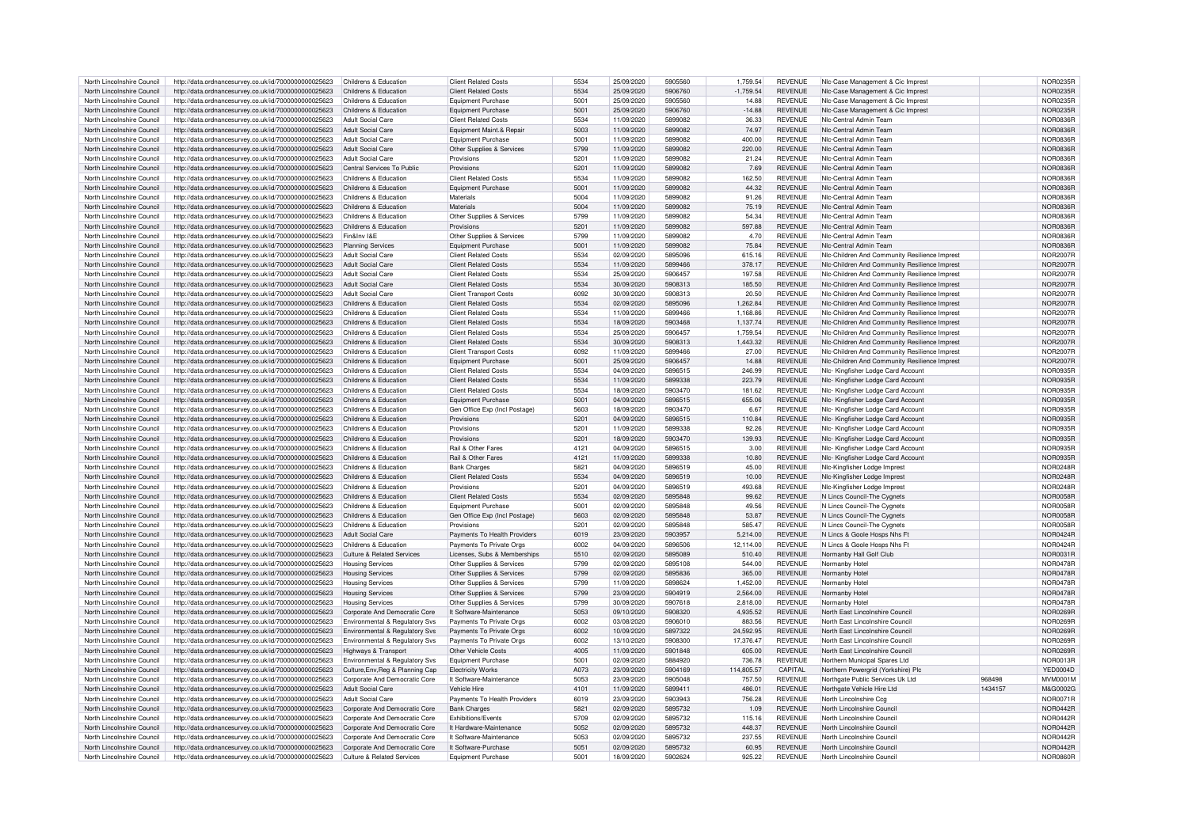| North Lincolnshire Council | http://data.ordnancesurvey.co.uk/id/7000000000025623 | Childrens & Education | Client Related Costs | 5534 | 25/09/2020 | 5905560 | 1,759.54 | REVENUE | Nlc-Case Management & Cic Imprest | | NOR0235R |
|---|---|---|---|---|---|---|---|---|---|---|---|
| North Lincolnshire Council | http://data.ordnancesurvey.co.uk/id/7000000000025623 | Childrens & Education | Client Related Costs | 5534 | 25/09/2020 | 5906760 | -1,759.54 | REVENUE | Nlc-Case Management & Cic Imprest | | NOR0235R |
| North Lincolnshire Council | http://data.ordnancesurvey.co.uk/id/7000000000025623 | Childrens & Education | Equipment Purchase | 5001 | 25/09/2020 | 5905560 | 14.88 | REVENUE | Nlc-Case Management & Cic Imprest | | NOR0235R |
| North Lincolnshire Council | http://data.ordnancesurvey.co.uk/id/7000000000025623 | Childrens & Education | Equipment Purchase | 5001 | 25/09/2020 | 5906760 | -14.88 | REVENUE | Nlc-Case Management & Cic Imprest | | NOR0235R |
| North Lincolnshire Council | http://data.ordnancesurvey.co.uk/id/7000000000025623 | Adult Social Care | Client Related Costs | 5534 | 11/09/2020 | 5899082 | 36.33 | REVENUE | Nlc-Central Admin Team | | NOR0836R |
| North Lincolnshire Council | http://data.ordnancesurvey.co.uk/id/7000000000025623 | Adult Social Care | Equipment Maint.& Repair | 5003 | 11/09/2020 | 5899082 | 74.97 | REVENUE | Nlc-Central Admin Team | | NOR0836R |
| North Lincolnshire Council | http://data.ordnancesurvey.co.uk/id/7000000000025623 | Adult Social Care | Equipment Purchase | 5001 | 11/09/2020 | 5899082 | 400.00 | REVENUE | Nlc-Central Admin Team | | NOR0836R |
| North Lincolnshire Council | http://data.ordnancesurvey.co.uk/id/7000000000025623 | Adult Social Care | Other Supplies & Services | 5799 | 11/09/2020 | 5899082 | 220.00 | REVENUE | Nlc-Central Admin Team | | NOR0836R |
| North Lincolnshire Council | http://data.ordnancesurvey.co.uk/id/7000000000025623 | Adult Social Care | Provisions | 5201 | 11/09/2020 | 5899082 | 21.24 | REVENUE | Nlc-Central Admin Team | | NOR0836R |
| North Lincolnshire Council | http://data.ordnancesurvey.co.uk/id/7000000000025623 | Central Services To Public | Provisions | 5201 | 11/09/2020 | 5899082 | 7.69 | REVENUE | Nlc-Central Admin Team | | NOR0836R |
| North Lincolnshire Council | http://data.ordnancesurvey.co.uk/id/7000000000025623 | Childrens & Education | Client Related Costs | 5534 | 11/09/2020 | 5899082 | 162.50 | REVENUE | Nlc-Central Admin Team | | NOR0836R |
| North Lincolnshire Council | http://data.ordnancesurvey.co.uk/id/7000000000025623 | Childrens & Education | Equipment Purchase | 5001 | 11/09/2020 | 5899082 | 44.32 | REVENUE | Nlc-Central Admin Team | | NOR0836R |
| North Lincolnshire Council | http://data.ordnancesurvey.co.uk/id/7000000000025623 | Childrens & Education | Materials | 5004 | 11/09/2020 | 5899082 | 91.26 | REVENUE | Nlc-Central Admin Team | | NOR0836R |
| North Lincolnshire Council | http://data.ordnancesurvey.co.uk/id/7000000000025623 | Childrens & Education | Materials | 5004 | 11/09/2020 | 5899082 | 75.19 | REVENUE | Nlc-Central Admin Team | | NOR0836R |
| North Lincolnshire Council | http://data.ordnancesurvey.co.uk/id/7000000000025623 | Childrens & Education | Other Supplies & Services | 5799 | 11/09/2020 | 5899082 | 54.34 | REVENUE | Nlc-Central Admin Team | | NOR0836R |
| North Lincolnshire Council | http://data.ordnancesurvey.co.uk/id/7000000000025623 | Childrens & Education | Provisions | 5201 | 11/09/2020 | 5899082 | 597.88 | REVENUE | Nlc-Central Admin Team | | NOR0836R |
| North Lincolnshire Council | http://data.ordnancesurvey.co.uk/id/7000000000025623 | Fin&Inv I&E | Other Supplies & Services | 5799 | 11/09/2020 | 5899082 | 4.70 | REVENUE | Nlc-Central Admin Team | | NOR0836R |
| North Lincolnshire Council | http://data.ordnancesurvey.co.uk/id/7000000000025623 | Planning Services | Equipment Purchase | 5001 | 11/09/2020 | 5899082 | 75.84 | REVENUE | Nlc-Central Admin Team | | NOR0836R |
| North Lincolnshire Council | http://data.ordnancesurvey.co.uk/id/7000000000025623 | Adult Social Care | Client Related Costs | 5534 | 02/09/2020 | 5895096 | 615.16 | REVENUE | Nlc-Children And Community Resilience Imprest | | NOR2007R |
| North Lincolnshire Council | http://data.ordnancesurvey.co.uk/id/7000000000025623 | Adult Social Care | Client Related Costs | 5534 | 11/09/2020 | 5899466 | 378.17 | REVENUE | Nlc-Children And Community Resilience Imprest | | NOR2007R |
| North Lincolnshire Council | http://data.ordnancesurvey.co.uk/id/7000000000025623 | Adult Social Care | Client Related Costs | 5534 | 25/09/2020 | 5906457 | 197.58 | REVENUE | Nlc-Children And Community Resilience Imprest | | NOR2007R |
| North Lincolnshire Council | http://data.ordnancesurvey.co.uk/id/7000000000025623 | Adult Social Care | Client Related Costs | 5534 | 30/09/2020 | 5908313 | 185.50 | REVENUE | Nlc-Children And Community Resilience Imprest | | NOR2007R |
| North Lincolnshire Council | http://data.ordnancesurvey.co.uk/id/7000000000025623 | Adult Social Care | Client Transport Costs | 6092 | 30/09/2020 | 5908313 | 20.50 | REVENUE | Nlc-Children And Community Resilience Imprest | | NOR2007R |
| North Lincolnshire Council | http://data.ordnancesurvey.co.uk/id/7000000000025623 | Childrens & Education | Client Related Costs | 5534 | 02/09/2020 | 5895096 | 1,262.84 | REVENUE | Nlc-Children And Community Resilience Imprest | | NOR2007R |
| North Lincolnshire Council | http://data.ordnancesurvey.co.uk/id/7000000000025623 | Childrens & Education | Client Related Costs | 5534 | 11/09/2020 | 5899466 | 1,168.86 | REVENUE | Nlc-Children And Community Resilience Imprest | | NOR2007R |
| North Lincolnshire Council | http://data.ordnancesurvey.co.uk/id/7000000000025623 | Childrens & Education | Client Related Costs | 5534 | 18/09/2020 | 5903468 | 1,137.74 | REVENUE | Nlc-Children And Community Resilience Imprest | | NOR2007R |
| North Lincolnshire Council | http://data.ordnancesurvey.co.uk/id/7000000000025623 | Childrens & Education | Client Related Costs | 5534 | 25/09/2020 | 5906457 | 1,759.54 | REVENUE | Nlc-Children And Community Resilience Imprest | | NOR2007R |
| North Lincolnshire Council | http://data.ordnancesurvey.co.uk/id/7000000000025623 | Childrens & Education | Client Related Costs | 5534 | 30/09/2020 | 5908313 | 1,443.32 | REVENUE | Nlc-Children And Community Resilience Imprest | | NOR2007R |
| North Lincolnshire Council | http://data.ordnancesurvey.co.uk/id/7000000000025623 | Childrens & Education | Client Transport Costs | 6092 | 11/09/2020 | 5899466 | 27.00 | REVENUE | Nlc-Children And Community Resilience Imprest | | NOR2007R |
| North Lincolnshire Council | http://data.ordnancesurvey.co.uk/id/7000000000025623 | Childrens & Education | Equipment Purchase | 5001 | 25/09/2020 | 5906457 | 14.88 | REVENUE | Nlc-Children And Community Resilience Imprest | | NOR2007R |
| North Lincolnshire Council | http://data.ordnancesurvey.co.uk/id/7000000000025623 | Childrens & Education | Client Related Costs | 5534 | 04/09/2020 | 5896515 | 246.99 | REVENUE | Nlc- Kingfisher Lodge Card Account | | NOR0935R |
| North Lincolnshire Council | http://data.ordnancesurvey.co.uk/id/7000000000025623 | Childrens & Education | Client Related Costs | 5534 | 11/09/2020 | 5899338 | 223.79 | REVENUE | Nlc- Kingfisher Lodge Card Account | | NOR0935R |
| North Lincolnshire Council | http://data.ordnancesurvey.co.uk/id/7000000000025623 | Childrens & Education | Client Related Costs | 5534 | 18/09/2020 | 5903470 | 181.62 | REVENUE | Nlc- Kingfisher Lodge Card Account | | NOR0935R |
| North Lincolnshire Council | http://data.ordnancesurvey.co.uk/id/7000000000025623 | Childrens & Education | Equipment Purchase | 5001 | 04/09/2020 | 5896515 | 655.06 | REVENUE | Nlc- Kingfisher Lodge Card Account | | NOR0935R |
| North Lincolnshire Council | http://data.ordnancesurvey.co.uk/id/7000000000025623 | Childrens & Education | Gen Office Exp (Incl Postage) | 5603 | 18/09/2020 | 5903470 | 6.67 | REVENUE | Nlc- Kingfisher Lodge Card Account | | NOR0935R |
| North Lincolnshire Council | http://data.ordnancesurvey.co.uk/id/7000000000025623 | Childrens & Education | Provisions | 5201 | 04/09/2020 | 5896515 | 110.84 | REVENUE | Nlc- Kingfisher Lodge Card Account | | NOR0935R |
| North Lincolnshire Council | http://data.ordnancesurvey.co.uk/id/7000000000025623 | Childrens & Education | Provisions | 5201 | 11/09/2020 | 5899338 | 92.26 | REVENUE | Nlc- Kingfisher Lodge Card Account | | NOR0935R |
| North Lincolnshire Council | http://data.ordnancesurvey.co.uk/id/7000000000025623 | Childrens & Education | Provisions | 5201 | 18/09/2020 | 5903470 | 139.93 | REVENUE | Nlc- Kingfisher Lodge Card Account | | NOR0935R |
| North Lincolnshire Council | http://data.ordnancesurvey.co.uk/id/7000000000025623 | Childrens & Education | Rail & Other Fares | 4121 | 04/09/2020 | 5896515 | 3.00 | REVENUE | Nlc- Kingfisher Lodge Card Account | | NOR0935R |
| North Lincolnshire Council | http://data.ordnancesurvey.co.uk/id/7000000000025623 | Childrens & Education | Rail & Other Fares | 4121 | 11/09/2020 | 5899338 | 10.80 | REVENUE | Nlc- Kingfisher Lodge Card Account | | NOR0935R |
| North Lincolnshire Council | http://data.ordnancesurvey.co.uk/id/7000000000025623 | Childrens & Education | Bank Charges | 5821 | 04/09/2020 | 5896519 | 45.00 | REVENUE | Nlc-Kingfisher Lodge Imprest | | NOR0248R |
| North Lincolnshire Council | http://data.ordnancesurvey.co.uk/id/7000000000025623 | Childrens & Education | Client Related Costs | 5534 | 04/09/2020 | 5896519 | 10.00 | REVENUE | Nlc-Kingfisher Lodge Imprest | | NOR0248R |
| North Lincolnshire Council | http://data.ordnancesurvey.co.uk/id/7000000000025623 | Childrens & Education | Provisions | 5201 | 04/09/2020 | 5896519 | 493.68 | REVENUE | Nlc-Kingfisher Lodge Imprest | | NOR0248R |
| North Lincolnshire Council | http://data.ordnancesurvey.co.uk/id/7000000000025623 | Childrens & Education | Client Related Costs | 5534 | 02/09/2020 | 5895848 | 99.62 | REVENUE | N Lincs Council-The Cygnets | | NOR0058R |
| North Lincolnshire Council | http://data.ordnancesurvey.co.uk/id/7000000000025623 | Childrens & Education | Equipment Purchase | 5001 | 02/09/2020 | 5895848 | 49.56 | REVENUE | N Lincs Council-The Cygnets | | NOR0058R |
| North Lincolnshire Council | http://data.ordnancesurvey.co.uk/id/7000000000025623 | Childrens & Education | Gen Office Exp (Incl Postage) | 5603 | 02/09/2020 | 5895848 | 53.87 | REVENUE | N Lincs Council-The Cygnets | | NOR0058R |
| North Lincolnshire Council | http://data.ordnancesurvey.co.uk/id/7000000000025623 | Childrens & Education | Provisions | 5201 | 02/09/2020 | 5895848 | 585.47 | REVENUE | N Lincs Council-The Cygnets | | NOR0058R |
| North Lincolnshire Council | http://data.ordnancesurvey.co.uk/id/7000000000025623 | Adult Social Care | Payments To Health Providers | 6019 | 23/09/2020 | 5903957 | 5,214.00 | REVENUE | N Lincs & Goole Hosps Nhs Ft | | NOR0424R |
| North Lincolnshire Council | http://data.ordnancesurvey.co.uk/id/7000000000025623 | Childrens & Education | Payments To Private Orgs | 6002 | 04/09/2020 | 5896506 | 12,114.00 | REVENUE | N Lincs & Goole Hosps Nhs Ft | | NOR0424R |
| North Lincolnshire Council | http://data.ordnancesurvey.co.uk/id/7000000000025623 | Culture & Related Services | Licenses, Subs & Memberships | 5510 | 02/09/2020 | 5895089 | 510.40 | REVENUE | Normanby Hall Golf Club | | NOR0031R |
| North Lincolnshire Council | http://data.ordnancesurvey.co.uk/id/7000000000025623 | Housing Services | Other Supplies & Services | 5799 | 02/09/2020 | 5895108 | 544.00 | REVENUE | Normanby Hotel | | NOR0478R |
| North Lincolnshire Council | http://data.ordnancesurvey.co.uk/id/7000000000025623 | Housing Services | Other Supplies & Services | 5799 | 02/09/2020 | 5895836 | 365.00 | REVENUE | Normanby Hotel | | NOR0478R |
| North Lincolnshire Council | http://data.ordnancesurvey.co.uk/id/7000000000025623 | Housing Services | Other Supplies & Services | 5799 | 11/09/2020 | 5898624 | 1,452.00 | REVENUE | Normanby Hotel | | NOR0478R |
| North Lincolnshire Council | http://data.ordnancesurvey.co.uk/id/7000000000025623 | Housing Services | Other Supplies & Services | 5799 | 23/09/2020 | 5904919 | 2,564.00 | REVENUE | Normanby Hotel | | NOR0478R |
| North Lincolnshire Council | http://data.ordnancesurvey.co.uk/id/7000000000025623 | Housing Services | Other Supplies & Services | 5799 | 30/09/2020 | 5907618 | 2,818.00 | REVENUE | Normanby Hotel | | NOR0478R |
| North Lincolnshire Council | http://data.ordnancesurvey.co.uk/id/7000000000025623 | Corporate And Democratic Core | It Software-Maintenance | 5053 | 09/10/2020 | 5908320 | 4,935.52 | REVENUE | North East Lincolnshire Council | | NOR0269R |
| North Lincolnshire Council | http://data.ordnancesurvey.co.uk/id/7000000000025623 | Environmental & Regulatory Svs | Payments To Private Orgs | 6002 | 03/08/2020 | 5906010 | 883.56 | REVENUE | North East Lincolnshire Council | | NOR0269R |
| North Lincolnshire Council | http://data.ordnancesurvey.co.uk/id/7000000000025623 | Environmental & Regulatory Svs | Payments To Private Orgs | 6002 | 10/09/2020 | 5897322 | 24,592.95 | REVENUE | North East Lincolnshire Council | | NOR0269R |
| North Lincolnshire Council | http://data.ordnancesurvey.co.uk/id/7000000000025623 | Environmental & Regulatory Svs | Payments To Private Orgs | 6002 | 13/10/2020 | 5908300 | 17,376.47 | REVENUE | North East Lincolnshire Council | | NOR0269R |
| North Lincolnshire Council | http://data.ordnancesurvey.co.uk/id/7000000000025623 | Highways & Transport | Other Vehicle Costs | 4005 | 11/09/2020 | 5901848 | 605.00 | REVENUE | North East Lincolnshire Council | | NOR0269R |
| North Lincolnshire Council | http://data.ordnancesurvey.co.uk/id/7000000000025623 | Environmental & Regulatory Svs | Equipment Purchase | 5001 | 02/09/2020 | 5884920 | 736.78 | REVENUE | Northern Municipal Spares Ltd | | NOR0013R |
| North Lincolnshire Council | http://data.ordnancesurvey.co.uk/id/7000000000025623 | Culture,Env,Reg & Planning Cap | Electricity Works | A073 | 23/09/2020 | 5904169 | 114,805.57 | CAPITAL | Northern Powergrid (Yorkshire) Plc | | YED0004D |
| North Lincolnshire Council | http://data.ordnancesurvey.co.uk/id/7000000000025623 | Corporate And Democratic Core | It Software-Maintenance | 5053 | 23/09/2020 | 5905048 | 757.50 | REVENUE | Northgate Public Services Uk Ltd | 968498 | MVM0001M |
| North Lincolnshire Council | http://data.ordnancesurvey.co.uk/id/7000000000025623 | Adult Social Care | Vehicle Hire | 4101 | 11/09/2020 | 5899411 | 486.01 | REVENUE | Northgate Vehicle Hire Ltd | 1434157 | M&G0002G |
| North Lincolnshire Council | http://data.ordnancesurvey.co.uk/id/7000000000025623 | Adult Social Care | Payments To Health Providers | 6019 | 23/09/2020 | 5903943 | 756.28 | REVENUE | North Lincolnshire Ccg | | NOR0071R |
| North Lincolnshire Council | http://data.ordnancesurvey.co.uk/id/7000000000025623 | Corporate And Democratic Core | Bank Charges | 5821 | 02/09/2020 | 5895732 | 1.09 | REVENUE | North Lincolnshire Council | | NOR0442R |
| North Lincolnshire Council | http://data.ordnancesurvey.co.uk/id/7000000000025623 | Corporate And Democratic Core | Exhibitions/Events | 5709 | 02/09/2020 | 5895732 | 115.16 | REVENUE | North Lincolnshire Council | | NOR0442R |
| North Lincolnshire Council | http://data.ordnancesurvey.co.uk/id/7000000000025623 | Corporate And Democratic Core | It Hardware-Maintenance | 5052 | 02/09/2020 | 5895732 | 448.37 | REVENUE | North Lincolnshire Council | | NOR0442R |
| North Lincolnshire Council | http://data.ordnancesurvey.co.uk/id/7000000000025623 | Corporate And Democratic Core | It Software-Maintenance | 5053 | 02/09/2020 | 5895732 | 237.55 | REVENUE | North Lincolnshire Council | | NOR0442R |
| North Lincolnshire Council | http://data.ordnancesurvey.co.uk/id/7000000000025623 | Corporate And Democratic Core | It Software-Purchase | 5051 | 02/09/2020 | 5895732 | 60.95 | REVENUE | North Lincolnshire Council | | NOR0442R |
| North Lincolnshire Council | http://data.ordnancesurvey.co.uk/id/7000000000025623 | Culture & Related Services | Equipment Purchase | 5001 | 18/09/2020 | 5902624 | 925.22 | REVENUE | North Lincolnshire Council | | NOR0860R |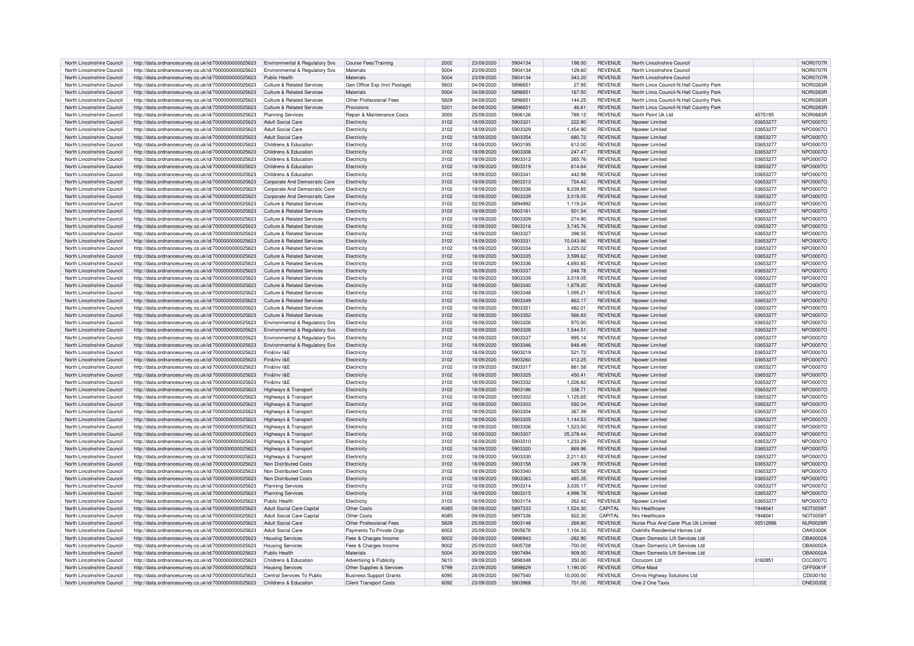| North Lincolnshire Council | http://data.ordnancesurvey.co.uk/id/7000000000025623 | Environmental & Regulatory Svs | Course Fees/Training | 2002 | 23/09/2020 | 5904134 | 198.00 | REVENUE | North Lincolnshire Council | | NOR0707R |
|---|---|---|---|---|---|---|---|---|---|---|---|
| North Lincolnshire Council | http://data.ordnancesurvey.co.uk/id/7000000000025623 | Environmental & Regulatory Svs | Materials | 5004 | 23/09/2020 | 5904134 | 129.60 | REVENUE | North Lincolnshire Council | | NOR0707R |
| North Lincolnshire Council | http://data.ordnancesurvey.co.uk/id/7000000000025623 | Public Health | Materials | 5004 | 23/09/2020 | 5904134 | 343.20 | REVENUE | North Lincolnshire Council | | NOR0707R |
| North Lincolnshire Council | http://data.ordnancesurvey.co.uk/id/7000000000025623 | Culture & Related Services | Gen Office Exp (Incl Postage) | 5603 | 04/09/2020 | 5896651 | 27.95 | REVENUE | North Lincs Council-N.Hall Country Park | | NOR0283R |
| North Lincolnshire Council | http://data.ordnancesurvey.co.uk/id/7000000000025623 | Culture & Related Services | Materials | 5004 | 04/09/2020 | 5896651 | 167.50 | REVENUE | North Lincs Council-N.Hall Country Park | | NOR0283R |
| North Lincolnshire Council | http://data.ordnancesurvey.co.uk/id/7000000000025623 | Culture & Related Services | Other Professional Fees | 5829 | 04/09/2020 | 5896651 | 144.25 | REVENUE | North Lincs Council-N.Hall Country Park | | NOR0283R |
| North Lincolnshire Council | http://data.ordnancesurvey.co.uk/id/7000000000025623 | Culture & Related Services | Provisions | 5201 | 04/09/2020 | 5896651 | 46.61 | REVENUE | North Lincs Council-N.Hall Country Park | | NOR0283R |
| North Lincolnshire Council | http://data.ordnancesurvey.co.uk/id/7000000000025623 | Planning Services | Repair & Maintenance Costs | 3000 | 25/09/2020 | 5906126 | 789.12 | REVENUE | North Point Uk Ltd | 4575195 | NOR0683R |
| North Lincolnshire Council | http://data.ordnancesurvey.co.uk/id/7000000000025623 | Adult Social Care | Electricity | 3102 | 18/09/2020 | 5903321 | 222.90 | REVENUE | Npower Limited | 03653277 | NPO0007O |
| North Lincolnshire Council | http://data.ordnancesurvey.co.uk/id/7000000000025623 | Adult Social Care | Electricity | 3102 | 18/09/2020 | 5903329 | 1,454.90 | REVENUE | Npower Limited | 03653277 | NPO0007O |
| North Lincolnshire Council | http://data.ordnancesurvey.co.uk/id/7000000000025623 | Adult Social Care | Electricity | 3102 | 18/09/2020 | 5903354 | 680.72 | REVENUE | Npower Limited | 03653277 | NPO0007O |
| North Lincolnshire Council | http://data.ordnancesurvey.co.uk/id/7000000000025623 | Childrens & Education | Electricity | 3102 | 18/09/2020 | 5903195 | 612.00 | REVENUE | Npower Limited | 03653277 | NPO0007O |
| North Lincolnshire Council | http://data.ordnancesurvey.co.uk/id/7000000000025623 | Childrens & Education | Electricity | 3102 | 18/09/2020 | 5903308 | 247.47 | REVENUE | Npower Limited | 03653277 | NPO0007O |
| North Lincolnshire Council | http://data.ordnancesurvey.co.uk/id/7000000000025623 | Childrens & Education | Electricity | 3102 | 18/09/2020 | 5903312 | 265.76 | REVENUE | Npower Limited | 03653277 | NPO0007O |
| North Lincolnshire Council | http://data.ordnancesurvey.co.uk/id/7000000000025623 | Childrens & Education | Electricity | 3102 | 18/09/2020 | 5903319 | 614.64 | REVENUE | Npower Limited | 03653277 | NPO0007O |
| North Lincolnshire Council | http://data.ordnancesurvey.co.uk/id/7000000000025623 | Childrens & Education | Electricity | 3102 | 18/09/2020 | 5903341 | 442.98 | REVENUE | Npower Limited | 03653277 | NPO0007O |
| North Lincolnshire Council | http://data.ordnancesurvey.co.uk/id/7000000000025623 | Corporate And Democratic Core | Electricity | 3102 | 18/09/2020 | 5903313 | 724.42 | REVENUE | Npower Limited | 03653277 | NPO0007O |
| North Lincolnshire Council | http://data.ordnancesurvey.co.uk/id/7000000000025623 | Corporate And Democratic Core | Electricity | 3102 | 18/09/2020 | 5903338 | 9,239.85 | REVENUE | Npower Limited | 03653277 | NPO0007O |
| North Lincolnshire Council | http://data.ordnancesurvey.co.uk/id/7000000000025623 | Corporate And Democratic Core | Electricity | 3102 | 18/09/2020 | 5903339 | 3,019.05 | REVENUE | Npower Limited | 03653277 | NPO0007O |
| North Lincolnshire Council | http://data.ordnancesurvey.co.uk/id/7000000000025623 | Culture & Related Services | Electricity | 3102 | 02/09/2020 | 5894992 | 1,119.24 | REVENUE | Npower Limited | 03653277 | NPO0007O |
| North Lincolnshire Council | http://data.ordnancesurvey.co.uk/id/7000000000025623 | Culture & Related Services | Electricity | 3102 | 18/09/2020 | 5903161 | 501.54 | REVENUE | Npower Limited | 03653277 | NPO0007O |
| North Lincolnshire Council | http://data.ordnancesurvey.co.uk/id/7000000000025623 | Culture & Related Services | Electricity | 3102 | 18/09/2020 | 5903309 | 274.90 | REVENUE | Npower Limited | 03653277 | NPO0007O |
| North Lincolnshire Council | http://data.ordnancesurvey.co.uk/id/7000000000025623 | Culture & Related Services | Electricity | 3102 | 18/09/2020 | 5903316 | 3,745.76 | REVENUE | Npower Limited | 03653277 | NPO0007O |
| North Lincolnshire Council | http://data.ordnancesurvey.co.uk/id/7000000000025623 | Culture & Related Services | Electricity | 3102 | 18/09/2020 | 5903327 | 398.55 | REVENUE | Npower Limited | 03653277 | NPO0007O |
| North Lincolnshire Council | http://data.ordnancesurvey.co.uk/id/7000000000025623 | Culture & Related Services | Electricity | 3102 | 18/09/2020 | 5903331 | 10,043.86 | REVENUE | Npower Limited | 03653277 | NPO0007O |
| North Lincolnshire Council | http://data.ordnancesurvey.co.uk/id/7000000000025623 | Culture & Related Services | Electricity | 3102 | 18/09/2020 | 5903334 | 3,225.02 | REVENUE | Npower Limited | 03653277 | NPO0007O |
| North Lincolnshire Council | http://data.ordnancesurvey.co.uk/id/7000000000025623 | Culture & Related Services | Electricity | 3102 | 18/09/2020 | 5903335 | 3,599.62 | REVENUE | Npower Limited | 03653277 | NPO0007O |
| North Lincolnshire Council | http://data.ordnancesurvey.co.uk/id/7000000000025623 | Culture & Related Services | Electricity | 3102 | 18/09/2020 | 5903336 | 4,693.85 | REVENUE | Npower Limited | 03653277 | NPO0007O |
| North Lincolnshire Council | http://data.ordnancesurvey.co.uk/id/7000000000025623 | Culture & Related Services | Electricity | 3102 | 18/09/2020 | 5903337 | 248.78 | REVENUE | Npower Limited | 03653277 | NPO0007O |
| North Lincolnshire Council | http://data.ordnancesurvey.co.uk/id/7000000000025623 | Culture & Related Services | Electricity | 3102 | 18/09/2020 | 5903339 | 3,019.05 | REVENUE | Npower Limited | 03653277 | NPO0007O |
| North Lincolnshire Council | http://data.ordnancesurvey.co.uk/id/7000000000025623 | Culture & Related Services | Electricity | 3102 | 18/09/2020 | 5903340 | 1,879.20 | REVENUE | Npower Limited | 03653277 | NPO0007O |
| North Lincolnshire Council | http://data.ordnancesurvey.co.uk/id/7000000000025623 | Culture & Related Services | Electricity | 3102 | 18/09/2020 | 5903348 | 1,095.21 | REVENUE | Npower Limited | 03653277 | NPO0007O |
| North Lincolnshire Council | http://data.ordnancesurvey.co.uk/id/7000000000025623 | Culture & Related Services | Electricity | 3102 | 18/09/2020 | 5903349 | 863.17 | REVENUE | Npower Limited | 03653277 | NPO0007O |
| North Lincolnshire Council | http://data.ordnancesurvey.co.uk/id/7000000000025623 | Culture & Related Services | Electricity | 3102 | 18/09/2020 | 5903351 | 482.01 | REVENUE | Npower Limited | 03653277 | NPO0007O |
| North Lincolnshire Council | http://data.ordnancesurvey.co.uk/id/7000000000025623 | Culture & Related Services | Electricity | 3102 | 18/09/2020 | 5903352 | 566.83 | REVENUE | Npower Limited | 03653277 | NPO0007O |
| North Lincolnshire Council | http://data.ordnancesurvey.co.uk/id/7000000000025623 | Environmental & Regulatory Svs | Electricity | 3102 | 18/09/2020 | 5903326 | 970.00 | REVENUE | Npower Limited | 03653277 | NPO0007O |
| North Lincolnshire Council | http://data.ordnancesurvey.co.uk/id/7000000000025623 | Environmental & Regulatory Svs | Electricity | 3102 | 18/09/2020 | 5903328 | 1,544.51 | REVENUE | Npower Limited | 03653277 | NPO0007O |
| North Lincolnshire Council | http://data.ordnancesurvey.co.uk/id/7000000000025623 | Environmental & Regulatory Svs | Electricity | 3102 | 18/09/2020 | 5903337 | 995.14 | REVENUE | Npower Limited | 03653277 | NPO0007O |
| North Lincolnshire Council | http://data.ordnancesurvey.co.uk/id/7000000000025623 | Environmental & Regulatory Svs | Electricity | 3102 | 18/09/2020 | 5903346 | 848.49 | REVENUE | Npower Limited | 03653277 | NPO0007O |
| North Lincolnshire Council | http://data.ordnancesurvey.co.uk/id/7000000000025623 | Fin&Inv I&E | Electricity | 3102 | 18/09/2020 | 5903219 | 521.72 | REVENUE | Npower Limited | 03653277 | NPO0007O |
| North Lincolnshire Council | http://data.ordnancesurvey.co.uk/id/7000000000025623 | Fin&Inv I&E | Electricity | 3102 | 18/09/2020 | 5903260 | 413.25 | REVENUE | Npower Limited | 03653277 | NPO0007O |
| North Lincolnshire Council | http://data.ordnancesurvey.co.uk/id/7000000000025623 | Fin&Inv I&E | Electricity | 3102 | 18/09/2020 | 5903317 | 881.58 | REVENUE | Npower Limited | 03653277 | NPO0007O |
| North Lincolnshire Council | http://data.ordnancesurvey.co.uk/id/7000000000025623 | Fin&Inv I&E | Electricity | 3102 | 18/09/2020 | 5903325 | 450.41 | REVENUE | Npower Limited | 03653277 | NPO0007O |
| North Lincolnshire Council | http://data.ordnancesurvey.co.uk/id/7000000000025623 | Fin&Inv I&E | Electricity | 3102 | 18/09/2020 | 5903332 | 1,226.82 | REVENUE | Npower Limited | 03653277 | NPO0007O |
| North Lincolnshire Council | http://data.ordnancesurvey.co.uk/id/7000000000025623 | Highways & Transport | Electricity | 3102 | 18/09/2020 | 5903186 | 338.71 | REVENUE | Npower Limited | 03653277 | NPO0007O |
| North Lincolnshire Council | http://data.ordnancesurvey.co.uk/id/7000000000025623 | Highways & Transport | Electricity | 3102 | 18/09/2020 | 5903302 | 1,125.65 | REVENUE | Npower Limited | 03653277 | NPO0007O |
| North Lincolnshire Council | http://data.ordnancesurvey.co.uk/id/7000000000025623 | Highways & Transport | Electricity | 3102 | 18/09/2020 | 5903303 | 592.04 | REVENUE | Npower Limited | 03653277 | NPO0007O |
| North Lincolnshire Council | http://data.ordnancesurvey.co.uk/id/7000000000025623 | Highways & Transport | Electricity | 3102 | 18/09/2020 | 5903304 | 367.39 | REVENUE | Npower Limited | 03653277 | NPO0007O |
| North Lincolnshire Council | http://data.ordnancesurvey.co.uk/id/7000000000025623 | Highways & Transport | Electricity | 3102 | 18/09/2020 | 5903305 | 1,144.53 | REVENUE | Npower Limited | 03653277 | NPO0007O |
| North Lincolnshire Council | http://data.ordnancesurvey.co.uk/id/7000000000025623 | Highways & Transport | Electricity | 3102 | 18/09/2020 | 5903306 | 1,523.00 | REVENUE | Npower Limited | 03653277 | NPO0007O |
| North Lincolnshire Council | http://data.ordnancesurvey.co.uk/id/7000000000025623 | Highways & Transport | Electricity | 3102 | 18/09/2020 | 5903307 | 35,378.44 | REVENUE | Npower Limited | 03653277 | NPO0007O |
| North Lincolnshire Council | http://data.ordnancesurvey.co.uk/id/7000000000025623 | Highways & Transport | Electricity | 3102 | 18/09/2020 | 5903310 | 1,233.29 | REVENUE | Npower Limited | 03653277 | NPO0007O |
| North Lincolnshire Council | http://data.ordnancesurvey.co.uk/id/7000000000025623 | Highways & Transport | Electricity | 3102 | 18/09/2020 | 5903320 | 869.96 | REVENUE | Npower Limited | 03653277 | NPO0007O |
| North Lincolnshire Council | http://data.ordnancesurvey.co.uk/id/7000000000025623 | Highways & Transport | Electricity | 3102 | 18/09/2020 | 5903330 | 2,211.83 | REVENUE | Npower Limited | 03653277 | NPO0007O |
| North Lincolnshire Council | http://data.ordnancesurvey.co.uk/id/7000000000025623 | Non Distributed Costs | Electricity | 3102 | 18/09/2020 | 5903158 | 249.78 | REVENUE | Npower Limited | 03653277 | NPO0007O |
| North Lincolnshire Council | http://data.ordnancesurvey.co.uk/id/7000000000025623 | Non Distributed Costs | Electricity | 3102 | 18/09/2020 | 5903340 | 925.58 | REVENUE | Npower Limited | 03653277 | NPO0007O |
| North Lincolnshire Council | http://data.ordnancesurvey.co.uk/id/7000000000025623 | Non Distributed Costs | Electricity | 3102 | 18/09/2020 | 5903363 | 485.35 | REVENUE | Npower Limited | 03653277 | NPO0007O |
| North Lincolnshire Council | http://data.ordnancesurvey.co.uk/id/7000000000025623 | Planning Services | Electricity | 3102 | 18/09/2020 | 5903314 | 3,035.17 | REVENUE | Npower Limited | 03653277 | NPO0007O |
| North Lincolnshire Council | http://data.ordnancesurvey.co.uk/id/7000000000025623 | Planning Services | Electricity | 3102 | 18/09/2020 | 5903315 | 4,998.78 | REVENUE | Npower Limited | 03653277 | NPO0007O |
| North Lincolnshire Council | http://data.ordnancesurvey.co.uk/id/7000000000025623 | Public Health | Electricity | 3102 | 18/09/2020 | 5903174 | 262.42 | REVENUE | Npower Limited | 03653277 | NPO0007O |
| North Lincolnshire Council | http://data.ordnancesurvey.co.uk/id/7000000000025623 | Adult Social Care Capital | Other Costs | A085 | 09/09/2020 | 5897333 | 1,524.30 | CAPITAL | Nrs Healthcare | 1948041 | NOT0059T |
| North Lincolnshire Council | http://data.ordnancesurvey.co.uk/id/7000000000025623 | Adult Social Care Capital | Other Costs | A085 | 09/09/2020 | 5897336 | 922.30 | CAPITAL | Nrs Healthcare | 1948041 | NOT0059T |
| North Lincolnshire Council | http://data.ordnancesurvey.co.uk/id/7000000000025623 | Adult Social Care | Other Professional Fees | 5829 | 25/09/2020 | 5903148 | 269.80 | REVENUE | Nurse Plus And Carer Plus Uk Limited | 05512996 | NUR0029R |
| North Lincolnshire Council | http://data.ordnancesurvey.co.uk/id/7000000000025623 | Adult Social Care | Payments To Private Orgs | 6002 | 25/09/2020 | 5905676 | 1,104.33 | REVENUE | Oakhills Residential Homes Ltd | | OAK0300K |
| North Lincolnshire Council | http://data.ordnancesurvey.co.uk/id/7000000000025623 | Housing Services | Fees & Charges Income | 9002 | 09/09/2020 | 5896943 | -282.90 | REVENUE | Obam Domestic Lift Services Ltd | | OBA0002A |
| North Lincolnshire Council | http://data.ordnancesurvey.co.uk/id/7000000000025623 | Housing Services | Fees & Charges Income | 9002 | 25/09/2020 | 5905728 | -700.00 | REVENUE | Obam Domestic Lift Services Ltd | | OBA0002A |
| North Lincolnshire Council | http://data.ordnancesurvey.co.uk/id/7000000000025623 | Public Health | Materials | 5004 | 30/09/2020 | 5907494 | 909.00 | REVENUE | Obam Domestic Lift Services Ltd | | OBA0002A |
| North Lincolnshire Council | http://data.ordnancesurvey.co.uk/id/7000000000025623 | Childrens & Education | Advertising & Publicity | 5610 | 09/09/2020 | 5898348 | 350.00 | REVENUE | Occucom Ltd | 3182851 | OCC0007C |
| North Lincolnshire Council | http://data.ordnancesurvey.co.uk/id/7000000000025623 | Housing Services | Other Supplies & Services | 5799 | 23/09/2020 | 5898629 | 1,190.00 | REVENUE | Office Maid | | OFF0061F |
| North Lincolnshire Council | http://data.ordnancesurvey.co.uk/id/7000000000025623 | Central Services To Public | Business Support Grants | 6090 | 28/09/2020 | 5907540 | 10,000.00 | REVENUE | Omnis Highway Solutions Ltd | | CD030150 |
| North Lincolnshire Council | http://data.ordnancesurvey.co.uk/id/7000000000025623 | Childrens & Education | Client Transport Costs | 6092 | 23/09/2020 | 5903968 | 701.00 | REVENUE | One 2 One Taxis | | ONE0035E |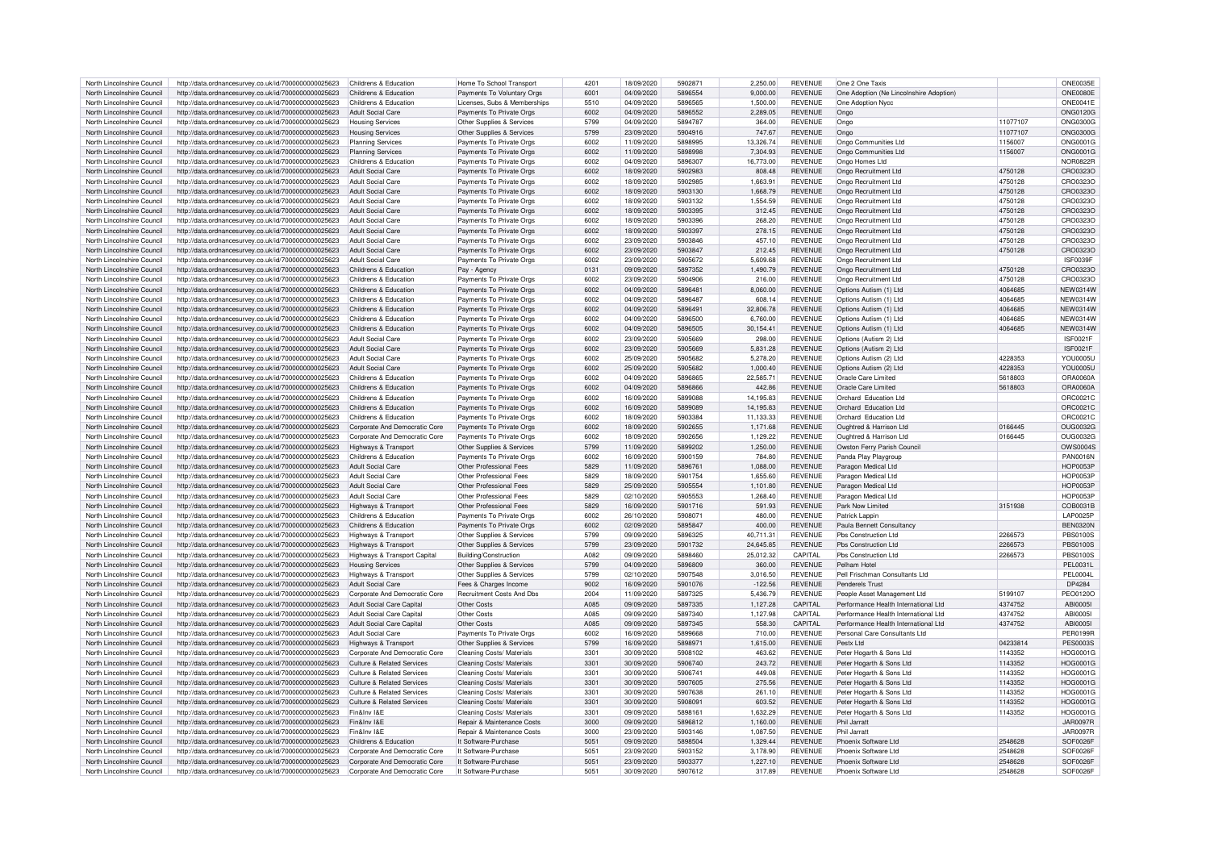| North Lincolnshire Council | http://data.ordnancesurvey.co.uk/id/7000000000025623 | Childrens & Education | Home To School Transport | 4201 | 18/09/2020 | 5902871 | 2,250.00 | REVENUE | One 2 One Taxis | | ONE0035E |
|---|---|---|---|---|---|---|---|---|---|---|---|
| North Lincolnshire Council | http://data.ordnancesurvey.co.uk/id/7000000000025623 | Childrens & Education | Payments To Voluntary Orgs | 6001 | 04/09/2020 | 5896554 | 9,000.00 | REVENUE | One Adoption (Ne Lincolnshire Adoption) | | ONE0080E |
| North Lincolnshire Council | http://data.ordnancesurvey.co.uk/id/7000000000025623 | Childrens & Education | Licenses, Subs & Memberships | 5510 | 04/09/2020 | 5896565 | 1,500.00 | REVENUE | One Adoption Nycc | | ONE0041E |
| North Lincolnshire Council | http://data.ordnancesurvey.co.uk/id/7000000000025623 | Adult Social Care | Payments To Private Orgs | 6002 | 04/09/2020 | 5896552 | 2,289.05 | REVENUE | Ongo | | ONG0120G |
| North Lincolnshire Council | http://data.ordnancesurvey.co.uk/id/7000000000025623 | Housing Services | Other Supplies & Services | 5799 | 04/09/2020 | 5894787 | 364.00 | REVENUE | Ongo | 11077107 | ONG0300G |
| North Lincolnshire Council | http://data.ordnancesurvey.co.uk/id/7000000000025623 | Housing Services | Other Supplies & Services | 5799 | 23/09/2020 | 5904916 | 747.67 | REVENUE | Ongo | 11077107 | ONG0300G |
| North Lincolnshire Council | http://data.ordnancesurvey.co.uk/id/7000000000025623 | Planning Services | Payments To Private Orgs | 6002 | 11/09/2020 | 5898995 | 13,326.74 | REVENUE | Ongo Communities Ltd | 1156007 | ONG0001G |
| North Lincolnshire Council | http://data.ordnancesurvey.co.uk/id/7000000000025623 | Planning Services | Payments To Private Orgs | 6002 | 11/09/2020 | 5898998 | 7,304.93 | REVENUE | Ongo Communities Ltd | 1156007 | ONG0001G |
| North Lincolnshire Council | http://data.ordnancesurvey.co.uk/id/7000000000025623 | Childrens & Education | Payments To Private Orgs | 6002 | 04/09/2020 | 5896307 | 16,773.00 | REVENUE | Ongo Homes Ltd | | NOR0822R |
| North Lincolnshire Council | http://data.ordnancesurvey.co.uk/id/7000000000025623 | Adult Social Care | Payments To Private Orgs | 6002 | 18/09/2020 | 5902983 | 808.48 | REVENUE | Ongo Recruitment Ltd | 4750128 | CRO0323O |
| North Lincolnshire Council | http://data.ordnancesurvey.co.uk/id/7000000000025623 | Adult Social Care | Payments To Private Orgs | 6002 | 18/09/2020 | 5902985 | 1,663.91 | REVENUE | Ongo Recruitment Ltd | 4750128 | CRO0323O |
| North Lincolnshire Council | http://data.ordnancesurvey.co.uk/id/7000000000025623 | Adult Social Care | Payments To Private Orgs | 6002 | 18/09/2020 | 5903130 | 1,668.79 | REVENUE | Ongo Recruitment Ltd | 4750128 | CRO0323O |
| North Lincolnshire Council | http://data.ordnancesurvey.co.uk/id/7000000000025623 | Adult Social Care | Payments To Private Orgs | 6002 | 18/09/2020 | 5903132 | 1,554.59 | REVENUE | Ongo Recruitment Ltd | 4750128 | CRO0323O |
| North Lincolnshire Council | http://data.ordnancesurvey.co.uk/id/7000000000025623 | Adult Social Care | Payments To Private Orgs | 6002 | 18/09/2020 | 5903395 | 312.45 | REVENUE | Ongo Recruitment Ltd | 4750128 | CRO0323O |
| North Lincolnshire Council | http://data.ordnancesurvey.co.uk/id/7000000000025623 | Adult Social Care | Payments To Private Orgs | 6002 | 18/09/2020 | 5903396 | 268.20 | REVENUE | Ongo Recruitment Ltd | 4750128 | CRO0323O |
| North Lincolnshire Council | http://data.ordnancesurvey.co.uk/id/7000000000025623 | Adult Social Care | Payments To Private Orgs | 6002 | 18/09/2020 | 5903397 | 278.15 | REVENUE | Ongo Recruitment Ltd | 4750128 | CRO0323O |
| North Lincolnshire Council | http://data.ordnancesurvey.co.uk/id/7000000000025623 | Adult Social Care | Payments To Private Orgs | 6002 | 23/09/2020 | 5903846 | 457.10 | REVENUE | Ongo Recruitment Ltd | 4750128 | CRO0323O |
| North Lincolnshire Council | http://data.ordnancesurvey.co.uk/id/7000000000025623 | Adult Social Care | Payments To Private Orgs | 6002 | 23/09/2020 | 5903847 | 212.45 | REVENUE | Ongo Recruitment Ltd | 4750128 | CRO0323O |
| North Lincolnshire Council | http://data.ordnancesurvey.co.uk/id/7000000000025623 | Adult Social Care | Payments To Private Orgs | 6002 | 23/09/2020 | 5905672 | 5,609.68 | REVENUE | Ongo Recruitment Ltd | | ISF0039F |
| North Lincolnshire Council | http://data.ordnancesurvey.co.uk/id/7000000000025623 | Childrens & Education | Pay - Agency | 0131 | 09/09/2020 | 5897352 | 1,490.79 | REVENUE | Ongo Recruitment Ltd | 4750128 | CRO0323O |
| North Lincolnshire Council | http://data.ordnancesurvey.co.uk/id/7000000000025623 | Childrens & Education | Payments To Private Orgs | 6002 | 23/09/2020 | 5904906 | 216.00 | REVENUE | Ongo Recruitment Ltd | 4750128 | CRO0323O |
| North Lincolnshire Council | http://data.ordnancesurvey.co.uk/id/7000000000025623 | Childrens & Education | Payments To Private Orgs | 6002 | 04/09/2020 | 5896481 | 8,060.00 | REVENUE | Options Autism (1) Ltd | 4064685 | NEW0314W |
| North Lincolnshire Council | http://data.ordnancesurvey.co.uk/id/7000000000025623 | Childrens & Education | Payments To Private Orgs | 6002 | 04/09/2020 | 5896487 | 608.14 | REVENUE | Options Autism (1) Ltd | 4064685 | NEW0314W |
| North Lincolnshire Council | http://data.ordnancesurvey.co.uk/id/7000000000025623 | Childrens & Education | Payments To Private Orgs | 6002 | 04/09/2020 | 5896491 | 32,806.78 | REVENUE | Options Autism (1) Ltd | 4064685 | NEW0314W |
| North Lincolnshire Council | http://data.ordnancesurvey.co.uk/id/7000000000025623 | Childrens & Education | Payments To Private Orgs | 6002 | 04/09/2020 | 5896500 | 6,760.00 | REVENUE | Options Autism (1) Ltd | 4064685 | NEW0314W |
| North Lincolnshire Council | http://data.ordnancesurvey.co.uk/id/7000000000025623 | Childrens & Education | Payments To Private Orgs | 6002 | 04/09/2020 | 5896505 | 30,154.41 | REVENUE | Options Autism (1) Ltd | 4064685 | NEW0314W |
| North Lincolnshire Council | http://data.ordnancesurvey.co.uk/id/7000000000025623 | Adult Social Care | Payments To Private Orgs | 6002 | 23/09/2020 | 5905669 | 298.00 | REVENUE | Options (Autism 2) Ltd | | ISF0021F |
| North Lincolnshire Council | http://data.ordnancesurvey.co.uk/id/7000000000025623 | Adult Social Care | Payments To Private Orgs | 6002 | 23/09/2020 | 5905669 | 5,831.28 | REVENUE | Options (Autism 2) Ltd | | ISF0021F |
| North Lincolnshire Council | http://data.ordnancesurvey.co.uk/id/7000000000025623 | Adult Social Care | Payments To Private Orgs | 6002 | 25/09/2020 | 5905682 | 5,278.20 | REVENUE | Options Autism (2) Ltd | 4228353 | YOU0005U |
| North Lincolnshire Council | http://data.ordnancesurvey.co.uk/id/7000000000025623 | Adult Social Care | Payments To Private Orgs | 6002 | 25/09/2020 | 5905682 | 1,000.40 | REVENUE | Options Autism (2) Ltd | 4228353 | YOU0005U |
| North Lincolnshire Council | http://data.ordnancesurvey.co.uk/id/7000000000025623 | Childrens & Education | Payments To Private Orgs | 6002 | 04/09/2020 | 5896865 | 22,585.71 | REVENUE | Oracle Care Limited | 5618803 | ORA0060A |
| North Lincolnshire Council | http://data.ordnancesurvey.co.uk/id/7000000000025623 | Childrens & Education | Payments To Private Orgs | 6002 | 04/09/2020 | 5896866 | 442.86 | REVENUE | Oracle Care Limited | 5618803 | ORA0060A |
| North Lincolnshire Council | http://data.ordnancesurvey.co.uk/id/7000000000025623 | Childrens & Education | Payments To Private Orgs | 6002 | 16/09/2020 | 5899088 | 14,195.83 | REVENUE | Orchard Education Ltd | | ORC0021C |
| North Lincolnshire Council | http://data.ordnancesurvey.co.uk/id/7000000000025623 | Childrens & Education | Payments To Private Orgs | 6002 | 16/09/2020 | 5899089 | 14,195.83 | REVENUE | Orchard Education Ltd | | ORC0021C |
| North Lincolnshire Council | http://data.ordnancesurvey.co.uk/id/7000000000025623 | Childrens & Education | Payments To Private Orgs | 6002 | 18/09/2020 | 5903384 | 11,133.33 | REVENUE | Orchard Education Ltd | | ORC0021C |
| North Lincolnshire Council | http://data.ordnancesurvey.co.uk/id/7000000000025623 | Corporate And Democratic Core | Payments To Private Orgs | 6002 | 18/09/2020 | 5902655 | 1,171.68 | REVENUE | Oughtred & Harrison Ltd | 0166445 | OUG0032G |
| North Lincolnshire Council | http://data.ordnancesurvey.co.uk/id/7000000000025623 | Corporate And Democratic Core | Payments To Private Orgs | 6002 | 18/09/2020 | 5902656 | 1,129.22 | REVENUE | Oughtred & Harrison Ltd | 0166445 | OUG0032G |
| North Lincolnshire Council | http://data.ordnancesurvey.co.uk/id/7000000000025623 | Highways & Transport | Other Supplies & Services | 5799 | 11/09/2020 | 5899202 | 1,250.00 | REVENUE | Owston Ferry Parish Council | | OWS0004S |
| North Lincolnshire Council | http://data.ordnancesurvey.co.uk/id/7000000000025623 | Childrens & Education | Payments To Private Orgs | 6002 | 16/09/2020 | 5900159 | 784.80 | REVENUE | Panda Play Playgroup | | PAN0016N |
| North Lincolnshire Council | http://data.ordnancesurvey.co.uk/id/7000000000025623 | Adult Social Care | Other Professional Fees | 5829 | 11/09/2020 | 5896761 | 1,088.00 | REVENUE | Paragon Medical Ltd | | HOP0053P |
| North Lincolnshire Council | http://data.ordnancesurvey.co.uk/id/7000000000025623 | Adult Social Care | Other Professional Fees | 5829 | 18/09/2020 | 5901754 | 1,655.60 | REVENUE | Paragon Medical Ltd | | HOP0053P |
| North Lincolnshire Council | http://data.ordnancesurvey.co.uk/id/7000000000025623 | Adult Social Care | Other Professional Fees | 5829 | 25/09/2020 | 5905554 | 1,101.80 | REVENUE | Paragon Medical Ltd | | HOP0053P |
| North Lincolnshire Council | http://data.ordnancesurvey.co.uk/id/7000000000025623 | Adult Social Care | Other Professional Fees | 5829 | 02/10/2020 | 5905553 | 1,268.40 | REVENUE | Paragon Medical Ltd | | HOP0053P |
| North Lincolnshire Council | http://data.ordnancesurvey.co.uk/id/7000000000025623 | Highways & Transport | Other Professional Fees | 5829 | 16/09/2020 | 5901716 | 591.93 | REVENUE | Park Now Limited | 3151938 | COB0031B |
| North Lincolnshire Council | http://data.ordnancesurvey.co.uk/id/7000000000025623 | Childrens & Education | Payments To Private Orgs | 6002 | 26/10/2020 | 5908071 | 480.00 | REVENUE | Patrick Lappin | | LAP0025P |
| North Lincolnshire Council | http://data.ordnancesurvey.co.uk/id/7000000000025623 | Childrens & Education | Payments To Private Orgs | 6002 | 02/09/2020 | 5895847 | 400.00 | REVENUE | Paula Bennett Consultancy | | BEN0320N |
| North Lincolnshire Council | http://data.ordnancesurvey.co.uk/id/7000000000025623 | Highways & Transport | Other Supplies & Services | 5799 | 09/09/2020 | 5896325 | 40,711.31 | REVENUE | Pbs Construction Ltd | 2266573 | PBS0100S |
| North Lincolnshire Council | http://data.ordnancesurvey.co.uk/id/7000000000025623 | Highways & Transport | Other Supplies & Services | 5799 | 23/09/2020 | 5901732 | 24,645.85 | REVENUE | Pbs Construction Ltd | 2266573 | PBS0100S |
| North Lincolnshire Council | http://data.ordnancesurvey.co.uk/id/7000000000025623 | Highways & Transport Capital | Building/Construction | A082 | 09/09/2020 | 5898460 | 25,012.32 | CAPITAL | Pbs Construction Ltd | 2266573 | PBS0100S |
| North Lincolnshire Council | http://data.ordnancesurvey.co.uk/id/7000000000025623 | Housing Services | Other Supplies & Services | 5799 | 04/09/2020 | 5896809 | 360.00 | REVENUE | Pelham Hotel | | PEL0031L |
| North Lincolnshire Council | http://data.ordnancesurvey.co.uk/id/7000000000025623 | Highways & Transport | Other Supplies & Services | 5799 | 02/10/2020 | 5907548 | 3,016.50 | REVENUE | Pell Frischman Consultants Ltd | | PEL0004L |
| North Lincolnshire Council | http://data.ordnancesurvey.co.uk/id/7000000000025623 | Adult Social Care | Fees & Charges Income | 9002 | 16/09/2020 | 5901076 | -122.56 | REVENUE | Penderels Trust | | DP4284 |
| North Lincolnshire Council | http://data.ordnancesurvey.co.uk/id/7000000000025623 | Corporate And Democratic Core | Recruitment Costs And Dbs | 2004 | 11/09/2020 | 5897325 | 5,436.79 | REVENUE | People Asset Management Ltd | 5199107 | PEO0120O |
| North Lincolnshire Council | http://data.ordnancesurvey.co.uk/id/7000000000025623 | Adult Social Care Capital | Other Costs | A085 | 09/09/2020 | 5897335 | 1,127.28 | CAPITAL | Performance Health International Ltd | 4374752 | ABI0005I |
| North Lincolnshire Council | http://data.ordnancesurvey.co.uk/id/7000000000025623 | Adult Social Care Capital | Other Costs | A085 | 09/09/2020 | 5897340 | 1,127.98 | CAPITAL | Performance Health International Ltd | 4374752 | ABI0005I |
| North Lincolnshire Council | http://data.ordnancesurvey.co.uk/id/7000000000025623 | Adult Social Care Capital | Other Costs | A085 | 09/09/2020 | 5897345 | 558.30 | CAPITAL | Performance Health International Ltd | 4374752 | ABI0005I |
| North Lincolnshire Council | http://data.ordnancesurvey.co.uk/id/7000000000025623 | Adult Social Care | Payments To Private Orgs | 6002 | 16/09/2020 | 5899668 | 710.00 | REVENUE | Personal Care Consultants Ltd | | PER0199R |
| North Lincolnshire Council | http://data.ordnancesurvey.co.uk/id/7000000000025623 | Highways & Transport | Other Supplies & Services | 5799 | 16/09/2020 | 5898971 | 1,615.00 | REVENUE | Pestx Ltd | 04233814 | PES0003S |
| North Lincolnshire Council | http://data.ordnancesurvey.co.uk/id/7000000000025623 | Corporate And Democratic Core | Cleaning Costs/ Materials | 3301 | 30/09/2020 | 5908102 | 463.62 | REVENUE | Peter Hogarth & Sons Ltd | 1143352 | HOG0001G |
| North Lincolnshire Council | http://data.ordnancesurvey.co.uk/id/7000000000025623 | Culture & Related Services | Cleaning Costs/ Materials | 3301 | 30/09/2020 | 5906740 | 243.72 | REVENUE | Peter Hogarth & Sons Ltd | 1143352 | HOG0001G |
| North Lincolnshire Council | http://data.ordnancesurvey.co.uk/id/7000000000025623 | Culture & Related Services | Cleaning Costs/ Materials | 3301 | 30/09/2020 | 5906741 | 449.08 | REVENUE | Peter Hogarth & Sons Ltd | 1143352 | HOG0001G |
| North Lincolnshire Council | http://data.ordnancesurvey.co.uk/id/7000000000025623 | Culture & Related Services | Cleaning Costs/ Materials | 3301 | 30/09/2020 | 5907605 | 275.56 | REVENUE | Peter Hogarth & Sons Ltd | 1143352 | HOG0001G |
| North Lincolnshire Council | http://data.ordnancesurvey.co.uk/id/7000000000025623 | Culture & Related Services | Cleaning Costs/ Materials | 3301 | 30/09/2020 | 5907638 | 261.10 | REVENUE | Peter Hogarth & Sons Ltd | 1143352 | HOG0001G |
| North Lincolnshire Council | http://data.ordnancesurvey.co.uk/id/7000000000025623 | Culture & Related Services | Cleaning Costs/ Materials | 3301 | 30/09/2020 | 5908091 | 603.52 | REVENUE | Peter Hogarth & Sons Ltd | 1143352 | HOG0001G |
| North Lincolnshire Council | http://data.ordnancesurvey.co.uk/id/7000000000025623 | Fin&Inv I&E | Cleaning Costs/ Materials | 3301 | 09/09/2020 | 5898161 | 1,632.29 | REVENUE | Peter Hogarth & Sons Ltd | 1143352 | HOG0001G |
| North Lincolnshire Council | http://data.ordnancesurvey.co.uk/id/7000000000025623 | Fin&Inv I&E | Repair & Maintenance Costs | 3000 | 09/09/2020 | 5896812 | 1,160.00 | REVENUE | Phil Jarratt | | JAR0097R |
| North Lincolnshire Council | http://data.ordnancesurvey.co.uk/id/7000000000025623 | Fin&Inv I&E | Repair & Maintenance Costs | 3000 | 23/09/2020 | 5903146 | 1,087.50 | REVENUE | Phil Jarratt | | JAR0097R |
| North Lincolnshire Council | http://data.ordnancesurvey.co.uk/id/7000000000025623 | Childrens & Education | It Software-Purchase | 5051 | 09/09/2020 | 5898504 | 1,329.44 | REVENUE | Phoenix Software Ltd | 2548628 | SOF0026F |
| North Lincolnshire Council | http://data.ordnancesurvey.co.uk/id/7000000000025623 | Corporate And Democratic Core | It Software-Purchase | 5051 | 23/09/2020 | 5903152 | 3,178.90 | REVENUE | Phoenix Software Ltd | 2548628 | SOF0026F |
| North Lincolnshire Council | http://data.ordnancesurvey.co.uk/id/7000000000025623 | Corporate And Democratic Core | It Software-Purchase | 5051 | 23/09/2020 | 5903377 | 1,227.10 | REVENUE | Phoenix Software Ltd | 2548628 | SOF0026F |
| North Lincolnshire Council | http://data.ordnancesurvey.co.uk/id/7000000000025623 | Corporate And Democratic Core | It Software-Purchase | 5051 | 30/09/2020 | 5907612 | 317.89 | REVENUE | Phoenix Software Ltd | 2548628 | SOF0026F |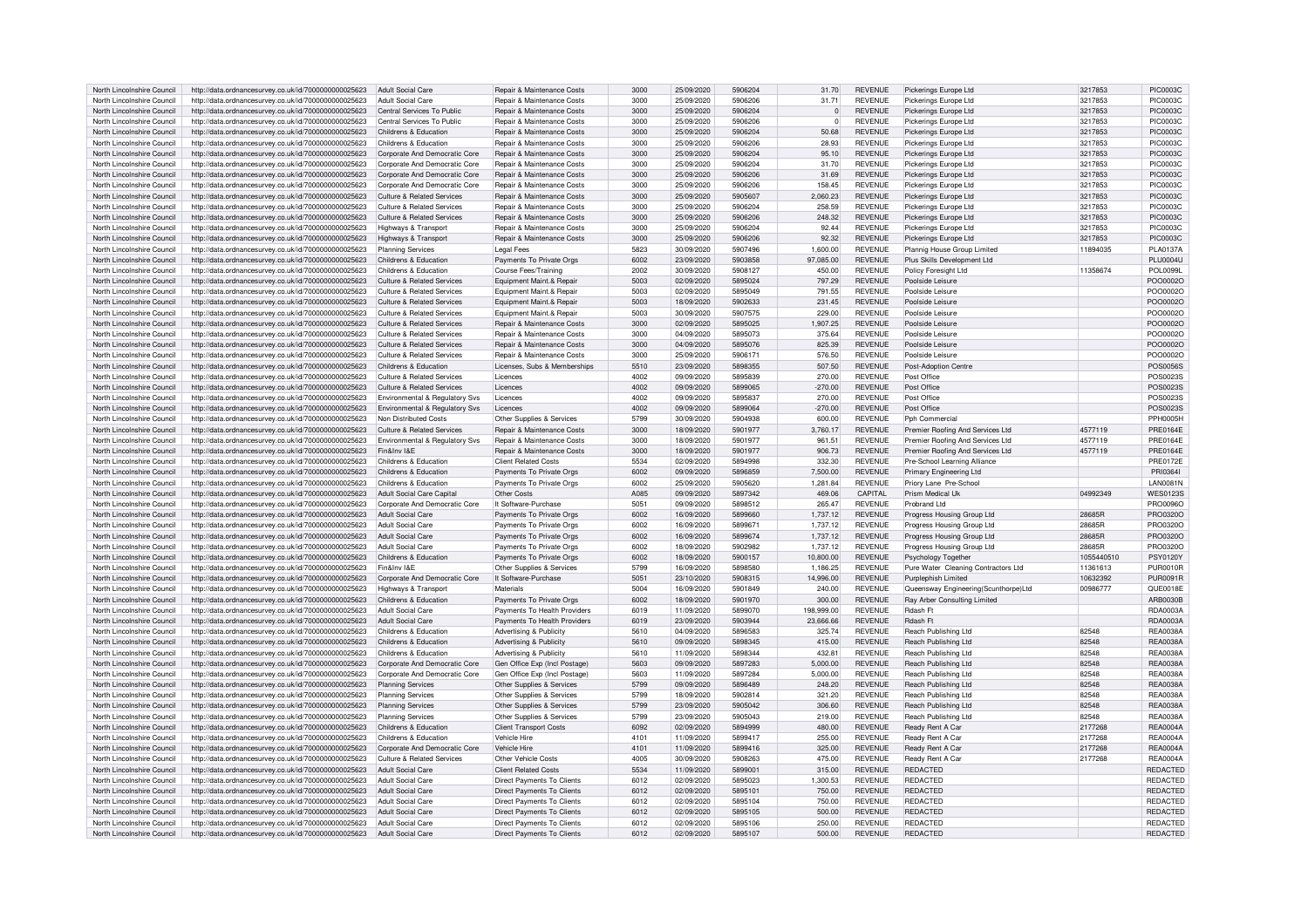| North Lincolnshire Council | http://data.ordnancesurvey.co.uk/id/7000000000025623 | Adult Social Care | Repair & Maintenance Costs | 3000 | 25/09/2020 | 5906204 | 31.70 | REVENUE | Pickerings Europe Ltd | 3217853 | PIC0003C |
|---|---|---|---|---|---|---|---|---|---|---|---|
| North Lincolnshire Council | http://data.ordnancesurvey.co.uk/id/7000000000025623 | Adult Social Care | Repair & Maintenance Costs | 3000 | 25/09/2020 | 5906206 | 31.71 | REVENUE | Pickerings Europe Ltd | 3217853 | PIC0003C |
| North Lincolnshire Council | http://data.ordnancesurvey.co.uk/id/7000000000025623 | Central Services To Public | Repair & Maintenance Costs | 3000 | 25/09/2020 | 5906204 | 0 | REVENUE | Pickerings Europe Ltd | 3217853 | PIC0003C |
| North Lincolnshire Council | http://data.ordnancesurvey.co.uk/id/7000000000025623 | Central Services To Public | Repair & Maintenance Costs | 3000 | 25/09/2020 | 5906206 | 0 | REVENUE | Pickerings Europe Ltd | 3217853 | PIC0003C |
| North Lincolnshire Council | http://data.ordnancesurvey.co.uk/id/7000000000025623 | Childrens & Education | Repair & Maintenance Costs | 3000 | 25/09/2020 | 5906204 | 50.68 | REVENUE | Pickerings Europe Ltd | 3217853 | PIC0003C |
| North Lincolnshire Council | http://data.ordnancesurvey.co.uk/id/7000000000025623 | Childrens & Education | Repair & Maintenance Costs | 3000 | 25/09/2020 | 5906206 | 28.93 | REVENUE | Pickerings Europe Ltd | 3217853 | PIC0003C |
| North Lincolnshire Council | http://data.ordnancesurvey.co.uk/id/7000000000025623 | Corporate And Democratic Core | Repair & Maintenance Costs | 3000 | 25/09/2020 | 5906204 | 95.10 | REVENUE | Pickerings Europe Ltd | 3217853 | PIC0003C |
| North Lincolnshire Council | http://data.ordnancesurvey.co.uk/id/7000000000025623 | Corporate And Democratic Core | Repair & Maintenance Costs | 3000 | 25/09/2020 | 5906204 | 31.70 | REVENUE | Pickerings Europe Ltd | 3217853 | PIC0003C |
| North Lincolnshire Council | http://data.ordnancesurvey.co.uk/id/7000000000025623 | Corporate And Democratic Core | Repair & Maintenance Costs | 3000 | 25/09/2020 | 5906206 | 31.69 | REVENUE | Pickerings Europe Ltd | 3217853 | PIC0003C |
| North Lincolnshire Council | http://data.ordnancesurvey.co.uk/id/7000000000025623 | Corporate And Democratic Core | Repair & Maintenance Costs | 3000 | 25/09/2020 | 5906206 | 158.45 | REVENUE | Pickerings Europe Ltd | 3217853 | PIC0003C |
| North Lincolnshire Council | http://data.ordnancesurvey.co.uk/id/7000000000025623 | Culture & Related Services | Repair & Maintenance Costs | 3000 | 25/09/2020 | 5905607 | 2,060.23 | REVENUE | Pickerings Europe Ltd | 3217853 | PIC0003C |
| North Lincolnshire Council | http://data.ordnancesurvey.co.uk/id/7000000000025623 | Culture & Related Services | Repair & Maintenance Costs | 3000 | 25/09/2020 | 5906204 | 258.59 | REVENUE | Pickerings Europe Ltd | 3217853 | PIC0003C |
| North Lincolnshire Council | http://data.ordnancesurvey.co.uk/id/7000000000025623 | Culture & Related Services | Repair & Maintenance Costs | 3000 | 25/09/2020 | 5906206 | 248.32 | REVENUE | Pickerings Europe Ltd | 3217853 | PIC0003C |
| North Lincolnshire Council | http://data.ordnancesurvey.co.uk/id/7000000000025623 | Highways & Transport | Repair & Maintenance Costs | 3000 | 25/09/2020 | 5906204 | 92.44 | REVENUE | Pickerings Europe Ltd | 3217853 | PIC0003C |
| North Lincolnshire Council | http://data.ordnancesurvey.co.uk/id/7000000000025623 | Highways & Transport | Repair & Maintenance Costs | 3000 | 25/09/2020 | 5906206 | 92.32 | REVENUE | Pickerings Europe Ltd | 3217853 | PIC0003C |
| North Lincolnshire Council | http://data.ordnancesurvey.co.uk/id/7000000000025623 | Planning Services | Legal Fees | 5823 | 30/09/2020 | 5907496 | 1,600.00 | REVENUE | Plannig House Group Limited | 11894035 | PLA0137A |
| North Lincolnshire Council | http://data.ordnancesurvey.co.uk/id/7000000000025623 | Childrens & Education | Payments To Private Orgs | 6002 | 23/09/2020 | 5903858 | 97,085.00 | REVENUE | Plus Skills Development Ltd | | PLU0004U |
| North Lincolnshire Council | http://data.ordnancesurvey.co.uk/id/7000000000025623 | Childrens & Education | Course Fees/Training | 2002 | 30/09/2020 | 5908127 | 450.00 | REVENUE | Policy Foresight Ltd | 11358674 | POL0099L |
| North Lincolnshire Council | http://data.ordnancesurvey.co.uk/id/7000000000025623 | Culture & Related Services | Equipment Maint.& Repair | 5003 | 02/09/2020 | 5895024 | 797.29 | REVENUE | Poolside Leisure | | POO0002O |
| North Lincolnshire Council | http://data.ordnancesurvey.co.uk/id/7000000000025623 | Culture & Related Services | Equipment Maint.& Repair | 5003 | 02/09/2020 | 5895049 | 791.55 | REVENUE | Poolside Leisure | | POO0002O |
| North Lincolnshire Council | http://data.ordnancesurvey.co.uk/id/7000000000025623 | Culture & Related Services | Equipment Maint.& Repair | 5003 | 18/09/2020 | 5902633 | 231.45 | REVENUE | Poolside Leisure | | POO0002O |
| North Lincolnshire Council | http://data.ordnancesurvey.co.uk/id/7000000000025623 | Culture & Related Services | Equipment Maint.& Repair | 5003 | 30/09/2020 | 5907575 | 229.00 | REVENUE | Poolside Leisure | | POO0002O |
| North Lincolnshire Council | http://data.ordnancesurvey.co.uk/id/7000000000025623 | Culture & Related Services | Repair & Maintenance Costs | 3000 | 02/09/2020 | 5895025 | 1,907.25 | REVENUE | Poolside Leisure | | POO0002O |
| North Lincolnshire Council | http://data.ordnancesurvey.co.uk/id/7000000000025623 | Culture & Related Services | Repair & Maintenance Costs | 3000 | 04/09/2020 | 5895073 | 375.64 | REVENUE | Poolside Leisure | | POO0002O |
| North Lincolnshire Council | http://data.ordnancesurvey.co.uk/id/7000000000025623 | Culture & Related Services | Repair & Maintenance Costs | 3000 | 04/09/2020 | 5895076 | 825.39 | REVENUE | Poolside Leisure | | POO0002O |
| North Lincolnshire Council | http://data.ordnancesurvey.co.uk/id/7000000000025623 | Culture & Related Services | Repair & Maintenance Costs | 3000 | 25/09/2020 | 5906171 | 576.50 | REVENUE | Poolside Leisure | | POO0002O |
| North Lincolnshire Council | http://data.ordnancesurvey.co.uk/id/7000000000025623 | Childrens & Education | Licenses, Subs & Memberships | 5510 | 23/09/2020 | 5898355 | 507.50 | REVENUE | Post-Adoption Centre | | POS0056S |
| North Lincolnshire Council | http://data.ordnancesurvey.co.uk/id/7000000000025623 | Culture & Related Services | Licences | 4002 | 09/09/2020 | 5895839 | 270.00 | REVENUE | Post Office | | POS0023S |
| North Lincolnshire Council | http://data.ordnancesurvey.co.uk/id/7000000000025623 | Culture & Related Services | Licences | 4002 | 09/09/2020 | 5899065 | -270.00 | REVENUE | Post Office | | POS0023S |
| North Lincolnshire Council | http://data.ordnancesurvey.co.uk/id/7000000000025623 | Environmental & Regulatory Svs | Licences | 4002 | 09/09/2020 | 5895837 | 270.00 | REVENUE | Post Office | | POS0023S |
| North Lincolnshire Council | http://data.ordnancesurvey.co.uk/id/7000000000025623 | Environmental & Regulatory Svs | Licences | 4002 | 09/09/2020 | 5899064 | -270.00 | REVENUE | Post Office | | POS0023S |
| North Lincolnshire Council | http://data.ordnancesurvey.co.uk/id/7000000000025623 | Non Distributed Costs | Other Supplies & Services | 5799 | 30/09/2020 | 5904938 | 600.00 | REVENUE | Pph Commercial | | PPH0005H |
| North Lincolnshire Council | http://data.ordnancesurvey.co.uk/id/7000000000025623 | Culture & Related Services | Repair & Maintenance Costs | 3000 | 18/09/2020 | 5901977 | 3,760.17 | REVENUE | Premier Roofing And Services Ltd | 4577119 | PRE0164E |
| North Lincolnshire Council | http://data.ordnancesurvey.co.uk/id/7000000000025623 | Environmental & Regulatory Svs | Repair & Maintenance Costs | 3000 | 18/09/2020 | 5901977 | 961.51 | REVENUE | Premier Roofing And Services Ltd | 4577119 | PRE0164E |
| North Lincolnshire Council | http://data.ordnancesurvey.co.uk/id/7000000000025623 | Fin&Inv I&E | Repair & Maintenance Costs | 3000 | 18/09/2020 | 5901977 | 906.73 | REVENUE | Premier Roofing And Services Ltd | 4577119 | PRE0164E |
| North Lincolnshire Council | http://data.ordnancesurvey.co.uk/id/7000000000025623 | Childrens & Education | Client Related Costs | 5534 | 02/09/2020 | 5894998 | 332.30 | REVENUE | Pre-School Learning Alliance | | PRE0172E |
| North Lincolnshire Council | http://data.ordnancesurvey.co.uk/id/7000000000025623 | Childrens & Education | Payments To Private Orgs | 6002 | 09/09/2020 | 5896859 | 7,500.00 | REVENUE | Primary Engineering Ltd | | PRI0364I |
| North Lincolnshire Council | http://data.ordnancesurvey.co.uk/id/7000000000025623 | Childrens & Education | Payments To Private Orgs | 6002 | 25/09/2020 | 5905620 | 1,281.84 | REVENUE | Priory Lane Pre-School | | LAN0081N |
| North Lincolnshire Council | http://data.ordnancesurvey.co.uk/id/7000000000025623 | Adult Social Care Capital | Other Costs | A085 | 09/09/2020 | 5897342 | 469.06 | CAPITAL | Prism Medical Uk | 04992349 | WES0123S |
| North Lincolnshire Council | http://data.ordnancesurvey.co.uk/id/7000000000025623 | Corporate And Democratic Core | It Software-Purchase | 5051 | 09/09/2020 | 5898512 | 265.47 | REVENUE | Probrand Ltd | | PRO0096O |
| North Lincolnshire Council | http://data.ordnancesurvey.co.uk/id/7000000000025623 | Adult Social Care | Payments To Private Orgs | 6002 | 16/09/2020 | 5899660 | 1,737.12 | REVENUE | Progress Housing Group Ltd | 28685R | PRO0320O |
| North Lincolnshire Council | http://data.ordnancesurvey.co.uk/id/7000000000025623 | Adult Social Care | Payments To Private Orgs | 6002 | 16/09/2020 | 5899671 | 1,737.12 | REVENUE | Progress Housing Group Ltd | 28685R | PRO0320O |
| North Lincolnshire Council | http://data.ordnancesurvey.co.uk/id/7000000000025623 | Adult Social Care | Payments To Private Orgs | 6002 | 16/09/2020 | 5899674 | 1,737.12 | REVENUE | Progress Housing Group Ltd | 28685R | PRO0320O |
| North Lincolnshire Council | http://data.ordnancesurvey.co.uk/id/7000000000025623 | Adult Social Care | Payments To Private Orgs | 6002 | 18/09/2020 | 5902982 | 1,737.12 | REVENUE | Progress Housing Group Ltd | 28685R | PRO0320O |
| North Lincolnshire Council | http://data.ordnancesurvey.co.uk/id/7000000000025623 | Childrens & Education | Payments To Private Orgs | 6002 | 18/09/2020 | 5900157 | 10,800.00 | REVENUE | Psychology Together | 1055440510 | PSY0120Y |
| North Lincolnshire Council | http://data.ordnancesurvey.co.uk/id/7000000000025623 | Fin&Inv I&E | Other Supplies & Services | 5799 | 16/09/2020 | 5898580 | 1,186.25 | REVENUE | Pure Water Cleaning Contractors Ltd | 11361613 | PUR0010R |
| North Lincolnshire Council | http://data.ordnancesurvey.co.uk/id/7000000000025623 | Corporate And Democratic Core | It Software-Purchase | 5051 | 23/10/2020 | 5908315 | 14,996.00 | REVENUE | Purplephish Limited | 10632392 | PUR0091R |
| North Lincolnshire Council | http://data.ordnancesurvey.co.uk/id/7000000000025623 | Highways & Transport | Materials | 5004 | 16/09/2020 | 5901849 | 240.00 | REVENUE | Queensway Engineering(Scunthorpe)Ltd | 00986777 | QUE0018E |
| North Lincolnshire Council | http://data.ordnancesurvey.co.uk/id/7000000000025623 | Childrens & Education | Payments To Private Orgs | 6002 | 18/09/2020 | 5901970 | 300.00 | REVENUE | Ray Arber Consulting Limited | | ARB0030B |
| North Lincolnshire Council | http://data.ordnancesurvey.co.uk/id/7000000000025623 | Adult Social Care | Payments To Health Providers | 6019 | 11/09/2020 | 5899070 | 198,999.00 | REVENUE | Rdash Ft | | RDA0003A |
| North Lincolnshire Council | http://data.ordnancesurvey.co.uk/id/7000000000025623 | Adult Social Care | Payments To Health Providers | 6019 | 23/09/2020 | 5903944 | 23,666.66 | REVENUE | Rdash Ft | | RDA0003A |
| North Lincolnshire Council | http://data.ordnancesurvey.co.uk/id/7000000000025623 | Childrens & Education | Advertising & Publicity | 5610 | 04/09/2020 | 5896583 | 325.74 | REVENUE | Reach Publishing Ltd | 82548 | REA0038A |
| North Lincolnshire Council | http://data.ordnancesurvey.co.uk/id/7000000000025623 | Childrens & Education | Advertising & Publicity | 5610 | 09/09/2020 | 5898345 | 415.00 | REVENUE | Reach Publishing Ltd | 82548 | REA0038A |
| North Lincolnshire Council | http://data.ordnancesurvey.co.uk/id/7000000000025623 | Childrens & Education | Advertising & Publicity | 5610 | 11/09/2020 | 5898344 | 432.81 | REVENUE | Reach Publishing Ltd | 82548 | REA0038A |
| North Lincolnshire Council | http://data.ordnancesurvey.co.uk/id/7000000000025623 | Corporate And Democratic Core | Gen Office Exp (Incl Postage) | 5603 | 09/09/2020 | 5897283 | 5,000.00 | REVENUE | Reach Publishing Ltd | 82548 | REA0038A |
| North Lincolnshire Council | http://data.ordnancesurvey.co.uk/id/7000000000025623 | Corporate And Democratic Core | Gen Office Exp (Incl Postage) | 5603 | 11/09/2020 | 5897284 | 5,000.00 | REVENUE | Reach Publishing Ltd | 82548 | REA0038A |
| North Lincolnshire Council | http://data.ordnancesurvey.co.uk/id/7000000000025623 | Planning Services | Other Supplies & Services | 5799 | 09/09/2020 | 5896489 | 248.20 | REVENUE | Reach Publishing Ltd | 82548 | REA0038A |
| North Lincolnshire Council | http://data.ordnancesurvey.co.uk/id/7000000000025623 | Planning Services | Other Supplies & Services | 5799 | 18/09/2020 | 5902814 | 321.20 | REVENUE | Reach Publishing Ltd | 82548 | REA0038A |
| North Lincolnshire Council | http://data.ordnancesurvey.co.uk/id/7000000000025623 | Planning Services | Other Supplies & Services | 5799 | 23/09/2020 | 5905042 | 306.60 | REVENUE | Reach Publishing Ltd | 82548 | REA0038A |
| North Lincolnshire Council | http://data.ordnancesurvey.co.uk/id/7000000000025623 | Planning Services | Other Supplies & Services | 5799 | 23/09/2020 | 5905043 | 219.00 | REVENUE | Reach Publishing Ltd | 82548 | REA0038A |
| North Lincolnshire Council | http://data.ordnancesurvey.co.uk/id/7000000000025623 | Childrens & Education | Client Transport Costs | 6092 | 02/09/2020 | 5894999 | 480.00 | REVENUE | Ready Rent A Car | 2177268 | REA0004A |
| North Lincolnshire Council | http://data.ordnancesurvey.co.uk/id/7000000000025623 | Childrens & Education | Vehicle Hire | 4101 | 11/09/2020 | 5899417 | 255.00 | REVENUE | Ready Rent A Car | 2177268 | REA0004A |
| North Lincolnshire Council | http://data.ordnancesurvey.co.uk/id/7000000000025623 | Corporate And Democratic Core | Vehicle Hire | 4101 | 11/09/2020 | 5899416 | 325.00 | REVENUE | Ready Rent A Car | 2177268 | REA0004A |
| North Lincolnshire Council | http://data.ordnancesurvey.co.uk/id/7000000000025623 | Culture & Related Services | Other Vehicle Costs | 4005 | 30/09/2020 | 5908263 | 475.00 | REVENUE | Ready Rent A Car | 2177268 | REA0004A |
| North Lincolnshire Council | http://data.ordnancesurvey.co.uk/id/7000000000025623 | Adult Social Care | Client Related Costs | 5534 | 11/09/2020 | 5899001 | 315.00 | REVENUE | REDACTED | | REDACTED |
| North Lincolnshire Council | http://data.ordnancesurvey.co.uk/id/7000000000025623 | Adult Social Care | Direct Payments To Clients | 6012 | 02/09/2020 | 5895023 | 1,300.53 | REVENUE | REDACTED | | REDACTED |
| North Lincolnshire Council | http://data.ordnancesurvey.co.uk/id/7000000000025623 | Adult Social Care | Direct Payments To Clients | 6012 | 02/09/2020 | 5895101 | 750.00 | REVENUE | REDACTED | | REDACTED |
| North Lincolnshire Council | http://data.ordnancesurvey.co.uk/id/7000000000025623 | Adult Social Care | Direct Payments To Clients | 6012 | 02/09/2020 | 5895104 | 750.00 | REVENUE | REDACTED | | REDACTED |
| North Lincolnshire Council | http://data.ordnancesurvey.co.uk/id/7000000000025623 | Adult Social Care | Direct Payments To Clients | 6012 | 02/09/2020 | 5895105 | 500.00 | REVENUE | REDACTED | | REDACTED |
| North Lincolnshire Council | http://data.ordnancesurvey.co.uk/id/7000000000025623 | Adult Social Care | Direct Payments To Clients | 6012 | 02/09/2020 | 5895106 | 250.00 | REVENUE | REDACTED | | REDACTED |
| North Lincolnshire Council | http://data.ordnancesurvey.co.uk/id/7000000000025623 | Adult Social Care | Direct Payments To Clients | 6012 | 02/09/2020 | 5895107 | 500.00 | REVENUE | REDACTED | | REDACTED |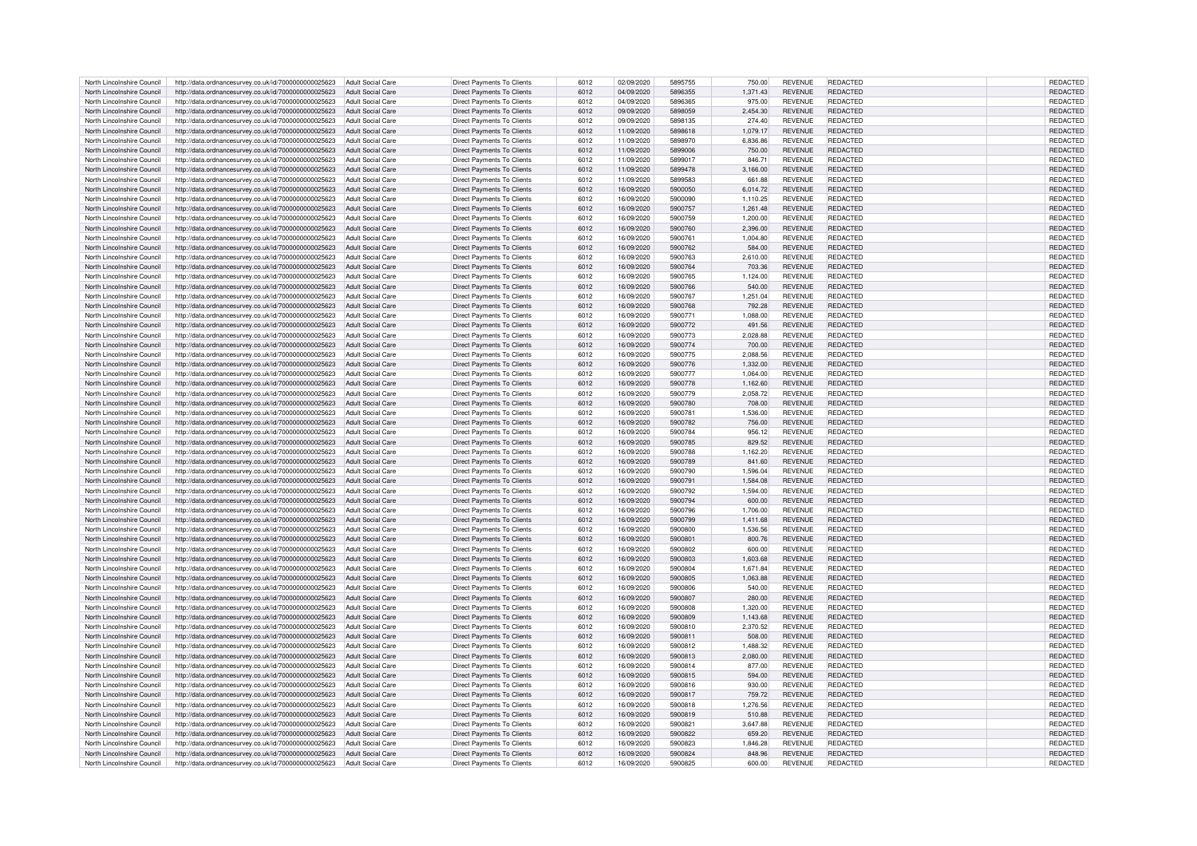| North Lincolnshire Council | http://data.ordnancesurvey.co.uk/id/7000000000025623 | Adult Social Care | Direct Payments To Clients | 6012 | 02/09/2020 | 5895755 | 750.00 | REVENUE | REDACTED | | REDACTED |
|---|---|---|---|---|---|---|---|---|---|---|---|
| North Lincolnshire Council | http://data.ordnancesurvey.co.uk/id/7000000000025623 | Adult Social Care | Direct Payments To Clients | 6012 | 04/09/2020 | 5896355 | 1,371.43 | REVENUE | REDACTED | | REDACTED |
| North Lincolnshire Council | http://data.ordnancesurvey.co.uk/id/7000000000025623 | Adult Social Care | Direct Payments To Clients | 6012 | 04/09/2020 | 5896365 | 975.00 | REVENUE | REDACTED | | REDACTED |
| North Lincolnshire Council | http://data.ordnancesurvey.co.uk/id/7000000000025623 | Adult Social Care | Direct Payments To Clients | 6012 | 09/09/2020 | 5898059 | 2,454.30 | REVENUE | REDACTED | | REDACTED |
| North Lincolnshire Council | http://data.ordnancesurvey.co.uk/id/7000000000025623 | Adult Social Care | Direct Payments To Clients | 6012 | 09/09/2020 | 5898135 | 274.40 | REVENUE | REDACTED | | REDACTED |
| North Lincolnshire Council | http://data.ordnancesurvey.co.uk/id/7000000000025623 | Adult Social Care | Direct Payments To Clients | 6012 | 11/09/2020 | 5898618 | 1,079.17 | REVENUE | REDACTED | | REDACTED |
| North Lincolnshire Council | http://data.ordnancesurvey.co.uk/id/7000000000025623 | Adult Social Care | Direct Payments To Clients | 6012 | 11/09/2020 | 5898970 | 6,836.86 | REVENUE | REDACTED | | REDACTED |
| North Lincolnshire Council | http://data.ordnancesurvey.co.uk/id/7000000000025623 | Adult Social Care | Direct Payments To Clients | 6012 | 11/09/2020 | 5899006 | 750.00 | REVENUE | REDACTED | | REDACTED |
| North Lincolnshire Council | http://data.ordnancesurvey.co.uk/id/7000000000025623 | Adult Social Care | Direct Payments To Clients | 6012 | 11/09/2020 | 5899017 | 846.71 | REVENUE | REDACTED | | REDACTED |
| North Lincolnshire Council | http://data.ordnancesurvey.co.uk/id/7000000000025623 | Adult Social Care | Direct Payments To Clients | 6012 | 11/09/2020 | 5899478 | 3,166.00 | REVENUE | REDACTED | | REDACTED |
| North Lincolnshire Council | http://data.ordnancesurvey.co.uk/id/7000000000025623 | Adult Social Care | Direct Payments To Clients | 6012 | 11/09/2020 | 5899583 | 661.88 | REVENUE | REDACTED | | REDACTED |
| North Lincolnshire Council | http://data.ordnancesurvey.co.uk/id/7000000000025623 | Adult Social Care | Direct Payments To Clients | 6012 | 16/09/2020 | 5900050 | 6,014.72 | REVENUE | REDACTED | | REDACTED |
| North Lincolnshire Council | http://data.ordnancesurvey.co.uk/id/7000000000025623 | Adult Social Care | Direct Payments To Clients | 6012 | 16/09/2020 | 5900090 | 1,110.25 | REVENUE | REDACTED | | REDACTED |
| North Lincolnshire Council | http://data.ordnancesurvey.co.uk/id/7000000000025623 | Adult Social Care | Direct Payments To Clients | 6012 | 16/09/2020 | 5900757 | 1,261.48 | REVENUE | REDACTED | | REDACTED |
| North Lincolnshire Council | http://data.ordnancesurvey.co.uk/id/7000000000025623 | Adult Social Care | Direct Payments To Clients | 6012 | 16/09/2020 | 5900759 | 1,200.00 | REVENUE | REDACTED | | REDACTED |
| North Lincolnshire Council | http://data.ordnancesurvey.co.uk/id/7000000000025623 | Adult Social Care | Direct Payments To Clients | 6012 | 16/09/2020 | 5900760 | 2,396.00 | REVENUE | REDACTED | | REDACTED |
| North Lincolnshire Council | http://data.ordnancesurvey.co.uk/id/7000000000025623 | Adult Social Care | Direct Payments To Clients | 6012 | 16/09/2020 | 5900761 | 1,004.80 | REVENUE | REDACTED | | REDACTED |
| North Lincolnshire Council | http://data.ordnancesurvey.co.uk/id/7000000000025623 | Adult Social Care | Direct Payments To Clients | 6012 | 16/09/2020 | 5900762 | 584.00 | REVENUE | REDACTED | | REDACTED |
| North Lincolnshire Council | http://data.ordnancesurvey.co.uk/id/7000000000025623 | Adult Social Care | Direct Payments To Clients | 6012 | 16/09/2020 | 5900763 | 2,610.00 | REVENUE | REDACTED | | REDACTED |
| North Lincolnshire Council | http://data.ordnancesurvey.co.uk/id/7000000000025623 | Adult Social Care | Direct Payments To Clients | 6012 | 16/09/2020 | 5900764 | 703.36 | REVENUE | REDACTED | | REDACTED |
| North Lincolnshire Council | http://data.ordnancesurvey.co.uk/id/7000000000025623 | Adult Social Care | Direct Payments To Clients | 6012 | 16/09/2020 | 5900765 | 1,124.00 | REVENUE | REDACTED | | REDACTED |
| North Lincolnshire Council | http://data.ordnancesurvey.co.uk/id/7000000000025623 | Adult Social Care | Direct Payments To Clients | 6012 | 16/09/2020 | 5900766 | 540.00 | REVENUE | REDACTED | | REDACTED |
| North Lincolnshire Council | http://data.ordnancesurvey.co.uk/id/7000000000025623 | Adult Social Care | Direct Payments To Clients | 6012 | 16/09/2020 | 5900767 | 1,251.04 | REVENUE | REDACTED | | REDACTED |
| North Lincolnshire Council | http://data.ordnancesurvey.co.uk/id/7000000000025623 | Adult Social Care | Direct Payments To Clients | 6012 | 16/09/2020 | 5900768 | 792.28 | REVENUE | REDACTED | | REDACTED |
| North Lincolnshire Council | http://data.ordnancesurvey.co.uk/id/7000000000025623 | Adult Social Care | Direct Payments To Clients | 6012 | 16/09/2020 | 5900771 | 1,088.00 | REVENUE | REDACTED | | REDACTED |
| North Lincolnshire Council | http://data.ordnancesurvey.co.uk/id/7000000000025623 | Adult Social Care | Direct Payments To Clients | 6012 | 16/09/2020 | 5900772 | 491.56 | REVENUE | REDACTED | | REDACTED |
| North Lincolnshire Council | http://data.ordnancesurvey.co.uk/id/7000000000025623 | Adult Social Care | Direct Payments To Clients | 6012 | 16/09/2020 | 5900773 | 2,028.88 | REVENUE | REDACTED | | REDACTED |
| North Lincolnshire Council | http://data.ordnancesurvey.co.uk/id/7000000000025623 | Adult Social Care | Direct Payments To Clients | 6012 | 16/09/2020 | 5900774 | 700.00 | REVENUE | REDACTED | | REDACTED |
| North Lincolnshire Council | http://data.ordnancesurvey.co.uk/id/7000000000025623 | Adult Social Care | Direct Payments To Clients | 6012 | 16/09/2020 | 5900775 | 2,088.56 | REVENUE | REDACTED | | REDACTED |
| North Lincolnshire Council | http://data.ordnancesurvey.co.uk/id/7000000000025623 | Adult Social Care | Direct Payments To Clients | 6012 | 16/09/2020 | 5900776 | 1,332.00 | REVENUE | REDACTED | | REDACTED |
| North Lincolnshire Council | http://data.ordnancesurvey.co.uk/id/7000000000025623 | Adult Social Care | Direct Payments To Clients | 6012 | 16/09/2020 | 5900777 | 1,064.00 | REVENUE | REDACTED | | REDACTED |
| North Lincolnshire Council | http://data.ordnancesurvey.co.uk/id/7000000000025623 | Adult Social Care | Direct Payments To Clients | 6012 | 16/09/2020 | 5900778 | 1,162.60 | REVENUE | REDACTED | | REDACTED |
| North Lincolnshire Council | http://data.ordnancesurvey.co.uk/id/7000000000025623 | Adult Social Care | Direct Payments To Clients | 6012 | 16/09/2020 | 5900779 | 2,058.72 | REVENUE | REDACTED | | REDACTED |
| North Lincolnshire Council | http://data.ordnancesurvey.co.uk/id/7000000000025623 | Adult Social Care | Direct Payments To Clients | 6012 | 16/09/2020 | 5900780 | 708.00 | REVENUE | REDACTED | | REDACTED |
| North Lincolnshire Council | http://data.ordnancesurvey.co.uk/id/7000000000025623 | Adult Social Care | Direct Payments To Clients | 6012 | 16/09/2020 | 5900781 | 1,536.00 | REVENUE | REDACTED | | REDACTED |
| North Lincolnshire Council | http://data.ordnancesurvey.co.uk/id/7000000000025623 | Adult Social Care | Direct Payments To Clients | 6012 | 16/09/2020 | 5900782 | 756.00 | REVENUE | REDACTED | | REDACTED |
| North Lincolnshire Council | http://data.ordnancesurvey.co.uk/id/7000000000025623 | Adult Social Care | Direct Payments To Clients | 6012 | 16/09/2020 | 5900784 | 956.12 | REVENUE | REDACTED | | REDACTED |
| North Lincolnshire Council | http://data.ordnancesurvey.co.uk/id/7000000000025623 | Adult Social Care | Direct Payments To Clients | 6012 | 16/09/2020 | 5900785 | 829.52 | REVENUE | REDACTED | | REDACTED |
| North Lincolnshire Council | http://data.ordnancesurvey.co.uk/id/7000000000025623 | Adult Social Care | Direct Payments To Clients | 6012 | 16/09/2020 | 5900788 | 1,162.20 | REVENUE | REDACTED | | REDACTED |
| North Lincolnshire Council | http://data.ordnancesurvey.co.uk/id/7000000000025623 | Adult Social Care | Direct Payments To Clients | 6012 | 16/09/2020 | 5900789 | 841.60 | REVENUE | REDACTED | | REDACTED |
| North Lincolnshire Council | http://data.ordnancesurvey.co.uk/id/7000000000025623 | Adult Social Care | Direct Payments To Clients | 6012 | 16/09/2020 | 5900790 | 1,596.04 | REVENUE | REDACTED | | REDACTED |
| North Lincolnshire Council | http://data.ordnancesurvey.co.uk/id/7000000000025623 | Adult Social Care | Direct Payments To Clients | 6012 | 16/09/2020 | 5900791 | 1,584.08 | REVENUE | REDACTED | | REDACTED |
| North Lincolnshire Council | http://data.ordnancesurvey.co.uk/id/7000000000025623 | Adult Social Care | Direct Payments To Clients | 6012 | 16/09/2020 | 5900792 | 1,594.00 | REVENUE | REDACTED | | REDACTED |
| North Lincolnshire Council | http://data.ordnancesurvey.co.uk/id/7000000000025623 | Adult Social Care | Direct Payments To Clients | 6012 | 16/09/2020 | 5900794 | 600.00 | REVENUE | REDACTED | | REDACTED |
| North Lincolnshire Council | http://data.ordnancesurvey.co.uk/id/7000000000025623 | Adult Social Care | Direct Payments To Clients | 6012 | 16/09/2020 | 5900796 | 1,706.00 | REVENUE | REDACTED | | REDACTED |
| North Lincolnshire Council | http://data.ordnancesurvey.co.uk/id/7000000000025623 | Adult Social Care | Direct Payments To Clients | 6012 | 16/09/2020 | 5900799 | 1,411.68 | REVENUE | REDACTED | | REDACTED |
| North Lincolnshire Council | http://data.ordnancesurvey.co.uk/id/7000000000025623 | Adult Social Care | Direct Payments To Clients | 6012 | 16/09/2020 | 5900800 | 1,536.56 | REVENUE | REDACTED | | REDACTED |
| North Lincolnshire Council | http://data.ordnancesurvey.co.uk/id/7000000000025623 | Adult Social Care | Direct Payments To Clients | 6012 | 16/09/2020 | 5900801 | 800.76 | REVENUE | REDACTED | | REDACTED |
| North Lincolnshire Council | http://data.ordnancesurvey.co.uk/id/7000000000025623 | Adult Social Care | Direct Payments To Clients | 6012 | 16/09/2020 | 5900802 | 600.00 | REVENUE | REDACTED | | REDACTED |
| North Lincolnshire Council | http://data.ordnancesurvey.co.uk/id/7000000000025623 | Adult Social Care | Direct Payments To Clients | 6012 | 16/09/2020 | 5900803 | 1,603.68 | REVENUE | REDACTED | | REDACTED |
| North Lincolnshire Council | http://data.ordnancesurvey.co.uk/id/7000000000025623 | Adult Social Care | Direct Payments To Clients | 6012 | 16/09/2020 | 5900804 | 1,671.84 | REVENUE | REDACTED | | REDACTED |
| North Lincolnshire Council | http://data.ordnancesurvey.co.uk/id/7000000000025623 | Adult Social Care | Direct Payments To Clients | 6012 | 16/09/2020 | 5900805 | 1,063.88 | REVENUE | REDACTED | | REDACTED |
| North Lincolnshire Council | http://data.ordnancesurvey.co.uk/id/7000000000025623 | Adult Social Care | Direct Payments To Clients | 6012 | 16/09/2020 | 5900806 | 540.00 | REVENUE | REDACTED | | REDACTED |
| North Lincolnshire Council | http://data.ordnancesurvey.co.uk/id/7000000000025623 | Adult Social Care | Direct Payments To Clients | 6012 | 16/09/2020 | 5900807 | 280.00 | REVENUE | REDACTED | | REDACTED |
| North Lincolnshire Council | http://data.ordnancesurvey.co.uk/id/7000000000025623 | Adult Social Care | Direct Payments To Clients | 6012 | 16/09/2020 | 5900808 | 1,320.00 | REVENUE | REDACTED | | REDACTED |
| North Lincolnshire Council | http://data.ordnancesurvey.co.uk/id/7000000000025623 | Adult Social Care | Direct Payments To Clients | 6012 | 16/09/2020 | 5900809 | 1,143.68 | REVENUE | REDACTED | | REDACTED |
| North Lincolnshire Council | http://data.ordnancesurvey.co.uk/id/7000000000025623 | Adult Social Care | Direct Payments To Clients | 6012 | 16/09/2020 | 5900810 | 2,370.52 | REVENUE | REDACTED | | REDACTED |
| North Lincolnshire Council | http://data.ordnancesurvey.co.uk/id/7000000000025623 | Adult Social Care | Direct Payments To Clients | 6012 | 16/09/2020 | 5900811 | 508.00 | REVENUE | REDACTED | | REDACTED |
| North Lincolnshire Council | http://data.ordnancesurvey.co.uk/id/7000000000025623 | Adult Social Care | Direct Payments To Clients | 6012 | 16/09/2020 | 5900812 | 1,488.32 | REVENUE | REDACTED | | REDACTED |
| North Lincolnshire Council | http://data.ordnancesurvey.co.uk/id/7000000000025623 | Adult Social Care | Direct Payments To Clients | 6012 | 16/09/2020 | 5900813 | 2,080.00 | REVENUE | REDACTED | | REDACTED |
| North Lincolnshire Council | http://data.ordnancesurvey.co.uk/id/7000000000025623 | Adult Social Care | Direct Payments To Clients | 6012 | 16/09/2020 | 5900814 | 877.00 | REVENUE | REDACTED | | REDACTED |
| North Lincolnshire Council | http://data.ordnancesurvey.co.uk/id/7000000000025623 | Adult Social Care | Direct Payments To Clients | 6012 | 16/09/2020 | 5900815 | 594.00 | REVENUE | REDACTED | | REDACTED |
| North Lincolnshire Council | http://data.ordnancesurvey.co.uk/id/7000000000025623 | Adult Social Care | Direct Payments To Clients | 6012 | 16/09/2020 | 5900816 | 930.00 | REVENUE | REDACTED | | REDACTED |
| North Lincolnshire Council | http://data.ordnancesurvey.co.uk/id/7000000000025623 | Adult Social Care | Direct Payments To Clients | 6012 | 16/09/2020 | 5900817 | 759.72 | REVENUE | REDACTED | | REDACTED |
| North Lincolnshire Council | http://data.ordnancesurvey.co.uk/id/7000000000025623 | Adult Social Care | Direct Payments To Clients | 6012 | 16/09/2020 | 5900818 | 1,276.56 | REVENUE | REDACTED | | REDACTED |
| North Lincolnshire Council | http://data.ordnancesurvey.co.uk/id/7000000000025623 | Adult Social Care | Direct Payments To Clients | 6012 | 16/09/2020 | 5900819 | 510.88 | REVENUE | REDACTED | | REDACTED |
| North Lincolnshire Council | http://data.ordnancesurvey.co.uk/id/7000000000025623 | Adult Social Care | Direct Payments To Clients | 6012 | 16/09/2020 | 5900821 | 3,647.88 | REVENUE | REDACTED | | REDACTED |
| North Lincolnshire Council | http://data.ordnancesurvey.co.uk/id/7000000000025623 | Adult Social Care | Direct Payments To Clients | 6012 | 16/09/2020 | 5900822 | 659.20 | REVENUE | REDACTED | | REDACTED |
| North Lincolnshire Council | http://data.ordnancesurvey.co.uk/id/7000000000025623 | Adult Social Care | Direct Payments To Clients | 6012 | 16/09/2020 | 5900823 | 1,846.28 | REVENUE | REDACTED | | REDACTED |
| North Lincolnshire Council | http://data.ordnancesurvey.co.uk/id/7000000000025623 | Adult Social Care | Direct Payments To Clients | 6012 | 16/09/2020 | 5900824 | 848.96 | REVENUE | REDACTED | | REDACTED |
| North Lincolnshire Council | http://data.ordnancesurvey.co.uk/id/7000000000025623 | Adult Social Care | Direct Payments To Clients | 6012 | 16/09/2020 | 5900825 | 600.00 | REVENUE | REDACTED | | REDACTED |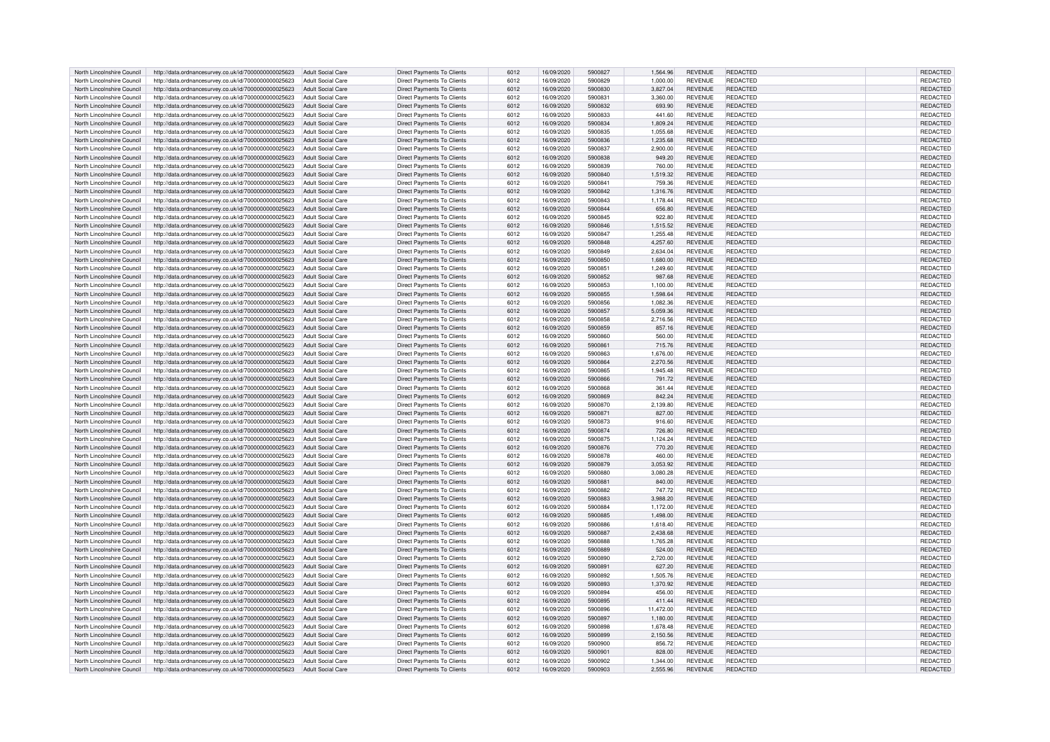| North Lincolnshire Council | http://data.ordnancesurvey.co.uk/id/7000000000025623 | Adult Social Care | Direct Payments To Clients | 6012 | 16/09/2020 | 5900827 | 1,564.96 | REVENUE | REDACTED | | REDACTED |
|---|---|---|---|---|---|---|---|---|---|---|---|
| North Lincolnshire Council | http://data.ordnancesurvey.co.uk/id/7000000000025623 | Adult Social Care | Direct Payments To Clients | 6012 | 16/09/2020 | 5900829 | 1,000.00 | REVENUE | REDACTED | | REDACTED |
| North Lincolnshire Council | http://data.ordnancesurvey.co.uk/id/7000000000025623 | Adult Social Care | Direct Payments To Clients | 6012 | 16/09/2020 | 5900830 | 3,827.04 | REVENUE | REDACTED | | REDACTED |
| North Lincolnshire Council | http://data.ordnancesurvey.co.uk/id/7000000000025623 | Adult Social Care | Direct Payments To Clients | 6012 | 16/09/2020 | 5900831 | 3,360.00 | REVENUE | REDACTED | | REDACTED |
| North Lincolnshire Council | http://data.ordnancesurvey.co.uk/id/7000000000025623 | Adult Social Care | Direct Payments To Clients | 6012 | 16/09/2020 | 5900832 | 693.90 | REVENUE | REDACTED | | REDACTED |
| North Lincolnshire Council | http://data.ordnancesurvey.co.uk/id/7000000000025623 | Adult Social Care | Direct Payments To Clients | 6012 | 16/09/2020 | 5900833 | 441.60 | REVENUE | REDACTED | | REDACTED |
| North Lincolnshire Council | http://data.ordnancesurvey.co.uk/id/7000000000025623 | Adult Social Care | Direct Payments To Clients | 6012 | 16/09/2020 | 5900834 | 1,809.24 | REVENUE | REDACTED | | REDACTED |
| North Lincolnshire Council | http://data.ordnancesurvey.co.uk/id/7000000000025623 | Adult Social Care | Direct Payments To Clients | 6012 | 16/09/2020 | 5900835 | 1,055.68 | REVENUE | REDACTED | | REDACTED |
| North Lincolnshire Council | http://data.ordnancesurvey.co.uk/id/7000000000025623 | Adult Social Care | Direct Payments To Clients | 6012 | 16/09/2020 | 5900836 | 1,235.68 | REVENUE | REDACTED | | REDACTED |
| North Lincolnshire Council | http://data.ordnancesurvey.co.uk/id/7000000000025623 | Adult Social Care | Direct Payments To Clients | 6012 | 16/09/2020 | 5900837 | 2,900.00 | REVENUE | REDACTED | | REDACTED |
| North Lincolnshire Council | http://data.ordnancesurvey.co.uk/id/7000000000025623 | Adult Social Care | Direct Payments To Clients | 6012 | 16/09/2020 | 5900838 | 949.20 | REVENUE | REDACTED | | REDACTED |
| North Lincolnshire Council | http://data.ordnancesurvey.co.uk/id/7000000000025623 | Adult Social Care | Direct Payments To Clients | 6012 | 16/09/2020 | 5900839 | 760.00 | REVENUE | REDACTED | | REDACTED |
| North Lincolnshire Council | http://data.ordnancesurvey.co.uk/id/7000000000025623 | Adult Social Care | Direct Payments To Clients | 6012 | 16/09/2020 | 5900840 | 1,519.32 | REVENUE | REDACTED | | REDACTED |
| North Lincolnshire Council | http://data.ordnancesurvey.co.uk/id/7000000000025623 | Adult Social Care | Direct Payments To Clients | 6012 | 16/09/2020 | 5900841 | 759.36 | REVENUE | REDACTED | | REDACTED |
| North Lincolnshire Council | http://data.ordnancesurvey.co.uk/id/7000000000025623 | Adult Social Care | Direct Payments To Clients | 6012 | 16/09/2020 | 5900842 | 1,316.76 | REVENUE | REDACTED | | REDACTED |
| North Lincolnshire Council | http://data.ordnancesurvey.co.uk/id/7000000000025623 | Adult Social Care | Direct Payments To Clients | 6012 | 16/09/2020 | 5900843 | 1,178.44 | REVENUE | REDACTED | | REDACTED |
| North Lincolnshire Council | http://data.ordnancesurvey.co.uk/id/7000000000025623 | Adult Social Care | Direct Payments To Clients | 6012 | 16/09/2020 | 5900844 | 656.80 | REVENUE | REDACTED | | REDACTED |
| North Lincolnshire Council | http://data.ordnancesurvey.co.uk/id/7000000000025623 | Adult Social Care | Direct Payments To Clients | 6012 | 16/09/2020 | 5900845 | 922.80 | REVENUE | REDACTED | | REDACTED |
| North Lincolnshire Council | http://data.ordnancesurvey.co.uk/id/7000000000025623 | Adult Social Care | Direct Payments To Clients | 6012 | 16/09/2020 | 5900846 | 1,515.52 | REVENUE | REDACTED | | REDACTED |
| North Lincolnshire Council | http://data.ordnancesurvey.co.uk/id/7000000000025623 | Adult Social Care | Direct Payments To Clients | 6012 | 16/09/2020 | 5900847 | 1,255.48 | REVENUE | REDACTED | | REDACTED |
| North Lincolnshire Council | http://data.ordnancesurvey.co.uk/id/7000000000025623 | Adult Social Care | Direct Payments To Clients | 6012 | 16/09/2020 | 5900848 | 4,257.60 | REVENUE | REDACTED | | REDACTED |
| North Lincolnshire Council | http://data.ordnancesurvey.co.uk/id/7000000000025623 | Adult Social Care | Direct Payments To Clients | 6012 | 16/09/2020 | 5900849 | 2,634.04 | REVENUE | REDACTED | | REDACTED |
| North Lincolnshire Council | http://data.ordnancesurvey.co.uk/id/7000000000025623 | Adult Social Care | Direct Payments To Clients | 6012 | 16/09/2020 | 5900850 | 1,680.00 | REVENUE | REDACTED | | REDACTED |
| North Lincolnshire Council | http://data.ordnancesurvey.co.uk/id/7000000000025623 | Adult Social Care | Direct Payments To Clients | 6012 | 16/09/2020 | 5900851 | 1,249.60 | REVENUE | REDACTED | | REDACTED |
| North Lincolnshire Council | http://data.ordnancesurvey.co.uk/id/7000000000025623 | Adult Social Care | Direct Payments To Clients | 6012 | 16/09/2020 | 5900852 | 987.68 | REVENUE | REDACTED | | REDACTED |
| North Lincolnshire Council | http://data.ordnancesurvey.co.uk/id/7000000000025623 | Adult Social Care | Direct Payments To Clients | 6012 | 16/09/2020 | 5900853 | 1,100.00 | REVENUE | REDACTED | | REDACTED |
| North Lincolnshire Council | http://data.ordnancesurvey.co.uk/id/7000000000025623 | Adult Social Care | Direct Payments To Clients | 6012 | 16/09/2020 | 5900855 | 1,598.64 | REVENUE | REDACTED | | REDACTED |
| North Lincolnshire Council | http://data.ordnancesurvey.co.uk/id/7000000000025623 | Adult Social Care | Direct Payments To Clients | 6012 | 16/09/2020 | 5900856 | 1,082.36 | REVENUE | REDACTED | | REDACTED |
| North Lincolnshire Council | http://data.ordnancesurvey.co.uk/id/7000000000025623 | Adult Social Care | Direct Payments To Clients | 6012 | 16/09/2020 | 5900857 | 5,059.36 | REVENUE | REDACTED | | REDACTED |
| North Lincolnshire Council | http://data.ordnancesurvey.co.uk/id/7000000000025623 | Adult Social Care | Direct Payments To Clients | 6012 | 16/09/2020 | 5900858 | 2,716.56 | REVENUE | REDACTED | | REDACTED |
| North Lincolnshire Council | http://data.ordnancesurvey.co.uk/id/7000000000025623 | Adult Social Care | Direct Payments To Clients | 6012 | 16/09/2020 | 5900859 | 857.16 | REVENUE | REDACTED | | REDACTED |
| North Lincolnshire Council | http://data.ordnancesurvey.co.uk/id/7000000000025623 | Adult Social Care | Direct Payments To Clients | 6012 | 16/09/2020 | 5900860 | 560.00 | REVENUE | REDACTED | | REDACTED |
| North Lincolnshire Council | http://data.ordnancesurvey.co.uk/id/7000000000025623 | Adult Social Care | Direct Payments To Clients | 6012 | 16/09/2020 | 5900861 | 715.76 | REVENUE | REDACTED | | REDACTED |
| North Lincolnshire Council | http://data.ordnancesurvey.co.uk/id/7000000000025623 | Adult Social Care | Direct Payments To Clients | 6012 | 16/09/2020 | 5900863 | 1,676.00 | REVENUE | REDACTED | | REDACTED |
| North Lincolnshire Council | http://data.ordnancesurvey.co.uk/id/7000000000025623 | Adult Social Care | Direct Payments To Clients | 6012 | 16/09/2020 | 5900864 | 2,270.56 | REVENUE | REDACTED | | REDACTED |
| North Lincolnshire Council | http://data.ordnancesurvey.co.uk/id/7000000000025623 | Adult Social Care | Direct Payments To Clients | 6012 | 16/09/2020 | 5900865 | 1,945.48 | REVENUE | REDACTED | | REDACTED |
| North Lincolnshire Council | http://data.ordnancesurvey.co.uk/id/7000000000025623 | Adult Social Care | Direct Payments To Clients | 6012 | 16/09/2020 | 5900866 | 791.72 | REVENUE | REDACTED | | REDACTED |
| North Lincolnshire Council | http://data.ordnancesurvey.co.uk/id/7000000000025623 | Adult Social Care | Direct Payments To Clients | 6012 | 16/09/2020 | 5900868 | 361.44 | REVENUE | REDACTED | | REDACTED |
| North Lincolnshire Council | http://data.ordnancesurvey.co.uk/id/7000000000025623 | Adult Social Care | Direct Payments To Clients | 6012 | 16/09/2020 | 5900869 | 842.24 | REVENUE | REDACTED | | REDACTED |
| North Lincolnshire Council | http://data.ordnancesurvey.co.uk/id/7000000000025623 | Adult Social Care | Direct Payments To Clients | 6012 | 16/09/2020 | 5900870 | 2,139.80 | REVENUE | REDACTED | | REDACTED |
| North Lincolnshire Council | http://data.ordnancesurvey.co.uk/id/7000000000025623 | Adult Social Care | Direct Payments To Clients | 6012 | 16/09/2020 | 5900871 | 827.00 | REVENUE | REDACTED | | REDACTED |
| North Lincolnshire Council | http://data.ordnancesurvey.co.uk/id/7000000000025623 | Adult Social Care | Direct Payments To Clients | 6012 | 16/09/2020 | 5900873 | 916.60 | REVENUE | REDACTED | | REDACTED |
| North Lincolnshire Council | http://data.ordnancesurvey.co.uk/id/7000000000025623 | Adult Social Care | Direct Payments To Clients | 6012 | 16/09/2020 | 5900874 | 726.80 | REVENUE | REDACTED | | REDACTED |
| North Lincolnshire Council | http://data.ordnancesurvey.co.uk/id/7000000000025623 | Adult Social Care | Direct Payments To Clients | 6012 | 16/09/2020 | 5900875 | 1,124.24 | REVENUE | REDACTED | | REDACTED |
| North Lincolnshire Council | http://data.ordnancesurvey.co.uk/id/7000000000025623 | Adult Social Care | Direct Payments To Clients | 6012 | 16/09/2020 | 5900876 | 770.20 | REVENUE | REDACTED | | REDACTED |
| North Lincolnshire Council | http://data.ordnancesurvey.co.uk/id/7000000000025623 | Adult Social Care | Direct Payments To Clients | 6012 | 16/09/2020 | 5900878 | 460.00 | REVENUE | REDACTED | | REDACTED |
| North Lincolnshire Council | http://data.ordnancesurvey.co.uk/id/7000000000025623 | Adult Social Care | Direct Payments To Clients | 6012 | 16/09/2020 | 5900879 | 3,053.92 | REVENUE | REDACTED | | REDACTED |
| North Lincolnshire Council | http://data.ordnancesurvey.co.uk/id/7000000000025623 | Adult Social Care | Direct Payments To Clients | 6012 | 16/09/2020 | 5900880 | 3,080.28 | REVENUE | REDACTED | | REDACTED |
| North Lincolnshire Council | http://data.ordnancesurvey.co.uk/id/7000000000025623 | Adult Social Care | Direct Payments To Clients | 6012 | 16/09/2020 | 5900881 | 840.00 | REVENUE | REDACTED | | REDACTED |
| North Lincolnshire Council | http://data.ordnancesurvey.co.uk/id/7000000000025623 | Adult Social Care | Direct Payments To Clients | 6012 | 16/09/2020 | 5900882 | 747.72 | REVENUE | REDACTED | | REDACTED |
| North Lincolnshire Council | http://data.ordnancesurvey.co.uk/id/7000000000025623 | Adult Social Care | Direct Payments To Clients | 6012 | 16/09/2020 | 5900883 | 3,988.20 | REVENUE | REDACTED | | REDACTED |
| North Lincolnshire Council | http://data.ordnancesurvey.co.uk/id/7000000000025623 | Adult Social Care | Direct Payments To Clients | 6012 | 16/09/2020 | 5900884 | 1,172.00 | REVENUE | REDACTED | | REDACTED |
| North Lincolnshire Council | http://data.ordnancesurvey.co.uk/id/7000000000025623 | Adult Social Care | Direct Payments To Clients | 6012 | 16/09/2020 | 5900885 | 1,498.00 | REVENUE | REDACTED | | REDACTED |
| North Lincolnshire Council | http://data.ordnancesurvey.co.uk/id/7000000000025623 | Adult Social Care | Direct Payments To Clients | 6012 | 16/09/2020 | 5900886 | 1,618.40 | REVENUE | REDACTED | | REDACTED |
| North Lincolnshire Council | http://data.ordnancesurvey.co.uk/id/7000000000025623 | Adult Social Care | Direct Payments To Clients | 6012 | 16/09/2020 | 5900887 | 2,438.68 | REVENUE | REDACTED | | REDACTED |
| North Lincolnshire Council | http://data.ordnancesurvey.co.uk/id/7000000000025623 | Adult Social Care | Direct Payments To Clients | 6012 | 16/09/2020 | 5900888 | 1,765.28 | REVENUE | REDACTED | | REDACTED |
| North Lincolnshire Council | http://data.ordnancesurvey.co.uk/id/7000000000025623 | Adult Social Care | Direct Payments To Clients | 6012 | 16/09/2020 | 5900889 | 524.00 | REVENUE | REDACTED | | REDACTED |
| North Lincolnshire Council | http://data.ordnancesurvey.co.uk/id/7000000000025623 | Adult Social Care | Direct Payments To Clients | 6012 | 16/09/2020 | 5900890 | 2,720.00 | REVENUE | REDACTED | | REDACTED |
| North Lincolnshire Council | http://data.ordnancesurvey.co.uk/id/7000000000025623 | Adult Social Care | Direct Payments To Clients | 6012 | 16/09/2020 | 5900891 | 627.20 | REVENUE | REDACTED | | REDACTED |
| North Lincolnshire Council | http://data.ordnancesurvey.co.uk/id/7000000000025623 | Adult Social Care | Direct Payments To Clients | 6012 | 16/09/2020 | 5900892 | 1,505.76 | REVENUE | REDACTED | | REDACTED |
| North Lincolnshire Council | http://data.ordnancesurvey.co.uk/id/7000000000025623 | Adult Social Care | Direct Payments To Clients | 6012 | 16/09/2020 | 5900893 | 1,370.92 | REVENUE | REDACTED | | REDACTED |
| North Lincolnshire Council | http://data.ordnancesurvey.co.uk/id/7000000000025623 | Adult Social Care | Direct Payments To Clients | 6012 | 16/09/2020 | 5900894 | 456.00 | REVENUE | REDACTED | | REDACTED |
| North Lincolnshire Council | http://data.ordnancesurvey.co.uk/id/7000000000025623 | Adult Social Care | Direct Payments To Clients | 6012 | 16/09/2020 | 5900895 | 411.44 | REVENUE | REDACTED | | REDACTED |
| North Lincolnshire Council | http://data.ordnancesurvey.co.uk/id/7000000000025623 | Adult Social Care | Direct Payments To Clients | 6012 | 16/09/2020 | 5900896 | 11,472.00 | REVENUE | REDACTED | | REDACTED |
| North Lincolnshire Council | http://data.ordnancesurvey.co.uk/id/7000000000025623 | Adult Social Care | Direct Payments To Clients | 6012 | 16/09/2020 | 5900897 | 1,180.00 | REVENUE | REDACTED | | REDACTED |
| North Lincolnshire Council | http://data.ordnancesurvey.co.uk/id/7000000000025623 | Adult Social Care | Direct Payments To Clients | 6012 | 16/09/2020 | 5900898 | 1,678.48 | REVENUE | REDACTED | | REDACTED |
| North Lincolnshire Council | http://data.ordnancesurvey.co.uk/id/7000000000025623 | Adult Social Care | Direct Payments To Clients | 6012 | 16/09/2020 | 5900899 | 2,150.56 | REVENUE | REDACTED | | REDACTED |
| North Lincolnshire Council | http://data.ordnancesurvey.co.uk/id/7000000000025623 | Adult Social Care | Direct Payments To Clients | 6012 | 16/09/2020 | 5900900 | 856.72 | REVENUE | REDACTED | | REDACTED |
| North Lincolnshire Council | http://data.ordnancesurvey.co.uk/id/7000000000025623 | Adult Social Care | Direct Payments To Clients | 6012 | 16/09/2020 | 5900901 | 828.00 | REVENUE | REDACTED | | REDACTED |
| North Lincolnshire Council | http://data.ordnancesurvey.co.uk/id/7000000000025623 | Adult Social Care | Direct Payments To Clients | 6012 | 16/09/2020 | 5900902 | 1,344.00 | REVENUE | REDACTED | | REDACTED |
| North Lincolnshire Council | http://data.ordnancesurvey.co.uk/id/7000000000025623 | Adult Social Care | Direct Payments To Clients | 6012 | 16/09/2020 | 5900903 | 2,555.96 | REVENUE | REDACTED | | REDACTED |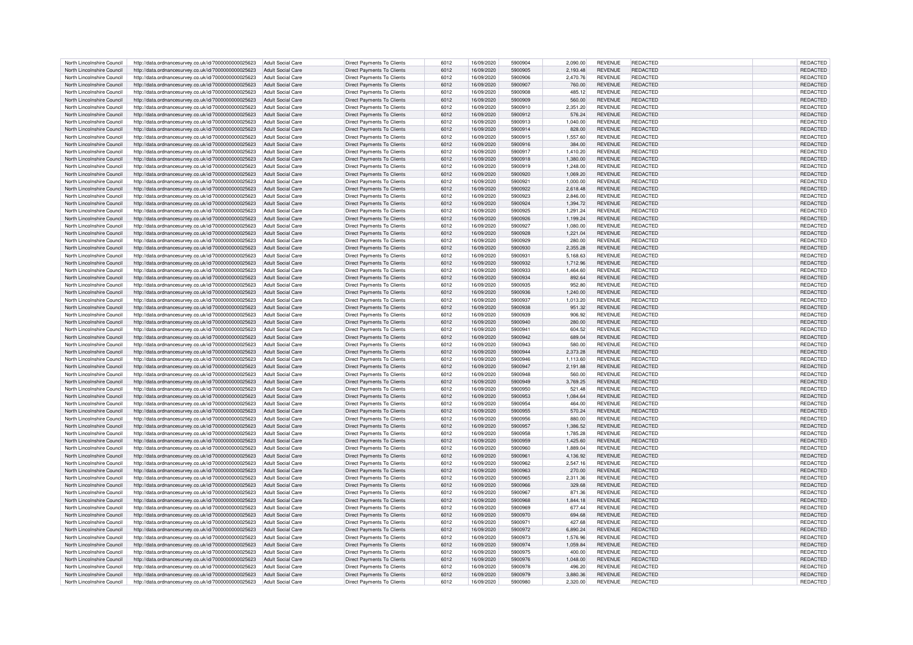| | | | | | | | | | | | |
|---|---|---|---|---|---|---|---|---|---|---|---|
| North Lincolnshire Council | http://data.ordnancesurvey.co.uk/id/7000000000025623 | Adult Social Care | Direct Payments To Clients | 6012 | 16/09/2020 | 5900904 | 2,090.00 | REVENUE | REDACTED | | REDACTED |
| North Lincolnshire Council | http://data.ordnancesurvey.co.uk/id/7000000000025623 | Adult Social Care | Direct Payments To Clients | 6012 | 16/09/2020 | 5900905 | 2,193.48 | REVENUE | REDACTED | | REDACTED |
| North Lincolnshire Council | http://data.ordnancesurvey.co.uk/id/7000000000025623 | Adult Social Care | Direct Payments To Clients | 6012 | 16/09/2020 | 5900906 | 2,470.76 | REVENUE | REDACTED | | REDACTED |
| North Lincolnshire Council | http://data.ordnancesurvey.co.uk/id/7000000000025623 | Adult Social Care | Direct Payments To Clients | 6012 | 16/09/2020 | 5900907 | 760.00 | REVENUE | REDACTED | | REDACTED |
| North Lincolnshire Council | http://data.ordnancesurvey.co.uk/id/7000000000025623 | Adult Social Care | Direct Payments To Clients | 6012 | 16/09/2020 | 5900908 | 485.12 | REVENUE | REDACTED | | REDACTED |
| North Lincolnshire Council | http://data.ordnancesurvey.co.uk/id/7000000000025623 | Adult Social Care | Direct Payments To Clients | 6012 | 16/09/2020 | 5900909 | 560.00 | REVENUE | REDACTED | | REDACTED |
| North Lincolnshire Council | http://data.ordnancesurvey.co.uk/id/7000000000025623 | Adult Social Care | Direct Payments To Clients | 6012 | 16/09/2020 | 5900910 | 2,351.20 | REVENUE | REDACTED | | REDACTED |
| North Lincolnshire Council | http://data.ordnancesurvey.co.uk/id/7000000000025623 | Adult Social Care | Direct Payments To Clients | 6012 | 16/09/2020 | 5900912 | 576.24 | REVENUE | REDACTED | | REDACTED |
| North Lincolnshire Council | http://data.ordnancesurvey.co.uk/id/7000000000025623 | Adult Social Care | Direct Payments To Clients | 6012 | 16/09/2020 | 5900913 | 1,040.00 | REVENUE | REDACTED | | REDACTED |
| North Lincolnshire Council | http://data.ordnancesurvey.co.uk/id/7000000000025623 | Adult Social Care | Direct Payments To Clients | 6012 | 16/09/2020 | 5900914 | 828.00 | REVENUE | REDACTED | | REDACTED |
| North Lincolnshire Council | http://data.ordnancesurvey.co.uk/id/7000000000025623 | Adult Social Care | Direct Payments To Clients | 6012 | 16/09/2020 | 5900915 | 1,557.60 | REVENUE | REDACTED | | REDACTED |
| North Lincolnshire Council | http://data.ordnancesurvey.co.uk/id/7000000000025623 | Adult Social Care | Direct Payments To Clients | 6012 | 16/09/2020 | 5900916 | 384.00 | REVENUE | REDACTED | | REDACTED |
| North Lincolnshire Council | http://data.ordnancesurvey.co.uk/id/7000000000025623 | Adult Social Care | Direct Payments To Clients | 6012 | 16/09/2020 | 5900917 | 1,410.20 | REVENUE | REDACTED | | REDACTED |
| North Lincolnshire Council | http://data.ordnancesurvey.co.uk/id/7000000000025623 | Adult Social Care | Direct Payments To Clients | 6012 | 16/09/2020 | 5900918 | 1,380.00 | REVENUE | REDACTED | | REDACTED |
| North Lincolnshire Council | http://data.ordnancesurvey.co.uk/id/7000000000025623 | Adult Social Care | Direct Payments To Clients | 6012 | 16/09/2020 | 5900919 | 1,248.00 | REVENUE | REDACTED | | REDACTED |
| North Lincolnshire Council | http://data.ordnancesurvey.co.uk/id/7000000000025623 | Adult Social Care | Direct Payments To Clients | 6012 | 16/09/2020 | 5900920 | 1,069.20 | REVENUE | REDACTED | | REDACTED |
| North Lincolnshire Council | http://data.ordnancesurvey.co.uk/id/7000000000025623 | Adult Social Care | Direct Payments To Clients | 6012 | 16/09/2020 | 5900921 | 1,000.00 | REVENUE | REDACTED | | REDACTED |
| North Lincolnshire Council | http://data.ordnancesurvey.co.uk/id/7000000000025623 | Adult Social Care | Direct Payments To Clients | 6012 | 16/09/2020 | 5900922 | 2,618.48 | REVENUE | REDACTED | | REDACTED |
| North Lincolnshire Council | http://data.ordnancesurvey.co.uk/id/7000000000025623 | Adult Social Care | Direct Payments To Clients | 6012 | 16/09/2020 | 5900923 | 2,846.00 | REVENUE | REDACTED | | REDACTED |
| North Lincolnshire Council | http://data.ordnancesurvey.co.uk/id/7000000000025623 | Adult Social Care | Direct Payments To Clients | 6012 | 16/09/2020 | 5900924 | 1,394.72 | REVENUE | REDACTED | | REDACTED |
| North Lincolnshire Council | http://data.ordnancesurvey.co.uk/id/7000000000025623 | Adult Social Care | Direct Payments To Clients | 6012 | 16/09/2020 | 5900925 | 1,291.24 | REVENUE | REDACTED | | REDACTED |
| North Lincolnshire Council | http://data.ordnancesurvey.co.uk/id/7000000000025623 | Adult Social Care | Direct Payments To Clients | 6012 | 16/09/2020 | 5900926 | 1,199.24 | REVENUE | REDACTED | | REDACTED |
| North Lincolnshire Council | http://data.ordnancesurvey.co.uk/id/7000000000025623 | Adult Social Care | Direct Payments To Clients | 6012 | 16/09/2020 | 5900927 | 1,080.00 | REVENUE | REDACTED | | REDACTED |
| North Lincolnshire Council | http://data.ordnancesurvey.co.uk/id/7000000000025623 | Adult Social Care | Direct Payments To Clients | 6012 | 16/09/2020 | 5900928 | 1,221.04 | REVENUE | REDACTED | | REDACTED |
| North Lincolnshire Council | http://data.ordnancesurvey.co.uk/id/7000000000025623 | Adult Social Care | Direct Payments To Clients | 6012 | 16/09/2020 | 5900929 | 280.00 | REVENUE | REDACTED | | REDACTED |
| North Lincolnshire Council | http://data.ordnancesurvey.co.uk/id/7000000000025623 | Adult Social Care | Direct Payments To Clients | 6012 | 16/09/2020 | 5900930 | 2,355.28 | REVENUE | REDACTED | | REDACTED |
| North Lincolnshire Council | http://data.ordnancesurvey.co.uk/id/7000000000025623 | Adult Social Care | Direct Payments To Clients | 6012 | 16/09/2020 | 5900931 | 5,168.63 | REVENUE | REDACTED | | REDACTED |
| North Lincolnshire Council | http://data.ordnancesurvey.co.uk/id/7000000000025623 | Adult Social Care | Direct Payments To Clients | 6012 | 16/09/2020 | 5900932 | 1,712.96 | REVENUE | REDACTED | | REDACTED |
| North Lincolnshire Council | http://data.ordnancesurvey.co.uk/id/7000000000025623 | Adult Social Care | Direct Payments To Clients | 6012 | 16/09/2020 | 5900933 | 1,464.60 | REVENUE | REDACTED | | REDACTED |
| North Lincolnshire Council | http://data.ordnancesurvey.co.uk/id/7000000000025623 | Adult Social Care | Direct Payments To Clients | 6012 | 16/09/2020 | 5900934 | 892.64 | REVENUE | REDACTED | | REDACTED |
| North Lincolnshire Council | http://data.ordnancesurvey.co.uk/id/7000000000025623 | Adult Social Care | Direct Payments To Clients | 6012 | 16/09/2020 | 5900935 | 952.80 | REVENUE | REDACTED | | REDACTED |
| North Lincolnshire Council | http://data.ordnancesurvey.co.uk/id/7000000000025623 | Adult Social Care | Direct Payments To Clients | 6012 | 16/09/2020 | 5900936 | 1,240.00 | REVENUE | REDACTED | | REDACTED |
| North Lincolnshire Council | http://data.ordnancesurvey.co.uk/id/7000000000025623 | Adult Social Care | Direct Payments To Clients | 6012 | 16/09/2020 | 5900937 | 1,013.20 | REVENUE | REDACTED | | REDACTED |
| North Lincolnshire Council | http://data.ordnancesurvey.co.uk/id/7000000000025623 | Adult Social Care | Direct Payments To Clients | 6012 | 16/09/2020 | 5900938 | 951.32 | REVENUE | REDACTED | | REDACTED |
| North Lincolnshire Council | http://data.ordnancesurvey.co.uk/id/7000000000025623 | Adult Social Care | Direct Payments To Clients | 6012 | 16/09/2020 | 5900939 | 906.92 | REVENUE | REDACTED | | REDACTED |
| North Lincolnshire Council | http://data.ordnancesurvey.co.uk/id/7000000000025623 | Adult Social Care | Direct Payments To Clients | 6012 | 16/09/2020 | 5900940 | 280.00 | REVENUE | REDACTED | | REDACTED |
| North Lincolnshire Council | http://data.ordnancesurvey.co.uk/id/7000000000025623 | Adult Social Care | Direct Payments To Clients | 6012 | 16/09/2020 | 5900941 | 604.52 | REVENUE | REDACTED | | REDACTED |
| North Lincolnshire Council | http://data.ordnancesurvey.co.uk/id/7000000000025623 | Adult Social Care | Direct Payments To Clients | 6012 | 16/09/2020 | 5900942 | 689.04 | REVENUE | REDACTED | | REDACTED |
| North Lincolnshire Council | http://data.ordnancesurvey.co.uk/id/7000000000025623 | Adult Social Care | Direct Payments To Clients | 6012 | 16/09/2020 | 5900943 | 580.00 | REVENUE | REDACTED | | REDACTED |
| North Lincolnshire Council | http://data.ordnancesurvey.co.uk/id/7000000000025623 | Adult Social Care | Direct Payments To Clients | 6012 | 16/09/2020 | 5900944 | 2,373.28 | REVENUE | REDACTED | | REDACTED |
| North Lincolnshire Council | http://data.ordnancesurvey.co.uk/id/7000000000025623 | Adult Social Care | Direct Payments To Clients | 6012 | 16/09/2020 | 5900946 | 1,113.60 | REVENUE | REDACTED | | REDACTED |
| North Lincolnshire Council | http://data.ordnancesurvey.co.uk/id/7000000000025623 | Adult Social Care | Direct Payments To Clients | 6012 | 16/09/2020 | 5900947 | 2,191.88 | REVENUE | REDACTED | | REDACTED |
| North Lincolnshire Council | http://data.ordnancesurvey.co.uk/id/7000000000025623 | Adult Social Care | Direct Payments To Clients | 6012 | 16/09/2020 | 5900948 | 560.00 | REVENUE | REDACTED | | REDACTED |
| North Lincolnshire Council | http://data.ordnancesurvey.co.uk/id/7000000000025623 | Adult Social Care | Direct Payments To Clients | 6012 | 16/09/2020 | 5900949 | 3,769.25 | REVENUE | REDACTED | | REDACTED |
| North Lincolnshire Council | http://data.ordnancesurvey.co.uk/id/7000000000025623 | Adult Social Care | Direct Payments To Clients | 6012 | 16/09/2020 | 5900950 | 521.48 | REVENUE | REDACTED | | REDACTED |
| North Lincolnshire Council | http://data.ordnancesurvey.co.uk/id/7000000000025623 | Adult Social Care | Direct Payments To Clients | 6012 | 16/09/2020 | 5900953 | 1,084.64 | REVENUE | REDACTED | | REDACTED |
| North Lincolnshire Council | http://data.ordnancesurvey.co.uk/id/7000000000025623 | Adult Social Care | Direct Payments To Clients | 6012 | 16/09/2020 | 5900954 | 464.00 | REVENUE | REDACTED | | REDACTED |
| North Lincolnshire Council | http://data.ordnancesurvey.co.uk/id/7000000000025623 | Adult Social Care | Direct Payments To Clients | 6012 | 16/09/2020 | 5900955 | 570.24 | REVENUE | REDACTED | | REDACTED |
| North Lincolnshire Council | http://data.ordnancesurvey.co.uk/id/7000000000025623 | Adult Social Care | Direct Payments To Clients | 6012 | 16/09/2020 | 5900956 | 880.00 | REVENUE | REDACTED | | REDACTED |
| North Lincolnshire Council | http://data.ordnancesurvey.co.uk/id/7000000000025623 | Adult Social Care | Direct Payments To Clients | 6012 | 16/09/2020 | 5900957 | 1,386.52 | REVENUE | REDACTED | | REDACTED |
| North Lincolnshire Council | http://data.ordnancesurvey.co.uk/id/7000000000025623 | Adult Social Care | Direct Payments To Clients | 6012 | 16/09/2020 | 5900958 | 1,785.28 | REVENUE | REDACTED | | REDACTED |
| North Lincolnshire Council | http://data.ordnancesurvey.co.uk/id/7000000000025623 | Adult Social Care | Direct Payments To Clients | 6012 | 16/09/2020 | 5900959 | 1,425.60 | REVENUE | REDACTED | | REDACTED |
| North Lincolnshire Council | http://data.ordnancesurvey.co.uk/id/7000000000025623 | Adult Social Care | Direct Payments To Clients | 6012 | 16/09/2020 | 5900960 | 1,889.04 | REVENUE | REDACTED | | REDACTED |
| North Lincolnshire Council | http://data.ordnancesurvey.co.uk/id/7000000000025623 | Adult Social Care | Direct Payments To Clients | 6012 | 16/09/2020 | 5900961 | 4,136.92 | REVENUE | REDACTED | | REDACTED |
| North Lincolnshire Council | http://data.ordnancesurvey.co.uk/id/7000000000025623 | Adult Social Care | Direct Payments To Clients | 6012 | 16/09/2020 | 5900962 | 2,547.16 | REVENUE | REDACTED | | REDACTED |
| North Lincolnshire Council | http://data.ordnancesurvey.co.uk/id/7000000000025623 | Adult Social Care | Direct Payments To Clients | 6012 | 16/09/2020 | 5900963 | 270.00 | REVENUE | REDACTED | | REDACTED |
| North Lincolnshire Council | http://data.ordnancesurvey.co.uk/id/7000000000025623 | Adult Social Care | Direct Payments To Clients | 6012 | 16/09/2020 | 5900965 | 2,311.36 | REVENUE | REDACTED | | REDACTED |
| North Lincolnshire Council | http://data.ordnancesurvey.co.uk/id/7000000000025623 | Adult Social Care | Direct Payments To Clients | 6012 | 16/09/2020 | 5900966 | 329.68 | REVENUE | REDACTED | | REDACTED |
| North Lincolnshire Council | http://data.ordnancesurvey.co.uk/id/7000000000025623 | Adult Social Care | Direct Payments To Clients | 6012 | 16/09/2020 | 5900967 | 871.36 | REVENUE | REDACTED | | REDACTED |
| North Lincolnshire Council | http://data.ordnancesurvey.co.uk/id/7000000000025623 | Adult Social Care | Direct Payments To Clients | 6012 | 16/09/2020 | 5900968 | 1,844.18 | REVENUE | REDACTED | | REDACTED |
| North Lincolnshire Council | http://data.ordnancesurvey.co.uk/id/7000000000025623 | Adult Social Care | Direct Payments To Clients | 6012 | 16/09/2020 | 5900969 | 677.44 | REVENUE | REDACTED | | REDACTED |
| North Lincolnshire Council | http://data.ordnancesurvey.co.uk/id/7000000000025623 | Adult Social Care | Direct Payments To Clients | 6012 | 16/09/2020 | 5900970 | 694.68 | REVENUE | REDACTED | | REDACTED |
| North Lincolnshire Council | http://data.ordnancesurvey.co.uk/id/7000000000025623 | Adult Social Care | Direct Payments To Clients | 6012 | 16/09/2020 | 5900971 | 427.68 | REVENUE | REDACTED | | REDACTED |
| North Lincolnshire Council | http://data.ordnancesurvey.co.uk/id/7000000000025623 | Adult Social Care | Direct Payments To Clients | 6012 | 16/09/2020 | 5900972 | 6,890.24 | REVENUE | REDACTED | | REDACTED |
| North Lincolnshire Council | http://data.ordnancesurvey.co.uk/id/7000000000025623 | Adult Social Care | Direct Payments To Clients | 6012 | 16/09/2020 | 5900973 | 1,576.96 | REVENUE | REDACTED | | REDACTED |
| North Lincolnshire Council | http://data.ordnancesurvey.co.uk/id/7000000000025623 | Adult Social Care | Direct Payments To Clients | 6012 | 16/09/2020 | 5900974 | 1,059.84 | REVENUE | REDACTED | | REDACTED |
| North Lincolnshire Council | http://data.ordnancesurvey.co.uk/id/7000000000025623 | Adult Social Care | Direct Payments To Clients | 6012 | 16/09/2020 | 5900975 | 400.00 | REVENUE | REDACTED | | REDACTED |
| North Lincolnshire Council | http://data.ordnancesurvey.co.uk/id/7000000000025623 | Adult Social Care | Direct Payments To Clients | 6012 | 16/09/2020 | 5900976 | 1,048.00 | REVENUE | REDACTED | | REDACTED |
| North Lincolnshire Council | http://data.ordnancesurvey.co.uk/id/7000000000025623 | Adult Social Care | Direct Payments To Clients | 6012 | 16/09/2020 | 5900978 | 496.20 | REVENUE | REDACTED | | REDACTED |
| North Lincolnshire Council | http://data.ordnancesurvey.co.uk/id/7000000000025623 | Adult Social Care | Direct Payments To Clients | 6012 | 16/09/2020 | 5900979 | 3,880.36 | REVENUE | REDACTED | | REDACTED |
| North Lincolnshire Council | http://data.ordnancesurvey.co.uk/id/7000000000025623 | Adult Social Care | Direct Payments To Clients | 6012 | 16/09/2020 | 5900980 | 2,320.00 | REVENUE | REDACTED | | REDACTED |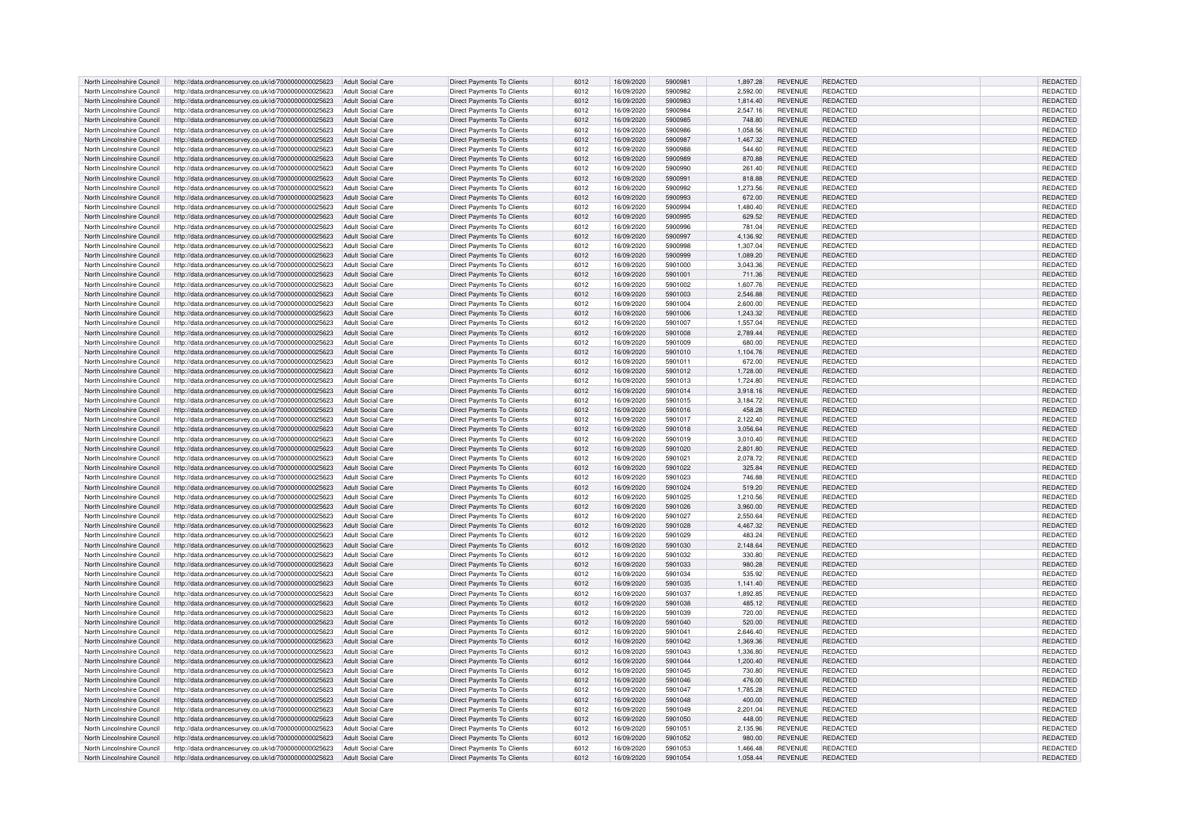| North Lincolnshire Council | http://data.ordnancesurvey.co.uk/id/7000000000025623 | Adult Social Care | Direct Payments To Clients | 6012 | 16/09/2020 | 5900981 | 1,897.28 | REVENUE | REDACTED | | REDACTED |
|---|---|---|---|---|---|---|---|---|---|---|---|
| North Lincolnshire Council | http://data.ordnancesurvey.co.uk/id/7000000000025623 | Adult Social Care | Direct Payments To Clients | 6012 | 16/09/2020 | 5900982 | 2,592.00 | REVENUE | REDACTED | | REDACTED |
| North Lincolnshire Council | http://data.ordnancesurvey.co.uk/id/7000000000025623 | Adult Social Care | Direct Payments To Clients | 6012 | 16/09/2020 | 5900983 | 1,814.40 | REVENUE | REDACTED | | REDACTED |
| North Lincolnshire Council | http://data.ordnancesurvey.co.uk/id/7000000000025623 | Adult Social Care | Direct Payments To Clients | 6012 | 16/09/2020 | 5900984 | 2,547.16 | REVENUE | REDACTED | | REDACTED |
| North Lincolnshire Council | http://data.ordnancesurvey.co.uk/id/7000000000025623 | Adult Social Care | Direct Payments To Clients | 6012 | 16/09/2020 | 5900985 | 748.80 | REVENUE | REDACTED | | REDACTED |
| North Lincolnshire Council | http://data.ordnancesurvey.co.uk/id/7000000000025623 | Adult Social Care | Direct Payments To Clients | 6012 | 16/09/2020 | 5900986 | 1,058.56 | REVENUE | REDACTED | | REDACTED |
| North Lincolnshire Council | http://data.ordnancesurvey.co.uk/id/7000000000025623 | Adult Social Care | Direct Payments To Clients | 6012 | 16/09/2020 | 5900987 | 1,467.32 | REVENUE | REDACTED | | REDACTED |
| North Lincolnshire Council | http://data.ordnancesurvey.co.uk/id/7000000000025623 | Adult Social Care | Direct Payments To Clients | 6012 | 16/09/2020 | 5900988 | 544.60 | REVENUE | REDACTED | | REDACTED |
| North Lincolnshire Council | http://data.ordnancesurvey.co.uk/id/7000000000025623 | Adult Social Care | Direct Payments To Clients | 6012 | 16/09/2020 | 5900989 | 870.88 | REVENUE | REDACTED | | REDACTED |
| North Lincolnshire Council | http://data.ordnancesurvey.co.uk/id/7000000000025623 | Adult Social Care | Direct Payments To Clients | 6012 | 16/09/2020 | 5900990 | 261.40 | REVENUE | REDACTED | | REDACTED |
| North Lincolnshire Council | http://data.ordnancesurvey.co.uk/id/7000000000025623 | Adult Social Care | Direct Payments To Clients | 6012 | 16/09/2020 | 5900991 | 818.88 | REVENUE | REDACTED | | REDACTED |
| North Lincolnshire Council | http://data.ordnancesurvey.co.uk/id/7000000000025623 | Adult Social Care | Direct Payments To Clients | 6012 | 16/09/2020 | 5900992 | 1,273.56 | REVENUE | REDACTED | | REDACTED |
| North Lincolnshire Council | http://data.ordnancesurvey.co.uk/id/7000000000025623 | Adult Social Care | Direct Payments To Clients | 6012 | 16/09/2020 | 5900993 | 672.00 | REVENUE | REDACTED | | REDACTED |
| North Lincolnshire Council | http://data.ordnancesurvey.co.uk/id/7000000000025623 | Adult Social Care | Direct Payments To Clients | 6012 | 16/09/2020 | 5900994 | 1,480.40 | REVENUE | REDACTED | | REDACTED |
| North Lincolnshire Council | http://data.ordnancesurvey.co.uk/id/7000000000025623 | Adult Social Care | Direct Payments To Clients | 6012 | 16/09/2020 | 5900995 | 629.52 | REVENUE | REDACTED | | REDACTED |
| North Lincolnshire Council | http://data.ordnancesurvey.co.uk/id/7000000000025623 | Adult Social Care | Direct Payments To Clients | 6012 | 16/09/2020 | 5900996 | 781.04 | REVENUE | REDACTED | | REDACTED |
| North Lincolnshire Council | http://data.ordnancesurvey.co.uk/id/7000000000025623 | Adult Social Care | Direct Payments To Clients | 6012 | 16/09/2020 | 5900997 | 4,136.92 | REVENUE | REDACTED | | REDACTED |
| North Lincolnshire Council | http://data.ordnancesurvey.co.uk/id/7000000000025623 | Adult Social Care | Direct Payments To Clients | 6012 | 16/09/2020 | 5900998 | 1,307.04 | REVENUE | REDACTED | | REDACTED |
| North Lincolnshire Council | http://data.ordnancesurvey.co.uk/id/7000000000025623 | Adult Social Care | Direct Payments To Clients | 6012 | 16/09/2020 | 5900999 | 1,089.20 | REVENUE | REDACTED | | REDACTED |
| North Lincolnshire Council | http://data.ordnancesurvey.co.uk/id/7000000000025623 | Adult Social Care | Direct Payments To Clients | 6012 | 16/09/2020 | 5901000 | 3,043.36 | REVENUE | REDACTED | | REDACTED |
| North Lincolnshire Council | http://data.ordnancesurvey.co.uk/id/7000000000025623 | Adult Social Care | Direct Payments To Clients | 6012 | 16/09/2020 | 5901001 | 711.36 | REVENUE | REDACTED | | REDACTED |
| North Lincolnshire Council | http://data.ordnancesurvey.co.uk/id/7000000000025623 | Adult Social Care | Direct Payments To Clients | 6012 | 16/09/2020 | 5901002 | 1,607.76 | REVENUE | REDACTED | | REDACTED |
| North Lincolnshire Council | http://data.ordnancesurvey.co.uk/id/7000000000025623 | Adult Social Care | Direct Payments To Clients | 6012 | 16/09/2020 | 5901003 | 2,546.88 | REVENUE | REDACTED | | REDACTED |
| North Lincolnshire Council | http://data.ordnancesurvey.co.uk/id/7000000000025623 | Adult Social Care | Direct Payments To Clients | 6012 | 16/09/2020 | 5901004 | 2,600.00 | REVENUE | REDACTED | | REDACTED |
| North Lincolnshire Council | http://data.ordnancesurvey.co.uk/id/7000000000025623 | Adult Social Care | Direct Payments To Clients | 6012 | 16/09/2020 | 5901006 | 1,243.32 | REVENUE | REDACTED | | REDACTED |
| North Lincolnshire Council | http://data.ordnancesurvey.co.uk/id/7000000000025623 | Adult Social Care | Direct Payments To Clients | 6012 | 16/09/2020 | 5901007 | 1,557.04 | REVENUE | REDACTED | | REDACTED |
| North Lincolnshire Council | http://data.ordnancesurvey.co.uk/id/7000000000025623 | Adult Social Care | Direct Payments To Clients | 6012 | 16/09/2020 | 5901008 | 2,789.44 | REVENUE | REDACTED | | REDACTED |
| North Lincolnshire Council | http://data.ordnancesurvey.co.uk/id/7000000000025623 | Adult Social Care | Direct Payments To Clients | 6012 | 16/09/2020 | 5901009 | 680.00 | REVENUE | REDACTED | | REDACTED |
| North Lincolnshire Council | http://data.ordnancesurvey.co.uk/id/7000000000025623 | Adult Social Care | Direct Payments To Clients | 6012 | 16/09/2020 | 5901010 | 1,104.76 | REVENUE | REDACTED | | REDACTED |
| North Lincolnshire Council | http://data.ordnancesurvey.co.uk/id/7000000000025623 | Adult Social Care | Direct Payments To Clients | 6012 | 16/09/2020 | 5901011 | 672.00 | REVENUE | REDACTED | | REDACTED |
| North Lincolnshire Council | http://data.ordnancesurvey.co.uk/id/7000000000025623 | Adult Social Care | Direct Payments To Clients | 6012 | 16/09/2020 | 5901012 | 1,728.00 | REVENUE | REDACTED | | REDACTED |
| North Lincolnshire Council | http://data.ordnancesurvey.co.uk/id/7000000000025623 | Adult Social Care | Direct Payments To Clients | 6012 | 16/09/2020 | 5901013 | 1,724.80 | REVENUE | REDACTED | | REDACTED |
| North Lincolnshire Council | http://data.ordnancesurvey.co.uk/id/7000000000025623 | Adult Social Care | Direct Payments To Clients | 6012 | 16/09/2020 | 5901014 | 3,918.16 | REVENUE | REDACTED | | REDACTED |
| North Lincolnshire Council | http://data.ordnancesurvey.co.uk/id/7000000000025623 | Adult Social Care | Direct Payments To Clients | 6012 | 16/09/2020 | 5901015 | 3,184.72 | REVENUE | REDACTED | | REDACTED |
| North Lincolnshire Council | http://data.ordnancesurvey.co.uk/id/7000000000025623 | Adult Social Care | Direct Payments To Clients | 6012 | 16/09/2020 | 5901016 | 458.28 | REVENUE | REDACTED | | REDACTED |
| North Lincolnshire Council | http://data.ordnancesurvey.co.uk/id/7000000000025623 | Adult Social Care | Direct Payments To Clients | 6012 | 16/09/2020 | 5901017 | 2,122.40 | REVENUE | REDACTED | | REDACTED |
| North Lincolnshire Council | http://data.ordnancesurvey.co.uk/id/7000000000025623 | Adult Social Care | Direct Payments To Clients | 6012 | 16/09/2020 | 5901018 | 3,056.64 | REVENUE | REDACTED | | REDACTED |
| North Lincolnshire Council | http://data.ordnancesurvey.co.uk/id/7000000000025623 | Adult Social Care | Direct Payments To Clients | 6012 | 16/09/2020 | 5901019 | 3,010.40 | REVENUE | REDACTED | | REDACTED |
| North Lincolnshire Council | http://data.ordnancesurvey.co.uk/id/7000000000025623 | Adult Social Care | Direct Payments To Clients | 6012 | 16/09/2020 | 5901020 | 2,801.80 | REVENUE | REDACTED | | REDACTED |
| North Lincolnshire Council | http://data.ordnancesurvey.co.uk/id/7000000000025623 | Adult Social Care | Direct Payments To Clients | 6012 | 16/09/2020 | 5901021 | 2,078.72 | REVENUE | REDACTED | | REDACTED |
| North Lincolnshire Council | http://data.ordnancesurvey.co.uk/id/7000000000025623 | Adult Social Care | Direct Payments To Clients | 6012 | 16/09/2020 | 5901022 | 325.84 | REVENUE | REDACTED | | REDACTED |
| North Lincolnshire Council | http://data.ordnancesurvey.co.uk/id/7000000000025623 | Adult Social Care | Direct Payments To Clients | 6012 | 16/09/2020 | 5901023 | 746.88 | REVENUE | REDACTED | | REDACTED |
| North Lincolnshire Council | http://data.ordnancesurvey.co.uk/id/7000000000025623 | Adult Social Care | Direct Payments To Clients | 6012 | 16/09/2020 | 5901024 | 519.20 | REVENUE | REDACTED | | REDACTED |
| North Lincolnshire Council | http://data.ordnancesurvey.co.uk/id/7000000000025623 | Adult Social Care | Direct Payments To Clients | 6012 | 16/09/2020 | 5901025 | 1,210.56 | REVENUE | REDACTED | | REDACTED |
| North Lincolnshire Council | http://data.ordnancesurvey.co.uk/id/7000000000025623 | Adult Social Care | Direct Payments To Clients | 6012 | 16/09/2020 | 5901026 | 3,960.00 | REVENUE | REDACTED | | REDACTED |
| North Lincolnshire Council | http://data.ordnancesurvey.co.uk/id/7000000000025623 | Adult Social Care | Direct Payments To Clients | 6012 | 16/09/2020 | 5901027 | 2,550.64 | REVENUE | REDACTED | | REDACTED |
| North Lincolnshire Council | http://data.ordnancesurvey.co.uk/id/7000000000025623 | Adult Social Care | Direct Payments To Clients | 6012 | 16/09/2020 | 5901028 | 4,467.32 | REVENUE | REDACTED | | REDACTED |
| North Lincolnshire Council | http://data.ordnancesurvey.co.uk/id/7000000000025623 | Adult Social Care | Direct Payments To Clients | 6012 | 16/09/2020 | 5901029 | 483.24 | REVENUE | REDACTED | | REDACTED |
| North Lincolnshire Council | http://data.ordnancesurvey.co.uk/id/7000000000025623 | Adult Social Care | Direct Payments To Clients | 6012 | 16/09/2020 | 5901030 | 2,148.64 | REVENUE | REDACTED | | REDACTED |
| North Lincolnshire Council | http://data.ordnancesurvey.co.uk/id/7000000000025623 | Adult Social Care | Direct Payments To Clients | 6012 | 16/09/2020 | 5901032 | 330.80 | REVENUE | REDACTED | | REDACTED |
| North Lincolnshire Council | http://data.ordnancesurvey.co.uk/id/7000000000025623 | Adult Social Care | Direct Payments To Clients | 6012 | 16/09/2020 | 5901033 | 980.28 | REVENUE | REDACTED | | REDACTED |
| North Lincolnshire Council | http://data.ordnancesurvey.co.uk/id/7000000000025623 | Adult Social Care | Direct Payments To Clients | 6012 | 16/09/2020 | 5901034 | 535.92 | REVENUE | REDACTED | | REDACTED |
| North Lincolnshire Council | http://data.ordnancesurvey.co.uk/id/7000000000025623 | Adult Social Care | Direct Payments To Clients | 6012 | 16/09/2020 | 5901035 | 1,141.40 | REVENUE | REDACTED | | REDACTED |
| North Lincolnshire Council | http://data.ordnancesurvey.co.uk/id/7000000000025623 | Adult Social Care | Direct Payments To Clients | 6012 | 16/09/2020 | 5901037 | 1,892.85 | REVENUE | REDACTED | | REDACTED |
| North Lincolnshire Council | http://data.ordnancesurvey.co.uk/id/7000000000025623 | Adult Social Care | Direct Payments To Clients | 6012 | 16/09/2020 | 5901038 | 485.12 | REVENUE | REDACTED | | REDACTED |
| North Lincolnshire Council | http://data.ordnancesurvey.co.uk/id/7000000000025623 | Adult Social Care | Direct Payments To Clients | 6012 | 16/09/2020 | 5901039 | 720.00 | REVENUE | REDACTED | | REDACTED |
| North Lincolnshire Council | http://data.ordnancesurvey.co.uk/id/7000000000025623 | Adult Social Care | Direct Payments To Clients | 6012 | 16/09/2020 | 5901040 | 520.00 | REVENUE | REDACTED | | REDACTED |
| North Lincolnshire Council | http://data.ordnancesurvey.co.uk/id/7000000000025623 | Adult Social Care | Direct Payments To Clients | 6012 | 16/09/2020 | 5901041 | 2,646.40 | REVENUE | REDACTED | | REDACTED |
| North Lincolnshire Council | http://data.ordnancesurvey.co.uk/id/7000000000025623 | Adult Social Care | Direct Payments To Clients | 6012 | 16/09/2020 | 5901042 | 1,369.36 | REVENUE | REDACTED | | REDACTED |
| North Lincolnshire Council | http://data.ordnancesurvey.co.uk/id/7000000000025623 | Adult Social Care | Direct Payments To Clients | 6012 | 16/09/2020 | 5901043 | 1,336.80 | REVENUE | REDACTED | | REDACTED |
| North Lincolnshire Council | http://data.ordnancesurvey.co.uk/id/7000000000025623 | Adult Social Care | Direct Payments To Clients | 6012 | 16/09/2020 | 5901044 | 1,200.40 | REVENUE | REDACTED | | REDACTED |
| North Lincolnshire Council | http://data.ordnancesurvey.co.uk/id/7000000000025623 | Adult Social Care | Direct Payments To Clients | 6012 | 16/09/2020 | 5901045 | 730.80 | REVENUE | REDACTED | | REDACTED |
| North Lincolnshire Council | http://data.ordnancesurvey.co.uk/id/7000000000025623 | Adult Social Care | Direct Payments To Clients | 6012 | 16/09/2020 | 5901046 | 476.00 | REVENUE | REDACTED | | REDACTED |
| North Lincolnshire Council | http://data.ordnancesurvey.co.uk/id/7000000000025623 | Adult Social Care | Direct Payments To Clients | 6012 | 16/09/2020 | 5901047 | 1,785.28 | REVENUE | REDACTED | | REDACTED |
| North Lincolnshire Council | http://data.ordnancesurvey.co.uk/id/7000000000025623 | Adult Social Care | Direct Payments To Clients | 6012 | 16/09/2020 | 5901048 | 400.00 | REVENUE | REDACTED | | REDACTED |
| North Lincolnshire Council | http://data.ordnancesurvey.co.uk/id/7000000000025623 | Adult Social Care | Direct Payments To Clients | 6012 | 16/09/2020 | 5901049 | 2,201.04 | REVENUE | REDACTED | | REDACTED |
| North Lincolnshire Council | http://data.ordnancesurvey.co.uk/id/7000000000025623 | Adult Social Care | Direct Payments To Clients | 6012 | 16/09/2020 | 5901050 | 448.00 | REVENUE | REDACTED | | REDACTED |
| North Lincolnshire Council | http://data.ordnancesurvey.co.uk/id/7000000000025623 | Adult Social Care | Direct Payments To Clients | 6012 | 16/09/2020 | 5901051 | 2,135.96 | REVENUE | REDACTED | | REDACTED |
| North Lincolnshire Council | http://data.ordnancesurvey.co.uk/id/7000000000025623 | Adult Social Care | Direct Payments To Clients | 6012 | 16/09/2020 | 5901052 | 980.00 | REVENUE | REDACTED | | REDACTED |
| North Lincolnshire Council | http://data.ordnancesurvey.co.uk/id/7000000000025623 | Adult Social Care | Direct Payments To Clients | 6012 | 16/09/2020 | 5901053 | 1,466.48 | REVENUE | REDACTED | | REDACTED |
| North Lincolnshire Council | http://data.ordnancesurvey.co.uk/id/7000000000025623 | Adult Social Care | Direct Payments To Clients | 6012 | 16/09/2020 | 5901054 | 1,058.44 | REVENUE | REDACTED | | REDACTED |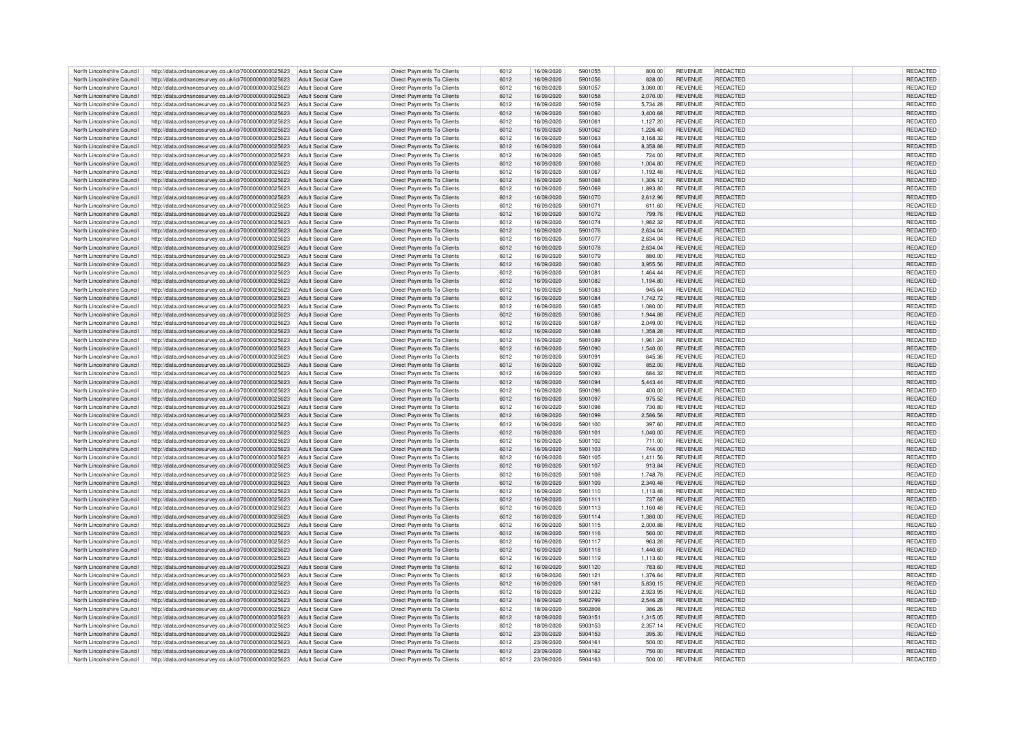| North Lincolnshire Council | http://data.ordnancesurvey.co.uk/id/7000000000025623 | Adult Social Care | Direct Payments To Clients | 6012 | 16/09/2020 | 5901055 | 800.00 | REVENUE | REDACTED | | REDACTED |
|---|---|---|---|---|---|---|---|---|---|---|---|
| North Lincolnshire Council | http://data.ordnancesurvey.co.uk/id/7000000000025623 | Adult Social Care | Direct Payments To Clients | 6012 | 16/09/2020 | 5901056 | 828.00 | REVENUE | REDACTED | | REDACTED |
| North Lincolnshire Council | http://data.ordnancesurvey.co.uk/id/7000000000025623 | Adult Social Care | Direct Payments To Clients | 6012 | 16/09/2020 | 5901057 | 3,080.00 | REVENUE | REDACTED | | REDACTED |
| North Lincolnshire Council | http://data.ordnancesurvey.co.uk/id/7000000000025623 | Adult Social Care | Direct Payments To Clients | 6012 | 16/09/2020 | 5901058 | 2,070.00 | REVENUE | REDACTED | | REDACTED |
| North Lincolnshire Council | http://data.ordnancesurvey.co.uk/id/7000000000025623 | Adult Social Care | Direct Payments To Clients | 6012 | 16/09/2020 | 5901059 | 5,734.28 | REVENUE | REDACTED | | REDACTED |
| North Lincolnshire Council | http://data.ordnancesurvey.co.uk/id/7000000000025623 | Adult Social Care | Direct Payments To Clients | 6012 | 16/09/2020 | 5901060 | 3,400.68 | REVENUE | REDACTED | | REDACTED |
| North Lincolnshire Council | http://data.ordnancesurvey.co.uk/id/7000000000025623 | Adult Social Care | Direct Payments To Clients | 6012 | 16/09/2020 | 5901061 | 1,127.20 | REVENUE | REDACTED | | REDACTED |
| North Lincolnshire Council | http://data.ordnancesurvey.co.uk/id/7000000000025623 | Adult Social Care | Direct Payments To Clients | 6012 | 16/09/2020 | 5901062 | 1,226.40 | REVENUE | REDACTED | | REDACTED |
| North Lincolnshire Council | http://data.ordnancesurvey.co.uk/id/7000000000025623 | Adult Social Care | Direct Payments To Clients | 6012 | 16/09/2020 | 5901063 | 3,168.32 | REVENUE | REDACTED | | REDACTED |
| North Lincolnshire Council | http://data.ordnancesurvey.co.uk/id/7000000000025623 | Adult Social Care | Direct Payments To Clients | 6012 | 16/09/2020 | 5901064 | 8,358.88 | REVENUE | REDACTED | | REDACTED |
| North Lincolnshire Council | http://data.ordnancesurvey.co.uk/id/7000000000025623 | Adult Social Care | Direct Payments To Clients | 6012 | 16/09/2020 | 5901065 | 724.00 | REVENUE | REDACTED | | REDACTED |
| North Lincolnshire Council | http://data.ordnancesurvey.co.uk/id/7000000000025623 | Adult Social Care | Direct Payments To Clients | 6012 | 16/09/2020 | 5901066 | 1,004.80 | REVENUE | REDACTED | | REDACTED |
| North Lincolnshire Council | http://data.ordnancesurvey.co.uk/id/7000000000025623 | Adult Social Care | Direct Payments To Clients | 6012 | 16/09/2020 | 5901067 | 1,192.48 | REVENUE | REDACTED | | REDACTED |
| North Lincolnshire Council | http://data.ordnancesurvey.co.uk/id/7000000000025623 | Adult Social Care | Direct Payments To Clients | 6012 | 16/09/2020 | 5901068 | 1,306.12 | REVENUE | REDACTED | | REDACTED |
| North Lincolnshire Council | http://data.ordnancesurvey.co.uk/id/7000000000025623 | Adult Social Care | Direct Payments To Clients | 6012 | 16/09/2020 | 5901069 | 1,893.80 | REVENUE | REDACTED | | REDACTED |
| North Lincolnshire Council | http://data.ordnancesurvey.co.uk/id/7000000000025623 | Adult Social Care | Direct Payments To Clients | 6012 | 16/09/2020 | 5901070 | 2,612.96 | REVENUE | REDACTED | | REDACTED |
| North Lincolnshire Council | http://data.ordnancesurvey.co.uk/id/7000000000025623 | Adult Social Care | Direct Payments To Clients | 6012 | 16/09/2020 | 5901071 | 611.60 | REVENUE | REDACTED | | REDACTED |
| North Lincolnshire Council | http://data.ordnancesurvey.co.uk/id/7000000000025623 | Adult Social Care | Direct Payments To Clients | 6012 | 16/09/2020 | 5901072 | 799.76 | REVENUE | REDACTED | | REDACTED |
| North Lincolnshire Council | http://data.ordnancesurvey.co.uk/id/7000000000025623 | Adult Social Care | Direct Payments To Clients | 6012 | 16/09/2020 | 5901074 | 1,982.32 | REVENUE | REDACTED | | REDACTED |
| North Lincolnshire Council | http://data.ordnancesurvey.co.uk/id/7000000000025623 | Adult Social Care | Direct Payments To Clients | 6012 | 16/09/2020 | 5901076 | 2,634.04 | REVENUE | REDACTED | | REDACTED |
| North Lincolnshire Council | http://data.ordnancesurvey.co.uk/id/7000000000025623 | Adult Social Care | Direct Payments To Clients | 6012 | 16/09/2020 | 5901077 | 2,634.04 | REVENUE | REDACTED | | REDACTED |
| North Lincolnshire Council | http://data.ordnancesurvey.co.uk/id/7000000000025623 | Adult Social Care | Direct Payments To Clients | 6012 | 16/09/2020 | 5901078 | 2,634.04 | REVENUE | REDACTED | | REDACTED |
| North Lincolnshire Council | http://data.ordnancesurvey.co.uk/id/7000000000025623 | Adult Social Care | Direct Payments To Clients | 6012 | 16/09/2020 | 5901079 | 880.00 | REVENUE | REDACTED | | REDACTED |
| North Lincolnshire Council | http://data.ordnancesurvey.co.uk/id/7000000000025623 | Adult Social Care | Direct Payments To Clients | 6012 | 16/09/2020 | 5901080 | 3,955.56 | REVENUE | REDACTED | | REDACTED |
| North Lincolnshire Council | http://data.ordnancesurvey.co.uk/id/7000000000025623 | Adult Social Care | Direct Payments To Clients | 6012 | 16/09/2020 | 5901081 | 1,464.44 | REVENUE | REDACTED | | REDACTED |
| North Lincolnshire Council | http://data.ordnancesurvey.co.uk/id/7000000000025623 | Adult Social Care | Direct Payments To Clients | 6012 | 16/09/2020 | 5901082 | 1,194.80 | REVENUE | REDACTED | | REDACTED |
| North Lincolnshire Council | http://data.ordnancesurvey.co.uk/id/7000000000025623 | Adult Social Care | Direct Payments To Clients | 6012 | 16/09/2020 | 5901083 | 945.64 | REVENUE | REDACTED | | REDACTED |
| North Lincolnshire Council | http://data.ordnancesurvey.co.uk/id/7000000000025623 | Adult Social Care | Direct Payments To Clients | 6012 | 16/09/2020 | 5901084 | 1,742.72 | REVENUE | REDACTED | | REDACTED |
| North Lincolnshire Council | http://data.ordnancesurvey.co.uk/id/7000000000025623 | Adult Social Care | Direct Payments To Clients | 6012 | 16/09/2020 | 5901085 | 1,080.00 | REVENUE | REDACTED | | REDACTED |
| North Lincolnshire Council | http://data.ordnancesurvey.co.uk/id/7000000000025623 | Adult Social Care | Direct Payments To Clients | 6012 | 16/09/2020 | 5901086 | 1,944.88 | REVENUE | REDACTED | | REDACTED |
| North Lincolnshire Council | http://data.ordnancesurvey.co.uk/id/7000000000025623 | Adult Social Care | Direct Payments To Clients | 6012 | 16/09/2020 | 5901087 | 2,049.00 | REVENUE | REDACTED | | REDACTED |
| North Lincolnshire Council | http://data.ordnancesurvey.co.uk/id/7000000000025623 | Adult Social Care | Direct Payments To Clients | 6012 | 16/09/2020 | 5901088 | 1,358.28 | REVENUE | REDACTED | | REDACTED |
| North Lincolnshire Council | http://data.ordnancesurvey.co.uk/id/7000000000025623 | Adult Social Care | Direct Payments To Clients | 6012 | 16/09/2020 | 5901089 | 1,961.24 | REVENUE | REDACTED | | REDACTED |
| North Lincolnshire Council | http://data.ordnancesurvey.co.uk/id/7000000000025623 | Adult Social Care | Direct Payments To Clients | 6012 | 16/09/2020 | 5901090 | 1,540.00 | REVENUE | REDACTED | | REDACTED |
| North Lincolnshire Council | http://data.ordnancesurvey.co.uk/id/7000000000025623 | Adult Social Care | Direct Payments To Clients | 6012 | 16/09/2020 | 5901091 | 645.36 | REVENUE | REDACTED | | REDACTED |
| North Lincolnshire Council | http://data.ordnancesurvey.co.uk/id/7000000000025623 | Adult Social Care | Direct Payments To Clients | 6012 | 16/09/2020 | 5901092 | 852.00 | REVENUE | REDACTED | | REDACTED |
| North Lincolnshire Council | http://data.ordnancesurvey.co.uk/id/7000000000025623 | Adult Social Care | Direct Payments To Clients | 6012 | 16/09/2020 | 5901093 | 684.32 | REVENUE | REDACTED | | REDACTED |
| North Lincolnshire Council | http://data.ordnancesurvey.co.uk/id/7000000000025623 | Adult Social Care | Direct Payments To Clients | 6012 | 16/09/2020 | 5901094 | 5,443.44 | REVENUE | REDACTED | | REDACTED |
| North Lincolnshire Council | http://data.ordnancesurvey.co.uk/id/7000000000025623 | Adult Social Care | Direct Payments To Clients | 6012 | 16/09/2020 | 5901096 | 400.00 | REVENUE | REDACTED | | REDACTED |
| North Lincolnshire Council | http://data.ordnancesurvey.co.uk/id/7000000000025623 | Adult Social Care | Direct Payments To Clients | 6012 | 16/09/2020 | 5901097 | 975.52 | REVENUE | REDACTED | | REDACTED |
| North Lincolnshire Council | http://data.ordnancesurvey.co.uk/id/7000000000025623 | Adult Social Care | Direct Payments To Clients | 6012 | 16/09/2020 | 5901098 | 730.80 | REVENUE | REDACTED | | REDACTED |
| North Lincolnshire Council | http://data.ordnancesurvey.co.uk/id/7000000000025623 | Adult Social Care | Direct Payments To Clients | 6012 | 16/09/2020 | 5901099 | 2,586.56 | REVENUE | REDACTED | | REDACTED |
| North Lincolnshire Council | http://data.ordnancesurvey.co.uk/id/7000000000025623 | Adult Social Care | Direct Payments To Clients | 6012 | 16/09/2020 | 5901100 | 397.60 | REVENUE | REDACTED | | REDACTED |
| North Lincolnshire Council | http://data.ordnancesurvey.co.uk/id/7000000000025623 | Adult Social Care | Direct Payments To Clients | 6012 | 16/09/2020 | 5901101 | 1,040.00 | REVENUE | REDACTED | | REDACTED |
| North Lincolnshire Council | http://data.ordnancesurvey.co.uk/id/7000000000025623 | Adult Social Care | Direct Payments To Clients | 6012 | 16/09/2020 | 5901102 | 711.00 | REVENUE | REDACTED | | REDACTED |
| North Lincolnshire Council | http://data.ordnancesurvey.co.uk/id/7000000000025623 | Adult Social Care | Direct Payments To Clients | 6012 | 16/09/2020 | 5901103 | 744.00 | REVENUE | REDACTED | | REDACTED |
| North Lincolnshire Council | http://data.ordnancesurvey.co.uk/id/7000000000025623 | Adult Social Care | Direct Payments To Clients | 6012 | 16/09/2020 | 5901105 | 1,411.56 | REVENUE | REDACTED | | REDACTED |
| North Lincolnshire Council | http://data.ordnancesurvey.co.uk/id/7000000000025623 | Adult Social Care | Direct Payments To Clients | 6012 | 16/09/2020 | 5901107 | 913.84 | REVENUE | REDACTED | | REDACTED |
| North Lincolnshire Council | http://data.ordnancesurvey.co.uk/id/7000000000025623 | Adult Social Care | Direct Payments To Clients | 6012 | 16/09/2020 | 5901108 | 1,748.78 | REVENUE | REDACTED | | REDACTED |
| North Lincolnshire Council | http://data.ordnancesurvey.co.uk/id/7000000000025623 | Adult Social Care | Direct Payments To Clients | 6012 | 16/09/2020 | 5901109 | 2,340.48 | REVENUE | REDACTED | | REDACTED |
| North Lincolnshire Council | http://data.ordnancesurvey.co.uk/id/7000000000025623 | Adult Social Care | Direct Payments To Clients | 6012 | 16/09/2020 | 5901110 | 1,113.48 | REVENUE | REDACTED | | REDACTED |
| North Lincolnshire Council | http://data.ordnancesurvey.co.uk/id/7000000000025623 | Adult Social Care | Direct Payments To Clients | 6012 | 16/09/2020 | 5901111 | 737.68 | REVENUE | REDACTED | | REDACTED |
| North Lincolnshire Council | http://data.ordnancesurvey.co.uk/id/7000000000025623 | Adult Social Care | Direct Payments To Clients | 6012 | 16/09/2020 | 5901113 | 1,160.48 | REVENUE | REDACTED | | REDACTED |
| North Lincolnshire Council | http://data.ordnancesurvey.co.uk/id/7000000000025623 | Adult Social Care | Direct Payments To Clients | 6012 | 16/09/2020 | 5901114 | 1,380.00 | REVENUE | REDACTED | | REDACTED |
| North Lincolnshire Council | http://data.ordnancesurvey.co.uk/id/7000000000025623 | Adult Social Care | Direct Payments To Clients | 6012 | 16/09/2020 | 5901115 | 2,000.88 | REVENUE | REDACTED | | REDACTED |
| North Lincolnshire Council | http://data.ordnancesurvey.co.uk/id/7000000000025623 | Adult Social Care | Direct Payments To Clients | 6012 | 16/09/2020 | 5901116 | 560.00 | REVENUE | REDACTED | | REDACTED |
| North Lincolnshire Council | http://data.ordnancesurvey.co.uk/id/7000000000025623 | Adult Social Care | Direct Payments To Clients | 6012 | 16/09/2020 | 5901117 | 963.28 | REVENUE | REDACTED | | REDACTED |
| North Lincolnshire Council | http://data.ordnancesurvey.co.uk/id/7000000000025623 | Adult Social Care | Direct Payments To Clients | 6012 | 16/09/2020 | 5901118 | 1,440.60 | REVENUE | REDACTED | | REDACTED |
| North Lincolnshire Council | http://data.ordnancesurvey.co.uk/id/7000000000025623 | Adult Social Care | Direct Payments To Clients | 6012 | 16/09/2020 | 5901119 | 1,113.60 | REVENUE | REDACTED | | REDACTED |
| North Lincolnshire Council | http://data.ordnancesurvey.co.uk/id/7000000000025623 | Adult Social Care | Direct Payments To Clients | 6012 | 16/09/2020 | 5901120 | 783.60 | REVENUE | REDACTED | | REDACTED |
| North Lincolnshire Council | http://data.ordnancesurvey.co.uk/id/7000000000025623 | Adult Social Care | Direct Payments To Clients | 6012 | 16/09/2020 | 5901121 | 1,376.64 | REVENUE | REDACTED | | REDACTED |
| North Lincolnshire Council | http://data.ordnancesurvey.co.uk/id/7000000000025623 | Adult Social Care | Direct Payments To Clients | 6012 | 16/09/2020 | 5901181 | 5,830.15 | REVENUE | REDACTED | | REDACTED |
| North Lincolnshire Council | http://data.ordnancesurvey.co.uk/id/7000000000025623 | Adult Social Care | Direct Payments To Clients | 6012 | 16/09/2020 | 5901232 | 2,923.95 | REVENUE | REDACTED | | REDACTED |
| North Lincolnshire Council | http://data.ordnancesurvey.co.uk/id/7000000000025623 | Adult Social Care | Direct Payments To Clients | 6012 | 18/09/2020 | 5902799 | 2,546.28 | REVENUE | REDACTED | | REDACTED |
| North Lincolnshire Council | http://data.ordnancesurvey.co.uk/id/7000000000025623 | Adult Social Care | Direct Payments To Clients | 6012 | 18/09/2020 | 5902808 | 386.26 | REVENUE | REDACTED | | REDACTED |
| North Lincolnshire Council | http://data.ordnancesurvey.co.uk/id/7000000000025623 | Adult Social Care | Direct Payments To Clients | 6012 | 18/09/2020 | 5903151 | 1,315.05 | REVENUE | REDACTED | | REDACTED |
| North Lincolnshire Council | http://data.ordnancesurvey.co.uk/id/7000000000025623 | Adult Social Care | Direct Payments To Clients | 6012 | 18/09/2020 | 5903153 | 2,357.14 | REVENUE | REDACTED | | REDACTED |
| North Lincolnshire Council | http://data.ordnancesurvey.co.uk/id/7000000000025623 | Adult Social Care | Direct Payments To Clients | 6012 | 23/09/2020 | 5904153 | 395.30 | REVENUE | REDACTED | | REDACTED |
| North Lincolnshire Council | http://data.ordnancesurvey.co.uk/id/7000000000025623 | Adult Social Care | Direct Payments To Clients | 6012 | 23/09/2020 | 5904161 | 500.00 | REVENUE | REDACTED | | REDACTED |
| North Lincolnshire Council | http://data.ordnancesurvey.co.uk/id/7000000000025623 | Adult Social Care | Direct Payments To Clients | 6012 | 23/09/2020 | 5904162 | 750.00 | REVENUE | REDACTED | | REDACTED |
| North Lincolnshire Council | http://data.ordnancesurvey.co.uk/id/7000000000025623 | Adult Social Care | Direct Payments To Clients | 6012 | 23/09/2020 | 5904163 | 500.00 | REVENUE | REDACTED | | REDACTED |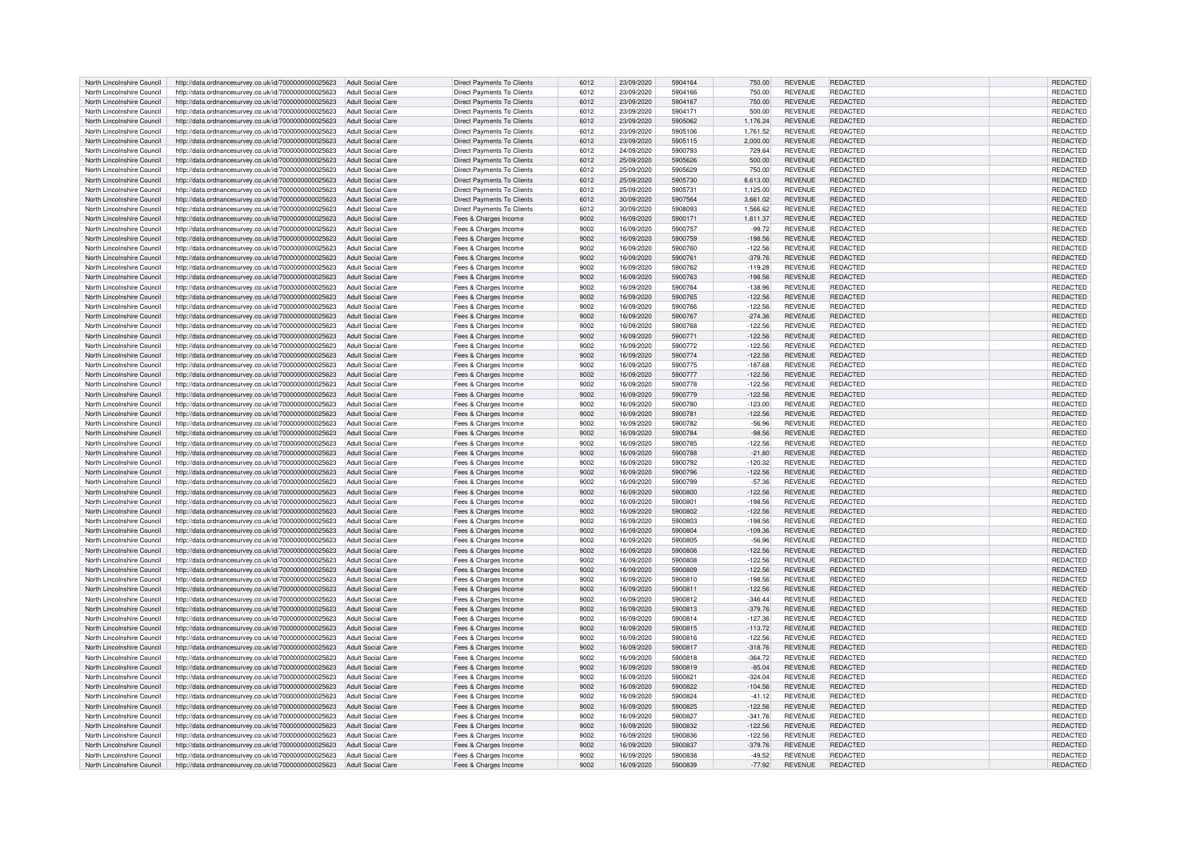| North Lincolnshire Council | http://data.ordnancesurvey.co.uk/id/7000000000025623 | Adult Social Care | Direct Payments To Clients | 6012 | 23/09/2020 | 5904164 | 750.00 | REVENUE | REDACTED | | REDACTED |
|---|---|---|---|---|---|---|---|---|---|---|---|
| North Lincolnshire Council | http://data.ordnancesurvey.co.uk/id/7000000000025623 | Adult Social Care | Direct Payments To Clients | 6012 | 23/09/2020 | 5904166 | 750.00 | REVENUE | REDACTED | | REDACTED |
| North Lincolnshire Council | http://data.ordnancesurvey.co.uk/id/7000000000025623 | Adult Social Care | Direct Payments To Clients | 6012 | 23/09/2020 | 5904167 | 750.00 | REVENUE | REDACTED | | REDACTED |
| North Lincolnshire Council | http://data.ordnancesurvey.co.uk/id/7000000000025623 | Adult Social Care | Direct Payments To Clients | 6012 | 23/09/2020 | 5904171 | 500.00 | REVENUE | REDACTED | | REDACTED |
| North Lincolnshire Council | http://data.ordnancesurvey.co.uk/id/7000000000025623 | Adult Social Care | Direct Payments To Clients | 6012 | 23/09/2020 | 5905062 | 1,176.24 | REVENUE | REDACTED | | REDACTED |
| North Lincolnshire Council | http://data.ordnancesurvey.co.uk/id/7000000000025623 | Adult Social Care | Direct Payments To Clients | 6012 | 23/09/2020 | 5905106 | 1,761.52 | REVENUE | REDACTED | | REDACTED |
| North Lincolnshire Council | http://data.ordnancesurvey.co.uk/id/7000000000025623 | Adult Social Care | Direct Payments To Clients | 6012 | 23/09/2020 | 5905115 | 2,000.00 | REVENUE | REDACTED | | REDACTED |
| North Lincolnshire Council | http://data.ordnancesurvey.co.uk/id/7000000000025623 | Adult Social Care | Direct Payments To Clients | 6012 | 24/09/2020 | 5900793 | 729.64 | REVENUE | REDACTED | | REDACTED |
| North Lincolnshire Council | http://data.ordnancesurvey.co.uk/id/7000000000025623 | Adult Social Care | Direct Payments To Clients | 6012 | 25/09/2020 | 5905626 | 500.00 | REVENUE | REDACTED | | REDACTED |
| North Lincolnshire Council | http://data.ordnancesurvey.co.uk/id/7000000000025623 | Adult Social Care | Direct Payments To Clients | 6012 | 25/09/2020 | 5905629 | 750.00 | REVENUE | REDACTED | | REDACTED |
| North Lincolnshire Council | http://data.ordnancesurvey.co.uk/id/7000000000025623 | Adult Social Care | Direct Payments To Clients | 6012 | 25/09/2020 | 5905730 | 8,613.00 | REVENUE | REDACTED | | REDACTED |
| North Lincolnshire Council | http://data.ordnancesurvey.co.uk/id/7000000000025623 | Adult Social Care | Direct Payments To Clients | 6012 | 25/09/2020 | 5905731 | 1,125.00 | REVENUE | REDACTED | | REDACTED |
| North Lincolnshire Council | http://data.ordnancesurvey.co.uk/id/7000000000025623 | Adult Social Care | Direct Payments To Clients | 6012 | 30/09/2020 | 5907564 | 3,661.02 | REVENUE | REDACTED | | REDACTED |
| North Lincolnshire Council | http://data.ordnancesurvey.co.uk/id/7000000000025623 | Adult Social Care | Direct Payments To Clients | 6012 | 30/09/2020 | 5908093 | 1,566.62 | REVENUE | REDACTED | | REDACTED |
| North Lincolnshire Council | http://data.ordnancesurvey.co.uk/id/7000000000025623 | Adult Social Care | Fees & Charges Income | 9002 | 16/09/2020 | 5900171 | 1,611.37 | REVENUE | REDACTED | | REDACTED |
| North Lincolnshire Council | http://data.ordnancesurvey.co.uk/id/7000000000025623 | Adult Social Care | Fees & Charges Income | 9002 | 16/09/2020 | 5900757 | -99.72 | REVENUE | REDACTED | | REDACTED |
| North Lincolnshire Council | http://data.ordnancesurvey.co.uk/id/7000000000025623 | Adult Social Care | Fees & Charges Income | 9002 | 16/09/2020 | 5900759 | -198.56 | REVENUE | REDACTED | | REDACTED |
| North Lincolnshire Council | http://data.ordnancesurvey.co.uk/id/7000000000025623 | Adult Social Care | Fees & Charges Income | 9002 | 16/09/2020 | 5900760 | -122.56 | REVENUE | REDACTED | | REDACTED |
| North Lincolnshire Council | http://data.ordnancesurvey.co.uk/id/7000000000025623 | Adult Social Care | Fees & Charges Income | 9002 | 16/09/2020 | 5900761 | -379.76 | REVENUE | REDACTED | | REDACTED |
| North Lincolnshire Council | http://data.ordnancesurvey.co.uk/id/7000000000025623 | Adult Social Care | Fees & Charges Income | 9002 | 16/09/2020 | 5900762 | -119.28 | REVENUE | REDACTED | | REDACTED |
| North Lincolnshire Council | http://data.ordnancesurvey.co.uk/id/7000000000025623 | Adult Social Care | Fees & Charges Income | 9002 | 16/09/2020 | 5900763 | -198.56 | REVENUE | REDACTED | | REDACTED |
| North Lincolnshire Council | http://data.ordnancesurvey.co.uk/id/7000000000025623 | Adult Social Care | Fees & Charges Income | 9002 | 16/09/2020 | 5900764 | -138.96 | REVENUE | REDACTED | | REDACTED |
| North Lincolnshire Council | http://data.ordnancesurvey.co.uk/id/7000000000025623 | Adult Social Care | Fees & Charges Income | 9002 | 16/09/2020 | 5900765 | -122.56 | REVENUE | REDACTED | | REDACTED |
| North Lincolnshire Council | http://data.ordnancesurvey.co.uk/id/7000000000025623 | Adult Social Care | Fees & Charges Income | 9002 | 16/09/2020 | 5900766 | -122.56 | REVENUE | REDACTED | | REDACTED |
| North Lincolnshire Council | http://data.ordnancesurvey.co.uk/id/7000000000025623 | Adult Social Care | Fees & Charges Income | 9002 | 16/09/2020 | 5900767 | -274.36 | REVENUE | REDACTED | | REDACTED |
| North Lincolnshire Council | http://data.ordnancesurvey.co.uk/id/7000000000025623 | Adult Social Care | Fees & Charges Income | 9002 | 16/09/2020 | 5900768 | -122.56 | REVENUE | REDACTED | | REDACTED |
| North Lincolnshire Council | http://data.ordnancesurvey.co.uk/id/7000000000025623 | Adult Social Care | Fees & Charges Income | 9002 | 16/09/2020 | 5900771 | -122.56 | REVENUE | REDACTED | | REDACTED |
| North Lincolnshire Council | http://data.ordnancesurvey.co.uk/id/7000000000025623 | Adult Social Care | Fees & Charges Income | 9002 | 16/09/2020 | 5900772 | -122.56 | REVENUE | REDACTED | | REDACTED |
| North Lincolnshire Council | http://data.ordnancesurvey.co.uk/id/7000000000025623 | Adult Social Care | Fees & Charges Income | 9002 | 16/09/2020 | 5900774 | -122.56 | REVENUE | REDACTED | | REDACTED |
| North Lincolnshire Council | http://data.ordnancesurvey.co.uk/id/7000000000025623 | Adult Social Care | Fees & Charges Income | 9002 | 16/09/2020 | 5900775 | -187.68 | REVENUE | REDACTED | | REDACTED |
| North Lincolnshire Council | http://data.ordnancesurvey.co.uk/id/7000000000025623 | Adult Social Care | Fees & Charges Income | 9002 | 16/09/2020 | 5900777 | -122.56 | REVENUE | REDACTED | | REDACTED |
| North Lincolnshire Council | http://data.ordnancesurvey.co.uk/id/7000000000025623 | Adult Social Care | Fees & Charges Income | 9002 | 16/09/2020 | 5900778 | -122.56 | REVENUE | REDACTED | | REDACTED |
| North Lincolnshire Council | http://data.ordnancesurvey.co.uk/id/7000000000025623 | Adult Social Care | Fees & Charges Income | 9002 | 16/09/2020 | 5900779 | -122.56 | REVENUE | REDACTED | | REDACTED |
| North Lincolnshire Council | http://data.ordnancesurvey.co.uk/id/7000000000025623 | Adult Social Care | Fees & Charges Income | 9002 | 16/09/2020 | 5900780 | -123.00 | REVENUE | REDACTED | | REDACTED |
| North Lincolnshire Council | http://data.ordnancesurvey.co.uk/id/7000000000025623 | Adult Social Care | Fees & Charges Income | 9002 | 16/09/2020 | 5900781 | -122.56 | REVENUE | REDACTED | | REDACTED |
| North Lincolnshire Council | http://data.ordnancesurvey.co.uk/id/7000000000025623 | Adult Social Care | Fees & Charges Income | 9002 | 16/09/2020 | 5900782 | -56.96 | REVENUE | REDACTED | | REDACTED |
| North Lincolnshire Council | http://data.ordnancesurvey.co.uk/id/7000000000025623 | Adult Social Care | Fees & Charges Income | 9002 | 16/09/2020 | 5900784 | -98.56 | REVENUE | REDACTED | | REDACTED |
| North Lincolnshire Council | http://data.ordnancesurvey.co.uk/id/7000000000025623 | Adult Social Care | Fees & Charges Income | 9002 | 16/09/2020 | 5900785 | -122.56 | REVENUE | REDACTED | | REDACTED |
| North Lincolnshire Council | http://data.ordnancesurvey.co.uk/id/7000000000025623 | Adult Social Care | Fees & Charges Income | 9002 | 16/09/2020 | 5900788 | -21.80 | REVENUE | REDACTED | | REDACTED |
| North Lincolnshire Council | http://data.ordnancesurvey.co.uk/id/7000000000025623 | Adult Social Care | Fees & Charges Income | 9002 | 16/09/2020 | 5900792 | -120.32 | REVENUE | REDACTED | | REDACTED |
| North Lincolnshire Council | http://data.ordnancesurvey.co.uk/id/7000000000025623 | Adult Social Care | Fees & Charges Income | 9002 | 16/09/2020 | 5900796 | -122.56 | REVENUE | REDACTED | | REDACTED |
| North Lincolnshire Council | http://data.ordnancesurvey.co.uk/id/7000000000025623 | Adult Social Care | Fees & Charges Income | 9002 | 16/09/2020 | 5900799 | -57.36 | REVENUE | REDACTED | | REDACTED |
| North Lincolnshire Council | http://data.ordnancesurvey.co.uk/id/7000000000025623 | Adult Social Care | Fees & Charges Income | 9002 | 16/09/2020 | 5900800 | -122.56 | REVENUE | REDACTED | | REDACTED |
| North Lincolnshire Council | http://data.ordnancesurvey.co.uk/id/7000000000025623 | Adult Social Care | Fees & Charges Income | 9002 | 16/09/2020 | 5900801 | -198.56 | REVENUE | REDACTED | | REDACTED |
| North Lincolnshire Council | http://data.ordnancesurvey.co.uk/id/7000000000025623 | Adult Social Care | Fees & Charges Income | 9002 | 16/09/2020 | 5900802 | -122.56 | REVENUE | REDACTED | | REDACTED |
| North Lincolnshire Council | http://data.ordnancesurvey.co.uk/id/7000000000025623 | Adult Social Care | Fees & Charges Income | 9002 | 16/09/2020 | 5900803 | -198.56 | REVENUE | REDACTED | | REDACTED |
| North Lincolnshire Council | http://data.ordnancesurvey.co.uk/id/7000000000025623 | Adult Social Care | Fees & Charges Income | 9002 | 16/09/2020 | 5900804 | -109.36 | REVENUE | REDACTED | | REDACTED |
| North Lincolnshire Council | http://data.ordnancesurvey.co.uk/id/7000000000025623 | Adult Social Care | Fees & Charges Income | 9002 | 16/09/2020 | 5900805 | -56.96 | REVENUE | REDACTED | | REDACTED |
| North Lincolnshire Council | http://data.ordnancesurvey.co.uk/id/7000000000025623 | Adult Social Care | Fees & Charges Income | 9002 | 16/09/2020 | 5900806 | -122.56 | REVENUE | REDACTED | | REDACTED |
| North Lincolnshire Council | http://data.ordnancesurvey.co.uk/id/7000000000025623 | Adult Social Care | Fees & Charges Income | 9002 | 16/09/2020 | 5900808 | -122.56 | REVENUE | REDACTED | | REDACTED |
| North Lincolnshire Council | http://data.ordnancesurvey.co.uk/id/7000000000025623 | Adult Social Care | Fees & Charges Income | 9002 | 16/09/2020 | 5900809 | -122.56 | REVENUE | REDACTED | | REDACTED |
| North Lincolnshire Council | http://data.ordnancesurvey.co.uk/id/7000000000025623 | Adult Social Care | Fees & Charges Income | 9002 | 16/09/2020 | 5900810 | -198.56 | REVENUE | REDACTED | | REDACTED |
| North Lincolnshire Council | http://data.ordnancesurvey.co.uk/id/7000000000025623 | Adult Social Care | Fees & Charges Income | 9002 | 16/09/2020 | 5900811 | -122.56 | REVENUE | REDACTED | | REDACTED |
| North Lincolnshire Council | http://data.ordnancesurvey.co.uk/id/7000000000025623 | Adult Social Care | Fees & Charges Income | 9002 | 16/09/2020 | 5900812 | -346.44 | REVENUE | REDACTED | | REDACTED |
| North Lincolnshire Council | http://data.ordnancesurvey.co.uk/id/7000000000025623 | Adult Social Care | Fees & Charges Income | 9002 | 16/09/2020 | 5900813 | -379.76 | REVENUE | REDACTED | | REDACTED |
| North Lincolnshire Council | http://data.ordnancesurvey.co.uk/id/7000000000025623 | Adult Social Care | Fees & Charges Income | 9002 | 16/09/2020 | 5900814 | -127.36 | REVENUE | REDACTED | | REDACTED |
| North Lincolnshire Council | http://data.ordnancesurvey.co.uk/id/7000000000025623 | Adult Social Care | Fees & Charges Income | 9002 | 16/09/2020 | 5900815 | -113.72 | REVENUE | REDACTED | | REDACTED |
| North Lincolnshire Council | http://data.ordnancesurvey.co.uk/id/7000000000025623 | Adult Social Care | Fees & Charges Income | 9002 | 16/09/2020 | 5900816 | -122.56 | REVENUE | REDACTED | | REDACTED |
| North Lincolnshire Council | http://data.ordnancesurvey.co.uk/id/7000000000025623 | Adult Social Care | Fees & Charges Income | 9002 | 16/09/2020 | 5900817 | -318.76 | REVENUE | REDACTED | | REDACTED |
| North Lincolnshire Council | http://data.ordnancesurvey.co.uk/id/7000000000025623 | Adult Social Care | Fees & Charges Income | 9002 | 16/09/2020 | 5900818 | -364.72 | REVENUE | REDACTED | | REDACTED |
| North Lincolnshire Council | http://data.ordnancesurvey.co.uk/id/7000000000025623 | Adult Social Care | Fees & Charges Income | 9002 | 16/09/2020 | 5900819 | -85.04 | REVENUE | REDACTED | | REDACTED |
| North Lincolnshire Council | http://data.ordnancesurvey.co.uk/id/7000000000025623 | Adult Social Care | Fees & Charges Income | 9002 | 16/09/2020 | 5900821 | -324.04 | REVENUE | REDACTED | | REDACTED |
| North Lincolnshire Council | http://data.ordnancesurvey.co.uk/id/7000000000025623 | Adult Social Care | Fees & Charges Income | 9002 | 16/09/2020 | 5900822 | -104.56 | REVENUE | REDACTED | | REDACTED |
| North Lincolnshire Council | http://data.ordnancesurvey.co.uk/id/7000000000025623 | Adult Social Care | Fees & Charges Income | 9002 | 16/09/2020 | 5900824 | -41.12 | REVENUE | REDACTED | | REDACTED |
| North Lincolnshire Council | http://data.ordnancesurvey.co.uk/id/7000000000025623 | Adult Social Care | Fees & Charges Income | 9002 | 16/09/2020 | 5900825 | -122.56 | REVENUE | REDACTED | | REDACTED |
| North Lincolnshire Council | http://data.ordnancesurvey.co.uk/id/7000000000025623 | Adult Social Care | Fees & Charges Income | 9002 | 16/09/2020 | 5900827 | -341.76 | REVENUE | REDACTED | | REDACTED |
| North Lincolnshire Council | http://data.ordnancesurvey.co.uk/id/7000000000025623 | Adult Social Care | Fees & Charges Income | 9002 | 16/09/2020 | 5900832 | -122.56 | REVENUE | REDACTED | | REDACTED |
| North Lincolnshire Council | http://data.ordnancesurvey.co.uk/id/7000000000025623 | Adult Social Care | Fees & Charges Income | 9002 | 16/09/2020 | 5900836 | -122.56 | REVENUE | REDACTED | | REDACTED |
| North Lincolnshire Council | http://data.ordnancesurvey.co.uk/id/7000000000025623 | Adult Social Care | Fees & Charges Income | 9002 | 16/09/2020 | 5900837 | -379.76 | REVENUE | REDACTED | | REDACTED |
| North Lincolnshire Council | http://data.ordnancesurvey.co.uk/id/7000000000025623 | Adult Social Care | Fees & Charges Income | 9002 | 16/09/2020 | 5900838 | -49.52 | REVENUE | REDACTED | | REDACTED |
| North Lincolnshire Council | http://data.ordnancesurvey.co.uk/id/7000000000025623 | Adult Social Care | Fees & Charges Income | 9002 | 16/09/2020 | 5900839 | -77.92 | REVENUE | REDACTED | | REDACTED |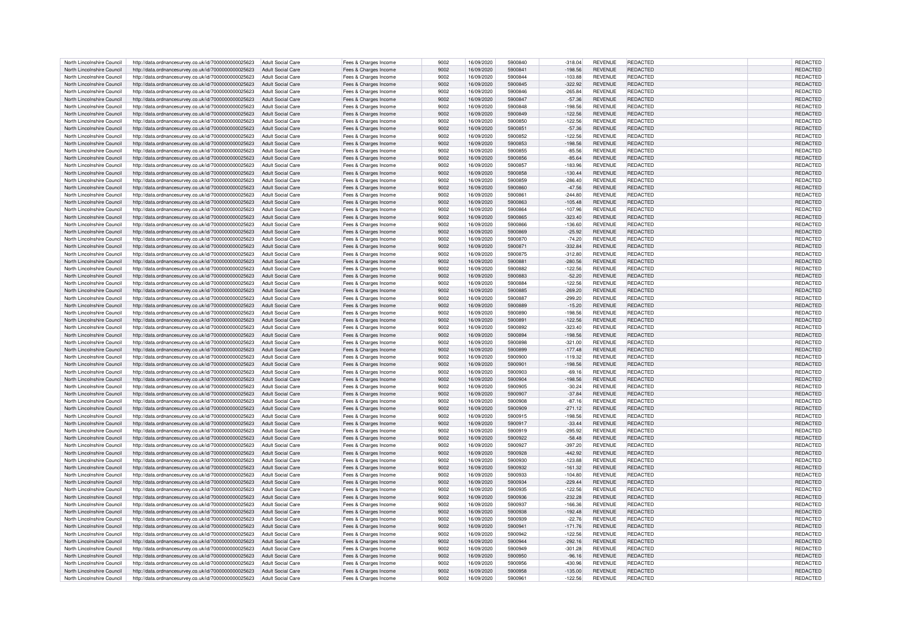| North Lincolnshire Council | http://data.ordnancesurvey.co.uk/id/7000000000025623 | Adult Social Care | Fees & Charges Income | 9002 | 16/09/2020 | 5900840 | -318.04 | REVENUE | REDACTED | | REDACTED |
|---|---|---|---|---|---|---|---|---|---|---|---|
| North Lincolnshire Council | http://data.ordnancesurvey.co.uk/id/7000000000025623 | Adult Social Care | Fees & Charges Income | 9002 | 16/09/2020 | 5900841 | -198.56 | REVENUE | REDACTED | | REDACTED |
| North Lincolnshire Council | http://data.ordnancesurvey.co.uk/id/7000000000025623 | Adult Social Care | Fees & Charges Income | 9002 | 16/09/2020 | 5900844 | -103.88 | REVENUE | REDACTED | | REDACTED |
| North Lincolnshire Council | http://data.ordnancesurvey.co.uk/id/7000000000025623 | Adult Social Care | Fees & Charges Income | 9002 | 16/09/2020 | 5900845 | -322.92 | REVENUE | REDACTED | | REDACTED |
| North Lincolnshire Council | http://data.ordnancesurvey.co.uk/id/7000000000025623 | Adult Social Care | Fees & Charges Income | 9002 | 16/09/2020 | 5900846 | -265.84 | REVENUE | REDACTED | | REDACTED |
| North Lincolnshire Council | http://data.ordnancesurvey.co.uk/id/7000000000025623 | Adult Social Care | Fees & Charges Income | 9002 | 16/09/2020 | 5900847 | -57.36 | REVENUE | REDACTED | | REDACTED |
| North Lincolnshire Council | http://data.ordnancesurvey.co.uk/id/7000000000025623 | Adult Social Care | Fees & Charges Income | 9002 | 16/09/2020 | 5900848 | -198.56 | REVENUE | REDACTED | | REDACTED |
| North Lincolnshire Council | http://data.ordnancesurvey.co.uk/id/7000000000025623 | Adult Social Care | Fees & Charges Income | 9002 | 16/09/2020 | 5900849 | -122.56 | REVENUE | REDACTED | | REDACTED |
| North Lincolnshire Council | http://data.ordnancesurvey.co.uk/id/7000000000025623 | Adult Social Care | Fees & Charges Income | 9002 | 16/09/2020 | 5900850 | -122.56 | REVENUE | REDACTED | | REDACTED |
| North Lincolnshire Council | http://data.ordnancesurvey.co.uk/id/7000000000025623 | Adult Social Care | Fees & Charges Income | 9002 | 16/09/2020 | 5900851 | -57.36 | REVENUE | REDACTED | | REDACTED |
| North Lincolnshire Council | http://data.ordnancesurvey.co.uk/id/7000000000025623 | Adult Social Care | Fees & Charges Income | 9002 | 16/09/2020 | 5900852 | -122.56 | REVENUE | REDACTED | | REDACTED |
| North Lincolnshire Council | http://data.ordnancesurvey.co.uk/id/7000000000025623 | Adult Social Care | Fees & Charges Income | 9002 | 16/09/2020 | 5900853 | -198.56 | REVENUE | REDACTED | | REDACTED |
| North Lincolnshire Council | http://data.ordnancesurvey.co.uk/id/7000000000025623 | Adult Social Care | Fees & Charges Income | 9002 | 16/09/2020 | 5900855 | -85.56 | REVENUE | REDACTED | | REDACTED |
| North Lincolnshire Council | http://data.ordnancesurvey.co.uk/id/7000000000025623 | Adult Social Care | Fees & Charges Income | 9002 | 16/09/2020 | 5900856 | -85.64 | REVENUE | REDACTED | | REDACTED |
| North Lincolnshire Council | http://data.ordnancesurvey.co.uk/id/7000000000025623 | Adult Social Care | Fees & Charges Income | 9002 | 16/09/2020 | 5900857 | -183.96 | REVENUE | REDACTED | | REDACTED |
| North Lincolnshire Council | http://data.ordnancesurvey.co.uk/id/7000000000025623 | Adult Social Care | Fees & Charges Income | 9002 | 16/09/2020 | 5900858 | -130.44 | REVENUE | REDACTED | | REDACTED |
| North Lincolnshire Council | http://data.ordnancesurvey.co.uk/id/7000000000025623 | Adult Social Care | Fees & Charges Income | 9002 | 16/09/2020 | 5900859 | -286.40 | REVENUE | REDACTED | | REDACTED |
| North Lincolnshire Council | http://data.ordnancesurvey.co.uk/id/7000000000025623 | Adult Social Care | Fees & Charges Income | 9002 | 16/09/2020 | 5900860 | -47.56 | REVENUE | REDACTED | | REDACTED |
| North Lincolnshire Council | http://data.ordnancesurvey.co.uk/id/7000000000025623 | Adult Social Care | Fees & Charges Income | 9002 | 16/09/2020 | 5900861 | -244.80 | REVENUE | REDACTED | | REDACTED |
| North Lincolnshire Council | http://data.ordnancesurvey.co.uk/id/7000000000025623 | Adult Social Care | Fees & Charges Income | 9002 | 16/09/2020 | 5900863 | -105.48 | REVENUE | REDACTED | | REDACTED |
| North Lincolnshire Council | http://data.ordnancesurvey.co.uk/id/7000000000025623 | Adult Social Care | Fees & Charges Income | 9002 | 16/09/2020 | 5900864 | -107.96 | REVENUE | REDACTED | | REDACTED |
| North Lincolnshire Council | http://data.ordnancesurvey.co.uk/id/7000000000025623 | Adult Social Care | Fees & Charges Income | 9002 | 16/09/2020 | 5900865 | -323.40 | REVENUE | REDACTED | | REDACTED |
| North Lincolnshire Council | http://data.ordnancesurvey.co.uk/id/7000000000025623 | Adult Social Care | Fees & Charges Income | 9002 | 16/09/2020 | 5900866 | -136.60 | REVENUE | REDACTED | | REDACTED |
| North Lincolnshire Council | http://data.ordnancesurvey.co.uk/id/7000000000025623 | Adult Social Care | Fees & Charges Income | 9002 | 16/09/2020 | 5900869 | -25.92 | REVENUE | REDACTED | | REDACTED |
| North Lincolnshire Council | http://data.ordnancesurvey.co.uk/id/7000000000025623 | Adult Social Care | Fees & Charges Income | 9002 | 16/09/2020 | 5900870 | -74.20 | REVENUE | REDACTED | | REDACTED |
| North Lincolnshire Council | http://data.ordnancesurvey.co.uk/id/7000000000025623 | Adult Social Care | Fees & Charges Income | 9002 | 16/09/2020 | 5900871 | -332.84 | REVENUE | REDACTED | | REDACTED |
| North Lincolnshire Council | http://data.ordnancesurvey.co.uk/id/7000000000025623 | Adult Social Care | Fees & Charges Income | 9002 | 16/09/2020 | 5900875 | -312.80 | REVENUE | REDACTED | | REDACTED |
| North Lincolnshire Council | http://data.ordnancesurvey.co.uk/id/7000000000025623 | Adult Social Care | Fees & Charges Income | 9002 | 16/09/2020 | 5900881 | -280.56 | REVENUE | REDACTED | | REDACTED |
| North Lincolnshire Council | http://data.ordnancesurvey.co.uk/id/7000000000025623 | Adult Social Care | Fees & Charges Income | 9002 | 16/09/2020 | 5900882 | -122.56 | REVENUE | REDACTED | | REDACTED |
| North Lincolnshire Council | http://data.ordnancesurvey.co.uk/id/7000000000025623 | Adult Social Care | Fees & Charges Income | 9002 | 16/09/2020 | 5900883 | -52.20 | REVENUE | REDACTED | | REDACTED |
| North Lincolnshire Council | http://data.ordnancesurvey.co.uk/id/7000000000025623 | Adult Social Care | Fees & Charges Income | 9002 | 16/09/2020 | 5900884 | -122.56 | REVENUE | REDACTED | | REDACTED |
| North Lincolnshire Council | http://data.ordnancesurvey.co.uk/id/7000000000025623 | Adult Social Care | Fees & Charges Income | 9002 | 16/09/2020 | 5900885 | -269.20 | REVENUE | REDACTED | | REDACTED |
| North Lincolnshire Council | http://data.ordnancesurvey.co.uk/id/7000000000025623 | Adult Social Care | Fees & Charges Income | 9002 | 16/09/2020 | 5900887 | -299.20 | REVENUE | REDACTED | | REDACTED |
| North Lincolnshire Council | http://data.ordnancesurvey.co.uk/id/7000000000025623 | Adult Social Care | Fees & Charges Income | 9002 | 16/09/2020 | 5900889 | -15.20 | REVENUE | REDACTED | | REDACTED |
| North Lincolnshire Council | http://data.ordnancesurvey.co.uk/id/7000000000025623 | Adult Social Care | Fees & Charges Income | 9002 | 16/09/2020 | 5900890 | -198.56 | REVENUE | REDACTED | | REDACTED |
| North Lincolnshire Council | http://data.ordnancesurvey.co.uk/id/7000000000025623 | Adult Social Care | Fees & Charges Income | 9002 | 16/09/2020 | 5900891 | -122.56 | REVENUE | REDACTED | | REDACTED |
| North Lincolnshire Council | http://data.ordnancesurvey.co.uk/id/7000000000025623 | Adult Social Care | Fees & Charges Income | 9002 | 16/09/2020 | 5900892 | -323.40 | REVENUE | REDACTED | | REDACTED |
| North Lincolnshire Council | http://data.ordnancesurvey.co.uk/id/7000000000025623 | Adult Social Care | Fees & Charges Income | 9002 | 16/09/2020 | 5900894 | -198.56 | REVENUE | REDACTED | | REDACTED |
| North Lincolnshire Council | http://data.ordnancesurvey.co.uk/id/7000000000025623 | Adult Social Care | Fees & Charges Income | 9002 | 16/09/2020 | 5900898 | -321.00 | REVENUE | REDACTED | | REDACTED |
| North Lincolnshire Council | http://data.ordnancesurvey.co.uk/id/7000000000025623 | Adult Social Care | Fees & Charges Income | 9002 | 16/09/2020 | 5900899 | -177.48 | REVENUE | REDACTED | | REDACTED |
| North Lincolnshire Council | http://data.ordnancesurvey.co.uk/id/7000000000025623 | Adult Social Care | Fees & Charges Income | 9002 | 16/09/2020 | 5900900 | -119.32 | REVENUE | REDACTED | | REDACTED |
| North Lincolnshire Council | http://data.ordnancesurvey.co.uk/id/7000000000025623 | Adult Social Care | Fees & Charges Income | 9002 | 16/09/2020 | 5900901 | -198.56 | REVENUE | REDACTED | | REDACTED |
| North Lincolnshire Council | http://data.ordnancesurvey.co.uk/id/7000000000025623 | Adult Social Care | Fees & Charges Income | 9002 | 16/09/2020 | 5900903 | -69.16 | REVENUE | REDACTED | | REDACTED |
| North Lincolnshire Council | http://data.ordnancesurvey.co.uk/id/7000000000025623 | Adult Social Care | Fees & Charges Income | 9002 | 16/09/2020 | 5900904 | -198.56 | REVENUE | REDACTED | | REDACTED |
| North Lincolnshire Council | http://data.ordnancesurvey.co.uk/id/7000000000025623 | Adult Social Care | Fees & Charges Income | 9002 | 16/09/2020 | 5900905 | -30.24 | REVENUE | REDACTED | | REDACTED |
| North Lincolnshire Council | http://data.ordnancesurvey.co.uk/id/7000000000025623 | Adult Social Care | Fees & Charges Income | 9002 | 16/09/2020 | 5900907 | -37.84 | REVENUE | REDACTED | | REDACTED |
| North Lincolnshire Council | http://data.ordnancesurvey.co.uk/id/7000000000025623 | Adult Social Care | Fees & Charges Income | 9002 | 16/09/2020 | 5900908 | -87.16 | REVENUE | REDACTED | | REDACTED |
| North Lincolnshire Council | http://data.ordnancesurvey.co.uk/id/7000000000025623 | Adult Social Care | Fees & Charges Income | 9002 | 16/09/2020 | 5900909 | -271.12 | REVENUE | REDACTED | | REDACTED |
| North Lincolnshire Council | http://data.ordnancesurvey.co.uk/id/7000000000025623 | Adult Social Care | Fees & Charges Income | 9002 | 16/09/2020 | 5900915 | -198.56 | REVENUE | REDACTED | | REDACTED |
| North Lincolnshire Council | http://data.ordnancesurvey.co.uk/id/7000000000025623 | Adult Social Care | Fees & Charges Income | 9002 | 16/09/2020 | 5900917 | -33.44 | REVENUE | REDACTED | | REDACTED |
| North Lincolnshire Council | http://data.ordnancesurvey.co.uk/id/7000000000025623 | Adult Social Care | Fees & Charges Income | 9002 | 16/09/2020 | 5900919 | -295.92 | REVENUE | REDACTED | | REDACTED |
| North Lincolnshire Council | http://data.ordnancesurvey.co.uk/id/7000000000025623 | Adult Social Care | Fees & Charges Income | 9002 | 16/09/2020 | 5900922 | -58.48 | REVENUE | REDACTED | | REDACTED |
| North Lincolnshire Council | http://data.ordnancesurvey.co.uk/id/7000000000025623 | Adult Social Care | Fees & Charges Income | 9002 | 16/09/2020 | 5900927 | -397.20 | REVENUE | REDACTED | | REDACTED |
| North Lincolnshire Council | http://data.ordnancesurvey.co.uk/id/7000000000025623 | Adult Social Care | Fees & Charges Income | 9002 | 16/09/2020 | 5900928 | -442.92 | REVENUE | REDACTED | | REDACTED |
| North Lincolnshire Council | http://data.ordnancesurvey.co.uk/id/7000000000025623 | Adult Social Care | Fees & Charges Income | 9002 | 16/09/2020 | 5900930 | -123.88 | REVENUE | REDACTED | | REDACTED |
| North Lincolnshire Council | http://data.ordnancesurvey.co.uk/id/7000000000025623 | Adult Social Care | Fees & Charges Income | 9002 | 16/09/2020 | 5900932 | -161.32 | REVENUE | REDACTED | | REDACTED |
| North Lincolnshire Council | http://data.ordnancesurvey.co.uk/id/7000000000025623 | Adult Social Care | Fees & Charges Income | 9002 | 16/09/2020 | 5900933 | -104.80 | REVENUE | REDACTED | | REDACTED |
| North Lincolnshire Council | http://data.ordnancesurvey.co.uk/id/7000000000025623 | Adult Social Care | Fees & Charges Income | 9002 | 16/09/2020 | 5900934 | -229.44 | REVENUE | REDACTED | | REDACTED |
| North Lincolnshire Council | http://data.ordnancesurvey.co.uk/id/7000000000025623 | Adult Social Care | Fees & Charges Income | 9002 | 16/09/2020 | 5900935 | -122.56 | REVENUE | REDACTED | | REDACTED |
| North Lincolnshire Council | http://data.ordnancesurvey.co.uk/id/7000000000025623 | Adult Social Care | Fees & Charges Income | 9002 | 16/09/2020 | 5900936 | -232.28 | REVENUE | REDACTED | | REDACTED |
| North Lincolnshire Council | http://data.ordnancesurvey.co.uk/id/7000000000025623 | Adult Social Care | Fees & Charges Income | 9002 | 16/09/2020 | 5900937 | -166.36 | REVENUE | REDACTED | | REDACTED |
| North Lincolnshire Council | http://data.ordnancesurvey.co.uk/id/7000000000025623 | Adult Social Care | Fees & Charges Income | 9002 | 16/09/2020 | 5900938 | -192.48 | REVENUE | REDACTED | | REDACTED |
| North Lincolnshire Council | http://data.ordnancesurvey.co.uk/id/7000000000025623 | Adult Social Care | Fees & Charges Income | 9002 | 16/09/2020 | 5900939 | -22.76 | REVENUE | REDACTED | | REDACTED |
| North Lincolnshire Council | http://data.ordnancesurvey.co.uk/id/7000000000025623 | Adult Social Care | Fees & Charges Income | 9002 | 16/09/2020 | 5900941 | -171.76 | REVENUE | REDACTED | | REDACTED |
| North Lincolnshire Council | http://data.ordnancesurvey.co.uk/id/7000000000025623 | Adult Social Care | Fees & Charges Income | 9002 | 16/09/2020 | 5900942 | -122.56 | REVENUE | REDACTED | | REDACTED |
| North Lincolnshire Council | http://data.ordnancesurvey.co.uk/id/7000000000025623 | Adult Social Care | Fees & Charges Income | 9002 | 16/09/2020 | 5900944 | -292.16 | REVENUE | REDACTED | | REDACTED |
| North Lincolnshire Council | http://data.ordnancesurvey.co.uk/id/7000000000025623 | Adult Social Care | Fees & Charges Income | 9002 | 16/09/2020 | 5900949 | -301.28 | REVENUE | REDACTED | | REDACTED |
| North Lincolnshire Council | http://data.ordnancesurvey.co.uk/id/7000000000025623 | Adult Social Care | Fees & Charges Income | 9002 | 16/09/2020 | 5900950 | -96.16 | REVENUE | REDACTED | | REDACTED |
| North Lincolnshire Council | http://data.ordnancesurvey.co.uk/id/7000000000025623 | Adult Social Care | Fees & Charges Income | 9002 | 16/09/2020 | 5900956 | -430.96 | REVENUE | REDACTED | | REDACTED |
| North Lincolnshire Council | http://data.ordnancesurvey.co.uk/id/7000000000025623 | Adult Social Care | Fees & Charges Income | 9002 | 16/09/2020 | 5900958 | -135.00 | REVENUE | REDACTED | | REDACTED |
| North Lincolnshire Council | http://data.ordnancesurvey.co.uk/id/7000000000025623 | Adult Social Care | Fees & Charges Income | 9002 | 16/09/2020 | 5900961 | -122.56 | REVENUE | REDACTED | | REDACTED |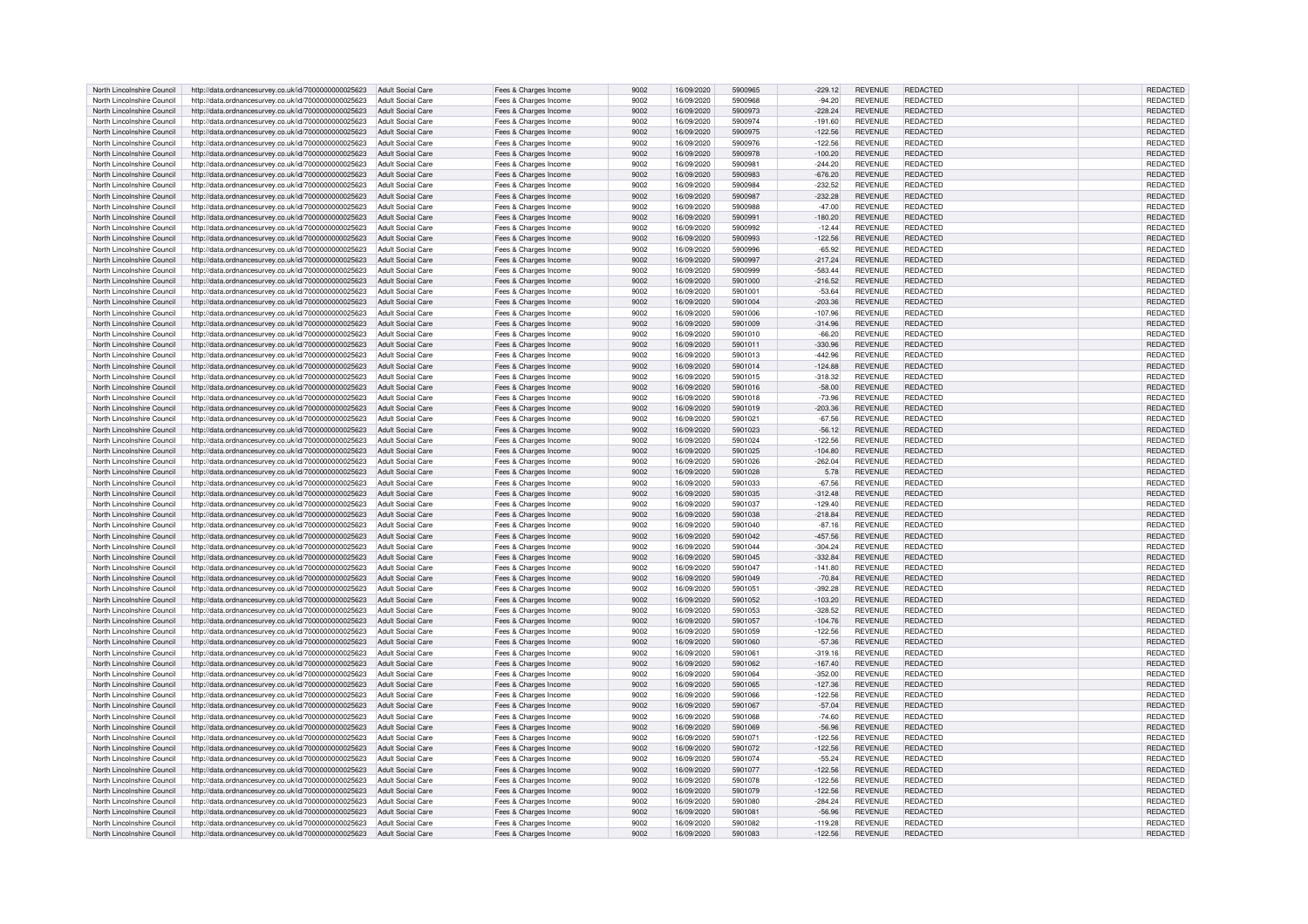| North Lincolnshire Council | http://data.ordnancesurvey.co.uk/id/7000000000025623 | Adult Social Care | Fees & Charges Income | 9002 | 16/09/2020 | 5900965 | -229.12 | REVENUE | REDACTED | | REDACTED |
|---|---|---|---|---|---|---|---|---|---|---|---|
| North Lincolnshire Council | http://data.ordnancesurvey.co.uk/id/7000000000025623 | Adult Social Care | Fees & Charges Income | 9002 | 16/09/2020 | 5900968 | -94.20 | REVENUE | REDACTED | | REDACTED |
| North Lincolnshire Council | http://data.ordnancesurvey.co.uk/id/7000000000025623 | Adult Social Care | Fees & Charges Income | 9002 | 16/09/2020 | 5900973 | -228.24 | REVENUE | REDACTED | | REDACTED |
| North Lincolnshire Council | http://data.ordnancesurvey.co.uk/id/7000000000025623 | Adult Social Care | Fees & Charges Income | 9002 | 16/09/2020 | 5900974 | -191.60 | REVENUE | REDACTED | | REDACTED |
| North Lincolnshire Council | http://data.ordnancesurvey.co.uk/id/7000000000025623 | Adult Social Care | Fees & Charges Income | 9002 | 16/09/2020 | 5900975 | -122.56 | REVENUE | REDACTED | | REDACTED |
| North Lincolnshire Council | http://data.ordnancesurvey.co.uk/id/7000000000025623 | Adult Social Care | Fees & Charges Income | 9002 | 16/09/2020 | 5900976 | -122.56 | REVENUE | REDACTED | | REDACTED |
| North Lincolnshire Council | http://data.ordnancesurvey.co.uk/id/7000000000025623 | Adult Social Care | Fees & Charges Income | 9002 | 16/09/2020 | 5900978 | -100.20 | REVENUE | REDACTED | | REDACTED |
| North Lincolnshire Council | http://data.ordnancesurvey.co.uk/id/7000000000025623 | Adult Social Care | Fees & Charges Income | 9002 | 16/09/2020 | 5900981 | -244.20 | REVENUE | REDACTED | | REDACTED |
| North Lincolnshire Council | http://data.ordnancesurvey.co.uk/id/7000000000025623 | Adult Social Care | Fees & Charges Income | 9002 | 16/09/2020 | 5900983 | -676.20 | REVENUE | REDACTED | | REDACTED |
| North Lincolnshire Council | http://data.ordnancesurvey.co.uk/id/7000000000025623 | Adult Social Care | Fees & Charges Income | 9002 | 16/09/2020 | 5900984 | -232.52 | REVENUE | REDACTED | | REDACTED |
| North Lincolnshire Council | http://data.ordnancesurvey.co.uk/id/7000000000025623 | Adult Social Care | Fees & Charges Income | 9002 | 16/09/2020 | 5900987 | -232.28 | REVENUE | REDACTED | | REDACTED |
| North Lincolnshire Council | http://data.ordnancesurvey.co.uk/id/7000000000025623 | Adult Social Care | Fees & Charges Income | 9002 | 16/09/2020 | 5900988 | -47.00 | REVENUE | REDACTED | | REDACTED |
| North Lincolnshire Council | http://data.ordnancesurvey.co.uk/id/7000000000025623 | Adult Social Care | Fees & Charges Income | 9002 | 16/09/2020 | 5900991 | -180.20 | REVENUE | REDACTED | | REDACTED |
| North Lincolnshire Council | http://data.ordnancesurvey.co.uk/id/7000000000025623 | Adult Social Care | Fees & Charges Income | 9002 | 16/09/2020 | 5900992 | -12.44 | REVENUE | REDACTED | | REDACTED |
| North Lincolnshire Council | http://data.ordnancesurvey.co.uk/id/7000000000025623 | Adult Social Care | Fees & Charges Income | 9002 | 16/09/2020 | 5900993 | -122.56 | REVENUE | REDACTED | | REDACTED |
| North Lincolnshire Council | http://data.ordnancesurvey.co.uk/id/7000000000025623 | Adult Social Care | Fees & Charges Income | 9002 | 16/09/2020 | 5900996 | -65.92 | REVENUE | REDACTED | | REDACTED |
| North Lincolnshire Council | http://data.ordnancesurvey.co.uk/id/7000000000025623 | Adult Social Care | Fees & Charges Income | 9002 | 16/09/2020 | 5900997 | -217.24 | REVENUE | REDACTED | | REDACTED |
| North Lincolnshire Council | http://data.ordnancesurvey.co.uk/id/7000000000025623 | Adult Social Care | Fees & Charges Income | 9002 | 16/09/2020 | 5900999 | -583.44 | REVENUE | REDACTED | | REDACTED |
| North Lincolnshire Council | http://data.ordnancesurvey.co.uk/id/7000000000025623 | Adult Social Care | Fees & Charges Income | 9002 | 16/09/2020 | 5901000 | -216.52 | REVENUE | REDACTED | | REDACTED |
| North Lincolnshire Council | http://data.ordnancesurvey.co.uk/id/7000000000025623 | Adult Social Care | Fees & Charges Income | 9002 | 16/09/2020 | 5901001 | -53.64 | REVENUE | REDACTED | | REDACTED |
| North Lincolnshire Council | http://data.ordnancesurvey.co.uk/id/7000000000025623 | Adult Social Care | Fees & Charges Income | 9002 | 16/09/2020 | 5901004 | -203.36 | REVENUE | REDACTED | | REDACTED |
| North Lincolnshire Council | http://data.ordnancesurvey.co.uk/id/7000000000025623 | Adult Social Care | Fees & Charges Income | 9002 | 16/09/2020 | 5901006 | -107.96 | REVENUE | REDACTED | | REDACTED |
| North Lincolnshire Council | http://data.ordnancesurvey.co.uk/id/7000000000025623 | Adult Social Care | Fees & Charges Income | 9002 | 16/09/2020 | 5901009 | -314.96 | REVENUE | REDACTED | | REDACTED |
| North Lincolnshire Council | http://data.ordnancesurvey.co.uk/id/7000000000025623 | Adult Social Care | Fees & Charges Income | 9002 | 16/09/2020 | 5901010 | -66.20 | REVENUE | REDACTED | | REDACTED |
| North Lincolnshire Council | http://data.ordnancesurvey.co.uk/id/7000000000025623 | Adult Social Care | Fees & Charges Income | 9002 | 16/09/2020 | 5901011 | -330.96 | REVENUE | REDACTED | | REDACTED |
| North Lincolnshire Council | http://data.ordnancesurvey.co.uk/id/7000000000025623 | Adult Social Care | Fees & Charges Income | 9002 | 16/09/2020 | 5901013 | -442.96 | REVENUE | REDACTED | | REDACTED |
| North Lincolnshire Council | http://data.ordnancesurvey.co.uk/id/7000000000025623 | Adult Social Care | Fees & Charges Income | 9002 | 16/09/2020 | 5901014 | -124.88 | REVENUE | REDACTED | | REDACTED |
| North Lincolnshire Council | http://data.ordnancesurvey.co.uk/id/7000000000025623 | Adult Social Care | Fees & Charges Income | 9002 | 16/09/2020 | 5901015 | -318.32 | REVENUE | REDACTED | | REDACTED |
| North Lincolnshire Council | http://data.ordnancesurvey.co.uk/id/7000000000025623 | Adult Social Care | Fees & Charges Income | 9002 | 16/09/2020 | 5901016 | -58.00 | REVENUE | REDACTED | | REDACTED |
| North Lincolnshire Council | http://data.ordnancesurvey.co.uk/id/7000000000025623 | Adult Social Care | Fees & Charges Income | 9002 | 16/09/2020 | 5901018 | -73.96 | REVENUE | REDACTED | | REDACTED |
| North Lincolnshire Council | http://data.ordnancesurvey.co.uk/id/7000000000025623 | Adult Social Care | Fees & Charges Income | 9002 | 16/09/2020 | 5901019 | -203.36 | REVENUE | REDACTED | | REDACTED |
| North Lincolnshire Council | http://data.ordnancesurvey.co.uk/id/7000000000025623 | Adult Social Care | Fees & Charges Income | 9002 | 16/09/2020 | 5901021 | -67.56 | REVENUE | REDACTED | | REDACTED |
| North Lincolnshire Council | http://data.ordnancesurvey.co.uk/id/7000000000025623 | Adult Social Care | Fees & Charges Income | 9002 | 16/09/2020 | 5901023 | -56.12 | REVENUE | REDACTED | | REDACTED |
| North Lincolnshire Council | http://data.ordnancesurvey.co.uk/id/7000000000025623 | Adult Social Care | Fees & Charges Income | 9002 | 16/09/2020 | 5901024 | -122.56 | REVENUE | REDACTED | | REDACTED |
| North Lincolnshire Council | http://data.ordnancesurvey.co.uk/id/7000000000025623 | Adult Social Care | Fees & Charges Income | 9002 | 16/09/2020 | 5901025 | -104.80 | REVENUE | REDACTED | | REDACTED |
| North Lincolnshire Council | http://data.ordnancesurvey.co.uk/id/7000000000025623 | Adult Social Care | Fees & Charges Income | 9002 | 16/09/2020 | 5901026 | -262.04 | REVENUE | REDACTED | | REDACTED |
| North Lincolnshire Council | http://data.ordnancesurvey.co.uk/id/7000000000025623 | Adult Social Care | Fees & Charges Income | 9002 | 16/09/2020 | 5901028 | 5.78 | REVENUE | REDACTED | | REDACTED |
| North Lincolnshire Council | http://data.ordnancesurvey.co.uk/id/7000000000025623 | Adult Social Care | Fees & Charges Income | 9002 | 16/09/2020 | 5901033 | -67.56 | REVENUE | REDACTED | | REDACTED |
| North Lincolnshire Council | http://data.ordnancesurvey.co.uk/id/7000000000025623 | Adult Social Care | Fees & Charges Income | 9002 | 16/09/2020 | 5901035 | -312.48 | REVENUE | REDACTED | | REDACTED |
| North Lincolnshire Council | http://data.ordnancesurvey.co.uk/id/7000000000025623 | Adult Social Care | Fees & Charges Income | 9002 | 16/09/2020 | 5901037 | -129.40 | REVENUE | REDACTED | | REDACTED |
| North Lincolnshire Council | http://data.ordnancesurvey.co.uk/id/7000000000025623 | Adult Social Care | Fees & Charges Income | 9002 | 16/09/2020 | 5901038 | -218.84 | REVENUE | REDACTED | | REDACTED |
| North Lincolnshire Council | http://data.ordnancesurvey.co.uk/id/7000000000025623 | Adult Social Care | Fees & Charges Income | 9002 | 16/09/2020 | 5901040 | -87.16 | REVENUE | REDACTED | | REDACTED |
| North Lincolnshire Council | http://data.ordnancesurvey.co.uk/id/7000000000025623 | Adult Social Care | Fees & Charges Income | 9002 | 16/09/2020 | 5901042 | -457.56 | REVENUE | REDACTED | | REDACTED |
| North Lincolnshire Council | http://data.ordnancesurvey.co.uk/id/7000000000025623 | Adult Social Care | Fees & Charges Income | 9002 | 16/09/2020 | 5901044 | -304.24 | REVENUE | REDACTED | | REDACTED |
| North Lincolnshire Council | http://data.ordnancesurvey.co.uk/id/7000000000025623 | Adult Social Care | Fees & Charges Income | 9002 | 16/09/2020 | 5901045 | -332.84 | REVENUE | REDACTED | | REDACTED |
| North Lincolnshire Council | http://data.ordnancesurvey.co.uk/id/7000000000025623 | Adult Social Care | Fees & Charges Income | 9002 | 16/09/2020 | 5901047 | -141.80 | REVENUE | REDACTED | | REDACTED |
| North Lincolnshire Council | http://data.ordnancesurvey.co.uk/id/7000000000025623 | Adult Social Care | Fees & Charges Income | 9002 | 16/09/2020 | 5901049 | -70.84 | REVENUE | REDACTED | | REDACTED |
| North Lincolnshire Council | http://data.ordnancesurvey.co.uk/id/7000000000025623 | Adult Social Care | Fees & Charges Income | 9002 | 16/09/2020 | 5901051 | -392.28 | REVENUE | REDACTED | | REDACTED |
| North Lincolnshire Council | http://data.ordnancesurvey.co.uk/id/7000000000025623 | Adult Social Care | Fees & Charges Income | 9002 | 16/09/2020 | 5901052 | -103.20 | REVENUE | REDACTED | | REDACTED |
| North Lincolnshire Council | http://data.ordnancesurvey.co.uk/id/7000000000025623 | Adult Social Care | Fees & Charges Income | 9002 | 16/09/2020 | 5901053 | -328.52 | REVENUE | REDACTED | | REDACTED |
| North Lincolnshire Council | http://data.ordnancesurvey.co.uk/id/7000000000025623 | Adult Social Care | Fees & Charges Income | 9002 | 16/09/2020 | 5901057 | -104.76 | REVENUE | REDACTED | | REDACTED |
| North Lincolnshire Council | http://data.ordnancesurvey.co.uk/id/7000000000025623 | Adult Social Care | Fees & Charges Income | 9002 | 16/09/2020 | 5901059 | -122.56 | REVENUE | REDACTED | | REDACTED |
| North Lincolnshire Council | http://data.ordnancesurvey.co.uk/id/7000000000025623 | Adult Social Care | Fees & Charges Income | 9002 | 16/09/2020 | 5901060 | -57.36 | REVENUE | REDACTED | | REDACTED |
| North Lincolnshire Council | http://data.ordnancesurvey.co.uk/id/7000000000025623 | Adult Social Care | Fees & Charges Income | 9002 | 16/09/2020 | 5901061 | -319.16 | REVENUE | REDACTED | | REDACTED |
| North Lincolnshire Council | http://data.ordnancesurvey.co.uk/id/7000000000025623 | Adult Social Care | Fees & Charges Income | 9002 | 16/09/2020 | 5901062 | -167.40 | REVENUE | REDACTED | | REDACTED |
| North Lincolnshire Council | http://data.ordnancesurvey.co.uk/id/7000000000025623 | Adult Social Care | Fees & Charges Income | 9002 | 16/09/2020 | 5901064 | -352.00 | REVENUE | REDACTED | | REDACTED |
| North Lincolnshire Council | http://data.ordnancesurvey.co.uk/id/7000000000025623 | Adult Social Care | Fees & Charges Income | 9002 | 16/09/2020 | 5901065 | -127.36 | REVENUE | REDACTED | | REDACTED |
| North Lincolnshire Council | http://data.ordnancesurvey.co.uk/id/7000000000025623 | Adult Social Care | Fees & Charges Income | 9002 | 16/09/2020 | 5901066 | -122.56 | REVENUE | REDACTED | | REDACTED |
| North Lincolnshire Council | http://data.ordnancesurvey.co.uk/id/7000000000025623 | Adult Social Care | Fees & Charges Income | 9002 | 16/09/2020 | 5901067 | -57.04 | REVENUE | REDACTED | | REDACTED |
| North Lincolnshire Council | http://data.ordnancesurvey.co.uk/id/7000000000025623 | Adult Social Care | Fees & Charges Income | 9002 | 16/09/2020 | 5901068 | -74.60 | REVENUE | REDACTED | | REDACTED |
| North Lincolnshire Council | http://data.ordnancesurvey.co.uk/id/7000000000025623 | Adult Social Care | Fees & Charges Income | 9002 | 16/09/2020 | 5901069 | -56.96 | REVENUE | REDACTED | | REDACTED |
| North Lincolnshire Council | http://data.ordnancesurvey.co.uk/id/7000000000025623 | Adult Social Care | Fees & Charges Income | 9002 | 16/09/2020 | 5901071 | -122.56 | REVENUE | REDACTED | | REDACTED |
| North Lincolnshire Council | http://data.ordnancesurvey.co.uk/id/7000000000025623 | Adult Social Care | Fees & Charges Income | 9002 | 16/09/2020 | 5901072 | -122.56 | REVENUE | REDACTED | | REDACTED |
| North Lincolnshire Council | http://data.ordnancesurvey.co.uk/id/7000000000025623 | Adult Social Care | Fees & Charges Income | 9002 | 16/09/2020 | 5901074 | -55.24 | REVENUE | REDACTED | | REDACTED |
| North Lincolnshire Council | http://data.ordnancesurvey.co.uk/id/7000000000025623 | Adult Social Care | Fees & Charges Income | 9002 | 16/09/2020 | 5901077 | -122.56 | REVENUE | REDACTED | | REDACTED |
| North Lincolnshire Council | http://data.ordnancesurvey.co.uk/id/7000000000025623 | Adult Social Care | Fees & Charges Income | 9002 | 16/09/2020 | 5901078 | -122.56 | REVENUE | REDACTED | | REDACTED |
| North Lincolnshire Council | http://data.ordnancesurvey.co.uk/id/7000000000025623 | Adult Social Care | Fees & Charges Income | 9002 | 16/09/2020 | 5901079 | -122.56 | REVENUE | REDACTED | | REDACTED |
| North Lincolnshire Council | http://data.ordnancesurvey.co.uk/id/7000000000025623 | Adult Social Care | Fees & Charges Income | 9002 | 16/09/2020 | 5901080 | -284.24 | REVENUE | REDACTED | | REDACTED |
| North Lincolnshire Council | http://data.ordnancesurvey.co.uk/id/7000000000025623 | Adult Social Care | Fees & Charges Income | 9002 | 16/09/2020 | 5901081 | -56.96 | REVENUE | REDACTED | | REDACTED |
| North Lincolnshire Council | http://data.ordnancesurvey.co.uk/id/7000000000025623 | Adult Social Care | Fees & Charges Income | 9002 | 16/09/2020 | 5901082 | -119.28 | REVENUE | REDACTED | | REDACTED |
| North Lincolnshire Council | http://data.ordnancesurvey.co.uk/id/7000000000025623 | Adult Social Care | Fees & Charges Income | 9002 | 16/09/2020 | 5901083 | -122.56 | REVENUE | REDACTED | | REDACTED |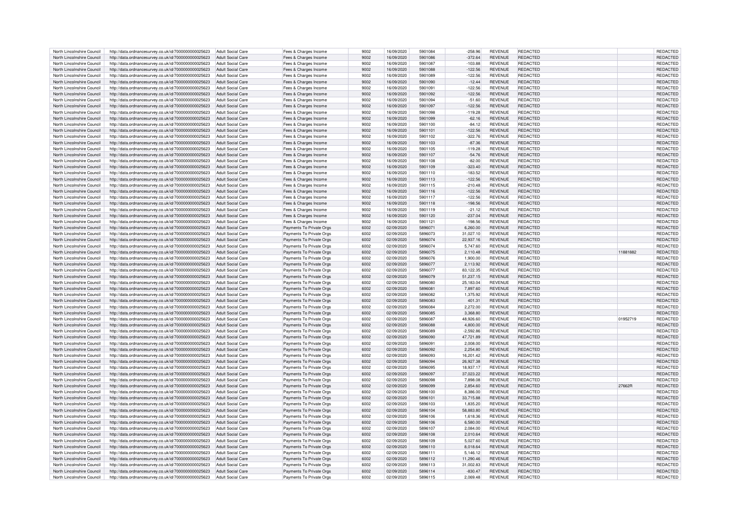| North Lincolnshire Council | http://data.ordnancesurvey.co.uk/id/7000000000025623 | Adult Social Care | Fees & Charges Income | 9002 | 16/09/2020 | 5901084 | -258.96 | REVENUE | REDACTED | | REDACTED |
|---|---|---|---|---|---|---|---|---|---|---|---|
| North Lincolnshire Council | http://data.ordnancesurvey.co.uk/id/7000000000025623 | Adult Social Care | Fees & Charges Income | 9002 | 16/09/2020 | 5901086 | -372.64 | REVENUE | REDACTED | | REDACTED |
| North Lincolnshire Council | http://data.ordnancesurvey.co.uk/id/7000000000025623 | Adult Social Care | Fees & Charges Income | 9002 | 16/09/2020 | 5901087 | -103.88 | REVENUE | REDACTED | | REDACTED |
| North Lincolnshire Council | http://data.ordnancesurvey.co.uk/id/7000000000025623 | Adult Social Care | Fees & Charges Income | 9002 | 16/09/2020 | 5901088 | -122.56 | REVENUE | REDACTED | | REDACTED |
| North Lincolnshire Council | http://data.ordnancesurvey.co.uk/id/7000000000025623 | Adult Social Care | Fees & Charges Income | 9002 | 16/09/2020 | 5901089 | -122.56 | REVENUE | REDACTED | | REDACTED |
| North Lincolnshire Council | http://data.ordnancesurvey.co.uk/id/7000000000025623 | Adult Social Care | Fees & Charges Income | 9002 | 16/09/2020 | 5901090 | -12.44 | REVENUE | REDACTED | | REDACTED |
| North Lincolnshire Council | http://data.ordnancesurvey.co.uk/id/7000000000025623 | Adult Social Care | Fees & Charges Income | 9002 | 16/09/2020 | 5901091 | -122.56 | REVENUE | REDACTED | | REDACTED |
| North Lincolnshire Council | http://data.ordnancesurvey.co.uk/id/7000000000025623 | Adult Social Care | Fees & Charges Income | 9002 | 16/09/2020 | 5901092 | -122.56 | REVENUE | REDACTED | | REDACTED |
| North Lincolnshire Council | http://data.ordnancesurvey.co.uk/id/7000000000025623 | Adult Social Care | Fees & Charges Income | 9002 | 16/09/2020 | 5901094 | -51.60 | REVENUE | REDACTED | | REDACTED |
| North Lincolnshire Council | http://data.ordnancesurvey.co.uk/id/7000000000025623 | Adult Social Care | Fees & Charges Income | 9002 | 16/09/2020 | 5901097 | -122.56 | REVENUE | REDACTED | | REDACTED |
| North Lincolnshire Council | http://data.ordnancesurvey.co.uk/id/7000000000025623 | Adult Social Care | Fees & Charges Income | 9002 | 16/09/2020 | 5901098 | -119.28 | REVENUE | REDACTED | | REDACTED |
| North Lincolnshire Council | http://data.ordnancesurvey.co.uk/id/7000000000025623 | Adult Social Care | Fees & Charges Income | 9002 | 16/09/2020 | 5901099 | -62.16 | REVENUE | REDACTED | | REDACTED |
| North Lincolnshire Council | http://data.ordnancesurvey.co.uk/id/7000000000025623 | Adult Social Care | Fees & Charges Income | 9002 | 16/09/2020 | 5901100 | -84.12 | REVENUE | REDACTED | | REDACTED |
| North Lincolnshire Council | http://data.ordnancesurvey.co.uk/id/7000000000025623 | Adult Social Care | Fees & Charges Income | 9002 | 16/09/2020 | 5901101 | -122.56 | REVENUE | REDACTED | | REDACTED |
| North Lincolnshire Council | http://data.ordnancesurvey.co.uk/id/7000000000025623 | Adult Social Care | Fees & Charges Income | 9002 | 16/09/2020 | 5901102 | -322.76 | REVENUE | REDACTED | | REDACTED |
| North Lincolnshire Council | http://data.ordnancesurvey.co.uk/id/7000000000025623 | Adult Social Care | Fees & Charges Income | 9002 | 16/09/2020 | 5901103 | -87.36 | REVENUE | REDACTED | | REDACTED |
| North Lincolnshire Council | http://data.ordnancesurvey.co.uk/id/7000000000025623 | Adult Social Care | Fees & Charges Income | 9002 | 16/09/2020 | 5901105 | -119.28 | REVENUE | REDACTED | | REDACTED |
| North Lincolnshire Council | http://data.ordnancesurvey.co.uk/id/7000000000025623 | Adult Social Care | Fees & Charges Income | 9002 | 16/09/2020 | 5901107 | -54.76 | REVENUE | REDACTED | | REDACTED |
| North Lincolnshire Council | http://data.ordnancesurvey.co.uk/id/7000000000025623 | Adult Social Care | Fees & Charges Income | 9002 | 16/09/2020 | 5901108 | -82.00 | REVENUE | REDACTED | | REDACTED |
| North Lincolnshire Council | http://data.ordnancesurvey.co.uk/id/7000000000025623 | Adult Social Care | Fees & Charges Income | 9002 | 16/09/2020 | 5901109 | -323.40 | REVENUE | REDACTED | | REDACTED |
| North Lincolnshire Council | http://data.ordnancesurvey.co.uk/id/7000000000025623 | Adult Social Care | Fees & Charges Income | 9002 | 16/09/2020 | 5901110 | -183.52 | REVENUE | REDACTED | | REDACTED |
| North Lincolnshire Council | http://data.ordnancesurvey.co.uk/id/7000000000025623 | Adult Social Care | Fees & Charges Income | 9002 | 16/09/2020 | 5901113 | -122.56 | REVENUE | REDACTED | | REDACTED |
| North Lincolnshire Council | http://data.ordnancesurvey.co.uk/id/7000000000025623 | Adult Social Care | Fees & Charges Income | 9002 | 16/09/2020 | 5901115 | -210.48 | REVENUE | REDACTED | | REDACTED |
| North Lincolnshire Council | http://data.ordnancesurvey.co.uk/id/7000000000025623 | Adult Social Care | Fees & Charges Income | 9002 | 16/09/2020 | 5901116 | -122.56 | REVENUE | REDACTED | | REDACTED |
| North Lincolnshire Council | http://data.ordnancesurvey.co.uk/id/7000000000025623 | Adult Social Care | Fees & Charges Income | 9002 | 16/09/2020 | 5901117 | -122.56 | REVENUE | REDACTED | | REDACTED |
| North Lincolnshire Council | http://data.ordnancesurvey.co.uk/id/7000000000025623 | Adult Social Care | Fees & Charges Income | 9002 | 16/09/2020 | 5901118 | -198.56 | REVENUE | REDACTED | | REDACTED |
| North Lincolnshire Council | http://data.ordnancesurvey.co.uk/id/7000000000025623 | Adult Social Care | Fees & Charges Income | 9002 | 16/09/2020 | 5901119 | -21.12 | REVENUE | REDACTED | | REDACTED |
| North Lincolnshire Council | http://data.ordnancesurvey.co.uk/id/7000000000025623 | Adult Social Care | Fees & Charges Income | 9002 | 16/09/2020 | 5901120 | -237.04 | REVENUE | REDACTED | | REDACTED |
| North Lincolnshire Council | http://data.ordnancesurvey.co.uk/id/7000000000025623 | Adult Social Care | Fees & Charges Income | 9002 | 16/09/2020 | 5901121 | -198.56 | REVENUE | REDACTED | | REDACTED |
| North Lincolnshire Council | http://data.ordnancesurvey.co.uk/id/7000000000025623 | Adult Social Care | Payments To Private Orgs | 6002 | 02/09/2020 | 5896071 | 6,260.00 | REVENUE | REDACTED | | REDACTED |
| North Lincolnshire Council | http://data.ordnancesurvey.co.uk/id/7000000000025623 | Adult Social Care | Payments To Private Orgs | 6002 | 02/09/2020 | 5896073 | 31,027.10 | REVENUE | REDACTED | | REDACTED |
| North Lincolnshire Council | http://data.ordnancesurvey.co.uk/id/7000000000025623 | Adult Social Care | Payments To Private Orgs | 6002 | 02/09/2020 | 5896074 | 22,937.16 | REVENUE | REDACTED | | REDACTED |
| North Lincolnshire Council | http://data.ordnancesurvey.co.uk/id/7000000000025623 | Adult Social Care | Payments To Private Orgs | 6002 | 02/09/2020 | 5896074 | 5,747.60 | REVENUE | REDACTED | | REDACTED |
| North Lincolnshire Council | http://data.ordnancesurvey.co.uk/id/7000000000025623 | Adult Social Care | Payments To Private Orgs | 6002 | 02/09/2020 | 5896075 | 2,110.48 | REVENUE | REDACTED | 11881882 | REDACTED |
| North Lincolnshire Council | http://data.ordnancesurvey.co.uk/id/7000000000025623 | Adult Social Care | Payments To Private Orgs | 6002 | 02/09/2020 | 5896076 | 1,900.00 | REVENUE | REDACTED | | REDACTED |
| North Lincolnshire Council | http://data.ordnancesurvey.co.uk/id/7000000000025623 | Adult Social Care | Payments To Private Orgs | 6002 | 02/09/2020 | 5896077 | 2,113.92 | REVENUE | REDACTED | | REDACTED |
| North Lincolnshire Council | http://data.ordnancesurvey.co.uk/id/7000000000025623 | Adult Social Care | Payments To Private Orgs | 6002 | 02/09/2020 | 5896077 | 83,122.35 | REVENUE | REDACTED | | REDACTED |
| North Lincolnshire Council | http://data.ordnancesurvey.co.uk/id/7000000000025623 | Adult Social Care | Payments To Private Orgs | 6002 | 02/09/2020 | 5896079 | 51,237.15 | REVENUE | REDACTED | | REDACTED |
| North Lincolnshire Council | http://data.ordnancesurvey.co.uk/id/7000000000025623 | Adult Social Care | Payments To Private Orgs | 6002 | 02/09/2020 | 5896080 | 25,183.04 | REVENUE | REDACTED | | REDACTED |
| North Lincolnshire Council | http://data.ordnancesurvey.co.uk/id/7000000000025623 | Adult Social Care | Payments To Private Orgs | 6002 | 02/09/2020 | 5896081 | 7,897.60 | REVENUE | REDACTED | | REDACTED |
| North Lincolnshire Council | http://data.ordnancesurvey.co.uk/id/7000000000025623 | Adult Social Care | Payments To Private Orgs | 6002 | 02/09/2020 | 5896082 | 1,375.92 | REVENUE | REDACTED | | REDACTED |
| North Lincolnshire Council | http://data.ordnancesurvey.co.uk/id/7000000000025623 | Adult Social Care | Payments To Private Orgs | 6002 | 02/09/2020 | 5896083 | 401.31 | REVENUE | REDACTED | | REDACTED |
| North Lincolnshire Council | http://data.ordnancesurvey.co.uk/id/7000000000025623 | Adult Social Care | Payments To Private Orgs | 6002 | 02/09/2020 | 5896084 | 2,272.00 | REVENUE | REDACTED | | REDACTED |
| North Lincolnshire Council | http://data.ordnancesurvey.co.uk/id/7000000000025623 | Adult Social Care | Payments To Private Orgs | 6002 | 02/09/2020 | 5896085 | 3,368.80 | REVENUE | REDACTED | | REDACTED |
| North Lincolnshire Council | http://data.ordnancesurvey.co.uk/id/7000000000025623 | Adult Social Care | Payments To Private Orgs | 6002 | 02/09/2020 | 5896087 | 48,926.60 | REVENUE | REDACTED | 01952719 | REDACTED |
| North Lincolnshire Council | http://data.ordnancesurvey.co.uk/id/7000000000025623 | Adult Social Care | Payments To Private Orgs | 6002 | 02/09/2020 | 5896088 | 4,800.00 | REVENUE | REDACTED | | REDACTED |
| North Lincolnshire Council | http://data.ordnancesurvey.co.uk/id/7000000000025623 | Adult Social Care | Payments To Private Orgs | 6002 | 02/09/2020 | 5896089 | -2,592.86 | REVENUE | REDACTED | | REDACTED |
| North Lincolnshire Council | http://data.ordnancesurvey.co.uk/id/7000000000025623 | Adult Social Care | Payments To Private Orgs | 6002 | 02/09/2020 | 5896090 | 47,721.89 | REVENUE | REDACTED | | REDACTED |
| North Lincolnshire Council | http://data.ordnancesurvey.co.uk/id/7000000000025623 | Adult Social Care | Payments To Private Orgs | 6002 | 02/09/2020 | 5896091 | 2,008.00 | REVENUE | REDACTED | | REDACTED |
| North Lincolnshire Council | http://data.ordnancesurvey.co.uk/id/7000000000025623 | Adult Social Care | Payments To Private Orgs | 6002 | 02/09/2020 | 5896092 | 2,254.80 | REVENUE | REDACTED | | REDACTED |
| North Lincolnshire Council | http://data.ordnancesurvey.co.uk/id/7000000000025623 | Adult Social Care | Payments To Private Orgs | 6002 | 02/09/2020 | 5896093 | 16,201.42 | REVENUE | REDACTED | | REDACTED |
| North Lincolnshire Council | http://data.ordnancesurvey.co.uk/id/7000000000025623 | Adult Social Care | Payments To Private Orgs | 6002 | 02/09/2020 | 5896094 | 26,927.38 | REVENUE | REDACTED | | REDACTED |
| North Lincolnshire Council | http://data.ordnancesurvey.co.uk/id/7000000000025623 | Adult Social Care | Payments To Private Orgs | 6002 | 02/09/2020 | 5896095 | 18,937.17 | REVENUE | REDACTED | | REDACTED |
| North Lincolnshire Council | http://data.ordnancesurvey.co.uk/id/7000000000025623 | Adult Social Care | Payments To Private Orgs | 6002 | 02/09/2020 | 5896097 | 37,023.22 | REVENUE | REDACTED | | REDACTED |
| North Lincolnshire Council | http://data.ordnancesurvey.co.uk/id/7000000000025623 | Adult Social Care | Payments To Private Orgs | 6002 | 02/09/2020 | 5896098 | 7,898.08 | REVENUE | REDACTED | | REDACTED |
| North Lincolnshire Council | http://data.ordnancesurvey.co.uk/id/7000000000025623 | Adult Social Care | Payments To Private Orgs | 6002 | 02/09/2020 | 5896099 | 2,854.60 | REVENUE | REDACTED | 27662R | REDACTED |
| North Lincolnshire Council | http://data.ordnancesurvey.co.uk/id/7000000000025623 | Adult Social Care | Payments To Private Orgs | 6002 | 02/09/2020 | 5896100 | 8,386.00 | REVENUE | REDACTED | | REDACTED |
| North Lincolnshire Council | http://data.ordnancesurvey.co.uk/id/7000000000025623 | Adult Social Care | Payments To Private Orgs | 6002 | 02/09/2020 | 5896101 | 33,715.88 | REVENUE | REDACTED | | REDACTED |
| North Lincolnshire Council | http://data.ordnancesurvey.co.uk/id/7000000000025623 | Adult Social Care | Payments To Private Orgs | 6002 | 02/09/2020 | 5896103 | 1,835.20 | REVENUE | REDACTED | | REDACTED |
| North Lincolnshire Council | http://data.ordnancesurvey.co.uk/id/7000000000025623 | Adult Social Care | Payments To Private Orgs | 6002 | 02/09/2020 | 5896104 | 58,883.80 | REVENUE | REDACTED | | REDACTED |
| North Lincolnshire Council | http://data.ordnancesurvey.co.uk/id/7000000000025623 | Adult Social Care | Payments To Private Orgs | 6002 | 02/09/2020 | 5896106 | 1,618.36 | REVENUE | REDACTED | | REDACTED |
| North Lincolnshire Council | http://data.ordnancesurvey.co.uk/id/7000000000025623 | Adult Social Care | Payments To Private Orgs | 6002 | 02/09/2020 | 5896106 | 6,580.00 | REVENUE | REDACTED | | REDACTED |
| North Lincolnshire Council | http://data.ordnancesurvey.co.uk/id/7000000000025623 | Adult Social Care | Payments To Private Orgs | 6002 | 02/09/2020 | 5896107 | 2,084.00 | REVENUE | REDACTED | | REDACTED |
| North Lincolnshire Council | http://data.ordnancesurvey.co.uk/id/7000000000025623 | Adult Social Care | Payments To Private Orgs | 6002 | 02/09/2020 | 5896108 | 2,010.64 | REVENUE | REDACTED | | REDACTED |
| North Lincolnshire Council | http://data.ordnancesurvey.co.uk/id/7000000000025623 | Adult Social Care | Payments To Private Orgs | 6002 | 02/09/2020 | 5896109 | 5,027.60 | REVENUE | REDACTED | | REDACTED |
| North Lincolnshire Council | http://data.ordnancesurvey.co.uk/id/7000000000025623 | Adult Social Care | Payments To Private Orgs | 6002 | 02/09/2020 | 5896110 | 8,018.64 | REVENUE | REDACTED | | REDACTED |
| North Lincolnshire Council | http://data.ordnancesurvey.co.uk/id/7000000000025623 | Adult Social Care | Payments To Private Orgs | 6002 | 02/09/2020 | 5896111 | 5,146.12 | REVENUE | REDACTED | | REDACTED |
| North Lincolnshire Council | http://data.ordnancesurvey.co.uk/id/7000000000025623 | Adult Social Care | Payments To Private Orgs | 6002 | 02/09/2020 | 5896112 | 11,290.46 | REVENUE | REDACTED | | REDACTED |
| North Lincolnshire Council | http://data.ordnancesurvey.co.uk/id/7000000000025623 | Adult Social Care | Payments To Private Orgs | 6002 | 02/09/2020 | 5896113 | 31,002.83 | REVENUE | REDACTED | | REDACTED |
| North Lincolnshire Council | http://data.ordnancesurvey.co.uk/id/7000000000025623 | Adult Social Care | Payments To Private Orgs | 6002 | 02/09/2020 | 5896114 | -830.47 | REVENUE | REDACTED | | REDACTED |
| North Lincolnshire Council | http://data.ordnancesurvey.co.uk/id/7000000000025623 | Adult Social Care | Payments To Private Orgs | 6002 | 02/09/2020 | 5896115 | 2,069.48 | REVENUE | REDACTED | | REDACTED |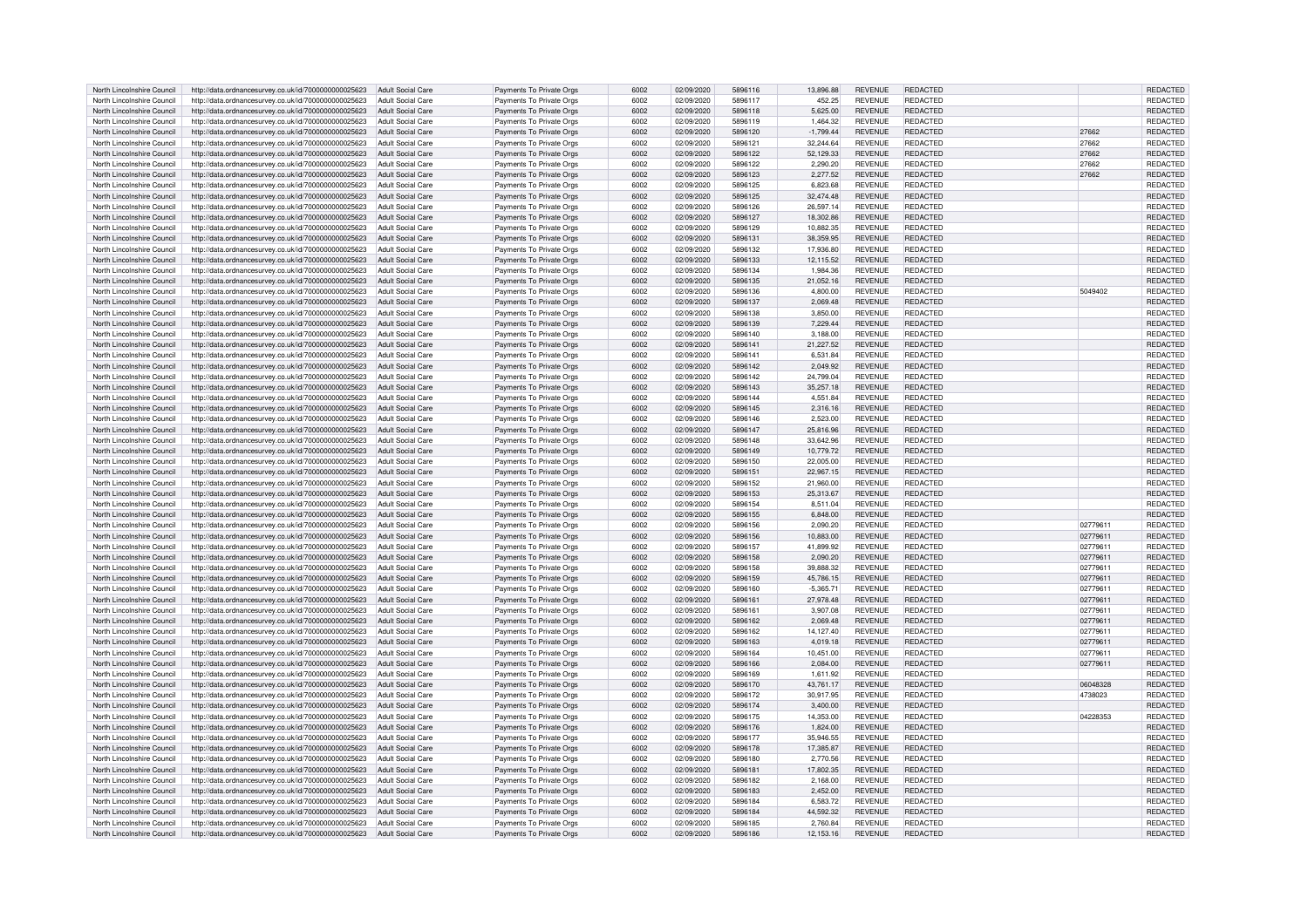| | | | | | | | | | | | |
|---|---|---|---|---|---|---|---|---|---|---|---|
| North Lincolnshire Council | http://data.ordnancesurvey.co.uk/id/7000000000025623 | Adult Social Care | Payments To Private Orgs | 6002 | 02/09/2020 | 5896116 | 13,896.88 | REVENUE | REDACTED | | REDACTED |
| North Lincolnshire Council | http://data.ordnancesurvey.co.uk/id/7000000000025623 | Adult Social Care | Payments To Private Orgs | 6002 | 02/09/2020 | 5896117 | 452.25 | REVENUE | REDACTED | | REDACTED |
| North Lincolnshire Council | http://data.ordnancesurvey.co.uk/id/7000000000025623 | Adult Social Care | Payments To Private Orgs | 6002 | 02/09/2020 | 5896118 | 5,625.00 | REVENUE | REDACTED | | REDACTED |
| North Lincolnshire Council | http://data.ordnancesurvey.co.uk/id/7000000000025623 | Adult Social Care | Payments To Private Orgs | 6002 | 02/09/2020 | 5896119 | 1,464.32 | REVENUE | REDACTED | | REDACTED |
| North Lincolnshire Council | http://data.ordnancesurvey.co.uk/id/7000000000025623 | Adult Social Care | Payments To Private Orgs | 6002 | 02/09/2020 | 5896120 | -1,799.44 | REVENUE | REDACTED | 27662 | REDACTED |
| North Lincolnshire Council | http://data.ordnancesurvey.co.uk/id/7000000000025623 | Adult Social Care | Payments To Private Orgs | 6002 | 02/09/2020 | 5896121 | 32,244.64 | REVENUE | REDACTED | 27662 | REDACTED |
| North Lincolnshire Council | http://data.ordnancesurvey.co.uk/id/7000000000025623 | Adult Social Care | Payments To Private Orgs | 6002 | 02/09/2020 | 5896122 | 52,129.33 | REVENUE | REDACTED | 27662 | REDACTED |
| North Lincolnshire Council | http://data.ordnancesurvey.co.uk/id/7000000000025623 | Adult Social Care | Payments To Private Orgs | 6002 | 02/09/2020 | 5896122 | 2,290.20 | REVENUE | REDACTED | 27662 | REDACTED |
| North Lincolnshire Council | http://data.ordnancesurvey.co.uk/id/7000000000025623 | Adult Social Care | Payments To Private Orgs | 6002 | 02/09/2020 | 5896123 | 2,277.52 | REVENUE | REDACTED | 27662 | REDACTED |
| North Lincolnshire Council | http://data.ordnancesurvey.co.uk/id/7000000000025623 | Adult Social Care | Payments To Private Orgs | 6002 | 02/09/2020 | 5896125 | 6,823.68 | REVENUE | REDACTED | | REDACTED |
| North Lincolnshire Council | http://data.ordnancesurvey.co.uk/id/7000000000025623 | Adult Social Care | Payments To Private Orgs | 6002 | 02/09/2020 | 5896125 | 32,474.48 | REVENUE | REDACTED | | REDACTED |
| North Lincolnshire Council | http://data.ordnancesurvey.co.uk/id/7000000000025623 | Adult Social Care | Payments To Private Orgs | 6002 | 02/09/2020 | 5896126 | 26,597.14 | REVENUE | REDACTED | | REDACTED |
| North Lincolnshire Council | http://data.ordnancesurvey.co.uk/id/7000000000025623 | Adult Social Care | Payments To Private Orgs | 6002 | 02/09/2020 | 5896127 | 18,302.86 | REVENUE | REDACTED | | REDACTED |
| North Lincolnshire Council | http://data.ordnancesurvey.co.uk/id/7000000000025623 | Adult Social Care | Payments To Private Orgs | 6002 | 02/09/2020 | 5896129 | 10,882.35 | REVENUE | REDACTED | | REDACTED |
| North Lincolnshire Council | http://data.ordnancesurvey.co.uk/id/7000000000025623 | Adult Social Care | Payments To Private Orgs | 6002 | 02/09/2020 | 5896131 | 38,359.95 | REVENUE | REDACTED | | REDACTED |
| North Lincolnshire Council | http://data.ordnancesurvey.co.uk/id/7000000000025623 | Adult Social Care | Payments To Private Orgs | 6002 | 02/09/2020 | 5896132 | 17,936.80 | REVENUE | REDACTED | | REDACTED |
| North Lincolnshire Council | http://data.ordnancesurvey.co.uk/id/7000000000025623 | Adult Social Care | Payments To Private Orgs | 6002 | 02/09/2020 | 5896133 | 12,115.52 | REVENUE | REDACTED | | REDACTED |
| North Lincolnshire Council | http://data.ordnancesurvey.co.uk/id/7000000000025623 | Adult Social Care | Payments To Private Orgs | 6002 | 02/09/2020 | 5896134 | 1,984.36 | REVENUE | REDACTED | | REDACTED |
| North Lincolnshire Council | http://data.ordnancesurvey.co.uk/id/7000000000025623 | Adult Social Care | Payments To Private Orgs | 6002 | 02/09/2020 | 5896135 | 21,052.16 | REVENUE | REDACTED | | REDACTED |
| North Lincolnshire Council | http://data.ordnancesurvey.co.uk/id/7000000000025623 | Adult Social Care | Payments To Private Orgs | 6002 | 02/09/2020 | 5896136 | 4,800.00 | REVENUE | REDACTED | 5049402 | REDACTED |
| North Lincolnshire Council | http://data.ordnancesurvey.co.uk/id/7000000000025623 | Adult Social Care | Payments To Private Orgs | 6002 | 02/09/2020 | 5896137 | 2,069.48 | REVENUE | REDACTED | | REDACTED |
| North Lincolnshire Council | http://data.ordnancesurvey.co.uk/id/7000000000025623 | Adult Social Care | Payments To Private Orgs | 6002 | 02/09/2020 | 5896138 | 3,850.00 | REVENUE | REDACTED | | REDACTED |
| North Lincolnshire Council | http://data.ordnancesurvey.co.uk/id/7000000000025623 | Adult Social Care | Payments To Private Orgs | 6002 | 02/09/2020 | 5896139 | 7,229.44 | REVENUE | REDACTED | | REDACTED |
| North Lincolnshire Council | http://data.ordnancesurvey.co.uk/id/7000000000025623 | Adult Social Care | Payments To Private Orgs | 6002 | 02/09/2020 | 5896140 | 3,188.00 | REVENUE | REDACTED | | REDACTED |
| North Lincolnshire Council | http://data.ordnancesurvey.co.uk/id/7000000000025623 | Adult Social Care | Payments To Private Orgs | 6002 | 02/09/2020 | 5896141 | 21,227.52 | REVENUE | REDACTED | | REDACTED |
| North Lincolnshire Council | http://data.ordnancesurvey.co.uk/id/7000000000025623 | Adult Social Care | Payments To Private Orgs | 6002 | 02/09/2020 | 5896141 | 6,531.84 | REVENUE | REDACTED | | REDACTED |
| North Lincolnshire Council | http://data.ordnancesurvey.co.uk/id/7000000000025623 | Adult Social Care | Payments To Private Orgs | 6002 | 02/09/2020 | 5896142 | 2,049.92 | REVENUE | REDACTED | | REDACTED |
| North Lincolnshire Council | http://data.ordnancesurvey.co.uk/id/7000000000025623 | Adult Social Care | Payments To Private Orgs | 6002 | 02/09/2020 | 5896142 | 24,799.04 | REVENUE | REDACTED | | REDACTED |
| North Lincolnshire Council | http://data.ordnancesurvey.co.uk/id/7000000000025623 | Adult Social Care | Payments To Private Orgs | 6002 | 02/09/2020 | 5896143 | 35,257.18 | REVENUE | REDACTED | | REDACTED |
| North Lincolnshire Council | http://data.ordnancesurvey.co.uk/id/7000000000025623 | Adult Social Care | Payments To Private Orgs | 6002 | 02/09/2020 | 5896144 | 4,551.84 | REVENUE | REDACTED | | REDACTED |
| North Lincolnshire Council | http://data.ordnancesurvey.co.uk/id/7000000000025623 | Adult Social Care | Payments To Private Orgs | 6002 | 02/09/2020 | 5896145 | 2,316.16 | REVENUE | REDACTED | | REDACTED |
| North Lincolnshire Council | http://data.ordnancesurvey.co.uk/id/7000000000025623 | Adult Social Care | Payments To Private Orgs | 6002 | 02/09/2020 | 5896146 | 2,523.00 | REVENUE | REDACTED | | REDACTED |
| North Lincolnshire Council | http://data.ordnancesurvey.co.uk/id/7000000000025623 | Adult Social Care | Payments To Private Orgs | 6002 | 02/09/2020 | 5896147 | 25,816.96 | REVENUE | REDACTED | | REDACTED |
| North Lincolnshire Council | http://data.ordnancesurvey.co.uk/id/7000000000025623 | Adult Social Care | Payments To Private Orgs | 6002 | 02/09/2020 | 5896148 | 33,642.96 | REVENUE | REDACTED | | REDACTED |
| North Lincolnshire Council | http://data.ordnancesurvey.co.uk/id/7000000000025623 | Adult Social Care | Payments To Private Orgs | 6002 | 02/09/2020 | 5896149 | 10,779.72 | REVENUE | REDACTED | | REDACTED |
| North Lincolnshire Council | http://data.ordnancesurvey.co.uk/id/7000000000025623 | Adult Social Care | Payments To Private Orgs | 6002 | 02/09/2020 | 5896150 | 22,005.00 | REVENUE | REDACTED | | REDACTED |
| North Lincolnshire Council | http://data.ordnancesurvey.co.uk/id/7000000000025623 | Adult Social Care | Payments To Private Orgs | 6002 | 02/09/2020 | 5896151 | 22,967.15 | REVENUE | REDACTED | | REDACTED |
| North Lincolnshire Council | http://data.ordnancesurvey.co.uk/id/7000000000025623 | Adult Social Care | Payments To Private Orgs | 6002 | 02/09/2020 | 5896152 | 21,960.00 | REVENUE | REDACTED | | REDACTED |
| North Lincolnshire Council | http://data.ordnancesurvey.co.uk/id/7000000000025623 | Adult Social Care | Payments To Private Orgs | 6002 | 02/09/2020 | 5896153 | 25,313.67 | REVENUE | REDACTED | | REDACTED |
| North Lincolnshire Council | http://data.ordnancesurvey.co.uk/id/7000000000025623 | Adult Social Care | Payments To Private Orgs | 6002 | 02/09/2020 | 5896154 | 8,511.04 | REVENUE | REDACTED | | REDACTED |
| North Lincolnshire Council | http://data.ordnancesurvey.co.uk/id/7000000000025623 | Adult Social Care | Payments To Private Orgs | 6002 | 02/09/2020 | 5896155 | 6,848.00 | REVENUE | REDACTED | | REDACTED |
| North Lincolnshire Council | http://data.ordnancesurvey.co.uk/id/7000000000025623 | Adult Social Care | Payments To Private Orgs | 6002 | 02/09/2020 | 5896156 | 2,090.20 | REVENUE | REDACTED | 02779611 | REDACTED |
| North Lincolnshire Council | http://data.ordnancesurvey.co.uk/id/7000000000025623 | Adult Social Care | Payments To Private Orgs | 6002 | 02/09/2020 | 5896156 | 10,883.00 | REVENUE | REDACTED | 02779611 | REDACTED |
| North Lincolnshire Council | http://data.ordnancesurvey.co.uk/id/7000000000025623 | Adult Social Care | Payments To Private Orgs | 6002 | 02/09/2020 | 5896157 | 41,899.92 | REVENUE | REDACTED | 02779611 | REDACTED |
| North Lincolnshire Council | http://data.ordnancesurvey.co.uk/id/7000000000025623 | Adult Social Care | Payments To Private Orgs | 6002 | 02/09/2020 | 5896158 | 2,090.20 | REVENUE | REDACTED | 02779611 | REDACTED |
| North Lincolnshire Council | http://data.ordnancesurvey.co.uk/id/7000000000025623 | Adult Social Care | Payments To Private Orgs | 6002 | 02/09/2020 | 5896158 | 39,888.32 | REVENUE | REDACTED | 02779611 | REDACTED |
| North Lincolnshire Council | http://data.ordnancesurvey.co.uk/id/7000000000025623 | Adult Social Care | Payments To Private Orgs | 6002 | 02/09/2020 | 5896159 | 45,786.15 | REVENUE | REDACTED | 02779611 | REDACTED |
| North Lincolnshire Council | http://data.ordnancesurvey.co.uk/id/7000000000025623 | Adult Social Care | Payments To Private Orgs | 6002 | 02/09/2020 | 5896160 | -5,365.71 | REVENUE | REDACTED | 02779611 | REDACTED |
| North Lincolnshire Council | http://data.ordnancesurvey.co.uk/id/7000000000025623 | Adult Social Care | Payments To Private Orgs | 6002 | 02/09/2020 | 5896161 | 27,978.48 | REVENUE | REDACTED | 02779611 | REDACTED |
| North Lincolnshire Council | http://data.ordnancesurvey.co.uk/id/7000000000025623 | Adult Social Care | Payments To Private Orgs | 6002 | 02/09/2020 | 5896161 | 3,907.08 | REVENUE | REDACTED | 02779611 | REDACTED |
| North Lincolnshire Council | http://data.ordnancesurvey.co.uk/id/7000000000025623 | Adult Social Care | Payments To Private Orgs | 6002 | 02/09/2020 | 5896162 | 2,069.48 | REVENUE | REDACTED | 02779611 | REDACTED |
| North Lincolnshire Council | http://data.ordnancesurvey.co.uk/id/7000000000025623 | Adult Social Care | Payments To Private Orgs | 6002 | 02/09/2020 | 5896162 | 14,127.40 | REVENUE | REDACTED | 02779611 | REDACTED |
| North Lincolnshire Council | http://data.ordnancesurvey.co.uk/id/7000000000025623 | Adult Social Care | Payments To Private Orgs | 6002 | 02/09/2020 | 5896163 | 4,019.18 | REVENUE | REDACTED | 02779611 | REDACTED |
| North Lincolnshire Council | http://data.ordnancesurvey.co.uk/id/7000000000025623 | Adult Social Care | Payments To Private Orgs | 6002 | 02/09/2020 | 5896164 | 10,451.00 | REVENUE | REDACTED | 02779611 | REDACTED |
| North Lincolnshire Council | http://data.ordnancesurvey.co.uk/id/7000000000025623 | Adult Social Care | Payments To Private Orgs | 6002 | 02/09/2020 | 5896166 | 2,084.00 | REVENUE | REDACTED | 02779611 | REDACTED |
| North Lincolnshire Council | http://data.ordnancesurvey.co.uk/id/7000000000025623 | Adult Social Care | Payments To Private Orgs | 6002 | 02/09/2020 | 5896169 | 1,611.92 | REVENUE | REDACTED | | REDACTED |
| North Lincolnshire Council | http://data.ordnancesurvey.co.uk/id/7000000000025623 | Adult Social Care | Payments To Private Orgs | 6002 | 02/09/2020 | 5896170 | 43,761.17 | REVENUE | REDACTED | 06048328 | REDACTED |
| North Lincolnshire Council | http://data.ordnancesurvey.co.uk/id/7000000000025623 | Adult Social Care | Payments To Private Orgs | 6002 | 02/09/2020 | 5896172 | 30,917.95 | REVENUE | REDACTED | 4738023 | REDACTED |
| North Lincolnshire Council | http://data.ordnancesurvey.co.uk/id/7000000000025623 | Adult Social Care | Payments To Private Orgs | 6002 | 02/09/2020 | 5896174 | 3,400.00 | REVENUE | REDACTED | | REDACTED |
| North Lincolnshire Council | http://data.ordnancesurvey.co.uk/id/7000000000025623 | Adult Social Care | Payments To Private Orgs | 6002 | 02/09/2020 | 5896175 | 14,353.00 | REVENUE | REDACTED | 04228353 | REDACTED |
| North Lincolnshire Council | http://data.ordnancesurvey.co.uk/id/7000000000025623 | Adult Social Care | Payments To Private Orgs | 6002 | 02/09/2020 | 5896176 | 1,824.00 | REVENUE | REDACTED | | REDACTED |
| North Lincolnshire Council | http://data.ordnancesurvey.co.uk/id/7000000000025623 | Adult Social Care | Payments To Private Orgs | 6002 | 02/09/2020 | 5896177 | 35,946.55 | REVENUE | REDACTED | | REDACTED |
| North Lincolnshire Council | http://data.ordnancesurvey.co.uk/id/7000000000025623 | Adult Social Care | Payments To Private Orgs | 6002 | 02/09/2020 | 5896178 | 17,385.87 | REVENUE | REDACTED | | REDACTED |
| North Lincolnshire Council | http://data.ordnancesurvey.co.uk/id/7000000000025623 | Adult Social Care | Payments To Private Orgs | 6002 | 02/09/2020 | 5896180 | 2,770.56 | REVENUE | REDACTED | | REDACTED |
| North Lincolnshire Council | http://data.ordnancesurvey.co.uk/id/7000000000025623 | Adult Social Care | Payments To Private Orgs | 6002 | 02/09/2020 | 5896181 | 17,802.35 | REVENUE | REDACTED | | REDACTED |
| North Lincolnshire Council | http://data.ordnancesurvey.co.uk/id/7000000000025623 | Adult Social Care | Payments To Private Orgs | 6002 | 02/09/2020 | 5896182 | 2,168.00 | REVENUE | REDACTED | | REDACTED |
| North Lincolnshire Council | http://data.ordnancesurvey.co.uk/id/7000000000025623 | Adult Social Care | Payments To Private Orgs | 6002 | 02/09/2020 | 5896183 | 2,452.00 | REVENUE | REDACTED | | REDACTED |
| North Lincolnshire Council | http://data.ordnancesurvey.co.uk/id/7000000000025623 | Adult Social Care | Payments To Private Orgs | 6002 | 02/09/2020 | 5896184 | 6,583.72 | REVENUE | REDACTED | | REDACTED |
| North Lincolnshire Council | http://data.ordnancesurvey.co.uk/id/7000000000025623 | Adult Social Care | Payments To Private Orgs | 6002 | 02/09/2020 | 5896184 | 44,592.32 | REVENUE | REDACTED | | REDACTED |
| North Lincolnshire Council | http://data.ordnancesurvey.co.uk/id/7000000000025623 | Adult Social Care | Payments To Private Orgs | 6002 | 02/09/2020 | 5896185 | 2,760.84 | REVENUE | REDACTED | | REDACTED |
| North Lincolnshire Council | http://data.ordnancesurvey.co.uk/id/7000000000025623 | Adult Social Care | Payments To Private Orgs | 6002 | 02/09/2020 | 5896186 | 12,153.16 | REVENUE | REDACTED | | REDACTED |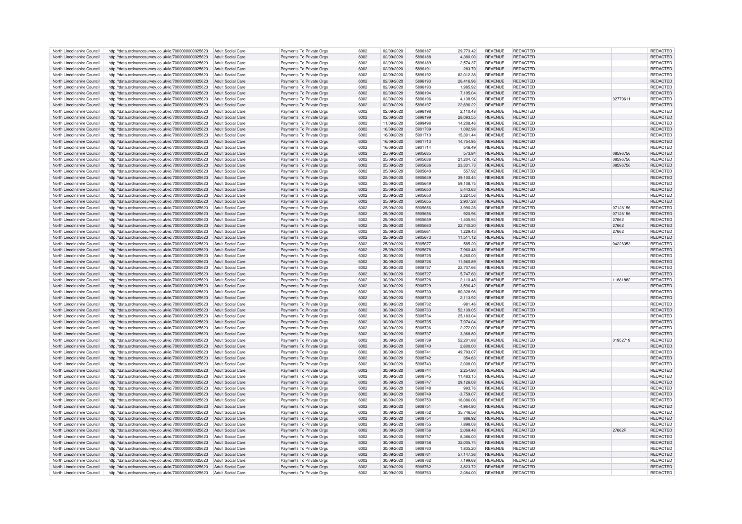| North Lincolnshire Council | http://data.ordnancesurvey.co.uk/id/7000000000025623 | Adult Social Care | Payments To Private Orgs | 6002 | 02/09/2020 | 5896187 | 29,773.42 | REVENUE | REDACTED | | REDACTED |
|---|---|---|---|---|---|---|---|---|---|---|---|
| North Lincolnshire Council | http://data.ordnancesurvey.co.uk/id/7000000000025623 | Adult Social Care | Payments To Private Orgs | 6002 | 02/09/2020 | 5896188 | 4,380.00 | REVENUE | REDACTED | | REDACTED |
| North Lincolnshire Council | http://data.ordnancesurvey.co.uk/id/7000000000025623 | Adult Social Care | Payments To Private Orgs | 6002 | 02/09/2020 | 5896189 | 2,574.37 | REVENUE | REDACTED | | REDACTED |
| North Lincolnshire Council | http://data.ordnancesurvey.co.uk/id/7000000000025623 | Adult Social Care | Payments To Private Orgs | 6002 | 02/09/2020 | 5896191 | 283.70 | REVENUE | REDACTED | | REDACTED |
| North Lincolnshire Council | http://data.ordnancesurvey.co.uk/id/7000000000025623 | Adult Social Care | Payments To Private Orgs | 6002 | 02/09/2020 | 5896192 | 82,012.38 | REVENUE | REDACTED | | REDACTED |
| North Lincolnshire Council | http://data.ordnancesurvey.co.uk/id/7000000000025623 | Adult Social Care | Payments To Private Orgs | 6002 | 02/09/2020 | 5896193 | 26,416.96 | REVENUE | REDACTED | | REDACTED |
| North Lincolnshire Council | http://data.ordnancesurvey.co.uk/id/7000000000025623 | Adult Social Care | Payments To Private Orgs | 6002 | 02/09/2020 | 5896193 | 1,985.92 | REVENUE | REDACTED | | REDACTED |
| North Lincolnshire Council | http://data.ordnancesurvey.co.uk/id/7000000000025623 | Adult Social Care | Payments To Private Orgs | 6002 | 02/09/2020 | 5896194 | 7,195.04 | REVENUE | REDACTED | | REDACTED |
| North Lincolnshire Council | http://data.ordnancesurvey.co.uk/id/7000000000025623 | Adult Social Care | Payments To Private Orgs | 6002 | 02/09/2020 | 5896196 | 4,138.96 | REVENUE | REDACTED | 02779611 | REDACTED |
| North Lincolnshire Council | http://data.ordnancesurvey.co.uk/id/7000000000025623 | Adult Social Care | Payments To Private Orgs | 6002 | 02/09/2020 | 5896197 | 22,696.22 | REVENUE | REDACTED | | REDACTED |
| North Lincolnshire Council | http://data.ordnancesurvey.co.uk/id/7000000000025623 | Adult Social Care | Payments To Private Orgs | 6002 | 02/09/2020 | 5896198 | 2,110.48 | REVENUE | REDACTED | | REDACTED |
| North Lincolnshire Council | http://data.ordnancesurvey.co.uk/id/7000000000025623 | Adult Social Care | Payments To Private Orgs | 6002 | 02/09/2020 | 5896199 | 28,093.55 | REVENUE | REDACTED | | REDACTED |
| North Lincolnshire Council | http://data.ordnancesurvey.co.uk/id/7000000000025623 | Adult Social Care | Payments To Private Orgs | 6002 | 11/09/2020 | 5899498 | 14,208.46 | REVENUE | REDACTED | | REDACTED |
| North Lincolnshire Council | http://data.ordnancesurvey.co.uk/id/7000000000025623 | Adult Social Care | Payments To Private Orgs | 6002 | 16/09/2020 | 5901709 | 1,092.98 | REVENUE | REDACTED | | REDACTED |
| North Lincolnshire Council | http://data.ordnancesurvey.co.uk/id/7000000000025623 | Adult Social Care | Payments To Private Orgs | 6002 | 16/09/2020 | 5901710 | 15,301.44 | REVENUE | REDACTED | | REDACTED |
| North Lincolnshire Council | http://data.ordnancesurvey.co.uk/id/7000000000025623 | Adult Social Care | Payments To Private Orgs | 6002 | 16/09/2020 | 5901713 | 14,754.95 | REVENUE | REDACTED | | REDACTED |
| North Lincolnshire Council | http://data.ordnancesurvey.co.uk/id/7000000000025623 | Adult Social Care | Payments To Private Orgs | 6002 | 16/09/2020 | 5901714 | 546.49 | REVENUE | REDACTED | | REDACTED |
| North Lincolnshire Council | http://data.ordnancesurvey.co.uk/id/7000000000025623 | Adult Social Care | Payments To Private Orgs | 6002 | 25/09/2020 | 5905635 | 573.84 | REVENUE | REDACTED | 08596756 | REDACTED |
| North Lincolnshire Council | http://data.ordnancesurvey.co.uk/id/7000000000025623 | Adult Social Care | Payments To Private Orgs | 6002 | 25/09/2020 | 5905636 | 21,204.72 | REVENUE | REDACTED | 08596756 | REDACTED |
| North Lincolnshire Council | http://data.ordnancesurvey.co.uk/id/7000000000025623 | Adult Social Care | Payments To Private Orgs | 6002 | 25/09/2020 | 5905636 | 23,331.73 | REVENUE | REDACTED | 08596756 | REDACTED |
| North Lincolnshire Council | http://data.ordnancesurvey.co.uk/id/7000000000025623 | Adult Social Care | Payments To Private Orgs | 6002 | 25/09/2020 | 5905640 | 557.92 | REVENUE | REDACTED | | REDACTED |
| North Lincolnshire Council | http://data.ordnancesurvey.co.uk/id/7000000000025623 | Adult Social Care | Payments To Private Orgs | 6002 | 25/09/2020 | 5905649 | 39,100.44 | REVENUE | REDACTED | | REDACTED |
| North Lincolnshire Council | http://data.ordnancesurvey.co.uk/id/7000000000025623 | Adult Social Care | Payments To Private Orgs | 6002 | 25/09/2020 | 5905649 | 59,108.75 | REVENUE | REDACTED | | REDACTED |
| North Lincolnshire Council | http://data.ordnancesurvey.co.uk/id/7000000000025623 | Adult Social Care | Payments To Private Orgs | 6002 | 25/09/2020 | 5905650 | 5,443.63 | REVENUE | REDACTED | | REDACTED |
| North Lincolnshire Council | http://data.ordnancesurvey.co.uk/id/7000000000025623 | Adult Social Care | Payments To Private Orgs | 6002 | 25/09/2020 | 5905650 | 3,224.56 | REVENUE | REDACTED | | REDACTED |
| North Lincolnshire Council | http://data.ordnancesurvey.co.uk/id/7000000000025623 | Adult Social Care | Payments To Private Orgs | 6002 | 25/09/2020 | 5905655 | 2,907.28 | REVENUE | REDACTED | | REDACTED |
| North Lincolnshire Council | http://data.ordnancesurvey.co.uk/id/7000000000025623 | Adult Social Care | Payments To Private Orgs | 6002 | 25/09/2020 | 5905656 | 3,990.28 | REVENUE | REDACTED | 07128156 | REDACTED |
| North Lincolnshire Council | http://data.ordnancesurvey.co.uk/id/7000000000025623 | Adult Social Care | Payments To Private Orgs | 6002 | 25/09/2020 | 5905656 | 920.96 | REVENUE | REDACTED | 07128156 | REDACTED |
| North Lincolnshire Council | http://data.ordnancesurvey.co.uk/id/7000000000025623 | Adult Social Care | Payments To Private Orgs | 6002 | 25/09/2020 | 5905659 | -1,405.94 | REVENUE | REDACTED | 27662 | REDACTED |
| North Lincolnshire Council | http://data.ordnancesurvey.co.uk/id/7000000000025623 | Adult Social Care | Payments To Private Orgs | 6002 | 25/09/2020 | 5905660 | 22,740.20 | REVENUE | REDACTED | 27662 | REDACTED |
| North Lincolnshire Council | http://data.ordnancesurvey.co.uk/id/7000000000025623 | Adult Social Care | Payments To Private Orgs | 6002 | 25/09/2020 | 5905661 | 1,229.43 | REVENUE | REDACTED | 27662 | REDACTED |
| North Lincolnshire Council | http://data.ordnancesurvey.co.uk/id/7000000000025623 | Adult Social Care | Payments To Private Orgs | 6002 | 25/09/2020 | 5905673 | 11,511.12 | REVENUE | REDACTED | | REDACTED |
| North Lincolnshire Council | http://data.ordnancesurvey.co.uk/id/7000000000025623 | Adult Social Care | Payments To Private Orgs | 6002 | 25/09/2020 | 5905677 | 585.20 | REVENUE | REDACTED | 04228353 | REDACTED |
| North Lincolnshire Council | http://data.ordnancesurvey.co.uk/id/7000000000025623 | Adult Social Care | Payments To Private Orgs | 6002 | 25/09/2020 | 5905678 | 7,960.48 | REVENUE | REDACTED | | REDACTED |
| North Lincolnshire Council | http://data.ordnancesurvey.co.uk/id/7000000000025623 | Adult Social Care | Payments To Private Orgs | 6002 | 30/09/2020 | 5908725 | 6,260.00 | REVENUE | REDACTED | | REDACTED |
| North Lincolnshire Council | http://data.ordnancesurvey.co.uk/id/7000000000025623 | Adult Social Care | Payments To Private Orgs | 6002 | 30/09/2020 | 5908726 | 11,560.89 | REVENUE | REDACTED | | REDACTED |
| North Lincolnshire Council | http://data.ordnancesurvey.co.uk/id/7000000000025623 | Adult Social Care | Payments To Private Orgs | 6002 | 30/09/2020 | 5908727 | 22,707.66 | REVENUE | REDACTED | | REDACTED |
| North Lincolnshire Council | http://data.ordnancesurvey.co.uk/id/7000000000025623 | Adult Social Care | Payments To Private Orgs | 6002 | 30/09/2020 | 5908727 | 5,747.60 | REVENUE | REDACTED | | REDACTED |
| North Lincolnshire Council | http://data.ordnancesurvey.co.uk/id/7000000000025623 | Adult Social Care | Payments To Private Orgs | 6002 | 30/09/2020 | 5908728 | 2,110.48 | REVENUE | REDACTED | 11881882 | REDACTED |
| North Lincolnshire Council | http://data.ordnancesurvey.co.uk/id/7000000000025623 | Adult Social Care | Payments To Private Orgs | 6002 | 30/09/2020 | 5908729 | 3,596.42 | REVENUE | REDACTED | | REDACTED |
| North Lincolnshire Council | http://data.ordnancesurvey.co.uk/id/7000000000025623 | Adult Social Care | Payments To Private Orgs | 6002 | 30/09/2020 | 5908730 | 80,328.96 | REVENUE | REDACTED | | REDACTED |
| North Lincolnshire Council | http://data.ordnancesurvey.co.uk/id/7000000000025623 | Adult Social Care | Payments To Private Orgs | 6002 | 30/09/2020 | 5908730 | 2,113.92 | REVENUE | REDACTED | | REDACTED |
| North Lincolnshire Council | http://data.ordnancesurvey.co.uk/id/7000000000025623 | Adult Social Care | Payments To Private Orgs | 6002 | 30/09/2020 | 5908732 | -981.46 | REVENUE | REDACTED | | REDACTED |
| North Lincolnshire Council | http://data.ordnancesurvey.co.uk/id/7000000000025623 | Adult Social Care | Payments To Private Orgs | 6002 | 30/09/2020 | 5908733 | 52,139.05 | REVENUE | REDACTED | | REDACTED |
| North Lincolnshire Council | http://data.ordnancesurvey.co.uk/id/7000000000025623 | Adult Social Care | Payments To Private Orgs | 6002 | 30/09/2020 | 5908734 | 25,183.04 | REVENUE | REDACTED | | REDACTED |
| North Lincolnshire Council | http://data.ordnancesurvey.co.uk/id/7000000000025623 | Adult Social Care | Payments To Private Orgs | 6002 | 30/09/2020 | 5908735 | 7,974.04 | REVENUE | REDACTED | | REDACTED |
| North Lincolnshire Council | http://data.ordnancesurvey.co.uk/id/7000000000025623 | Adult Social Care | Payments To Private Orgs | 6002 | 30/09/2020 | 5908736 | 2,272.00 | REVENUE | REDACTED | | REDACTED |
| North Lincolnshire Council | http://data.ordnancesurvey.co.uk/id/7000000000025623 | Adult Social Care | Payments To Private Orgs | 6002 | 30/09/2020 | 5908737 | 3,368.80 | REVENUE | REDACTED | | REDACTED |
| North Lincolnshire Council | http://data.ordnancesurvey.co.uk/id/7000000000025623 | Adult Social Care | Payments To Private Orgs | 6002 | 30/09/2020 | 5908739 | 52,201.88 | REVENUE | REDACTED | 01952719 | REDACTED |
| North Lincolnshire Council | http://data.ordnancesurvey.co.uk/id/7000000000025623 | Adult Social Care | Payments To Private Orgs | 6002 | 30/09/2020 | 5908740 | 2,600.00 | REVENUE | REDACTED | | REDACTED |
| North Lincolnshire Council | http://data.ordnancesurvey.co.uk/id/7000000000025623 | Adult Social Care | Payments To Private Orgs | 6002 | 30/09/2020 | 5908741 | 49,793.07 | REVENUE | REDACTED | | REDACTED |
| North Lincolnshire Council | http://data.ordnancesurvey.co.uk/id/7000000000025623 | Adult Social Care | Payments To Private Orgs | 6002 | 30/09/2020 | 5908742 | 354.63 | REVENUE | REDACTED | | REDACTED |
| North Lincolnshire Council | http://data.ordnancesurvey.co.uk/id/7000000000025623 | Adult Social Care | Payments To Private Orgs | 6002 | 30/09/2020 | 5908743 | 2,008.00 | REVENUE | REDACTED | | REDACTED |
| North Lincolnshire Council | http://data.ordnancesurvey.co.uk/id/7000000000025623 | Adult Social Care | Payments To Private Orgs | 6002 | 30/09/2020 | 5908744 | 2,254.80 | REVENUE | REDACTED | | REDACTED |
| North Lincolnshire Council | http://data.ordnancesurvey.co.uk/id/7000000000025623 | Adult Social Care | Payments To Private Orgs | 6002 | 30/09/2020 | 5908745 | 11,483.15 | REVENUE | REDACTED | | REDACTED |
| North Lincolnshire Council | http://data.ordnancesurvey.co.uk/id/7000000000025623 | Adult Social Care | Payments To Private Orgs | 6002 | 30/09/2020 | 5908747 | 29,126.08 | REVENUE | REDACTED | | REDACTED |
| North Lincolnshire Council | http://data.ordnancesurvey.co.uk/id/7000000000025623 | Adult Social Care | Payments To Private Orgs | 6002 | 30/09/2020 | 5908748 | 993.76 | REVENUE | REDACTED | | REDACTED |
| North Lincolnshire Council | http://data.ordnancesurvey.co.uk/id/7000000000025623 | Adult Social Care | Payments To Private Orgs | 6002 | 30/09/2020 | 5908749 | -3,759.07 | REVENUE | REDACTED | | REDACTED |
| North Lincolnshire Council | http://data.ordnancesurvey.co.uk/id/7000000000025623 | Adult Social Care | Payments To Private Orgs | 6002 | 30/09/2020 | 5908750 | 18,086.06 | REVENUE | REDACTED | | REDACTED |
| North Lincolnshire Council | http://data.ordnancesurvey.co.uk/id/7000000000025623 | Adult Social Care | Payments To Private Orgs | 6002 | 30/09/2020 | 5908751 | -4,964.80 | REVENUE | REDACTED | | REDACTED |
| North Lincolnshire Council | http://data.ordnancesurvey.co.uk/id/7000000000025623 | Adult Social Care | Payments To Private Orgs | 6002 | 30/09/2020 | 5908752 | 35,746.56 | REVENUE | REDACTED | | REDACTED |
| North Lincolnshire Council | http://data.ordnancesurvey.co.uk/id/7000000000025623 | Adult Social Care | Payments To Private Orgs | 6002 | 30/09/2020 | 5908754 | 886.92 | REVENUE | REDACTED | | REDACTED |
| North Lincolnshire Council | http://data.ordnancesurvey.co.uk/id/7000000000025623 | Adult Social Care | Payments To Private Orgs | 6002 | 30/09/2020 | 5908755 | 7,898.08 | REVENUE | REDACTED | | REDACTED |
| North Lincolnshire Council | http://data.ordnancesurvey.co.uk/id/7000000000025623 | Adult Social Care | Payments To Private Orgs | 6002 | 30/09/2020 | 5908756 | 2,069.48 | REVENUE | REDACTED | 27662R | REDACTED |
| North Lincolnshire Council | http://data.ordnancesurvey.co.uk/id/7000000000025623 | Adult Social Care | Payments To Private Orgs | 6002 | 30/09/2020 | 5908757 | 8,386.00 | REVENUE | REDACTED | | REDACTED |
| North Lincolnshire Council | http://data.ordnancesurvey.co.uk/id/7000000000025623 | Adult Social Care | Payments To Private Orgs | 6002 | 30/09/2020 | 5908758 | 32,005.74 | REVENUE | REDACTED | | REDACTED |
| North Lincolnshire Council | http://data.ordnancesurvey.co.uk/id/7000000000025623 | Adult Social Care | Payments To Private Orgs | 6002 | 30/09/2020 | 5908760 | 1,835.20 | REVENUE | REDACTED | | REDACTED |
| North Lincolnshire Council | http://data.ordnancesurvey.co.uk/id/7000000000025623 | Adult Social Care | Payments To Private Orgs | 6002 | 30/09/2020 | 5908761 | 57,147.36 | REVENUE | REDACTED | | REDACTED |
| North Lincolnshire Council | http://data.ordnancesurvey.co.uk/id/7000000000025623 | Adult Social Care | Payments To Private Orgs | 6002 | 30/09/2020 | 5908762 | 7,199.68 | REVENUE | REDACTED | | REDACTED |
| North Lincolnshire Council | http://data.ordnancesurvey.co.uk/id/7000000000025623 | Adult Social Care | Payments To Private Orgs | 6002 | 30/09/2020 | 5908762 | 3,823.72 | REVENUE | REDACTED | | REDACTED |
| North Lincolnshire Council | http://data.ordnancesurvey.co.uk/id/7000000000025623 | Adult Social Care | Payments To Private Orgs | 6002 | 30/09/2020 | 5908763 | 2,084.00 | REVENUE | REDACTED | | REDACTED |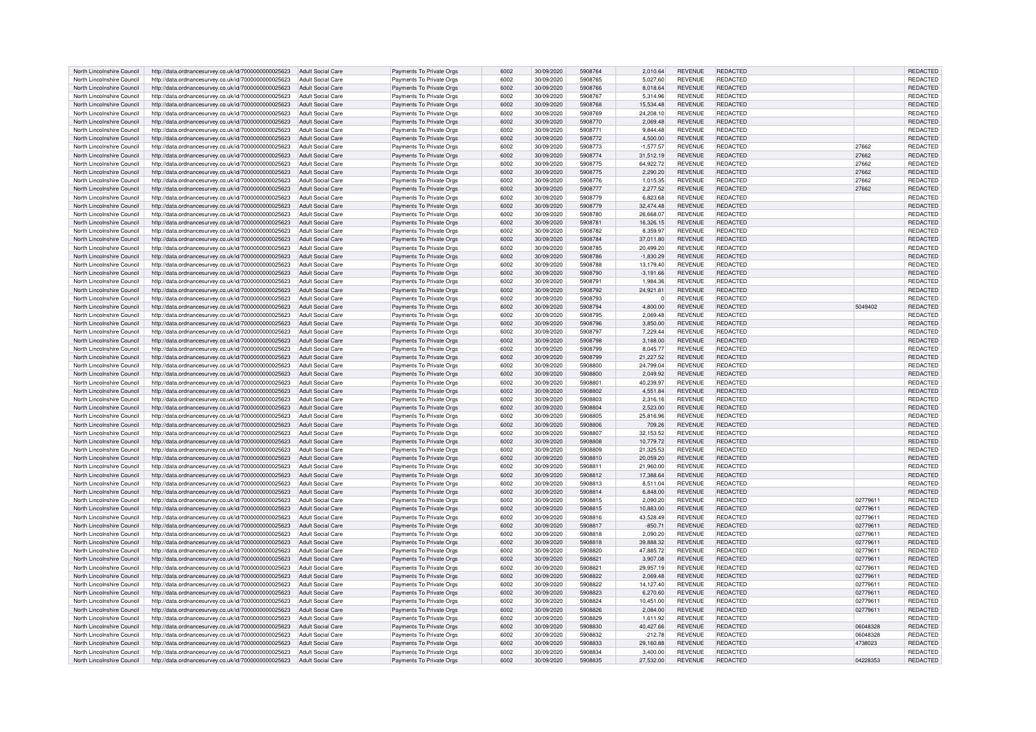| | | | | | | | | | | | | |
|---|---|---|---|---|---|---|---|---|---|---|---|---|
| North Lincolnshire Council | http://data.ordnancesurvey.co.uk/id/7000000000025623 | Adult Social Care | Payments To Private Orgs | 6002 | 30/09/2020 | 5908764 | 2,010.64 | REVENUE | REDACTED | | | REDACTED |
| North Lincolnshire Council | http://data.ordnancesurvey.co.uk/id/7000000000025623 | Adult Social Care | Payments To Private Orgs | 6002 | 30/09/2020 | 5908765 | 5,027.60 | REVENUE | REDACTED | | | REDACTED |
| North Lincolnshire Council | http://data.ordnancesurvey.co.uk/id/7000000000025623 | Adult Social Care | Payments To Private Orgs | 6002 | 30/09/2020 | 5908766 | 8,018.64 | REVENUE | REDACTED | | | REDACTED |
| North Lincolnshire Council | http://data.ordnancesurvey.co.uk/id/7000000000025623 | Adult Social Care | Payments To Private Orgs | 6002 | 30/09/2020 | 5908767 | 5,314.96 | REVENUE | REDACTED | | | REDACTED |
| North Lincolnshire Council | http://data.ordnancesurvey.co.uk/id/7000000000025623 | Adult Social Care | Payments To Private Orgs | 6002 | 30/09/2020 | 5908768 | 15,534.48 | REVENUE | REDACTED | | | REDACTED |
| North Lincolnshire Council | http://data.ordnancesurvey.co.uk/id/7000000000025623 | Adult Social Care | Payments To Private Orgs | 6002 | 30/09/2020 | 5908769 | 24,208.10 | REVENUE | REDACTED | | | REDACTED |
| North Lincolnshire Council | http://data.ordnancesurvey.co.uk/id/7000000000025623 | Adult Social Care | Payments To Private Orgs | 6002 | 30/09/2020 | 5908770 | 2,069.48 | REVENUE | REDACTED | | | REDACTED |
| North Lincolnshire Council | http://data.ordnancesurvey.co.uk/id/7000000000025623 | Adult Social Care | Payments To Private Orgs | 6002 | 30/09/2020 | 5908771 | 9,844.48 | REVENUE | REDACTED | | | REDACTED |
| North Lincolnshire Council | http://data.ordnancesurvey.co.uk/id/7000000000025623 | Adult Social Care | Payments To Private Orgs | 6002 | 30/09/2020 | 5908772 | 4,500.00 | REVENUE | REDACTED | | | REDACTED |
| North Lincolnshire Council | http://data.ordnancesurvey.co.uk/id/7000000000025623 | Adult Social Care | Payments To Private Orgs | 6002 | 30/09/2020 | 5908773 | -1,577.57 | REVENUE | REDACTED | | 27662 | REDACTED |
| North Lincolnshire Council | http://data.ordnancesurvey.co.uk/id/7000000000025623 | Adult Social Care | Payments To Private Orgs | 6002 | 30/09/2020 | 5908774 | 31,512.19 | REVENUE | REDACTED | | 27662 | REDACTED |
| North Lincolnshire Council | http://data.ordnancesurvey.co.uk/id/7000000000025623 | Adult Social Care | Payments To Private Orgs | 6002 | 30/09/2020 | 5908775 | 64,922.72 | REVENUE | REDACTED | | 27662 | REDACTED |
| North Lincolnshire Council | http://data.ordnancesurvey.co.uk/id/7000000000025623 | Adult Social Care | Payments To Private Orgs | 6002 | 30/09/2020 | 5908775 | 2,290.20 | REVENUE | REDACTED | | 27662 | REDACTED |
| North Lincolnshire Council | http://data.ordnancesurvey.co.uk/id/7000000000025623 | Adult Social Care | Payments To Private Orgs | 6002 | 30/09/2020 | 5908776 | 1,015.35 | REVENUE | REDACTED | | 27662 | REDACTED |
| North Lincolnshire Council | http://data.ordnancesurvey.co.uk/id/7000000000025623 | Adult Social Care | Payments To Private Orgs | 6002 | 30/09/2020 | 5908777 | 2,277.52 | REVENUE | REDACTED | | 27662 | REDACTED |
| North Lincolnshire Council | http://data.ordnancesurvey.co.uk/id/7000000000025623 | Adult Social Care | Payments To Private Orgs | 6002 | 30/09/2020 | 5908779 | 6,823.68 | REVENUE | REDACTED | | | REDACTED |
| North Lincolnshire Council | http://data.ordnancesurvey.co.uk/id/7000000000025623 | Adult Social Care | Payments To Private Orgs | 6002 | 30/09/2020 | 5908779 | 32,474.48 | REVENUE | REDACTED | | | REDACTED |
| North Lincolnshire Council | http://data.ordnancesurvey.co.uk/id/7000000000025623 | Adult Social Care | Payments To Private Orgs | 6002 | 30/09/2020 | 5908780 | 26,668.07 | REVENUE | REDACTED | | | REDACTED |
| North Lincolnshire Council | http://data.ordnancesurvey.co.uk/id/7000000000025623 | Adult Social Care | Payments To Private Orgs | 6002 | 30/09/2020 | 5908781 | 16,326.15 | REVENUE | REDACTED | | | REDACTED |
| North Lincolnshire Council | http://data.ordnancesurvey.co.uk/id/7000000000025623 | Adult Social Care | Payments To Private Orgs | 6002 | 30/09/2020 | 5908782 | 8,359.97 | REVENUE | REDACTED | | | REDACTED |
| North Lincolnshire Council | http://data.ordnancesurvey.co.uk/id/7000000000025623 | Adult Social Care | Payments To Private Orgs | 6002 | 30/09/2020 | 5908784 | 37,011.80 | REVENUE | REDACTED | | | REDACTED |
| North Lincolnshire Council | http://data.ordnancesurvey.co.uk/id/7000000000025623 | Adult Social Care | Payments To Private Orgs | 6002 | 30/09/2020 | 5908785 | 20,499.20 | REVENUE | REDACTED | | | REDACTED |
| North Lincolnshire Council | http://data.ordnancesurvey.co.uk/id/7000000000025623 | Adult Social Care | Payments To Private Orgs | 6002 | 30/09/2020 | 5908786 | -1,830.29 | REVENUE | REDACTED | | | REDACTED |
| North Lincolnshire Council | http://data.ordnancesurvey.co.uk/id/7000000000025623 | Adult Social Care | Payments To Private Orgs | 6002 | 30/09/2020 | 5908788 | 13,179.40 | REVENUE | REDACTED | | | REDACTED |
| North Lincolnshire Council | http://data.ordnancesurvey.co.uk/id/7000000000025623 | Adult Social Care | Payments To Private Orgs | 6002 | 30/09/2020 | 5908790 | -3,191.66 | REVENUE | REDACTED | | | REDACTED |
| North Lincolnshire Council | http://data.ordnancesurvey.co.uk/id/7000000000025623 | Adult Social Care | Payments To Private Orgs | 6002 | 30/09/2020 | 5908791 | 1,984.36 | REVENUE | REDACTED | | | REDACTED |
| North Lincolnshire Council | http://data.ordnancesurvey.co.uk/id/7000000000025623 | Adult Social Care | Payments To Private Orgs | 6002 | 30/09/2020 | 5908792 | 24,921.81 | REVENUE | REDACTED | | | REDACTED |
| North Lincolnshire Council | http://data.ordnancesurvey.co.uk/id/7000000000025623 | Adult Social Care | Payments To Private Orgs | 6002 | 30/09/2020 | 5908793 | 0 | REVENUE | REDACTED | | | REDACTED |
| North Lincolnshire Council | http://data.ordnancesurvey.co.uk/id/7000000000025623 | Adult Social Care | Payments To Private Orgs | 6002 | 30/09/2020 | 5908794 | 4,800.00 | REVENUE | REDACTED | | 5049402 | REDACTED |
| North Lincolnshire Council | http://data.ordnancesurvey.co.uk/id/7000000000025623 | Adult Social Care | Payments To Private Orgs | 6002 | 30/09/2020 | 5908795 | 2,069.48 | REVENUE | REDACTED | | | REDACTED |
| North Lincolnshire Council | http://data.ordnancesurvey.co.uk/id/7000000000025623 | Adult Social Care | Payments To Private Orgs | 6002 | 30/09/2020 | 5908796 | 3,850.00 | REVENUE | REDACTED | | | REDACTED |
| North Lincolnshire Council | http://data.ordnancesurvey.co.uk/id/7000000000025623 | Adult Social Care | Payments To Private Orgs | 6002 | 30/09/2020 | 5908797 | 7,229.44 | REVENUE | REDACTED | | | REDACTED |
| North Lincolnshire Council | http://data.ordnancesurvey.co.uk/id/7000000000025623 | Adult Social Care | Payments To Private Orgs | 6002 | 30/09/2020 | 5908798 | 3,188.00 | REVENUE | REDACTED | | | REDACTED |
| North Lincolnshire Council | http://data.ordnancesurvey.co.uk/id/7000000000025623 | Adult Social Care | Payments To Private Orgs | 6002 | 30/09/2020 | 5908799 | 8,045.77 | REVENUE | REDACTED | | | REDACTED |
| North Lincolnshire Council | http://data.ordnancesurvey.co.uk/id/7000000000025623 | Adult Social Care | Payments To Private Orgs | 6002 | 30/09/2020 | 5908799 | 21,227.52 | REVENUE | REDACTED | | | REDACTED |
| North Lincolnshire Council | http://data.ordnancesurvey.co.uk/id/7000000000025623 | Adult Social Care | Payments To Private Orgs | 6002 | 30/09/2020 | 5908800 | 24,799.04 | REVENUE | REDACTED | | | REDACTED |
| North Lincolnshire Council | http://data.ordnancesurvey.co.uk/id/7000000000025623 | Adult Social Care | Payments To Private Orgs | 6002 | 30/09/2020 | 5908800 | 2,049.92 | REVENUE | REDACTED | | | REDACTED |
| North Lincolnshire Council | http://data.ordnancesurvey.co.uk/id/7000000000025623 | Adult Social Care | Payments To Private Orgs | 6002 | 30/09/2020 | 5908801 | 40,239.97 | REVENUE | REDACTED | | | REDACTED |
| North Lincolnshire Council | http://data.ordnancesurvey.co.uk/id/7000000000025623 | Adult Social Care | Payments To Private Orgs | 6002 | 30/09/2020 | 5908802 | 4,551.84 | REVENUE | REDACTED | | | REDACTED |
| North Lincolnshire Council | http://data.ordnancesurvey.co.uk/id/7000000000025623 | Adult Social Care | Payments To Private Orgs | 6002 | 30/09/2020 | 5908803 | 2,316.16 | REVENUE | REDACTED | | | REDACTED |
| North Lincolnshire Council | http://data.ordnancesurvey.co.uk/id/7000000000025623 | Adult Social Care | Payments To Private Orgs | 6002 | 30/09/2020 | 5908804 | 2,523.00 | REVENUE | REDACTED | | | REDACTED |
| North Lincolnshire Council | http://data.ordnancesurvey.co.uk/id/7000000000025623 | Adult Social Care | Payments To Private Orgs | 6002 | 30/09/2020 | 5908805 | 25,816.96 | REVENUE | REDACTED | | | REDACTED |
| North Lincolnshire Council | http://data.ordnancesurvey.co.uk/id/7000000000025623 | Adult Social Care | Payments To Private Orgs | 6002 | 30/09/2020 | 5908806 | 709.26 | REVENUE | REDACTED | | | REDACTED |
| North Lincolnshire Council | http://data.ordnancesurvey.co.uk/id/7000000000025623 | Adult Social Care | Payments To Private Orgs | 6002 | 30/09/2020 | 5908807 | 32,153.52 | REVENUE | REDACTED | | | REDACTED |
| North Lincolnshire Council | http://data.ordnancesurvey.co.uk/id/7000000000025623 | Adult Social Care | Payments To Private Orgs | 6002 | 30/09/2020 | 5908808 | 10,779.72 | REVENUE | REDACTED | | | REDACTED |
| North Lincolnshire Council | http://data.ordnancesurvey.co.uk/id/7000000000025623 | Adult Social Care | Payments To Private Orgs | 6002 | 30/09/2020 | 5908809 | 21,325.53 | REVENUE | REDACTED | | | REDACTED |
| North Lincolnshire Council | http://data.ordnancesurvey.co.uk/id/7000000000025623 | Adult Social Care | Payments To Private Orgs | 6002 | 30/09/2020 | 5908810 | 20,059.20 | REVENUE | REDACTED | | | REDACTED |
| North Lincolnshire Council | http://data.ordnancesurvey.co.uk/id/7000000000025623 | Adult Social Care | Payments To Private Orgs | 6002 | 30/09/2020 | 5908811 | 21,960.00 | REVENUE | REDACTED | | | REDACTED |
| North Lincolnshire Council | http://data.ordnancesurvey.co.uk/id/7000000000025623 | Adult Social Care | Payments To Private Orgs | 6002 | 30/09/2020 | 5908812 | 17,388.64 | REVENUE | REDACTED | | | REDACTED |
| North Lincolnshire Council | http://data.ordnancesurvey.co.uk/id/7000000000025623 | Adult Social Care | Payments To Private Orgs | 6002 | 30/09/2020 | 5908813 | 8,511.04 | REVENUE | REDACTED | | | REDACTED |
| North Lincolnshire Council | http://data.ordnancesurvey.co.uk/id/7000000000025623 | Adult Social Care | Payments To Private Orgs | 6002 | 30/09/2020 | 5908814 | 6,848.00 | REVENUE | REDACTED | | | REDACTED |
| North Lincolnshire Council | http://data.ordnancesurvey.co.uk/id/7000000000025623 | Adult Social Care | Payments To Private Orgs | 6002 | 30/09/2020 | 5908815 | 2,090.20 | REVENUE | REDACTED | | 02779611 | REDACTED |
| North Lincolnshire Council | http://data.ordnancesurvey.co.uk/id/7000000000025623 | Adult Social Care | Payments To Private Orgs | 6002 | 30/09/2020 | 5908815 | 10,883.00 | REVENUE | REDACTED | | 02779611 | REDACTED |
| North Lincolnshire Council | http://data.ordnancesurvey.co.uk/id/7000000000025623 | Adult Social Care | Payments To Private Orgs | 6002 | 30/09/2020 | 5908816 | 43,528.49 | REVENUE | REDACTED | | 02779611 | REDACTED |
| North Lincolnshire Council | http://data.ordnancesurvey.co.uk/id/7000000000025623 | Adult Social Care | Payments To Private Orgs | 6002 | 30/09/2020 | 5908817 | -850.71 | REVENUE | REDACTED | | 02779611 | REDACTED |
| North Lincolnshire Council | http://data.ordnancesurvey.co.uk/id/7000000000025623 | Adult Social Care | Payments To Private Orgs | 6002 | 30/09/2020 | 5908818 | 2,090.20 | REVENUE | REDACTED | | 02779611 | REDACTED |
| North Lincolnshire Council | http://data.ordnancesurvey.co.uk/id/7000000000025623 | Adult Social Care | Payments To Private Orgs | 6002 | 30/09/2020 | 5908818 | 39,888.32 | REVENUE | REDACTED | | 02779611 | REDACTED |
| North Lincolnshire Council | http://data.ordnancesurvey.co.uk/id/7000000000025623 | Adult Social Care | Payments To Private Orgs | 6002 | 30/09/2020 | 5908820 | 47,885.72 | REVENUE | REDACTED | | 02779611 | REDACTED |
| North Lincolnshire Council | http://data.ordnancesurvey.co.uk/id/7000000000025623 | Adult Social Care | Payments To Private Orgs | 6002 | 30/09/2020 | 5908821 | 3,907.08 | REVENUE | REDACTED | | 02779611 | REDACTED |
| North Lincolnshire Council | http://data.ordnancesurvey.co.uk/id/7000000000025623 | Adult Social Care | Payments To Private Orgs | 6002 | 30/09/2020 | 5908821 | 29,957.19 | REVENUE | REDACTED | | 02779611 | REDACTED |
| North Lincolnshire Council | http://data.ordnancesurvey.co.uk/id/7000000000025623 | Adult Social Care | Payments To Private Orgs | 6002 | 30/09/2020 | 5908822 | 2,069.48 | REVENUE | REDACTED | | 02779611 | REDACTED |
| North Lincolnshire Council | http://data.ordnancesurvey.co.uk/id/7000000000025623 | Adult Social Care | Payments To Private Orgs | 6002 | 30/09/2020 | 5908822 | 14,127.40 | REVENUE | REDACTED | | 02779611 | REDACTED |
| North Lincolnshire Council | http://data.ordnancesurvey.co.uk/id/7000000000025623 | Adult Social Care | Payments To Private Orgs | 6002 | 30/09/2020 | 5908823 | 6,270.60 | REVENUE | REDACTED | | 02779611 | REDACTED |
| North Lincolnshire Council | http://data.ordnancesurvey.co.uk/id/7000000000025623 | Adult Social Care | Payments To Private Orgs | 6002 | 30/09/2020 | 5908824 | 10,451.00 | REVENUE | REDACTED | | 02779611 | REDACTED |
| North Lincolnshire Council | http://data.ordnancesurvey.co.uk/id/7000000000025623 | Adult Social Care | Payments To Private Orgs | 6002 | 30/09/2020 | 5908826 | 2,084.00 | REVENUE | REDACTED | | 02779611 | REDACTED |
| North Lincolnshire Council | http://data.ordnancesurvey.co.uk/id/7000000000025623 | Adult Social Care | Payments To Private Orgs | 6002 | 30/09/2020 | 5908829 | 1,611.92 | REVENUE | REDACTED | | | REDACTED |
| North Lincolnshire Council | http://data.ordnancesurvey.co.uk/id/7000000000025623 | Adult Social Care | Payments To Private Orgs | 6002 | 30/09/2020 | 5908830 | 40,427.66 | REVENUE | REDACTED | | 06048328 | REDACTED |
| North Lincolnshire Council | http://data.ordnancesurvey.co.uk/id/7000000000025623 | Adult Social Care | Payments To Private Orgs | 6002 | 30/09/2020 | 5908832 | -212.78 | REVENUE | REDACTED | | 06048328 | REDACTED |
| North Lincolnshire Council | http://data.ordnancesurvey.co.uk/id/7000000000025623 | Adult Social Care | Payments To Private Orgs | 6002 | 30/09/2020 | 5908833 | 29,160.88 | REVENUE | REDACTED | | 4738023 | REDACTED |
| North Lincolnshire Council | http://data.ordnancesurvey.co.uk/id/7000000000025623 | Adult Social Care | Payments To Private Orgs | 6002 | 30/09/2020 | 5908834 | 3,400.00 | REVENUE | REDACTED | | | REDACTED |
| North Lincolnshire Council | http://data.ordnancesurvey.co.uk/id/7000000000025623 | Adult Social Care | Payments To Private Orgs | 6002 | 30/09/2020 | 5908835 | 27,532.00 | REVENUE | REDACTED | | 04228353 | REDACTED |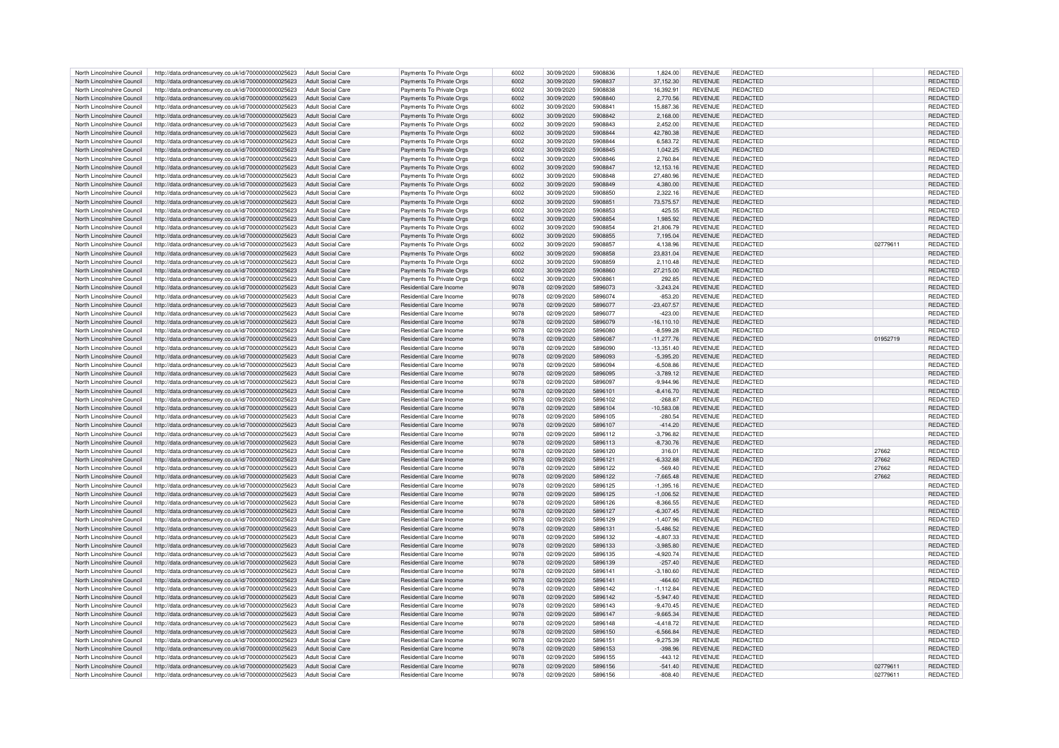| North Lincolnshire Council | http://data.ordnancesurvey.co.uk/id/7000000000025623 | Adult Social Care | Payments To Private Orgs | 6002 | 30/09/2020 | 5908836 | 1,824.00 | REVENUE | REDACTED | | REDACTED |
|---|---|---|---|---|---|---|---|---|---|---|---|
| North Lincolnshire Council | http://data.ordnancesurvey.co.uk/id/7000000000025623 | Adult Social Care | Payments To Private Orgs | 6002 | 30/09/2020 | 5908837 | 37,152.30 | REVENUE | REDACTED | | REDACTED |
| North Lincolnshire Council | http://data.ordnancesurvey.co.uk/id/7000000000025623 | Adult Social Care | Payments To Private Orgs | 6002 | 30/09/2020 | 5908838 | 16,392.91 | REVENUE | REDACTED | | REDACTED |
| North Lincolnshire Council | http://data.ordnancesurvey.co.uk/id/7000000000025623 | Adult Social Care | Payments To Private Orgs | 6002 | 30/09/2020 | 5908840 | 2,770.56 | REVENUE | REDACTED | | REDACTED |
| North Lincolnshire Council | http://data.ordnancesurvey.co.uk/id/7000000000025623 | Adult Social Care | Payments To Private Orgs | 6002 | 30/09/2020 | 5908841 | 15,887.36 | REVENUE | REDACTED | | REDACTED |
| North Lincolnshire Council | http://data.ordnancesurvey.co.uk/id/7000000000025623 | Adult Social Care | Payments To Private Orgs | 6002 | 30/09/2020 | 5908842 | 2,168.00 | REVENUE | REDACTED | | REDACTED |
| North Lincolnshire Council | http://data.ordnancesurvey.co.uk/id/7000000000025623 | Adult Social Care | Payments To Private Orgs | 6002 | 30/09/2020 | 5908843 | 2,452.00 | REVENUE | REDACTED | | REDACTED |
| North Lincolnshire Council | http://data.ordnancesurvey.co.uk/id/7000000000025623 | Adult Social Care | Payments To Private Orgs | 6002 | 30/09/2020 | 5908844 | 42,780.38 | REVENUE | REDACTED | | REDACTED |
| North Lincolnshire Council | http://data.ordnancesurvey.co.uk/id/7000000000025623 | Adult Social Care | Payments To Private Orgs | 6002 | 30/09/2020 | 5908844 | 6,583.72 | REVENUE | REDACTED | | REDACTED |
| North Lincolnshire Council | http://data.ordnancesurvey.co.uk/id/7000000000025623 | Adult Social Care | Payments To Private Orgs | 6002 | 30/09/2020 | 5908845 | 1,042.25 | REVENUE | REDACTED | | REDACTED |
| North Lincolnshire Council | http://data.ordnancesurvey.co.uk/id/7000000000025623 | Adult Social Care | Payments To Private Orgs | 6002 | 30/09/2020 | 5908846 | 2,760.84 | REVENUE | REDACTED | | REDACTED |
| North Lincolnshire Council | http://data.ordnancesurvey.co.uk/id/7000000000025623 | Adult Social Care | Payments To Private Orgs | 6002 | 30/09/2020 | 5908847 | 12,153.16 | REVENUE | REDACTED | | REDACTED |
| North Lincolnshire Council | http://data.ordnancesurvey.co.uk/id/7000000000025623 | Adult Social Care | Payments To Private Orgs | 6002 | 30/09/2020 | 5908848 | 27,480.96 | REVENUE | REDACTED | | REDACTED |
| North Lincolnshire Council | http://data.ordnancesurvey.co.uk/id/7000000000025623 | Adult Social Care | Payments To Private Orgs | 6002 | 30/09/2020 | 5908849 | 4,380.00 | REVENUE | REDACTED | | REDACTED |
| North Lincolnshire Council | http://data.ordnancesurvey.co.uk/id/7000000000025623 | Adult Social Care | Payments To Private Orgs | 6002 | 30/09/2020 | 5908850 | 2,322.16 | REVENUE | REDACTED | | REDACTED |
| North Lincolnshire Council | http://data.ordnancesurvey.co.uk/id/7000000000025623 | Adult Social Care | Payments To Private Orgs | 6002 | 30/09/2020 | 5908851 | 73,575.57 | REVENUE | REDACTED | | REDACTED |
| North Lincolnshire Council | http://data.ordnancesurvey.co.uk/id/7000000000025623 | Adult Social Care | Payments To Private Orgs | 6002 | 30/09/2020 | 5908853 | 425.55 | REVENUE | REDACTED | | REDACTED |
| North Lincolnshire Council | http://data.ordnancesurvey.co.uk/id/7000000000025623 | Adult Social Care | Payments To Private Orgs | 6002 | 30/09/2020 | 5908854 | 1,985.92 | REVENUE | REDACTED | | REDACTED |
| North Lincolnshire Council | http://data.ordnancesurvey.co.uk/id/7000000000025623 | Adult Social Care | Payments To Private Orgs | 6002 | 30/09/2020 | 5908854 | 21,806.79 | REVENUE | REDACTED | | REDACTED |
| North Lincolnshire Council | http://data.ordnancesurvey.co.uk/id/7000000000025623 | Adult Social Care | Payments To Private Orgs | 6002 | 30/09/2020 | 5908855 | 7,195.04 | REVENUE | REDACTED | | REDACTED |
| North Lincolnshire Council | http://data.ordnancesurvey.co.uk/id/7000000000025623 | Adult Social Care | Payments To Private Orgs | 6002 | 30/09/2020 | 5908857 | 4,138.96 | REVENUE | REDACTED | 02779611 | REDACTED |
| North Lincolnshire Council | http://data.ordnancesurvey.co.uk/id/7000000000025623 | Adult Social Care | Payments To Private Orgs | 6002 | 30/09/2020 | 5908858 | 23,831.04 | REVENUE | REDACTED | | REDACTED |
| North Lincolnshire Council | http://data.ordnancesurvey.co.uk/id/7000000000025623 | Adult Social Care | Payments To Private Orgs | 6002 | 30/09/2020 | 5908859 | 2,110.48 | REVENUE | REDACTED | | REDACTED |
| North Lincolnshire Council | http://data.ordnancesurvey.co.uk/id/7000000000025623 | Adult Social Care | Payments To Private Orgs | 6002 | 30/09/2020 | 5908860 | 27,215.00 | REVENUE | REDACTED | | REDACTED |
| North Lincolnshire Council | http://data.ordnancesurvey.co.uk/id/7000000000025623 | Adult Social Care | Payments To Private Orgs | 6002 | 30/09/2020 | 5908861 | 292.85 | REVENUE | REDACTED | | REDACTED |
| North Lincolnshire Council | http://data.ordnancesurvey.co.uk/id/7000000000025623 | Adult Social Care | Residential Care Income | 9078 | 02/09/2020 | 5896073 | -3,243.24 | REVENUE | REDACTED | | REDACTED |
| North Lincolnshire Council | http://data.ordnancesurvey.co.uk/id/7000000000025623 | Adult Social Care | Residential Care Income | 9078 | 02/09/2020 | 5896074 | -853.20 | REVENUE | REDACTED | | REDACTED |
| North Lincolnshire Council | http://data.ordnancesurvey.co.uk/id/7000000000025623 | Adult Social Care | Residential Care Income | 9078 | 02/09/2020 | 5896077 | -23,407.57 | REVENUE | REDACTED | | REDACTED |
| North Lincolnshire Council | http://data.ordnancesurvey.co.uk/id/7000000000025623 | Adult Social Care | Residential Care Income | 9078 | 02/09/2020 | 5896077 | -423.00 | REVENUE | REDACTED | | REDACTED |
| North Lincolnshire Council | http://data.ordnancesurvey.co.uk/id/7000000000025623 | Adult Social Care | Residential Care Income | 9078 | 02/09/2020 | 5896079 | -16,110.10 | REVENUE | REDACTED | | REDACTED |
| North Lincolnshire Council | http://data.ordnancesurvey.co.uk/id/7000000000025623 | Adult Social Care | Residential Care Income | 9078 | 02/09/2020 | 5896080 | -8,599.28 | REVENUE | REDACTED | | REDACTED |
| North Lincolnshire Council | http://data.ordnancesurvey.co.uk/id/7000000000025623 | Adult Social Care | Residential Care Income | 9078 | 02/09/2020 | 5896087 | -11,277.76 | REVENUE | REDACTED | 01952719 | REDACTED |
| North Lincolnshire Council | http://data.ordnancesurvey.co.uk/id/7000000000025623 | Adult Social Care | Residential Care Income | 9078 | 02/09/2020 | 5896090 | -13,351.40 | REVENUE | REDACTED | | REDACTED |
| North Lincolnshire Council | http://data.ordnancesurvey.co.uk/id/7000000000025623 | Adult Social Care | Residential Care Income | 9078 | 02/09/2020 | 5896093 | -5,395.20 | REVENUE | REDACTED | | REDACTED |
| North Lincolnshire Council | http://data.ordnancesurvey.co.uk/id/7000000000025623 | Adult Social Care | Residential Care Income | 9078 | 02/09/2020 | 5896094 | -6,508.86 | REVENUE | REDACTED | | REDACTED |
| North Lincolnshire Council | http://data.ordnancesurvey.co.uk/id/7000000000025623 | Adult Social Care | Residential Care Income | 9078 | 02/09/2020 | 5896095 | -3,789.12 | REVENUE | REDACTED | | REDACTED |
| North Lincolnshire Council | http://data.ordnancesurvey.co.uk/id/7000000000025623 | Adult Social Care | Residential Care Income | 9078 | 02/09/2020 | 5896097 | -9,944.96 | REVENUE | REDACTED | | REDACTED |
| North Lincolnshire Council | http://data.ordnancesurvey.co.uk/id/7000000000025623 | Adult Social Care | Residential Care Income | 9078 | 02/09/2020 | 5896101 | -8,416.70 | REVENUE | REDACTED | | REDACTED |
| North Lincolnshire Council | http://data.ordnancesurvey.co.uk/id/7000000000025623 | Adult Social Care | Residential Care Income | 9078 | 02/09/2020 | 5896102 | -268.87 | REVENUE | REDACTED | | REDACTED |
| North Lincolnshire Council | http://data.ordnancesurvey.co.uk/id/7000000000025623 | Adult Social Care | Residential Care Income | 9078 | 02/09/2020 | 5896104 | -10,583.08 | REVENUE | REDACTED | | REDACTED |
| North Lincolnshire Council | http://data.ordnancesurvey.co.uk/id/7000000000025623 | Adult Social Care | Residential Care Income | 9078 | 02/09/2020 | 5896105 | -280.54 | REVENUE | REDACTED | | REDACTED |
| North Lincolnshire Council | http://data.ordnancesurvey.co.uk/id/7000000000025623 | Adult Social Care | Residential Care Income | 9078 | 02/09/2020 | 5896107 | -414.20 | REVENUE | REDACTED | | REDACTED |
| North Lincolnshire Council | http://data.ordnancesurvey.co.uk/id/7000000000025623 | Adult Social Care | Residential Care Income | 9078 | 02/09/2020 | 5896112 | -3,796.82 | REVENUE | REDACTED | | REDACTED |
| North Lincolnshire Council | http://data.ordnancesurvey.co.uk/id/7000000000025623 | Adult Social Care | Residential Care Income | 9078 | 02/09/2020 | 5896113 | -8,730.76 | REVENUE | REDACTED | | REDACTED |
| North Lincolnshire Council | http://data.ordnancesurvey.co.uk/id/7000000000025623 | Adult Social Care | Residential Care Income | 9078 | 02/09/2020 | 5896120 | 316.01 | REVENUE | REDACTED | 27662 | REDACTED |
| North Lincolnshire Council | http://data.ordnancesurvey.co.uk/id/7000000000025623 | Adult Social Care | Residential Care Income | 9078 | 02/09/2020 | 5896121 | -6,332.88 | REVENUE | REDACTED | 27662 | REDACTED |
| North Lincolnshire Council | http://data.ordnancesurvey.co.uk/id/7000000000025623 | Adult Social Care | Residential Care Income | 9078 | 02/09/2020 | 5896122 | -569.40 | REVENUE | REDACTED | 27662 | REDACTED |
| North Lincolnshire Council | http://data.ordnancesurvey.co.uk/id/7000000000025623 | Adult Social Care | Residential Care Income | 9078 | 02/09/2020 | 5896122 | -7,665.48 | REVENUE | REDACTED | 27662 | REDACTED |
| North Lincolnshire Council | http://data.ordnancesurvey.co.uk/id/7000000000025623 | Adult Social Care | Residential Care Income | 9078 | 02/09/2020 | 5896125 | -1,395.16 | REVENUE | REDACTED | | REDACTED |
| North Lincolnshire Council | http://data.ordnancesurvey.co.uk/id/7000000000025623 | Adult Social Care | Residential Care Income | 9078 | 02/09/2020 | 5896125 | -1,006.52 | REVENUE | REDACTED | | REDACTED |
| North Lincolnshire Council | http://data.ordnancesurvey.co.uk/id/7000000000025623 | Adult Social Care | Residential Care Income | 9078 | 02/09/2020 | 5896126 | -8,366.55 | REVENUE | REDACTED | | REDACTED |
| North Lincolnshire Council | http://data.ordnancesurvey.co.uk/id/7000000000025623 | Adult Social Care | Residential Care Income | 9078 | 02/09/2020 | 5896127 | -6,307.45 | REVENUE | REDACTED | | REDACTED |
| North Lincolnshire Council | http://data.ordnancesurvey.co.uk/id/7000000000025623 | Adult Social Care | Residential Care Income | 9078 | 02/09/2020 | 5896129 | -1,407.96 | REVENUE | REDACTED | | REDACTED |
| North Lincolnshire Council | http://data.ordnancesurvey.co.uk/id/7000000000025623 | Adult Social Care | Residential Care Income | 9078 | 02/09/2020 | 5896131 | -5,486.52 | REVENUE | REDACTED | | REDACTED |
| North Lincolnshire Council | http://data.ordnancesurvey.co.uk/id/7000000000025623 | Adult Social Care | Residential Care Income | 9078 | 02/09/2020 | 5896132 | -4,807.33 | REVENUE | REDACTED | | REDACTED |
| North Lincolnshire Council | http://data.ordnancesurvey.co.uk/id/7000000000025623 | Adult Social Care | Residential Care Income | 9078 | 02/09/2020 | 5896133 | -3,985.80 | REVENUE | REDACTED | | REDACTED |
| North Lincolnshire Council | http://data.ordnancesurvey.co.uk/id/7000000000025623 | Adult Social Care | Residential Care Income | 9078 | 02/09/2020 | 5896135 | -4,920.74 | REVENUE | REDACTED | | REDACTED |
| North Lincolnshire Council | http://data.ordnancesurvey.co.uk/id/7000000000025623 | Adult Social Care | Residential Care Income | 9078 | 02/09/2020 | 5896139 | -257.40 | REVENUE | REDACTED | | REDACTED |
| North Lincolnshire Council | http://data.ordnancesurvey.co.uk/id/7000000000025623 | Adult Social Care | Residential Care Income | 9078 | 02/09/2020 | 5896141 | -3,180.60 | REVENUE | REDACTED | | REDACTED |
| North Lincolnshire Council | http://data.ordnancesurvey.co.uk/id/7000000000025623 | Adult Social Care | Residential Care Income | 9078 | 02/09/2020 | 5896141 | -464.60 | REVENUE | REDACTED | | REDACTED |
| North Lincolnshire Council | http://data.ordnancesurvey.co.uk/id/7000000000025623 | Adult Social Care | Residential Care Income | 9078 | 02/09/2020 | 5896142 | -1,112.84 | REVENUE | REDACTED | | REDACTED |
| North Lincolnshire Council | http://data.ordnancesurvey.co.uk/id/7000000000025623 | Adult Social Care | Residential Care Income | 9078 | 02/09/2020 | 5896142 | -5,947.40 | REVENUE | REDACTED | | REDACTED |
| North Lincolnshire Council | http://data.ordnancesurvey.co.uk/id/7000000000025623 | Adult Social Care | Residential Care Income | 9078 | 02/09/2020 | 5896143 | -9,470.45 | REVENUE | REDACTED | | REDACTED |
| North Lincolnshire Council | http://data.ordnancesurvey.co.uk/id/7000000000025623 | Adult Social Care | Residential Care Income | 9078 | 02/09/2020 | 5896147 | -9,665.34 | REVENUE | REDACTED | | REDACTED |
| North Lincolnshire Council | http://data.ordnancesurvey.co.uk/id/7000000000025623 | Adult Social Care | Residential Care Income | 9078 | 02/09/2020 | 5896148 | -4,418.72 | REVENUE | REDACTED | | REDACTED |
| North Lincolnshire Council | http://data.ordnancesurvey.co.uk/id/7000000000025623 | Adult Social Care | Residential Care Income | 9078 | 02/09/2020 | 5896150 | -6,566.84 | REVENUE | REDACTED | | REDACTED |
| North Lincolnshire Council | http://data.ordnancesurvey.co.uk/id/7000000000025623 | Adult Social Care | Residential Care Income | 9078 | 02/09/2020 | 5896151 | -9,275.39 | REVENUE | REDACTED | | REDACTED |
| North Lincolnshire Council | http://data.ordnancesurvey.co.uk/id/7000000000025623 | Adult Social Care | Residential Care Income | 9078 | 02/09/2020 | 5896153 | -398.96 | REVENUE | REDACTED | | REDACTED |
| North Lincolnshire Council | http://data.ordnancesurvey.co.uk/id/7000000000025623 | Adult Social Care | Residential Care Income | 9078 | 02/09/2020 | 5896155 | -443.12 | REVENUE | REDACTED | | REDACTED |
| North Lincolnshire Council | http://data.ordnancesurvey.co.uk/id/7000000000025623 | Adult Social Care | Residential Care Income | 9078 | 02/09/2020 | 5896156 | -541.40 | REVENUE | REDACTED | 02779611 | REDACTED |
| North Lincolnshire Council | http://data.ordnancesurvey.co.uk/id/7000000000025623 | Adult Social Care | Residential Care Income | 9078 | 02/09/2020 | 5896156 | -808.40 | REVENUE | REDACTED | 02779611 | REDACTED |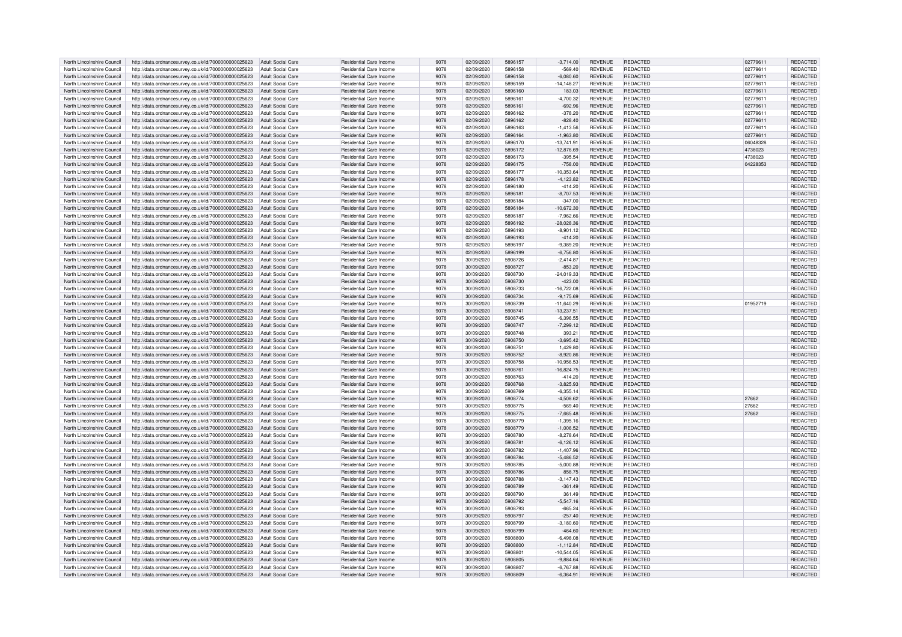| North Lincolnshire Council | http://data.ordnancesurvey.co.uk/id/7000000000025623 | Adult Social Care | Residential Care Income | 9078 | 02/09/2020 | 5896157 | -3,714.00 | REVENUE | REDACTED | 02779611 | REDACTED |
|---|---|---|---|---|---|---|---|---|---|---|---|
| North Lincolnshire Council | http://data.ordnancesurvey.co.uk/id/7000000000025623 | Adult Social Care | Residential Care Income | 9078 | 02/09/2020 | 5896158 | -569.40 | REVENUE | REDACTED | 02779611 | REDACTED |
| North Lincolnshire Council | http://data.ordnancesurvey.co.uk/id/7000000000025623 | Adult Social Care | Residential Care Income | 9078 | 02/09/2020 | 5896158 | -6,080.60 | REVENUE | REDACTED | 02779611 | REDACTED |
| North Lincolnshire Council | http://data.ordnancesurvey.co.uk/id/7000000000025623 | Adult Social Care | Residential Care Income | 9078 | 02/09/2020 | 5896159 | -14,148.27 | REVENUE | REDACTED | 02779611 | REDACTED |
| North Lincolnshire Council | http://data.ordnancesurvey.co.uk/id/7000000000025623 | Adult Social Care | Residential Care Income | 9078 | 02/09/2020 | 5896160 | 183.03 | REVENUE | REDACTED | 02779611 | REDACTED |
| North Lincolnshire Council | http://data.ordnancesurvey.co.uk/id/7000000000025623 | Adult Social Care | Residential Care Income | 9078 | 02/09/2020 | 5896161 | -4,700.32 | REVENUE | REDACTED | 02779611 | REDACTED |
| North Lincolnshire Council | http://data.ordnancesurvey.co.uk/id/7000000000025623 | Adult Social Care | Residential Care Income | 9078 | 02/09/2020 | 5896161 | -692.96 | REVENUE | REDACTED | 02779611 | REDACTED |
| North Lincolnshire Council | http://data.ordnancesurvey.co.uk/id/7000000000025623 | Adult Social Care | Residential Care Income | 9078 | 02/09/2020 | 5896162 | -378.20 | REVENUE | REDACTED | 02779611 | REDACTED |
| North Lincolnshire Council | http://data.ordnancesurvey.co.uk/id/7000000000025623 | Adult Social Care | Residential Care Income | 9078 | 02/09/2020 | 5896162 | -828.40 | REVENUE | REDACTED | 02779611 | REDACTED |
| North Lincolnshire Council | http://data.ordnancesurvey.co.uk/id/7000000000025623 | Adult Social Care | Residential Care Income | 9078 | 02/09/2020 | 5896163 | -1,413.56 | REVENUE | REDACTED | 02779611 | REDACTED |
| North Lincolnshire Council | http://data.ordnancesurvey.co.uk/id/7000000000025623 | Adult Social Care | Residential Care Income | 9078 | 02/09/2020 | 5896164 | -1,963.80 | REVENUE | REDACTED | 02779611 | REDACTED |
| North Lincolnshire Council | http://data.ordnancesurvey.co.uk/id/7000000000025623 | Adult Social Care | Residential Care Income | 9078 | 02/09/2020 | 5896170 | -13,741.91 | REVENUE | REDACTED | 06048328 | REDACTED |
| North Lincolnshire Council | http://data.ordnancesurvey.co.uk/id/7000000000025623 | Adult Social Care | Residential Care Income | 9078 | 02/09/2020 | 5896172 | -12,876.69 | REVENUE | REDACTED | 4738023 | REDACTED |
| North Lincolnshire Council | http://data.ordnancesurvey.co.uk/id/7000000000025623 | Adult Social Care | Residential Care Income | 9078 | 02/09/2020 | 5896173 | -395.54 | REVENUE | REDACTED | 4738023 | REDACTED |
| North Lincolnshire Council | http://data.ordnancesurvey.co.uk/id/7000000000025623 | Adult Social Care | Residential Care Income | 9078 | 02/09/2020 | 5896175 | -758.00 | REVENUE | REDACTED | 04228353 | REDACTED |
| North Lincolnshire Council | http://data.ordnancesurvey.co.uk/id/7000000000025623 | Adult Social Care | Residential Care Income | 9078 | 02/09/2020 | 5896177 | -10,353.64 | REVENUE | REDACTED | | REDACTED |
| North Lincolnshire Council | http://data.ordnancesurvey.co.uk/id/7000000000025623 | Adult Social Care | Residential Care Income | 9078 | 02/09/2020 | 5896178 | -4,123.82 | REVENUE | REDACTED | | REDACTED |
| North Lincolnshire Council | http://data.ordnancesurvey.co.uk/id/7000000000025623 | Adult Social Care | Residential Care Income | 9078 | 02/09/2020 | 5896180 | -414.20 | REVENUE | REDACTED | | REDACTED |
| North Lincolnshire Council | http://data.ordnancesurvey.co.uk/id/7000000000025623 | Adult Social Care | Residential Care Income | 9078 | 02/09/2020 | 5896181 | -8,707.53 | REVENUE | REDACTED | | REDACTED |
| North Lincolnshire Council | http://data.ordnancesurvey.co.uk/id/7000000000025623 | Adult Social Care | Residential Care Income | 9078 | 02/09/2020 | 5896184 | -347.00 | REVENUE | REDACTED | | REDACTED |
| North Lincolnshire Council | http://data.ordnancesurvey.co.uk/id/7000000000025623 | Adult Social Care | Residential Care Income | 9078 | 02/09/2020 | 5896184 | -10,672.30 | REVENUE | REDACTED | | REDACTED |
| North Lincolnshire Council | http://data.ordnancesurvey.co.uk/id/7000000000025623 | Adult Social Care | Residential Care Income | 9078 | 02/09/2020 | 5896187 | -7,962.66 | REVENUE | REDACTED | | REDACTED |
| North Lincolnshire Council | http://data.ordnancesurvey.co.uk/id/7000000000025623 | Adult Social Care | Residential Care Income | 9078 | 02/09/2020 | 5896192 | -28,028.36 | REVENUE | REDACTED | | REDACTED |
| North Lincolnshire Council | http://data.ordnancesurvey.co.uk/id/7000000000025623 | Adult Social Care | Residential Care Income | 9078 | 02/09/2020 | 5896193 | -8,901.12 | REVENUE | REDACTED | | REDACTED |
| North Lincolnshire Council | http://data.ordnancesurvey.co.uk/id/7000000000025623 | Adult Social Care | Residential Care Income | 9078 | 02/09/2020 | 5896193 | -414.20 | REVENUE | REDACTED | | REDACTED |
| North Lincolnshire Council | http://data.ordnancesurvey.co.uk/id/7000000000025623 | Adult Social Care | Residential Care Income | 9078 | 02/09/2020 | 5896197 | -9,389.20 | REVENUE | REDACTED | | REDACTED |
| North Lincolnshire Council | http://data.ordnancesurvey.co.uk/id/7000000000025623 | Adult Social Care | Residential Care Income | 9078 | 02/09/2020 | 5896199 | -6,756.80 | REVENUE | REDACTED | | REDACTED |
| North Lincolnshire Council | http://data.ordnancesurvey.co.uk/id/7000000000025623 | Adult Social Care | Residential Care Income | 9078 | 30/09/2020 | 5908726 | -2,414.87 | REVENUE | REDACTED | | REDACTED |
| North Lincolnshire Council | http://data.ordnancesurvey.co.uk/id/7000000000025623 | Adult Social Care | Residential Care Income | 9078 | 30/09/2020 | 5908727 | -853.20 | REVENUE | REDACTED | | REDACTED |
| North Lincolnshire Council | http://data.ordnancesurvey.co.uk/id/7000000000025623 | Adult Social Care | Residential Care Income | 9078 | 30/09/2020 | 5908730 | -24,019.33 | REVENUE | REDACTED | | REDACTED |
| North Lincolnshire Council | http://data.ordnancesurvey.co.uk/id/7000000000025623 | Adult Social Care | Residential Care Income | 9078 | 30/09/2020 | 5908730 | -423.00 | REVENUE | REDACTED | | REDACTED |
| North Lincolnshire Council | http://data.ordnancesurvey.co.uk/id/7000000000025623 | Adult Social Care | Residential Care Income | 9078 | 30/09/2020 | 5908733 | -16,722.08 | REVENUE | REDACTED | | REDACTED |
| North Lincolnshire Council | http://data.ordnancesurvey.co.uk/id/7000000000025623 | Adult Social Care | Residential Care Income | 9078 | 30/09/2020 | 5908734 | -9,175.69 | REVENUE | REDACTED | | REDACTED |
| North Lincolnshire Council | http://data.ordnancesurvey.co.uk/id/7000000000025623 | Adult Social Care | Residential Care Income | 9078 | 30/09/2020 | 5908739 | -11,640.29 | REVENUE | REDACTED | 01952719 | REDACTED |
| North Lincolnshire Council | http://data.ordnancesurvey.co.uk/id/7000000000025623 | Adult Social Care | Residential Care Income | 9078 | 30/09/2020 | 5908741 | -13,237.51 | REVENUE | REDACTED | | REDACTED |
| North Lincolnshire Council | http://data.ordnancesurvey.co.uk/id/7000000000025623 | Adult Social Care | Residential Care Income | 9078 | 30/09/2020 | 5908745 | -6,396.55 | REVENUE | REDACTED | | REDACTED |
| North Lincolnshire Council | http://data.ordnancesurvey.co.uk/id/7000000000025623 | Adult Social Care | Residential Care Income | 9078 | 30/09/2020 | 5908747 | -7,299.12 | REVENUE | REDACTED | | REDACTED |
| North Lincolnshire Council | http://data.ordnancesurvey.co.uk/id/7000000000025623 | Adult Social Care | Residential Care Income | 9078 | 30/09/2020 | 5908748 | 393.21 | REVENUE | REDACTED | | REDACTED |
| North Lincolnshire Council | http://data.ordnancesurvey.co.uk/id/7000000000025623 | Adult Social Care | Residential Care Income | 9078 | 30/09/2020 | 5908750 | -3,695.42 | REVENUE | REDACTED | | REDACTED |
| North Lincolnshire Council | http://data.ordnancesurvey.co.uk/id/7000000000025623 | Adult Social Care | Residential Care Income | 9078 | 30/09/2020 | 5908751 | 1,429.80 | REVENUE | REDACTED | | REDACTED |
| North Lincolnshire Council | http://data.ordnancesurvey.co.uk/id/7000000000025623 | Adult Social Care | Residential Care Income | 9078 | 30/09/2020 | 5908752 | -8,920.86 | REVENUE | REDACTED | | REDACTED |
| North Lincolnshire Council | http://data.ordnancesurvey.co.uk/id/7000000000025623 | Adult Social Care | Residential Care Income | 9078 | 30/09/2020 | 5908758 | -10,956.53 | REVENUE | REDACTED | | REDACTED |
| North Lincolnshire Council | http://data.ordnancesurvey.co.uk/id/7000000000025623 | Adult Social Care | Residential Care Income | 9078 | 30/09/2020 | 5908761 | -16,824.75 | REVENUE | REDACTED | | REDACTED |
| North Lincolnshire Council | http://data.ordnancesurvey.co.uk/id/7000000000025623 | Adult Social Care | Residential Care Income | 9078 | 30/09/2020 | 5908763 | -414.20 | REVENUE | REDACTED | | REDACTED |
| North Lincolnshire Council | http://data.ordnancesurvey.co.uk/id/7000000000025623 | Adult Social Care | Residential Care Income | 9078 | 30/09/2020 | 5908768 | -3,825.93 | REVENUE | REDACTED | | REDACTED |
| North Lincolnshire Council | http://data.ordnancesurvey.co.uk/id/7000000000025623 | Adult Social Care | Residential Care Income | 9078 | 30/09/2020 | 5908769 | -6,355.14 | REVENUE | REDACTED | | REDACTED |
| North Lincolnshire Council | http://data.ordnancesurvey.co.uk/id/7000000000025623 | Adult Social Care | Residential Care Income | 9078 | 30/09/2020 | 5908774 | -4,508.62 | REVENUE | REDACTED | 27662 | REDACTED |
| North Lincolnshire Council | http://data.ordnancesurvey.co.uk/id/7000000000025623 | Adult Social Care | Residential Care Income | 9078 | 30/09/2020 | 5908775 | -569.40 | REVENUE | REDACTED | 27662 | REDACTED |
| North Lincolnshire Council | http://data.ordnancesurvey.co.uk/id/7000000000025623 | Adult Social Care | Residential Care Income | 9078 | 30/09/2020 | 5908775 | -7,665.48 | REVENUE | REDACTED | 27662 | REDACTED |
| North Lincolnshire Council | http://data.ordnancesurvey.co.uk/id/7000000000025623 | Adult Social Care | Residential Care Income | 9078 | 30/09/2020 | 5908779 | -1,395.16 | REVENUE | REDACTED | | REDACTED |
| North Lincolnshire Council | http://data.ordnancesurvey.co.uk/id/7000000000025623 | Adult Social Care | Residential Care Income | 9078 | 30/09/2020 | 5908779 | -1,006.52 | REVENUE | REDACTED | | REDACTED |
| North Lincolnshire Council | http://data.ordnancesurvey.co.uk/id/7000000000025623 | Adult Social Care | Residential Care Income | 9078 | 30/09/2020 | 5908780 | -8,278.64 | REVENUE | REDACTED | | REDACTED |
| North Lincolnshire Council | http://data.ordnancesurvey.co.uk/id/7000000000025623 | Adult Social Care | Residential Care Income | 9078 | 30/09/2020 | 5908781 | -6,126.12 | REVENUE | REDACTED | | REDACTED |
| North Lincolnshire Council | http://data.ordnancesurvey.co.uk/id/7000000000025623 | Adult Social Care | Residential Care Income | 9078 | 30/09/2020 | 5908782 | -1,407.96 | REVENUE | REDACTED | | REDACTED |
| North Lincolnshire Council | http://data.ordnancesurvey.co.uk/id/7000000000025623 | Adult Social Care | Residential Care Income | 9078 | 30/09/2020 | 5908784 | -5,486.52 | REVENUE | REDACTED | | REDACTED |
| North Lincolnshire Council | http://data.ordnancesurvey.co.uk/id/7000000000025623 | Adult Social Care | Residential Care Income | 9078 | 30/09/2020 | 5908785 | -5,000.88 | REVENUE | REDACTED | | REDACTED |
| North Lincolnshire Council | http://data.ordnancesurvey.co.uk/id/7000000000025623 | Adult Social Care | Residential Care Income | 9078 | 30/09/2020 | 5908786 | 858.75 | REVENUE | REDACTED | | REDACTED |
| North Lincolnshire Council | http://data.ordnancesurvey.co.uk/id/7000000000025623 | Adult Social Care | Residential Care Income | 9078 | 30/09/2020 | 5908788 | -3,147.43 | REVENUE | REDACTED | | REDACTED |
| North Lincolnshire Council | http://data.ordnancesurvey.co.uk/id/7000000000025623 | Adult Social Care | Residential Care Income | 9078 | 30/09/2020 | 5908789 | -361.49 | REVENUE | REDACTED | | REDACTED |
| North Lincolnshire Council | http://data.ordnancesurvey.co.uk/id/7000000000025623 | Adult Social Care | Residential Care Income | 9078 | 30/09/2020 | 5908790 | 361.49 | REVENUE | REDACTED | | REDACTED |
| North Lincolnshire Council | http://data.ordnancesurvey.co.uk/id/7000000000025623 | Adult Social Care | Residential Care Income | 9078 | 30/09/2020 | 5908792 | -5,547.16 | REVENUE | REDACTED | | REDACTED |
| North Lincolnshire Council | http://data.ordnancesurvey.co.uk/id/7000000000025623 | Adult Social Care | Residential Care Income | 9078 | 30/09/2020 | 5908793 | -665.24 | REVENUE | REDACTED | | REDACTED |
| North Lincolnshire Council | http://data.ordnancesurvey.co.uk/id/7000000000025623 | Adult Social Care | Residential Care Income | 9078 | 30/09/2020 | 5908797 | -257.40 | REVENUE | REDACTED | | REDACTED |
| North Lincolnshire Council | http://data.ordnancesurvey.co.uk/id/7000000000025623 | Adult Social Care | Residential Care Income | 9078 | 30/09/2020 | 5908799 | -3,180.60 | REVENUE | REDACTED | | REDACTED |
| North Lincolnshire Council | http://data.ordnancesurvey.co.uk/id/7000000000025623 | Adult Social Care | Residential Care Income | 9078 | 30/09/2020 | 5908799 | -464.60 | REVENUE | REDACTED | | REDACTED |
| North Lincolnshire Council | http://data.ordnancesurvey.co.uk/id/7000000000025623 | Adult Social Care | Residential Care Income | 9078 | 30/09/2020 | 5908800 | -6,498.08 | REVENUE | REDACTED | | REDACTED |
| North Lincolnshire Council | http://data.ordnancesurvey.co.uk/id/7000000000025623 | Adult Social Care | Residential Care Income | 9078 | 30/09/2020 | 5908800 | -1,112.84 | REVENUE | REDACTED | | REDACTED |
| North Lincolnshire Council | http://data.ordnancesurvey.co.uk/id/7000000000025623 | Adult Social Care | Residential Care Income | 9078 | 30/09/2020 | 5908801 | -10,544.05 | REVENUE | REDACTED | | REDACTED |
| North Lincolnshire Council | http://data.ordnancesurvey.co.uk/id/7000000000025623 | Adult Social Care | Residential Care Income | 9078 | 30/09/2020 | 5908805 | -9,884.64 | REVENUE | REDACTED | | REDACTED |
| North Lincolnshire Council | http://data.ordnancesurvey.co.uk/id/7000000000025623 | Adult Social Care | Residential Care Income | 9078 | 30/09/2020 | 5908807 | -6,767.88 | REVENUE | REDACTED | | REDACTED |
| North Lincolnshire Council | http://data.ordnancesurvey.co.uk/id/7000000000025623 | Adult Social Care | Residential Care Income | 9078 | 30/09/2020 | 5908809 | -6,364.91 | REVENUE | REDACTED | | REDACTED |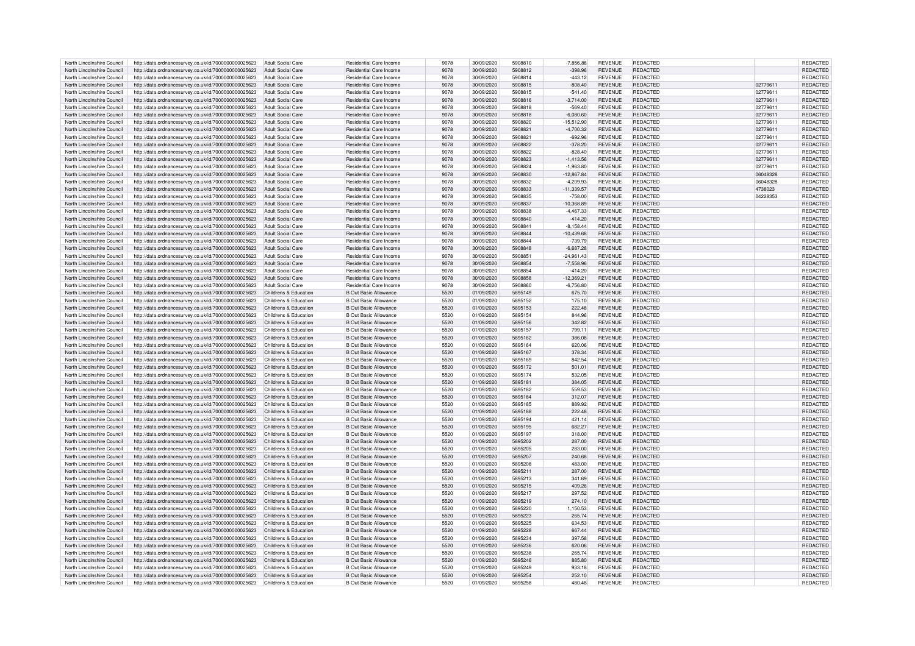| | | | | | | | | | | | |
|---|---|---|---|---|---|---|---|---|---|---|---|
| North Lincolnshire Council | http://data.ordnancesurvey.co.uk/id/7000000000025623 | Adult Social Care | Residential Care Income | 9078 | 30/09/2020 | 5908810 | -7,856.88 | REVENUE | REDACTED | | REDACTED |
| North Lincolnshire Council | http://data.ordnancesurvey.co.uk/id/7000000000025623 | Adult Social Care | Residential Care Income | 9078 | 30/09/2020 | 5908812 | -398.96 | REVENUE | REDACTED | | REDACTED |
| North Lincolnshire Council | http://data.ordnancesurvey.co.uk/id/7000000000025623 | Adult Social Care | Residential Care Income | 9078 | 30/09/2020 | 5908814 | -443.12 | REVENUE | REDACTED | | REDACTED |
| North Lincolnshire Council | http://data.ordnancesurvey.co.uk/id/7000000000025623 | Adult Social Care | Residential Care Income | 9078 | 30/09/2020 | 5908815 | -808.40 | REVENUE | REDACTED | 02779611 | REDACTED |
| North Lincolnshire Council | http://data.ordnancesurvey.co.uk/id/7000000000025623 | Adult Social Care | Residential Care Income | 9078 | 30/09/2020 | 5908815 | -541.40 | REVENUE | REDACTED | 02779611 | REDACTED |
| North Lincolnshire Council | http://data.ordnancesurvey.co.uk/id/7000000000025623 | Adult Social Care | Residential Care Income | 9078 | 30/09/2020 | 5908816 | -3,714.00 | REVENUE | REDACTED | 02779611 | REDACTED |
| North Lincolnshire Council | http://data.ordnancesurvey.co.uk/id/7000000000025623 | Adult Social Care | Residential Care Income | 9078 | 30/09/2020 | 5908818 | -569.40 | REVENUE | REDACTED | 02779611 | REDACTED |
| North Lincolnshire Council | http://data.ordnancesurvey.co.uk/id/7000000000025623 | Adult Social Care | Residential Care Income | 9078 | 30/09/2020 | 5908818 | -6,080.60 | REVENUE | REDACTED | 02779611 | REDACTED |
| North Lincolnshire Council | http://data.ordnancesurvey.co.uk/id/7000000000025623 | Adult Social Care | Residential Care Income | 9078 | 30/09/2020 | 5908820 | -15,512.90 | REVENUE | REDACTED | 02779611 | REDACTED |
| North Lincolnshire Council | http://data.ordnancesurvey.co.uk/id/7000000000025623 | Adult Social Care | Residential Care Income | 9078 | 30/09/2020 | 5908821 | -4,700.32 | REVENUE | REDACTED | 02779611 | REDACTED |
| North Lincolnshire Council | http://data.ordnancesurvey.co.uk/id/7000000000025623 | Adult Social Care | Residential Care Income | 9078 | 30/09/2020 | 5908821 | -692.96 | REVENUE | REDACTED | 02779611 | REDACTED |
| North Lincolnshire Council | http://data.ordnancesurvey.co.uk/id/7000000000025623 | Adult Social Care | Residential Care Income | 9078 | 30/09/2020 | 5908822 | -378.20 | REVENUE | REDACTED | 02779611 | REDACTED |
| North Lincolnshire Council | http://data.ordnancesurvey.co.uk/id/7000000000025623 | Adult Social Care | Residential Care Income | 9078 | 30/09/2020 | 5908822 | -828.40 | REVENUE | REDACTED | 02779611 | REDACTED |
| North Lincolnshire Council | http://data.ordnancesurvey.co.uk/id/7000000000025623 | Adult Social Care | Residential Care Income | 9078 | 30/09/2020 | 5908823 | -1,413.56 | REVENUE | REDACTED | 02779611 | REDACTED |
| North Lincolnshire Council | http://data.ordnancesurvey.co.uk/id/7000000000025623 | Adult Social Care | Residential Care Income | 9078 | 30/09/2020 | 5908824 | -1,963.80 | REVENUE | REDACTED | 02779611 | REDACTED |
| North Lincolnshire Council | http://data.ordnancesurvey.co.uk/id/7000000000025623 | Adult Social Care | Residential Care Income | 9078 | 30/09/2020 | 5908830 | -12,867.84 | REVENUE | REDACTED | 06048328 | REDACTED |
| North Lincolnshire Council | http://data.ordnancesurvey.co.uk/id/7000000000025623 | Adult Social Care | Residential Care Income | 9078 | 30/09/2020 | 5908832 | -4,209.93 | REVENUE | REDACTED | 06048328 | REDACTED |
| North Lincolnshire Council | http://data.ordnancesurvey.co.uk/id/7000000000025623 | Adult Social Care | Residential Care Income | 9078 | 30/09/2020 | 5908833 | -11,339.57 | REVENUE | REDACTED | 4738023 | REDACTED |
| North Lincolnshire Council | http://data.ordnancesurvey.co.uk/id/7000000000025623 | Adult Social Care | Residential Care Income | 9078 | 30/09/2020 | 5908835 | -758.00 | REVENUE | REDACTED | 04228353 | REDACTED |
| North Lincolnshire Council | http://data.ordnancesurvey.co.uk/id/7000000000025623 | Adult Social Care | Residential Care Income | 9078 | 30/09/2020 | 5908837 | -10,368.89 | REVENUE | REDACTED | | REDACTED |
| North Lincolnshire Council | http://data.ordnancesurvey.co.uk/id/7000000000025623 | Adult Social Care | Residential Care Income | 9078 | 30/09/2020 | 5908838 | -4,467.33 | REVENUE | REDACTED | | REDACTED |
| North Lincolnshire Council | http://data.ordnancesurvey.co.uk/id/7000000000025623 | Adult Social Care | Residential Care Income | 9078 | 30/09/2020 | 5908840 | -414.20 | REVENUE | REDACTED | | REDACTED |
| North Lincolnshire Council | http://data.ordnancesurvey.co.uk/id/7000000000025623 | Adult Social Care | Residential Care Income | 9078 | 30/09/2020 | 5908841 | -8,158.44 | REVENUE | REDACTED | | REDACTED |
| North Lincolnshire Council | http://data.ordnancesurvey.co.uk/id/7000000000025623 | Adult Social Care | Residential Care Income | 9078 | 30/09/2020 | 5908844 | -10,439.68 | REVENUE | REDACTED | | REDACTED |
| North Lincolnshire Council | http://data.ordnancesurvey.co.uk/id/7000000000025623 | Adult Social Care | Residential Care Income | 9078 | 30/09/2020 | 5908844 | -739.79 | REVENUE | REDACTED | | REDACTED |
| North Lincolnshire Council | http://data.ordnancesurvey.co.uk/id/7000000000025623 | Adult Social Care | Residential Care Income | 9078 | 30/09/2020 | 5908848 | -6,687.28 | REVENUE | REDACTED | | REDACTED |
| North Lincolnshire Council | http://data.ordnancesurvey.co.uk/id/7000000000025623 | Adult Social Care | Residential Care Income | 9078 | 30/09/2020 | 5908851 | -24,961.43 | REVENUE | REDACTED | | REDACTED |
| North Lincolnshire Council | http://data.ordnancesurvey.co.uk/id/7000000000025623 | Adult Social Care | Residential Care Income | 9078 | 30/09/2020 | 5908854 | -7,558.96 | REVENUE | REDACTED | | REDACTED |
| North Lincolnshire Council | http://data.ordnancesurvey.co.uk/id/7000000000025623 | Adult Social Care | Residential Care Income | 9078 | 30/09/2020 | 5908854 | -414.20 | REVENUE | REDACTED | | REDACTED |
| North Lincolnshire Council | http://data.ordnancesurvey.co.uk/id/7000000000025623 | Adult Social Care | Residential Care Income | 9078 | 30/09/2020 | 5908858 | -12,369.21 | REVENUE | REDACTED | | REDACTED |
| North Lincolnshire Council | http://data.ordnancesurvey.co.uk/id/7000000000025623 | Adult Social Care | Residential Care Income | 9078 | 30/09/2020 | 5908860 | -6,756.80 | REVENUE | REDACTED | | REDACTED |
| North Lincolnshire Council | http://data.ordnancesurvey.co.uk/id/7000000000025623 | Childrens & Education | B Out Basic Allowance | 5520 | 01/09/2020 | 5895149 | 675.70 | REVENUE | REDACTED | | REDACTED |
| North Lincolnshire Council | http://data.ordnancesurvey.co.uk/id/7000000000025623 | Childrens & Education | B Out Basic Allowance | 5520 | 01/09/2020 | 5895152 | 175.10 | REVENUE | REDACTED | | REDACTED |
| North Lincolnshire Council | http://data.ordnancesurvey.co.uk/id/7000000000025623 | Childrens & Education | B Out Basic Allowance | 5520 | 01/09/2020 | 5895153 | 222.48 | REVENUE | REDACTED | | REDACTED |
| North Lincolnshire Council | http://data.ordnancesurvey.co.uk/id/7000000000025623 | Childrens & Education | B Out Basic Allowance | 5520 | 01/09/2020 | 5895154 | 844.96 | REVENUE | REDACTED | | REDACTED |
| North Lincolnshire Council | http://data.ordnancesurvey.co.uk/id/7000000000025623 | Childrens & Education | B Out Basic Allowance | 5520 | 01/09/2020 | 5895156 | 342.82 | REVENUE | REDACTED | | REDACTED |
| North Lincolnshire Council | http://data.ordnancesurvey.co.uk/id/7000000000025623 | Childrens & Education | B Out Basic Allowance | 5520 | 01/09/2020 | 5895157 | 799.11 | REVENUE | REDACTED | | REDACTED |
| North Lincolnshire Council | http://data.ordnancesurvey.co.uk/id/7000000000025623 | Childrens & Education | B Out Basic Allowance | 5520 | 01/09/2020 | 5895162 | 386.08 | REVENUE | REDACTED | | REDACTED |
| North Lincolnshire Council | http://data.ordnancesurvey.co.uk/id/7000000000025623 | Childrens & Education | B Out Basic Allowance | 5520 | 01/09/2020 | 5895164 | 620.06 | REVENUE | REDACTED | | REDACTED |
| North Lincolnshire Council | http://data.ordnancesurvey.co.uk/id/7000000000025623 | Childrens & Education | B Out Basic Allowance | 5520 | 01/09/2020 | 5895167 | 378.34 | REVENUE | REDACTED | | REDACTED |
| North Lincolnshire Council | http://data.ordnancesurvey.co.uk/id/7000000000025623 | Childrens & Education | B Out Basic Allowance | 5520 | 01/09/2020 | 5895169 | 842.54 | REVENUE | REDACTED | | REDACTED |
| North Lincolnshire Council | http://data.ordnancesurvey.co.uk/id/7000000000025623 | Childrens & Education | B Out Basic Allowance | 5520 | 01/09/2020 | 5895172 | 501.01 | REVENUE | REDACTED | | REDACTED |
| North Lincolnshire Council | http://data.ordnancesurvey.co.uk/id/7000000000025623 | Childrens & Education | B Out Basic Allowance | 5520 | 01/09/2020 | 5895174 | 532.05 | REVENUE | REDACTED | | REDACTED |
| North Lincolnshire Council | http://data.ordnancesurvey.co.uk/id/7000000000025623 | Childrens & Education | B Out Basic Allowance | 5520 | 01/09/2020 | 5895181 | 384.05 | REVENUE | REDACTED | | REDACTED |
| North Lincolnshire Council | http://data.ordnancesurvey.co.uk/id/7000000000025623 | Childrens & Education | B Out Basic Allowance | 5520 | 01/09/2020 | 5895182 | 559.53 | REVENUE | REDACTED | | REDACTED |
| North Lincolnshire Council | http://data.ordnancesurvey.co.uk/id/7000000000025623 | Childrens & Education | B Out Basic Allowance | 5520 | 01/09/2020 | 5895184 | 312.07 | REVENUE | REDACTED | | REDACTED |
| North Lincolnshire Council | http://data.ordnancesurvey.co.uk/id/7000000000025623 | Childrens & Education | B Out Basic Allowance | 5520 | 01/09/2020 | 5895185 | 889.92 | REVENUE | REDACTED | | REDACTED |
| North Lincolnshire Council | http://data.ordnancesurvey.co.uk/id/7000000000025623 | Childrens & Education | B Out Basic Allowance | 5520 | 01/09/2020 | 5895188 | 222.48 | REVENUE | REDACTED | | REDACTED |
| North Lincolnshire Council | http://data.ordnancesurvey.co.uk/id/7000000000025623 | Childrens & Education | B Out Basic Allowance | 5520 | 01/09/2020 | 5895194 | 421.14 | REVENUE | REDACTED | | REDACTED |
| North Lincolnshire Council | http://data.ordnancesurvey.co.uk/id/7000000000025623 | Childrens & Education | B Out Basic Allowance | 5520 | 01/09/2020 | 5895195 | 682.27 | REVENUE | REDACTED | | REDACTED |
| North Lincolnshire Council | http://data.ordnancesurvey.co.uk/id/7000000000025623 | Childrens & Education | B Out Basic Allowance | 5520 | 01/09/2020 | 5895197 | 318.00 | REVENUE | REDACTED | | REDACTED |
| North Lincolnshire Council | http://data.ordnancesurvey.co.uk/id/7000000000025623 | Childrens & Education | B Out Basic Allowance | 5520 | 01/09/2020 | 5895202 | 287.00 | REVENUE | REDACTED | | REDACTED |
| North Lincolnshire Council | http://data.ordnancesurvey.co.uk/id/7000000000025623 | Childrens & Education | B Out Basic Allowance | 5520 | 01/09/2020 | 5895205 | 283.00 | REVENUE | REDACTED | | REDACTED |
| North Lincolnshire Council | http://data.ordnancesurvey.co.uk/id/7000000000025623 | Childrens & Education | B Out Basic Allowance | 5520 | 01/09/2020 | 5895207 | 240.68 | REVENUE | REDACTED | | REDACTED |
| North Lincolnshire Council | http://data.ordnancesurvey.co.uk/id/7000000000025623 | Childrens & Education | B Out Basic Allowance | 5520 | 01/09/2020 | 5895208 | 483.00 | REVENUE | REDACTED | | REDACTED |
| North Lincolnshire Council | http://data.ordnancesurvey.co.uk/id/7000000000025623 | Childrens & Education | B Out Basic Allowance | 5520 | 01/09/2020 | 5895211 | 287.00 | REVENUE | REDACTED | | REDACTED |
| North Lincolnshire Council | http://data.ordnancesurvey.co.uk/id/7000000000025623 | Childrens & Education | B Out Basic Allowance | 5520 | 01/09/2020 | 5895213 | 341.69 | REVENUE | REDACTED | | REDACTED |
| North Lincolnshire Council | http://data.ordnancesurvey.co.uk/id/7000000000025623 | Childrens & Education | B Out Basic Allowance | 5520 | 01/09/2020 | 5895215 | 409.26 | REVENUE | REDACTED | | REDACTED |
| North Lincolnshire Council | http://data.ordnancesurvey.co.uk/id/7000000000025623 | Childrens & Education | B Out Basic Allowance | 5520 | 01/09/2020 | 5895217 | 297.52 | REVENUE | REDACTED | | REDACTED |
| North Lincolnshire Council | http://data.ordnancesurvey.co.uk/id/7000000000025623 | Childrens & Education | B Out Basic Allowance | 5520 | 01/09/2020 | 5895219 | 274.10 | REVENUE | REDACTED | | REDACTED |
| North Lincolnshire Council | http://data.ordnancesurvey.co.uk/id/7000000000025623 | Childrens & Education | B Out Basic Allowance | 5520 | 01/09/2020 | 5895220 | 1,150.53 | REVENUE | REDACTED | | REDACTED |
| North Lincolnshire Council | http://data.ordnancesurvey.co.uk/id/7000000000025623 | Childrens & Education | B Out Basic Allowance | 5520 | 01/09/2020 | 5895223 | 265.74 | REVENUE | REDACTED | | REDACTED |
| North Lincolnshire Council | http://data.ordnancesurvey.co.uk/id/7000000000025623 | Childrens & Education | B Out Basic Allowance | 5520 | 01/09/2020 | 5895225 | 634.53 | REVENUE | REDACTED | | REDACTED |
| North Lincolnshire Council | http://data.ordnancesurvey.co.uk/id/7000000000025623 | Childrens & Education | B Out Basic Allowance | 5520 | 01/09/2020 | 5895228 | 667.44 | REVENUE | REDACTED | | REDACTED |
| North Lincolnshire Council | http://data.ordnancesurvey.co.uk/id/7000000000025623 | Childrens & Education | B Out Basic Allowance | 5520 | 01/09/2020 | 5895234 | 397.58 | REVENUE | REDACTED | | REDACTED |
| North Lincolnshire Council | http://data.ordnancesurvey.co.uk/id/7000000000025623 | Childrens & Education | B Out Basic Allowance | 5520 | 01/09/2020 | 5895236 | 620.06 | REVENUE | REDACTED | | REDACTED |
| North Lincolnshire Council | http://data.ordnancesurvey.co.uk/id/7000000000025623 | Childrens & Education | B Out Basic Allowance | 5520 | 01/09/2020 | 5895238 | 265.74 | REVENUE | REDACTED | | REDACTED |
| North Lincolnshire Council | http://data.ordnancesurvey.co.uk/id/7000000000025623 | Childrens & Education | B Out Basic Allowance | 5520 | 01/09/2020 | 5895246 | 885.80 | REVENUE | REDACTED | | REDACTED |
| North Lincolnshire Council | http://data.ordnancesurvey.co.uk/id/7000000000025623 | Childrens & Education | B Out Basic Allowance | 5520 | 01/09/2020 | 5895249 | 933.18 | REVENUE | REDACTED | | REDACTED |
| North Lincolnshire Council | http://data.ordnancesurvey.co.uk/id/7000000000025623 | Childrens & Education | B Out Basic Allowance | 5520 | 01/09/2020 | 5895254 | 252.10 | REVENUE | REDACTED | | REDACTED |
| North Lincolnshire Council | http://data.ordnancesurvey.co.uk/id/7000000000025623 | Childrens & Education | B Out Basic Allowance | 5520 | 01/09/2020 | 5895258 | 480.48 | REVENUE | REDACTED | | REDACTED |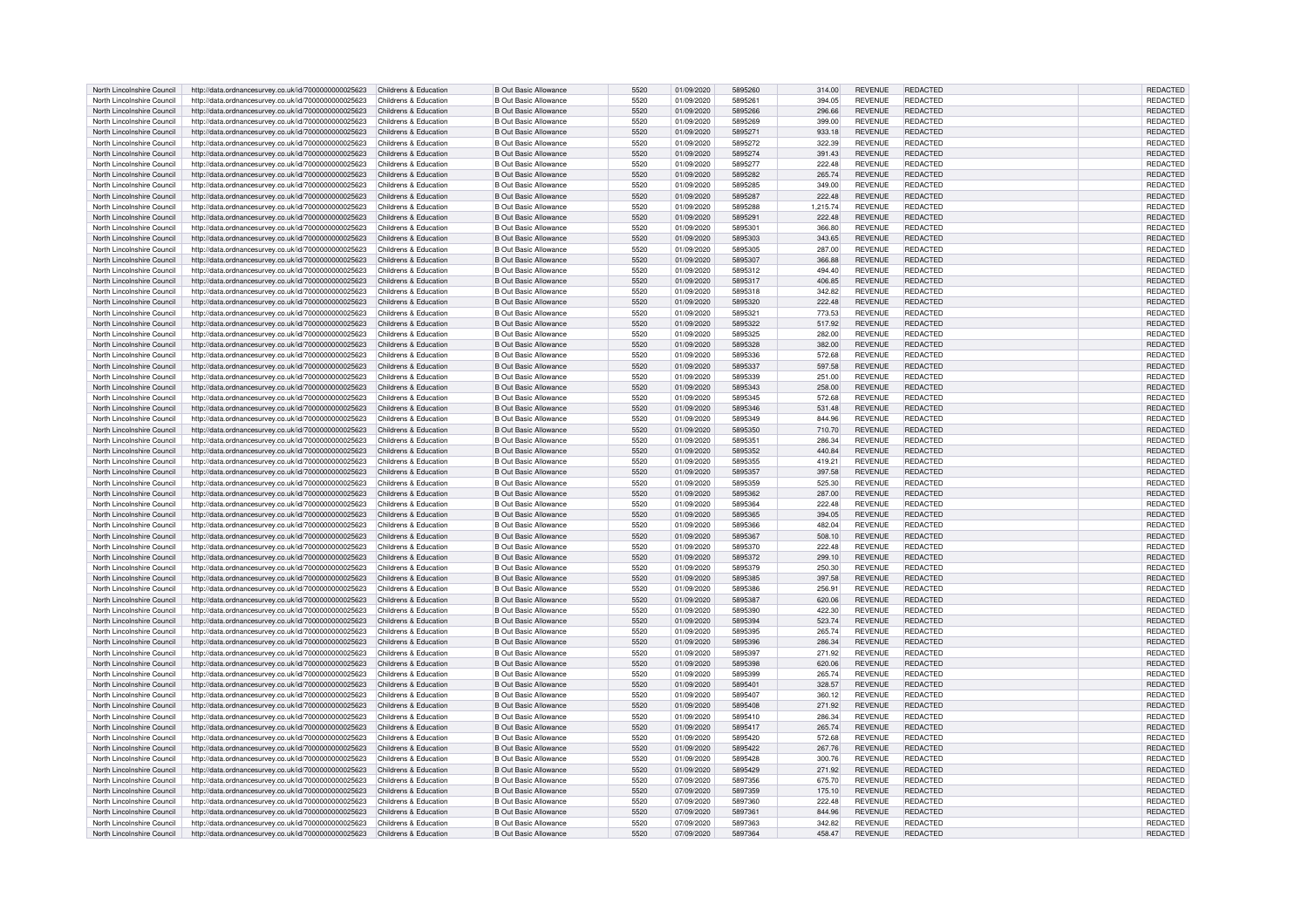| North Lincolnshire Council | http://data.ordnancesurvey.co.uk/id/7000000000025623 | Childrens & Education | B Out Basic Allowance | 5520 | 01/09/2020 | 5895260 | 314.00 | REVENUE | REDACTED | | REDACTED |
|---|---|---|---|---|---|---|---|---|---|---|---|
| North Lincolnshire Council | http://data.ordnancesurvey.co.uk/id/7000000000025623 | Childrens & Education | B Out Basic Allowance | 5520 | 01/09/2020 | 5895261 | 394.05 | REVENUE | REDACTED | | REDACTED |
| North Lincolnshire Council | http://data.ordnancesurvey.co.uk/id/7000000000025623 | Childrens & Education | B Out Basic Allowance | 5520 | 01/09/2020 | 5895266 | 296.66 | REVENUE | REDACTED | | REDACTED |
| North Lincolnshire Council | http://data.ordnancesurvey.co.uk/id/7000000000025623 | Childrens & Education | B Out Basic Allowance | 5520 | 01/09/2020 | 5895269 | 399.00 | REVENUE | REDACTED | | REDACTED |
| North Lincolnshire Council | http://data.ordnancesurvey.co.uk/id/7000000000025623 | Childrens & Education | B Out Basic Allowance | 5520 | 01/09/2020 | 5895271 | 933.18 | REVENUE | REDACTED | | REDACTED |
| North Lincolnshire Council | http://data.ordnancesurvey.co.uk/id/7000000000025623 | Childrens & Education | B Out Basic Allowance | 5520 | 01/09/2020 | 5895272 | 322.39 | REVENUE | REDACTED | | REDACTED |
| North Lincolnshire Council | http://data.ordnancesurvey.co.uk/id/7000000000025623 | Childrens & Education | B Out Basic Allowance | 5520 | 01/09/2020 | 5895274 | 391.43 | REVENUE | REDACTED | | REDACTED |
| North Lincolnshire Council | http://data.ordnancesurvey.co.uk/id/7000000000025623 | Childrens & Education | B Out Basic Allowance | 5520 | 01/09/2020 | 5895277 | 222.48 | REVENUE | REDACTED | | REDACTED |
| North Lincolnshire Council | http://data.ordnancesurvey.co.uk/id/7000000000025623 | Childrens & Education | B Out Basic Allowance | 5520 | 01/09/2020 | 5895282 | 265.74 | REVENUE | REDACTED | | REDACTED |
| North Lincolnshire Council | http://data.ordnancesurvey.co.uk/id/7000000000025623 | Childrens & Education | B Out Basic Allowance | 5520 | 01/09/2020 | 5895285 | 349.00 | REVENUE | REDACTED | | REDACTED |
| North Lincolnshire Council | http://data.ordnancesurvey.co.uk/id/7000000000025623 | Childrens & Education | B Out Basic Allowance | 5520 | 01/09/2020 | 5895287 | 222.48 | REVENUE | REDACTED | | REDACTED |
| North Lincolnshire Council | http://data.ordnancesurvey.co.uk/id/7000000000025623 | Childrens & Education | B Out Basic Allowance | 5520 | 01/09/2020 | 5895288 | 1,215.74 | REVENUE | REDACTED | | REDACTED |
| North Lincolnshire Council | http://data.ordnancesurvey.co.uk/id/7000000000025623 | Childrens & Education | B Out Basic Allowance | 5520 | 01/09/2020 | 5895291 | 222.48 | REVENUE | REDACTED | | REDACTED |
| North Lincolnshire Council | http://data.ordnancesurvey.co.uk/id/7000000000025623 | Childrens & Education | B Out Basic Allowance | 5520 | 01/09/2020 | 5895301 | 366.80 | REVENUE | REDACTED | | REDACTED |
| North Lincolnshire Council | http://data.ordnancesurvey.co.uk/id/7000000000025623 | Childrens & Education | B Out Basic Allowance | 5520 | 01/09/2020 | 5895303 | 343.65 | REVENUE | REDACTED | | REDACTED |
| North Lincolnshire Council | http://data.ordnancesurvey.co.uk/id/7000000000025623 | Childrens & Education | B Out Basic Allowance | 5520 | 01/09/2020 | 5895305 | 287.00 | REVENUE | REDACTED | | REDACTED |
| North Lincolnshire Council | http://data.ordnancesurvey.co.uk/id/7000000000025623 | Childrens & Education | B Out Basic Allowance | 5520 | 01/09/2020 | 5895307 | 366.88 | REVENUE | REDACTED | | REDACTED |
| North Lincolnshire Council | http://data.ordnancesurvey.co.uk/id/7000000000025623 | Childrens & Education | B Out Basic Allowance | 5520 | 01/09/2020 | 5895312 | 494.40 | REVENUE | REDACTED | | REDACTED |
| North Lincolnshire Council | http://data.ordnancesurvey.co.uk/id/7000000000025623 | Childrens & Education | B Out Basic Allowance | 5520 | 01/09/2020 | 5895317 | 406.85 | REVENUE | REDACTED | | REDACTED |
| North Lincolnshire Council | http://data.ordnancesurvey.co.uk/id/7000000000025623 | Childrens & Education | B Out Basic Allowance | 5520 | 01/09/2020 | 5895318 | 342.82 | REVENUE | REDACTED | | REDACTED |
| North Lincolnshire Council | http://data.ordnancesurvey.co.uk/id/7000000000025623 | Childrens & Education | B Out Basic Allowance | 5520 | 01/09/2020 | 5895320 | 222.48 | REVENUE | REDACTED | | REDACTED |
| North Lincolnshire Council | http://data.ordnancesurvey.co.uk/id/7000000000025623 | Childrens & Education | B Out Basic Allowance | 5520 | 01/09/2020 | 5895321 | 773.53 | REVENUE | REDACTED | | REDACTED |
| North Lincolnshire Council | http://data.ordnancesurvey.co.uk/id/7000000000025623 | Childrens & Education | B Out Basic Allowance | 5520 | 01/09/2020 | 5895322 | 517.92 | REVENUE | REDACTED | | REDACTED |
| North Lincolnshire Council | http://data.ordnancesurvey.co.uk/id/7000000000025623 | Childrens & Education | B Out Basic Allowance | 5520 | 01/09/2020 | 5895325 | 282.00 | REVENUE | REDACTED | | REDACTED |
| North Lincolnshire Council | http://data.ordnancesurvey.co.uk/id/7000000000025623 | Childrens & Education | B Out Basic Allowance | 5520 | 01/09/2020 | 5895328 | 382.00 | REVENUE | REDACTED | | REDACTED |
| North Lincolnshire Council | http://data.ordnancesurvey.co.uk/id/7000000000025623 | Childrens & Education | B Out Basic Allowance | 5520 | 01/09/2020 | 5895336 | 572.68 | REVENUE | REDACTED | | REDACTED |
| North Lincolnshire Council | http://data.ordnancesurvey.co.uk/id/7000000000025623 | Childrens & Education | B Out Basic Allowance | 5520 | 01/09/2020 | 5895337 | 597.58 | REVENUE | REDACTED | | REDACTED |
| North Lincolnshire Council | http://data.ordnancesurvey.co.uk/id/7000000000025623 | Childrens & Education | B Out Basic Allowance | 5520 | 01/09/2020 | 5895339 | 251.00 | REVENUE | REDACTED | | REDACTED |
| North Lincolnshire Council | http://data.ordnancesurvey.co.uk/id/7000000000025623 | Childrens & Education | B Out Basic Allowance | 5520 | 01/09/2020 | 5895343 | 258.00 | REVENUE | REDACTED | | REDACTED |
| North Lincolnshire Council | http://data.ordnancesurvey.co.uk/id/7000000000025623 | Childrens & Education | B Out Basic Allowance | 5520 | 01/09/2020 | 5895345 | 572.68 | REVENUE | REDACTED | | REDACTED |
| North Lincolnshire Council | http://data.ordnancesurvey.co.uk/id/7000000000025623 | Childrens & Education | B Out Basic Allowance | 5520 | 01/09/2020 | 5895346 | 531.48 | REVENUE | REDACTED | | REDACTED |
| North Lincolnshire Council | http://data.ordnancesurvey.co.uk/id/7000000000025623 | Childrens & Education | B Out Basic Allowance | 5520 | 01/09/2020 | 5895349 | 844.96 | REVENUE | REDACTED | | REDACTED |
| North Lincolnshire Council | http://data.ordnancesurvey.co.uk/id/7000000000025623 | Childrens & Education | B Out Basic Allowance | 5520 | 01/09/2020 | 5895350 | 710.70 | REVENUE | REDACTED | | REDACTED |
| North Lincolnshire Council | http://data.ordnancesurvey.co.uk/id/7000000000025623 | Childrens & Education | B Out Basic Allowance | 5520 | 01/09/2020 | 5895351 | 286.34 | REVENUE | REDACTED | | REDACTED |
| North Lincolnshire Council | http://data.ordnancesurvey.co.uk/id/7000000000025623 | Childrens & Education | B Out Basic Allowance | 5520 | 01/09/2020 | 5895352 | 440.84 | REVENUE | REDACTED | | REDACTED |
| North Lincolnshire Council | http://data.ordnancesurvey.co.uk/id/7000000000025623 | Childrens & Education | B Out Basic Allowance | 5520 | 01/09/2020 | 5895355 | 419.21 | REVENUE | REDACTED | | REDACTED |
| North Lincolnshire Council | http://data.ordnancesurvey.co.uk/id/7000000000025623 | Childrens & Education | B Out Basic Allowance | 5520 | 01/09/2020 | 5895357 | 397.58 | REVENUE | REDACTED | | REDACTED |
| North Lincolnshire Council | http://data.ordnancesurvey.co.uk/id/7000000000025623 | Childrens & Education | B Out Basic Allowance | 5520 | 01/09/2020 | 5895359 | 525.30 | REVENUE | REDACTED | | REDACTED |
| North Lincolnshire Council | http://data.ordnancesurvey.co.uk/id/7000000000025623 | Childrens & Education | B Out Basic Allowance | 5520 | 01/09/2020 | 5895362 | 287.00 | REVENUE | REDACTED | | REDACTED |
| North Lincolnshire Council | http://data.ordnancesurvey.co.uk/id/7000000000025623 | Childrens & Education | B Out Basic Allowance | 5520 | 01/09/2020 | 5895364 | 222.48 | REVENUE | REDACTED | | REDACTED |
| North Lincolnshire Council | http://data.ordnancesurvey.co.uk/id/7000000000025623 | Childrens & Education | B Out Basic Allowance | 5520 | 01/09/2020 | 5895365 | 394.05 | REVENUE | REDACTED | | REDACTED |
| North Lincolnshire Council | http://data.ordnancesurvey.co.uk/id/7000000000025623 | Childrens & Education | B Out Basic Allowance | 5520 | 01/09/2020 | 5895366 | 482.04 | REVENUE | REDACTED | | REDACTED |
| North Lincolnshire Council | http://data.ordnancesurvey.co.uk/id/7000000000025623 | Childrens & Education | B Out Basic Allowance | 5520 | 01/09/2020 | 5895367 | 508.10 | REVENUE | REDACTED | | REDACTED |
| North Lincolnshire Council | http://data.ordnancesurvey.co.uk/id/7000000000025623 | Childrens & Education | B Out Basic Allowance | 5520 | 01/09/2020 | 5895370 | 222.48 | REVENUE | REDACTED | | REDACTED |
| North Lincolnshire Council | http://data.ordnancesurvey.co.uk/id/7000000000025623 | Childrens & Education | B Out Basic Allowance | 5520 | 01/09/2020 | 5895372 | 299.10 | REVENUE | REDACTED | | REDACTED |
| North Lincolnshire Council | http://data.ordnancesurvey.co.uk/id/7000000000025623 | Childrens & Education | B Out Basic Allowance | 5520 | 01/09/2020 | 5895379 | 250.30 | REVENUE | REDACTED | | REDACTED |
| North Lincolnshire Council | http://data.ordnancesurvey.co.uk/id/7000000000025623 | Childrens & Education | B Out Basic Allowance | 5520 | 01/09/2020 | 5895385 | 397.58 | REVENUE | REDACTED | | REDACTED |
| North Lincolnshire Council | http://data.ordnancesurvey.co.uk/id/7000000000025623 | Childrens & Education | B Out Basic Allowance | 5520 | 01/09/2020 | 5895386 | 256.91 | REVENUE | REDACTED | | REDACTED |
| North Lincolnshire Council | http://data.ordnancesurvey.co.uk/id/7000000000025623 | Childrens & Education | B Out Basic Allowance | 5520 | 01/09/2020 | 5895387 | 620.06 | REVENUE | REDACTED | | REDACTED |
| North Lincolnshire Council | http://data.ordnancesurvey.co.uk/id/7000000000025623 | Childrens & Education | B Out Basic Allowance | 5520 | 01/09/2020 | 5895390 | 422.30 | REVENUE | REDACTED | | REDACTED |
| North Lincolnshire Council | http://data.ordnancesurvey.co.uk/id/7000000000025623 | Childrens & Education | B Out Basic Allowance | 5520 | 01/09/2020 | 5895394 | 523.74 | REVENUE | REDACTED | | REDACTED |
| North Lincolnshire Council | http://data.ordnancesurvey.co.uk/id/7000000000025623 | Childrens & Education | B Out Basic Allowance | 5520 | 01/09/2020 | 5895395 | 265.74 | REVENUE | REDACTED | | REDACTED |
| North Lincolnshire Council | http://data.ordnancesurvey.co.uk/id/7000000000025623 | Childrens & Education | B Out Basic Allowance | 5520 | 01/09/2020 | 5895396 | 286.34 | REVENUE | REDACTED | | REDACTED |
| North Lincolnshire Council | http://data.ordnancesurvey.co.uk/id/7000000000025623 | Childrens & Education | B Out Basic Allowance | 5520 | 01/09/2020 | 5895397 | 271.92 | REVENUE | REDACTED | | REDACTED |
| North Lincolnshire Council | http://data.ordnancesurvey.co.uk/id/7000000000025623 | Childrens & Education | B Out Basic Allowance | 5520 | 01/09/2020 | 5895398 | 620.06 | REVENUE | REDACTED | | REDACTED |
| North Lincolnshire Council | http://data.ordnancesurvey.co.uk/id/7000000000025623 | Childrens & Education | B Out Basic Allowance | 5520 | 01/09/2020 | 5895399 | 265.74 | REVENUE | REDACTED | | REDACTED |
| North Lincolnshire Council | http://data.ordnancesurvey.co.uk/id/7000000000025623 | Childrens & Education | B Out Basic Allowance | 5520 | 01/09/2020 | 5895401 | 328.57 | REVENUE | REDACTED | | REDACTED |
| North Lincolnshire Council | http://data.ordnancesurvey.co.uk/id/7000000000025623 | Childrens & Education | B Out Basic Allowance | 5520 | 01/09/2020 | 5895407 | 360.12 | REVENUE | REDACTED | | REDACTED |
| North Lincolnshire Council | http://data.ordnancesurvey.co.uk/id/7000000000025623 | Childrens & Education | B Out Basic Allowance | 5520 | 01/09/2020 | 5895408 | 271.92 | REVENUE | REDACTED | | REDACTED |
| North Lincolnshire Council | http://data.ordnancesurvey.co.uk/id/7000000000025623 | Childrens & Education | B Out Basic Allowance | 5520 | 01/09/2020 | 5895410 | 286.34 | REVENUE | REDACTED | | REDACTED |
| North Lincolnshire Council | http://data.ordnancesurvey.co.uk/id/7000000000025623 | Childrens & Education | B Out Basic Allowance | 5520 | 01/09/2020 | 5895417 | 265.74 | REVENUE | REDACTED | | REDACTED |
| North Lincolnshire Council | http://data.ordnancesurvey.co.uk/id/7000000000025623 | Childrens & Education | B Out Basic Allowance | 5520 | 01/09/2020 | 5895420 | 572.68 | REVENUE | REDACTED | | REDACTED |
| North Lincolnshire Council | http://data.ordnancesurvey.co.uk/id/7000000000025623 | Childrens & Education | B Out Basic Allowance | 5520 | 01/09/2020 | 5895422 | 267.76 | REVENUE | REDACTED | | REDACTED |
| North Lincolnshire Council | http://data.ordnancesurvey.co.uk/id/7000000000025623 | Childrens & Education | B Out Basic Allowance | 5520 | 01/09/2020 | 5895428 | 300.76 | REVENUE | REDACTED | | REDACTED |
| North Lincolnshire Council | http://data.ordnancesurvey.co.uk/id/7000000000025623 | Childrens & Education | B Out Basic Allowance | 5520 | 01/09/2020 | 5895429 | 271.92 | REVENUE | REDACTED | | REDACTED |
| North Lincolnshire Council | http://data.ordnancesurvey.co.uk/id/7000000000025623 | Childrens & Education | B Out Basic Allowance | 5520 | 07/09/2020 | 5897356 | 675.70 | REVENUE | REDACTED | | REDACTED |
| North Lincolnshire Council | http://data.ordnancesurvey.co.uk/id/7000000000025623 | Childrens & Education | B Out Basic Allowance | 5520 | 07/09/2020 | 5897359 | 175.10 | REVENUE | REDACTED | | REDACTED |
| North Lincolnshire Council | http://data.ordnancesurvey.co.uk/id/7000000000025623 | Childrens & Education | B Out Basic Allowance | 5520 | 07/09/2020 | 5897360 | 222.48 | REVENUE | REDACTED | | REDACTED |
| North Lincolnshire Council | http://data.ordnancesurvey.co.uk/id/7000000000025623 | Childrens & Education | B Out Basic Allowance | 5520 | 07/09/2020 | 5897361 | 844.96 | REVENUE | REDACTED | | REDACTED |
| North Lincolnshire Council | http://data.ordnancesurvey.co.uk/id/7000000000025623 | Childrens & Education | B Out Basic Allowance | 5520 | 07/09/2020 | 5897363 | 342.82 | REVENUE | REDACTED | | REDACTED |
| North Lincolnshire Council | http://data.ordnancesurvey.co.uk/id/7000000000025623 | Childrens & Education | B Out Basic Allowance | 5520 | 07/09/2020 | 5897364 | 458.47 | REVENUE | REDACTED | | REDACTED |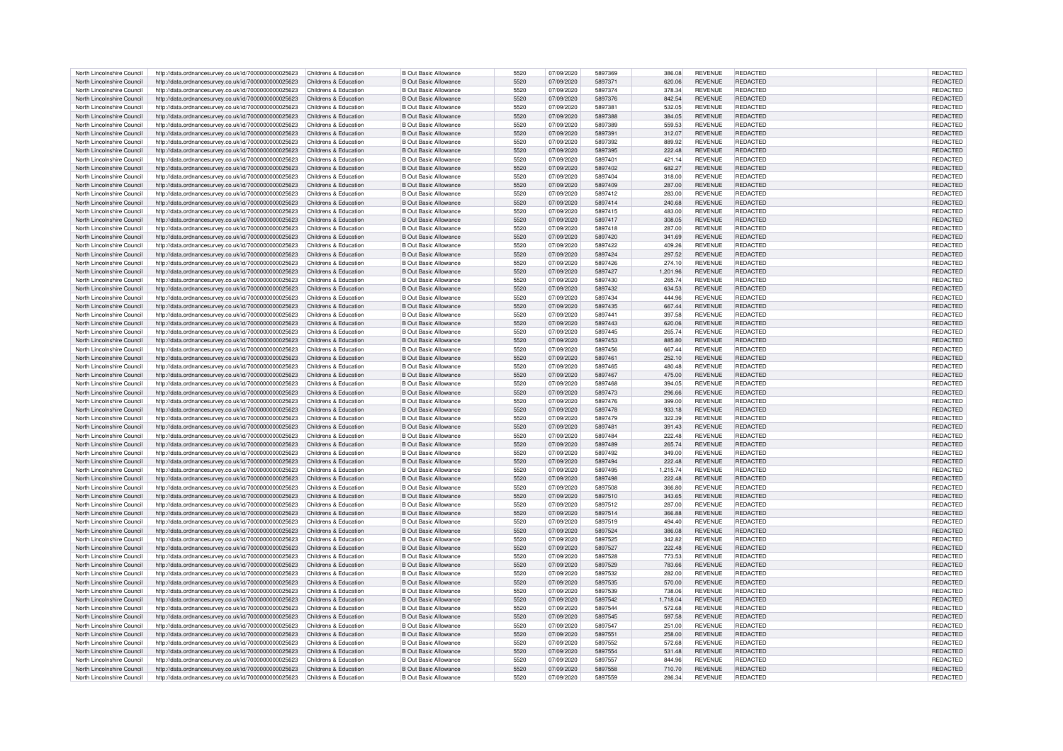| North Lincolnshire Council | http://data.ordnancesurvey.co.uk/id/7000000000025623 | Childrens & Education | B Out Basic Allowance | 5520 | 07/09/2020 | 5897369 | 386.08 | REVENUE | REDACTED | | REDACTED |
|---|---|---|---|---|---|---|---|---|---|---|---|
| North Lincolnshire Council | http://data.ordnancesurvey.co.uk/id/7000000000025623 | Childrens & Education | B Out Basic Allowance | 5520 | 07/09/2020 | 5897371 | 620.06 | REVENUE | REDACTED | | REDACTED |
| North Lincolnshire Council | http://data.ordnancesurvey.co.uk/id/7000000000025623 | Childrens & Education | B Out Basic Allowance | 5520 | 07/09/2020 | 5897374 | 378.34 | REVENUE | REDACTED | | REDACTED |
| North Lincolnshire Council | http://data.ordnancesurvey.co.uk/id/7000000000025623 | Childrens & Education | B Out Basic Allowance | 5520 | 07/09/2020 | 5897376 | 842.54 | REVENUE | REDACTED | | REDACTED |
| North Lincolnshire Council | http://data.ordnancesurvey.co.uk/id/7000000000025623 | Childrens & Education | B Out Basic Allowance | 5520 | 07/09/2020 | 5897381 | 532.05 | REVENUE | REDACTED | | REDACTED |
| North Lincolnshire Council | http://data.ordnancesurvey.co.uk/id/7000000000025623 | Childrens & Education | B Out Basic Allowance | 5520 | 07/09/2020 | 5897388 | 384.05 | REVENUE | REDACTED | | REDACTED |
| North Lincolnshire Council | http://data.ordnancesurvey.co.uk/id/7000000000025623 | Childrens & Education | B Out Basic Allowance | 5520 | 07/09/2020 | 5897389 | 559.53 | REVENUE | REDACTED | | REDACTED |
| North Lincolnshire Council | http://data.ordnancesurvey.co.uk/id/7000000000025623 | Childrens & Education | B Out Basic Allowance | 5520 | 07/09/2020 | 5897391 | 312.07 | REVENUE | REDACTED | | REDACTED |
| North Lincolnshire Council | http://data.ordnancesurvey.co.uk/id/7000000000025623 | Childrens & Education | B Out Basic Allowance | 5520 | 07/09/2020 | 5897392 | 889.92 | REVENUE | REDACTED | | REDACTED |
| North Lincolnshire Council | http://data.ordnancesurvey.co.uk/id/7000000000025623 | Childrens & Education | B Out Basic Allowance | 5520 | 07/09/2020 | 5897395 | 222.48 | REVENUE | REDACTED | | REDACTED |
| North Lincolnshire Council | http://data.ordnancesurvey.co.uk/id/7000000000025623 | Childrens & Education | B Out Basic Allowance | 5520 | 07/09/2020 | 5897401 | 421.14 | REVENUE | REDACTED | | REDACTED |
| North Lincolnshire Council | http://data.ordnancesurvey.co.uk/id/7000000000025623 | Childrens & Education | B Out Basic Allowance | 5520 | 07/09/2020 | 5897402 | 682.27 | REVENUE | REDACTED | | REDACTED |
| North Lincolnshire Council | http://data.ordnancesurvey.co.uk/id/7000000000025623 | Childrens & Education | B Out Basic Allowance | 5520 | 07/09/2020 | 5897404 | 318.00 | REVENUE | REDACTED | | REDACTED |
| North Lincolnshire Council | http://data.ordnancesurvey.co.uk/id/7000000000025623 | Childrens & Education | B Out Basic Allowance | 5520 | 07/09/2020 | 5897409 | 287.00 | REVENUE | REDACTED | | REDACTED |
| North Lincolnshire Council | http://data.ordnancesurvey.co.uk/id/7000000000025623 | Childrens & Education | B Out Basic Allowance | 5520 | 07/09/2020 | 5897412 | 283.00 | REVENUE | REDACTED | | REDACTED |
| North Lincolnshire Council | http://data.ordnancesurvey.co.uk/id/7000000000025623 | Childrens & Education | B Out Basic Allowance | 5520 | 07/09/2020 | 5897414 | 240.68 | REVENUE | REDACTED | | REDACTED |
| North Lincolnshire Council | http://data.ordnancesurvey.co.uk/id/7000000000025623 | Childrens & Education | B Out Basic Allowance | 5520 | 07/09/2020 | 5897415 | 483.00 | REVENUE | REDACTED | | REDACTED |
| North Lincolnshire Council | http://data.ordnancesurvey.co.uk/id/7000000000025623 | Childrens & Education | B Out Basic Allowance | 5520 | 07/09/2020 | 5897417 | 308.05 | REVENUE | REDACTED | | REDACTED |
| North Lincolnshire Council | http://data.ordnancesurvey.co.uk/id/7000000000025623 | Childrens & Education | B Out Basic Allowance | 5520 | 07/09/2020 | 5897418 | 287.00 | REVENUE | REDACTED | | REDACTED |
| North Lincolnshire Council | http://data.ordnancesurvey.co.uk/id/7000000000025623 | Childrens & Education | B Out Basic Allowance | 5520 | 07/09/2020 | 5897420 | 341.69 | REVENUE | REDACTED | | REDACTED |
| North Lincolnshire Council | http://data.ordnancesurvey.co.uk/id/7000000000025623 | Childrens & Education | B Out Basic Allowance | 5520 | 07/09/2020 | 5897422 | 409.26 | REVENUE | REDACTED | | REDACTED |
| North Lincolnshire Council | http://data.ordnancesurvey.co.uk/id/7000000000025623 | Childrens & Education | B Out Basic Allowance | 5520 | 07/09/2020 | 5897424 | 297.52 | REVENUE | REDACTED | | REDACTED |
| North Lincolnshire Council | http://data.ordnancesurvey.co.uk/id/7000000000025623 | Childrens & Education | B Out Basic Allowance | 5520 | 07/09/2020 | 5897426 | 274.10 | REVENUE | REDACTED | | REDACTED |
| North Lincolnshire Council | http://data.ordnancesurvey.co.uk/id/7000000000025623 | Childrens & Education | B Out Basic Allowance | 5520 | 07/09/2020 | 5897427 | 1,201.96 | REVENUE | REDACTED | | REDACTED |
| North Lincolnshire Council | http://data.ordnancesurvey.co.uk/id/7000000000025623 | Childrens & Education | B Out Basic Allowance | 5520 | 07/09/2020 | 5897430 | 265.74 | REVENUE | REDACTED | | REDACTED |
| North Lincolnshire Council | http://data.ordnancesurvey.co.uk/id/7000000000025623 | Childrens & Education | B Out Basic Allowance | 5520 | 07/09/2020 | 5897432 | 634.53 | REVENUE | REDACTED | | REDACTED |
| North Lincolnshire Council | http://data.ordnancesurvey.co.uk/id/7000000000025623 | Childrens & Education | B Out Basic Allowance | 5520 | 07/09/2020 | 5897434 | 444.96 | REVENUE | REDACTED | | REDACTED |
| North Lincolnshire Council | http://data.ordnancesurvey.co.uk/id/7000000000025623 | Childrens & Education | B Out Basic Allowance | 5520 | 07/09/2020 | 5897435 | 667.44 | REVENUE | REDACTED | | REDACTED |
| North Lincolnshire Council | http://data.ordnancesurvey.co.uk/id/7000000000025623 | Childrens & Education | B Out Basic Allowance | 5520 | 07/09/2020 | 5897441 | 397.58 | REVENUE | REDACTED | | REDACTED |
| North Lincolnshire Council | http://data.ordnancesurvey.co.uk/id/7000000000025623 | Childrens & Education | B Out Basic Allowance | 5520 | 07/09/2020 | 5897443 | 620.06 | REVENUE | REDACTED | | REDACTED |
| North Lincolnshire Council | http://data.ordnancesurvey.co.uk/id/7000000000025623 | Childrens & Education | B Out Basic Allowance | 5520 | 07/09/2020 | 5897445 | 265.74 | REVENUE | REDACTED | | REDACTED |
| North Lincolnshire Council | http://data.ordnancesurvey.co.uk/id/7000000000025623 | Childrens & Education | B Out Basic Allowance | 5520 | 07/09/2020 | 5897453 | 885.80 | REVENUE | REDACTED | | REDACTED |
| North Lincolnshire Council | http://data.ordnancesurvey.co.uk/id/7000000000025623 | Childrens & Education | B Out Basic Allowance | 5520 | 07/09/2020 | 5897456 | 667.44 | REVENUE | REDACTED | | REDACTED |
| North Lincolnshire Council | http://data.ordnancesurvey.co.uk/id/7000000000025623 | Childrens & Education | B Out Basic Allowance | 5520 | 07/09/2020 | 5897461 | 252.10 | REVENUE | REDACTED | | REDACTED |
| North Lincolnshire Council | http://data.ordnancesurvey.co.uk/id/7000000000025623 | Childrens & Education | B Out Basic Allowance | 5520 | 07/09/2020 | 5897465 | 480.48 | REVENUE | REDACTED | | REDACTED |
| North Lincolnshire Council | http://data.ordnancesurvey.co.uk/id/7000000000025623 | Childrens & Education | B Out Basic Allowance | 5520 | 07/09/2020 | 5897467 | 475.00 | REVENUE | REDACTED | | REDACTED |
| North Lincolnshire Council | http://data.ordnancesurvey.co.uk/id/7000000000025623 | Childrens & Education | B Out Basic Allowance | 5520 | 07/09/2020 | 5897468 | 394.05 | REVENUE | REDACTED | | REDACTED |
| North Lincolnshire Council | http://data.ordnancesurvey.co.uk/id/7000000000025623 | Childrens & Education | B Out Basic Allowance | 5520 | 07/09/2020 | 5897473 | 296.66 | REVENUE | REDACTED | | REDACTED |
| North Lincolnshire Council | http://data.ordnancesurvey.co.uk/id/7000000000025623 | Childrens & Education | B Out Basic Allowance | 5520 | 07/09/2020 | 5897476 | 399.00 | REVENUE | REDACTED | | REDACTED |
| North Lincolnshire Council | http://data.ordnancesurvey.co.uk/id/7000000000025623 | Childrens & Education | B Out Basic Allowance | 5520 | 07/09/2020 | 5897478 | 933.18 | REVENUE | REDACTED | | REDACTED |
| North Lincolnshire Council | http://data.ordnancesurvey.co.uk/id/7000000000025623 | Childrens & Education | B Out Basic Allowance | 5520 | 07/09/2020 | 5897479 | 322.39 | REVENUE | REDACTED | | REDACTED |
| North Lincolnshire Council | http://data.ordnancesurvey.co.uk/id/7000000000025623 | Childrens & Education | B Out Basic Allowance | 5520 | 07/09/2020 | 5897481 | 391.43 | REVENUE | REDACTED | | REDACTED |
| North Lincolnshire Council | http://data.ordnancesurvey.co.uk/id/7000000000025623 | Childrens & Education | B Out Basic Allowance | 5520 | 07/09/2020 | 5897484 | 222.48 | REVENUE | REDACTED | | REDACTED |
| North Lincolnshire Council | http://data.ordnancesurvey.co.uk/id/7000000000025623 | Childrens & Education | B Out Basic Allowance | 5520 | 07/09/2020 | 5897489 | 265.74 | REVENUE | REDACTED | | REDACTED |
| North Lincolnshire Council | http://data.ordnancesurvey.co.uk/id/7000000000025623 | Childrens & Education | B Out Basic Allowance | 5520 | 07/09/2020 | 5897492 | 349.00 | REVENUE | REDACTED | | REDACTED |
| North Lincolnshire Council | http://data.ordnancesurvey.co.uk/id/7000000000025623 | Childrens & Education | B Out Basic Allowance | 5520 | 07/09/2020 | 5897494 | 222.48 | REVENUE | REDACTED | | REDACTED |
| North Lincolnshire Council | http://data.ordnancesurvey.co.uk/id/7000000000025623 | Childrens & Education | B Out Basic Allowance | 5520 | 07/09/2020 | 5897495 | 1,215.74 | REVENUE | REDACTED | | REDACTED |
| North Lincolnshire Council | http://data.ordnancesurvey.co.uk/id/7000000000025623 | Childrens & Education | B Out Basic Allowance | 5520 | 07/09/2020 | 5897498 | 222.48 | REVENUE | REDACTED | | REDACTED |
| North Lincolnshire Council | http://data.ordnancesurvey.co.uk/id/7000000000025623 | Childrens & Education | B Out Basic Allowance | 5520 | 07/09/2020 | 5897508 | 366.80 | REVENUE | REDACTED | | REDACTED |
| North Lincolnshire Council | http://data.ordnancesurvey.co.uk/id/7000000000025623 | Childrens & Education | B Out Basic Allowance | 5520 | 07/09/2020 | 5897510 | 343.65 | REVENUE | REDACTED | | REDACTED |
| North Lincolnshire Council | http://data.ordnancesurvey.co.uk/id/7000000000025623 | Childrens & Education | B Out Basic Allowance | 5520 | 07/09/2020 | 5897512 | 287.00 | REVENUE | REDACTED | | REDACTED |
| North Lincolnshire Council | http://data.ordnancesurvey.co.uk/id/7000000000025623 | Childrens & Education | B Out Basic Allowance | 5520 | 07/09/2020 | 5897514 | 366.88 | REVENUE | REDACTED | | REDACTED |
| North Lincolnshire Council | http://data.ordnancesurvey.co.uk/id/7000000000025623 | Childrens & Education | B Out Basic Allowance | 5520 | 07/09/2020 | 5897519 | 494.40 | REVENUE | REDACTED | | REDACTED |
| North Lincolnshire Council | http://data.ordnancesurvey.co.uk/id/7000000000025623 | Childrens & Education | B Out Basic Allowance | 5520 | 07/09/2020 | 5897524 | 386.08 | REVENUE | REDACTED | | REDACTED |
| North Lincolnshire Council | http://data.ordnancesurvey.co.uk/id/7000000000025623 | Childrens & Education | B Out Basic Allowance | 5520 | 07/09/2020 | 5897525 | 342.82 | REVENUE | REDACTED | | REDACTED |
| North Lincolnshire Council | http://data.ordnancesurvey.co.uk/id/7000000000025623 | Childrens & Education | B Out Basic Allowance | 5520 | 07/09/2020 | 5897527 | 222.48 | REVENUE | REDACTED | | REDACTED |
| North Lincolnshire Council | http://data.ordnancesurvey.co.uk/id/7000000000025623 | Childrens & Education | B Out Basic Allowance | 5520 | 07/09/2020 | 5897528 | 773.53 | REVENUE | REDACTED | | REDACTED |
| North Lincolnshire Council | http://data.ordnancesurvey.co.uk/id/7000000000025623 | Childrens & Education | B Out Basic Allowance | 5520 | 07/09/2020 | 5897529 | 783.66 | REVENUE | REDACTED | | REDACTED |
| North Lincolnshire Council | http://data.ordnancesurvey.co.uk/id/7000000000025623 | Childrens & Education | B Out Basic Allowance | 5520 | 07/09/2020 | 5897532 | 282.00 | REVENUE | REDACTED | | REDACTED |
| North Lincolnshire Council | http://data.ordnancesurvey.co.uk/id/7000000000025623 | Childrens & Education | B Out Basic Allowance | 5520 | 07/09/2020 | 5897535 | 570.00 | REVENUE | REDACTED | | REDACTED |
| North Lincolnshire Council | http://data.ordnancesurvey.co.uk/id/7000000000025623 | Childrens & Education | B Out Basic Allowance | 5520 | 07/09/2020 | 5897539 | 738.06 | REVENUE | REDACTED | | REDACTED |
| North Lincolnshire Council | http://data.ordnancesurvey.co.uk/id/7000000000025623 | Childrens & Education | B Out Basic Allowance | 5520 | 07/09/2020 | 5897542 | 1,718.04 | REVENUE | REDACTED | | REDACTED |
| North Lincolnshire Council | http://data.ordnancesurvey.co.uk/id/7000000000025623 | Childrens & Education | B Out Basic Allowance | 5520 | 07/09/2020 | 5897544 | 572.68 | REVENUE | REDACTED | | REDACTED |
| North Lincolnshire Council | http://data.ordnancesurvey.co.uk/id/7000000000025623 | Childrens & Education | B Out Basic Allowance | 5520 | 07/09/2020 | 5897545 | 597.58 | REVENUE | REDACTED | | REDACTED |
| North Lincolnshire Council | http://data.ordnancesurvey.co.uk/id/7000000000025623 | Childrens & Education | B Out Basic Allowance | 5520 | 07/09/2020 | 5897547 | 251.00 | REVENUE | REDACTED | | REDACTED |
| North Lincolnshire Council | http://data.ordnancesurvey.co.uk/id/7000000000025623 | Childrens & Education | B Out Basic Allowance | 5520 | 07/09/2020 | 5897551 | 258.00 | REVENUE | REDACTED | | REDACTED |
| North Lincolnshire Council | http://data.ordnancesurvey.co.uk/id/7000000000025623 | Childrens & Education | B Out Basic Allowance | 5520 | 07/09/2020 | 5897552 | 572.68 | REVENUE | REDACTED | | REDACTED |
| North Lincolnshire Council | http://data.ordnancesurvey.co.uk/id/7000000000025623 | Childrens & Education | B Out Basic Allowance | 5520 | 07/09/2020 | 5897554 | 531.48 | REVENUE | REDACTED | | REDACTED |
| North Lincolnshire Council | http://data.ordnancesurvey.co.uk/id/7000000000025623 | Childrens & Education | B Out Basic Allowance | 5520 | 07/09/2020 | 5897557 | 844.96 | REVENUE | REDACTED | | REDACTED |
| North Lincolnshire Council | http://data.ordnancesurvey.co.uk/id/7000000000025623 | Childrens & Education | B Out Basic Allowance | 5520 | 07/09/2020 | 5897558 | 710.70 | REVENUE | REDACTED | | REDACTED |
| North Lincolnshire Council | http://data.ordnancesurvey.co.uk/id/7000000000025623 | Childrens & Education | B Out Basic Allowance | 5520 | 07/09/2020 | 5897559 | 286.34 | REVENUE | REDACTED | | REDACTED |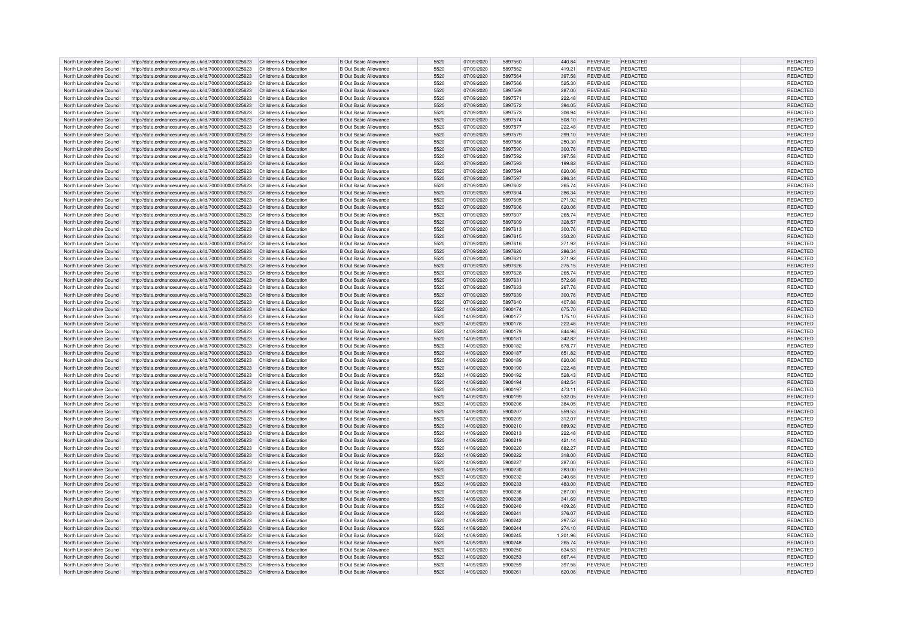| North Lincolnshire Council | http://data.ordnancesurvey.co.uk/id/7000000000025623 | Childrens & Education | B Out Basic Allowance | 5520 | 07/09/2020 | 5897560 | 440.84 | REVENUE | REDACTED | | REDACTED |
|---|---|---|---|---|---|---|---|---|---|---|---|
| North Lincolnshire Council | http://data.ordnancesurvey.co.uk/id/7000000000025623 | Childrens & Education | B Out Basic Allowance | 5520 | 07/09/2020 | 5897562 | 419.21 | REVENUE | REDACTED | | REDACTED |
| North Lincolnshire Council | http://data.ordnancesurvey.co.uk/id/7000000000025623 | Childrens & Education | B Out Basic Allowance | 5520 | 07/09/2020 | 5897564 | 397.58 | REVENUE | REDACTED | | REDACTED |
| North Lincolnshire Council | http://data.ordnancesurvey.co.uk/id/7000000000025623 | Childrens & Education | B Out Basic Allowance | 5520 | 07/09/2020 | 5897566 | 525.30 | REVENUE | REDACTED | | REDACTED |
| North Lincolnshire Council | http://data.ordnancesurvey.co.uk/id/7000000000025623 | Childrens & Education | B Out Basic Allowance | 5520 | 07/09/2020 | 5897569 | 287.00 | REVENUE | REDACTED | | REDACTED |
| North Lincolnshire Council | http://data.ordnancesurvey.co.uk/id/7000000000025623 | Childrens & Education | B Out Basic Allowance | 5520 | 07/09/2020 | 5897571 | 222.48 | REVENUE | REDACTED | | REDACTED |
| North Lincolnshire Council | http://data.ordnancesurvey.co.uk/id/7000000000025623 | Childrens & Education | B Out Basic Allowance | 5520 | 07/09/2020 | 5897572 | 394.05 | REVENUE | REDACTED | | REDACTED |
| North Lincolnshire Council | http://data.ordnancesurvey.co.uk/id/7000000000025623 | Childrens & Education | B Out Basic Allowance | 5520 | 07/09/2020 | 5897573 | 306.94 | REVENUE | REDACTED | | REDACTED |
| North Lincolnshire Council | http://data.ordnancesurvey.co.uk/id/7000000000025623 | Childrens & Education | B Out Basic Allowance | 5520 | 07/09/2020 | 5897574 | 508.10 | REVENUE | REDACTED | | REDACTED |
| North Lincolnshire Council | http://data.ordnancesurvey.co.uk/id/7000000000025623 | Childrens & Education | B Out Basic Allowance | 5520 | 07/09/2020 | 5897577 | 222.48 | REVENUE | REDACTED | | REDACTED |
| North Lincolnshire Council | http://data.ordnancesurvey.co.uk/id/7000000000025623 | Childrens & Education | B Out Basic Allowance | 5520 | 07/09/2020 | 5897579 | 299.10 | REVENUE | REDACTED | | REDACTED |
| North Lincolnshire Council | http://data.ordnancesurvey.co.uk/id/7000000000025623 | Childrens & Education | B Out Basic Allowance | 5520 | 07/09/2020 | 5897586 | 250.30 | REVENUE | REDACTED | | REDACTED |
| North Lincolnshire Council | http://data.ordnancesurvey.co.uk/id/7000000000025623 | Childrens & Education | B Out Basic Allowance | 5520 | 07/09/2020 | 5897590 | 300.76 | REVENUE | REDACTED | | REDACTED |
| North Lincolnshire Council | http://data.ordnancesurvey.co.uk/id/7000000000025623 | Childrens & Education | B Out Basic Allowance | 5520 | 07/09/2020 | 5897592 | 397.58 | REVENUE | REDACTED | | REDACTED |
| North Lincolnshire Council | http://data.ordnancesurvey.co.uk/id/7000000000025623 | Childrens & Education | B Out Basic Allowance | 5520 | 07/09/2020 | 5897593 | 199.82 | REVENUE | REDACTED | | REDACTED |
| North Lincolnshire Council | http://data.ordnancesurvey.co.uk/id/7000000000025623 | Childrens & Education | B Out Basic Allowance | 5520 | 07/09/2020 | 5897594 | 620.06 | REVENUE | REDACTED | | REDACTED |
| North Lincolnshire Council | http://data.ordnancesurvey.co.uk/id/7000000000025623 | Childrens & Education | B Out Basic Allowance | 5520 | 07/09/2020 | 5897597 | 286.34 | REVENUE | REDACTED | | REDACTED |
| North Lincolnshire Council | http://data.ordnancesurvey.co.uk/id/7000000000025623 | Childrens & Education | B Out Basic Allowance | 5520 | 07/09/2020 | 5897602 | 265.74 | REVENUE | REDACTED | | REDACTED |
| North Lincolnshire Council | http://data.ordnancesurvey.co.uk/id/7000000000025623 | Childrens & Education | B Out Basic Allowance | 5520 | 07/09/2020 | 5897604 | 286.34 | REVENUE | REDACTED | | REDACTED |
| North Lincolnshire Council | http://data.ordnancesurvey.co.uk/id/7000000000025623 | Childrens & Education | B Out Basic Allowance | 5520 | 07/09/2020 | 5897605 | 271.92 | REVENUE | REDACTED | | REDACTED |
| North Lincolnshire Council | http://data.ordnancesurvey.co.uk/id/7000000000025623 | Childrens & Education | B Out Basic Allowance | 5520 | 07/09/2020 | 5897606 | 620.06 | REVENUE | REDACTED | | REDACTED |
| North Lincolnshire Council | http://data.ordnancesurvey.co.uk/id/7000000000025623 | Childrens & Education | B Out Basic Allowance | 5520 | 07/09/2020 | 5897607 | 265.74 | REVENUE | REDACTED | | REDACTED |
| North Lincolnshire Council | http://data.ordnancesurvey.co.uk/id/7000000000025623 | Childrens & Education | B Out Basic Allowance | 5520 | 07/09/2020 | 5897609 | 328.57 | REVENUE | REDACTED | | REDACTED |
| North Lincolnshire Council | http://data.ordnancesurvey.co.uk/id/7000000000025623 | Childrens & Education | B Out Basic Allowance | 5520 | 07/09/2020 | 5897613 | 300.76 | REVENUE | REDACTED | | REDACTED |
| North Lincolnshire Council | http://data.ordnancesurvey.co.uk/id/7000000000025623 | Childrens & Education | B Out Basic Allowance | 5520 | 07/09/2020 | 5897615 | 350.20 | REVENUE | REDACTED | | REDACTED |
| North Lincolnshire Council | http://data.ordnancesurvey.co.uk/id/7000000000025623 | Childrens & Education | B Out Basic Allowance | 5520 | 07/09/2020 | 5897616 | 271.92 | REVENUE | REDACTED | | REDACTED |
| North Lincolnshire Council | http://data.ordnancesurvey.co.uk/id/7000000000025623 | Childrens & Education | B Out Basic Allowance | 5520 | 07/09/2020 | 5897620 | 286.34 | REVENUE | REDACTED | | REDACTED |
| North Lincolnshire Council | http://data.ordnancesurvey.co.uk/id/7000000000025623 | Childrens & Education | B Out Basic Allowance | 5520 | 07/09/2020 | 5897621 | 271.92 | REVENUE | REDACTED | | REDACTED |
| North Lincolnshire Council | http://data.ordnancesurvey.co.uk/id/7000000000025623 | Childrens & Education | B Out Basic Allowance | 5520 | 07/09/2020 | 5897626 | 275.15 | REVENUE | REDACTED | | REDACTED |
| North Lincolnshire Council | http://data.ordnancesurvey.co.uk/id/7000000000025623 | Childrens & Education | B Out Basic Allowance | 5520 | 07/09/2020 | 5897628 | 265.74 | REVENUE | REDACTED | | REDACTED |
| North Lincolnshire Council | http://data.ordnancesurvey.co.uk/id/7000000000025623 | Childrens & Education | B Out Basic Allowance | 5520 | 07/09/2020 | 5897631 | 572.68 | REVENUE | REDACTED | | REDACTED |
| North Lincolnshire Council | http://data.ordnancesurvey.co.uk/id/7000000000025623 | Childrens & Education | B Out Basic Allowance | 5520 | 07/09/2020 | 5897633 | 267.76 | REVENUE | REDACTED | | REDACTED |
| North Lincolnshire Council | http://data.ordnancesurvey.co.uk/id/7000000000025623 | Childrens & Education | B Out Basic Allowance | 5520 | 07/09/2020 | 5897639 | 300.76 | REVENUE | REDACTED | | REDACTED |
| North Lincolnshire Council | http://data.ordnancesurvey.co.uk/id/7000000000025623 | Childrens & Education | B Out Basic Allowance | 5520 | 07/09/2020 | 5897640 | 407.88 | REVENUE | REDACTED | | REDACTED |
| North Lincolnshire Council | http://data.ordnancesurvey.co.uk/id/7000000000025623 | Childrens & Education | B Out Basic Allowance | 5520 | 14/09/2020 | 5900174 | 675.70 | REVENUE | REDACTED | | REDACTED |
| North Lincolnshire Council | http://data.ordnancesurvey.co.uk/id/7000000000025623 | Childrens & Education | B Out Basic Allowance | 5520 | 14/09/2020 | 5900177 | 175.10 | REVENUE | REDACTED | | REDACTED |
| North Lincolnshire Council | http://data.ordnancesurvey.co.uk/id/7000000000025623 | Childrens & Education | B Out Basic Allowance | 5520 | 14/09/2020 | 5900178 | 222.48 | REVENUE | REDACTED | | REDACTED |
| North Lincolnshire Council | http://data.ordnancesurvey.co.uk/id/7000000000025623 | Childrens & Education | B Out Basic Allowance | 5520 | 14/09/2020 | 5900179 | 844.96 | REVENUE | REDACTED | | REDACTED |
| North Lincolnshire Council | http://data.ordnancesurvey.co.uk/id/7000000000025623 | Childrens & Education | B Out Basic Allowance | 5520 | 14/09/2020 | 5900181 | 342.82 | REVENUE | REDACTED | | REDACTED |
| North Lincolnshire Council | http://data.ordnancesurvey.co.uk/id/7000000000025623 | Childrens & Education | B Out Basic Allowance | 5520 | 14/09/2020 | 5900182 | 678.77 | REVENUE | REDACTED | | REDACTED |
| North Lincolnshire Council | http://data.ordnancesurvey.co.uk/id/7000000000025623 | Childrens & Education | B Out Basic Allowance | 5520 | 14/09/2020 | 5900187 | 651.82 | REVENUE | REDACTED | | REDACTED |
| North Lincolnshire Council | http://data.ordnancesurvey.co.uk/id/7000000000025623 | Childrens & Education | B Out Basic Allowance | 5520 | 14/09/2020 | 5900189 | 620.06 | REVENUE | REDACTED | | REDACTED |
| North Lincolnshire Council | http://data.ordnancesurvey.co.uk/id/7000000000025623 | Childrens & Education | B Out Basic Allowance | 5520 | 14/09/2020 | 5900190 | 222.48 | REVENUE | REDACTED | | REDACTED |
| North Lincolnshire Council | http://data.ordnancesurvey.co.uk/id/7000000000025623 | Childrens & Education | B Out Basic Allowance | 5520 | 14/09/2020 | 5900192 | 528.43 | REVENUE | REDACTED | | REDACTED |
| North Lincolnshire Council | http://data.ordnancesurvey.co.uk/id/7000000000025623 | Childrens & Education | B Out Basic Allowance | 5520 | 14/09/2020 | 5900194 | 842.54 | REVENUE | REDACTED | | REDACTED |
| North Lincolnshire Council | http://data.ordnancesurvey.co.uk/id/7000000000025623 | Childrens & Education | B Out Basic Allowance | 5520 | 14/09/2020 | 5900197 | 473.11 | REVENUE | REDACTED | | REDACTED |
| North Lincolnshire Council | http://data.ordnancesurvey.co.uk/id/7000000000025623 | Childrens & Education | B Out Basic Allowance | 5520 | 14/09/2020 | 5900199 | 532.05 | REVENUE | REDACTED | | REDACTED |
| North Lincolnshire Council | http://data.ordnancesurvey.co.uk/id/7000000000025623 | Childrens & Education | B Out Basic Allowance | 5520 | 14/09/2020 | 5900206 | 384.05 | REVENUE | REDACTED | | REDACTED |
| North Lincolnshire Council | http://data.ordnancesurvey.co.uk/id/7000000000025623 | Childrens & Education | B Out Basic Allowance | 5520 | 14/09/2020 | 5900207 | 559.53 | REVENUE | REDACTED | | REDACTED |
| North Lincolnshire Council | http://data.ordnancesurvey.co.uk/id/7000000000025623 | Childrens & Education | B Out Basic Allowance | 5520 | 14/09/2020 | 5900209 | 312.07 | REVENUE | REDACTED | | REDACTED |
| North Lincolnshire Council | http://data.ordnancesurvey.co.uk/id/7000000000025623 | Childrens & Education | B Out Basic Allowance | 5520 | 14/09/2020 | 5900210 | 889.92 | REVENUE | REDACTED | | REDACTED |
| North Lincolnshire Council | http://data.ordnancesurvey.co.uk/id/7000000000025623 | Childrens & Education | B Out Basic Allowance | 5520 | 14/09/2020 | 5900213 | 222.48 | REVENUE | REDACTED | | REDACTED |
| North Lincolnshire Council | http://data.ordnancesurvey.co.uk/id/7000000000025623 | Childrens & Education | B Out Basic Allowance | 5520 | 14/09/2020 | 5900219 | 421.14 | REVENUE | REDACTED | | REDACTED |
| North Lincolnshire Council | http://data.ordnancesurvey.co.uk/id/7000000000025623 | Childrens & Education | B Out Basic Allowance | 5520 | 14/09/2020 | 5900220 | 682.27 | REVENUE | REDACTED | | REDACTED |
| North Lincolnshire Council | http://data.ordnancesurvey.co.uk/id/7000000000025623 | Childrens & Education | B Out Basic Allowance | 5520 | 14/09/2020 | 5900222 | 318.00 | REVENUE | REDACTED | | REDACTED |
| North Lincolnshire Council | http://data.ordnancesurvey.co.uk/id/7000000000025623 | Childrens & Education | B Out Basic Allowance | 5520 | 14/09/2020 | 5900227 | 287.00 | REVENUE | REDACTED | | REDACTED |
| North Lincolnshire Council | http://data.ordnancesurvey.co.uk/id/7000000000025623 | Childrens & Education | B Out Basic Allowance | 5520 | 14/09/2020 | 5900230 | 283.00 | REVENUE | REDACTED | | REDACTED |
| North Lincolnshire Council | http://data.ordnancesurvey.co.uk/id/7000000000025623 | Childrens & Education | B Out Basic Allowance | 5520 | 14/09/2020 | 5900232 | 240.68 | REVENUE | REDACTED | | REDACTED |
| North Lincolnshire Council | http://data.ordnancesurvey.co.uk/id/7000000000025623 | Childrens & Education | B Out Basic Allowance | 5520 | 14/09/2020 | 5900233 | 483.00 | REVENUE | REDACTED | | REDACTED |
| North Lincolnshire Council | http://data.ordnancesurvey.co.uk/id/7000000000025623 | Childrens & Education | B Out Basic Allowance | 5520 | 14/09/2020 | 5900236 | 287.00 | REVENUE | REDACTED | | REDACTED |
| North Lincolnshire Council | http://data.ordnancesurvey.co.uk/id/7000000000025623 | Childrens & Education | B Out Basic Allowance | 5520 | 14/09/2020 | 5900238 | 341.69 | REVENUE | REDACTED | | REDACTED |
| North Lincolnshire Council | http://data.ordnancesurvey.co.uk/id/7000000000025623 | Childrens & Education | B Out Basic Allowance | 5520 | 14/09/2020 | 5900240 | 409.26 | REVENUE | REDACTED | | REDACTED |
| North Lincolnshire Council | http://data.ordnancesurvey.co.uk/id/7000000000025623 | Childrens & Education | B Out Basic Allowance | 5520 | 14/09/2020 | 5900241 | 376.07 | REVENUE | REDACTED | | REDACTED |
| North Lincolnshire Council | http://data.ordnancesurvey.co.uk/id/7000000000025623 | Childrens & Education | B Out Basic Allowance | 5520 | 14/09/2020 | 5900242 | 297.52 | REVENUE | REDACTED | | REDACTED |
| North Lincolnshire Council | http://data.ordnancesurvey.co.uk/id/7000000000025623 | Childrens & Education | B Out Basic Allowance | 5520 | 14/09/2020 | 5900244 | 274.10 | REVENUE | REDACTED | | REDACTED |
| North Lincolnshire Council | http://data.ordnancesurvey.co.uk/id/7000000000025623 | Childrens & Education | B Out Basic Allowance | 5520 | 14/09/2020 | 5900245 | 1,201.96 | REVENUE | REDACTED | | REDACTED |
| North Lincolnshire Council | http://data.ordnancesurvey.co.uk/id/7000000000025623 | Childrens & Education | B Out Basic Allowance | 5520 | 14/09/2020 | 5900248 | 265.74 | REVENUE | REDACTED | | REDACTED |
| North Lincolnshire Council | http://data.ordnancesurvey.co.uk/id/7000000000025623 | Childrens & Education | B Out Basic Allowance | 5520 | 14/09/2020 | 5900250 | 634.53 | REVENUE | REDACTED | | REDACTED |
| North Lincolnshire Council | http://data.ordnancesurvey.co.uk/id/7000000000025623 | Childrens & Education | B Out Basic Allowance | 5520 | 14/09/2020 | 5900253 | 667.44 | REVENUE | REDACTED | | REDACTED |
| North Lincolnshire Council | http://data.ordnancesurvey.co.uk/id/7000000000025623 | Childrens & Education | B Out Basic Allowance | 5520 | 14/09/2020 | 5900259 | 397.58 | REVENUE | REDACTED | | REDACTED |
| North Lincolnshire Council | http://data.ordnancesurvey.co.uk/id/7000000000025623 | Childrens & Education | B Out Basic Allowance | 5520 | 14/09/2020 | 5900261 | 620.06 | REVENUE | REDACTED | | REDACTED |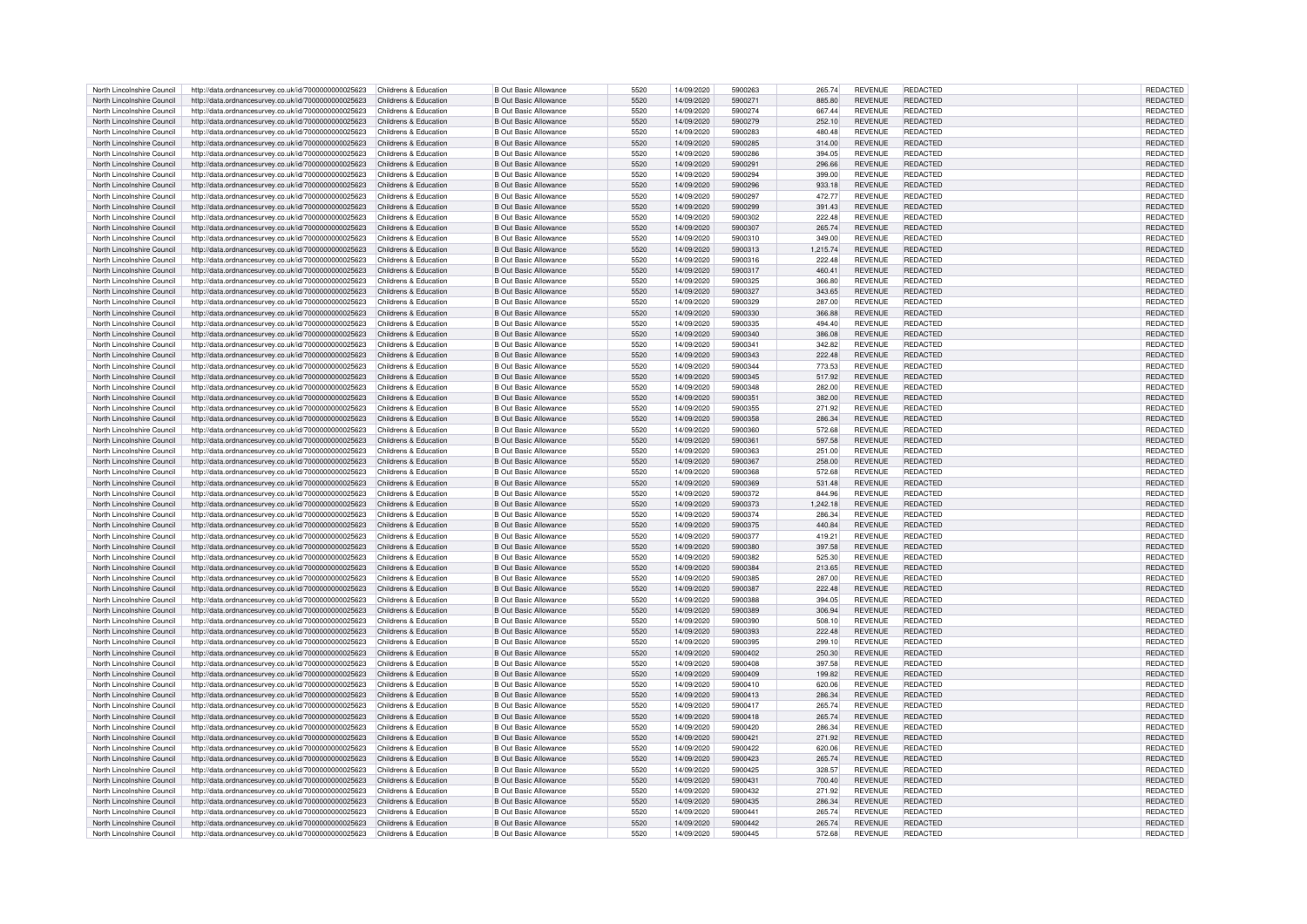| | | | | | | | | | | | |
|---|---|---|---|---|---|---|---|---|---|---|---|
| North Lincolnshire Council | http://data.ordnancesurvey.co.uk/id/7000000000025623 | Childrens & Education | B Out Basic Allowance | 5520 | 14/09/2020 | 5900263 | 265.74 | REVENUE | REDACTED | | REDACTED |
| North Lincolnshire Council | http://data.ordnancesurvey.co.uk/id/7000000000025623 | Childrens & Education | B Out Basic Allowance | 5520 | 14/09/2020 | 5900271 | 885.80 | REVENUE | REDACTED | | REDACTED |
| North Lincolnshire Council | http://data.ordnancesurvey.co.uk/id/7000000000025623 | Childrens & Education | B Out Basic Allowance | 5520 | 14/09/2020 | 5900274 | 667.44 | REVENUE | REDACTED | | REDACTED |
| North Lincolnshire Council | http://data.ordnancesurvey.co.uk/id/7000000000025623 | Childrens & Education | B Out Basic Allowance | 5520 | 14/09/2020 | 5900279 | 252.10 | REVENUE | REDACTED | | REDACTED |
| North Lincolnshire Council | http://data.ordnancesurvey.co.uk/id/7000000000025623 | Childrens & Education | B Out Basic Allowance | 5520 | 14/09/2020 | 5900283 | 480.48 | REVENUE | REDACTED | | REDACTED |
| North Lincolnshire Council | http://data.ordnancesurvey.co.uk/id/7000000000025623 | Childrens & Education | B Out Basic Allowance | 5520 | 14/09/2020 | 5900285 | 314.00 | REVENUE | REDACTED | | REDACTED |
| North Lincolnshire Council | http://data.ordnancesurvey.co.uk/id/7000000000025623 | Childrens & Education | B Out Basic Allowance | 5520 | 14/09/2020 | 5900286 | 394.05 | REVENUE | REDACTED | | REDACTED |
| North Lincolnshire Council | http://data.ordnancesurvey.co.uk/id/7000000000025623 | Childrens & Education | B Out Basic Allowance | 5520 | 14/09/2020 | 5900291 | 296.66 | REVENUE | REDACTED | | REDACTED |
| North Lincolnshire Council | http://data.ordnancesurvey.co.uk/id/7000000000025623 | Childrens & Education | B Out Basic Allowance | 5520 | 14/09/2020 | 5900294 | 399.00 | REVENUE | REDACTED | | REDACTED |
| North Lincolnshire Council | http://data.ordnancesurvey.co.uk/id/7000000000025623 | Childrens & Education | B Out Basic Allowance | 5520 | 14/09/2020 | 5900296 | 933.18 | REVENUE | REDACTED | | REDACTED |
| North Lincolnshire Council | http://data.ordnancesurvey.co.uk/id/7000000000025623 | Childrens & Education | B Out Basic Allowance | 5520 | 14/09/2020 | 5900297 | 472.77 | REVENUE | REDACTED | | REDACTED |
| North Lincolnshire Council | http://data.ordnancesurvey.co.uk/id/7000000000025623 | Childrens & Education | B Out Basic Allowance | 5520 | 14/09/2020 | 5900299 | 391.43 | REVENUE | REDACTED | | REDACTED |
| North Lincolnshire Council | http://data.ordnancesurvey.co.uk/id/7000000000025623 | Childrens & Education | B Out Basic Allowance | 5520 | 14/09/2020 | 5900302 | 222.48 | REVENUE | REDACTED | | REDACTED |
| North Lincolnshire Council | http://data.ordnancesurvey.co.uk/id/7000000000025623 | Childrens & Education | B Out Basic Allowance | 5520 | 14/09/2020 | 5900307 | 265.74 | REVENUE | REDACTED | | REDACTED |
| North Lincolnshire Council | http://data.ordnancesurvey.co.uk/id/7000000000025623 | Childrens & Education | B Out Basic Allowance | 5520 | 14/09/2020 | 5900310 | 349.00 | REVENUE | REDACTED | | REDACTED |
| North Lincolnshire Council | http://data.ordnancesurvey.co.uk/id/7000000000025623 | Childrens & Education | B Out Basic Allowance | 5520 | 14/09/2020 | 5900313 | 1,215.74 | REVENUE | REDACTED | | REDACTED |
| North Lincolnshire Council | http://data.ordnancesurvey.co.uk/id/7000000000025623 | Childrens & Education | B Out Basic Allowance | 5520 | 14/09/2020 | 5900316 | 222.48 | REVENUE | REDACTED | | REDACTED |
| North Lincolnshire Council | http://data.ordnancesurvey.co.uk/id/7000000000025623 | Childrens & Education | B Out Basic Allowance | 5520 | 14/09/2020 | 5900317 | 460.41 | REVENUE | REDACTED | | REDACTED |
| North Lincolnshire Council | http://data.ordnancesurvey.co.uk/id/7000000000025623 | Childrens & Education | B Out Basic Allowance | 5520 | 14/09/2020 | 5900325 | 366.80 | REVENUE | REDACTED | | REDACTED |
| North Lincolnshire Council | http://data.ordnancesurvey.co.uk/id/7000000000025623 | Childrens & Education | B Out Basic Allowance | 5520 | 14/09/2020 | 5900327 | 343.65 | REVENUE | REDACTED | | REDACTED |
| North Lincolnshire Council | http://data.ordnancesurvey.co.uk/id/7000000000025623 | Childrens & Education | B Out Basic Allowance | 5520 | 14/09/2020 | 5900329 | 287.00 | REVENUE | REDACTED | | REDACTED |
| North Lincolnshire Council | http://data.ordnancesurvey.co.uk/id/7000000000025623 | Childrens & Education | B Out Basic Allowance | 5520 | 14/09/2020 | 5900330 | 366.88 | REVENUE | REDACTED | | REDACTED |
| North Lincolnshire Council | http://data.ordnancesurvey.co.uk/id/7000000000025623 | Childrens & Education | B Out Basic Allowance | 5520 | 14/09/2020 | 5900335 | 494.40 | REVENUE | REDACTED | | REDACTED |
| North Lincolnshire Council | http://data.ordnancesurvey.co.uk/id/7000000000025623 | Childrens & Education | B Out Basic Allowance | 5520 | 14/09/2020 | 5900340 | 386.08 | REVENUE | REDACTED | | REDACTED |
| North Lincolnshire Council | http://data.ordnancesurvey.co.uk/id/7000000000025623 | Childrens & Education | B Out Basic Allowance | 5520 | 14/09/2020 | 5900341 | 342.82 | REVENUE | REDACTED | | REDACTED |
| North Lincolnshire Council | http://data.ordnancesurvey.co.uk/id/7000000000025623 | Childrens & Education | B Out Basic Allowance | 5520 | 14/09/2020 | 5900343 | 222.48 | REVENUE | REDACTED | | REDACTED |
| North Lincolnshire Council | http://data.ordnancesurvey.co.uk/id/7000000000025623 | Childrens & Education | B Out Basic Allowance | 5520 | 14/09/2020 | 5900344 | 773.53 | REVENUE | REDACTED | | REDACTED |
| North Lincolnshire Council | http://data.ordnancesurvey.co.uk/id/7000000000025623 | Childrens & Education | B Out Basic Allowance | 5520 | 14/09/2020 | 5900345 | 517.92 | REVENUE | REDACTED | | REDACTED |
| North Lincolnshire Council | http://data.ordnancesurvey.co.uk/id/7000000000025623 | Childrens & Education | B Out Basic Allowance | 5520 | 14/09/2020 | 5900348 | 282.00 | REVENUE | REDACTED | | REDACTED |
| North Lincolnshire Council | http://data.ordnancesurvey.co.uk/id/7000000000025623 | Childrens & Education | B Out Basic Allowance | 5520 | 14/09/2020 | 5900351 | 382.00 | REVENUE | REDACTED | | REDACTED |
| North Lincolnshire Council | http://data.ordnancesurvey.co.uk/id/7000000000025623 | Childrens & Education | B Out Basic Allowance | 5520 | 14/09/2020 | 5900355 | 271.92 | REVENUE | REDACTED | | REDACTED |
| North Lincolnshire Council | http://data.ordnancesurvey.co.uk/id/7000000000025623 | Childrens & Education | B Out Basic Allowance | 5520 | 14/09/2020 | 5900358 | 286.34 | REVENUE | REDACTED | | REDACTED |
| North Lincolnshire Council | http://data.ordnancesurvey.co.uk/id/7000000000025623 | Childrens & Education | B Out Basic Allowance | 5520 | 14/09/2020 | 5900360 | 572.68 | REVENUE | REDACTED | | REDACTED |
| North Lincolnshire Council | http://data.ordnancesurvey.co.uk/id/7000000000025623 | Childrens & Education | B Out Basic Allowance | 5520 | 14/09/2020 | 5900361 | 597.58 | REVENUE | REDACTED | | REDACTED |
| North Lincolnshire Council | http://data.ordnancesurvey.co.uk/id/7000000000025623 | Childrens & Education | B Out Basic Allowance | 5520 | 14/09/2020 | 5900363 | 251.00 | REVENUE | REDACTED | | REDACTED |
| North Lincolnshire Council | http://data.ordnancesurvey.co.uk/id/7000000000025623 | Childrens & Education | B Out Basic Allowance | 5520 | 14/09/2020 | 5900367 | 258.00 | REVENUE | REDACTED | | REDACTED |
| North Lincolnshire Council | http://data.ordnancesurvey.co.uk/id/7000000000025623 | Childrens & Education | B Out Basic Allowance | 5520 | 14/09/2020 | 5900368 | 572.68 | REVENUE | REDACTED | | REDACTED |
| North Lincolnshire Council | http://data.ordnancesurvey.co.uk/id/7000000000025623 | Childrens & Education | B Out Basic Allowance | 5520 | 14/09/2020 | 5900369 | 531.48 | REVENUE | REDACTED | | REDACTED |
| North Lincolnshire Council | http://data.ordnancesurvey.co.uk/id/7000000000025623 | Childrens & Education | B Out Basic Allowance | 5520 | 14/09/2020 | 5900372 | 844.96 | REVENUE | REDACTED | | REDACTED |
| North Lincolnshire Council | http://data.ordnancesurvey.co.uk/id/7000000000025623 | Childrens & Education | B Out Basic Allowance | 5520 | 14/09/2020 | 5900373 | 1,242.18 | REVENUE | REDACTED | | REDACTED |
| North Lincolnshire Council | http://data.ordnancesurvey.co.uk/id/7000000000025623 | Childrens & Education | B Out Basic Allowance | 5520 | 14/09/2020 | 5900374 | 286.34 | REVENUE | REDACTED | | REDACTED |
| North Lincolnshire Council | http://data.ordnancesurvey.co.uk/id/7000000000025623 | Childrens & Education | B Out Basic Allowance | 5520 | 14/09/2020 | 5900375 | 440.84 | REVENUE | REDACTED | | REDACTED |
| North Lincolnshire Council | http://data.ordnancesurvey.co.uk/id/7000000000025623 | Childrens & Education | B Out Basic Allowance | 5520 | 14/09/2020 | 5900377 | 419.21 | REVENUE | REDACTED | | REDACTED |
| North Lincolnshire Council | http://data.ordnancesurvey.co.uk/id/7000000000025623 | Childrens & Education | B Out Basic Allowance | 5520 | 14/09/2020 | 5900380 | 397.58 | REVENUE | REDACTED | | REDACTED |
| North Lincolnshire Council | http://data.ordnancesurvey.co.uk/id/7000000000025623 | Childrens & Education | B Out Basic Allowance | 5520 | 14/09/2020 | 5900382 | 525.30 | REVENUE | REDACTED | | REDACTED |
| North Lincolnshire Council | http://data.ordnancesurvey.co.uk/id/7000000000025623 | Childrens & Education | B Out Basic Allowance | 5520 | 14/09/2020 | 5900384 | 213.65 | REVENUE | REDACTED | | REDACTED |
| North Lincolnshire Council | http://data.ordnancesurvey.co.uk/id/7000000000025623 | Childrens & Education | B Out Basic Allowance | 5520 | 14/09/2020 | 5900385 | 287.00 | REVENUE | REDACTED | | REDACTED |
| North Lincolnshire Council | http://data.ordnancesurvey.co.uk/id/7000000000025623 | Childrens & Education | B Out Basic Allowance | 5520 | 14/09/2020 | 5900387 | 222.48 | REVENUE | REDACTED | | REDACTED |
| North Lincolnshire Council | http://data.ordnancesurvey.co.uk/id/7000000000025623 | Childrens & Education | B Out Basic Allowance | 5520 | 14/09/2020 | 5900388 | 394.05 | REVENUE | REDACTED | | REDACTED |
| North Lincolnshire Council | http://data.ordnancesurvey.co.uk/id/7000000000025623 | Childrens & Education | B Out Basic Allowance | 5520 | 14/09/2020 | 5900389 | 306.94 | REVENUE | REDACTED | | REDACTED |
| North Lincolnshire Council | http://data.ordnancesurvey.co.uk/id/7000000000025623 | Childrens & Education | B Out Basic Allowance | 5520 | 14/09/2020 | 5900390 | 508.10 | REVENUE | REDACTED | | REDACTED |
| North Lincolnshire Council | http://data.ordnancesurvey.co.uk/id/7000000000025623 | Childrens & Education | B Out Basic Allowance | 5520 | 14/09/2020 | 5900393 | 222.48 | REVENUE | REDACTED | | REDACTED |
| North Lincolnshire Council | http://data.ordnancesurvey.co.uk/id/7000000000025623 | Childrens & Education | B Out Basic Allowance | 5520 | 14/09/2020 | 5900395 | 299.10 | REVENUE | REDACTED | | REDACTED |
| North Lincolnshire Council | http://data.ordnancesurvey.co.uk/id/7000000000025623 | Childrens & Education | B Out Basic Allowance | 5520 | 14/09/2020 | 5900402 | 250.30 | REVENUE | REDACTED | | REDACTED |
| North Lincolnshire Council | http://data.ordnancesurvey.co.uk/id/7000000000025623 | Childrens & Education | B Out Basic Allowance | 5520 | 14/09/2020 | 5900408 | 397.58 | REVENUE | REDACTED | | REDACTED |
| North Lincolnshire Council | http://data.ordnancesurvey.co.uk/id/7000000000025623 | Childrens & Education | B Out Basic Allowance | 5520 | 14/09/2020 | 5900409 | 199.82 | REVENUE | REDACTED | | REDACTED |
| North Lincolnshire Council | http://data.ordnancesurvey.co.uk/id/7000000000025623 | Childrens & Education | B Out Basic Allowance | 5520 | 14/09/2020 | 5900410 | 620.06 | REVENUE | REDACTED | | REDACTED |
| North Lincolnshire Council | http://data.ordnancesurvey.co.uk/id/7000000000025623 | Childrens & Education | B Out Basic Allowance | 5520 | 14/09/2020 | 5900413 | 286.34 | REVENUE | REDACTED | | REDACTED |
| North Lincolnshire Council | http://data.ordnancesurvey.co.uk/id/7000000000025623 | Childrens & Education | B Out Basic Allowance | 5520 | 14/09/2020 | 5900417 | 265.74 | REVENUE | REDACTED | | REDACTED |
| North Lincolnshire Council | http://data.ordnancesurvey.co.uk/id/7000000000025623 | Childrens & Education | B Out Basic Allowance | 5520 | 14/09/2020 | 5900418 | 265.74 | REVENUE | REDACTED | | REDACTED |
| North Lincolnshire Council | http://data.ordnancesurvey.co.uk/id/7000000000025623 | Childrens & Education | B Out Basic Allowance | 5520 | 14/09/2020 | 5900420 | 286.34 | REVENUE | REDACTED | | REDACTED |
| North Lincolnshire Council | http://data.ordnancesurvey.co.uk/id/7000000000025623 | Childrens & Education | B Out Basic Allowance | 5520 | 14/09/2020 | 5900421 | 271.92 | REVENUE | REDACTED | | REDACTED |
| North Lincolnshire Council | http://data.ordnancesurvey.co.uk/id/7000000000025623 | Childrens & Education | B Out Basic Allowance | 5520 | 14/09/2020 | 5900422 | 620.06 | REVENUE | REDACTED | | REDACTED |
| North Lincolnshire Council | http://data.ordnancesurvey.co.uk/id/7000000000025623 | Childrens & Education | B Out Basic Allowance | 5520 | 14/09/2020 | 5900423 | 265.74 | REVENUE | REDACTED | | REDACTED |
| North Lincolnshire Council | http://data.ordnancesurvey.co.uk/id/7000000000025623 | Childrens & Education | B Out Basic Allowance | 5520 | 14/09/2020 | 5900425 | 328.57 | REVENUE | REDACTED | | REDACTED |
| North Lincolnshire Council | http://data.ordnancesurvey.co.uk/id/7000000000025623 | Childrens & Education | B Out Basic Allowance | 5520 | 14/09/2020 | 5900431 | 700.40 | REVENUE | REDACTED | | REDACTED |
| North Lincolnshire Council | http://data.ordnancesurvey.co.uk/id/7000000000025623 | Childrens & Education | B Out Basic Allowance | 5520 | 14/09/2020 | 5900432 | 271.92 | REVENUE | REDACTED | | REDACTED |
| North Lincolnshire Council | http://data.ordnancesurvey.co.uk/id/7000000000025623 | Childrens & Education | B Out Basic Allowance | 5520 | 14/09/2020 | 5900435 | 286.34 | REVENUE | REDACTED | | REDACTED |
| North Lincolnshire Council | http://data.ordnancesurvey.co.uk/id/7000000000025623 | Childrens & Education | B Out Basic Allowance | 5520 | 14/09/2020 | 5900441 | 265.74 | REVENUE | REDACTED | | REDACTED |
| North Lincolnshire Council | http://data.ordnancesurvey.co.uk/id/7000000000025623 | Childrens & Education | B Out Basic Allowance | 5520 | 14/09/2020 | 5900442 | 265.74 | REVENUE | REDACTED | | REDACTED |
| North Lincolnshire Council | http://data.ordnancesurvey.co.uk/id/7000000000025623 | Childrens & Education | B Out Basic Allowance | 5520 | 14/09/2020 | 5900445 | 572.68 | REVENUE | REDACTED | | REDACTED |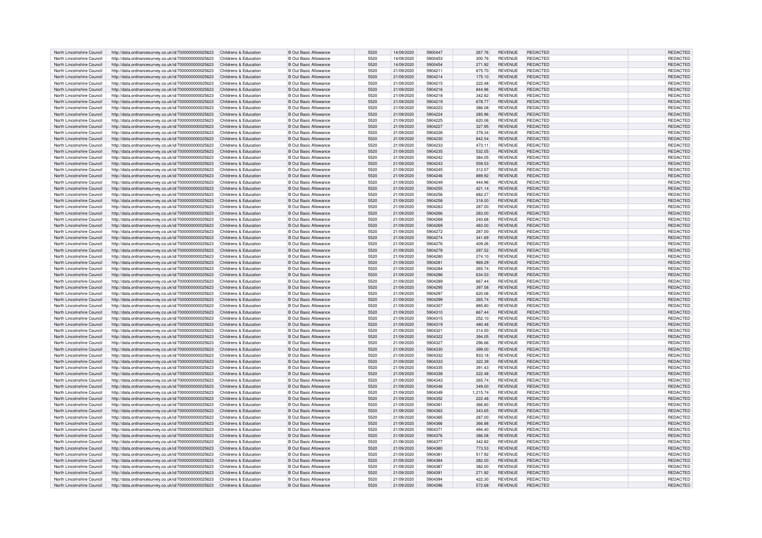| North Lincolnshire Council | http://data.ordnancesurvey.co.uk/id/7000000000025623 | Childrens & Education | B Out Basic Allowance | 5520 | 14/09/2020 | 5900447 | 267.76 | REVENUE | REDACTED | | REDACTED |
|---|---|---|---|---|---|---|---|---|---|---|---|
| North Lincolnshire Council | http://data.ordnancesurvey.co.uk/id/7000000000025623 | Childrens & Education | B Out Basic Allowance | 5520 | 14/09/2020 | 5900453 | 300.76 | REVENUE | REDACTED | | REDACTED |
| North Lincolnshire Council | http://data.ordnancesurvey.co.uk/id/7000000000025623 | Childrens & Education | B Out Basic Allowance | 5520 | 14/09/2020 | 5900454 | 271.92 | REVENUE | REDACTED | | REDACTED |
| North Lincolnshire Council | http://data.ordnancesurvey.co.uk/id/7000000000025623 | Childrens & Education | B Out Basic Allowance | 5520 | 21/09/2020 | 5904211 | 675.70 | REVENUE | REDACTED | | REDACTED |
| North Lincolnshire Council | http://data.ordnancesurvey.co.uk/id/7000000000025623 | Childrens & Education | B Out Basic Allowance | 5520 | 21/09/2020 | 5904214 | 175.10 | REVENUE | REDACTED | | REDACTED |
| North Lincolnshire Council | http://data.ordnancesurvey.co.uk/id/7000000000025623 | Childrens & Education | B Out Basic Allowance | 5520 | 21/09/2020 | 5904215 | 222.48 | REVENUE | REDACTED | | REDACTED |
| North Lincolnshire Council | http://data.ordnancesurvey.co.uk/id/7000000000025623 | Childrens & Education | B Out Basic Allowance | 5520 | 21/09/2020 | 5904216 | 844.96 | REVENUE | REDACTED | | REDACTED |
| North Lincolnshire Council | http://data.ordnancesurvey.co.uk/id/7000000000025623 | Childrens & Education | B Out Basic Allowance | 5520 | 21/09/2020 | 5904218 | 342.82 | REVENUE | REDACTED | | REDACTED |
| North Lincolnshire Council | http://data.ordnancesurvey.co.uk/id/7000000000025623 | Childrens & Education | B Out Basic Allowance | 5520 | 21/09/2020 | 5904219 | 678.77 | REVENUE | REDACTED | | REDACTED |
| North Lincolnshire Council | http://data.ordnancesurvey.co.uk/id/7000000000025623 | Childrens & Education | B Out Basic Allowance | 5520 | 21/09/2020 | 5904223 | 386.08 | REVENUE | REDACTED | | REDACTED |
| North Lincolnshire Council | http://data.ordnancesurvey.co.uk/id/7000000000025623 | Childrens & Education | B Out Basic Allowance | 5520 | 21/09/2020 | 5904224 | 285.96 | REVENUE | REDACTED | | REDACTED |
| North Lincolnshire Council | http://data.ordnancesurvey.co.uk/id/7000000000025623 | Childrens & Education | B Out Basic Allowance | 5520 | 21/09/2020 | 5904225 | 620.06 | REVENUE | REDACTED | | REDACTED |
| North Lincolnshire Council | http://data.ordnancesurvey.co.uk/id/7000000000025623 | Childrens & Education | B Out Basic Allowance | 5520 | 21/09/2020 | 5904227 | 327.95 | REVENUE | REDACTED | | REDACTED |
| North Lincolnshire Council | http://data.ordnancesurvey.co.uk/id/7000000000025623 | Childrens & Education | B Out Basic Allowance | 5520 | 21/09/2020 | 5904228 | 378.34 | REVENUE | REDACTED | | REDACTED |
| North Lincolnshire Council | http://data.ordnancesurvey.co.uk/id/7000000000025623 | Childrens & Education | B Out Basic Allowance | 5520 | 21/09/2020 | 5904230 | 842.54 | REVENUE | REDACTED | | REDACTED |
| North Lincolnshire Council | http://data.ordnancesurvey.co.uk/id/7000000000025623 | Childrens & Education | B Out Basic Allowance | 5520 | 21/09/2020 | 5904233 | 473.11 | REVENUE | REDACTED | | REDACTED |
| North Lincolnshire Council | http://data.ordnancesurvey.co.uk/id/7000000000025623 | Childrens & Education | B Out Basic Allowance | 5520 | 21/09/2020 | 5904235 | 532.05 | REVENUE | REDACTED | | REDACTED |
| North Lincolnshire Council | http://data.ordnancesurvey.co.uk/id/7000000000025623 | Childrens & Education | B Out Basic Allowance | 5520 | 21/09/2020 | 5904242 | 384.05 | REVENUE | REDACTED | | REDACTED |
| North Lincolnshire Council | http://data.ordnancesurvey.co.uk/id/7000000000025623 | Childrens & Education | B Out Basic Allowance | 5520 | 21/09/2020 | 5904243 | 559.53 | REVENUE | REDACTED | | REDACTED |
| North Lincolnshire Council | http://data.ordnancesurvey.co.uk/id/7000000000025623 | Childrens & Education | B Out Basic Allowance | 5520 | 21/09/2020 | 5904245 | 312.07 | REVENUE | REDACTED | | REDACTED |
| North Lincolnshire Council | http://data.ordnancesurvey.co.uk/id/7000000000025623 | Childrens & Education | B Out Basic Allowance | 5520 | 21/09/2020 | 5904246 | 889.92 | REVENUE | REDACTED | | REDACTED |
| North Lincolnshire Council | http://data.ordnancesurvey.co.uk/id/7000000000025623 | Childrens & Education | B Out Basic Allowance | 5520 | 21/09/2020 | 5904249 | 444.96 | REVENUE | REDACTED | | REDACTED |
| North Lincolnshire Council | http://data.ordnancesurvey.co.uk/id/7000000000025623 | Childrens & Education | B Out Basic Allowance | 5520 | 21/09/2020 | 5904255 | 421.14 | REVENUE | REDACTED | | REDACTED |
| North Lincolnshire Council | http://data.ordnancesurvey.co.uk/id/7000000000025623 | Childrens & Education | B Out Basic Allowance | 5520 | 21/09/2020 | 5904256 | 682.27 | REVENUE | REDACTED | | REDACTED |
| North Lincolnshire Council | http://data.ordnancesurvey.co.uk/id/7000000000025623 | Childrens & Education | B Out Basic Allowance | 5520 | 21/09/2020 | 5904258 | 318.00 | REVENUE | REDACTED | | REDACTED |
| North Lincolnshire Council | http://data.ordnancesurvey.co.uk/id/7000000000025623 | Childrens & Education | B Out Basic Allowance | 5520 | 21/09/2020 | 5904263 | 287.00 | REVENUE | REDACTED | | REDACTED |
| North Lincolnshire Council | http://data.ordnancesurvey.co.uk/id/7000000000025623 | Childrens & Education | B Out Basic Allowance | 5520 | 21/09/2020 | 5904266 | 283.00 | REVENUE | REDACTED | | REDACTED |
| North Lincolnshire Council | http://data.ordnancesurvey.co.uk/id/7000000000025623 | Childrens & Education | B Out Basic Allowance | 5520 | 21/09/2020 | 5904268 | 240.68 | REVENUE | REDACTED | | REDACTED |
| North Lincolnshire Council | http://data.ordnancesurvey.co.uk/id/7000000000025623 | Childrens & Education | B Out Basic Allowance | 5520 | 21/09/2020 | 5904269 | 483.00 | REVENUE | REDACTED | | REDACTED |
| North Lincolnshire Council | http://data.ordnancesurvey.co.uk/id/7000000000025623 | Childrens & Education | B Out Basic Allowance | 5520 | 21/09/2020 | 5904272 | 287.00 | REVENUE | REDACTED | | REDACTED |
| North Lincolnshire Council | http://data.ordnancesurvey.co.uk/id/7000000000025623 | Childrens & Education | B Out Basic Allowance | 5520 | 21/09/2020 | 5904274 | 341.69 | REVENUE | REDACTED | | REDACTED |
| North Lincolnshire Council | http://data.ordnancesurvey.co.uk/id/7000000000025623 | Childrens & Education | B Out Basic Allowance | 5520 | 21/09/2020 | 5904276 | 409.26 | REVENUE | REDACTED | | REDACTED |
| North Lincolnshire Council | http://data.ordnancesurvey.co.uk/id/7000000000025623 | Childrens & Education | B Out Basic Allowance | 5520 | 21/09/2020 | 5904278 | 297.52 | REVENUE | REDACTED | | REDACTED |
| North Lincolnshire Council | http://data.ordnancesurvey.co.uk/id/7000000000025623 | Childrens & Education | B Out Basic Allowance | 5520 | 21/09/2020 | 5904280 | 274.10 | REVENUE | REDACTED | | REDACTED |
| North Lincolnshire Council | http://data.ordnancesurvey.co.uk/id/7000000000025623 | Childrens & Education | B Out Basic Allowance | 5520 | 21/09/2020 | 5904281 | 969.29 | REVENUE | REDACTED | | REDACTED |
| North Lincolnshire Council | http://data.ordnancesurvey.co.uk/id/7000000000025623 | Childrens & Education | B Out Basic Allowance | 5520 | 21/09/2020 | 5904284 | 265.74 | REVENUE | REDACTED | | REDACTED |
| North Lincolnshire Council | http://data.ordnancesurvey.co.uk/id/7000000000025623 | Childrens & Education | B Out Basic Allowance | 5520 | 21/09/2020 | 5904286 | 634.53 | REVENUE | REDACTED | | REDACTED |
| North Lincolnshire Council | http://data.ordnancesurvey.co.uk/id/7000000000025623 | Childrens & Education | B Out Basic Allowance | 5520 | 21/09/2020 | 5904289 | 667.44 | REVENUE | REDACTED | | REDACTED |
| North Lincolnshire Council | http://data.ordnancesurvey.co.uk/id/7000000000025623 | Childrens & Education | B Out Basic Allowance | 5520 | 21/09/2020 | 5904295 | 397.58 | REVENUE | REDACTED | | REDACTED |
| North Lincolnshire Council | http://data.ordnancesurvey.co.uk/id/7000000000025623 | Childrens & Education | B Out Basic Allowance | 5520 | 21/09/2020 | 5904297 | 620.06 | REVENUE | REDACTED | | REDACTED |
| North Lincolnshire Council | http://data.ordnancesurvey.co.uk/id/7000000000025623 | Childrens & Education | B Out Basic Allowance | 5520 | 21/09/2020 | 5904299 | 265.74 | REVENUE | REDACTED | | REDACTED |
| North Lincolnshire Council | http://data.ordnancesurvey.co.uk/id/7000000000025623 | Childrens & Education | B Out Basic Allowance | 5520 | 21/09/2020 | 5904307 | 885.80 | REVENUE | REDACTED | | REDACTED |
| North Lincolnshire Council | http://data.ordnancesurvey.co.uk/id/7000000000025623 | Childrens & Education | B Out Basic Allowance | 5520 | 21/09/2020 | 5904310 | 667.44 | REVENUE | REDACTED | | REDACTED |
| North Lincolnshire Council | http://data.ordnancesurvey.co.uk/id/7000000000025623 | Childrens & Education | B Out Basic Allowance | 5520 | 21/09/2020 | 5904315 | 252.10 | REVENUE | REDACTED | | REDACTED |
| North Lincolnshire Council | http://data.ordnancesurvey.co.uk/id/7000000000025623 | Childrens & Education | B Out Basic Allowance | 5520 | 21/09/2020 | 5904319 | 480.48 | REVENUE | REDACTED | | REDACTED |
| North Lincolnshire Council | http://data.ordnancesurvey.co.uk/id/7000000000025623 | Childrens & Education | B Out Basic Allowance | 5520 | 21/09/2020 | 5904321 | 314.00 | REVENUE | REDACTED | | REDACTED |
| North Lincolnshire Council | http://data.ordnancesurvey.co.uk/id/7000000000025623 | Childrens & Education | B Out Basic Allowance | 5520 | 21/09/2020 | 5904322 | 394.05 | REVENUE | REDACTED | | REDACTED |
| North Lincolnshire Council | http://data.ordnancesurvey.co.uk/id/7000000000025623 | Childrens & Education | B Out Basic Allowance | 5520 | 21/09/2020 | 5904327 | 296.66 | REVENUE | REDACTED | | REDACTED |
| North Lincolnshire Council | http://data.ordnancesurvey.co.uk/id/7000000000025623 | Childrens & Education | B Out Basic Allowance | 5520 | 21/09/2020 | 5904330 | 399.00 | REVENUE | REDACTED | | REDACTED |
| North Lincolnshire Council | http://data.ordnancesurvey.co.uk/id/7000000000025623 | Childrens & Education | B Out Basic Allowance | 5520 | 21/09/2020 | 5904332 | 933.18 | REVENUE | REDACTED | | REDACTED |
| North Lincolnshire Council | http://data.ordnancesurvey.co.uk/id/7000000000025623 | Childrens & Education | B Out Basic Allowance | 5520 | 21/09/2020 | 5904333 | 322.39 | REVENUE | REDACTED | | REDACTED |
| North Lincolnshire Council | http://data.ordnancesurvey.co.uk/id/7000000000025623 | Childrens & Education | B Out Basic Allowance | 5520 | 21/09/2020 | 5904335 | 391.43 | REVENUE | REDACTED | | REDACTED |
| North Lincolnshire Council | http://data.ordnancesurvey.co.uk/id/7000000000025623 | Childrens & Education | B Out Basic Allowance | 5520 | 21/09/2020 | 5904338 | 222.48 | REVENUE | REDACTED | | REDACTED |
| North Lincolnshire Council | http://data.ordnancesurvey.co.uk/id/7000000000025623 | Childrens & Education | B Out Basic Allowance | 5520 | 21/09/2020 | 5904343 | 265.74 | REVENUE | REDACTED | | REDACTED |
| North Lincolnshire Council | http://data.ordnancesurvey.co.uk/id/7000000000025623 | Childrens & Education | B Out Basic Allowance | 5520 | 21/09/2020 | 5904346 | 349.00 | REVENUE | REDACTED | | REDACTED |
| North Lincolnshire Council | http://data.ordnancesurvey.co.uk/id/7000000000025623 | Childrens & Education | B Out Basic Allowance | 5520 | 21/09/2020 | 5904349 | 1,215.74 | REVENUE | REDACTED | | REDACTED |
| North Lincolnshire Council | http://data.ordnancesurvey.co.uk/id/7000000000025623 | Childrens & Education | B Out Basic Allowance | 5520 | 21/09/2020 | 5904352 | 222.48 | REVENUE | REDACTED | | REDACTED |
| North Lincolnshire Council | http://data.ordnancesurvey.co.uk/id/7000000000025623 | Childrens & Education | B Out Basic Allowance | 5520 | 21/09/2020 | 5904361 | 366.80 | REVENUE | REDACTED | | REDACTED |
| North Lincolnshire Council | http://data.ordnancesurvey.co.uk/id/7000000000025623 | Childrens & Education | B Out Basic Allowance | 5520 | 21/09/2020 | 5904363 | 343.65 | REVENUE | REDACTED | | REDACTED |
| North Lincolnshire Council | http://data.ordnancesurvey.co.uk/id/7000000000025623 | Childrens & Education | B Out Basic Allowance | 5520 | 21/09/2020 | 5904365 | 287.00 | REVENUE | REDACTED | | REDACTED |
| North Lincolnshire Council | http://data.ordnancesurvey.co.uk/id/7000000000025623 | Childrens & Education | B Out Basic Allowance | 5520 | 21/09/2020 | 5904366 | 366.88 | REVENUE | REDACTED | | REDACTED |
| North Lincolnshire Council | http://data.ordnancesurvey.co.uk/id/7000000000025623 | Childrens & Education | B Out Basic Allowance | 5520 | 21/09/2020 | 5904371 | 494.40 | REVENUE | REDACTED | | REDACTED |
| North Lincolnshire Council | http://data.ordnancesurvey.co.uk/id/7000000000025623 | Childrens & Education | B Out Basic Allowance | 5520 | 21/09/2020 | 5904376 | 386.08 | REVENUE | REDACTED | | REDACTED |
| North Lincolnshire Council | http://data.ordnancesurvey.co.uk/id/7000000000025623 | Childrens & Education | B Out Basic Allowance | 5520 | 21/09/2020 | 5904377 | 342.82 | REVENUE | REDACTED | | REDACTED |
| North Lincolnshire Council | http://data.ordnancesurvey.co.uk/id/7000000000025623 | Childrens & Education | B Out Basic Allowance | 5520 | 21/09/2020 | 5904380 | 773.53 | REVENUE | REDACTED | | REDACTED |
| North Lincolnshire Council | http://data.ordnancesurvey.co.uk/id/7000000000025623 | Childrens & Education | B Out Basic Allowance | 5520 | 21/09/2020 | 5904381 | 517.92 | REVENUE | REDACTED | | REDACTED |
| North Lincolnshire Council | http://data.ordnancesurvey.co.uk/id/7000000000025623 | Childrens & Education | B Out Basic Allowance | 5520 | 21/09/2020 | 5904384 | 282.00 | REVENUE | REDACTED | | REDACTED |
| North Lincolnshire Council | http://data.ordnancesurvey.co.uk/id/7000000000025623 | Childrens & Education | B Out Basic Allowance | 5520 | 21/09/2020 | 5904387 | 382.00 | REVENUE | REDACTED | | REDACTED |
| North Lincolnshire Council | http://data.ordnancesurvey.co.uk/id/7000000000025623 | Childrens & Education | B Out Basic Allowance | 5520 | 21/09/2020 | 5904391 | 271.92 | REVENUE | REDACTED | | REDACTED |
| North Lincolnshire Council | http://data.ordnancesurvey.co.uk/id/7000000000025623 | Childrens & Education | B Out Basic Allowance | 5520 | 21/09/2020 | 5904394 | 422.30 | REVENUE | REDACTED | | REDACTED |
| North Lincolnshire Council | http://data.ordnancesurvey.co.uk/id/7000000000025623 | Childrens & Education | B Out Basic Allowance | 5520 | 21/09/2020 | 5904396 | 572.68 | REVENUE | REDACTED | | REDACTED |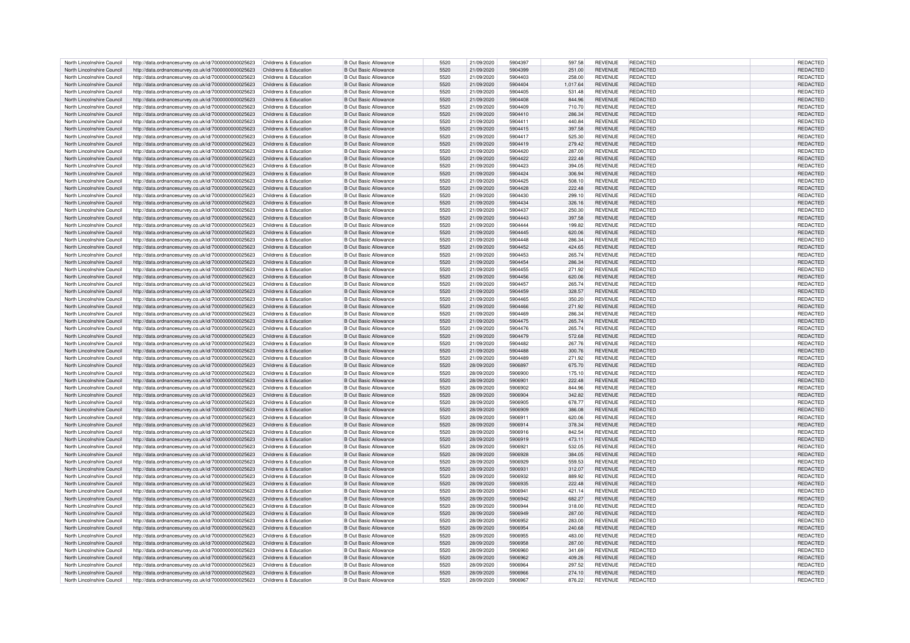| North Lincolnshire Council | http://data.ordnancesurvey.co.uk/id/7000000000025623 | Childrens & Education | B Out Basic Allowance | 5520 | 21/09/2020 | 5904397 | 597.58 | REVENUE | REDACTED | | REDACTED |
|---|---|---|---|---|---|---|---|---|---|---|---|
| North Lincolnshire Council | http://data.ordnancesurvey.co.uk/id/7000000000025623 | Childrens & Education | B Out Basic Allowance | 5520 | 21/09/2020 | 5904399 | 251.00 | REVENUE | REDACTED | | REDACTED |
| North Lincolnshire Council | http://data.ordnancesurvey.co.uk/id/7000000000025623 | Childrens & Education | B Out Basic Allowance | 5520 | 21/09/2020 | 5904403 | 258.00 | REVENUE | REDACTED | | REDACTED |
| North Lincolnshire Council | http://data.ordnancesurvey.co.uk/id/7000000000025623 | Childrens & Education | B Out Basic Allowance | 5520 | 21/09/2020 | 5904404 | 1,017.64 | REVENUE | REDACTED | | REDACTED |
| North Lincolnshire Council | http://data.ordnancesurvey.co.uk/id/7000000000025623 | Childrens & Education | B Out Basic Allowance | 5520 | 21/09/2020 | 5904405 | 531.48 | REVENUE | REDACTED | | REDACTED |
| North Lincolnshire Council | http://data.ordnancesurvey.co.uk/id/7000000000025623 | Childrens & Education | B Out Basic Allowance | 5520 | 21/09/2020 | 5904408 | 844.96 | REVENUE | REDACTED | | REDACTED |
| North Lincolnshire Council | http://data.ordnancesurvey.co.uk/id/7000000000025623 | Childrens & Education | B Out Basic Allowance | 5520 | 21/09/2020 | 5904409 | 710.70 | REVENUE | REDACTED | | REDACTED |
| North Lincolnshire Council | http://data.ordnancesurvey.co.uk/id/7000000000025623 | Childrens & Education | B Out Basic Allowance | 5520 | 21/09/2020 | 5904410 | 286.34 | REVENUE | REDACTED | | REDACTED |
| North Lincolnshire Council | http://data.ordnancesurvey.co.uk/id/7000000000025623 | Childrens & Education | B Out Basic Allowance | 5520 | 21/09/2020 | 5904411 | 440.84 | REVENUE | REDACTED | | REDACTED |
| North Lincolnshire Council | http://data.ordnancesurvey.co.uk/id/7000000000025623 | Childrens & Education | B Out Basic Allowance | 5520 | 21/09/2020 | 5904415 | 397.58 | REVENUE | REDACTED | | REDACTED |
| North Lincolnshire Council | http://data.ordnancesurvey.co.uk/id/7000000000025623 | Childrens & Education | B Out Basic Allowance | 5520 | 21/09/2020 | 5904417 | 525.30 | REVENUE | REDACTED | | REDACTED |
| North Lincolnshire Council | http://data.ordnancesurvey.co.uk/id/7000000000025623 | Childrens & Education | B Out Basic Allowance | 5520 | 21/09/2020 | 5904419 | 279.42 | REVENUE | REDACTED | | REDACTED |
| North Lincolnshire Council | http://data.ordnancesurvey.co.uk/id/7000000000025623 | Childrens & Education | B Out Basic Allowance | 5520 | 21/09/2020 | 5904420 | 287.00 | REVENUE | REDACTED | | REDACTED |
| North Lincolnshire Council | http://data.ordnancesurvey.co.uk/id/7000000000025623 | Childrens & Education | B Out Basic Allowance | 5520 | 21/09/2020 | 5904422 | 222.48 | REVENUE | REDACTED | | REDACTED |
| North Lincolnshire Council | http://data.ordnancesurvey.co.uk/id/7000000000025623 | Childrens & Education | B Out Basic Allowance | 5520 | 21/09/2020 | 5904423 | 394.05 | REVENUE | REDACTED | | REDACTED |
| North Lincolnshire Council | http://data.ordnancesurvey.co.uk/id/7000000000025623 | Childrens & Education | B Out Basic Allowance | 5520 | 21/09/2020 | 5904424 | 306.94 | REVENUE | REDACTED | | REDACTED |
| North Lincolnshire Council | http://data.ordnancesurvey.co.uk/id/7000000000025623 | Childrens & Education | B Out Basic Allowance | 5520 | 21/09/2020 | 5904425 | 508.10 | REVENUE | REDACTED | | REDACTED |
| North Lincolnshire Council | http://data.ordnancesurvey.co.uk/id/7000000000025623 | Childrens & Education | B Out Basic Allowance | 5520 | 21/09/2020 | 5904428 | 222.48 | REVENUE | REDACTED | | REDACTED |
| North Lincolnshire Council | http://data.ordnancesurvey.co.uk/id/7000000000025623 | Childrens & Education | B Out Basic Allowance | 5520 | 21/09/2020 | 5904430 | 299.10 | REVENUE | REDACTED | | REDACTED |
| North Lincolnshire Council | http://data.ordnancesurvey.co.uk/id/7000000000025623 | Childrens & Education | B Out Basic Allowance | 5520 | 21/09/2020 | 5904434 | 326.16 | REVENUE | REDACTED | | REDACTED |
| North Lincolnshire Council | http://data.ordnancesurvey.co.uk/id/7000000000025623 | Childrens & Education | B Out Basic Allowance | 5520 | 21/09/2020 | 5904437 | 250.30 | REVENUE | REDACTED | | REDACTED |
| North Lincolnshire Council | http://data.ordnancesurvey.co.uk/id/7000000000025623 | Childrens & Education | B Out Basic Allowance | 5520 | 21/09/2020 | 5904443 | 397.58 | REVENUE | REDACTED | | REDACTED |
| North Lincolnshire Council | http://data.ordnancesurvey.co.uk/id/7000000000025623 | Childrens & Education | B Out Basic Allowance | 5520 | 21/09/2020 | 5904444 | 199.82 | REVENUE | REDACTED | | REDACTED |
| North Lincolnshire Council | http://data.ordnancesurvey.co.uk/id/7000000000025623 | Childrens & Education | B Out Basic Allowance | 5520 | 21/09/2020 | 5904445 | 620.06 | REVENUE | REDACTED | | REDACTED |
| North Lincolnshire Council | http://data.ordnancesurvey.co.uk/id/7000000000025623 | Childrens & Education | B Out Basic Allowance | 5520 | 21/09/2020 | 5904448 | 286.34 | REVENUE | REDACTED | | REDACTED |
| North Lincolnshire Council | http://data.ordnancesurvey.co.uk/id/7000000000025623 | Childrens & Education | B Out Basic Allowance | 5520 | 21/09/2020 | 5904452 | 424.65 | REVENUE | REDACTED | | REDACTED |
| North Lincolnshire Council | http://data.ordnancesurvey.co.uk/id/7000000000025623 | Childrens & Education | B Out Basic Allowance | 5520 | 21/09/2020 | 5904453 | 265.74 | REVENUE | REDACTED | | REDACTED |
| North Lincolnshire Council | http://data.ordnancesurvey.co.uk/id/7000000000025623 | Childrens & Education | B Out Basic Allowance | 5520 | 21/09/2020 | 5904454 | 286.34 | REVENUE | REDACTED | | REDACTED |
| North Lincolnshire Council | http://data.ordnancesurvey.co.uk/id/7000000000025623 | Childrens & Education | B Out Basic Allowance | 5520 | 21/09/2020 | 5904455 | 271.92 | REVENUE | REDACTED | | REDACTED |
| North Lincolnshire Council | http://data.ordnancesurvey.co.uk/id/7000000000025623 | Childrens & Education | B Out Basic Allowance | 5520 | 21/09/2020 | 5904456 | 620.06 | REVENUE | REDACTED | | REDACTED |
| North Lincolnshire Council | http://data.ordnancesurvey.co.uk/id/7000000000025623 | Childrens & Education | B Out Basic Allowance | 5520 | 21/09/2020 | 5904457 | 265.74 | REVENUE | REDACTED | | REDACTED |
| North Lincolnshire Council | http://data.ordnancesurvey.co.uk/id/7000000000025623 | Childrens & Education | B Out Basic Allowance | 5520 | 21/09/2020 | 5904459 | 328.57 | REVENUE | REDACTED | | REDACTED |
| North Lincolnshire Council | http://data.ordnancesurvey.co.uk/id/7000000000025623 | Childrens & Education | B Out Basic Allowance | 5520 | 21/09/2020 | 5904465 | 350.20 | REVENUE | REDACTED | | REDACTED |
| North Lincolnshire Council | http://data.ordnancesurvey.co.uk/id/7000000000025623 | Childrens & Education | B Out Basic Allowance | 5520 | 21/09/2020 | 5904466 | 271.92 | REVENUE | REDACTED | | REDACTED |
| North Lincolnshire Council | http://data.ordnancesurvey.co.uk/id/7000000000025623 | Childrens & Education | B Out Basic Allowance | 5520 | 21/09/2020 | 5904469 | 286.34 | REVENUE | REDACTED | | REDACTED |
| North Lincolnshire Council | http://data.ordnancesurvey.co.uk/id/7000000000025623 | Childrens & Education | B Out Basic Allowance | 5520 | 21/09/2020 | 5904475 | 265.74 | REVENUE | REDACTED | | REDACTED |
| North Lincolnshire Council | http://data.ordnancesurvey.co.uk/id/7000000000025623 | Childrens & Education | B Out Basic Allowance | 5520 | 21/09/2020 | 5904476 | 265.74 | REVENUE | REDACTED | | REDACTED |
| North Lincolnshire Council | http://data.ordnancesurvey.co.uk/id/7000000000025623 | Childrens & Education | B Out Basic Allowance | 5520 | 21/09/2020 | 5904479 | 572.68 | REVENUE | REDACTED | | REDACTED |
| North Lincolnshire Council | http://data.ordnancesurvey.co.uk/id/7000000000025623 | Childrens & Education | B Out Basic Allowance | 5520 | 21/09/2020 | 5904482 | 267.76 | REVENUE | REDACTED | | REDACTED |
| North Lincolnshire Council | http://data.ordnancesurvey.co.uk/id/7000000000025623 | Childrens & Education | B Out Basic Allowance | 5520 | 21/09/2020 | 5904488 | 300.76 | REVENUE | REDACTED | | REDACTED |
| North Lincolnshire Council | http://data.ordnancesurvey.co.uk/id/7000000000025623 | Childrens & Education | B Out Basic Allowance | 5520 | 21/09/2020 | 5904489 | 271.92 | REVENUE | REDACTED | | REDACTED |
| North Lincolnshire Council | http://data.ordnancesurvey.co.uk/id/7000000000025623 | Childrens & Education | B Out Basic Allowance | 5520 | 28/09/2020 | 5906897 | 675.70 | REVENUE | REDACTED | | REDACTED |
| North Lincolnshire Council | http://data.ordnancesurvey.co.uk/id/7000000000025623 | Childrens & Education | B Out Basic Allowance | 5520 | 28/09/2020 | 5906900 | 175.10 | REVENUE | REDACTED | | REDACTED |
| North Lincolnshire Council | http://data.ordnancesurvey.co.uk/id/7000000000025623 | Childrens & Education | B Out Basic Allowance | 5520 | 28/09/2020 | 5906901 | 222.48 | REVENUE | REDACTED | | REDACTED |
| North Lincolnshire Council | http://data.ordnancesurvey.co.uk/id/7000000000025623 | Childrens & Education | B Out Basic Allowance | 5520 | 28/09/2020 | 5906902 | 844.96 | REVENUE | REDACTED | | REDACTED |
| North Lincolnshire Council | http://data.ordnancesurvey.co.uk/id/7000000000025623 | Childrens & Education | B Out Basic Allowance | 5520 | 28/09/2020 | 5906904 | 342.82 | REVENUE | REDACTED | | REDACTED |
| North Lincolnshire Council | http://data.ordnancesurvey.co.uk/id/7000000000025623 | Childrens & Education | B Out Basic Allowance | 5520 | 28/09/2020 | 5906905 | 678.77 | REVENUE | REDACTED | | REDACTED |
| North Lincolnshire Council | http://data.ordnancesurvey.co.uk/id/7000000000025623 | Childrens & Education | B Out Basic Allowance | 5520 | 28/09/2020 | 5906909 | 386.08 | REVENUE | REDACTED | | REDACTED |
| North Lincolnshire Council | http://data.ordnancesurvey.co.uk/id/7000000000025623 | Childrens & Education | B Out Basic Allowance | 5520 | 28/09/2020 | 5906911 | 620.06 | REVENUE | REDACTED | | REDACTED |
| North Lincolnshire Council | http://data.ordnancesurvey.co.uk/id/7000000000025623 | Childrens & Education | B Out Basic Allowance | 5520 | 28/09/2020 | 5906914 | 378.34 | REVENUE | REDACTED | | REDACTED |
| North Lincolnshire Council | http://data.ordnancesurvey.co.uk/id/7000000000025623 | Childrens & Education | B Out Basic Allowance | 5520 | 28/09/2020 | 5906916 | 842.54 | REVENUE | REDACTED | | REDACTED |
| North Lincolnshire Council | http://data.ordnancesurvey.co.uk/id/7000000000025623 | Childrens & Education | B Out Basic Allowance | 5520 | 28/09/2020 | 5906919 | 473.11 | REVENUE | REDACTED | | REDACTED |
| North Lincolnshire Council | http://data.ordnancesurvey.co.uk/id/7000000000025623 | Childrens & Education | B Out Basic Allowance | 5520 | 28/09/2020 | 5906921 | 532.05 | REVENUE | REDACTED | | REDACTED |
| North Lincolnshire Council | http://data.ordnancesurvey.co.uk/id/7000000000025623 | Childrens & Education | B Out Basic Allowance | 5520 | 28/09/2020 | 5906928 | 384.05 | REVENUE | REDACTED | | REDACTED |
| North Lincolnshire Council | http://data.ordnancesurvey.co.uk/id/7000000000025623 | Childrens & Education | B Out Basic Allowance | 5520 | 28/09/2020 | 5906929 | 559.53 | REVENUE | REDACTED | | REDACTED |
| North Lincolnshire Council | http://data.ordnancesurvey.co.uk/id/7000000000025623 | Childrens & Education | B Out Basic Allowance | 5520 | 28/09/2020 | 5906931 | 312.07 | REVENUE | REDACTED | | REDACTED |
| North Lincolnshire Council | http://data.ordnancesurvey.co.uk/id/7000000000025623 | Childrens & Education | B Out Basic Allowance | 5520 | 28/09/2020 | 5906932 | 889.92 | REVENUE | REDACTED | | REDACTED |
| North Lincolnshire Council | http://data.ordnancesurvey.co.uk/id/7000000000025623 | Childrens & Education | B Out Basic Allowance | 5520 | 28/09/2020 | 5906935 | 222.48 | REVENUE | REDACTED | | REDACTED |
| North Lincolnshire Council | http://data.ordnancesurvey.co.uk/id/7000000000025623 | Childrens & Education | B Out Basic Allowance | 5520 | 28/09/2020 | 5906941 | 421.14 | REVENUE | REDACTED | | REDACTED |
| North Lincolnshire Council | http://data.ordnancesurvey.co.uk/id/7000000000025623 | Childrens & Education | B Out Basic Allowance | 5520 | 28/09/2020 | 5906942 | 682.27 | REVENUE | REDACTED | | REDACTED |
| North Lincolnshire Council | http://data.ordnancesurvey.co.uk/id/7000000000025623 | Childrens & Education | B Out Basic Allowance | 5520 | 28/09/2020 | 5906944 | 318.00 | REVENUE | REDACTED | | REDACTED |
| North Lincolnshire Council | http://data.ordnancesurvey.co.uk/id/7000000000025623 | Childrens & Education | B Out Basic Allowance | 5520 | 28/09/2020 | 5906949 | 287.00 | REVENUE | REDACTED | | REDACTED |
| North Lincolnshire Council | http://data.ordnancesurvey.co.uk/id/7000000000025623 | Childrens & Education | B Out Basic Allowance | 5520 | 28/09/2020 | 5906952 | 283.00 | REVENUE | REDACTED | | REDACTED |
| North Lincolnshire Council | http://data.ordnancesurvey.co.uk/id/7000000000025623 | Childrens & Education | B Out Basic Allowance | 5520 | 28/09/2020 | 5906954 | 240.68 | REVENUE | REDACTED | | REDACTED |
| North Lincolnshire Council | http://data.ordnancesurvey.co.uk/id/7000000000025623 | Childrens & Education | B Out Basic Allowance | 5520 | 28/09/2020 | 5906955 | 483.00 | REVENUE | REDACTED | | REDACTED |
| North Lincolnshire Council | http://data.ordnancesurvey.co.uk/id/7000000000025623 | Childrens & Education | B Out Basic Allowance | 5520 | 28/09/2020 | 5906958 | 287.00 | REVENUE | REDACTED | | REDACTED |
| North Lincolnshire Council | http://data.ordnancesurvey.co.uk/id/7000000000025623 | Childrens & Education | B Out Basic Allowance | 5520 | 28/09/2020 | 5906960 | 341.69 | REVENUE | REDACTED | | REDACTED |
| North Lincolnshire Council | http://data.ordnancesurvey.co.uk/id/7000000000025623 | Childrens & Education | B Out Basic Allowance | 5520 | 28/09/2020 | 5906962 | 409.26 | REVENUE | REDACTED | | REDACTED |
| North Lincolnshire Council | http://data.ordnancesurvey.co.uk/id/7000000000025623 | Childrens & Education | B Out Basic Allowance | 5520 | 28/09/2020 | 5906964 | 297.52 | REVENUE | REDACTED | | REDACTED |
| North Lincolnshire Council | http://data.ordnancesurvey.co.uk/id/7000000000025623 | Childrens & Education | B Out Basic Allowance | 5520 | 28/09/2020 | 5906966 | 274.10 | REVENUE | REDACTED | | REDACTED |
| North Lincolnshire Council | http://data.ordnancesurvey.co.uk/id/7000000000025623 | Childrens & Education | B Out Basic Allowance | 5520 | 28/09/2020 | 5906967 | 876.22 | REVENUE | REDACTED | | REDACTED |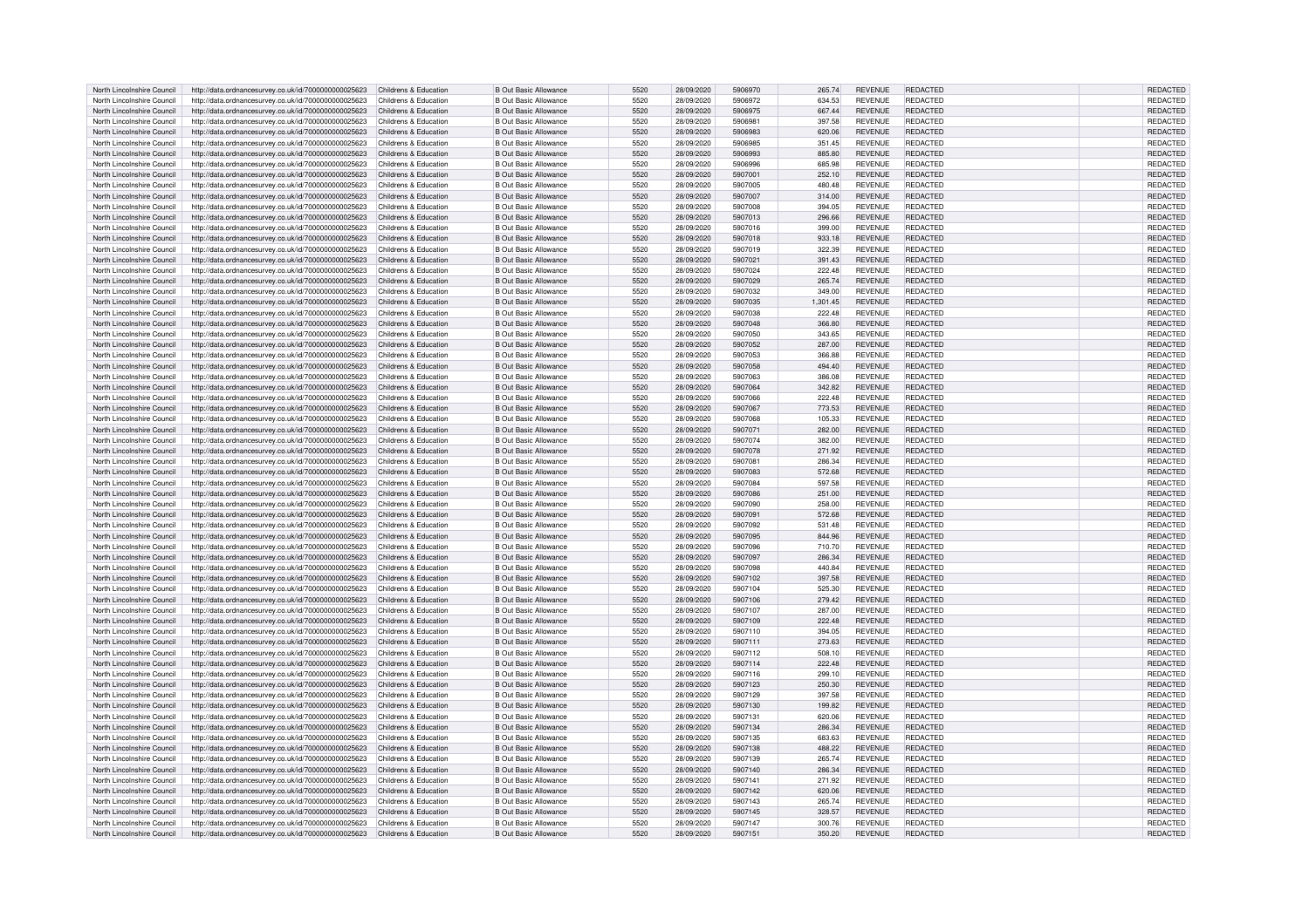| | | | | | | | | | | | |
|---|---|---|---|---|---|---|---|---|---|---|---|
| North Lincolnshire Council | http://data.ordnancesurvey.co.uk/id/7000000000025623 | Childrens & Education | B Out Basic Allowance | 5520 | 28/09/2020 | 5906970 | 265.74 | REVENUE | REDACTED | | REDACTED |
| North Lincolnshire Council | http://data.ordnancesurvey.co.uk/id/7000000000025623 | Childrens & Education | B Out Basic Allowance | 5520 | 28/09/2020 | 5906972 | 634.53 | REVENUE | REDACTED | | REDACTED |
| North Lincolnshire Council | http://data.ordnancesurvey.co.uk/id/7000000000025623 | Childrens & Education | B Out Basic Allowance | 5520 | 28/09/2020 | 5906975 | 667.44 | REVENUE | REDACTED | | REDACTED |
| North Lincolnshire Council | http://data.ordnancesurvey.co.uk/id/7000000000025623 | Childrens & Education | B Out Basic Allowance | 5520 | 28/09/2020 | 5906981 | 397.58 | REVENUE | REDACTED | | REDACTED |
| North Lincolnshire Council | http://data.ordnancesurvey.co.uk/id/7000000000025623 | Childrens & Education | B Out Basic Allowance | 5520 | 28/09/2020 | 5906983 | 620.06 | REVENUE | REDACTED | | REDACTED |
| North Lincolnshire Council | http://data.ordnancesurvey.co.uk/id/7000000000025623 | Childrens & Education | B Out Basic Allowance | 5520 | 28/09/2020 | 5906985 | 351.45 | REVENUE | REDACTED | | REDACTED |
| North Lincolnshire Council | http://data.ordnancesurvey.co.uk/id/7000000000025623 | Childrens & Education | B Out Basic Allowance | 5520 | 28/09/2020 | 5906993 | 885.80 | REVENUE | REDACTED | | REDACTED |
| North Lincolnshire Council | http://data.ordnancesurvey.co.uk/id/7000000000025623 | Childrens & Education | B Out Basic Allowance | 5520 | 28/09/2020 | 5906996 | 685.98 | REVENUE | REDACTED | | REDACTED |
| North Lincolnshire Council | http://data.ordnancesurvey.co.uk/id/7000000000025623 | Childrens & Education | B Out Basic Allowance | 5520 | 28/09/2020 | 5907001 | 252.10 | REVENUE | REDACTED | | REDACTED |
| North Lincolnshire Council | http://data.ordnancesurvey.co.uk/id/7000000000025623 | Childrens & Education | B Out Basic Allowance | 5520 | 28/09/2020 | 5907005 | 480.48 | REVENUE | REDACTED | | REDACTED |
| North Lincolnshire Council | http://data.ordnancesurvey.co.uk/id/7000000000025623 | Childrens & Education | B Out Basic Allowance | 5520 | 28/09/2020 | 5907007 | 314.00 | REVENUE | REDACTED | | REDACTED |
| North Lincolnshire Council | http://data.ordnancesurvey.co.uk/id/7000000000025623 | Childrens & Education | B Out Basic Allowance | 5520 | 28/09/2020 | 5907008 | 394.05 | REVENUE | REDACTED | | REDACTED |
| North Lincolnshire Council | http://data.ordnancesurvey.co.uk/id/7000000000025623 | Childrens & Education | B Out Basic Allowance | 5520 | 28/09/2020 | 5907013 | 296.66 | REVENUE | REDACTED | | REDACTED |
| North Lincolnshire Council | http://data.ordnancesurvey.co.uk/id/7000000000025623 | Childrens & Education | B Out Basic Allowance | 5520 | 28/09/2020 | 5907016 | 399.00 | REVENUE | REDACTED | | REDACTED |
| North Lincolnshire Council | http://data.ordnancesurvey.co.uk/id/7000000000025623 | Childrens & Education | B Out Basic Allowance | 5520 | 28/09/2020 | 5907018 | 933.18 | REVENUE | REDACTED | | REDACTED |
| North Lincolnshire Council | http://data.ordnancesurvey.co.uk/id/7000000000025623 | Childrens & Education | B Out Basic Allowance | 5520 | 28/09/2020 | 5907019 | 322.39 | REVENUE | REDACTED | | REDACTED |
| North Lincolnshire Council | http://data.ordnancesurvey.co.uk/id/7000000000025623 | Childrens & Education | B Out Basic Allowance | 5520 | 28/09/2020 | 5907021 | 391.43 | REVENUE | REDACTED | | REDACTED |
| North Lincolnshire Council | http://data.ordnancesurvey.co.uk/id/7000000000025623 | Childrens & Education | B Out Basic Allowance | 5520 | 28/09/2020 | 5907024 | 222.48 | REVENUE | REDACTED | | REDACTED |
| North Lincolnshire Council | http://data.ordnancesurvey.co.uk/id/7000000000025623 | Childrens & Education | B Out Basic Allowance | 5520 | 28/09/2020 | 5907029 | 265.74 | REVENUE | REDACTED | | REDACTED |
| North Lincolnshire Council | http://data.ordnancesurvey.co.uk/id/7000000000025623 | Childrens & Education | B Out Basic Allowance | 5520 | 28/09/2020 | 5907032 | 349.00 | REVENUE | REDACTED | | REDACTED |
| North Lincolnshire Council | http://data.ordnancesurvey.co.uk/id/7000000000025623 | Childrens & Education | B Out Basic Allowance | 5520 | 28/09/2020 | 5907035 | 1,301.45 | REVENUE | REDACTED | | REDACTED |
| North Lincolnshire Council | http://data.ordnancesurvey.co.uk/id/7000000000025623 | Childrens & Education | B Out Basic Allowance | 5520 | 28/09/2020 | 5907038 | 222.48 | REVENUE | REDACTED | | REDACTED |
| North Lincolnshire Council | http://data.ordnancesurvey.co.uk/id/7000000000025623 | Childrens & Education | B Out Basic Allowance | 5520 | 28/09/2020 | 5907048 | 366.80 | REVENUE | REDACTED | | REDACTED |
| North Lincolnshire Council | http://data.ordnancesurvey.co.uk/id/7000000000025623 | Childrens & Education | B Out Basic Allowance | 5520 | 28/09/2020 | 5907050 | 343.65 | REVENUE | REDACTED | | REDACTED |
| North Lincolnshire Council | http://data.ordnancesurvey.co.uk/id/7000000000025623 | Childrens & Education | B Out Basic Allowance | 5520 | 28/09/2020 | 5907052 | 287.00 | REVENUE | REDACTED | | REDACTED |
| North Lincolnshire Council | http://data.ordnancesurvey.co.uk/id/7000000000025623 | Childrens & Education | B Out Basic Allowance | 5520 | 28/09/2020 | 5907053 | 366.88 | REVENUE | REDACTED | | REDACTED |
| North Lincolnshire Council | http://data.ordnancesurvey.co.uk/id/7000000000025623 | Childrens & Education | B Out Basic Allowance | 5520 | 28/09/2020 | 5907058 | 494.40 | REVENUE | REDACTED | | REDACTED |
| North Lincolnshire Council | http://data.ordnancesurvey.co.uk/id/7000000000025623 | Childrens & Education | B Out Basic Allowance | 5520 | 28/09/2020 | 5907063 | 386.08 | REVENUE | REDACTED | | REDACTED |
| North Lincolnshire Council | http://data.ordnancesurvey.co.uk/id/7000000000025623 | Childrens & Education | B Out Basic Allowance | 5520 | 28/09/2020 | 5907064 | 342.82 | REVENUE | REDACTED | | REDACTED |
| North Lincolnshire Council | http://data.ordnancesurvey.co.uk/id/7000000000025623 | Childrens & Education | B Out Basic Allowance | 5520 | 28/09/2020 | 5907066 | 222.48 | REVENUE | REDACTED | | REDACTED |
| North Lincolnshire Council | http://data.ordnancesurvey.co.uk/id/7000000000025623 | Childrens & Education | B Out Basic Allowance | 5520 | 28/09/2020 | 5907067 | 773.53 | REVENUE | REDACTED | | REDACTED |
| North Lincolnshire Council | http://data.ordnancesurvey.co.uk/id/7000000000025623 | Childrens & Education | B Out Basic Allowance | 5520 | 28/09/2020 | 5907068 | 105.33 | REVENUE | REDACTED | | REDACTED |
| North Lincolnshire Council | http://data.ordnancesurvey.co.uk/id/7000000000025623 | Childrens & Education | B Out Basic Allowance | 5520 | 28/09/2020 | 5907071 | 282.00 | REVENUE | REDACTED | | REDACTED |
| North Lincolnshire Council | http://data.ordnancesurvey.co.uk/id/7000000000025623 | Childrens & Education | B Out Basic Allowance | 5520 | 28/09/2020 | 5907074 | 382.00 | REVENUE | REDACTED | | REDACTED |
| North Lincolnshire Council | http://data.ordnancesurvey.co.uk/id/7000000000025623 | Childrens & Education | B Out Basic Allowance | 5520 | 28/09/2020 | 5907078 | 271.92 | REVENUE | REDACTED | | REDACTED |
| North Lincolnshire Council | http://data.ordnancesurvey.co.uk/id/7000000000025623 | Childrens & Education | B Out Basic Allowance | 5520 | 28/09/2020 | 5907081 | 286.34 | REVENUE | REDACTED | | REDACTED |
| North Lincolnshire Council | http://data.ordnancesurvey.co.uk/id/7000000000025623 | Childrens & Education | B Out Basic Allowance | 5520 | 28/09/2020 | 5907083 | 572.68 | REVENUE | REDACTED | | REDACTED |
| North Lincolnshire Council | http://data.ordnancesurvey.co.uk/id/7000000000025623 | Childrens & Education | B Out Basic Allowance | 5520 | 28/09/2020 | 5907084 | 597.58 | REVENUE | REDACTED | | REDACTED |
| North Lincolnshire Council | http://data.ordnancesurvey.co.uk/id/7000000000025623 | Childrens & Education | B Out Basic Allowance | 5520 | 28/09/2020 | 5907086 | 251.00 | REVENUE | REDACTED | | REDACTED |
| North Lincolnshire Council | http://data.ordnancesurvey.co.uk/id/7000000000025623 | Childrens & Education | B Out Basic Allowance | 5520 | 28/09/2020 | 5907090 | 258.00 | REVENUE | REDACTED | | REDACTED |
| North Lincolnshire Council | http://data.ordnancesurvey.co.uk/id/7000000000025623 | Childrens & Education | B Out Basic Allowance | 5520 | 28/09/2020 | 5907091 | 572.68 | REVENUE | REDACTED | | REDACTED |
| North Lincolnshire Council | http://data.ordnancesurvey.co.uk/id/7000000000025623 | Childrens & Education | B Out Basic Allowance | 5520 | 28/09/2020 | 5907092 | 531.48 | REVENUE | REDACTED | | REDACTED |
| North Lincolnshire Council | http://data.ordnancesurvey.co.uk/id/7000000000025623 | Childrens & Education | B Out Basic Allowance | 5520 | 28/09/2020 | 5907095 | 844.96 | REVENUE | REDACTED | | REDACTED |
| North Lincolnshire Council | http://data.ordnancesurvey.co.uk/id/7000000000025623 | Childrens & Education | B Out Basic Allowance | 5520 | 28/09/2020 | 5907096 | 710.70 | REVENUE | REDACTED | | REDACTED |
| North Lincolnshire Council | http://data.ordnancesurvey.co.uk/id/7000000000025623 | Childrens & Education | B Out Basic Allowance | 5520 | 28/09/2020 | 5907097 | 286.34 | REVENUE | REDACTED | | REDACTED |
| North Lincolnshire Council | http://data.ordnancesurvey.co.uk/id/7000000000025623 | Childrens & Education | B Out Basic Allowance | 5520 | 28/09/2020 | 5907098 | 440.84 | REVENUE | REDACTED | | REDACTED |
| North Lincolnshire Council | http://data.ordnancesurvey.co.uk/id/7000000000025623 | Childrens & Education | B Out Basic Allowance | 5520 | 28/09/2020 | 5907102 | 397.58 | REVENUE | REDACTED | | REDACTED |
| North Lincolnshire Council | http://data.ordnancesurvey.co.uk/id/7000000000025623 | Childrens & Education | B Out Basic Allowance | 5520 | 28/09/2020 | 5907104 | 525.30 | REVENUE | REDACTED | | REDACTED |
| North Lincolnshire Council | http://data.ordnancesurvey.co.uk/id/7000000000025623 | Childrens & Education | B Out Basic Allowance | 5520 | 28/09/2020 | 5907106 | 279.42 | REVENUE | REDACTED | | REDACTED |
| North Lincolnshire Council | http://data.ordnancesurvey.co.uk/id/7000000000025623 | Childrens & Education | B Out Basic Allowance | 5520 | 28/09/2020 | 5907107 | 287.00 | REVENUE | REDACTED | | REDACTED |
| North Lincolnshire Council | http://data.ordnancesurvey.co.uk/id/7000000000025623 | Childrens & Education | B Out Basic Allowance | 5520 | 28/09/2020 | 5907109 | 222.48 | REVENUE | REDACTED | | REDACTED |
| North Lincolnshire Council | http://data.ordnancesurvey.co.uk/id/7000000000025623 | Childrens & Education | B Out Basic Allowance | 5520 | 28/09/2020 | 5907110 | 394.05 | REVENUE | REDACTED | | REDACTED |
| North Lincolnshire Council | http://data.ordnancesurvey.co.uk/id/7000000000025623 | Childrens & Education | B Out Basic Allowance | 5520 | 28/09/2020 | 5907111 | 273.63 | REVENUE | REDACTED | | REDACTED |
| North Lincolnshire Council | http://data.ordnancesurvey.co.uk/id/7000000000025623 | Childrens & Education | B Out Basic Allowance | 5520 | 28/09/2020 | 5907112 | 508.10 | REVENUE | REDACTED | | REDACTED |
| North Lincolnshire Council | http://data.ordnancesurvey.co.uk/id/7000000000025623 | Childrens & Education | B Out Basic Allowance | 5520 | 28/09/2020 | 5907114 | 222.48 | REVENUE | REDACTED | | REDACTED |
| North Lincolnshire Council | http://data.ordnancesurvey.co.uk/id/7000000000025623 | Childrens & Education | B Out Basic Allowance | 5520 | 28/09/2020 | 5907116 | 299.10 | REVENUE | REDACTED | | REDACTED |
| North Lincolnshire Council | http://data.ordnancesurvey.co.uk/id/7000000000025623 | Childrens & Education | B Out Basic Allowance | 5520 | 28/09/2020 | 5907123 | 250.30 | REVENUE | REDACTED | | REDACTED |
| North Lincolnshire Council | http://data.ordnancesurvey.co.uk/id/7000000000025623 | Childrens & Education | B Out Basic Allowance | 5520 | 28/09/2020 | 5907129 | 397.58 | REVENUE | REDACTED | | REDACTED |
| North Lincolnshire Council | http://data.ordnancesurvey.co.uk/id/7000000000025623 | Childrens & Education | B Out Basic Allowance | 5520 | 28/09/2020 | 5907130 | 199.82 | REVENUE | REDACTED | | REDACTED |
| North Lincolnshire Council | http://data.ordnancesurvey.co.uk/id/7000000000025623 | Childrens & Education | B Out Basic Allowance | 5520 | 28/09/2020 | 5907131 | 620.06 | REVENUE | REDACTED | | REDACTED |
| North Lincolnshire Council | http://data.ordnancesurvey.co.uk/id/7000000000025623 | Childrens & Education | B Out Basic Allowance | 5520 | 28/09/2020 | 5907134 | 286.34 | REVENUE | REDACTED | | REDACTED |
| North Lincolnshire Council | http://data.ordnancesurvey.co.uk/id/7000000000025623 | Childrens & Education | B Out Basic Allowance | 5520 | 28/09/2020 | 5907135 | 683.63 | REVENUE | REDACTED | | REDACTED |
| North Lincolnshire Council | http://data.ordnancesurvey.co.uk/id/7000000000025623 | Childrens & Education | B Out Basic Allowance | 5520 | 28/09/2020 | 5907138 | 488.22 | REVENUE | REDACTED | | REDACTED |
| North Lincolnshire Council | http://data.ordnancesurvey.co.uk/id/7000000000025623 | Childrens & Education | B Out Basic Allowance | 5520 | 28/09/2020 | 5907139 | 265.74 | REVENUE | REDACTED | | REDACTED |
| North Lincolnshire Council | http://data.ordnancesurvey.co.uk/id/7000000000025623 | Childrens & Education | B Out Basic Allowance | 5520 | 28/09/2020 | 5907140 | 286.34 | REVENUE | REDACTED | | REDACTED |
| North Lincolnshire Council | http://data.ordnancesurvey.co.uk/id/7000000000025623 | Childrens & Education | B Out Basic Allowance | 5520 | 28/09/2020 | 5907141 | 271.92 | REVENUE | REDACTED | | REDACTED |
| North Lincolnshire Council | http://data.ordnancesurvey.co.uk/id/7000000000025623 | Childrens & Education | B Out Basic Allowance | 5520 | 28/09/2020 | 5907142 | 620.06 | REVENUE | REDACTED | | REDACTED |
| North Lincolnshire Council | http://data.ordnancesurvey.co.uk/id/7000000000025623 | Childrens & Education | B Out Basic Allowance | 5520 | 28/09/2020 | 5907143 | 265.74 | REVENUE | REDACTED | | REDACTED |
| North Lincolnshire Council | http://data.ordnancesurvey.co.uk/id/7000000000025623 | Childrens & Education | B Out Basic Allowance | 5520 | 28/09/2020 | 5907145 | 328.57 | REVENUE | REDACTED | | REDACTED |
| North Lincolnshire Council | http://data.ordnancesurvey.co.uk/id/7000000000025623 | Childrens & Education | B Out Basic Allowance | 5520 | 28/09/2020 | 5907147 | 300.76 | REVENUE | REDACTED | | REDACTED |
| North Lincolnshire Council | http://data.ordnancesurvey.co.uk/id/7000000000025623 | Childrens & Education | B Out Basic Allowance | 5520 | 28/09/2020 | 5907151 | 350.20 | REVENUE | REDACTED | | REDACTED |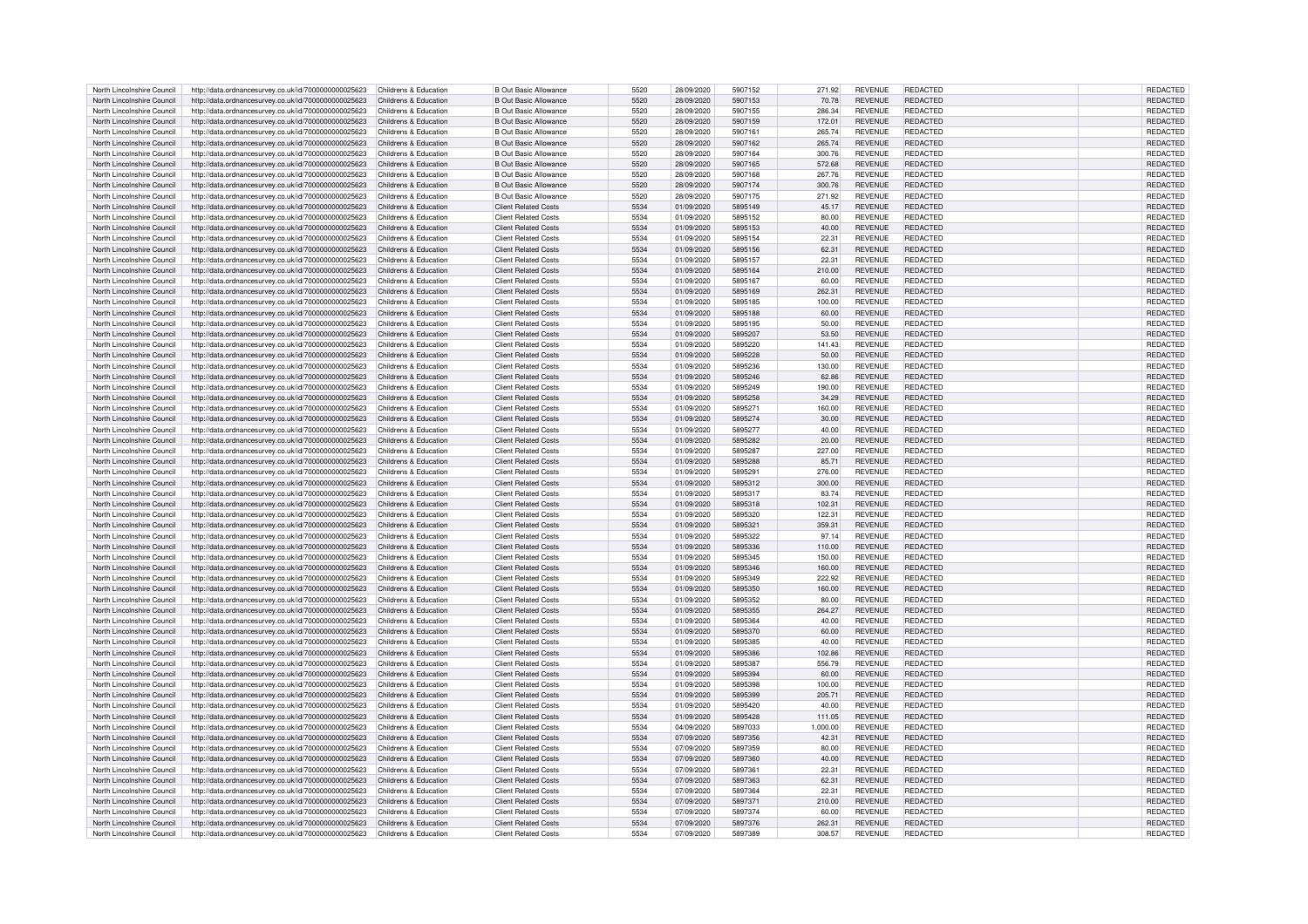| North Lincolnshire Council | http://data.ordnancesurvey.co.uk/id/7000000000025623 | Childrens & Education | B Out Basic Allowance | 5520 | 28/09/2020 | 5907152 | 271.92 | REVENUE | REDACTED | | REDACTED |
|---|---|---|---|---|---|---|---|---|---|---|---|
| North Lincolnshire Council | http://data.ordnancesurvey.co.uk/id/7000000000025623 | Childrens & Education | B Out Basic Allowance | 5520 | 28/09/2020 | 5907153 | 70.78 | REVENUE | REDACTED | | REDACTED |
| North Lincolnshire Council | http://data.ordnancesurvey.co.uk/id/7000000000025623 | Childrens & Education | B Out Basic Allowance | 5520 | 28/09/2020 | 5907155 | 286.34 | REVENUE | REDACTED | | REDACTED |
| North Lincolnshire Council | http://data.ordnancesurvey.co.uk/id/7000000000025623 | Childrens & Education | B Out Basic Allowance | 5520 | 28/09/2020 | 5907159 | 172.01 | REVENUE | REDACTED | | REDACTED |
| North Lincolnshire Council | http://data.ordnancesurvey.co.uk/id/7000000000025623 | Childrens & Education | B Out Basic Allowance | 5520 | 28/09/2020 | 5907161 | 265.74 | REVENUE | REDACTED | | REDACTED |
| North Lincolnshire Council | http://data.ordnancesurvey.co.uk/id/7000000000025623 | Childrens & Education | B Out Basic Allowance | 5520 | 28/09/2020 | 5907162 | 265.74 | REVENUE | REDACTED | | REDACTED |
| North Lincolnshire Council | http://data.ordnancesurvey.co.uk/id/7000000000025623 | Childrens & Education | B Out Basic Allowance | 5520 | 28/09/2020 | 5907164 | 300.76 | REVENUE | REDACTED | | REDACTED |
| North Lincolnshire Council | http://data.ordnancesurvey.co.uk/id/7000000000025623 | Childrens & Education | B Out Basic Allowance | 5520 | 28/09/2020 | 5907165 | 572.68 | REVENUE | REDACTED | | REDACTED |
| North Lincolnshire Council | http://data.ordnancesurvey.co.uk/id/7000000000025623 | Childrens & Education | B Out Basic Allowance | 5520 | 28/09/2020 | 5907168 | 267.76 | REVENUE | REDACTED | | REDACTED |
| North Lincolnshire Council | http://data.ordnancesurvey.co.uk/id/7000000000025623 | Childrens & Education | B Out Basic Allowance | 5520 | 28/09/2020 | 5907174 | 300.76 | REVENUE | REDACTED | | REDACTED |
| North Lincolnshire Council | http://data.ordnancesurvey.co.uk/id/7000000000025623 | Childrens & Education | B Out Basic Allowance | 5520 | 28/09/2020 | 5907175 | 271.92 | REVENUE | REDACTED | | REDACTED |
| North Lincolnshire Council | http://data.ordnancesurvey.co.uk/id/7000000000025623 | Childrens & Education | Client Related Costs | 5534 | 01/09/2020 | 5895149 | 45.17 | REVENUE | REDACTED | | REDACTED |
| North Lincolnshire Council | http://data.ordnancesurvey.co.uk/id/7000000000025623 | Childrens & Education | Client Related Costs | 5534 | 01/09/2020 | 5895152 | 80.00 | REVENUE | REDACTED | | REDACTED |
| North Lincolnshire Council | http://data.ordnancesurvey.co.uk/id/7000000000025623 | Childrens & Education | Client Related Costs | 5534 | 01/09/2020 | 5895153 | 40.00 | REVENUE | REDACTED | | REDACTED |
| North Lincolnshire Council | http://data.ordnancesurvey.co.uk/id/7000000000025623 | Childrens & Education | Client Related Costs | 5534 | 01/09/2020 | 5895154 | 22.31 | REVENUE | REDACTED | | REDACTED |
| North Lincolnshire Council | http://data.ordnancesurvey.co.uk/id/7000000000025623 | Childrens & Education | Client Related Costs | 5534 | 01/09/2020 | 5895156 | 62.31 | REVENUE | REDACTED | | REDACTED |
| North Lincolnshire Council | http://data.ordnancesurvey.co.uk/id/7000000000025623 | Childrens & Education | Client Related Costs | 5534 | 01/09/2020 | 5895157 | 22.31 | REVENUE | REDACTED | | REDACTED |
| North Lincolnshire Council | http://data.ordnancesurvey.co.uk/id/7000000000025623 | Childrens & Education | Client Related Costs | 5534 | 01/09/2020 | 5895164 | 210.00 | REVENUE | REDACTED | | REDACTED |
| North Lincolnshire Council | http://data.ordnancesurvey.co.uk/id/7000000000025623 | Childrens & Education | Client Related Costs | 5534 | 01/09/2020 | 5895167 | 60.00 | REVENUE | REDACTED | | REDACTED |
| North Lincolnshire Council | http://data.ordnancesurvey.co.uk/id/7000000000025623 | Childrens & Education | Client Related Costs | 5534 | 01/09/2020 | 5895169 | 262.31 | REVENUE | REDACTED | | REDACTED |
| North Lincolnshire Council | http://data.ordnancesurvey.co.uk/id/7000000000025623 | Childrens & Education | Client Related Costs | 5534 | 01/09/2020 | 5895185 | 100.00 | REVENUE | REDACTED | | REDACTED |
| North Lincolnshire Council | http://data.ordnancesurvey.co.uk/id/7000000000025623 | Childrens & Education | Client Related Costs | 5534 | 01/09/2020 | 5895188 | 60.00 | REVENUE | REDACTED | | REDACTED |
| North Lincolnshire Council | http://data.ordnancesurvey.co.uk/id/7000000000025623 | Childrens & Education | Client Related Costs | 5534 | 01/09/2020 | 5895195 | 50.00 | REVENUE | REDACTED | | REDACTED |
| North Lincolnshire Council | http://data.ordnancesurvey.co.uk/id/7000000000025623 | Childrens & Education | Client Related Costs | 5534 | 01/09/2020 | 5895207 | 53.50 | REVENUE | REDACTED | | REDACTED |
| North Lincolnshire Council | http://data.ordnancesurvey.co.uk/id/7000000000025623 | Childrens & Education | Client Related Costs | 5534 | 01/09/2020 | 5895220 | 141.43 | REVENUE | REDACTED | | REDACTED |
| North Lincolnshire Council | http://data.ordnancesurvey.co.uk/id/7000000000025623 | Childrens & Education | Client Related Costs | 5534 | 01/09/2020 | 5895228 | 50.00 | REVENUE | REDACTED | | REDACTED |
| North Lincolnshire Council | http://data.ordnancesurvey.co.uk/id/7000000000025623 | Childrens & Education | Client Related Costs | 5534 | 01/09/2020 | 5895236 | 130.00 | REVENUE | REDACTED | | REDACTED |
| North Lincolnshire Council | http://data.ordnancesurvey.co.uk/id/7000000000025623 | Childrens & Education | Client Related Costs | 5534 | 01/09/2020 | 5895246 | 62.86 | REVENUE | REDACTED | | REDACTED |
| North Lincolnshire Council | http://data.ordnancesurvey.co.uk/id/7000000000025623 | Childrens & Education | Client Related Costs | 5534 | 01/09/2020 | 5895249 | 190.00 | REVENUE | REDACTED | | REDACTED |
| North Lincolnshire Council | http://data.ordnancesurvey.co.uk/id/7000000000025623 | Childrens & Education | Client Related Costs | 5534 | 01/09/2020 | 5895258 | 34.29 | REVENUE | REDACTED | | REDACTED |
| North Lincolnshire Council | http://data.ordnancesurvey.co.uk/id/7000000000025623 | Childrens & Education | Client Related Costs | 5534 | 01/09/2020 | 5895271 | 160.00 | REVENUE | REDACTED | | REDACTED |
| North Lincolnshire Council | http://data.ordnancesurvey.co.uk/id/7000000000025623 | Childrens & Education | Client Related Costs | 5534 | 01/09/2020 | 5895274 | 30.00 | REVENUE | REDACTED | | REDACTED |
| North Lincolnshire Council | http://data.ordnancesurvey.co.uk/id/7000000000025623 | Childrens & Education | Client Related Costs | 5534 | 01/09/2020 | 5895277 | 40.00 | REVENUE | REDACTED | | REDACTED |
| North Lincolnshire Council | http://data.ordnancesurvey.co.uk/id/7000000000025623 | Childrens & Education | Client Related Costs | 5534 | 01/09/2020 | 5895282 | 20.00 | REVENUE | REDACTED | | REDACTED |
| North Lincolnshire Council | http://data.ordnancesurvey.co.uk/id/7000000000025623 | Childrens & Education | Client Related Costs | 5534 | 01/09/2020 | 5895287 | 227.00 | REVENUE | REDACTED | | REDACTED |
| North Lincolnshire Council | http://data.ordnancesurvey.co.uk/id/7000000000025623 | Childrens & Education | Client Related Costs | 5534 | 01/09/2020 | 5895288 | 85.71 | REVENUE | REDACTED | | REDACTED |
| North Lincolnshire Council | http://data.ordnancesurvey.co.uk/id/7000000000025623 | Childrens & Education | Client Related Costs | 5534 | 01/09/2020 | 5895291 | 276.00 | REVENUE | REDACTED | | REDACTED |
| North Lincolnshire Council | http://data.ordnancesurvey.co.uk/id/7000000000025623 | Childrens & Education | Client Related Costs | 5534 | 01/09/2020 | 5895312 | 300.00 | REVENUE | REDACTED | | REDACTED |
| North Lincolnshire Council | http://data.ordnancesurvey.co.uk/id/7000000000025623 | Childrens & Education | Client Related Costs | 5534 | 01/09/2020 | 5895317 | 83.74 | REVENUE | REDACTED | | REDACTED |
| North Lincolnshire Council | http://data.ordnancesurvey.co.uk/id/7000000000025623 | Childrens & Education | Client Related Costs | 5534 | 01/09/2020 | 5895318 | 102.31 | REVENUE | REDACTED | | REDACTED |
| North Lincolnshire Council | http://data.ordnancesurvey.co.uk/id/7000000000025623 | Childrens & Education | Client Related Costs | 5534 | 01/09/2020 | 5895320 | 122.31 | REVENUE | REDACTED | | REDACTED |
| North Lincolnshire Council | http://data.ordnancesurvey.co.uk/id/7000000000025623 | Childrens & Education | Client Related Costs | 5534 | 01/09/2020 | 5895321 | 359.31 | REVENUE | REDACTED | | REDACTED |
| North Lincolnshire Council | http://data.ordnancesurvey.co.uk/id/7000000000025623 | Childrens & Education | Client Related Costs | 5534 | 01/09/2020 | 5895322 | 97.14 | REVENUE | REDACTED | | REDACTED |
| North Lincolnshire Council | http://data.ordnancesurvey.co.uk/id/7000000000025623 | Childrens & Education | Client Related Costs | 5534 | 01/09/2020 | 5895336 | 110.00 | REVENUE | REDACTED | | REDACTED |
| North Lincolnshire Council | http://data.ordnancesurvey.co.uk/id/7000000000025623 | Childrens & Education | Client Related Costs | 5534 | 01/09/2020 | 5895345 | 150.00 | REVENUE | REDACTED | | REDACTED |
| North Lincolnshire Council | http://data.ordnancesurvey.co.uk/id/7000000000025623 | Childrens & Education | Client Related Costs | 5534 | 01/09/2020 | 5895346 | 160.00 | REVENUE | REDACTED | | REDACTED |
| North Lincolnshire Council | http://data.ordnancesurvey.co.uk/id/7000000000025623 | Childrens & Education | Client Related Costs | 5534 | 01/09/2020 | 5895349 | 222.92 | REVENUE | REDACTED | | REDACTED |
| North Lincolnshire Council | http://data.ordnancesurvey.co.uk/id/7000000000025623 | Childrens & Education | Client Related Costs | 5534 | 01/09/2020 | 5895350 | 160.00 | REVENUE | REDACTED | | REDACTED |
| North Lincolnshire Council | http://data.ordnancesurvey.co.uk/id/7000000000025623 | Childrens & Education | Client Related Costs | 5534 | 01/09/2020 | 5895352 | 80.00 | REVENUE | REDACTED | | REDACTED |
| North Lincolnshire Council | http://data.ordnancesurvey.co.uk/id/7000000000025623 | Childrens & Education | Client Related Costs | 5534 | 01/09/2020 | 5895355 | 264.27 | REVENUE | REDACTED | | REDACTED |
| North Lincolnshire Council | http://data.ordnancesurvey.co.uk/id/7000000000025623 | Childrens & Education | Client Related Costs | 5534 | 01/09/2020 | 5895364 | 40.00 | REVENUE | REDACTED | | REDACTED |
| North Lincolnshire Council | http://data.ordnancesurvey.co.uk/id/7000000000025623 | Childrens & Education | Client Related Costs | 5534 | 01/09/2020 | 5895370 | 60.00 | REVENUE | REDACTED | | REDACTED |
| North Lincolnshire Council | http://data.ordnancesurvey.co.uk/id/7000000000025623 | Childrens & Education | Client Related Costs | 5534 | 01/09/2020 | 5895385 | 40.00 | REVENUE | REDACTED | | REDACTED |
| North Lincolnshire Council | http://data.ordnancesurvey.co.uk/id/7000000000025623 | Childrens & Education | Client Related Costs | 5534 | 01/09/2020 | 5895386 | 102.86 | REVENUE | REDACTED | | REDACTED |
| North Lincolnshire Council | http://data.ordnancesurvey.co.uk/id/7000000000025623 | Childrens & Education | Client Related Costs | 5534 | 01/09/2020 | 5895387 | 556.79 | REVENUE | REDACTED | | REDACTED |
| North Lincolnshire Council | http://data.ordnancesurvey.co.uk/id/7000000000025623 | Childrens & Education | Client Related Costs | 5534 | 01/09/2020 | 5895394 | 60.00 | REVENUE | REDACTED | | REDACTED |
| North Lincolnshire Council | http://data.ordnancesurvey.co.uk/id/7000000000025623 | Childrens & Education | Client Related Costs | 5534 | 01/09/2020 | 5895398 | 100.00 | REVENUE | REDACTED | | REDACTED |
| North Lincolnshire Council | http://data.ordnancesurvey.co.uk/id/7000000000025623 | Childrens & Education | Client Related Costs | 5534 | 01/09/2020 | 5895399 | 205.71 | REVENUE | REDACTED | | REDACTED |
| North Lincolnshire Council | http://data.ordnancesurvey.co.uk/id/7000000000025623 | Childrens & Education | Client Related Costs | 5534 | 01/09/2020 | 5895420 | 40.00 | REVENUE | REDACTED | | REDACTED |
| North Lincolnshire Council | http://data.ordnancesurvey.co.uk/id/7000000000025623 | Childrens & Education | Client Related Costs | 5534 | 01/09/2020 | 5895428 | 111.05 | REVENUE | REDACTED | | REDACTED |
| North Lincolnshire Council | http://data.ordnancesurvey.co.uk/id/7000000000025623 | Childrens & Education | Client Related Costs | 5534 | 04/09/2020 | 5897033 | 1,000.00 | REVENUE | REDACTED | | REDACTED |
| North Lincolnshire Council | http://data.ordnancesurvey.co.uk/id/7000000000025623 | Childrens & Education | Client Related Costs | 5534 | 07/09/2020 | 5897356 | 42.31 | REVENUE | REDACTED | | REDACTED |
| North Lincolnshire Council | http://data.ordnancesurvey.co.uk/id/7000000000025623 | Childrens & Education | Client Related Costs | 5534 | 07/09/2020 | 5897359 | 80.00 | REVENUE | REDACTED | | REDACTED |
| North Lincolnshire Council | http://data.ordnancesurvey.co.uk/id/7000000000025623 | Childrens & Education | Client Related Costs | 5534 | 07/09/2020 | 5897360 | 40.00 | REVENUE | REDACTED | | REDACTED |
| North Lincolnshire Council | http://data.ordnancesurvey.co.uk/id/7000000000025623 | Childrens & Education | Client Related Costs | 5534 | 07/09/2020 | 5897361 | 22.31 | REVENUE | REDACTED | | REDACTED |
| North Lincolnshire Council | http://data.ordnancesurvey.co.uk/id/7000000000025623 | Childrens & Education | Client Related Costs | 5534 | 07/09/2020 | 5897363 | 62.31 | REVENUE | REDACTED | | REDACTED |
| North Lincolnshire Council | http://data.ordnancesurvey.co.uk/id/7000000000025623 | Childrens & Education | Client Related Costs | 5534 | 07/09/2020 | 5897364 | 22.31 | REVENUE | REDACTED | | REDACTED |
| North Lincolnshire Council | http://data.ordnancesurvey.co.uk/id/7000000000025623 | Childrens & Education | Client Related Costs | 5534 | 07/09/2020 | 5897371 | 210.00 | REVENUE | REDACTED | | REDACTED |
| North Lincolnshire Council | http://data.ordnancesurvey.co.uk/id/7000000000025623 | Childrens & Education | Client Related Costs | 5534 | 07/09/2020 | 5897374 | 60.00 | REVENUE | REDACTED | | REDACTED |
| North Lincolnshire Council | http://data.ordnancesurvey.co.uk/id/7000000000025623 | Childrens & Education | Client Related Costs | 5534 | 07/09/2020 | 5897376 | 262.31 | REVENUE | REDACTED | | REDACTED |
| North Lincolnshire Council | http://data.ordnancesurvey.co.uk/id/7000000000025623 | Childrens & Education | Client Related Costs | 5534 | 07/09/2020 | 5897389 | 308.57 | REVENUE | REDACTED | | REDACTED |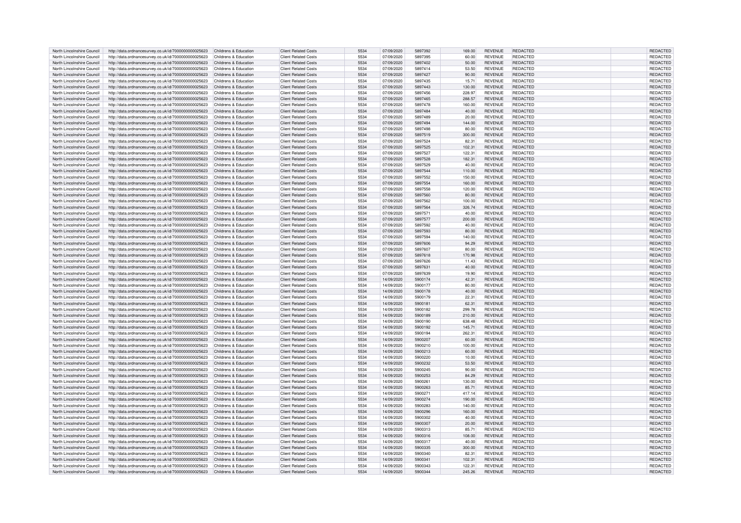| North Lincolnshire Council | http://data.ordnancesurvey.co.uk/id/7000000000025623 | Childrens & Education | Client Related Costs | 5534 | 07/09/2020 | 5897392 | 169.00 | REVENUE | REDACTED | | REDACTED |
|---|---|---|---|---|---|---|---|---|---|---|---|
| North Lincolnshire Council | http://data.ordnancesurvey.co.uk/id/7000000000025623 | Childrens & Education | Client Related Costs | 5534 | 07/09/2020 | 5897395 | 60.00 | REVENUE | REDACTED | | REDACTED |
| North Lincolnshire Council | http://data.ordnancesurvey.co.uk/id/7000000000025623 | Childrens & Education | Client Related Costs | 5534 | 07/09/2020 | 5897402 | 50.00 | REVENUE | REDACTED | | REDACTED |
| North Lincolnshire Council | http://data.ordnancesurvey.co.uk/id/7000000000025623 | Childrens & Education | Client Related Costs | 5534 | 07/09/2020 | 5897414 | 53.50 | REVENUE | REDACTED | | REDACTED |
| North Lincolnshire Council | http://data.ordnancesurvey.co.uk/id/7000000000025623 | Childrens & Education | Client Related Costs | 5534 | 07/09/2020 | 5897427 | 90.00 | REVENUE | REDACTED | | REDACTED |
| North Lincolnshire Council | http://data.ordnancesurvey.co.uk/id/7000000000025623 | Childrens & Education | Client Related Costs | 5534 | 07/09/2020 | 5897435 | 15.71 | REVENUE | REDACTED | | REDACTED |
| North Lincolnshire Council | http://data.ordnancesurvey.co.uk/id/7000000000025623 | Childrens & Education | Client Related Costs | 5534 | 07/09/2020 | 5897443 | 130.00 | REVENUE | REDACTED | | REDACTED |
| North Lincolnshire Council | http://data.ordnancesurvey.co.uk/id/7000000000025623 | Childrens & Education | Client Related Costs | 5534 | 07/09/2020 | 5897456 | 228.97 | REVENUE | REDACTED | | REDACTED |
| North Lincolnshire Council | http://data.ordnancesurvey.co.uk/id/7000000000025623 | Childrens & Education | Client Related Costs | 5534 | 07/09/2020 | 5897465 | 288.57 | REVENUE | REDACTED | | REDACTED |
| North Lincolnshire Council | http://data.ordnancesurvey.co.uk/id/7000000000025623 | Childrens & Education | Client Related Costs | 5534 | 07/09/2020 | 5897478 | 160.00 | REVENUE | REDACTED | | REDACTED |
| North Lincolnshire Council | http://data.ordnancesurvey.co.uk/id/7000000000025623 | Childrens & Education | Client Related Costs | 5534 | 07/09/2020 | 5897484 | 40.00 | REVENUE | REDACTED | | REDACTED |
| North Lincolnshire Council | http://data.ordnancesurvey.co.uk/id/7000000000025623 | Childrens & Education | Client Related Costs | 5534 | 07/09/2020 | 5897489 | 20.00 | REVENUE | REDACTED | | REDACTED |
| North Lincolnshire Council | http://data.ordnancesurvey.co.uk/id/7000000000025623 | Childrens & Education | Client Related Costs | 5534 | 07/09/2020 | 5897494 | 144.00 | REVENUE | REDACTED | | REDACTED |
| North Lincolnshire Council | http://data.ordnancesurvey.co.uk/id/7000000000025623 | Childrens & Education | Client Related Costs | 5534 | 07/09/2020 | 5897498 | 80.00 | REVENUE | REDACTED | | REDACTED |
| North Lincolnshire Council | http://data.ordnancesurvey.co.uk/id/7000000000025623 | Childrens & Education | Client Related Costs | 5534 | 07/09/2020 | 5897519 | 300.00 | REVENUE | REDACTED | | REDACTED |
| North Lincolnshire Council | http://data.ordnancesurvey.co.uk/id/7000000000025623 | Childrens & Education | Client Related Costs | 5534 | 07/09/2020 | 5897524 | 82.31 | REVENUE | REDACTED | | REDACTED |
| North Lincolnshire Council | http://data.ordnancesurvey.co.uk/id/7000000000025623 | Childrens & Education | Client Related Costs | 5534 | 07/09/2020 | 5897525 | 102.31 | REVENUE | REDACTED | | REDACTED |
| North Lincolnshire Council | http://data.ordnancesurvey.co.uk/id/7000000000025623 | Childrens & Education | Client Related Costs | 5534 | 07/09/2020 | 5897527 | 122.31 | REVENUE | REDACTED | | REDACTED |
| North Lincolnshire Council | http://data.ordnancesurvey.co.uk/id/7000000000025623 | Childrens & Education | Client Related Costs | 5534 | 07/09/2020 | 5897528 | 182.31 | REVENUE | REDACTED | | REDACTED |
| North Lincolnshire Council | http://data.ordnancesurvey.co.uk/id/7000000000025623 | Childrens & Education | Client Related Costs | 5534 | 07/09/2020 | 5897529 | 40.00 | REVENUE | REDACTED | | REDACTED |
| North Lincolnshire Council | http://data.ordnancesurvey.co.uk/id/7000000000025623 | Childrens & Education | Client Related Costs | 5534 | 07/09/2020 | 5897544 | 110.00 | REVENUE | REDACTED | | REDACTED |
| North Lincolnshire Council | http://data.ordnancesurvey.co.uk/id/7000000000025623 | Childrens & Education | Client Related Costs | 5534 | 07/09/2020 | 5897552 | 150.00 | REVENUE | REDACTED | | REDACTED |
| North Lincolnshire Council | http://data.ordnancesurvey.co.uk/id/7000000000025623 | Childrens & Education | Client Related Costs | 5534 | 07/09/2020 | 5897554 | 160.00 | REVENUE | REDACTED | | REDACTED |
| North Lincolnshire Council | http://data.ordnancesurvey.co.uk/id/7000000000025623 | Childrens & Education | Client Related Costs | 5534 | 07/09/2020 | 5897558 | 120.00 | REVENUE | REDACTED | | REDACTED |
| North Lincolnshire Council | http://data.ordnancesurvey.co.uk/id/7000000000025623 | Childrens & Education | Client Related Costs | 5534 | 07/09/2020 | 5897560 | 80.00 | REVENUE | REDACTED | | REDACTED |
| North Lincolnshire Council | http://data.ordnancesurvey.co.uk/id/7000000000025623 | Childrens & Education | Client Related Costs | 5534 | 07/09/2020 | 5897562 | 100.00 | REVENUE | REDACTED | | REDACTED |
| North Lincolnshire Council | http://data.ordnancesurvey.co.uk/id/7000000000025623 | Childrens & Education | Client Related Costs | 5534 | 07/09/2020 | 5897564 | 326.74 | REVENUE | REDACTED | | REDACTED |
| North Lincolnshire Council | http://data.ordnancesurvey.co.uk/id/7000000000025623 | Childrens & Education | Client Related Costs | 5534 | 07/09/2020 | 5897571 | 40.00 | REVENUE | REDACTED | | REDACTED |
| North Lincolnshire Council | http://data.ordnancesurvey.co.uk/id/7000000000025623 | Childrens & Education | Client Related Costs | 5534 | 07/09/2020 | 5897577 | 200.00 | REVENUE | REDACTED | | REDACTED |
| North Lincolnshire Council | http://data.ordnancesurvey.co.uk/id/7000000000025623 | Childrens & Education | Client Related Costs | 5534 | 07/09/2020 | 5897592 | 40.00 | REVENUE | REDACTED | | REDACTED |
| North Lincolnshire Council | http://data.ordnancesurvey.co.uk/id/7000000000025623 | Childrens & Education | Client Related Costs | 5534 | 07/09/2020 | 5897593 | 80.00 | REVENUE | REDACTED | | REDACTED |
| North Lincolnshire Council | http://data.ordnancesurvey.co.uk/id/7000000000025623 | Childrens & Education | Client Related Costs | 5534 | 07/09/2020 | 5897594 | 140.00 | REVENUE | REDACTED | | REDACTED |
| North Lincolnshire Council | http://data.ordnancesurvey.co.uk/id/7000000000025623 | Childrens & Education | Client Related Costs | 5534 | 07/09/2020 | 5897606 | 94.29 | REVENUE | REDACTED | | REDACTED |
| North Lincolnshire Council | http://data.ordnancesurvey.co.uk/id/7000000000025623 | Childrens & Education | Client Related Costs | 5534 | 07/09/2020 | 5897607 | 80.00 | REVENUE | REDACTED | | REDACTED |
| North Lincolnshire Council | http://data.ordnancesurvey.co.uk/id/7000000000025623 | Childrens & Education | Client Related Costs | 5534 | 07/09/2020 | 5897618 | 170.98 | REVENUE | REDACTED | | REDACTED |
| North Lincolnshire Council | http://data.ordnancesurvey.co.uk/id/7000000000025623 | Childrens & Education | Client Related Costs | 5534 | 07/09/2020 | 5897626 | 11.43 | REVENUE | REDACTED | | REDACTED |
| North Lincolnshire Council | http://data.ordnancesurvey.co.uk/id/7000000000025623 | Childrens & Education | Client Related Costs | 5534 | 07/09/2020 | 5897631 | 40.00 | REVENUE | REDACTED | | REDACTED |
| North Lincolnshire Council | http://data.ordnancesurvey.co.uk/id/7000000000025623 | Childrens & Education | Client Related Costs | 5534 | 07/09/2020 | 5897639 | 19.90 | REVENUE | REDACTED | | REDACTED |
| North Lincolnshire Council | http://data.ordnancesurvey.co.uk/id/7000000000025623 | Childrens & Education | Client Related Costs | 5534 | 14/09/2020 | 5900174 | 42.31 | REVENUE | REDACTED | | REDACTED |
| North Lincolnshire Council | http://data.ordnancesurvey.co.uk/id/7000000000025623 | Childrens & Education | Client Related Costs | 5534 | 14/09/2020 | 5900177 | 80.00 | REVENUE | REDACTED | | REDACTED |
| North Lincolnshire Council | http://data.ordnancesurvey.co.uk/id/7000000000025623 | Childrens & Education | Client Related Costs | 5534 | 14/09/2020 | 5900178 | 40.00 | REVENUE | REDACTED | | REDACTED |
| North Lincolnshire Council | http://data.ordnancesurvey.co.uk/id/7000000000025623 | Childrens & Education | Client Related Costs | 5534 | 14/09/2020 | 5900179 | 22.31 | REVENUE | REDACTED | | REDACTED |
| North Lincolnshire Council | http://data.ordnancesurvey.co.uk/id/7000000000025623 | Childrens & Education | Client Related Costs | 5534 | 14/09/2020 | 5900181 | 62.31 | REVENUE | REDACTED | | REDACTED |
| North Lincolnshire Council | http://data.ordnancesurvey.co.uk/id/7000000000025623 | Childrens & Education | Client Related Costs | 5534 | 14/09/2020 | 5900182 | 299.78 | REVENUE | REDACTED | | REDACTED |
| North Lincolnshire Council | http://data.ordnancesurvey.co.uk/id/7000000000025623 | Childrens & Education | Client Related Costs | 5534 | 14/09/2020 | 5900189 | 210.00 | REVENUE | REDACTED | | REDACTED |
| North Lincolnshire Council | http://data.ordnancesurvey.co.uk/id/7000000000025623 | Childrens & Education | Client Related Costs | 5534 | 14/09/2020 | 5900190 | 638.48 | REVENUE | REDACTED | | REDACTED |
| North Lincolnshire Council | http://data.ordnancesurvey.co.uk/id/7000000000025623 | Childrens & Education | Client Related Costs | 5534 | 14/09/2020 | 5900192 | 145.71 | REVENUE | REDACTED | | REDACTED |
| North Lincolnshire Council | http://data.ordnancesurvey.co.uk/id/7000000000025623 | Childrens & Education | Client Related Costs | 5534 | 14/09/2020 | 5900194 | 262.31 | REVENUE | REDACTED | | REDACTED |
| North Lincolnshire Council | http://data.ordnancesurvey.co.uk/id/7000000000025623 | Childrens & Education | Client Related Costs | 5534 | 14/09/2020 | 5900207 | 60.00 | REVENUE | REDACTED | | REDACTED |
| North Lincolnshire Council | http://data.ordnancesurvey.co.uk/id/7000000000025623 | Childrens & Education | Client Related Costs | 5534 | 14/09/2020 | 5900210 | 100.00 | REVENUE | REDACTED | | REDACTED |
| North Lincolnshire Council | http://data.ordnancesurvey.co.uk/id/7000000000025623 | Childrens & Education | Client Related Costs | 5534 | 14/09/2020 | 5900213 | 60.00 | REVENUE | REDACTED | | REDACTED |
| North Lincolnshire Council | http://data.ordnancesurvey.co.uk/id/7000000000025623 | Childrens & Education | Client Related Costs | 5534 | 14/09/2020 | 5900220 | 10.00 | REVENUE | REDACTED | | REDACTED |
| North Lincolnshire Council | http://data.ordnancesurvey.co.uk/id/7000000000025623 | Childrens & Education | Client Related Costs | 5534 | 14/09/2020 | 5900232 | 53.50 | REVENUE | REDACTED | | REDACTED |
| North Lincolnshire Council | http://data.ordnancesurvey.co.uk/id/7000000000025623 | Childrens & Education | Client Related Costs | 5534 | 14/09/2020 | 5900245 | 90.00 | REVENUE | REDACTED | | REDACTED |
| North Lincolnshire Council | http://data.ordnancesurvey.co.uk/id/7000000000025623 | Childrens & Education | Client Related Costs | 5534 | 14/09/2020 | 5900253 | 84.29 | REVENUE | REDACTED | | REDACTED |
| North Lincolnshire Council | http://data.ordnancesurvey.co.uk/id/7000000000025623 | Childrens & Education | Client Related Costs | 5534 | 14/09/2020 | 5900261 | 130.00 | REVENUE | REDACTED | | REDACTED |
| North Lincolnshire Council | http://data.ordnancesurvey.co.uk/id/7000000000025623 | Childrens & Education | Client Related Costs | 5534 | 14/09/2020 | 5900263 | 85.71 | REVENUE | REDACTED | | REDACTED |
| North Lincolnshire Council | http://data.ordnancesurvey.co.uk/id/7000000000025623 | Childrens & Education | Client Related Costs | 5534 | 14/09/2020 | 5900271 | 417.14 | REVENUE | REDACTED | | REDACTED |
| North Lincolnshire Council | http://data.ordnancesurvey.co.uk/id/7000000000025623 | Childrens & Education | Client Related Costs | 5534 | 14/09/2020 | 5900274 | 190.00 | REVENUE | REDACTED | | REDACTED |
| North Lincolnshire Council | http://data.ordnancesurvey.co.uk/id/7000000000025623 | Childrens & Education | Client Related Costs | 5534 | 14/09/2020 | 5900283 | 140.00 | REVENUE | REDACTED | | REDACTED |
| North Lincolnshire Council | http://data.ordnancesurvey.co.uk/id/7000000000025623 | Childrens & Education | Client Related Costs | 5534 | 14/09/2020 | 5900296 | 160.00 | REVENUE | REDACTED | | REDACTED |
| North Lincolnshire Council | http://data.ordnancesurvey.co.uk/id/7000000000025623 | Childrens & Education | Client Related Costs | 5534 | 14/09/2020 | 5900302 | 40.00 | REVENUE | REDACTED | | REDACTED |
| North Lincolnshire Council | http://data.ordnancesurvey.co.uk/id/7000000000025623 | Childrens & Education | Client Related Costs | 5534 | 14/09/2020 | 5900307 | 20.00 | REVENUE | REDACTED | | REDACTED |
| North Lincolnshire Council | http://data.ordnancesurvey.co.uk/id/7000000000025623 | Childrens & Education | Client Related Costs | 5534 | 14/09/2020 | 5900313 | 85.71 | REVENUE | REDACTED | | REDACTED |
| North Lincolnshire Council | http://data.ordnancesurvey.co.uk/id/7000000000025623 | Childrens & Education | Client Related Costs | 5534 | 14/09/2020 | 5900316 | 108.00 | REVENUE | REDACTED | | REDACTED |
| North Lincolnshire Council | http://data.ordnancesurvey.co.uk/id/7000000000025623 | Childrens & Education | Client Related Costs | 5534 | 14/09/2020 | 5900317 | 40.00 | REVENUE | REDACTED | | REDACTED |
| North Lincolnshire Council | http://data.ordnancesurvey.co.uk/id/7000000000025623 | Childrens & Education | Client Related Costs | 5534 | 14/09/2020 | 5900335 | 300.00 | REVENUE | REDACTED | | REDACTED |
| North Lincolnshire Council | http://data.ordnancesurvey.co.uk/id/7000000000025623 | Childrens & Education | Client Related Costs | 5534 | 14/09/2020 | 5900340 | 82.31 | REVENUE | REDACTED | | REDACTED |
| North Lincolnshire Council | http://data.ordnancesurvey.co.uk/id/7000000000025623 | Childrens & Education | Client Related Costs | 5534 | 14/09/2020 | 5900341 | 102.31 | REVENUE | REDACTED | | REDACTED |
| North Lincolnshire Council | http://data.ordnancesurvey.co.uk/id/7000000000025623 | Childrens & Education | Client Related Costs | 5534 | 14/09/2020 | 5900343 | 122.31 | REVENUE | REDACTED | | REDACTED |
| North Lincolnshire Council | http://data.ordnancesurvey.co.uk/id/7000000000025623 | Childrens & Education | Client Related Costs | 5534 | 14/09/2020 | 5900344 | 245.26 | REVENUE | REDACTED | | REDACTED |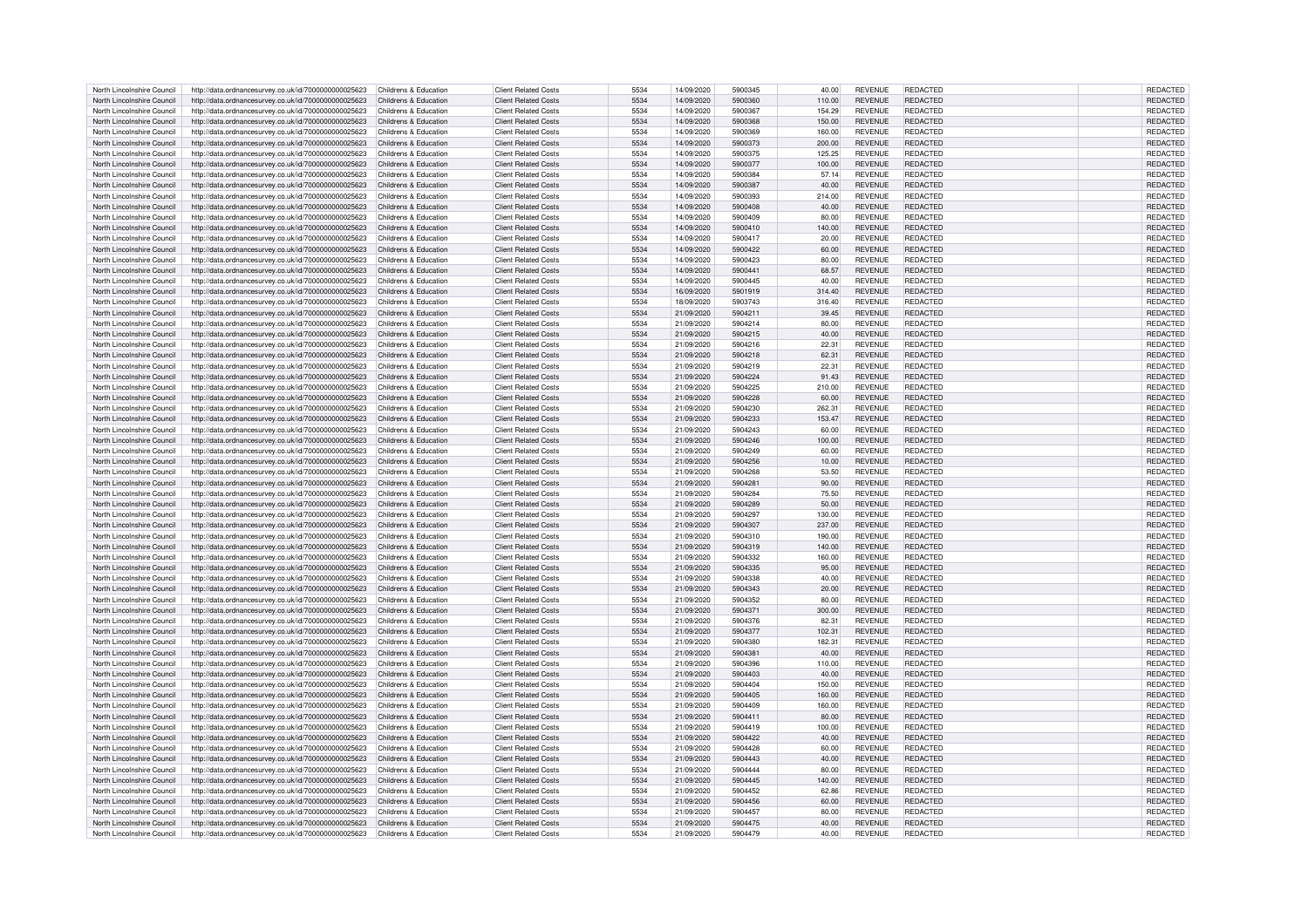| North Lincolnshire Council | http://data.ordnancesurvey.co.uk/id/7000000000025623 | Childrens & Education | Client Related Costs | 5534 | 14/09/2020 | 5900345 | 40.00 | REVENUE | REDACTED | | REDACTED |
|---|---|---|---|---|---|---|---|---|---|---|---|
| North Lincolnshire Council | http://data.ordnancesurvey.co.uk/id/7000000000025623 | Childrens & Education | Client Related Costs | 5534 | 14/09/2020 | 5900360 | 110.00 | REVENUE | REDACTED | | REDACTED |
| North Lincolnshire Council | http://data.ordnancesurvey.co.uk/id/7000000000025623 | Childrens & Education | Client Related Costs | 5534 | 14/09/2020 | 5900367 | 154.29 | REVENUE | REDACTED | | REDACTED |
| North Lincolnshire Council | http://data.ordnancesurvey.co.uk/id/7000000000025623 | Childrens & Education | Client Related Costs | 5534 | 14/09/2020 | 5900368 | 150.00 | REVENUE | REDACTED | | REDACTED |
| North Lincolnshire Council | http://data.ordnancesurvey.co.uk/id/7000000000025623 | Childrens & Education | Client Related Costs | 5534 | 14/09/2020 | 5900369 | 160.00 | REVENUE | REDACTED | | REDACTED |
| North Lincolnshire Council | http://data.ordnancesurvey.co.uk/id/7000000000025623 | Childrens & Education | Client Related Costs | 5534 | 14/09/2020 | 5900373 | 200.00 | REVENUE | REDACTED | | REDACTED |
| North Lincolnshire Council | http://data.ordnancesurvey.co.uk/id/7000000000025623 | Childrens & Education | Client Related Costs | 5534 | 14/09/2020 | 5900375 | 125.25 | REVENUE | REDACTED | | REDACTED |
| North Lincolnshire Council | http://data.ordnancesurvey.co.uk/id/7000000000025623 | Childrens & Education | Client Related Costs | 5534 | 14/09/2020 | 5900377 | 100.00 | REVENUE | REDACTED | | REDACTED |
| North Lincolnshire Council | http://data.ordnancesurvey.co.uk/id/7000000000025623 | Childrens & Education | Client Related Costs | 5534 | 14/09/2020 | 5900384 | 57.14 | REVENUE | REDACTED | | REDACTED |
| North Lincolnshire Council | http://data.ordnancesurvey.co.uk/id/7000000000025623 | Childrens & Education | Client Related Costs | 5534 | 14/09/2020 | 5900387 | 40.00 | REVENUE | REDACTED | | REDACTED |
| North Lincolnshire Council | http://data.ordnancesurvey.co.uk/id/7000000000025623 | Childrens & Education | Client Related Costs | 5534 | 14/09/2020 | 5900393 | 214.00 | REVENUE | REDACTED | | REDACTED |
| North Lincolnshire Council | http://data.ordnancesurvey.co.uk/id/7000000000025623 | Childrens & Education | Client Related Costs | 5534 | 14/09/2020 | 5900408 | 40.00 | REVENUE | REDACTED | | REDACTED |
| North Lincolnshire Council | http://data.ordnancesurvey.co.uk/id/7000000000025623 | Childrens & Education | Client Related Costs | 5534 | 14/09/2020 | 5900409 | 80.00 | REVENUE | REDACTED | | REDACTED |
| North Lincolnshire Council | http://data.ordnancesurvey.co.uk/id/7000000000025623 | Childrens & Education | Client Related Costs | 5534 | 14/09/2020 | 5900410 | 140.00 | REVENUE | REDACTED | | REDACTED |
| North Lincolnshire Council | http://data.ordnancesurvey.co.uk/id/7000000000025623 | Childrens & Education | Client Related Costs | 5534 | 14/09/2020 | 5900417 | 20.00 | REVENUE | REDACTED | | REDACTED |
| North Lincolnshire Council | http://data.ordnancesurvey.co.uk/id/7000000000025623 | Childrens & Education | Client Related Costs | 5534 | 14/09/2020 | 5900422 | 60.00 | REVENUE | REDACTED | | REDACTED |
| North Lincolnshire Council | http://data.ordnancesurvey.co.uk/id/7000000000025623 | Childrens & Education | Client Related Costs | 5534 | 14/09/2020 | 5900423 | 80.00 | REVENUE | REDACTED | | REDACTED |
| North Lincolnshire Council | http://data.ordnancesurvey.co.uk/id/7000000000025623 | Childrens & Education | Client Related Costs | 5534 | 14/09/2020 | 5900441 | 68.57 | REVENUE | REDACTED | | REDACTED |
| North Lincolnshire Council | http://data.ordnancesurvey.co.uk/id/7000000000025623 | Childrens & Education | Client Related Costs | 5534 | 14/09/2020 | 5900445 | 40.00 | REVENUE | REDACTED | | REDACTED |
| North Lincolnshire Council | http://data.ordnancesurvey.co.uk/id/7000000000025623 | Childrens & Education | Client Related Costs | 5534 | 16/09/2020 | 5901919 | 314.40 | REVENUE | REDACTED | | REDACTED |
| North Lincolnshire Council | http://data.ordnancesurvey.co.uk/id/7000000000025623 | Childrens & Education | Client Related Costs | 5534 | 18/09/2020 | 5903743 | 316.40 | REVENUE | REDACTED | | REDACTED |
| North Lincolnshire Council | http://data.ordnancesurvey.co.uk/id/7000000000025623 | Childrens & Education | Client Related Costs | 5534 | 21/09/2020 | 5904211 | 39.45 | REVENUE | REDACTED | | REDACTED |
| North Lincolnshire Council | http://data.ordnancesurvey.co.uk/id/7000000000025623 | Childrens & Education | Client Related Costs | 5534 | 21/09/2020 | 5904214 | 80.00 | REVENUE | REDACTED | | REDACTED |
| North Lincolnshire Council | http://data.ordnancesurvey.co.uk/id/7000000000025623 | Childrens & Education | Client Related Costs | 5534 | 21/09/2020 | 5904215 | 40.00 | REVENUE | REDACTED | | REDACTED |
| North Lincolnshire Council | http://data.ordnancesurvey.co.uk/id/7000000000025623 | Childrens & Education | Client Related Costs | 5534 | 21/09/2020 | 5904216 | 22.31 | REVENUE | REDACTED | | REDACTED |
| North Lincolnshire Council | http://data.ordnancesurvey.co.uk/id/7000000000025623 | Childrens & Education | Client Related Costs | 5534 | 21/09/2020 | 5904218 | 62.31 | REVENUE | REDACTED | | REDACTED |
| North Lincolnshire Council | http://data.ordnancesurvey.co.uk/id/7000000000025623 | Childrens & Education | Client Related Costs | 5534 | 21/09/2020 | 5904219 | 22.31 | REVENUE | REDACTED | | REDACTED |
| North Lincolnshire Council | http://data.ordnancesurvey.co.uk/id/7000000000025623 | Childrens & Education | Client Related Costs | 5534 | 21/09/2020 | 5904224 | 91.43 | REVENUE | REDACTED | | REDACTED |
| North Lincolnshire Council | http://data.ordnancesurvey.co.uk/id/7000000000025623 | Childrens & Education | Client Related Costs | 5534 | 21/09/2020 | 5904225 | 210.00 | REVENUE | REDACTED | | REDACTED |
| North Lincolnshire Council | http://data.ordnancesurvey.co.uk/id/7000000000025623 | Childrens & Education | Client Related Costs | 5534 | 21/09/2020 | 5904228 | 60.00 | REVENUE | REDACTED | | REDACTED |
| North Lincolnshire Council | http://data.ordnancesurvey.co.uk/id/7000000000025623 | Childrens & Education | Client Related Costs | 5534 | 21/09/2020 | 5904230 | 262.31 | REVENUE | REDACTED | | REDACTED |
| North Lincolnshire Council | http://data.ordnancesurvey.co.uk/id/7000000000025623 | Childrens & Education | Client Related Costs | 5534 | 21/09/2020 | 5904233 | 153.47 | REVENUE | REDACTED | | REDACTED |
| North Lincolnshire Council | http://data.ordnancesurvey.co.uk/id/7000000000025623 | Childrens & Education | Client Related Costs | 5534 | 21/09/2020 | 5904243 | 60.00 | REVENUE | REDACTED | | REDACTED |
| North Lincolnshire Council | http://data.ordnancesurvey.co.uk/id/7000000000025623 | Childrens & Education | Client Related Costs | 5534 | 21/09/2020 | 5904246 | 100.00 | REVENUE | REDACTED | | REDACTED |
| North Lincolnshire Council | http://data.ordnancesurvey.co.uk/id/7000000000025623 | Childrens & Education | Client Related Costs | 5534 | 21/09/2020 | 5904249 | 60.00 | REVENUE | REDACTED | | REDACTED |
| North Lincolnshire Council | http://data.ordnancesurvey.co.uk/id/7000000000025623 | Childrens & Education | Client Related Costs | 5534 | 21/09/2020 | 5904256 | 10.00 | REVENUE | REDACTED | | REDACTED |
| North Lincolnshire Council | http://data.ordnancesurvey.co.uk/id/7000000000025623 | Childrens & Education | Client Related Costs | 5534 | 21/09/2020 | 5904268 | 53.50 | REVENUE | REDACTED | | REDACTED |
| North Lincolnshire Council | http://data.ordnancesurvey.co.uk/id/7000000000025623 | Childrens & Education | Client Related Costs | 5534 | 21/09/2020 | 5904281 | 90.00 | REVENUE | REDACTED | | REDACTED |
| North Lincolnshire Council | http://data.ordnancesurvey.co.uk/id/7000000000025623 | Childrens & Education | Client Related Costs | 5534 | 21/09/2020 | 5904284 | 75.50 | REVENUE | REDACTED | | REDACTED |
| North Lincolnshire Council | http://data.ordnancesurvey.co.uk/id/7000000000025623 | Childrens & Education | Client Related Costs | 5534 | 21/09/2020 | 5904289 | 50.00 | REVENUE | REDACTED | | REDACTED |
| North Lincolnshire Council | http://data.ordnancesurvey.co.uk/id/7000000000025623 | Childrens & Education | Client Related Costs | 5534 | 21/09/2020 | 5904297 | 130.00 | REVENUE | REDACTED | | REDACTED |
| North Lincolnshire Council | http://data.ordnancesurvey.co.uk/id/7000000000025623 | Childrens & Education | Client Related Costs | 5534 | 21/09/2020 | 5904307 | 237.00 | REVENUE | REDACTED | | REDACTED |
| North Lincolnshire Council | http://data.ordnancesurvey.co.uk/id/7000000000025623 | Childrens & Education | Client Related Costs | 5534 | 21/09/2020 | 5904310 | 190.00 | REVENUE | REDACTED | | REDACTED |
| North Lincolnshire Council | http://data.ordnancesurvey.co.uk/id/7000000000025623 | Childrens & Education | Client Related Costs | 5534 | 21/09/2020 | 5904319 | 140.00 | REVENUE | REDACTED | | REDACTED |
| North Lincolnshire Council | http://data.ordnancesurvey.co.uk/id/7000000000025623 | Childrens & Education | Client Related Costs | 5534 | 21/09/2020 | 5904332 | 160.00 | REVENUE | REDACTED | | REDACTED |
| North Lincolnshire Council | http://data.ordnancesurvey.co.uk/id/7000000000025623 | Childrens & Education | Client Related Costs | 5534 | 21/09/2020 | 5904335 | 95.00 | REVENUE | REDACTED | | REDACTED |
| North Lincolnshire Council | http://data.ordnancesurvey.co.uk/id/7000000000025623 | Childrens & Education | Client Related Costs | 5534 | 21/09/2020 | 5904338 | 40.00 | REVENUE | REDACTED | | REDACTED |
| North Lincolnshire Council | http://data.ordnancesurvey.co.uk/id/7000000000025623 | Childrens & Education | Client Related Costs | 5534 | 21/09/2020 | 5904343 | 20.00 | REVENUE | REDACTED | | REDACTED |
| North Lincolnshire Council | http://data.ordnancesurvey.co.uk/id/7000000000025623 | Childrens & Education | Client Related Costs | 5534 | 21/09/2020 | 5904352 | 80.00 | REVENUE | REDACTED | | REDACTED |
| North Lincolnshire Council | http://data.ordnancesurvey.co.uk/id/7000000000025623 | Childrens & Education | Client Related Costs | 5534 | 21/09/2020 | 5904371 | 300.00 | REVENUE | REDACTED | | REDACTED |
| North Lincolnshire Council | http://data.ordnancesurvey.co.uk/id/7000000000025623 | Childrens & Education | Client Related Costs | 5534 | 21/09/2020 | 5904376 | 82.31 | REVENUE | REDACTED | | REDACTED |
| North Lincolnshire Council | http://data.ordnancesurvey.co.uk/id/7000000000025623 | Childrens & Education | Client Related Costs | 5534 | 21/09/2020 | 5904377 | 102.31 | REVENUE | REDACTED | | REDACTED |
| North Lincolnshire Council | http://data.ordnancesurvey.co.uk/id/7000000000025623 | Childrens & Education | Client Related Costs | 5534 | 21/09/2020 | 5904380 | 182.31 | REVENUE | REDACTED | | REDACTED |
| North Lincolnshire Council | http://data.ordnancesurvey.co.uk/id/7000000000025623 | Childrens & Education | Client Related Costs | 5534 | 21/09/2020 | 5904381 | 40.00 | REVENUE | REDACTED | | REDACTED |
| North Lincolnshire Council | http://data.ordnancesurvey.co.uk/id/7000000000025623 | Childrens & Education | Client Related Costs | 5534 | 21/09/2020 | 5904396 | 110.00 | REVENUE | REDACTED | | REDACTED |
| North Lincolnshire Council | http://data.ordnancesurvey.co.uk/id/7000000000025623 | Childrens & Education | Client Related Costs | 5534 | 21/09/2020 | 5904403 | 40.00 | REVENUE | REDACTED | | REDACTED |
| North Lincolnshire Council | http://data.ordnancesurvey.co.uk/id/7000000000025623 | Childrens & Education | Client Related Costs | 5534 | 21/09/2020 | 5904404 | 150.00 | REVENUE | REDACTED | | REDACTED |
| North Lincolnshire Council | http://data.ordnancesurvey.co.uk/id/7000000000025623 | Childrens & Education | Client Related Costs | 5534 | 21/09/2020 | 5904405 | 160.00 | REVENUE | REDACTED | | REDACTED |
| North Lincolnshire Council | http://data.ordnancesurvey.co.uk/id/7000000000025623 | Childrens & Education | Client Related Costs | 5534 | 21/09/2020 | 5904409 | 160.00 | REVENUE | REDACTED | | REDACTED |
| North Lincolnshire Council | http://data.ordnancesurvey.co.uk/id/7000000000025623 | Childrens & Education | Client Related Costs | 5534 | 21/09/2020 | 5904411 | 80.00 | REVENUE | REDACTED | | REDACTED |
| North Lincolnshire Council | http://data.ordnancesurvey.co.uk/id/7000000000025623 | Childrens & Education | Client Related Costs | 5534 | 21/09/2020 | 5904419 | 100.00 | REVENUE | REDACTED | | REDACTED |
| North Lincolnshire Council | http://data.ordnancesurvey.co.uk/id/7000000000025623 | Childrens & Education | Client Related Costs | 5534 | 21/09/2020 | 5904422 | 40.00 | REVENUE | REDACTED | | REDACTED |
| North Lincolnshire Council | http://data.ordnancesurvey.co.uk/id/7000000000025623 | Childrens & Education | Client Related Costs | 5534 | 21/09/2020 | 5904428 | 60.00 | REVENUE | REDACTED | | REDACTED |
| North Lincolnshire Council | http://data.ordnancesurvey.co.uk/id/7000000000025623 | Childrens & Education | Client Related Costs | 5534 | 21/09/2020 | 5904443 | 40.00 | REVENUE | REDACTED | | REDACTED |
| North Lincolnshire Council | http://data.ordnancesurvey.co.uk/id/7000000000025623 | Childrens & Education | Client Related Costs | 5534 | 21/09/2020 | 5904444 | 80.00 | REVENUE | REDACTED | | REDACTED |
| North Lincolnshire Council | http://data.ordnancesurvey.co.uk/id/7000000000025623 | Childrens & Education | Client Related Costs | 5534 | 21/09/2020 | 5904445 | 140.00 | REVENUE | REDACTED | | REDACTED |
| North Lincolnshire Council | http://data.ordnancesurvey.co.uk/id/7000000000025623 | Childrens & Education | Client Related Costs | 5534 | 21/09/2020 | 5904452 | 62.86 | REVENUE | REDACTED | | REDACTED |
| North Lincolnshire Council | http://data.ordnancesurvey.co.uk/id/7000000000025623 | Childrens & Education | Client Related Costs | 5534 | 21/09/2020 | 5904456 | 60.00 | REVENUE | REDACTED | | REDACTED |
| North Lincolnshire Council | http://data.ordnancesurvey.co.uk/id/7000000000025623 | Childrens & Education | Client Related Costs | 5534 | 21/09/2020 | 5904457 | 80.00 | REVENUE | REDACTED | | REDACTED |
| North Lincolnshire Council | http://data.ordnancesurvey.co.uk/id/7000000000025623 | Childrens & Education | Client Related Costs | 5534 | 21/09/2020 | 5904475 | 40.00 | REVENUE | REDACTED | | REDACTED |
| North Lincolnshire Council | http://data.ordnancesurvey.co.uk/id/7000000000025623 | Childrens & Education | Client Related Costs | 5534 | 21/09/2020 | 5904479 | 40.00 | REVENUE | REDACTED | | REDACTED |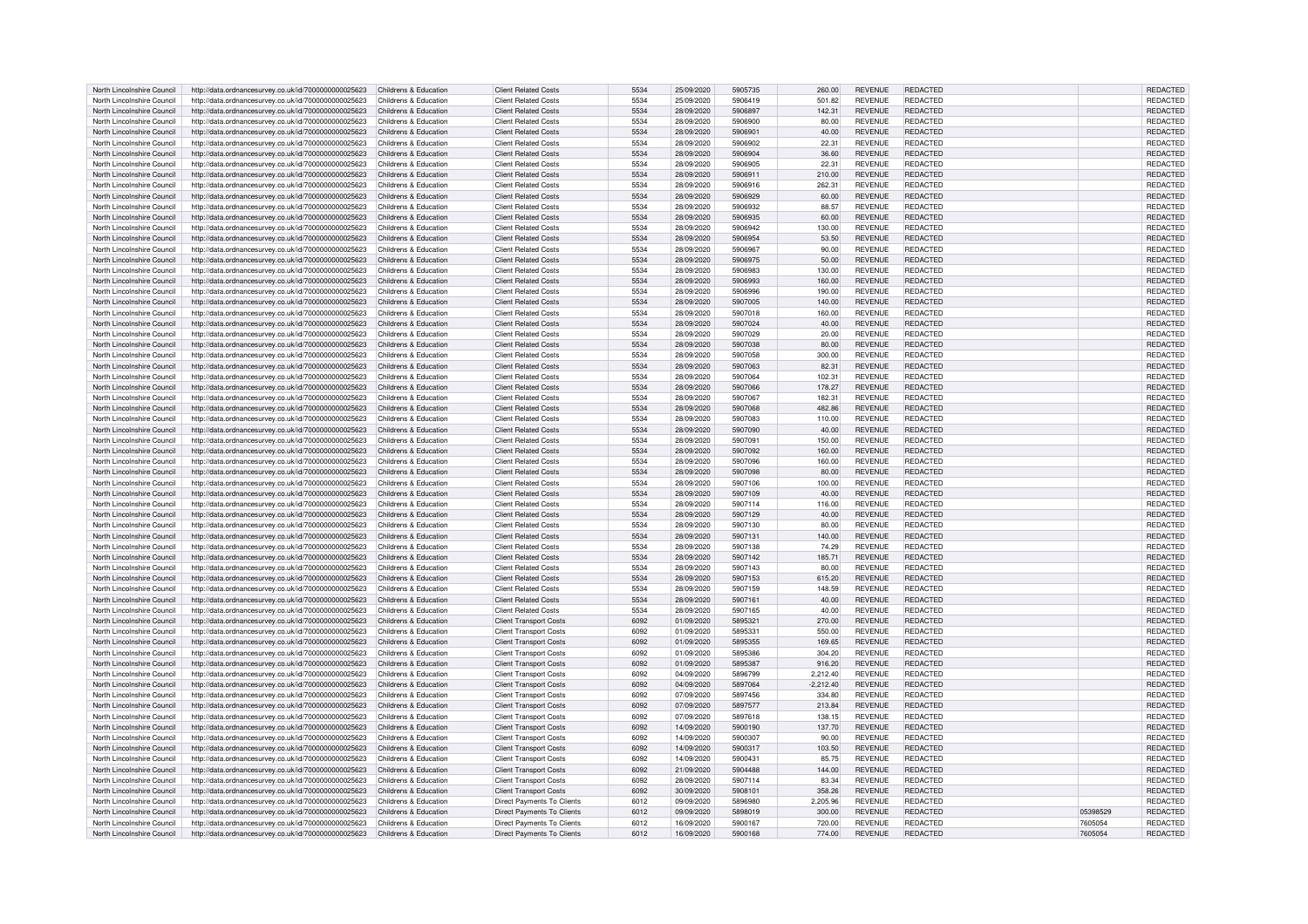| North Lincolnshire Council | http://data.ordnancesurvey.co.uk/id/7000000000025623 | Childrens & Education | Client Related Costs | 5534 | 25/09/2020 | 5905735 | 260.00 | REVENUE | REDACTED | | REDACTED |
|---|---|---|---|---|---|---|---|---|---|---|---|
| North Lincolnshire Council | http://data.ordnancesurvey.co.uk/id/7000000000025623 | Childrens & Education | Client Related Costs | 5534 | 25/09/2020 | 5906419 | 501.82 | REVENUE | REDACTED | | REDACTED |
| North Lincolnshire Council | http://data.ordnancesurvey.co.uk/id/7000000000025623 | Childrens & Education | Client Related Costs | 5534 | 28/09/2020 | 5906897 | 142.31 | REVENUE | REDACTED | | REDACTED |
| North Lincolnshire Council | http://data.ordnancesurvey.co.uk/id/7000000000025623 | Childrens & Education | Client Related Costs | 5534 | 28/09/2020 | 5906900 | 80.00 | REVENUE | REDACTED | | REDACTED |
| North Lincolnshire Council | http://data.ordnancesurvey.co.uk/id/7000000000025623 | Childrens & Education | Client Related Costs | 5534 | 28/09/2020 | 5906901 | 40.00 | REVENUE | REDACTED | | REDACTED |
| North Lincolnshire Council | http://data.ordnancesurvey.co.uk/id/7000000000025623 | Childrens & Education | Client Related Costs | 5534 | 28/09/2020 | 5906902 | 22.31 | REVENUE | REDACTED | | REDACTED |
| North Lincolnshire Council | http://data.ordnancesurvey.co.uk/id/7000000000025623 | Childrens & Education | Client Related Costs | 5534 | 28/09/2020 | 5906904 | 36.60 | REVENUE | REDACTED | | REDACTED |
| North Lincolnshire Council | http://data.ordnancesurvey.co.uk/id/7000000000025623 | Childrens & Education | Client Related Costs | 5534 | 28/09/2020 | 5906905 | 22.31 | REVENUE | REDACTED | | REDACTED |
| North Lincolnshire Council | http://data.ordnancesurvey.co.uk/id/7000000000025623 | Childrens & Education | Client Related Costs | 5534 | 28/09/2020 | 5906911 | 210.00 | REVENUE | REDACTED | | REDACTED |
| North Lincolnshire Council | http://data.ordnancesurvey.co.uk/id/7000000000025623 | Childrens & Education | Client Related Costs | 5534 | 28/09/2020 | 5906916 | 262.31 | REVENUE | REDACTED | | REDACTED |
| North Lincolnshire Council | http://data.ordnancesurvey.co.uk/id/7000000000025623 | Childrens & Education | Client Related Costs | 5534 | 28/09/2020 | 5906929 | 60.00 | REVENUE | REDACTED | | REDACTED |
| North Lincolnshire Council | http://data.ordnancesurvey.co.uk/id/7000000000025623 | Childrens & Education | Client Related Costs | 5534 | 28/09/2020 | 5906932 | 88.57 | REVENUE | REDACTED | | REDACTED |
| North Lincolnshire Council | http://data.ordnancesurvey.co.uk/id/7000000000025623 | Childrens & Education | Client Related Costs | 5534 | 28/09/2020 | 5906935 | 60.00 | REVENUE | REDACTED | | REDACTED |
| North Lincolnshire Council | http://data.ordnancesurvey.co.uk/id/7000000000025623 | Childrens & Education | Client Related Costs | 5534 | 28/09/2020 | 5906942 | 130.00 | REVENUE | REDACTED | | REDACTED |
| North Lincolnshire Council | http://data.ordnancesurvey.co.uk/id/7000000000025623 | Childrens & Education | Client Related Costs | 5534 | 28/09/2020 | 5906954 | 53.50 | REVENUE | REDACTED | | REDACTED |
| North Lincolnshire Council | http://data.ordnancesurvey.co.uk/id/7000000000025623 | Childrens & Education | Client Related Costs | 5534 | 28/09/2020 | 5906967 | 90.00 | REVENUE | REDACTED | | REDACTED |
| North Lincolnshire Council | http://data.ordnancesurvey.co.uk/id/7000000000025623 | Childrens & Education | Client Related Costs | 5534 | 28/09/2020 | 5906975 | 50.00 | REVENUE | REDACTED | | REDACTED |
| North Lincolnshire Council | http://data.ordnancesurvey.co.uk/id/7000000000025623 | Childrens & Education | Client Related Costs | 5534 | 28/09/2020 | 5906983 | 130.00 | REVENUE | REDACTED | | REDACTED |
| North Lincolnshire Council | http://data.ordnancesurvey.co.uk/id/7000000000025623 | Childrens & Education | Client Related Costs | 5534 | 28/09/2020 | 5906993 | 160.00 | REVENUE | REDACTED | | REDACTED |
| North Lincolnshire Council | http://data.ordnancesurvey.co.uk/id/7000000000025623 | Childrens & Education | Client Related Costs | 5534 | 28/09/2020 | 5906996 | 190.00 | REVENUE | REDACTED | | REDACTED |
| North Lincolnshire Council | http://data.ordnancesurvey.co.uk/id/7000000000025623 | Childrens & Education | Client Related Costs | 5534 | 28/09/2020 | 5907005 | 140.00 | REVENUE | REDACTED | | REDACTED |
| North Lincolnshire Council | http://data.ordnancesurvey.co.uk/id/7000000000025623 | Childrens & Education | Client Related Costs | 5534 | 28/09/2020 | 5907018 | 160.00 | REVENUE | REDACTED | | REDACTED |
| North Lincolnshire Council | http://data.ordnancesurvey.co.uk/id/7000000000025623 | Childrens & Education | Client Related Costs | 5534 | 28/09/2020 | 5907024 | 40.00 | REVENUE | REDACTED | | REDACTED |
| North Lincolnshire Council | http://data.ordnancesurvey.co.uk/id/7000000000025623 | Childrens & Education | Client Related Costs | 5534 | 28/09/2020 | 5907029 | 20.00 | REVENUE | REDACTED | | REDACTED |
| North Lincolnshire Council | http://data.ordnancesurvey.co.uk/id/7000000000025623 | Childrens & Education | Client Related Costs | 5534 | 28/09/2020 | 5907038 | 80.00 | REVENUE | REDACTED | | REDACTED |
| North Lincolnshire Council | http://data.ordnancesurvey.co.uk/id/7000000000025623 | Childrens & Education | Client Related Costs | 5534 | 28/09/2020 | 5907058 | 300.00 | REVENUE | REDACTED | | REDACTED |
| North Lincolnshire Council | http://data.ordnancesurvey.co.uk/id/7000000000025623 | Childrens & Education | Client Related Costs | 5534 | 28/09/2020 | 5907063 | 82.31 | REVENUE | REDACTED | | REDACTED |
| North Lincolnshire Council | http://data.ordnancesurvey.co.uk/id/7000000000025623 | Childrens & Education | Client Related Costs | 5534 | 28/09/2020 | 5907064 | 102.31 | REVENUE | REDACTED | | REDACTED |
| North Lincolnshire Council | http://data.ordnancesurvey.co.uk/id/7000000000025623 | Childrens & Education | Client Related Costs | 5534 | 28/09/2020 | 5907066 | 178.27 | REVENUE | REDACTED | | REDACTED |
| North Lincolnshire Council | http://data.ordnancesurvey.co.uk/id/7000000000025623 | Childrens & Education | Client Related Costs | 5534 | 28/09/2020 | 5907067 | 182.31 | REVENUE | REDACTED | | REDACTED |
| North Lincolnshire Council | http://data.ordnancesurvey.co.uk/id/7000000000025623 | Childrens & Education | Client Related Costs | 5534 | 28/09/2020 | 5907068 | 482.86 | REVENUE | REDACTED | | REDACTED |
| North Lincolnshire Council | http://data.ordnancesurvey.co.uk/id/7000000000025623 | Childrens & Education | Client Related Costs | 5534 | 28/09/2020 | 5907083 | 110.00 | REVENUE | REDACTED | | REDACTED |
| North Lincolnshire Council | http://data.ordnancesurvey.co.uk/id/7000000000025623 | Childrens & Education | Client Related Costs | 5534 | 28/09/2020 | 5907090 | 40.00 | REVENUE | REDACTED | | REDACTED |
| North Lincolnshire Council | http://data.ordnancesurvey.co.uk/id/7000000000025623 | Childrens & Education | Client Related Costs | 5534 | 28/09/2020 | 5907091 | 150.00 | REVENUE | REDACTED | | REDACTED |
| North Lincolnshire Council | http://data.ordnancesurvey.co.uk/id/7000000000025623 | Childrens & Education | Client Related Costs | 5534 | 28/09/2020 | 5907092 | 160.00 | REVENUE | REDACTED | | REDACTED |
| North Lincolnshire Council | http://data.ordnancesurvey.co.uk/id/7000000000025623 | Childrens & Education | Client Related Costs | 5534 | 28/09/2020 | 5907096 | 160.00 | REVENUE | REDACTED | | REDACTED |
| North Lincolnshire Council | http://data.ordnancesurvey.co.uk/id/7000000000025623 | Childrens & Education | Client Related Costs | 5534 | 28/09/2020 | 5907098 | 80.00 | REVENUE | REDACTED | | REDACTED |
| North Lincolnshire Council | http://data.ordnancesurvey.co.uk/id/7000000000025623 | Childrens & Education | Client Related Costs | 5534 | 28/09/2020 | 5907106 | 100.00 | REVENUE | REDACTED | | REDACTED |
| North Lincolnshire Council | http://data.ordnancesurvey.co.uk/id/7000000000025623 | Childrens & Education | Client Related Costs | 5534 | 28/09/2020 | 5907109 | 40.00 | REVENUE | REDACTED | | REDACTED |
| North Lincolnshire Council | http://data.ordnancesurvey.co.uk/id/7000000000025623 | Childrens & Education | Client Related Costs | 5534 | 28/09/2020 | 5907114 | 116.00 | REVENUE | REDACTED | | REDACTED |
| North Lincolnshire Council | http://data.ordnancesurvey.co.uk/id/7000000000025623 | Childrens & Education | Client Related Costs | 5534 | 28/09/2020 | 5907129 | 40.00 | REVENUE | REDACTED | | REDACTED |
| North Lincolnshire Council | http://data.ordnancesurvey.co.uk/id/7000000000025623 | Childrens & Education | Client Related Costs | 5534 | 28/09/2020 | 5907130 | 80.00 | REVENUE | REDACTED | | REDACTED |
| North Lincolnshire Council | http://data.ordnancesurvey.co.uk/id/7000000000025623 | Childrens & Education | Client Related Costs | 5534 | 28/09/2020 | 5907131 | 140.00 | REVENUE | REDACTED | | REDACTED |
| North Lincolnshire Council | http://data.ordnancesurvey.co.uk/id/7000000000025623 | Childrens & Education | Client Related Costs | 5534 | 28/09/2020 | 5907138 | 74.29 | REVENUE | REDACTED | | REDACTED |
| North Lincolnshire Council | http://data.ordnancesurvey.co.uk/id/7000000000025623 | Childrens & Education | Client Related Costs | 5534 | 28/09/2020 | 5907142 | 185.71 | REVENUE | REDACTED | | REDACTED |
| North Lincolnshire Council | http://data.ordnancesurvey.co.uk/id/7000000000025623 | Childrens & Education | Client Related Costs | 5534 | 28/09/2020 | 5907143 | 80.00 | REVENUE | REDACTED | | REDACTED |
| North Lincolnshire Council | http://data.ordnancesurvey.co.uk/id/7000000000025623 | Childrens & Education | Client Related Costs | 5534 | 28/09/2020 | 5907153 | 615.20 | REVENUE | REDACTED | | REDACTED |
| North Lincolnshire Council | http://data.ordnancesurvey.co.uk/id/7000000000025623 | Childrens & Education | Client Related Costs | 5534 | 28/09/2020 | 5907159 | 148.59 | REVENUE | REDACTED | | REDACTED |
| North Lincolnshire Council | http://data.ordnancesurvey.co.uk/id/7000000000025623 | Childrens & Education | Client Related Costs | 5534 | 28/09/2020 | 5907161 | 40.00 | REVENUE | REDACTED | | REDACTED |
| North Lincolnshire Council | http://data.ordnancesurvey.co.uk/id/7000000000025623 | Childrens & Education | Client Related Costs | 5534 | 28/09/2020 | 5907165 | 40.00 | REVENUE | REDACTED | | REDACTED |
| North Lincolnshire Council | http://data.ordnancesurvey.co.uk/id/7000000000025623 | Childrens & Education | Client Transport Costs | 6092 | 01/09/2020 | 5895321 | 270.00 | REVENUE | REDACTED | | REDACTED |
| North Lincolnshire Council | http://data.ordnancesurvey.co.uk/id/7000000000025623 | Childrens & Education | Client Transport Costs | 6092 | 01/09/2020 | 5895331 | 550.00 | REVENUE | REDACTED | | REDACTED |
| North Lincolnshire Council | http://data.ordnancesurvey.co.uk/id/7000000000025623 | Childrens & Education | Client Transport Costs | 6092 | 01/09/2020 | 5895355 | 169.65 | REVENUE | REDACTED | | REDACTED |
| North Lincolnshire Council | http://data.ordnancesurvey.co.uk/id/7000000000025623 | Childrens & Education | Client Transport Costs | 6092 | 01/09/2020 | 5895386 | 304.20 | REVENUE | REDACTED | | REDACTED |
| North Lincolnshire Council | http://data.ordnancesurvey.co.uk/id/7000000000025623 | Childrens & Education | Client Transport Costs | 6092 | 01/09/2020 | 5895387 | 916.20 | REVENUE | REDACTED | | REDACTED |
| North Lincolnshire Council | http://data.ordnancesurvey.co.uk/id/7000000000025623 | Childrens & Education | Client Transport Costs | 6092 | 04/09/2020 | 5896799 | 2,212.40 | REVENUE | REDACTED | | REDACTED |
| North Lincolnshire Council | http://data.ordnancesurvey.co.uk/id/7000000000025623 | Childrens & Education | Client Transport Costs | 6092 | 04/09/2020 | 5897064 | -2,212.40 | REVENUE | REDACTED | | REDACTED |
| North Lincolnshire Council | http://data.ordnancesurvey.co.uk/id/7000000000025623 | Childrens & Education | Client Transport Costs | 6092 | 07/09/2020 | 5897456 | 334.80 | REVENUE | REDACTED | | REDACTED |
| North Lincolnshire Council | http://data.ordnancesurvey.co.uk/id/7000000000025623 | Childrens & Education | Client Transport Costs | 6092 | 07/09/2020 | 5897577 | 213.84 | REVENUE | REDACTED | | REDACTED |
| North Lincolnshire Council | http://data.ordnancesurvey.co.uk/id/7000000000025623 | Childrens & Education | Client Transport Costs | 6092 | 07/09/2020 | 5897618 | 138.15 | REVENUE | REDACTED | | REDACTED |
| North Lincolnshire Council | http://data.ordnancesurvey.co.uk/id/7000000000025623 | Childrens & Education | Client Transport Costs | 6092 | 14/09/2020 | 5900190 | 137.70 | REVENUE | REDACTED | | REDACTED |
| North Lincolnshire Council | http://data.ordnancesurvey.co.uk/id/7000000000025623 | Childrens & Education | Client Transport Costs | 6092 | 14/09/2020 | 5900307 | 90.00 | REVENUE | REDACTED | | REDACTED |
| North Lincolnshire Council | http://data.ordnancesurvey.co.uk/id/7000000000025623 | Childrens & Education | Client Transport Costs | 6092 | 14/09/2020 | 5900317 | 103.50 | REVENUE | REDACTED | | REDACTED |
| North Lincolnshire Council | http://data.ordnancesurvey.co.uk/id/7000000000025623 | Childrens & Education | Client Transport Costs | 6092 | 14/09/2020 | 5900431 | 85.75 | REVENUE | REDACTED | | REDACTED |
| North Lincolnshire Council | http://data.ordnancesurvey.co.uk/id/7000000000025623 | Childrens & Education | Client Transport Costs | 6092 | 21/09/2020 | 5904488 | 144.00 | REVENUE | REDACTED | | REDACTED |
| North Lincolnshire Council | http://data.ordnancesurvey.co.uk/id/7000000000025623 | Childrens & Education | Client Transport Costs | 6092 | 28/09/2020 | 5907114 | 83.34 | REVENUE | REDACTED | | REDACTED |
| North Lincolnshire Council | http://data.ordnancesurvey.co.uk/id/7000000000025623 | Childrens & Education | Client Transport Costs | 6092 | 30/09/2020 | 5908101 | 358.26 | REVENUE | REDACTED | | REDACTED |
| North Lincolnshire Council | http://data.ordnancesurvey.co.uk/id/7000000000025623 | Childrens & Education | Direct Payments To Clients | 6012 | 09/09/2020 | 5896980 | 2,205.96 | REVENUE | REDACTED | | REDACTED |
| North Lincolnshire Council | http://data.ordnancesurvey.co.uk/id/7000000000025623 | Childrens & Education | Direct Payments To Clients | 6012 | 09/09/2020 | 5898019 | 300.00 | REVENUE | REDACTED | 05398529 | REDACTED |
| North Lincolnshire Council | http://data.ordnancesurvey.co.uk/id/7000000000025623 | Childrens & Education | Direct Payments To Clients | 6012 | 16/09/2020 | 5900167 | 720.00 | REVENUE | REDACTED | 7605054 | REDACTED |
| North Lincolnshire Council | http://data.ordnancesurvey.co.uk/id/7000000000025623 | Childrens & Education | Direct Payments To Clients | 6012 | 16/09/2020 | 5900168 | 774.00 | REVENUE | REDACTED | 7605054 | REDACTED |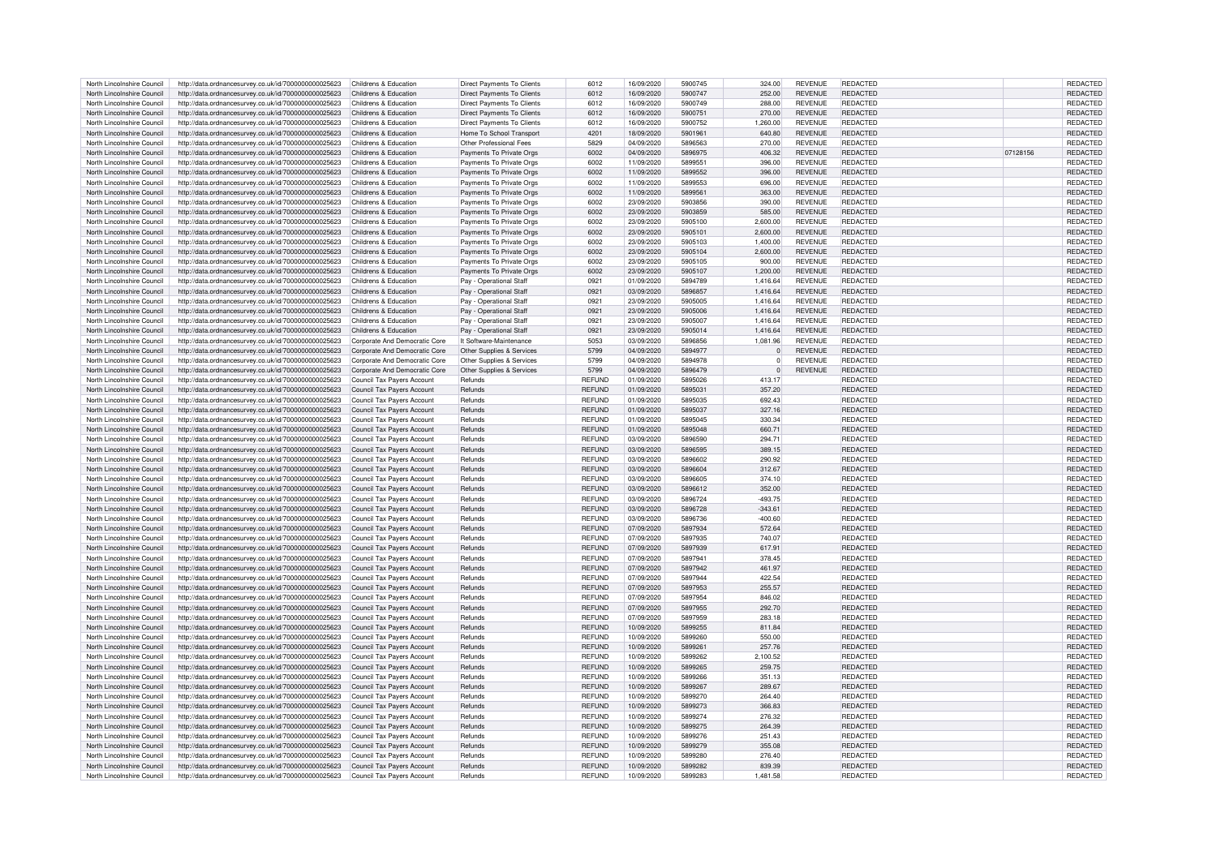| North Lincolnshire Council | http://data.ordnancesurvey.co.uk/id/7000000000025623 | Childrens & Education | Direct Payments To Clients | 6012 | 16/09/2020 | 5900745 | 324.00 | REVENUE | REDACTED | | REDACTED |
|---|---|---|---|---|---|---|---|---|---|---|---|
| North Lincolnshire Council | http://data.ordnancesurvey.co.uk/id/7000000000025623 | Childrens & Education | Direct Payments To Clients | 6012 | 16/09/2020 | 5900747 | 252.00 | REVENUE | REDACTED | | REDACTED |
| North Lincolnshire Council | http://data.ordnancesurvey.co.uk/id/7000000000025623 | Childrens & Education | Direct Payments To Clients | 6012 | 16/09/2020 | 5900749 | 288.00 | REVENUE | REDACTED | | REDACTED |
| North Lincolnshire Council | http://data.ordnancesurvey.co.uk/id/7000000000025623 | Childrens & Education | Direct Payments To Clients | 6012 | 16/09/2020 | 5900751 | 270.00 | REVENUE | REDACTED | | REDACTED |
| North Lincolnshire Council | http://data.ordnancesurvey.co.uk/id/7000000000025623 | Childrens & Education | Direct Payments To Clients | 6012 | 16/09/2020 | 5900752 | 1,260.00 | REVENUE | REDACTED | | REDACTED |
| North Lincolnshire Council | http://data.ordnancesurvey.co.uk/id/7000000000025623 | Childrens & Education | Home To School Transport | 4201 | 18/09/2020 | 5901961 | 640.80 | REVENUE | REDACTED | | REDACTED |
| North Lincolnshire Council | http://data.ordnancesurvey.co.uk/id/7000000000025623 | Childrens & Education | Other Professional Fees | 5829 | 04/09/2020 | 5896563 | 270.00 | REVENUE | REDACTED | | REDACTED |
| North Lincolnshire Council | http://data.ordnancesurvey.co.uk/id/7000000000025623 | Childrens & Education | Payments To Private Orgs | 6002 | 04/09/2020 | 5896975 | 406.32 | REVENUE | REDACTED | 07128156 | REDACTED |
| North Lincolnshire Council | http://data.ordnancesurvey.co.uk/id/7000000000025623 | Childrens & Education | Payments To Private Orgs | 6002 | 11/09/2020 | 5899551 | 396.00 | REVENUE | REDACTED | | REDACTED |
| North Lincolnshire Council | http://data.ordnancesurvey.co.uk/id/7000000000025623 | Childrens & Education | Payments To Private Orgs | 6002 | 11/09/2020 | 5899552 | 396.00 | REVENUE | REDACTED | | REDACTED |
| North Lincolnshire Council | http://data.ordnancesurvey.co.uk/id/7000000000025623 | Childrens & Education | Payments To Private Orgs | 6002 | 11/09/2020 | 5899553 | 696.00 | REVENUE | REDACTED | | REDACTED |
| North Lincolnshire Council | http://data.ordnancesurvey.co.uk/id/7000000000025623 | Childrens & Education | Payments To Private Orgs | 6002 | 11/09/2020 | 5899561 | 363.00 | REVENUE | REDACTED | | REDACTED |
| North Lincolnshire Council | http://data.ordnancesurvey.co.uk/id/7000000000025623 | Childrens & Education | Payments To Private Orgs | 6002 | 23/09/2020 | 5903856 | 390.00 | REVENUE | REDACTED | | REDACTED |
| North Lincolnshire Council | http://data.ordnancesurvey.co.uk/id/7000000000025623 | Childrens & Education | Payments To Private Orgs | 6002 | 23/09/2020 | 5903859 | 585.00 | REVENUE | REDACTED | | REDACTED |
| North Lincolnshire Council | http://data.ordnancesurvey.co.uk/id/7000000000025623 | Childrens & Education | Payments To Private Orgs | 6002 | 23/09/2020 | 5905100 | 2,600.00 | REVENUE | REDACTED | | REDACTED |
| North Lincolnshire Council | http://data.ordnancesurvey.co.uk/id/7000000000025623 | Childrens & Education | Payments To Private Orgs | 6002 | 23/09/2020 | 5905101 | 2,600.00 | REVENUE | REDACTED | | REDACTED |
| North Lincolnshire Council | http://data.ordnancesurvey.co.uk/id/7000000000025623 | Childrens & Education | Payments To Private Orgs | 6002 | 23/09/2020 | 5905103 | 1,400.00 | REVENUE | REDACTED | | REDACTED |
| North Lincolnshire Council | http://data.ordnancesurvey.co.uk/id/7000000000025623 | Childrens & Education | Payments To Private Orgs | 6002 | 23/09/2020 | 5905104 | 2,600.00 | REVENUE | REDACTED | | REDACTED |
| North Lincolnshire Council | http://data.ordnancesurvey.co.uk/id/7000000000025623 | Childrens & Education | Payments To Private Orgs | 6002 | 23/09/2020 | 5905105 | 900.00 | REVENUE | REDACTED | | REDACTED |
| North Lincolnshire Council | http://data.ordnancesurvey.co.uk/id/7000000000025623 | Childrens & Education | Payments To Private Orgs | 6002 | 23/09/2020 | 5905107 | 1,200.00 | REVENUE | REDACTED | | REDACTED |
| North Lincolnshire Council | http://data.ordnancesurvey.co.uk/id/7000000000025623 | Childrens & Education | Pay - Operational Staff | 0921 | 01/09/2020 | 5894789 | 1,416.64 | REVENUE | REDACTED | | REDACTED |
| North Lincolnshire Council | http://data.ordnancesurvey.co.uk/id/7000000000025623 | Childrens & Education | Pay - Operational Staff | 0921 | 03/09/2020 | 5896857 | 1,416.64 | REVENUE | REDACTED | | REDACTED |
| North Lincolnshire Council | http://data.ordnancesurvey.co.uk/id/7000000000025623 | Childrens & Education | Pay - Operational Staff | 0921 | 23/09/2020 | 5905005 | 1,416.64 | REVENUE | REDACTED | | REDACTED |
| North Lincolnshire Council | http://data.ordnancesurvey.co.uk/id/7000000000025623 | Childrens & Education | Pay - Operational Staff | 0921 | 23/09/2020 | 5905006 | 1,416.64 | REVENUE | REDACTED | | REDACTED |
| North Lincolnshire Council | http://data.ordnancesurvey.co.uk/id/7000000000025623 | Childrens & Education | Pay - Operational Staff | 0921 | 23/09/2020 | 5905007 | 1,416.64 | REVENUE | REDACTED | | REDACTED |
| North Lincolnshire Council | http://data.ordnancesurvey.co.uk/id/7000000000025623 | Childrens & Education | Pay - Operational Staff | 0921 | 23/09/2020 | 5905014 | 1,416.64 | REVENUE | REDACTED | | REDACTED |
| North Lincolnshire Council | http://data.ordnancesurvey.co.uk/id/7000000000025623 | Corporate And Democratic Core | It Software-Maintenance | 5053 | 03/09/2020 | 5896856 | 1,081.96 | REVENUE | REDACTED | | REDACTED |
| North Lincolnshire Council | http://data.ordnancesurvey.co.uk/id/7000000000025623 | Corporate And Democratic Core | Other Supplies & Services | 5799 | 04/09/2020 | 5894977 | 0 | REVENUE | REDACTED | | REDACTED |
| North Lincolnshire Council | http://data.ordnancesurvey.co.uk/id/7000000000025623 | Corporate And Democratic Core | Other Supplies & Services | 5799 | 04/09/2020 | 5894978 | 0 | REVENUE | REDACTED | | REDACTED |
| North Lincolnshire Council | http://data.ordnancesurvey.co.uk/id/7000000000025623 | Corporate And Democratic Core | Other Supplies & Services | 5799 | 04/09/2020 | 5896479 | 0 | REVENUE | REDACTED | | REDACTED |
| North Lincolnshire Council | http://data.ordnancesurvey.co.uk/id/7000000000025623 | Council Tax Payers Account | Refunds | REFUND | 01/09/2020 | 5895026 | 413.17 | | REDACTED | | REDACTED |
| North Lincolnshire Council | http://data.ordnancesurvey.co.uk/id/7000000000025623 | Council Tax Payers Account | Refunds | REFUND | 01/09/2020 | 5895031 | 357.20 | | REDACTED | | REDACTED |
| North Lincolnshire Council | http://data.ordnancesurvey.co.uk/id/7000000000025623 | Council Tax Payers Account | Refunds | REFUND | 01/09/2020 | 5895035 | 692.43 | | REDACTED | | REDACTED |
| North Lincolnshire Council | http://data.ordnancesurvey.co.uk/id/7000000000025623 | Council Tax Payers Account | Refunds | REFUND | 01/09/2020 | 5895037 | 327.16 | | REDACTED | | REDACTED |
| North Lincolnshire Council | http://data.ordnancesurvey.co.uk/id/7000000000025623 | Council Tax Payers Account | Refunds | REFUND | 01/09/2020 | 5895045 | 330.34 | | REDACTED | | REDACTED |
| North Lincolnshire Council | http://data.ordnancesurvey.co.uk/id/7000000000025623 | Council Tax Payers Account | Refunds | REFUND | 01/09/2020 | 5895048 | 660.71 | | REDACTED | | REDACTED |
| North Lincolnshire Council | http://data.ordnancesurvey.co.uk/id/7000000000025623 | Council Tax Payers Account | Refunds | REFUND | 03/09/2020 | 5896590 | 294.71 | | REDACTED | | REDACTED |
| North Lincolnshire Council | http://data.ordnancesurvey.co.uk/id/7000000000025623 | Council Tax Payers Account | Refunds | REFUND | 03/09/2020 | 5896595 | 389.15 | | REDACTED | | REDACTED |
| North Lincolnshire Council | http://data.ordnancesurvey.co.uk/id/7000000000025623 | Council Tax Payers Account | Refunds | REFUND | 03/09/2020 | 5896602 | 290.92 | | REDACTED | | REDACTED |
| North Lincolnshire Council | http://data.ordnancesurvey.co.uk/id/7000000000025623 | Council Tax Payers Account | Refunds | REFUND | 03/09/2020 | 5896604 | 312.67 | | REDACTED | | REDACTED |
| North Lincolnshire Council | http://data.ordnancesurvey.co.uk/id/7000000000025623 | Council Tax Payers Account | Refunds | REFUND | 03/09/2020 | 5896605 | 374.10 | | REDACTED | | REDACTED |
| North Lincolnshire Council | http://data.ordnancesurvey.co.uk/id/7000000000025623 | Council Tax Payers Account | Refunds | REFUND | 03/09/2020 | 5896612 | 352.00 | | REDACTED | | REDACTED |
| North Lincolnshire Council | http://data.ordnancesurvey.co.uk/id/7000000000025623 | Council Tax Payers Account | Refunds | REFUND | 03/09/2020 | 5896724 | -493.75 | | REDACTED | | REDACTED |
| North Lincolnshire Council | http://data.ordnancesurvey.co.uk/id/7000000000025623 | Council Tax Payers Account | Refunds | REFUND | 03/09/2020 | 5896728 | -343.61 | | REDACTED | | REDACTED |
| North Lincolnshire Council | http://data.ordnancesurvey.co.uk/id/7000000000025623 | Council Tax Payers Account | Refunds | REFUND | 03/09/2020 | 5896736 | -400.60 | | REDACTED | | REDACTED |
| North Lincolnshire Council | http://data.ordnancesurvey.co.uk/id/7000000000025623 | Council Tax Payers Account | Refunds | REFUND | 07/09/2020 | 5897934 | 572.64 | | REDACTED | | REDACTED |
| North Lincolnshire Council | http://data.ordnancesurvey.co.uk/id/7000000000025623 | Council Tax Payers Account | Refunds | REFUND | 07/09/2020 | 5897935 | 740.07 | | REDACTED | | REDACTED |
| North Lincolnshire Council | http://data.ordnancesurvey.co.uk/id/7000000000025623 | Council Tax Payers Account | Refunds | REFUND | 07/09/2020 | 5897939 | 617.91 | | REDACTED | | REDACTED |
| North Lincolnshire Council | http://data.ordnancesurvey.co.uk/id/7000000000025623 | Council Tax Payers Account | Refunds | REFUND | 07/09/2020 | 5897941 | 378.45 | | REDACTED | | REDACTED |
| North Lincolnshire Council | http://data.ordnancesurvey.co.uk/id/7000000000025623 | Council Tax Payers Account | Refunds | REFUND | 07/09/2020 | 5897942 | 461.97 | | REDACTED | | REDACTED |
| North Lincolnshire Council | http://data.ordnancesurvey.co.uk/id/7000000000025623 | Council Tax Payers Account | Refunds | REFUND | 07/09/2020 | 5897944 | 422.54 | | REDACTED | | REDACTED |
| North Lincolnshire Council | http://data.ordnancesurvey.co.uk/id/7000000000025623 | Council Tax Payers Account | Refunds | REFUND | 07/09/2020 | 5897953 | 255.57 | | REDACTED | | REDACTED |
| North Lincolnshire Council | http://data.ordnancesurvey.co.uk/id/7000000000025623 | Council Tax Payers Account | Refunds | REFUND | 07/09/2020 | 5897954 | 846.02 | | REDACTED | | REDACTED |
| North Lincolnshire Council | http://data.ordnancesurvey.co.uk/id/7000000000025623 | Council Tax Payers Account | Refunds | REFUND | 07/09/2020 | 5897955 | 292.70 | | REDACTED | | REDACTED |
| North Lincolnshire Council | http://data.ordnancesurvey.co.uk/id/7000000000025623 | Council Tax Payers Account | Refunds | REFUND | 07/09/2020 | 5897959 | 283.18 | | REDACTED | | REDACTED |
| North Lincolnshire Council | http://data.ordnancesurvey.co.uk/id/7000000000025623 | Council Tax Payers Account | Refunds | REFUND | 10/09/2020 | 5899255 | 811.84 | | REDACTED | | REDACTED |
| North Lincolnshire Council | http://data.ordnancesurvey.co.uk/id/7000000000025623 | Council Tax Payers Account | Refunds | REFUND | 10/09/2020 | 5899260 | 550.00 | | REDACTED | | REDACTED |
| North Lincolnshire Council | http://data.ordnancesurvey.co.uk/id/7000000000025623 | Council Tax Payers Account | Refunds | REFUND | 10/09/2020 | 5899261 | 257.76 | | REDACTED | | REDACTED |
| North Lincolnshire Council | http://data.ordnancesurvey.co.uk/id/7000000000025623 | Council Tax Payers Account | Refunds | REFUND | 10/09/2020 | 5899262 | 2,100.52 | | REDACTED | | REDACTED |
| North Lincolnshire Council | http://data.ordnancesurvey.co.uk/id/7000000000025623 | Council Tax Payers Account | Refunds | REFUND | 10/09/2020 | 5899265 | 259.75 | | REDACTED | | REDACTED |
| North Lincolnshire Council | http://data.ordnancesurvey.co.uk/id/7000000000025623 | Council Tax Payers Account | Refunds | REFUND | 10/09/2020 | 5899266 | 351.13 | | REDACTED | | REDACTED |
| North Lincolnshire Council | http://data.ordnancesurvey.co.uk/id/7000000000025623 | Council Tax Payers Account | Refunds | REFUND | 10/09/2020 | 5899267 | 289.67 | | REDACTED | | REDACTED |
| North Lincolnshire Council | http://data.ordnancesurvey.co.uk/id/7000000000025623 | Council Tax Payers Account | Refunds | REFUND | 10/09/2020 | 5899270 | 264.40 | | REDACTED | | REDACTED |
| North Lincolnshire Council | http://data.ordnancesurvey.co.uk/id/7000000000025623 | Council Tax Payers Account | Refunds | REFUND | 10/09/2020 | 5899273 | 366.83 | | REDACTED | | REDACTED |
| North Lincolnshire Council | http://data.ordnancesurvey.co.uk/id/7000000000025623 | Council Tax Payers Account | Refunds | REFUND | 10/09/2020 | 5899274 | 276.32 | | REDACTED | | REDACTED |
| North Lincolnshire Council | http://data.ordnancesurvey.co.uk/id/7000000000025623 | Council Tax Payers Account | Refunds | REFUND | 10/09/2020 | 5899275 | 264.39 | | REDACTED | | REDACTED |
| North Lincolnshire Council | http://data.ordnancesurvey.co.uk/id/7000000000025623 | Council Tax Payers Account | Refunds | REFUND | 10/09/2020 | 5899276 | 251.43 | | REDACTED | | REDACTED |
| North Lincolnshire Council | http://data.ordnancesurvey.co.uk/id/7000000000025623 | Council Tax Payers Account | Refunds | REFUND | 10/09/2020 | 5899279 | 355.08 | | REDACTED | | REDACTED |
| North Lincolnshire Council | http://data.ordnancesurvey.co.uk/id/7000000000025623 | Council Tax Payers Account | Refunds | REFUND | 10/09/2020 | 5899280 | 276.40 | | REDACTED | | REDACTED |
| North Lincolnshire Council | http://data.ordnancesurvey.co.uk/id/7000000000025623 | Council Tax Payers Account | Refunds | REFUND | 10/09/2020 | 5899282 | 839.39 | | REDACTED | | REDACTED |
| North Lincolnshire Council | http://data.ordnancesurvey.co.uk/id/7000000000025623 | Council Tax Payers Account | Refunds | REFUND | 10/09/2020 | 5899283 | 1,481.58 | | REDACTED | | REDACTED |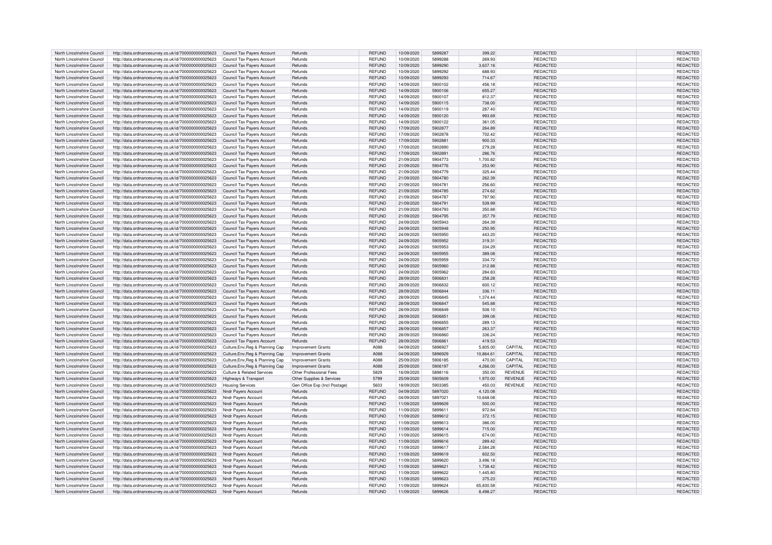| North Lincolnshire Council | http://data.ordnancesurvey.co.uk/id/7000000000025623 | Council Tax Payers Account | Refunds | REFUND | 10/09/2020 | 5899287 | 399.22 | | REDACTED | REDACTED |
|---|---|---|---|---|---|---|---|---|---|---|
| North Lincolnshire Council | http://data.ordnancesurvey.co.uk/id/7000000000025623 | Council Tax Payers Account | Refunds | REFUND | 10/09/2020 | 5899288 | 269.93 | | REDACTED | REDACTED |
| North Lincolnshire Council | http://data.ordnancesurvey.co.uk/id/7000000000025623 | Council Tax Payers Account | Refunds | REFUND | 10/09/2020 | 5899290 | 3,637.16 | | REDACTED | REDACTED |
| North Lincolnshire Council | http://data.ordnancesurvey.co.uk/id/7000000000025623 | Council Tax Payers Account | Refunds | REFUND | 10/09/2020 | 5899292 | 688.93 | | REDACTED | REDACTED |
| North Lincolnshire Council | http://data.ordnancesurvey.co.uk/id/7000000000025623 | Council Tax Payers Account | Refunds | REFUND | 10/09/2020 | 5899293 | 714.67 | | REDACTED | REDACTED |
| North Lincolnshire Council | http://data.ordnancesurvey.co.uk/id/7000000000025623 | Council Tax Payers Account | Refunds | REFUND | 14/09/2020 | 5900102 | 456.18 | | REDACTED | REDACTED |
| North Lincolnshire Council | http://data.ordnancesurvey.co.uk/id/7000000000025623 | Council Tax Payers Account | Refunds | REFUND | 14/09/2020 | 5900106 | 655.27 | | REDACTED | REDACTED |
| North Lincolnshire Council | http://data.ordnancesurvey.co.uk/id/7000000000025623 | Council Tax Payers Account | Refunds | REFUND | 14/09/2020 | 5900107 | 812.37 | | REDACTED | REDACTED |
| North Lincolnshire Council | http://data.ordnancesurvey.co.uk/id/7000000000025623 | Council Tax Payers Account | Refunds | REFUND | 14/09/2020 | 5900115 | 738.00 | | REDACTED | REDACTED |
| North Lincolnshire Council | http://data.ordnancesurvey.co.uk/id/7000000000025623 | Council Tax Payers Account | Refunds | REFUND | 14/09/2020 | 5900119 | 287.40 | | REDACTED | REDACTED |
| North Lincolnshire Council | http://data.ordnancesurvey.co.uk/id/7000000000025623 | Council Tax Payers Account | Refunds | REFUND | 14/09/2020 | 5900120 | 993.69 | | REDACTED | REDACTED |
| North Lincolnshire Council | http://data.ordnancesurvey.co.uk/id/7000000000025623 | Council Tax Payers Account | Refunds | REFUND | 14/09/2020 | 5900122 | 361.05 | | REDACTED | REDACTED |
| North Lincolnshire Council | http://data.ordnancesurvey.co.uk/id/7000000000025623 | Council Tax Payers Account | Refunds | REFUND | 17/09/2020 | 5902877 | 264.89 | | REDACTED | REDACTED |
| North Lincolnshire Council | http://data.ordnancesurvey.co.uk/id/7000000000025623 | Council Tax Payers Account | Refunds | REFUND | 17/09/2020 | 5902878 | 702.42 | | REDACTED | REDACTED |
| North Lincolnshire Council | http://data.ordnancesurvey.co.uk/id/7000000000025623 | Council Tax Payers Account | Refunds | REFUND | 17/09/2020 | 5902881 | 900.33 | | REDACTED | REDACTED |
| North Lincolnshire Council | http://data.ordnancesurvey.co.uk/id/7000000000025623 | Council Tax Payers Account | Refunds | REFUND | 17/09/2020 | 5902890 | 279.28 | | REDACTED | REDACTED |
| North Lincolnshire Council | http://data.ordnancesurvey.co.uk/id/7000000000025623 | Council Tax Payers Account | Refunds | REFUND | 17/09/2020 | 5902891 | 286.76 | | REDACTED | REDACTED |
| North Lincolnshire Council | http://data.ordnancesurvey.co.uk/id/7000000000025623 | Council Tax Payers Account | Refunds | REFUND | 21/09/2020 | 5904773 | 1,700.82 | | REDACTED | REDACTED |
| North Lincolnshire Council | http://data.ordnancesurvey.co.uk/id/7000000000025623 | Council Tax Payers Account | Refunds | REFUND | 21/09/2020 | 5904776 | 253.90 | | REDACTED | REDACTED |
| North Lincolnshire Council | http://data.ordnancesurvey.co.uk/id/7000000000025623 | Council Tax Payers Account | Refunds | REFUND | 21/09/2020 | 5904779 | 325.44 | | REDACTED | REDACTED |
| North Lincolnshire Council | http://data.ordnancesurvey.co.uk/id/7000000000025623 | Council Tax Payers Account | Refunds | REFUND | 21/09/2020 | 5904780 | 262.39 | | REDACTED | REDACTED |
| North Lincolnshire Council | http://data.ordnancesurvey.co.uk/id/7000000000025623 | Council Tax Payers Account | Refunds | REFUND | 21/09/2020 | 5904781 | 256.60 | | REDACTED | REDACTED |
| North Lincolnshire Council | http://data.ordnancesurvey.co.uk/id/7000000000025623 | Council Tax Payers Account | Refunds | REFUND | 21/09/2020 | 5904785 | 274.62 | | REDACTED | REDACTED |
| North Lincolnshire Council | http://data.ordnancesurvey.co.uk/id/7000000000025623 | Council Tax Payers Account | Refunds | REFUND | 21/09/2020 | 5904787 | 797.90 | | REDACTED | REDACTED |
| North Lincolnshire Council | http://data.ordnancesurvey.co.uk/id/7000000000025623 | Council Tax Payers Account | Refunds | REFUND | 21/09/2020 | 5904791 | 539.99 | | REDACTED | REDACTED |
| North Lincolnshire Council | http://data.ordnancesurvey.co.uk/id/7000000000025623 | Council Tax Payers Account | Refunds | REFUND | 21/09/2020 | 5904793 | 350.88 | | REDACTED | REDACTED |
| North Lincolnshire Council | http://data.ordnancesurvey.co.uk/id/7000000000025623 | Council Tax Payers Account | Refunds | REFUND | 21/09/2020 | 5904795 | 357.79 | | REDACTED | REDACTED |
| North Lincolnshire Council | http://data.ordnancesurvey.co.uk/id/7000000000025623 | Council Tax Payers Account | Refunds | REFUND | 24/09/2020 | 5905943 | 264.39 | | REDACTED | REDACTED |
| North Lincolnshire Council | http://data.ordnancesurvey.co.uk/id/7000000000025623 | Council Tax Payers Account | Refunds | REFUND | 24/09/2020 | 5905948 | 250.95 | | REDACTED | REDACTED |
| North Lincolnshire Council | http://data.ordnancesurvey.co.uk/id/7000000000025623 | Council Tax Payers Account | Refunds | REFUND | 24/09/2020 | 5905950 | 443.20 | | REDACTED | REDACTED |
| North Lincolnshire Council | http://data.ordnancesurvey.co.uk/id/7000000000025623 | Council Tax Payers Account | Refunds | REFUND | 24/09/2020 | 5905952 | 319.31 | | REDACTED | REDACTED |
| North Lincolnshire Council | http://data.ordnancesurvey.co.uk/id/7000000000025623 | Council Tax Payers Account | Refunds | REFUND | 24/09/2020 | 5905953 | 334.29 | | REDACTED | REDACTED |
| North Lincolnshire Council | http://data.ordnancesurvey.co.uk/id/7000000000025623 | Council Tax Payers Account | Refunds | REFUND | 24/09/2020 | 5905955 | 389.08 | | REDACTED | REDACTED |
| North Lincolnshire Council | http://data.ordnancesurvey.co.uk/id/7000000000025623 | Council Tax Payers Account | Refunds | REFUND | 24/09/2020 | 5905959 | 334.72 | | REDACTED | REDACTED |
| North Lincolnshire Council | http://data.ordnancesurvey.co.uk/id/7000000000025623 | Council Tax Payers Account | Refunds | REFUND | 24/09/2020 | 5905960 | 312.88 | | REDACTED | REDACTED |
| North Lincolnshire Council | http://data.ordnancesurvey.co.uk/id/7000000000025623 | Council Tax Payers Account | Refunds | REFUND | 24/09/2020 | 5905962 | 284.83 | | REDACTED | REDACTED |
| North Lincolnshire Council | http://data.ordnancesurvey.co.uk/id/7000000000025623 | Council Tax Payers Account | Refunds | REFUND | 28/09/2020 | 5906831 | 258.28 | | REDACTED | REDACTED |
| North Lincolnshire Council | http://data.ordnancesurvey.co.uk/id/7000000000025623 | Council Tax Payers Account | Refunds | REFUND | 28/09/2020 | 5906832 | 600.12 | | REDACTED | REDACTED |
| North Lincolnshire Council | http://data.ordnancesurvey.co.uk/id/7000000000025623 | Council Tax Payers Account | Refunds | REFUND | 28/09/2020 | 5906844 | 336.11 | | REDACTED | REDACTED |
| North Lincolnshire Council | http://data.ordnancesurvey.co.uk/id/7000000000025623 | Council Tax Payers Account | Refunds | REFUND | 28/09/2020 | 5906845 | 1,374.44 | | REDACTED | REDACTED |
| North Lincolnshire Council | http://data.ordnancesurvey.co.uk/id/7000000000025623 | Council Tax Payers Account | Refunds | REFUND | 28/09/2020 | 5906847 | 545.88 | | REDACTED | REDACTED |
| North Lincolnshire Council | http://data.ordnancesurvey.co.uk/id/7000000000025623 | Council Tax Payers Account | Refunds | REFUND | 28/09/2020 | 5906849 | 508.10 | | REDACTED | REDACTED |
| North Lincolnshire Council | http://data.ordnancesurvey.co.uk/id/7000000000025623 | Council Tax Payers Account | Refunds | REFUND | 28/09/2020 | 5906851 | 399.08 | | REDACTED | REDACTED |
| North Lincolnshire Council | http://data.ordnancesurvey.co.uk/id/7000000000025623 | Council Tax Payers Account | Refunds | REFUND | 28/09/2020 | 5906855 | 289.13 | | REDACTED | REDACTED |
| North Lincolnshire Council | http://data.ordnancesurvey.co.uk/id/7000000000025623 | Council Tax Payers Account | Refunds | REFUND | 28/09/2020 | 5906857 | 263.37 | | REDACTED | REDACTED |
| North Lincolnshire Council | http://data.ordnancesurvey.co.uk/id/7000000000025623 | Council Tax Payers Account | Refunds | REFUND | 28/09/2020 | 5906860 | 336.24 | | REDACTED | REDACTED |
| North Lincolnshire Council | http://data.ordnancesurvey.co.uk/id/7000000000025623 | Council Tax Payers Account | Refunds | REFUND | 28/09/2020 | 5906861 | 419.53 | | REDACTED | REDACTED |
| North Lincolnshire Council | http://data.ordnancesurvey.co.uk/id/7000000000025623 | Culture,Env,Reg & Planning Cap | Improvement Grants | A088 | 04/09/2020 | 5896927 | 5,805.00 | CAPITAL | REDACTED | REDACTED |
| North Lincolnshire Council | http://data.ordnancesurvey.co.uk/id/7000000000025623 | Culture,Env,Reg & Planning Cap | Improvement Grants | A088 | 04/09/2020 | 5896929 | 10,864.61 | CAPITAL | REDACTED | REDACTED |
| North Lincolnshire Council | http://data.ordnancesurvey.co.uk/id/7000000000025623 | Culture,Env,Reg & Planning Cap | Improvement Grants | A088 | 25/09/2020 | 5906185 | 470.00 | CAPITAL | REDACTED | REDACTED |
| North Lincolnshire Council | http://data.ordnancesurvey.co.uk/id/7000000000025623 | Culture,Env,Reg & Planning Cap | Improvement Grants | A088 | 25/09/2020 | 5906197 | 4,266.00 | CAPITAL | REDACTED | REDACTED |
| North Lincolnshire Council | http://data.ordnancesurvey.co.uk/id/7000000000025623 | Culture & Related Services | Other Professional Fees | 5829 | 16/09/2020 | 5898116 | 350.00 | REVENUE | REDACTED | REDACTED |
| North Lincolnshire Council | http://data.ordnancesurvey.co.uk/id/7000000000025623 | Highways & Transport | Other Supplies & Services | 5799 | 25/09/2020 | 5905609 | 1,970.00 | REVENUE | REDACTED | REDACTED |
| North Lincolnshire Council | http://data.ordnancesurvey.co.uk/id/7000000000025623 | Housing Services | Gen Office Exp (Incl Postage) | 5603 | 18/09/2020 | 5903385 | 450.03 | REVENUE | REDACTED | REDACTED |
| North Lincolnshire Council | http://data.ordnancesurvey.co.uk/id/7000000000025623 | Nndr Payers Account | Refunds | REFUND | 04/09/2020 | 5897020 | 4,120.08 | | REDACTED | REDACTED |
| North Lincolnshire Council | http://data.ordnancesurvey.co.uk/id/7000000000025623 | Nndr Payers Account | Refunds | REFUND | 04/09/2020 | 5897021 | 10,648.08 | | REDACTED | REDACTED |
| North Lincolnshire Council | http://data.ordnancesurvey.co.uk/id/7000000000025623 | Nndr Payers Account | Refunds | REFUND | 11/09/2020 | 5899609 | 500.00 | | REDACTED | REDACTED |
| North Lincolnshire Council | http://data.ordnancesurvey.co.uk/id/7000000000025623 | Nndr Payers Account | Refunds | REFUND | 11/09/2020 | 5899611 | 972.84 | | REDACTED | REDACTED |
| North Lincolnshire Council | http://data.ordnancesurvey.co.uk/id/7000000000025623 | Nndr Payers Account | Refunds | REFUND | 11/09/2020 | 5899612 | 372.15 | | REDACTED | REDACTED |
| North Lincolnshire Council | http://data.ordnancesurvey.co.uk/id/7000000000025623 | Nndr Payers Account | Refunds | REFUND | 11/09/2020 | 5899613 | 386.00 | | REDACTED | REDACTED |
| North Lincolnshire Council | http://data.ordnancesurvey.co.uk/id/7000000000025623 | Nndr Payers Account | Refunds | REFUND | 11/09/2020 | 5899614 | 715.00 | | REDACTED | REDACTED |
| North Lincolnshire Council | http://data.ordnancesurvey.co.uk/id/7000000000025623 | Nndr Payers Account | Refunds | REFUND | 11/09/2020 | 5899615 | 674.00 | | REDACTED | REDACTED |
| North Lincolnshire Council | http://data.ordnancesurvey.co.uk/id/7000000000025623 | Nndr Payers Account | Refunds | REFUND | 11/09/2020 | 5899616 | 289.42 | | REDACTED | REDACTED |
| North Lincolnshire Council | http://data.ordnancesurvey.co.uk/id/7000000000025623 | Nndr Payers Account | Refunds | REFUND | 11/09/2020 | 5899617 | 2,584.28 | | REDACTED | REDACTED |
| North Lincolnshire Council | http://data.ordnancesurvey.co.uk/id/7000000000025623 | Nndr Payers Account | Refunds | REFUND | 11/09/2020 | 5899619 | 602.50 | | REDACTED | REDACTED |
| North Lincolnshire Council | http://data.ordnancesurvey.co.uk/id/7000000000025623 | Nndr Payers Account | Refunds | REFUND | 11/09/2020 | 5899620 | 3,496.18 | | REDACTED | REDACTED |
| North Lincolnshire Council | http://data.ordnancesurvey.co.uk/id/7000000000025623 | Nndr Payers Account | Refunds | REFUND | 11/09/2020 | 5899621 | 1,738.42 | | REDACTED | REDACTED |
| North Lincolnshire Council | http://data.ordnancesurvey.co.uk/id/7000000000025623 | Nndr Payers Account | Refunds | REFUND | 11/09/2020 | 5899622 | 1,445.80 | | REDACTED | REDACTED |
| North Lincolnshire Council | http://data.ordnancesurvey.co.uk/id/7000000000025623 | Nndr Payers Account | Refunds | REFUND | 11/09/2020 | 5899623 | 375.23 | | REDACTED | REDACTED |
| North Lincolnshire Council | http://data.ordnancesurvey.co.uk/id/7000000000025623 | Nndr Payers Account | Refunds | REFUND | 11/09/2020 | 5899624 | 65,830.58 | | REDACTED | REDACTED |
| North Lincolnshire Council | http://data.ordnancesurvey.co.uk/id/7000000000025623 | Nndr Payers Account | Refunds | REFUND | 11/09/2020 | 5899626 | 8,498.27 | | REDACTED | REDACTED |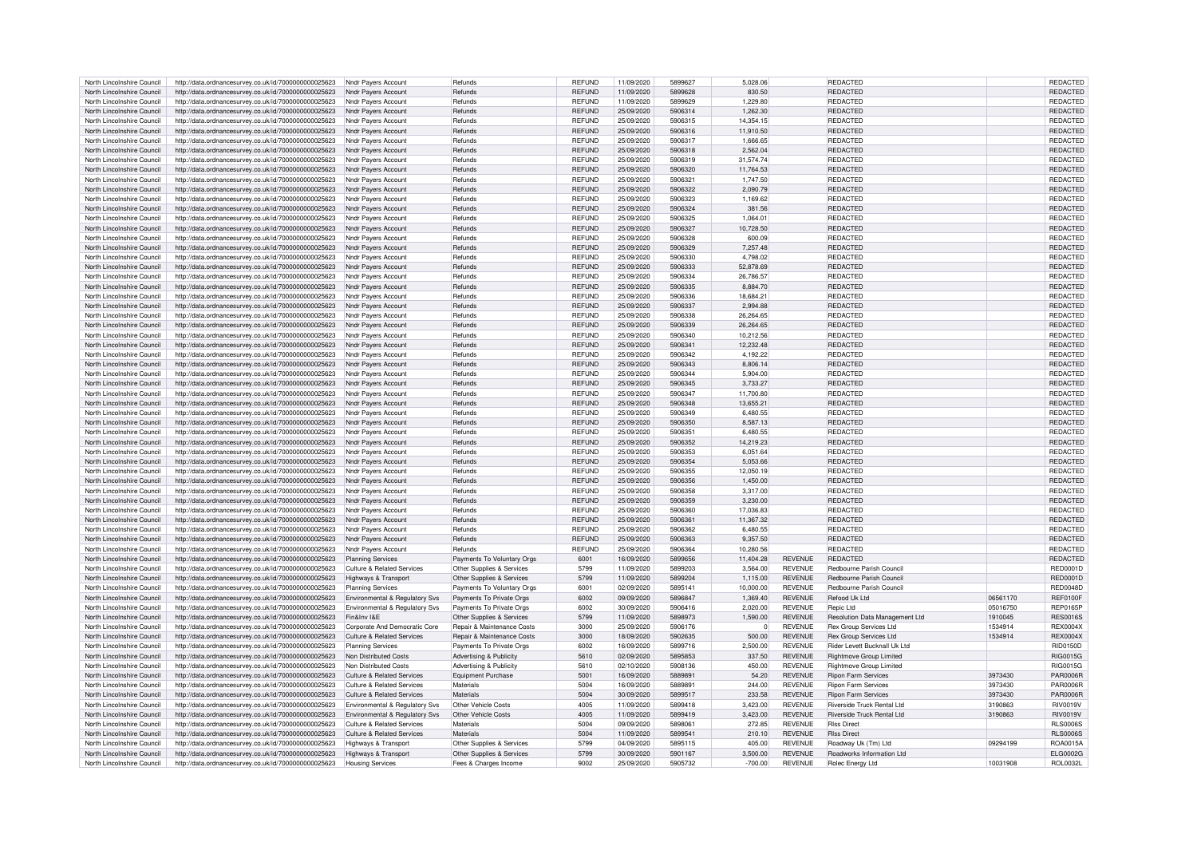| North Lincolnshire Council | http://data.ordnancesurvey.co.uk/id/7000000000025623 | Nndr Payers Account | Refunds | REFUND | 11/09/2020 | 5899627 | 5,028.06 | | REDACTED | | REDACTED |
|---|---|---|---|---|---|---|---|---|---|---|---|
| North Lincolnshire Council | http://data.ordnancesurvey.co.uk/id/7000000000025623 | Nndr Payers Account | Refunds | REFUND | 11/09/2020 | 5899628 | 830.50 | | REDACTED | | REDACTED |
| North Lincolnshire Council | http://data.ordnancesurvey.co.uk/id/7000000000025623 | Nndr Payers Account | Refunds | REFUND | 11/09/2020 | 5899629 | 1,229.80 | | REDACTED | | REDACTED |
| North Lincolnshire Council | http://data.ordnancesurvey.co.uk/id/7000000000025623 | Nndr Payers Account | Refunds | REFUND | 25/09/2020 | 5906314 | 1,262.30 | | REDACTED | | REDACTED |
| North Lincolnshire Council | http://data.ordnancesurvey.co.uk/id/7000000000025623 | Nndr Payers Account | Refunds | REFUND | 25/09/2020 | 5906315 | 14,354.15 | | REDACTED | | REDACTED |
| North Lincolnshire Council | http://data.ordnancesurvey.co.uk/id/7000000000025623 | Nndr Payers Account | Refunds | REFUND | 25/09/2020 | 5906316 | 11,910.50 | | REDACTED | | REDACTED |
| North Lincolnshire Council | http://data.ordnancesurvey.co.uk/id/7000000000025623 | Nndr Payers Account | Refunds | REFUND | 25/09/2020 | 5906317 | 1,666.65 | | REDACTED | | REDACTED |
| North Lincolnshire Council | http://data.ordnancesurvey.co.uk/id/7000000000025623 | Nndr Payers Account | Refunds | REFUND | 25/09/2020 | 5906318 | 2,562.04 | | REDACTED | | REDACTED |
| North Lincolnshire Council | http://data.ordnancesurvey.co.uk/id/7000000000025623 | Nndr Payers Account | Refunds | REFUND | 25/09/2020 | 5906319 | 31,574.74 | | REDACTED | | REDACTED |
| North Lincolnshire Council | http://data.ordnancesurvey.co.uk/id/7000000000025623 | Nndr Payers Account | Refunds | REFUND | 25/09/2020 | 5906320 | 11,764.53 | | REDACTED | | REDACTED |
| North Lincolnshire Council | http://data.ordnancesurvey.co.uk/id/7000000000025623 | Nndr Payers Account | Refunds | REFUND | 25/09/2020 | 5906321 | 1,747.50 | | REDACTED | | REDACTED |
| North Lincolnshire Council | http://data.ordnancesurvey.co.uk/id/7000000000025623 | Nndr Payers Account | Refunds | REFUND | 25/09/2020 | 5906322 | 2,090.79 | | REDACTED | | REDACTED |
| North Lincolnshire Council | http://data.ordnancesurvey.co.uk/id/7000000000025623 | Nndr Payers Account | Refunds | REFUND | 25/09/2020 | 5906323 | 1,169.62 | | REDACTED | | REDACTED |
| North Lincolnshire Council | http://data.ordnancesurvey.co.uk/id/7000000000025623 | Nndr Payers Account | Refunds | REFUND | 25/09/2020 | 5906324 | 381.56 | | REDACTED | | REDACTED |
| North Lincolnshire Council | http://data.ordnancesurvey.co.uk/id/7000000000025623 | Nndr Payers Account | Refunds | REFUND | 25/09/2020 | 5906325 | 1,064.01 | | REDACTED | | REDACTED |
| North Lincolnshire Council | http://data.ordnancesurvey.co.uk/id/7000000000025623 | Nndr Payers Account | Refunds | REFUND | 25/09/2020 | 5906327 | 10,728.50 | | REDACTED | | REDACTED |
| North Lincolnshire Council | http://data.ordnancesurvey.co.uk/id/7000000000025623 | Nndr Payers Account | Refunds | REFUND | 25/09/2020 | 5906328 | 600.09 | | REDACTED | | REDACTED |
| North Lincolnshire Council | http://data.ordnancesurvey.co.uk/id/7000000000025623 | Nndr Payers Account | Refunds | REFUND | 25/09/2020 | 5906329 | 7,257.48 | | REDACTED | | REDACTED |
| North Lincolnshire Council | http://data.ordnancesurvey.co.uk/id/7000000000025623 | Nndr Payers Account | Refunds | REFUND | 25/09/2020 | 5906330 | 4,798.02 | | REDACTED | | REDACTED |
| North Lincolnshire Council | http://data.ordnancesurvey.co.uk/id/7000000000025623 | Nndr Payers Account | Refunds | REFUND | 25/09/2020 | 5906333 | 52,878.69 | | REDACTED | | REDACTED |
| North Lincolnshire Council | http://data.ordnancesurvey.co.uk/id/7000000000025623 | Nndr Payers Account | Refunds | REFUND | 25/09/2020 | 5906334 | 26,786.57 | | REDACTED | | REDACTED |
| North Lincolnshire Council | http://data.ordnancesurvey.co.uk/id/7000000000025623 | Nndr Payers Account | Refunds | REFUND | 25/09/2020 | 5906335 | 8,884.70 | | REDACTED | | REDACTED |
| North Lincolnshire Council | http://data.ordnancesurvey.co.uk/id/7000000000025623 | Nndr Payers Account | Refunds | REFUND | 25/09/2020 | 5906336 | 18,684.21 | | REDACTED | | REDACTED |
| North Lincolnshire Council | http://data.ordnancesurvey.co.uk/id/7000000000025623 | Nndr Payers Account | Refunds | REFUND | 25/09/2020 | 5906337 | 2,994.88 | | REDACTED | | REDACTED |
| North Lincolnshire Council | http://data.ordnancesurvey.co.uk/id/7000000000025623 | Nndr Payers Account | Refunds | REFUND | 25/09/2020 | 5906338 | 26,264.65 | | REDACTED | | REDACTED |
| North Lincolnshire Council | http://data.ordnancesurvey.co.uk/id/7000000000025623 | Nndr Payers Account | Refunds | REFUND | 25/09/2020 | 5906339 | 26,264.65 | | REDACTED | | REDACTED |
| North Lincolnshire Council | http://data.ordnancesurvey.co.uk/id/7000000000025623 | Nndr Payers Account | Refunds | REFUND | 25/09/2020 | 5906340 | 10,212.56 | | REDACTED | | REDACTED |
| North Lincolnshire Council | http://data.ordnancesurvey.co.uk/id/7000000000025623 | Nndr Payers Account | Refunds | REFUND | 25/09/2020 | 5906341 | 12,232.48 | | REDACTED | | REDACTED |
| North Lincolnshire Council | http://data.ordnancesurvey.co.uk/id/7000000000025623 | Nndr Payers Account | Refunds | REFUND | 25/09/2020 | 5906342 | 4,192.22 | | REDACTED | | REDACTED |
| North Lincolnshire Council | http://data.ordnancesurvey.co.uk/id/7000000000025623 | Nndr Payers Account | Refunds | REFUND | 25/09/2020 | 5906343 | 8,806.14 | | REDACTED | | REDACTED |
| North Lincolnshire Council | http://data.ordnancesurvey.co.uk/id/7000000000025623 | Nndr Payers Account | Refunds | REFUND | 25/09/2020 | 5906344 | 5,904.00 | | REDACTED | | REDACTED |
| North Lincolnshire Council | http://data.ordnancesurvey.co.uk/id/7000000000025623 | Nndr Payers Account | Refunds | REFUND | 25/09/2020 | 5906345 | 3,733.27 | | REDACTED | | REDACTED |
| North Lincolnshire Council | http://data.ordnancesurvey.co.uk/id/7000000000025623 | Nndr Payers Account | Refunds | REFUND | 25/09/2020 | 5906347 | 11,700.80 | | REDACTED | | REDACTED |
| North Lincolnshire Council | http://data.ordnancesurvey.co.uk/id/7000000000025623 | Nndr Payers Account | Refunds | REFUND | 25/09/2020 | 5906348 | 13,655.21 | | REDACTED | | REDACTED |
| North Lincolnshire Council | http://data.ordnancesurvey.co.uk/id/7000000000025623 | Nndr Payers Account | Refunds | REFUND | 25/09/2020 | 5906349 | 6,480.55 | | REDACTED | | REDACTED |
| North Lincolnshire Council | http://data.ordnancesurvey.co.uk/id/7000000000025623 | Nndr Payers Account | Refunds | REFUND | 25/09/2020 | 5906350 | 8,587.13 | | REDACTED | | REDACTED |
| North Lincolnshire Council | http://data.ordnancesurvey.co.uk/id/7000000000025623 | Nndr Payers Account | Refunds | REFUND | 25/09/2020 | 5906351 | 6,480.55 | | REDACTED | | REDACTED |
| North Lincolnshire Council | http://data.ordnancesurvey.co.uk/id/7000000000025623 | Nndr Payers Account | Refunds | REFUND | 25/09/2020 | 5906352 | 14,219.23 | | REDACTED | | REDACTED |
| North Lincolnshire Council | http://data.ordnancesurvey.co.uk/id/7000000000025623 | Nndr Payers Account | Refunds | REFUND | 25/09/2020 | 5906353 | 6,051.64 | | REDACTED | | REDACTED |
| North Lincolnshire Council | http://data.ordnancesurvey.co.uk/id/7000000000025623 | Nndr Payers Account | Refunds | REFUND | 25/09/2020 | 5906354 | 5,053.66 | | REDACTED | | REDACTED |
| North Lincolnshire Council | http://data.ordnancesurvey.co.uk/id/7000000000025623 | Nndr Payers Account | Refunds | REFUND | 25/09/2020 | 5906355 | 12,050.19 | | REDACTED | | REDACTED |
| North Lincolnshire Council | http://data.ordnancesurvey.co.uk/id/7000000000025623 | Nndr Payers Account | Refunds | REFUND | 25/09/2020 | 5906356 | 1,450.00 | | REDACTED | | REDACTED |
| North Lincolnshire Council | http://data.ordnancesurvey.co.uk/id/7000000000025623 | Nndr Payers Account | Refunds | REFUND | 25/09/2020 | 5906358 | 3,317.00 | | REDACTED | | REDACTED |
| North Lincolnshire Council | http://data.ordnancesurvey.co.uk/id/7000000000025623 | Nndr Payers Account | Refunds | REFUND | 25/09/2020 | 5906359 | 3,230.00 | | REDACTED | | REDACTED |
| North Lincolnshire Council | http://data.ordnancesurvey.co.uk/id/7000000000025623 | Nndr Payers Account | Refunds | REFUND | 25/09/2020 | 5906360 | 17,036.83 | | REDACTED | | REDACTED |
| North Lincolnshire Council | http://data.ordnancesurvey.co.uk/id/7000000000025623 | Nndr Payers Account | Refunds | REFUND | 25/09/2020 | 5906361 | 11,367.32 | | REDACTED | | REDACTED |
| North Lincolnshire Council | http://data.ordnancesurvey.co.uk/id/7000000000025623 | Nndr Payers Account | Refunds | REFUND | 25/09/2020 | 5906362 | 6,480.55 | | REDACTED | | REDACTED |
| North Lincolnshire Council | http://data.ordnancesurvey.co.uk/id/7000000000025623 | Nndr Payers Account | Refunds | REFUND | 25/09/2020 | 5906363 | 9,357.50 | | REDACTED | | REDACTED |
| North Lincolnshire Council | http://data.ordnancesurvey.co.uk/id/7000000000025623 | Nndr Payers Account | Refunds | REFUND | 25/09/2020 | 5906364 | 10,280.56 | | REDACTED | | REDACTED |
| North Lincolnshire Council | http://data.ordnancesurvey.co.uk/id/7000000000025623 | Planning Services | Payments To Voluntary Orgs | 6001 | 16/09/2020 | 5899656 | 11,404.28 | REVENUE | REDACTED | | REDACTED |
| North Lincolnshire Council | http://data.ordnancesurvey.co.uk/id/7000000000025623 | Culture & Related Services | Other Supplies & Services | 5799 | 11/09/2020 | 5899203 | 3,564.00 | REVENUE | Redbourne Parish Council | | RED0001D |
| North Lincolnshire Council | http://data.ordnancesurvey.co.uk/id/7000000000025623 | Highways & Transport | Other Supplies & Services | 5799 | 11/09/2020 | 5899204 | 1,115.00 | REVENUE | Redbourne Parish Council | | RED0001D |
| North Lincolnshire Council | http://data.ordnancesurvey.co.uk/id/7000000000025623 | Planning Services | Payments To Voluntary Orgs | 6001 | 02/09/2020 | 5895141 | 10,000.00 | REVENUE | Redbourne Parish Council | | RED0048D |
| North Lincolnshire Council | http://data.ordnancesurvey.co.uk/id/7000000000025623 | Environmental & Regulatory Svs | Payments To Private Orgs | 6002 | 09/09/2020 | 5896847 | 1,369.40 | REVENUE | Refood Uk Ltd | 06561170 | REF0100F |
| North Lincolnshire Council | http://data.ordnancesurvey.co.uk/id/7000000000025623 | Environmental & Regulatory Svs | Payments To Private Orgs | 6002 | 30/09/2020 | 5906416 | 2,020.00 | REVENUE | Repic Ltd | 05016750 | REP0165P |
| North Lincolnshire Council | http://data.ordnancesurvey.co.uk/id/7000000000025623 | Fin&Inv I&E | Other Supplies & Services | 5799 | 11/09/2020 | 5898973 | 1,590.00 | REVENUE | Resolution Data Management Ltd | 1910045 | RES0016S |
| North Lincolnshire Council | http://data.ordnancesurvey.co.uk/id/7000000000025623 | Corporate And Democratic Core | Repair & Maintenance Costs | 3000 | 25/09/2020 | 5906176 | 0 | REVENUE | Rex Group Services Ltd | 1534914 | REX0004X |
| North Lincolnshire Council | http://data.ordnancesurvey.co.uk/id/7000000000025623 | Culture & Related Services | Repair & Maintenance Costs | 3000 | 18/09/2020 | 5902635 | 500.00 | REVENUE | Rex Group Services Ltd | 1534914 | REX0004X |
| North Lincolnshire Council | http://data.ordnancesurvey.co.uk/id/7000000000025623 | Planning Services | Payments To Private Orgs | 6002 | 16/09/2020 | 5899716 | 2,500.00 | REVENUE | Rider Levett Bucknall Uk Ltd | | RID0150D |
| North Lincolnshire Council | http://data.ordnancesurvey.co.uk/id/7000000000025623 | Non Distributed Costs | Advertising & Publicity | 5610 | 02/09/2020 | 5895853 | 337.50 | REVENUE | Rightmove Group Limited | | RIG0015G |
| North Lincolnshire Council | http://data.ordnancesurvey.co.uk/id/7000000000025623 | Non Distributed Costs | Advertising & Publicity | 5610 | 02/10/2020 | 5908136 | 450.00 | REVENUE | Rightmove Group Limited | | RIG0015G |
| North Lincolnshire Council | http://data.ordnancesurvey.co.uk/id/7000000000025623 | Culture & Related Services | Equipment Purchase | 5001 | 16/09/2020 | 5889891 | 54.20 | REVENUE | Ripon Farm Services | 3973430 | PAR0006R |
| North Lincolnshire Council | http://data.ordnancesurvey.co.uk/id/7000000000025623 | Culture & Related Services | Materials | 5004 | 16/09/2020 | 5889891 | 244.00 | REVENUE | Ripon Farm Services | 3973430 | PAR0006R |
| North Lincolnshire Council | http://data.ordnancesurvey.co.uk/id/7000000000025623 | Culture & Related Services | Materials | 5004 | 30/09/2020 | 5899517 | 233.58 | REVENUE | Ripon Farm Services | 3973430 | PAR0006R |
| North Lincolnshire Council | http://data.ordnancesurvey.co.uk/id/7000000000025623 | Environmental & Regulatory Svs | Other Vehicle Costs | 4005 | 11/09/2020 | 5899418 | 3,423.00 | REVENUE | Riverside Truck Rental Ltd | 3190863 | RIV0019V |
| North Lincolnshire Council | http://data.ordnancesurvey.co.uk/id/7000000000025623 | Environmental & Regulatory Svs | Other Vehicle Costs | 4005 | 11/09/2020 | 5899419 | 3,423.00 | REVENUE | Riverside Truck Rental Ltd | 3190863 | RIV0019V |
| North Lincolnshire Council | http://data.ordnancesurvey.co.uk/id/7000000000025623 | Culture & Related Services | Materials | 5004 | 09/09/2020 | 5898061 | 272.85 | REVENUE | Rlss Direct | | RLS0006S |
| North Lincolnshire Council | http://data.ordnancesurvey.co.uk/id/7000000000025623 | Culture & Related Services | Materials | 5004 | 11/09/2020 | 5899541 | 210.10 | REVENUE | Rlss Direct | | RLS0006S |
| North Lincolnshire Council | http://data.ordnancesurvey.co.uk/id/7000000000025623 | Highways & Transport | Other Supplies & Services | 5799 | 04/09/2020 | 5895115 | 405.00 | REVENUE | Roadway Uk (Tm) Ltd | 09294199 | ROA0015A |
| North Lincolnshire Council | http://data.ordnancesurvey.co.uk/id/7000000000025623 | Highways & Transport | Other Supplies & Services | 5799 | 30/09/2020 | 5901167 | 3,500.00 | REVENUE | Roadworks Information Ltd | | ELG0002G |
| North Lincolnshire Council | http://data.ordnancesurvey.co.uk/id/7000000000025623 | Housing Services | Fees & Charges Income | 9002 | 25/09/2020 | 5905732 | -700.00 | REVENUE | Rolec Energy Ltd | 10031908 | ROL0032L |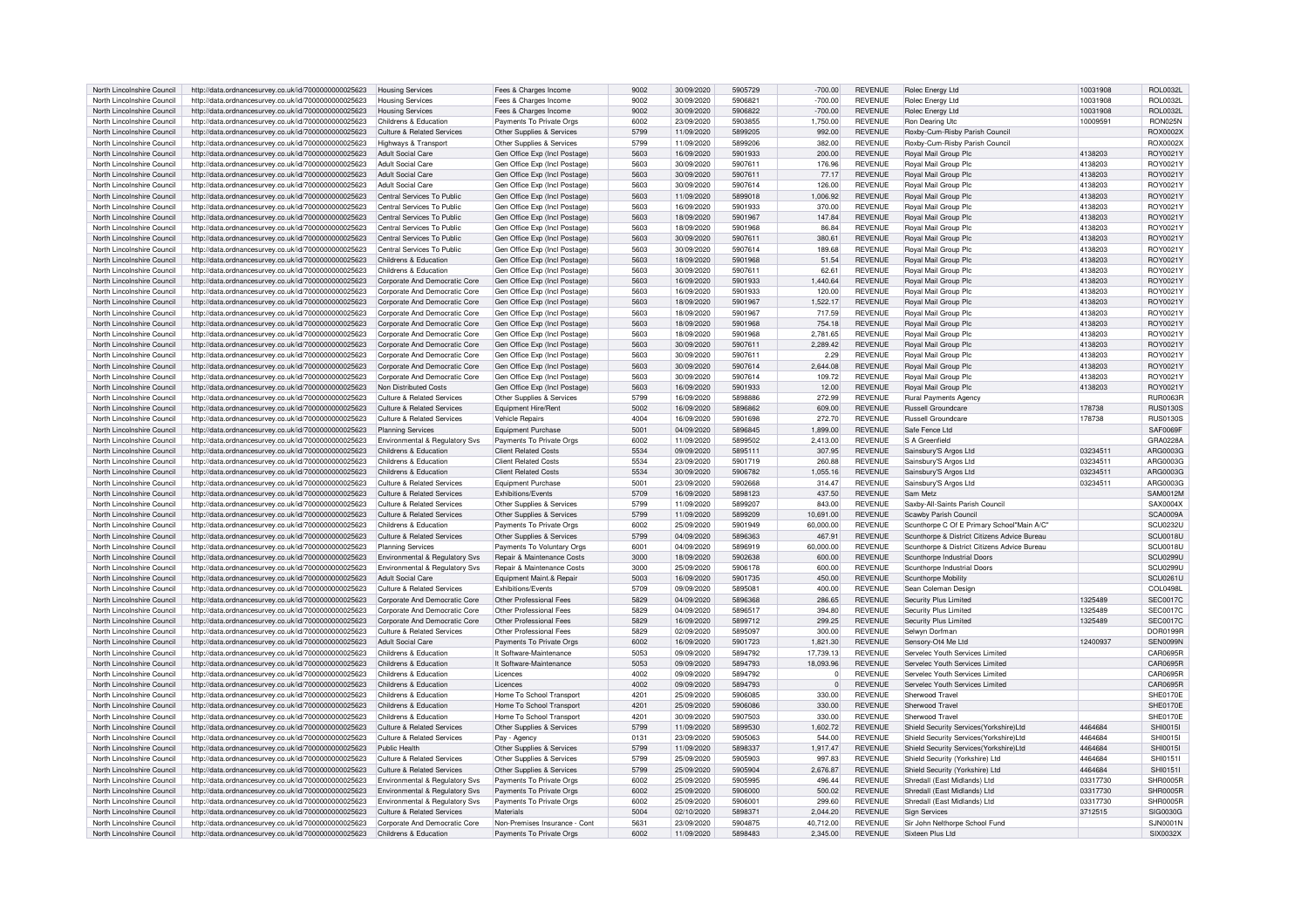| North Lincolnshire Council | http://data.ordnancesurvey.co.uk/id/7000000000025623 | Housing Services | Fees & Charges Income | 9002 | 30/09/2020 | 5905729 | -700.00 | REVENUE | Rolec Energy Ltd | 10031908 | ROL0032L |
|---|---|---|---|---|---|---|---|---|---|---|---|
| North Lincolnshire Council | http://data.ordnancesurvey.co.uk/id/7000000000025623 | Housing Services | Fees & Charges Income | 9002 | 30/09/2020 | 5906821 | -700.00 | REVENUE | Rolec Energy Ltd | 10031908 | ROL0032L |
| North Lincolnshire Council | http://data.ordnancesurvey.co.uk/id/7000000000025623 | Housing Services | Fees & Charges Income | 9002 | 30/09/2020 | 5906822 | -700.00 | REVENUE | Rolec Energy Ltd | 10031908 | ROL0032L |
| North Lincolnshire Council | http://data.ordnancesurvey.co.uk/id/7000000000025623 | Childrens & Education | Payments To Private Orgs | 6002 | 23/09/2020 | 5903855 | 1,750.00 | REVENUE | Ron Dearing Utc | 10009591 | RON025N |
| North Lincolnshire Council | http://data.ordnancesurvey.co.uk/id/7000000000025623 | Culture & Related Services | Other Supplies & Services | 5799 | 11/09/2020 | 5899205 | 992.00 | REVENUE | Roxby-Cum-Risby Parish Council | | ROX0002X |
| North Lincolnshire Council | http://data.ordnancesurvey.co.uk/id/7000000000025623 | Highways & Transport | Other Supplies & Services | 5799 | 11/09/2020 | 5899206 | 382.00 | REVENUE | Roxby-Cum-Risby Parish Council | | ROX0002X |
| North Lincolnshire Council | http://data.ordnancesurvey.co.uk/id/7000000000025623 | Adult Social Care | Gen Office Exp (Incl Postage) | 5603 | 16/09/2020 | 5901933 | 200.00 | REVENUE | Royal Mail Group Plc | 4138203 | ROY0021Y |
| North Lincolnshire Council | http://data.ordnancesurvey.co.uk/id/7000000000025623 | Adult Social Care | Gen Office Exp (Incl Postage) | 5603 | 30/09/2020 | 5907611 | 176.96 | REVENUE | Royal Mail Group Plc | 4138203 | ROY0021Y |
| North Lincolnshire Council | http://data.ordnancesurvey.co.uk/id/7000000000025623 | Adult Social Care | Gen Office Exp (Incl Postage) | 5603 | 30/09/2020 | 5907611 | 77.17 | REVENUE | Royal Mail Group Plc | 4138203 | ROY0021Y |
| North Lincolnshire Council | http://data.ordnancesurvey.co.uk/id/7000000000025623 | Adult Social Care | Gen Office Exp (Incl Postage) | 5603 | 30/09/2020 | 5907614 | 126.00 | REVENUE | Royal Mail Group Plc | 4138203 | ROY0021Y |
| North Lincolnshire Council | http://data.ordnancesurvey.co.uk/id/7000000000025623 | Central Services To Public | Gen Office Exp (Incl Postage) | 5603 | 11/09/2020 | 5899018 | 1,006.92 | REVENUE | Royal Mail Group Plc | 4138203 | ROY0021Y |
| North Lincolnshire Council | http://data.ordnancesurvey.co.uk/id/7000000000025623 | Central Services To Public | Gen Office Exp (Incl Postage) | 5603 | 16/09/2020 | 5901933 | 370.00 | REVENUE | Royal Mail Group Plc | 4138203 | ROY0021Y |
| North Lincolnshire Council | http://data.ordnancesurvey.co.uk/id/7000000000025623 | Central Services To Public | Gen Office Exp (Incl Postage) | 5603 | 18/09/2020 | 5901967 | 147.84 | REVENUE | Royal Mail Group Plc | 4138203 | ROY0021Y |
| North Lincolnshire Council | http://data.ordnancesurvey.co.uk/id/7000000000025623 | Central Services To Public | Gen Office Exp (Incl Postage) | 5603 | 18/09/2020 | 5901968 | 86.84 | REVENUE | Royal Mail Group Plc | 4138203 | ROY0021Y |
| North Lincolnshire Council | http://data.ordnancesurvey.co.uk/id/7000000000025623 | Central Services To Public | Gen Office Exp (Incl Postage) | 5603 | 30/09/2020 | 5907611 | 380.61 | REVENUE | Royal Mail Group Plc | 4138203 | ROY0021Y |
| North Lincolnshire Council | http://data.ordnancesurvey.co.uk/id/7000000000025623 | Central Services To Public | Gen Office Exp (Incl Postage) | 5603 | 30/09/2020 | 5907614 | 189.68 | REVENUE | Royal Mail Group Plc | 4138203 | ROY0021Y |
| North Lincolnshire Council | http://data.ordnancesurvey.co.uk/id/7000000000025623 | Childrens & Education | Gen Office Exp (Incl Postage) | 5603 | 18/09/2020 | 5901968 | 51.54 | REVENUE | Royal Mail Group Plc | 4138203 | ROY0021Y |
| North Lincolnshire Council | http://data.ordnancesurvey.co.uk/id/7000000000025623 | Childrens & Education | Gen Office Exp (Incl Postage) | 5603 | 30/09/2020 | 5907611 | 62.61 | REVENUE | Royal Mail Group Plc | 4138203 | ROY0021Y |
| North Lincolnshire Council | http://data.ordnancesurvey.co.uk/id/7000000000025623 | Corporate And Democratic Core | Gen Office Exp (Incl Postage) | 5603 | 16/09/2020 | 5901933 | 1,440.64 | REVENUE | Royal Mail Group Plc | 4138203 | ROY0021Y |
| North Lincolnshire Council | http://data.ordnancesurvey.co.uk/id/7000000000025623 | Corporate And Democratic Core | Gen Office Exp (Incl Postage) | 5603 | 16/09/2020 | 5901933 | 120.00 | REVENUE | Royal Mail Group Plc | 4138203 | ROY0021Y |
| North Lincolnshire Council | http://data.ordnancesurvey.co.uk/id/7000000000025623 | Corporate And Democratic Core | Gen Office Exp (Incl Postage) | 5603 | 18/09/2020 | 5901967 | 1,522.17 | REVENUE | Royal Mail Group Plc | 4138203 | ROY0021Y |
| North Lincolnshire Council | http://data.ordnancesurvey.co.uk/id/7000000000025623 | Corporate And Democratic Core | Gen Office Exp (Incl Postage) | 5603 | 18/09/2020 | 5901967 | 717.59 | REVENUE | Royal Mail Group Plc | 4138203 | ROY0021Y |
| North Lincolnshire Council | http://data.ordnancesurvey.co.uk/id/7000000000025623 | Corporate And Democratic Core | Gen Office Exp (Incl Postage) | 5603 | 18/09/2020 | 5901968 | 754.18 | REVENUE | Royal Mail Group Plc | 4138203 | ROY0021Y |
| North Lincolnshire Council | http://data.ordnancesurvey.co.uk/id/7000000000025623 | Corporate And Democratic Core | Gen Office Exp (Incl Postage) | 5603 | 18/09/2020 | 5901968 | 2,781.65 | REVENUE | Royal Mail Group Plc | 4138203 | ROY0021Y |
| North Lincolnshire Council | http://data.ordnancesurvey.co.uk/id/7000000000025623 | Corporate And Democratic Core | Gen Office Exp (Incl Postage) | 5603 | 30/09/2020 | 5907611 | 2,289.42 | REVENUE | Royal Mail Group Plc | 4138203 | ROY0021Y |
| North Lincolnshire Council | http://data.ordnancesurvey.co.uk/id/7000000000025623 | Corporate And Democratic Core | Gen Office Exp (Incl Postage) | 5603 | 30/09/2020 | 5907611 | 2.29 | REVENUE | Royal Mail Group Plc | 4138203 | ROY0021Y |
| North Lincolnshire Council | http://data.ordnancesurvey.co.uk/id/7000000000025623 | Corporate And Democratic Core | Gen Office Exp (Incl Postage) | 5603 | 30/09/2020 | 5907614 | 2,644.08 | REVENUE | Royal Mail Group Plc | 4138203 | ROY0021Y |
| North Lincolnshire Council | http://data.ordnancesurvey.co.uk/id/7000000000025623 | Corporate And Democratic Core | Gen Office Exp (Incl Postage) | 5603 | 30/09/2020 | 5907614 | 109.72 | REVENUE | Royal Mail Group Plc | 4138203 | ROY0021Y |
| North Lincolnshire Council | http://data.ordnancesurvey.co.uk/id/7000000000025623 | Non Distributed Costs | Gen Office Exp (Incl Postage) | 5603 | 16/09/2020 | 5901933 | 12.00 | REVENUE | Royal Mail Group Plc | 4138203 | ROY0021Y |
| North Lincolnshire Council | http://data.ordnancesurvey.co.uk/id/7000000000025623 | Culture & Related Services | Other Supplies & Services | 5799 | 16/09/2020 | 5898886 | 272.99 | REVENUE | Rural Payments Agency | | RUR0063R |
| North Lincolnshire Council | http://data.ordnancesurvey.co.uk/id/7000000000025623 | Culture & Related Services | Equipment Hire/Rent | 5002 | 16/09/2020 | 5896862 | 609.00 | REVENUE | Russell Groundcare | 178738 | RUS0130S |
| North Lincolnshire Council | http://data.ordnancesurvey.co.uk/id/7000000000025623 | Culture & Related Services | Vehicle Repairs | 4004 | 16/09/2020 | 5901698 | 272.70 | REVENUE | Russell Groundcare | 178738 | RUS0130S |
| North Lincolnshire Council | http://data.ordnancesurvey.co.uk/id/7000000000025623 | Planning Services | Equipment Purchase | 5001 | 04/09/2020 | 5896845 | 1,899.00 | REVENUE | Safe Fence Ltd | | SAF0069F |
| North Lincolnshire Council | http://data.ordnancesurvey.co.uk/id/7000000000025623 | Environmental & Regulatory Svs | Payments To Private Orgs | 6002 | 11/09/2020 | 5899502 | 2,413.00 | REVENUE | S A Greenfield | | GRA0228A |
| North Lincolnshire Council | http://data.ordnancesurvey.co.uk/id/7000000000025623 | Childrens & Education | Client Related Costs | 5534 | 09/09/2020 | 5895111 | 307.95 | REVENUE | Sainsbury'S Argos Ltd | 03234511 | ARG0003G |
| North Lincolnshire Council | http://data.ordnancesurvey.co.uk/id/7000000000025623 | Childrens & Education | Client Related Costs | 5534 | 23/09/2020 | 5901719 | 260.88 | REVENUE | Sainsbury'S Argos Ltd | 03234511 | ARG0003G |
| North Lincolnshire Council | http://data.ordnancesurvey.co.uk/id/7000000000025623 | Childrens & Education | Client Related Costs | 5534 | 30/09/2020 | 5906782 | 1,055.16 | REVENUE | Sainsbury'S Argos Ltd | 03234511 | ARG0003G |
| North Lincolnshire Council | http://data.ordnancesurvey.co.uk/id/7000000000025623 | Culture & Related Services | Equipment Purchase | 5001 | 23/09/2020 | 5902668 | 314.47 | REVENUE | Sainsbury'S Argos Ltd | 03234511 | ARG0003G |
| North Lincolnshire Council | http://data.ordnancesurvey.co.uk/id/7000000000025623 | Culture & Related Services | Exhibitions/Events | 5709 | 16/09/2020 | 5898123 | 437.50 | REVENUE | Sam Metz | | SAM0012M |
| North Lincolnshire Council | http://data.ordnancesurvey.co.uk/id/7000000000025623 | Culture & Related Services | Other Supplies & Services | 5799 | 11/09/2020 | 5899207 | 843.00 | REVENUE | Saxby-All-Saints Parish Council | | SAX0004X |
| North Lincolnshire Council | http://data.ordnancesurvey.co.uk/id/7000000000025623 | Culture & Related Services | Other Supplies & Services | 5799 | 11/09/2020 | 5899209 | 10,691.00 | REVENUE | Scawby Parish Council | | SCA0009A |
| North Lincolnshire Council | http://data.ordnancesurvey.co.uk/id/7000000000025623 | Childrens & Education | Payments To Private Orgs | 6002 | 25/09/2020 | 5901949 | 60,000.00 | REVENUE | Scunthorpe C Of E Primary School"Main A/C" | | SCU0232U |
| North Lincolnshire Council | http://data.ordnancesurvey.co.uk/id/7000000000025623 | Culture & Related Services | Other Supplies & Services | 5799 | 04/09/2020 | 5896363 | 467.91 | REVENUE | Scunthorpe & District Citizens Advice Bureau | | SCU0018U |
| North Lincolnshire Council | http://data.ordnancesurvey.co.uk/id/7000000000025623 | Planning Services | Payments To Voluntary Orgs | 6001 | 04/09/2020 | 5896919 | 60,000.00 | REVENUE | Scunthorpe & District Citizens Advice Bureau | | SCU0018U |
| North Lincolnshire Council | http://data.ordnancesurvey.co.uk/id/7000000000025623 | Environmental & Regulatory Svs | Repair & Maintenance Costs | 3000 | 18/09/2020 | 5902638 | 600.00 | REVENUE | Scunthorpe Industrial Doors | | SCU0299U |
| North Lincolnshire Council | http://data.ordnancesurvey.co.uk/id/7000000000025623 | Environmental & Regulatory Svs | Repair & Maintenance Costs | 3000 | 25/09/2020 | 5906178 | 600.00 | REVENUE | Scunthorpe Industrial Doors | | SCU0299U |
| North Lincolnshire Council | http://data.ordnancesurvey.co.uk/id/7000000000025623 | Adult Social Care | Equipment Maint.& Repair | 5003 | 16/09/2020 | 5901735 | 450.00 | REVENUE | Scunthorpe Mobility | | SCU0261U |
| North Lincolnshire Council | http://data.ordnancesurvey.co.uk/id/7000000000025623 | Culture & Related Services | Exhibitions/Events | 5709 | 09/09/2020 | 5895081 | 400.00 | REVENUE | Sean Coleman Design | | COL0498L |
| North Lincolnshire Council | http://data.ordnancesurvey.co.uk/id/7000000000025623 | Corporate And Democratic Core | Other Professional Fees | 5829 | 04/09/2020 | 5896368 | 286.65 | REVENUE | Security Plus Limited | 1325489 | SEC0017C |
| North Lincolnshire Council | http://data.ordnancesurvey.co.uk/id/7000000000025623 | Corporate And Democratic Core | Other Professional Fees | 5829 | 04/09/2020 | 5896517 | 394.80 | REVENUE | Security Plus Limited | 1325489 | SEC0017C |
| North Lincolnshire Council | http://data.ordnancesurvey.co.uk/id/7000000000025623 | Corporate And Democratic Core | Other Professional Fees | 5829 | 16/09/2020 | 5899712 | 299.25 | REVENUE | Security Plus Limited | 1325489 | SEC0017C |
| North Lincolnshire Council | http://data.ordnancesurvey.co.uk/id/7000000000025623 | Culture & Related Services | Other Professional Fees | 5829 | 02/09/2020 | 5895097 | 300.00 | REVENUE | Selwyn Dorfman | | DOR0199R |
| North Lincolnshire Council | http://data.ordnancesurvey.co.uk/id/7000000000025623 | Adult Social Care | Payments To Private Orgs | 6002 | 16/09/2020 | 5901723 | 1,821.30 | REVENUE | Sensory-Ot4 Me Ltd | 12400937 | SEN0099N |
| North Lincolnshire Council | http://data.ordnancesurvey.co.uk/id/7000000000025623 | Childrens & Education | It Software-Maintenance | 5053 | 09/09/2020 | 5894792 | 17,739.13 | REVENUE | Servelec Youth Services Limited | | CAR0695R |
| North Lincolnshire Council | http://data.ordnancesurvey.co.uk/id/7000000000025623 | Childrens & Education | It Software-Maintenance | 5053 | 09/09/2020 | 5894793 | 18,093.96 | REVENUE | Servelec Youth Services Limited | | CAR0695R |
| North Lincolnshire Council | http://data.ordnancesurvey.co.uk/id/7000000000025623 | Childrens & Education | Licences | 4002 | 09/09/2020 | 5894792 | 0 | REVENUE | Servelec Youth Services Limited | | CAR0695R |
| North Lincolnshire Council | http://data.ordnancesurvey.co.uk/id/7000000000025623 | Childrens & Education | Licences | 4002 | 09/09/2020 | 5894793 | 0 | REVENUE | Servelec Youth Services Limited | | CAR0695R |
| North Lincolnshire Council | http://data.ordnancesurvey.co.uk/id/7000000000025623 | Childrens & Education | Home To School Transport | 4201 | 25/09/2020 | 5906085 | 330.00 | REVENUE | Sherwood Travel | | SHE0170E |
| North Lincolnshire Council | http://data.ordnancesurvey.co.uk/id/7000000000025623 | Childrens & Education | Home To School Transport | 4201 | 25/09/2020 | 5906086 | 330.00 | REVENUE | Sherwood Travel | | SHE0170E |
| North Lincolnshire Council | http://data.ordnancesurvey.co.uk/id/7000000000025623 | Childrens & Education | Home To School Transport | 4201 | 30/09/2020 | 5907503 | 330.00 | REVENUE | Sherwood Travel | | SHE0170E |
| North Lincolnshire Council | http://data.ordnancesurvey.co.uk/id/7000000000025623 | Culture & Related Services | Other Supplies & Services | 5799 | 11/09/2020 | 5899530 | 1,602.72 | REVENUE | Shield Security Services(Yorkshire)Ltd | 4464684 | SHI0015I |
| North Lincolnshire Council | http://data.ordnancesurvey.co.uk/id/7000000000025623 | Culture & Related Services | Pay - Agency | 0131 | 23/09/2020 | 5905063 | 544.00 | REVENUE | Shield Security Services(Yorkshire)Ltd | 4464684 | SHI0015I |
| North Lincolnshire Council | http://data.ordnancesurvey.co.uk/id/7000000000025623 | Public Health | Other Supplies & Services | 5799 | 11/09/2020 | 5898337 | 1,917.47 | REVENUE | Shield Security Services(Yorkshire)Ltd | 4464684 | SHI0015I |
| North Lincolnshire Council | http://data.ordnancesurvey.co.uk/id/7000000000025623 | Culture & Related Services | Other Supplies & Services | 5799 | 25/09/2020 | 5905903 | 997.83 | REVENUE | Shield Security (Yorkshire) Ltd | 4464684 | SHI0151I |
| North Lincolnshire Council | http://data.ordnancesurvey.co.uk/id/7000000000025623 | Culture & Related Services | Other Supplies & Services | 5799 | 25/09/2020 | 5905904 | 2,676.87 | REVENUE | Shield Security (Yorkshire) Ltd | 4464684 | SHI0151I |
| North Lincolnshire Council | http://data.ordnancesurvey.co.uk/id/7000000000025623 | Environmental & Regulatory Svs | Payments To Private Orgs | 6002 | 25/09/2020 | 5905995 | 496.44 | REVENUE | Shredall (East Midlands) Ltd | 03317730 | SHR0005R |
| North Lincolnshire Council | http://data.ordnancesurvey.co.uk/id/7000000000025623 | Environmental & Regulatory Svs | Payments To Private Orgs | 6002 | 25/09/2020 | 5906000 | 500.02 | REVENUE | Shredall (East Midlands) Ltd | 03317730 | SHR0005R |
| North Lincolnshire Council | http://data.ordnancesurvey.co.uk/id/7000000000025623 | Environmental & Regulatory Svs | Payments To Private Orgs | 6002 | 25/09/2020 | 5906001 | 299.60 | REVENUE | Shredall (East Midlands) Ltd | 03317730 | SHR0005R |
| North Lincolnshire Council | http://data.ordnancesurvey.co.uk/id/7000000000025623 | Culture & Related Services | Materials | 5004 | 02/10/2020 | 5898371 | 2,044.20 | REVENUE | Sign Services | 3712515 | SIG0030G |
| North Lincolnshire Council | http://data.ordnancesurvey.co.uk/id/7000000000025623 | Corporate And Democratic Core | Non-Premises Insurance - Cont | 5631 | 23/09/2020 | 5904875 | 40,712.00 | REVENUE | Sir John Nelthorpe School Fund | | SJN0001N |
| North Lincolnshire Council | http://data.ordnancesurvey.co.uk/id/7000000000025623 | Childrens & Education | Payments To Private Orgs | 6002 | 11/09/2020 | 5898483 | 2,345.00 | REVENUE | Sixteen Plus Ltd | | SIX0032X |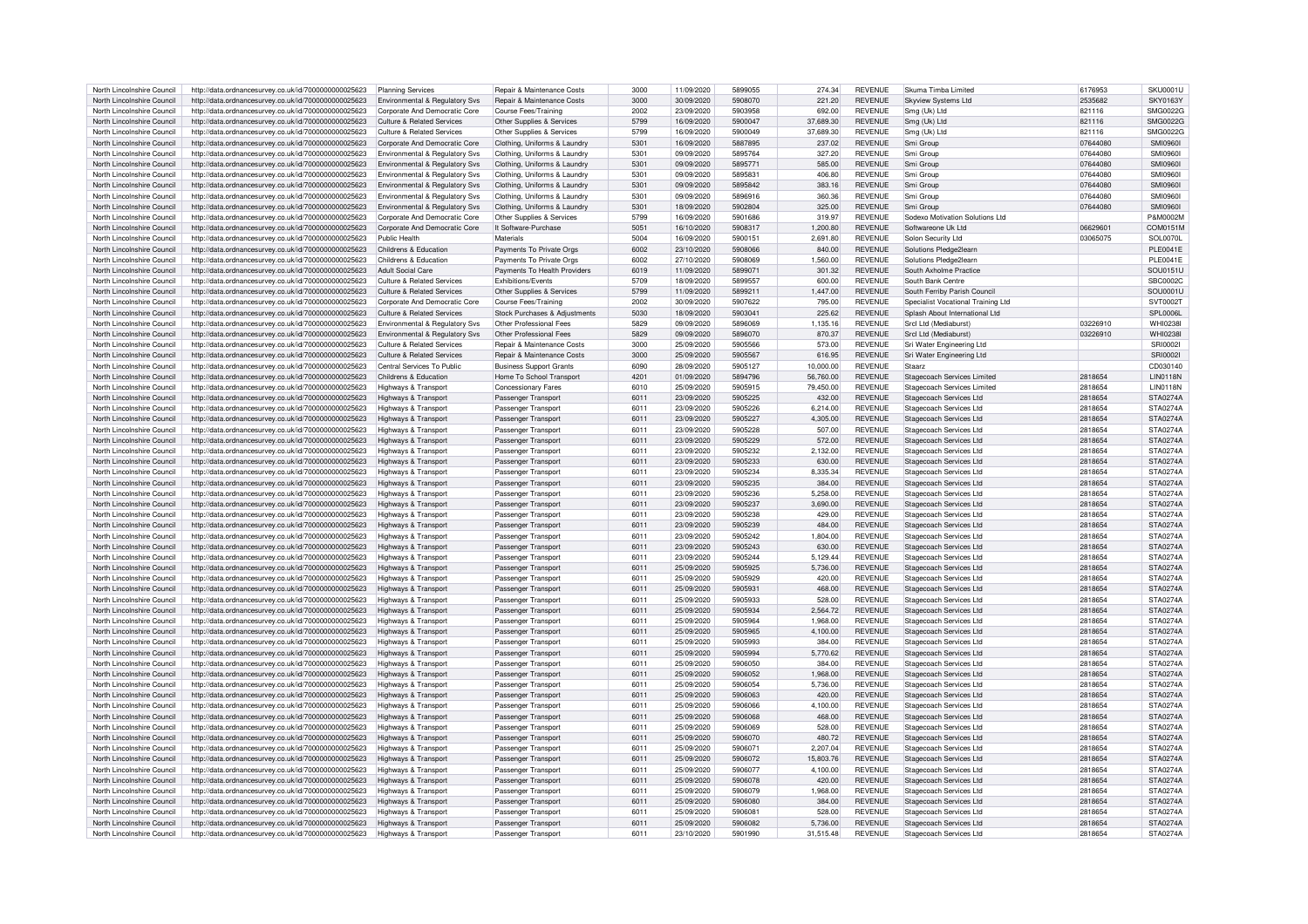| | | | | | | | | | | | | |
|---|---|---|---|---|---|---|---|---|---|---|---|---|
| North Lincolnshire Council | http://data.ordnancesurvey.co.uk/id/7000000000025623 | Planning Services | Repair & Maintenance Costs | 3000 | 11/09/2020 | 5899055 | 274.34 | REVENUE | Skuma Timba Limited | 6176953 | SKU0001U |
| North Lincolnshire Council | http://data.ordnancesurvey.co.uk/id/7000000000025623 | Environmental & Regulatory Svs | Repair & Maintenance Costs | 3000 | 30/09/2020 | 5908070 | 221.20 | REVENUE | Skyview Systems Ltd | 2535682 | SKY0163Y |
| North Lincolnshire Council | http://data.ordnancesurvey.co.uk/id/7000000000025623 | Corporate And Democratic Core | Course Fees/Training | 2002 | 23/09/2020 | 5903958 | 692.00 | REVENUE | Smg (Uk) Ltd | 821116 | SMG0022G |
| North Lincolnshire Council | http://data.ordnancesurvey.co.uk/id/7000000000025623 | Culture & Related Services | Other Supplies & Services | 5799 | 16/09/2020 | 5900047 | 37,689.30 | REVENUE | Smg (Uk) Ltd | 821116 | SMG0022G |
| North Lincolnshire Council | http://data.ordnancesurvey.co.uk/id/7000000000025623 | Culture & Related Services | Other Supplies & Services | 5799 | 16/09/2020 | 5900049 | 37,689.30 | REVENUE | Smg (Uk) Ltd | 821116 | SMG0022G |
| North Lincolnshire Council | http://data.ordnancesurvey.co.uk/id/7000000000025623 | Corporate And Democratic Core | Clothing, Uniforms & Laundry | 5301 | 16/09/2020 | 5887895 | 237.02 | REVENUE | Smi Group | 07644080 | SMI0960I |
| North Lincolnshire Council | http://data.ordnancesurvey.co.uk/id/7000000000025623 | Environmental & Regulatory Svs | Clothing, Uniforms & Laundry | 5301 | 09/09/2020 | 5895764 | 327.20 | REVENUE | Smi Group | 07644080 | SMI0960I |
| North Lincolnshire Council | http://data.ordnancesurvey.co.uk/id/7000000000025623 | Environmental & Regulatory Svs | Clothing, Uniforms & Laundry | 5301 | 09/09/2020 | 5895771 | 585.00 | REVENUE | Smi Group | 07644080 | SMI0960I |
| North Lincolnshire Council | http://data.ordnancesurvey.co.uk/id/7000000000025623 | Environmental & Regulatory Svs | Clothing, Uniforms & Laundry | 5301 | 09/09/2020 | 5895831 | 406.80 | REVENUE | Smi Group | 07644080 | SMI0960I |
| North Lincolnshire Council | http://data.ordnancesurvey.co.uk/id/7000000000025623 | Environmental & Regulatory Svs | Clothing, Uniforms & Laundry | 5301 | 09/09/2020 | 5895842 | 383.16 | REVENUE | Smi Group | 07644080 | SMI0960I |
| North Lincolnshire Council | http://data.ordnancesurvey.co.uk/id/7000000000025623 | Environmental & Regulatory Svs | Clothing, Uniforms & Laundry | 5301 | 09/09/2020 | 5896916 | 360.36 | REVENUE | Smi Group | 07644080 | SMI0960I |
| North Lincolnshire Council | http://data.ordnancesurvey.co.uk/id/7000000000025623 | Environmental & Regulatory Svs | Clothing, Uniforms & Laundry | 5301 | 18/09/2020 | 5902804 | 325.00 | REVENUE | Smi Group | 07644080 | SMI0960I |
| North Lincolnshire Council | http://data.ordnancesurvey.co.uk/id/7000000000025623 | Corporate And Democratic Core | Other Supplies & Services | 5799 | 16/09/2020 | 5901686 | 319.97 | REVENUE | Sodexo Motivation Solutions Ltd | | P&M0002M |
| North Lincolnshire Council | http://data.ordnancesurvey.co.uk/id/7000000000025623 | Corporate And Democratic Core | It Software-Purchase | 5051 | 16/10/2020 | 5908317 | 1,200.80 | REVENUE | Softwareone Uk Ltd | 06629601 | COM0151M |
| North Lincolnshire Council | http://data.ordnancesurvey.co.uk/id/7000000000025623 | Public Health | Materials | 5004 | 16/09/2020 | 5900151 | 2,691.80 | REVENUE | Solon Security Ltd | 03065075 | SOL0070L |
| North Lincolnshire Council | http://data.ordnancesurvey.co.uk/id/7000000000025623 | Childrens & Education | Payments To Private Orgs | 6002 | 23/10/2020 | 5908066 | 840.00 | REVENUE | Solutions Pledge2learn | | PLE0041E |
| North Lincolnshire Council | http://data.ordnancesurvey.co.uk/id/7000000000025623 | Childrens & Education | Payments To Private Orgs | 6002 | 27/10/2020 | 5908069 | 1,560.00 | REVENUE | Solutions Pledge2learn | | PLE0041E |
| North Lincolnshire Council | http://data.ordnancesurvey.co.uk/id/7000000000025623 | Adult Social Care | Payments To Health Providers | 6019 | 11/09/2020 | 5899071 | 301.32 | REVENUE | South Axholme Practice | | SOU0151U |
| North Lincolnshire Council | http://data.ordnancesurvey.co.uk/id/7000000000025623 | Culture & Related Services | Exhibitions/Events | 5709 | 18/09/2020 | 5899557 | 600.00 | REVENUE | South Bank Centre | | SBC0002C |
| North Lincolnshire Council | http://data.ordnancesurvey.co.uk/id/7000000000025623 | Culture & Related Services | Other Supplies & Services | 5799 | 11/09/2020 | 5899211 | 1,447.00 | REVENUE | South Ferriby Parish Council | | SOU0001U |
| North Lincolnshire Council | http://data.ordnancesurvey.co.uk/id/7000000000025623 | Corporate And Democratic Core | Course Fees/Training | 2002 | 30/09/2020 | 5907622 | 795.00 | REVENUE | Specialist Vocational Training Ltd | | SVT0002T |
| North Lincolnshire Council | http://data.ordnancesurvey.co.uk/id/7000000000025623 | Culture & Related Services | Stock Purchases & Adjustments | 5030 | 18/09/2020 | 5903041 | 225.62 | REVENUE | Splash About International Ltd | | SPL0006L |
| North Lincolnshire Council | http://data.ordnancesurvey.co.uk/id/7000000000025623 | Environmental & Regulatory Svs | Other Professional Fees | 5829 | 09/09/2020 | 5896069 | 1,135.16 | REVENUE | Srcl Ltd (Mediaburst) | 03226910 | WHI0238I |
| North Lincolnshire Council | http://data.ordnancesurvey.co.uk/id/7000000000025623 | Environmental & Regulatory Svs | Other Professional Fees | 5829 | 09/09/2020 | 5896070 | 870.37 | REVENUE | Srcl Ltd (Mediaburst) | 03226910 | WHI0238I |
| North Lincolnshire Council | http://data.ordnancesurvey.co.uk/id/7000000000025623 | Culture & Related Services | Repair & Maintenance Costs | 3000 | 25/09/2020 | 5905566 | 573.00 | REVENUE | Sri Water Engineering Ltd | | SRI0002I |
| North Lincolnshire Council | http://data.ordnancesurvey.co.uk/id/7000000000025623 | Culture & Related Services | Repair & Maintenance Costs | 3000 | 25/09/2020 | 5905567 | 616.95 | REVENUE | Sri Water Engineering Ltd | | SRI0002I |
| North Lincolnshire Council | http://data.ordnancesurvey.co.uk/id/7000000000025623 | Central Services To Public | Business Support Grants | 6090 | 28/09/2020 | 5905127 | 10,000.00 | REVENUE | Staarz | | CD030140 |
| North Lincolnshire Council | http://data.ordnancesurvey.co.uk/id/7000000000025623 | Childrens & Education | Home To School Transport | 4201 | 01/09/2020 | 5894796 | 56,760.00 | REVENUE | Stagecoach Services Limited | 2818654 | LIN0118N |
| North Lincolnshire Council | http://data.ordnancesurvey.co.uk/id/7000000000025623 | Highways & Transport | Concessionary Fares | 6010 | 25/09/2020 | 5905915 | 79,450.00 | REVENUE | Stagecoach Services Limited | 2818654 | LIN0118N |
| North Lincolnshire Council | http://data.ordnancesurvey.co.uk/id/7000000000025623 | Highways & Transport | Passenger Transport | 6011 | 23/09/2020 | 5905225 | 432.00 | REVENUE | Stagecoach Services Ltd | 2818654 | STA0274A |
| North Lincolnshire Council | http://data.ordnancesurvey.co.uk/id/7000000000025623 | Highways & Transport | Passenger Transport | 6011 | 23/09/2020 | 5905226 | 6,214.00 | REVENUE | Stagecoach Services Ltd | 2818654 | STA0274A |
| North Lincolnshire Council | http://data.ordnancesurvey.co.uk/id/7000000000025623 | Highways & Transport | Passenger Transport | 6011 | 23/09/2020 | 5905227 | 4,305.00 | REVENUE | Stagecoach Services Ltd | 2818654 | STA0274A |
| North Lincolnshire Council | http://data.ordnancesurvey.co.uk/id/7000000000025623 | Highways & Transport | Passenger Transport | 6011 | 23/09/2020 | 5905228 | 507.00 | REVENUE | Stagecoach Services Ltd | 2818654 | STA0274A |
| North Lincolnshire Council | http://data.ordnancesurvey.co.uk/id/7000000000025623 | Highways & Transport | Passenger Transport | 6011 | 23/09/2020 | 5905229 | 572.00 | REVENUE | Stagecoach Services Ltd | 2818654 | STA0274A |
| North Lincolnshire Council | http://data.ordnancesurvey.co.uk/id/7000000000025623 | Highways & Transport | Passenger Transport | 6011 | 23/09/2020 | 5905232 | 2,132.00 | REVENUE | Stagecoach Services Ltd | 2818654 | STA0274A |
| North Lincolnshire Council | http://data.ordnancesurvey.co.uk/id/7000000000025623 | Highways & Transport | Passenger Transport | 6011 | 23/09/2020 | 5905233 | 630.00 | REVENUE | Stagecoach Services Ltd | 2818654 | STA0274A |
| North Lincolnshire Council | http://data.ordnancesurvey.co.uk/id/7000000000025623 | Highways & Transport | Passenger Transport | 6011 | 23/09/2020 | 5905234 | 8,335.34 | REVENUE | Stagecoach Services Ltd | 2818654 | STA0274A |
| North Lincolnshire Council | http://data.ordnancesurvey.co.uk/id/7000000000025623 | Highways & Transport | Passenger Transport | 6011 | 23/09/2020 | 5905235 | 384.00 | REVENUE | Stagecoach Services Ltd | 2818654 | STA0274A |
| North Lincolnshire Council | http://data.ordnancesurvey.co.uk/id/7000000000025623 | Highways & Transport | Passenger Transport | 6011 | 23/09/2020 | 5905236 | 5,258.00 | REVENUE | Stagecoach Services Ltd | 2818654 | STA0274A |
| North Lincolnshire Council | http://data.ordnancesurvey.co.uk/id/7000000000025623 | Highways & Transport | Passenger Transport | 6011 | 23/09/2020 | 5905237 | 3,690.00 | REVENUE | Stagecoach Services Ltd | 2818654 | STA0274A |
| North Lincolnshire Council | http://data.ordnancesurvey.co.uk/id/7000000000025623 | Highways & Transport | Passenger Transport | 6011 | 23/09/2020 | 5905238 | 429.00 | REVENUE | Stagecoach Services Ltd | 2818654 | STA0274A |
| North Lincolnshire Council | http://data.ordnancesurvey.co.uk/id/7000000000025623 | Highways & Transport | Passenger Transport | 6011 | 23/09/2020 | 5905239 | 484.00 | REVENUE | Stagecoach Services Ltd | 2818654 | STA0274A |
| North Lincolnshire Council | http://data.ordnancesurvey.co.uk/id/7000000000025623 | Highways & Transport | Passenger Transport | 6011 | 23/09/2020 | 5905242 | 1,804.00 | REVENUE | Stagecoach Services Ltd | 2818654 | STA0274A |
| North Lincolnshire Council | http://data.ordnancesurvey.co.uk/id/7000000000025623 | Highways & Transport | Passenger Transport | 6011 | 23/09/2020 | 5905243 | 630.00 | REVENUE | Stagecoach Services Ltd | 2818654 | STA0274A |
| North Lincolnshire Council | http://data.ordnancesurvey.co.uk/id/7000000000025623 | Highways & Transport | Passenger Transport | 6011 | 23/09/2020 | 5905244 | 5,129.44 | REVENUE | Stagecoach Services Ltd | 2818654 | STA0274A |
| North Lincolnshire Council | http://data.ordnancesurvey.co.uk/id/7000000000025623 | Highways & Transport | Passenger Transport | 6011 | 25/09/2020 | 5905925 | 5,736.00 | REVENUE | Stagecoach Services Ltd | 2818654 | STA0274A |
| North Lincolnshire Council | http://data.ordnancesurvey.co.uk/id/7000000000025623 | Highways & Transport | Passenger Transport | 6011 | 25/09/2020 | 5905929 | 420.00 | REVENUE | Stagecoach Services Ltd | 2818654 | STA0274A |
| North Lincolnshire Council | http://data.ordnancesurvey.co.uk/id/7000000000025623 | Highways & Transport | Passenger Transport | 6011 | 25/09/2020 | 5905931 | 468.00 | REVENUE | Stagecoach Services Ltd | 2818654 | STA0274A |
| North Lincolnshire Council | http://data.ordnancesurvey.co.uk/id/7000000000025623 | Highways & Transport | Passenger Transport | 6011 | 25/09/2020 | 5905933 | 528.00 | REVENUE | Stagecoach Services Ltd | 2818654 | STA0274A |
| North Lincolnshire Council | http://data.ordnancesurvey.co.uk/id/7000000000025623 | Highways & Transport | Passenger Transport | 6011 | 25/09/2020 | 5905934 | 2,564.72 | REVENUE | Stagecoach Services Ltd | 2818654 | STA0274A |
| North Lincolnshire Council | http://data.ordnancesurvey.co.uk/id/7000000000025623 | Highways & Transport | Passenger Transport | 6011 | 25/09/2020 | 5905964 | 1,968.00 | REVENUE | Stagecoach Services Ltd | 2818654 | STA0274A |
| North Lincolnshire Council | http://data.ordnancesurvey.co.uk/id/7000000000025623 | Highways & Transport | Passenger Transport | 6011 | 25/09/2020 | 5905965 | 4,100.00 | REVENUE | Stagecoach Services Ltd | 2818654 | STA0274A |
| North Lincolnshire Council | http://data.ordnancesurvey.co.uk/id/7000000000025623 | Highways & Transport | Passenger Transport | 6011 | 25/09/2020 | 5905993 | 384.00 | REVENUE | Stagecoach Services Ltd | 2818654 | STA0274A |
| North Lincolnshire Council | http://data.ordnancesurvey.co.uk/id/7000000000025623 | Highways & Transport | Passenger Transport | 6011 | 25/09/2020 | 5905994 | 5,770.62 | REVENUE | Stagecoach Services Ltd | 2818654 | STA0274A |
| North Lincolnshire Council | http://data.ordnancesurvey.co.uk/id/7000000000025623 | Highways & Transport | Passenger Transport | 6011 | 25/09/2020 | 5906050 | 384.00 | REVENUE | Stagecoach Services Ltd | 2818654 | STA0274A |
| North Lincolnshire Council | http://data.ordnancesurvey.co.uk/id/7000000000025623 | Highways & Transport | Passenger Transport | 6011 | 25/09/2020 | 5906052 | 1,968.00 | REVENUE | Stagecoach Services Ltd | 2818654 | STA0274A |
| North Lincolnshire Council | http://data.ordnancesurvey.co.uk/id/7000000000025623 | Highways & Transport | Passenger Transport | 6011 | 25/09/2020 | 5906054 | 5,736.00 | REVENUE | Stagecoach Services Ltd | 2818654 | STA0274A |
| North Lincolnshire Council | http://data.ordnancesurvey.co.uk/id/7000000000025623 | Highways & Transport | Passenger Transport | 6011 | 25/09/2020 | 5906063 | 420.00 | REVENUE | Stagecoach Services Ltd | 2818654 | STA0274A |
| North Lincolnshire Council | http://data.ordnancesurvey.co.uk/id/7000000000025623 | Highways & Transport | Passenger Transport | 6011 | 25/09/2020 | 5906066 | 4,100.00 | REVENUE | Stagecoach Services Ltd | 2818654 | STA0274A |
| North Lincolnshire Council | http://data.ordnancesurvey.co.uk/id/7000000000025623 | Highways & Transport | Passenger Transport | 6011 | 25/09/2020 | 5906068 | 468.00 | REVENUE | Stagecoach Services Ltd | 2818654 | STA0274A |
| North Lincolnshire Council | http://data.ordnancesurvey.co.uk/id/7000000000025623 | Highways & Transport | Passenger Transport | 6011 | 25/09/2020 | 5906069 | 528.00 | REVENUE | Stagecoach Services Ltd | 2818654 | STA0274A |
| North Lincolnshire Council | http://data.ordnancesurvey.co.uk/id/7000000000025623 | Highways & Transport | Passenger Transport | 6011 | 25/09/2020 | 5906070 | 480.72 | REVENUE | Stagecoach Services Ltd | 2818654 | STA0274A |
| North Lincolnshire Council | http://data.ordnancesurvey.co.uk/id/7000000000025623 | Highways & Transport | Passenger Transport | 6011 | 25/09/2020 | 5906071 | 2,207.04 | REVENUE | Stagecoach Services Ltd | 2818654 | STA0274A |
| North Lincolnshire Council | http://data.ordnancesurvey.co.uk/id/7000000000025623 | Highways & Transport | Passenger Transport | 6011 | 25/09/2020 | 5906072 | 15,803.76 | REVENUE | Stagecoach Services Ltd | 2818654 | STA0274A |
| North Lincolnshire Council | http://data.ordnancesurvey.co.uk/id/7000000000025623 | Highways & Transport | Passenger Transport | 6011 | 25/09/2020 | 5906077 | 4,100.00 | REVENUE | Stagecoach Services Ltd | 2818654 | STA0274A |
| North Lincolnshire Council | http://data.ordnancesurvey.co.uk/id/7000000000025623 | Highways & Transport | Passenger Transport | 6011 | 25/09/2020 | 5906078 | 420.00 | REVENUE | Stagecoach Services Ltd | 2818654 | STA0274A |
| North Lincolnshire Council | http://data.ordnancesurvey.co.uk/id/7000000000025623 | Highways & Transport | Passenger Transport | 6011 | 25/09/2020 | 5906079 | 1,968.00 | REVENUE | Stagecoach Services Ltd | 2818654 | STA0274A |
| North Lincolnshire Council | http://data.ordnancesurvey.co.uk/id/7000000000025623 | Highways & Transport | Passenger Transport | 6011 | 25/09/2020 | 5906080 | 384.00 | REVENUE | Stagecoach Services Ltd | 2818654 | STA0274A |
| North Lincolnshire Council | http://data.ordnancesurvey.co.uk/id/7000000000025623 | Highways & Transport | Passenger Transport | 6011 | 25/09/2020 | 5906081 | 528.00 | REVENUE | Stagecoach Services Ltd | 2818654 | STA0274A |
| North Lincolnshire Council | http://data.ordnancesurvey.co.uk/id/7000000000025623 | Highways & Transport | Passenger Transport | 6011 | 25/09/2020 | 5906082 | 5,736.00 | REVENUE | Stagecoach Services Ltd | 2818654 | STA0274A |
| North Lincolnshire Council | http://data.ordnancesurvey.co.uk/id/7000000000025623 | Highways & Transport | Passenger Transport | 6011 | 23/10/2020 | 5901990 | 31,515.48 | REVENUE | Stagecoach Services Ltd | 2818654 | STA0274A |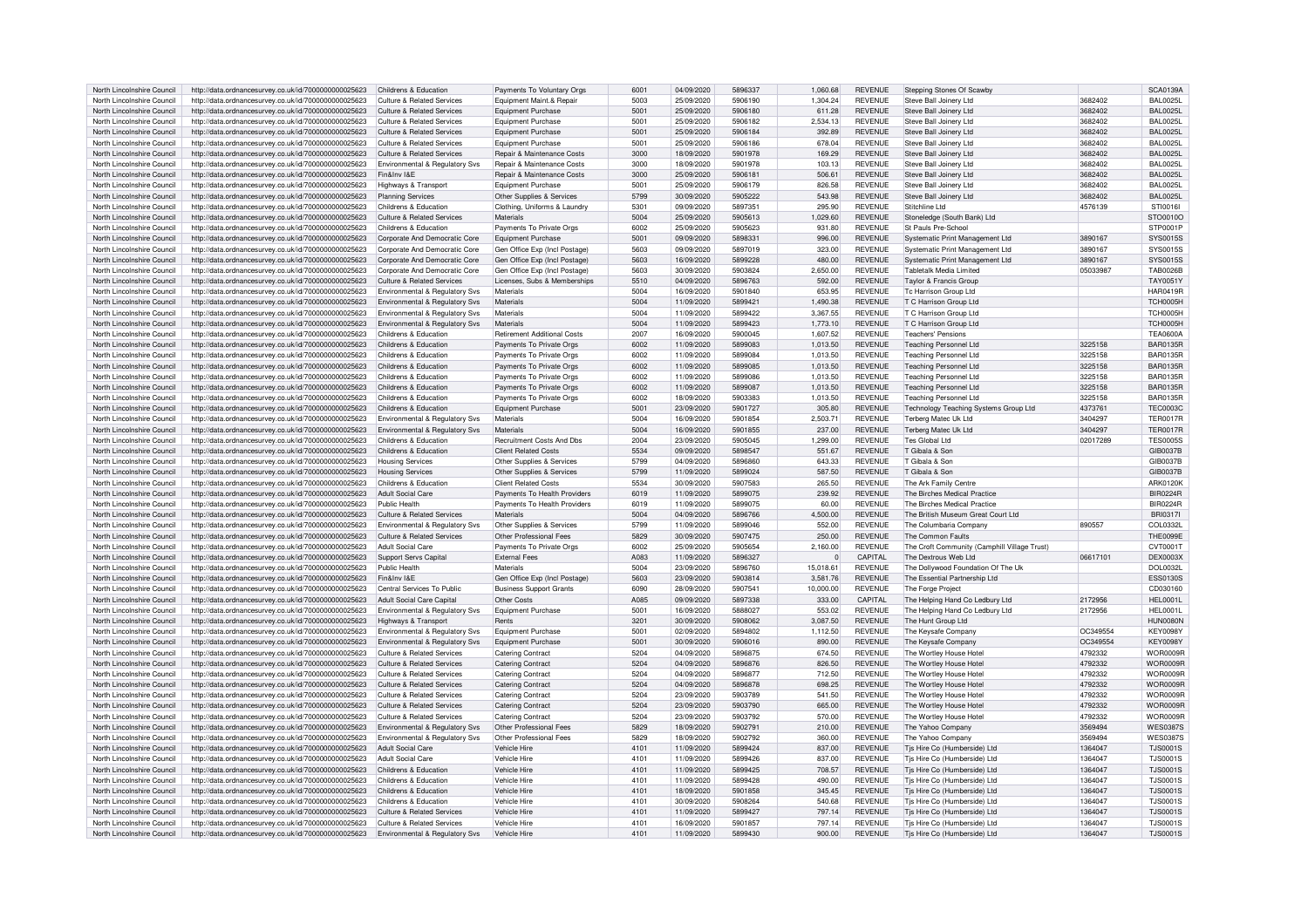| North Lincolnshire Council | http://data.ordnancesurvey.co.uk/id/7000000000025623 | Childrens & Education | Payments To Voluntary Orgs | 6001 | 04/09/2020 | 5896337 | 1,060.68 | REVENUE | Stepping Stones Of Scawby | | SCA0139A |
|---|---|---|---|---|---|---|---|---|---|---|---|
| North Lincolnshire Council | http://data.ordnancesurvey.co.uk/id/7000000000025623 | Culture & Related Services | Equipment Maint.& Repair | 5003 | 25/09/2020 | 5906190 | 1,304.24 | REVENUE | Steve Ball Joinery Ltd | 3682402 | BAL0025L |
| North Lincolnshire Council | http://data.ordnancesurvey.co.uk/id/7000000000025623 | Culture & Related Services | Equipment Purchase | 5001 | 25/09/2020 | 5906180 | 611.28 | REVENUE | Steve Ball Joinery Ltd | 3682402 | BAL0025L |
| North Lincolnshire Council | http://data.ordnancesurvey.co.uk/id/7000000000025623 | Culture & Related Services | Equipment Purchase | 5001 | 25/09/2020 | 5906182 | 2,534.13 | REVENUE | Steve Ball Joinery Ltd | 3682402 | BAL0025L |
| North Lincolnshire Council | http://data.ordnancesurvey.co.uk/id/7000000000025623 | Culture & Related Services | Equipment Purchase | 5001 | 25/09/2020 | 5906184 | 392.89 | REVENUE | Steve Ball Joinery Ltd | 3682402 | BAL0025L |
| North Lincolnshire Council | http://data.ordnancesurvey.co.uk/id/7000000000025623 | Culture & Related Services | Equipment Purchase | 5001 | 25/09/2020 | 5906186 | 678.04 | REVENUE | Steve Ball Joinery Ltd | 3682402 | BAL0025L |
| North Lincolnshire Council | http://data.ordnancesurvey.co.uk/id/7000000000025623 | Culture & Related Services | Repair & Maintenance Costs | 3000 | 18/09/2020 | 5901978 | 169.29 | REVENUE | Steve Ball Joinery Ltd | 3682402 | BAL0025L |
| North Lincolnshire Council | http://data.ordnancesurvey.co.uk/id/7000000000025623 | Environmental & Regulatory Svs | Repair & Maintenance Costs | 3000 | 18/09/2020 | 5901978 | 103.13 | REVENUE | Steve Ball Joinery Ltd | 3682402 | BAL0025L |
| North Lincolnshire Council | http://data.ordnancesurvey.co.uk/id/7000000000025623 | Fin&Inv I&E | Repair & Maintenance Costs | 3000 | 25/09/2020 | 5906181 | 506.61 | REVENUE | Steve Ball Joinery Ltd | 3682402 | BAL0025L |
| North Lincolnshire Council | http://data.ordnancesurvey.co.uk/id/7000000000025623 | Highways & Transport | Equipment Purchase | 5001 | 25/09/2020 | 5906179 | 826.58 | REVENUE | Steve Ball Joinery Ltd | 3682402 | BAL0025L |
| North Lincolnshire Council | http://data.ordnancesurvey.co.uk/id/7000000000025623 | Planning Services | Other Supplies & Services | 5799 | 30/09/2020 | 5905222 | 543.98 | REVENUE | Steve Ball Joinery Ltd | 3682402 | BAL0025L |
| North Lincolnshire Council | http://data.ordnancesurvey.co.uk/id/7000000000025623 | Childrens & Education | Clothing, Uniforms & Laundry | 5301 | 09/09/2020 | 5897351 | 295.90 | REVENUE | Stitchline Ltd | 4576139 | STI0016I |
| North Lincolnshire Council | http://data.ordnancesurvey.co.uk/id/7000000000025623 | Culture & Related Services | Materials | 5004 | 25/09/2020 | 5905613 | 1,029.60 | REVENUE | Stoneledge (South Bank) Ltd | | STO0010O |
| North Lincolnshire Council | http://data.ordnancesurvey.co.uk/id/7000000000025623 | Childrens & Education | Payments To Private Orgs | 6002 | 25/09/2020 | 5905623 | 931.80 | REVENUE | St Pauls Pre-School | | STP0001P |
| North Lincolnshire Council | http://data.ordnancesurvey.co.uk/id/7000000000025623 | Corporate And Democratic Core | Equipment Purchase | 5001 | 09/09/2020 | 5898331 | 996.00 | REVENUE | Systematic Print Management Ltd | 3890167 | SYS0015S |
| North Lincolnshire Council | http://data.ordnancesurvey.co.uk/id/7000000000025623 | Corporate And Democratic Core | Gen Office Exp (Incl Postage) | 5603 | 09/09/2020 | 5897019 | 323.00 | REVENUE | Systematic Print Management Ltd | 3890167 | SYS0015S |
| North Lincolnshire Council | http://data.ordnancesurvey.co.uk/id/7000000000025623 | Corporate And Democratic Core | Gen Office Exp (Incl Postage) | 5603 | 16/09/2020 | 5899228 | 480.00 | REVENUE | Systematic Print Management Ltd | 3890167 | SYS0015S |
| North Lincolnshire Council | http://data.ordnancesurvey.co.uk/id/7000000000025623 | Corporate And Democratic Core | Gen Office Exp (Incl Postage) | 5603 | 30/09/2020 | 5903824 | 2,650.00 | REVENUE | Tabletalk Media Limited | 05033987 | TAB0026B |
| North Lincolnshire Council | http://data.ordnancesurvey.co.uk/id/7000000000025623 | Culture & Related Services | Licenses, Subs & Memberships | 5510 | 04/09/2020 | 5896763 | 592.00 | REVENUE | Taylor & Francis Group | | TAY0051Y |
| North Lincolnshire Council | http://data.ordnancesurvey.co.uk/id/7000000000025623 | Environmental & Regulatory Svs | Materials | 5004 | 16/09/2020 | 5901840 | 653.95 | REVENUE | Tc Harrison Group Ltd | | HAR0419R |
| North Lincolnshire Council | http://data.ordnancesurvey.co.uk/id/7000000000025623 | Environmental & Regulatory Svs | Materials | 5004 | 11/09/2020 | 5899421 | 1,490.38 | REVENUE | T C Harrison Group Ltd | | TCH0005H |
| North Lincolnshire Council | http://data.ordnancesurvey.co.uk/id/7000000000025623 | Environmental & Regulatory Svs | Materials | 5004 | 11/09/2020 | 5899422 | 3,367.55 | REVENUE | T C Harrison Group Ltd | | TCH0005H |
| North Lincolnshire Council | http://data.ordnancesurvey.co.uk/id/7000000000025623 | Environmental & Regulatory Svs | Materials | 5004 | 11/09/2020 | 5899423 | 1,773.10 | REVENUE | T C Harrison Group Ltd | | TCH0005H |
| North Lincolnshire Council | http://data.ordnancesurvey.co.uk/id/7000000000025623 | Childrens & Education | Retirement Additional Costs | 2007 | 16/09/2020 | 5900045 | 1,607.52 | REVENUE | Teachers' Pensions | | TEA0600A |
| North Lincolnshire Council | http://data.ordnancesurvey.co.uk/id/7000000000025623 | Childrens & Education | Payments To Private Orgs | 6002 | 11/09/2020 | 5899083 | 1,013.50 | REVENUE | Teaching Personnel Ltd | 3225158 | BAR0135R |
| North Lincolnshire Council | http://data.ordnancesurvey.co.uk/id/7000000000025623 | Childrens & Education | Payments To Private Orgs | 6002 | 11/09/2020 | 5899084 | 1,013.50 | REVENUE | Teaching Personnel Ltd | 3225158 | BAR0135R |
| North Lincolnshire Council | http://data.ordnancesurvey.co.uk/id/7000000000025623 | Childrens & Education | Payments To Private Orgs | 6002 | 11/09/2020 | 5899085 | 1,013.50 | REVENUE | Teaching Personnel Ltd | 3225158 | BAR0135R |
| North Lincolnshire Council | http://data.ordnancesurvey.co.uk/id/7000000000025623 | Childrens & Education | Payments To Private Orgs | 6002 | 11/09/2020 | 5899086 | 1,013.50 | REVENUE | Teaching Personnel Ltd | 3225158 | BAR0135R |
| North Lincolnshire Council | http://data.ordnancesurvey.co.uk/id/7000000000025623 | Childrens & Education | Payments To Private Orgs | 6002 | 11/09/2020 | 5899087 | 1,013.50 | REVENUE | Teaching Personnel Ltd | 3225158 | BAR0135R |
| North Lincolnshire Council | http://data.ordnancesurvey.co.uk/id/7000000000025623 | Childrens & Education | Payments To Private Orgs | 6002 | 18/09/2020 | 5903383 | 1,013.50 | REVENUE | Teaching Personnel Ltd | 3225158 | BAR0135R |
| North Lincolnshire Council | http://data.ordnancesurvey.co.uk/id/7000000000025623 | Childrens & Education | Equipment Purchase | 5001 | 23/09/2020 | 5901727 | 305.80 | REVENUE | Technology Teaching Systems Group Ltd | 4373761 | TEC0003C |
| North Lincolnshire Council | http://data.ordnancesurvey.co.uk/id/7000000000025623 | Environmental & Regulatory Svs | Materials | 5004 | 16/09/2020 | 5901854 | 2,503.71 | REVENUE | Terberg Matec Uk Ltd | 3404297 | TER0017R |
| North Lincolnshire Council | http://data.ordnancesurvey.co.uk/id/7000000000025623 | Environmental & Regulatory Svs | Materials | 5004 | 16/09/2020 | 5901855 | 237.00 | REVENUE | Terberg Matec Uk Ltd | 3404297 | TER0017R |
| North Lincolnshire Council | http://data.ordnancesurvey.co.uk/id/7000000000025623 | Childrens & Education | Recruitment Costs And Dbs | 2004 | 23/09/2020 | 5905045 | 1,299.00 | REVENUE | Tes Global Ltd | 02017289 | TES0005S |
| North Lincolnshire Council | http://data.ordnancesurvey.co.uk/id/7000000000025623 | Childrens & Education | Client Related Costs | 5534 | 09/09/2020 | 5898547 | 551.67 | REVENUE | T Gibala & Son | | GIB0037B |
| North Lincolnshire Council | http://data.ordnancesurvey.co.uk/id/7000000000025623 | Housing Services | Other Supplies & Services | 5799 | 04/09/2020 | 5896860 | 643.33 | REVENUE | T Gibala & Son | | GIB0037B |
| North Lincolnshire Council | http://data.ordnancesurvey.co.uk/id/7000000000025623 | Housing Services | Other Supplies & Services | 5799 | 11/09/2020 | 5899024 | 587.50 | REVENUE | T Gibala & Son | | GIB0037B |
| North Lincolnshire Council | http://data.ordnancesurvey.co.uk/id/7000000000025623 | Childrens & Education | Client Related Costs | 5534 | 30/09/2020 | 5907583 | 265.50 | REVENUE | The Ark Family Centre | | ARK0120K |
| North Lincolnshire Council | http://data.ordnancesurvey.co.uk/id/7000000000025623 | Adult Social Care | Payments To Health Providers | 6019 | 11/09/2020 | 5899075 | 239.92 | REVENUE | The Birches Medical Practice | | BIR0224R |
| North Lincolnshire Council | http://data.ordnancesurvey.co.uk/id/7000000000025623 | Public Health | Payments To Health Providers | 6019 | 11/09/2020 | 5899075 | 60.00 | REVENUE | The Birches Medical Practice | | BIR0224R |
| North Lincolnshire Council | http://data.ordnancesurvey.co.uk/id/7000000000025623 | Culture & Related Services | Materials | 5004 | 04/09/2020 | 5896766 | 4,500.00 | REVENUE | The British Museum Great Court Ltd | | BRI0317I |
| North Lincolnshire Council | http://data.ordnancesurvey.co.uk/id/7000000000025623 | Environmental & Regulatory Svs | Other Supplies & Services | 5799 | 11/09/2020 | 5899046 | 552.00 | REVENUE | The Columbaria Company | 890557 | COL0332L |
| North Lincolnshire Council | http://data.ordnancesurvey.co.uk/id/7000000000025623 | Culture & Related Services | Other Professional Fees | 5829 | 30/09/2020 | 5907475 | 250.00 | REVENUE | The Common Faults | | THE0099E |
| North Lincolnshire Council | http://data.ordnancesurvey.co.uk/id/7000000000025623 | Adult Social Care | Payments To Private Orgs | 6002 | 25/09/2020 | 5905654 | 2,160.00 | REVENUE | The Croft Community (Camphill Village Trust) | | CVT0001T |
| North Lincolnshire Council | http://data.ordnancesurvey.co.uk/id/7000000000025623 | Support Servs Capital | External Fees | A083 | 11/09/2020 | 5896327 | 0 | CAPITAL | The Dextrous Web Ltd | 06617101 | DEX0003X |
| North Lincolnshire Council | http://data.ordnancesurvey.co.uk/id/7000000000025623 | Public Health | Materials | 5004 | 23/09/2020 | 5896760 | 15,018.61 | REVENUE | The Dollywood Foundation Of The Uk | | DOL0032L |
| North Lincolnshire Council | http://data.ordnancesurvey.co.uk/id/7000000000025623 | Fin&Inv I&E | Gen Office Exp (Incl Postage) | 5603 | 23/09/2020 | 5903814 | 3,581.76 | REVENUE | The Essential Partnership Ltd | | ESS0130S |
| North Lincolnshire Council | http://data.ordnancesurvey.co.uk/id/7000000000025623 | Central Services To Public | Business Support Grants | 6090 | 28/09/2020 | 5907541 | 10,000.00 | REVENUE | The Forge Project | | CD030160 |
| North Lincolnshire Council | http://data.ordnancesurvey.co.uk/id/7000000000025623 | Adult Social Care Capital | Other Costs | A085 | 09/09/2020 | 5897338 | 333.00 | CAPITAL | The Helping Hand Co Ledbury Ltd | 2172956 | HEL0001L |
| North Lincolnshire Council | http://data.ordnancesurvey.co.uk/id/7000000000025623 | Environmental & Regulatory Svs | Equipment Purchase | 5001 | 16/09/2020 | 5888027 | 553.02 | REVENUE | The Helping Hand Co Ledbury Ltd | 2172956 | HEL0001L |
| North Lincolnshire Council | http://data.ordnancesurvey.co.uk/id/7000000000025623 | Highways & Transport | Rents | 3201 | 30/09/2020 | 5908062 | 3,087.50 | REVENUE | The Hunt Group Ltd | | HUN0080N |
| North Lincolnshire Council | http://data.ordnancesurvey.co.uk/id/7000000000025623 | Environmental & Regulatory Svs | Equipment Purchase | 5001 | 02/09/2020 | 5894802 | 1,112.50 | REVENUE | The Keysafe Company | OC349554 | KEY0098Y |
| North Lincolnshire Council | http://data.ordnancesurvey.co.uk/id/7000000000025623 | Environmental & Regulatory Svs | Equipment Purchase | 5001 | 30/09/2020 | 5906016 | 890.00 | REVENUE | The Keysafe Company | OC349554 | KEY0098Y |
| North Lincolnshire Council | http://data.ordnancesurvey.co.uk/id/7000000000025623 | Culture & Related Services | Catering Contract | 5204 | 04/09/2020 | 5896875 | 674.50 | REVENUE | The Wortley House Hotel | 4792332 | WOR0009R |
| North Lincolnshire Council | http://data.ordnancesurvey.co.uk/id/7000000000025623 | Culture & Related Services | Catering Contract | 5204 | 04/09/2020 | 5896876 | 826.50 | REVENUE | The Wortley House Hotel | 4792332 | WOR0009R |
| North Lincolnshire Council | http://data.ordnancesurvey.co.uk/id/7000000000025623 | Culture & Related Services | Catering Contract | 5204 | 04/09/2020 | 5896877 | 712.50 | REVENUE | The Wortley House Hotel | 4792332 | WOR0009R |
| North Lincolnshire Council | http://data.ordnancesurvey.co.uk/id/7000000000025623 | Culture & Related Services | Catering Contract | 5204 | 04/09/2020 | 5896878 | 698.25 | REVENUE | The Wortley House Hotel | 4792332 | WOR0009R |
| North Lincolnshire Council | http://data.ordnancesurvey.co.uk/id/7000000000025623 | Culture & Related Services | Catering Contract | 5204 | 23/09/2020 | 5903789 | 541.50 | REVENUE | The Wortley House Hotel | 4792332 | WOR0009R |
| North Lincolnshire Council | http://data.ordnancesurvey.co.uk/id/7000000000025623 | Culture & Related Services | Catering Contract | 5204 | 23/09/2020 | 5903790 | 665.00 | REVENUE | The Wortley House Hotel | 4792332 | WOR0009R |
| North Lincolnshire Council | http://data.ordnancesurvey.co.uk/id/7000000000025623 | Culture & Related Services | Catering Contract | 5204 | 23/09/2020 | 5903792 | 570.00 | REVENUE | The Wortley House Hotel | 4792332 | WOR0009R |
| North Lincolnshire Council | http://data.ordnancesurvey.co.uk/id/7000000000025623 | Environmental & Regulatory Svs | Other Professional Fees | 5829 | 18/09/2020 | 5902791 | 210.00 | REVENUE | The Yahoo Company | 3569494 | WES0387S |
| North Lincolnshire Council | http://data.ordnancesurvey.co.uk/id/7000000000025623 | Environmental & Regulatory Svs | Other Professional Fees | 5829 | 18/09/2020 | 5902792 | 360.00 | REVENUE | The Yahoo Company | 3569494 | WES0387S |
| North Lincolnshire Council | http://data.ordnancesurvey.co.uk/id/7000000000025623 | Adult Social Care | Vehicle Hire | 4101 | 11/09/2020 | 5899424 | 837.00 | REVENUE | Tjs Hire Co (Humberside) Ltd | 1364047 | TJS0001S |
| North Lincolnshire Council | http://data.ordnancesurvey.co.uk/id/7000000000025623 | Adult Social Care | Vehicle Hire | 4101 | 11/09/2020 | 5899426 | 837.00 | REVENUE | Tjs Hire Co (Humberside) Ltd | 1364047 | TJS0001S |
| North Lincolnshire Council | http://data.ordnancesurvey.co.uk/id/7000000000025623 | Childrens & Education | Vehicle Hire | 4101 | 11/09/2020 | 5899425 | 708.57 | REVENUE | Tjs Hire Co (Humberside) Ltd | 1364047 | TJS0001S |
| North Lincolnshire Council | http://data.ordnancesurvey.co.uk/id/7000000000025623 | Childrens & Education | Vehicle Hire | 4101 | 11/09/2020 | 5899428 | 490.00 | REVENUE | Tjs Hire Co (Humberside) Ltd | 1364047 | TJS0001S |
| North Lincolnshire Council | http://data.ordnancesurvey.co.uk/id/7000000000025623 | Childrens & Education | Vehicle Hire | 4101 | 18/09/2020 | 5901858 | 345.45 | REVENUE | Tjs Hire Co (Humberside) Ltd | 1364047 | TJS0001S |
| North Lincolnshire Council | http://data.ordnancesurvey.co.uk/id/7000000000025623 | Childrens & Education | Vehicle Hire | 4101 | 30/09/2020 | 5908264 | 540.68 | REVENUE | Tjs Hire Co (Humberside) Ltd | 1364047 | TJS0001S |
| North Lincolnshire Council | http://data.ordnancesurvey.co.uk/id/7000000000025623 | Culture & Related Services | Vehicle Hire | 4101 | 11/09/2020 | 5899427 | 797.14 | REVENUE | Tjs Hire Co (Humberside) Ltd | 1364047 | TJS0001S |
| North Lincolnshire Council | http://data.ordnancesurvey.co.uk/id/7000000000025623 | Culture & Related Services | Vehicle Hire | 4101 | 16/09/2020 | 5901857 | 797.14 | REVENUE | Tjs Hire Co (Humberside) Ltd | 1364047 | TJS0001S |
| North Lincolnshire Council | http://data.ordnancesurvey.co.uk/id/7000000000025623 | Environmental & Regulatory Svs | Vehicle Hire | 4101 | 11/09/2020 | 5899430 | 900.00 | REVENUE | Tjs Hire Co (Humberside) Ltd | 1364047 | TJS0001S |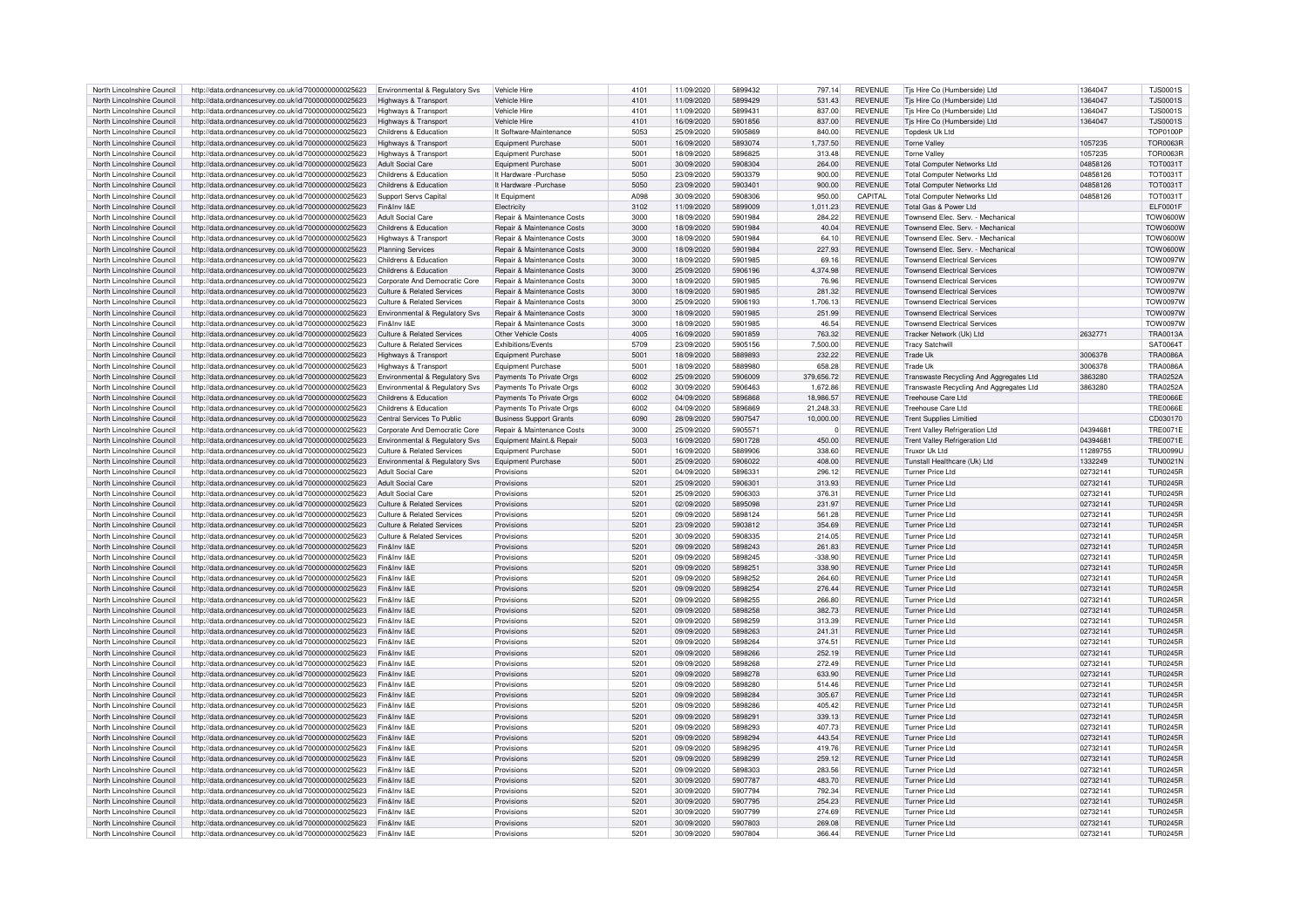| | | | | | | | | | | | |
|---|---|---|---|---|---|---|---|---|---|---|---|
| North Lincolnshire Council | http://data.ordnancesurvey.co.uk/id/7000000000025623 | Environmental & Regulatory Svs | Vehicle Hire | 4101 | 11/09/2020 | 5899432 | 797.14 | REVENUE | Tjs Hire Co (Humberside) Ltd | 1364047 | TJS0001S |
| North Lincolnshire Council | http://data.ordnancesurvey.co.uk/id/7000000000025623 | Highways & Transport | Vehicle Hire | 4101 | 11/09/2020 | 5899429 | 531.43 | REVENUE | Tjs Hire Co (Humberside) Ltd | 1364047 | TJS0001S |
| North Lincolnshire Council | http://data.ordnancesurvey.co.uk/id/7000000000025623 | Highways & Transport | Vehicle Hire | 4101 | 11/09/2020 | 5899431 | 837.00 | REVENUE | Tjs Hire Co (Humberside) Ltd | 1364047 | TJS0001S |
| North Lincolnshire Council | http://data.ordnancesurvey.co.uk/id/7000000000025623 | Highways & Transport | Vehicle Hire | 4101 | 16/09/2020 | 5901856 | 837.00 | REVENUE | Tjs Hire Co (Humberside) Ltd | 1364047 | TJS0001S |
| North Lincolnshire Council | http://data.ordnancesurvey.co.uk/id/7000000000025623 | Childrens & Education | It Software-Maintenance | 5053 | 25/09/2020 | 5905869 | 840.00 | REVENUE | Topdesk Uk Ltd | | TOP0100P |
| North Lincolnshire Council | http://data.ordnancesurvey.co.uk/id/7000000000025623 | Highways & Transport | Equipment Purchase | 5001 | 16/09/2020 | 5893074 | 1,737.50 | REVENUE | Torne Valley | 1057235 | TOR0063R |
| North Lincolnshire Council | http://data.ordnancesurvey.co.uk/id/7000000000025623 | Highways & Transport | Equipment Purchase | 5001 | 18/09/2020 | 5896825 | 313.48 | REVENUE | Torne Valley | 1057235 | TOR0063R |
| North Lincolnshire Council | http://data.ordnancesurvey.co.uk/id/7000000000025623 | Adult Social Care | Equipment Purchase | 5001 | 30/09/2020 | 5908304 | 264.00 | REVENUE | Total Computer Networks Ltd | 04858126 | TOT0031T |
| North Lincolnshire Council | http://data.ordnancesurvey.co.uk/id/7000000000025623 | Childrens & Education | It Hardware -Purchase | 5050 | 23/09/2020 | 5903379 | 900.00 | REVENUE | Total Computer Networks Ltd | 04858126 | TOT0031T |
| North Lincolnshire Council | http://data.ordnancesurvey.co.uk/id/7000000000025623 | Childrens & Education | It Hardware -Purchase | 5050 | 23/09/2020 | 5903401 | 900.00 | REVENUE | Total Computer Networks Ltd | 04858126 | TOT0031T |
| North Lincolnshire Council | http://data.ordnancesurvey.co.uk/id/7000000000025623 | Support Servs Capital | It Equipment | A098 | 30/09/2020 | 5908306 | 950.00 | CAPITAL | Total Computer Networks Ltd | 04858126 | TOT0031T |
| North Lincolnshire Council | http://data.ordnancesurvey.co.uk/id/7000000000025623 | Fin&Inv I&E | Electricity | 3102 | 11/09/2020 | 5899009 | 1,011.23 | REVENUE | Total Gas & Power Ltd | | ELF0001F |
| North Lincolnshire Council | http://data.ordnancesurvey.co.uk/id/7000000000025623 | Adult Social Care | Repair & Maintenance Costs | 3000 | 18/09/2020 | 5901984 | 284.22 | REVENUE | Townsend Elec. Serv. - Mechanical | | TOW0600W |
| North Lincolnshire Council | http://data.ordnancesurvey.co.uk/id/7000000000025623 | Childrens & Education | Repair & Maintenance Costs | 3000 | 18/09/2020 | 5901984 | 40.04 | REVENUE | Townsend Elec. Serv. - Mechanical | | TOW0600W |
| North Lincolnshire Council | http://data.ordnancesurvey.co.uk/id/7000000000025623 | Highways & Transport | Repair & Maintenance Costs | 3000 | 18/09/2020 | 5901984 | 64.10 | REVENUE | Townsend Elec. Serv. - Mechanical | | TOW0600W |
| North Lincolnshire Council | http://data.ordnancesurvey.co.uk/id/7000000000025623 | Planning Services | Repair & Maintenance Costs | 3000 | 18/09/2020 | 5901984 | 227.93 | REVENUE | Townsend Elec. Serv. - Mechanical | | TOW0600W |
| North Lincolnshire Council | http://data.ordnancesurvey.co.uk/id/7000000000025623 | Childrens & Education | Repair & Maintenance Costs | 3000 | 18/09/2020 | 5901985 | 69.16 | REVENUE | Townsend Electrical Services | | TOW0097W |
| North Lincolnshire Council | http://data.ordnancesurvey.co.uk/id/7000000000025623 | Childrens & Education | Repair & Maintenance Costs | 3000 | 25/09/2020 | 5906196 | 4,374.98 | REVENUE | Townsend Electrical Services | | TOW0097W |
| North Lincolnshire Council | http://data.ordnancesurvey.co.uk/id/7000000000025623 | Corporate And Democratic Core | Repair & Maintenance Costs | 3000 | 18/09/2020 | 5901985 | 76.96 | REVENUE | Townsend Electrical Services | | TOW0097W |
| North Lincolnshire Council | http://data.ordnancesurvey.co.uk/id/7000000000025623 | Culture & Related Services | Repair & Maintenance Costs | 3000 | 18/09/2020 | 5901985 | 281.32 | REVENUE | Townsend Electrical Services | | TOW0097W |
| North Lincolnshire Council | http://data.ordnancesurvey.co.uk/id/7000000000025623 | Culture & Related Services | Repair & Maintenance Costs | 3000 | 25/09/2020 | 5906193 | 1,706.13 | REVENUE | Townsend Electrical Services | | TOW0097W |
| North Lincolnshire Council | http://data.ordnancesurvey.co.uk/id/7000000000025623 | Environmental & Regulatory Svs | Repair & Maintenance Costs | 3000 | 18/09/2020 | 5901985 | 251.99 | REVENUE | Townsend Electrical Services | | TOW0097W |
| North Lincolnshire Council | http://data.ordnancesurvey.co.uk/id/7000000000025623 | Fin&Inv I&E | Repair & Maintenance Costs | 3000 | 18/09/2020 | 5901985 | 46.54 | REVENUE | Townsend Electrical Services | | TOW0097W |
| North Lincolnshire Council | http://data.ordnancesurvey.co.uk/id/7000000000025623 | Culture & Related Services | Other Vehicle Costs | 4005 | 16/09/2020 | 5901859 | 763.32 | REVENUE | Tracker Network (Uk) Ltd | 2632771 | TRA0013A |
| North Lincolnshire Council | http://data.ordnancesurvey.co.uk/id/7000000000025623 | Culture & Related Services | Exhibitions/Events | 5709 | 23/09/2020 | 5905156 | 7,500.00 | REVENUE | Tracy Satchwill | | SAT0064T |
| North Lincolnshire Council | http://data.ordnancesurvey.co.uk/id/7000000000025623 | Highways & Transport | Equipment Purchase | 5001 | 18/09/2020 | 5889893 | 232.22 | REVENUE | Trade Uk | 3006378 | TRA0086A |
| North Lincolnshire Council | http://data.ordnancesurvey.co.uk/id/7000000000025623 | Highways & Transport | Equipment Purchase | 5001 | 18/09/2020 | 5889980 | 658.28 | REVENUE | Trade Uk | 3006378 | TRA0086A |
| North Lincolnshire Council | http://data.ordnancesurvey.co.uk/id/7000000000025623 | Environmental & Regulatory Svs | Payments To Private Orgs | 6002 | 25/09/2020 | 5906009 | 379,656.72 | REVENUE | Transwaste Recycling And Aggregates Ltd | 3863280 | TRA0252A |
| North Lincolnshire Council | http://data.ordnancesurvey.co.uk/id/7000000000025623 | Environmental & Regulatory Svs | Payments To Private Orgs | 6002 | 30/09/2020 | 5906463 | 1,672.86 | REVENUE | Transwaste Recycling And Aggregates Ltd | 3863280 | TRA0252A |
| North Lincolnshire Council | http://data.ordnancesurvey.co.uk/id/7000000000025623 | Childrens & Education | Payments To Private Orgs | 6002 | 04/09/2020 | 5896868 | 18,986.57 | REVENUE | Treehouse Care Ltd | | TRE0066E |
| North Lincolnshire Council | http://data.ordnancesurvey.co.uk/id/7000000000025623 | Childrens & Education | Payments To Private Orgs | 6002 | 04/09/2020 | 5896869 | 21,248.33 | REVENUE | Treehouse Care Ltd | | TRE0066E |
| North Lincolnshire Council | http://data.ordnancesurvey.co.uk/id/7000000000025623 | Central Services To Public | Business Support Grants | 6090 | 28/09/2020 | 5907547 | 10,000.00 | REVENUE | Trent Supplies Limitied | | CD030170 |
| North Lincolnshire Council | http://data.ordnancesurvey.co.uk/id/7000000000025623 | Corporate And Democratic Core | Repair & Maintenance Costs | 3000 | 25/09/2020 | 5905571 | 0 | REVENUE | Trent Valley Refrigeration Ltd | 04394681 | TRE0071E |
| North Lincolnshire Council | http://data.ordnancesurvey.co.uk/id/7000000000025623 | Environmental & Regulatory Svs | Equipment Maint.& Repair | 5003 | 16/09/2020 | 5901728 | 450.00 | REVENUE | Trent Valley Refrigeration Ltd | 04394681 | TRE0071E |
| North Lincolnshire Council | http://data.ordnancesurvey.co.uk/id/7000000000025623 | Culture & Related Services | Equipment Purchase | 5001 | 16/09/2020 | 5889906 | 338.60 | REVENUE | Truxor Uk Ltd | 11289755 | TRU0099U |
| North Lincolnshire Council | http://data.ordnancesurvey.co.uk/id/7000000000025623 | Environmental & Regulatory Svs | Equipment Purchase | 5001 | 25/09/2020 | 5906022 | 408.00 | REVENUE | Tunstall Healthcare (Uk) Ltd | 1332249 | TUN0021N |
| North Lincolnshire Council | http://data.ordnancesurvey.co.uk/id/7000000000025623 | Adult Social Care | Provisions | 5201 | 04/09/2020 | 5896331 | 296.12 | REVENUE | Turner Price Ltd | 02732141 | TUR0245R |
| North Lincolnshire Council | http://data.ordnancesurvey.co.uk/id/7000000000025623 | Adult Social Care | Provisions | 5201 | 25/09/2020 | 5906301 | 313.93 | REVENUE | Turner Price Ltd | 02732141 | TUR0245R |
| North Lincolnshire Council | http://data.ordnancesurvey.co.uk/id/7000000000025623 | Adult Social Care | Provisions | 5201 | 25/09/2020 | 5906303 | 376.31 | REVENUE | Turner Price Ltd | 02732141 | TUR0245R |
| North Lincolnshire Council | http://data.ordnancesurvey.co.uk/id/7000000000025623 | Culture & Related Services | Provisions | 5201 | 02/09/2020 | 5895098 | 231.97 | REVENUE | Turner Price Ltd | 02732141 | TUR0245R |
| North Lincolnshire Council | http://data.ordnancesurvey.co.uk/id/7000000000025623 | Culture & Related Services | Provisions | 5201 | 09/09/2020 | 5898124 | 561.28 | REVENUE | Turner Price Ltd | 02732141 | TUR0245R |
| North Lincolnshire Council | http://data.ordnancesurvey.co.uk/id/7000000000025623 | Culture & Related Services | Provisions | 5201 | 23/09/2020 | 5903812 | 354.69 | REVENUE | Turner Price Ltd | 02732141 | TUR0245R |
| North Lincolnshire Council | http://data.ordnancesurvey.co.uk/id/7000000000025623 | Culture & Related Services | Provisions | 5201 | 30/09/2020 | 5908335 | 214.05 | REVENUE | Turner Price Ltd | 02732141 | TUR0245R |
| North Lincolnshire Council | http://data.ordnancesurvey.co.uk/id/7000000000025623 | Fin&Inv I&E | Provisions | 5201 | 09/09/2020 | 5898243 | 261.83 | REVENUE | Turner Price Ltd | 02732141 | TUR0245R |
| North Lincolnshire Council | http://data.ordnancesurvey.co.uk/id/7000000000025623 | Fin&Inv I&E | Provisions | 5201 | 09/09/2020 | 5898245 | -338.90 | REVENUE | Turner Price Ltd | 02732141 | TUR0245R |
| North Lincolnshire Council | http://data.ordnancesurvey.co.uk/id/7000000000025623 | Fin&Inv I&E | Provisions | 5201 | 09/09/2020 | 5898251 | 338.90 | REVENUE | Turner Price Ltd | 02732141 | TUR0245R |
| North Lincolnshire Council | http://data.ordnancesurvey.co.uk/id/7000000000025623 | Fin&Inv I&E | Provisions | 5201 | 09/09/2020 | 5898252 | 264.60 | REVENUE | Turner Price Ltd | 02732141 | TUR0245R |
| North Lincolnshire Council | http://data.ordnancesurvey.co.uk/id/7000000000025623 | Fin&Inv I&E | Provisions | 5201 | 09/09/2020 | 5898254 | 276.44 | REVENUE | Turner Price Ltd | 02732141 | TUR0245R |
| North Lincolnshire Council | http://data.ordnancesurvey.co.uk/id/7000000000025623 | Fin&Inv I&E | Provisions | 5201 | 09/09/2020 | 5898255 | 266.80 | REVENUE | Turner Price Ltd | 02732141 | TUR0245R |
| North Lincolnshire Council | http://data.ordnancesurvey.co.uk/id/7000000000025623 | Fin&Inv I&E | Provisions | 5201 | 09/09/2020 | 5898258 | 382.73 | REVENUE | Turner Price Ltd | 02732141 | TUR0245R |
| North Lincolnshire Council | http://data.ordnancesurvey.co.uk/id/7000000000025623 | Fin&Inv I&E | Provisions | 5201 | 09/09/2020 | 5898259 | 313.39 | REVENUE | Turner Price Ltd | 02732141 | TUR0245R |
| North Lincolnshire Council | http://data.ordnancesurvey.co.uk/id/7000000000025623 | Fin&Inv I&E | Provisions | 5201 | 09/09/2020 | 5898263 | 241.31 | REVENUE | Turner Price Ltd | 02732141 | TUR0245R |
| North Lincolnshire Council | http://data.ordnancesurvey.co.uk/id/7000000000025623 | Fin&Inv I&E | Provisions | 5201 | 09/09/2020 | 5898264 | 374.51 | REVENUE | Turner Price Ltd | 02732141 | TUR0245R |
| North Lincolnshire Council | http://data.ordnancesurvey.co.uk/id/7000000000025623 | Fin&Inv I&E | Provisions | 5201 | 09/09/2020 | 5898266 | 252.19 | REVENUE | Turner Price Ltd | 02732141 | TUR0245R |
| North Lincolnshire Council | http://data.ordnancesurvey.co.uk/id/7000000000025623 | Fin&Inv I&E | Provisions | 5201 | 09/09/2020 | 5898268 | 272.49 | REVENUE | Turner Price Ltd | 02732141 | TUR0245R |
| North Lincolnshire Council | http://data.ordnancesurvey.co.uk/id/7000000000025623 | Fin&Inv I&E | Provisions | 5201 | 09/09/2020 | 5898278 | 633.90 | REVENUE | Turner Price Ltd | 02732141 | TUR0245R |
| North Lincolnshire Council | http://data.ordnancesurvey.co.uk/id/7000000000025623 | Fin&Inv I&E | Provisions | 5201 | 09/09/2020 | 5898280 | 514.46 | REVENUE | Turner Price Ltd | 02732141 | TUR0245R |
| North Lincolnshire Council | http://data.ordnancesurvey.co.uk/id/7000000000025623 | Fin&Inv I&E | Provisions | 5201 | 09/09/2020 | 5898284 | 305.67 | REVENUE | Turner Price Ltd | 02732141 | TUR0245R |
| North Lincolnshire Council | http://data.ordnancesurvey.co.uk/id/7000000000025623 | Fin&Inv I&E | Provisions | 5201 | 09/09/2020 | 5898286 | 405.42 | REVENUE | Turner Price Ltd | 02732141 | TUR0245R |
| North Lincolnshire Council | http://data.ordnancesurvey.co.uk/id/7000000000025623 | Fin&Inv I&E | Provisions | 5201 | 09/09/2020 | 5898291 | 339.13 | REVENUE | Turner Price Ltd | 02732141 | TUR0245R |
| North Lincolnshire Council | http://data.ordnancesurvey.co.uk/id/7000000000025623 | Fin&Inv I&E | Provisions | 5201 | 09/09/2020 | 5898293 | 407.73 | REVENUE | Turner Price Ltd | 02732141 | TUR0245R |
| North Lincolnshire Council | http://data.ordnancesurvey.co.uk/id/7000000000025623 | Fin&Inv I&E | Provisions | 5201 | 09/09/2020 | 5898294 | 443.54 | REVENUE | Turner Price Ltd | 02732141 | TUR0245R |
| North Lincolnshire Council | http://data.ordnancesurvey.co.uk/id/7000000000025623 | Fin&Inv I&E | Provisions | 5201 | 09/09/2020 | 5898295 | 419.76 | REVENUE | Turner Price Ltd | 02732141 | TUR0245R |
| North Lincolnshire Council | http://data.ordnancesurvey.co.uk/id/7000000000025623 | Fin&Inv I&E | Provisions | 5201 | 09/09/2020 | 5898299 | 259.12 | REVENUE | Turner Price Ltd | 02732141 | TUR0245R |
| North Lincolnshire Council | http://data.ordnancesurvey.co.uk/id/7000000000025623 | Fin&Inv I&E | Provisions | 5201 | 09/09/2020 | 5898303 | 283.56 | REVENUE | Turner Price Ltd | 02732141 | TUR0245R |
| North Lincolnshire Council | http://data.ordnancesurvey.co.uk/id/7000000000025623 | Fin&Inv I&E | Provisions | 5201 | 30/09/2020 | 5907787 | 483.70 | REVENUE | Turner Price Ltd | 02732141 | TUR0245R |
| North Lincolnshire Council | http://data.ordnancesurvey.co.uk/id/7000000000025623 | Fin&Inv I&E | Provisions | 5201 | 30/09/2020 | 5907794 | 792.34 | REVENUE | Turner Price Ltd | 02732141 | TUR0245R |
| North Lincolnshire Council | http://data.ordnancesurvey.co.uk/id/7000000000025623 | Fin&Inv I&E | Provisions | 5201 | 30/09/2020 | 5907795 | 254.23 | REVENUE | Turner Price Ltd | 02732141 | TUR0245R |
| North Lincolnshire Council | http://data.ordnancesurvey.co.uk/id/7000000000025623 | Fin&Inv I&E | Provisions | 5201 | 30/09/2020 | 5907799 | 274.69 | REVENUE | Turner Price Ltd | 02732141 | TUR0245R |
| North Lincolnshire Council | http://data.ordnancesurvey.co.uk/id/7000000000025623 | Fin&Inv I&E | Provisions | 5201 | 30/09/2020 | 5907803 | 269.08 | REVENUE | Turner Price Ltd | 02732141 | TUR0245R |
| North Lincolnshire Council | http://data.ordnancesurvey.co.uk/id/7000000000025623 | Fin&Inv I&E | Provisions | 5201 | 30/09/2020 | 5907804 | 366.44 | REVENUE | Turner Price Ltd | 02732141 | TUR0245R |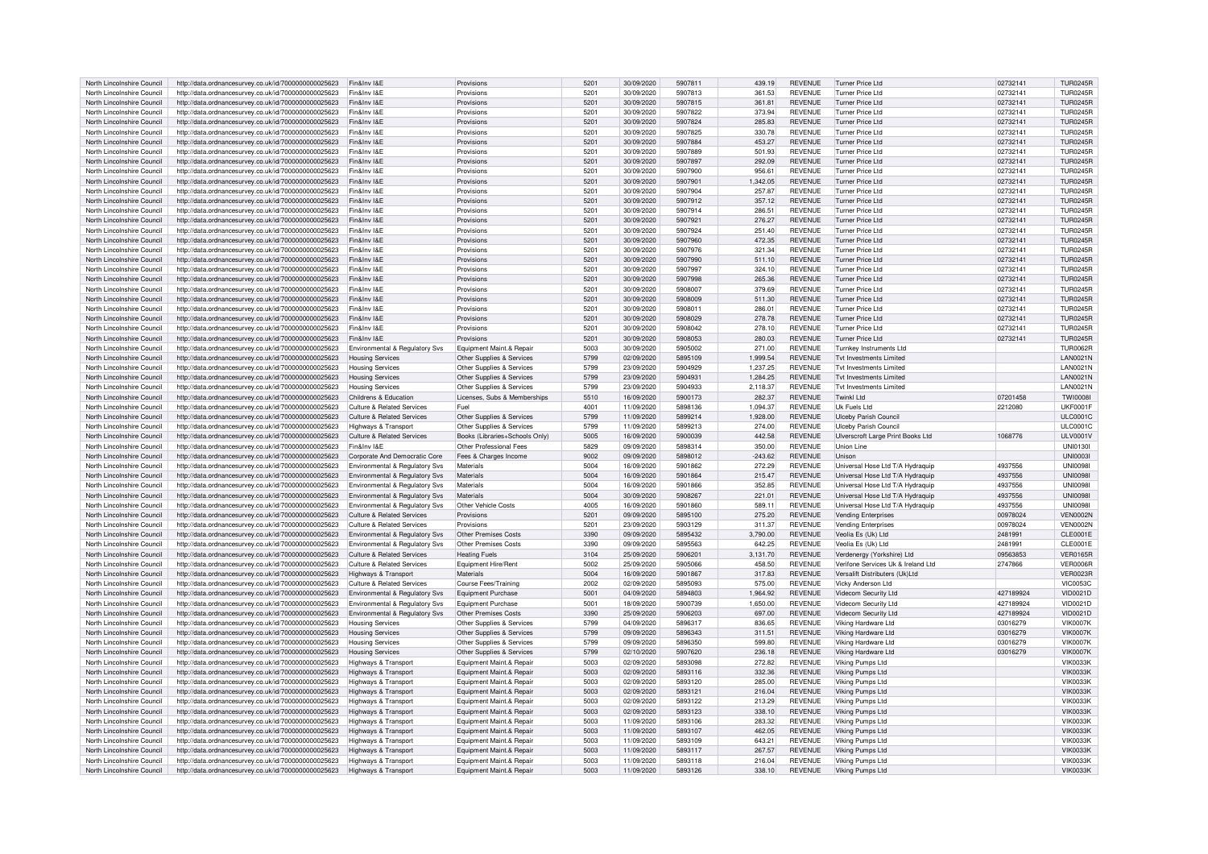| North Lincolnshire Council | http://data.ordnancesurvey.co.uk/id/7000000000025623 | Fin&Inv I&E | Provisions | 5201 | 30/09/2020 | 5907811 | 439.19 | REVENUE | Turner Price Ltd | 02732141 | TUR0245R |
|---|---|---|---|---|---|---|---|---|---|---|---|
| North Lincolnshire Council | http://data.ordnancesurvey.co.uk/id/7000000000025623 | Fin&Inv I&E | Provisions | 5201 | 30/09/2020 | 5907813 | 361.53 | REVENUE | Turner Price Ltd | 02732141 | TUR0245R |
| North Lincolnshire Council | http://data.ordnancesurvey.co.uk/id/7000000000025623 | Fin&Inv I&E | Provisions | 5201 | 30/09/2020 | 5907815 | 361.81 | REVENUE | Turner Price Ltd | 02732141 | TUR0245R |
| North Lincolnshire Council | http://data.ordnancesurvey.co.uk/id/7000000000025623 | Fin&Inv I&E | Provisions | 5201 | 30/09/2020 | 5907822 | 373.94 | REVENUE | Turner Price Ltd | 02732141 | TUR0245R |
| North Lincolnshire Council | http://data.ordnancesurvey.co.uk/id/7000000000025623 | Fin&Inv I&E | Provisions | 5201 | 30/09/2020 | 5907824 | 285.83 | REVENUE | Turner Price Ltd | 02732141 | TUR0245R |
| North Lincolnshire Council | http://data.ordnancesurvey.co.uk/id/7000000000025623 | Fin&Inv I&E | Provisions | 5201 | 30/09/2020 | 5907825 | 330.78 | REVENUE | Turner Price Ltd | 02732141 | TUR0245R |
| North Lincolnshire Council | http://data.ordnancesurvey.co.uk/id/7000000000025623 | Fin&Inv I&E | Provisions | 5201 | 30/09/2020 | 5907884 | 453.27 | REVENUE | Turner Price Ltd | 02732141 | TUR0245R |
| North Lincolnshire Council | http://data.ordnancesurvey.co.uk/id/7000000000025623 | Fin&Inv I&E | Provisions | 5201 | 30/09/2020 | 5907889 | 501.93 | REVENUE | Turner Price Ltd | 02732141 | TUR0245R |
| North Lincolnshire Council | http://data.ordnancesurvey.co.uk/id/7000000000025623 | Fin&Inv I&E | Provisions | 5201 | 30/09/2020 | 5907897 | 292.09 | REVENUE | Turner Price Ltd | 02732141 | TUR0245R |
| North Lincolnshire Council | http://data.ordnancesurvey.co.uk/id/7000000000025623 | Fin&Inv I&E | Provisions | 5201 | 30/09/2020 | 5907900 | 956.61 | REVENUE | Turner Price Ltd | 02732141 | TUR0245R |
| North Lincolnshire Council | http://data.ordnancesurvey.co.uk/id/7000000000025623 | Fin&Inv I&E | Provisions | 5201 | 30/09/2020 | 5907901 | 1,342.05 | REVENUE | Turner Price Ltd | 02732141 | TUR0245R |
| North Lincolnshire Council | http://data.ordnancesurvey.co.uk/id/7000000000025623 | Fin&Inv I&E | Provisions | 5201 | 30/09/2020 | 5907904 | 257.87 | REVENUE | Turner Price Ltd | 02732141 | TUR0245R |
| North Lincolnshire Council | http://data.ordnancesurvey.co.uk/id/7000000000025623 | Fin&Inv I&E | Provisions | 5201 | 30/09/2020 | 5907912 | 357.12 | REVENUE | Turner Price Ltd | 02732141 | TUR0245R |
| North Lincolnshire Council | http://data.ordnancesurvey.co.uk/id/7000000000025623 | Fin&Inv I&E | Provisions | 5201 | 30/09/2020 | 5907914 | 286.51 | REVENUE | Turner Price Ltd | 02732141 | TUR0245R |
| North Lincolnshire Council | http://data.ordnancesurvey.co.uk/id/7000000000025623 | Fin&Inv I&E | Provisions | 5201 | 30/09/2020 | 5907921 | 276.27 | REVENUE | Turner Price Ltd | 02732141 | TUR0245R |
| North Lincolnshire Council | http://data.ordnancesurvey.co.uk/id/7000000000025623 | Fin&Inv I&E | Provisions | 5201 | 30/09/2020 | 5907924 | 251.40 | REVENUE | Turner Price Ltd | 02732141 | TUR0245R |
| North Lincolnshire Council | http://data.ordnancesurvey.co.uk/id/7000000000025623 | Fin&Inv I&E | Provisions | 5201 | 30/09/2020 | 5907960 | 472.35 | REVENUE | Turner Price Ltd | 02732141 | TUR0245R |
| North Lincolnshire Council | http://data.ordnancesurvey.co.uk/id/7000000000025623 | Fin&Inv I&E | Provisions | 5201 | 30/09/2020 | 5907976 | 321.34 | REVENUE | Turner Price Ltd | 02732141 | TUR0245R |
| North Lincolnshire Council | http://data.ordnancesurvey.co.uk/id/7000000000025623 | Fin&Inv I&E | Provisions | 5201 | 30/09/2020 | 5907990 | 511.10 | REVENUE | Turner Price Ltd | 02732141 | TUR0245R |
| North Lincolnshire Council | http://data.ordnancesurvey.co.uk/id/7000000000025623 | Fin&Inv I&E | Provisions | 5201 | 30/09/2020 | 5907997 | 324.10 | REVENUE | Turner Price Ltd | 02732141 | TUR0245R |
| North Lincolnshire Council | http://data.ordnancesurvey.co.uk/id/7000000000025623 | Fin&Inv I&E | Provisions | 5201 | 30/09/2020 | 5907998 | 265.36 | REVENUE | Turner Price Ltd | 02732141 | TUR0245R |
| North Lincolnshire Council | http://data.ordnancesurvey.co.uk/id/7000000000025623 | Fin&Inv I&E | Provisions | 5201 | 30/09/2020 | 5908007 | 379.69 | REVENUE | Turner Price Ltd | 02732141 | TUR0245R |
| North Lincolnshire Council | http://data.ordnancesurvey.co.uk/id/7000000000025623 | Fin&Inv I&E | Provisions | 5201 | 30/09/2020 | 5908009 | 511.30 | REVENUE | Turner Price Ltd | 02732141 | TUR0245R |
| North Lincolnshire Council | http://data.ordnancesurvey.co.uk/id/7000000000025623 | Fin&Inv I&E | Provisions | 5201 | 30/09/2020 | 5908011 | 286.01 | REVENUE | Turner Price Ltd | 02732141 | TUR0245R |
| North Lincolnshire Council | http://data.ordnancesurvey.co.uk/id/7000000000025623 | Fin&Inv I&E | Provisions | 5201 | 30/09/2020 | 5908029 | 278.78 | REVENUE | Turner Price Ltd | 02732141 | TUR0245R |
| North Lincolnshire Council | http://data.ordnancesurvey.co.uk/id/7000000000025623 | Fin&Inv I&E | Provisions | 5201 | 30/09/2020 | 5908042 | 278.10 | REVENUE | Turner Price Ltd | 02732141 | TUR0245R |
| North Lincolnshire Council | http://data.ordnancesurvey.co.uk/id/7000000000025623 | Fin&Inv I&E | Provisions | 5201 | 30/09/2020 | 5908053 | 280.03 | REVENUE | Turner Price Ltd | 02732141 | TUR0245R |
| North Lincolnshire Council | http://data.ordnancesurvey.co.uk/id/7000000000025623 | Environmental & Regulatory Svs | Equipment Maint.& Repair | 5003 | 30/09/2020 | 5905002 | 271.00 | REVENUE | Turnkey Instruments Ltd | | TUR0062R |
| North Lincolnshire Council | http://data.ordnancesurvey.co.uk/id/7000000000025623 | Housing Services | Other Supplies & Services | 5799 | 02/09/2020 | 5895109 | 1,999.54 | REVENUE | Tvt Investments Limited | | LAN0021N |
| North Lincolnshire Council | http://data.ordnancesurvey.co.uk/id/7000000000025623 | Housing Services | Other Supplies & Services | 5799 | 23/09/2020 | 5904929 | 1,237.25 | REVENUE | Tvt Investments Limited | | LAN0021N |
| North Lincolnshire Council | http://data.ordnancesurvey.co.uk/id/7000000000025623 | Housing Services | Other Supplies & Services | 5799 | 23/09/2020 | 5904931 | 1,284.25 | REVENUE | Tvt Investments Limited | | LAN0021N |
| North Lincolnshire Council | http://data.ordnancesurvey.co.uk/id/7000000000025623 | Housing Services | Other Supplies & Services | 5799 | 23/09/2020 | 5904933 | 2,118.37 | REVENUE | Tvt Investments Limited | | LAN0021N |
| North Lincolnshire Council | http://data.ordnancesurvey.co.uk/id/7000000000025623 | Childrens & Education | Licenses, Subs & Memberships | 5510 | 16/09/2020 | 5900173 | 282.37 | REVENUE | Twinkl Ltd | 07201458 | TWI0008I |
| North Lincolnshire Council | http://data.ordnancesurvey.co.uk/id/7000000000025623 | Culture & Related Services | Fuel | 4001 | 11/09/2020 | 5898136 | 1,094.37 | REVENUE | Uk Fuels Ltd | 2212080 | UKF0001F |
| North Lincolnshire Council | http://data.ordnancesurvey.co.uk/id/7000000000025623 | Culture & Related Services | Other Supplies & Services | 5799 | 11/09/2020 | 5899214 | 1,928.00 | REVENUE | Ulceby Parish Council | | ULC0001C |
| North Lincolnshire Council | http://data.ordnancesurvey.co.uk/id/7000000000025623 | Highways & Transport | Other Supplies & Services | 5799 | 11/09/2020 | 5899213 | 274.00 | REVENUE | Ulceby Parish Council | | ULC0001C |
| North Lincolnshire Council | http://data.ordnancesurvey.co.uk/id/7000000000025623 | Culture & Related Services | Books (Libraries+Schools Only) | 5005 | 16/09/2020 | 5900039 | 442.58 | REVENUE | Ulverscroft Large Print Books Ltd | 1068776 | ULV0001V |
| North Lincolnshire Council | http://data.ordnancesurvey.co.uk/id/7000000000025623 | Fin&Inv I&E | Other Professional Fees | 5829 | 09/09/2020 | 5898314 | 350.00 | REVENUE | Union Line | | UNI0130I |
| North Lincolnshire Council | http://data.ordnancesurvey.co.uk/id/7000000000025623 | Corporate And Democratic Core | Fees & Charges Income | 9002 | 09/09/2020 | 5898012 | -243.62 | REVENUE | Unison | | UNI0003I |
| North Lincolnshire Council | http://data.ordnancesurvey.co.uk/id/7000000000025623 | Environmental & Regulatory Svs | Materials | 5004 | 16/09/2020 | 5901862 | 272.29 | REVENUE | Universal Hose Ltd T/A Hydraquip | 4937556 | UNI0098I |
| North Lincolnshire Council | http://data.ordnancesurvey.co.uk/id/7000000000025623 | Environmental & Regulatory Svs | Materials | 5004 | 16/09/2020 | 5901864 | 215.47 | REVENUE | Universal Hose Ltd T/A Hydraquip | 4937556 | UNI0098I |
| North Lincolnshire Council | http://data.ordnancesurvey.co.uk/id/7000000000025623 | Environmental & Regulatory Svs | Materials | 5004 | 16/09/2020 | 5901866 | 352.85 | REVENUE | Universal Hose Ltd T/A Hydraquip | 4937556 | UNI0098I |
| North Lincolnshire Council | http://data.ordnancesurvey.co.uk/id/7000000000025623 | Environmental & Regulatory Svs | Materials | 5004 | 30/09/2020 | 5908267 | 221.01 | REVENUE | Universal Hose Ltd T/A Hydraquip | 4937556 | UNI0098I |
| North Lincolnshire Council | http://data.ordnancesurvey.co.uk/id/7000000000025623 | Environmental & Regulatory Svs | Other Vehicle Costs | 4005 | 16/09/2020 | 5901860 | 589.11 | REVENUE | Universal Hose Ltd T/A Hydraquip | 4937556 | UNI0098I |
| North Lincolnshire Council | http://data.ordnancesurvey.co.uk/id/7000000000025623 | Culture & Related Services | Provisions | 5201 | 09/09/2020 | 5895100 | 275.20 | REVENUE | Vending Enterprises | 00978024 | VEN0002N |
| North Lincolnshire Council | http://data.ordnancesurvey.co.uk/id/7000000000025623 | Culture & Related Services | Provisions | 5201 | 23/09/2020 | 5903129 | 311.37 | REVENUE | Vending Enterprises | 00978024 | VEN0002N |
| North Lincolnshire Council | http://data.ordnancesurvey.co.uk/id/7000000000025623 | Environmental & Regulatory Svs | Other Premises Costs | 3390 | 09/09/2020 | 5895432 | 3,790.00 | REVENUE | Veolia Es (Uk) Ltd | 2481991 | CLE0001E |
| North Lincolnshire Council | http://data.ordnancesurvey.co.uk/id/7000000000025623 | Environmental & Regulatory Svs | Other Premises Costs | 3390 | 09/09/2020 | 5895563 | 642.25 | REVENUE | Veolia Es (Uk) Ltd | 2481991 | CLE0001E |
| North Lincolnshire Council | http://data.ordnancesurvey.co.uk/id/7000000000025623 | Culture & Related Services | Heating Fuels | 3104 | 25/09/2020 | 5906201 | 3,131.70 | REVENUE | Verdenergy (Yorkshire) Ltd | 09563853 | VER0165R |
| North Lincolnshire Council | http://data.ordnancesurvey.co.uk/id/7000000000025623 | Culture & Related Services | Equipment Hire/Rent | 5002 | 25/09/2020 | 5905066 | 458.50 | REVENUE | Verifone Services Uk & Ireland Ltd | 2747866 | VER0006R |
| North Lincolnshire Council | http://data.ordnancesurvey.co.uk/id/7000000000025623 | Highways & Transport | Materials | 5004 | 16/09/2020 | 5901867 | 317.83 | REVENUE | Versalift Distributers (Uk)Ltd | | VER0023R |
| North Lincolnshire Council | http://data.ordnancesurvey.co.uk/id/7000000000025623 | Culture & Related Services | Course Fees/Training | 2002 | 02/09/2020 | 5895093 | 575.00 | REVENUE | Vicky Anderson Ltd | | VIC0053C |
| North Lincolnshire Council | http://data.ordnancesurvey.co.uk/id/7000000000025623 | Environmental & Regulatory Svs | Equipment Purchase | 5001 | 04/09/2020 | 5894803 | 1,964.92 | REVENUE | Videcom Security Ltd | 427189924 | VID0021D |
| North Lincolnshire Council | http://data.ordnancesurvey.co.uk/id/7000000000025623 | Environmental & Regulatory Svs | Equipment Purchase | 5001 | 18/09/2020 | 5900739 | 1,650.00 | REVENUE | Videcom Security Ltd | 427189924 | VID0021D |
| North Lincolnshire Council | http://data.ordnancesurvey.co.uk/id/7000000000025623 | Environmental & Regulatory Svs | Other Premises Costs | 3390 | 25/09/2020 | 5906203 | 697.00 | REVENUE | Videcom Security Ltd | 427189924 | VID0021D |
| North Lincolnshire Council | http://data.ordnancesurvey.co.uk/id/7000000000025623 | Housing Services | Other Supplies & Services | 5799 | 04/09/2020 | 5896317 | 836.65 | REVENUE | Viking Hardware Ltd | 03016279 | VIK0007K |
| North Lincolnshire Council | http://data.ordnancesurvey.co.uk/id/7000000000025623 | Housing Services | Other Supplies & Services | 5799 | 09/09/2020 | 5896343 | 311.51 | REVENUE | Viking Hardware Ltd | 03016279 | VIK0007K |
| North Lincolnshire Council | http://data.ordnancesurvey.co.uk/id/7000000000025623 | Housing Services | Other Supplies & Services | 5799 | 09/09/2020 | 5896350 | 599.80 | REVENUE | Viking Hardware Ltd | 03016279 | VIK0007K |
| North Lincolnshire Council | http://data.ordnancesurvey.co.uk/id/7000000000025623 | Housing Services | Other Supplies & Services | 5799 | 02/10/2020 | 5907620 | 236.18 | REVENUE | Viking Hardware Ltd | 03016279 | VIK0007K |
| North Lincolnshire Council | http://data.ordnancesurvey.co.uk/id/7000000000025623 | Highways & Transport | Equipment Maint.& Repair | 5003 | 02/09/2020 | 5893098 | 272.82 | REVENUE | Viking Pumps Ltd | | VIK0033K |
| North Lincolnshire Council | http://data.ordnancesurvey.co.uk/id/7000000000025623 | Highways & Transport | Equipment Maint.& Repair | 5003 | 02/09/2020 | 5893116 | 332.36 | REVENUE | Viking Pumps Ltd | | VIK0033K |
| North Lincolnshire Council | http://data.ordnancesurvey.co.uk/id/7000000000025623 | Highways & Transport | Equipment Maint.& Repair | 5003 | 02/09/2020 | 5893120 | 285.00 | REVENUE | Viking Pumps Ltd | | VIK0033K |
| North Lincolnshire Council | http://data.ordnancesurvey.co.uk/id/7000000000025623 | Highways & Transport | Equipment Maint.& Repair | 5003 | 02/09/2020 | 5893121 | 216.04 | REVENUE | Viking Pumps Ltd | | VIK0033K |
| North Lincolnshire Council | http://data.ordnancesurvey.co.uk/id/7000000000025623 | Highways & Transport | Equipment Maint.& Repair | 5003 | 02/09/2020 | 5893122 | 213.29 | REVENUE | Viking Pumps Ltd | | VIK0033K |
| North Lincolnshire Council | http://data.ordnancesurvey.co.uk/id/7000000000025623 | Highways & Transport | Equipment Maint.& Repair | 5003 | 02/09/2020 | 5893123 | 338.10 | REVENUE | Viking Pumps Ltd | | VIK0033K |
| North Lincolnshire Council | http://data.ordnancesurvey.co.uk/id/7000000000025623 | Highways & Transport | Equipment Maint.& Repair | 5003 | 11/09/2020 | 5893106 | 283.32 | REVENUE | Viking Pumps Ltd | | VIK0033K |
| North Lincolnshire Council | http://data.ordnancesurvey.co.uk/id/7000000000025623 | Highways & Transport | Equipment Maint.& Repair | 5003 | 11/09/2020 | 5893107 | 462.05 | REVENUE | Viking Pumps Ltd | | VIK0033K |
| North Lincolnshire Council | http://data.ordnancesurvey.co.uk/id/7000000000025623 | Highways & Transport | Equipment Maint.& Repair | 5003 | 11/09/2020 | 5893109 | 643.21 | REVENUE | Viking Pumps Ltd | | VIK0033K |
| North Lincolnshire Council | http://data.ordnancesurvey.co.uk/id/7000000000025623 | Highways & Transport | Equipment Maint.& Repair | 5003 | 11/09/2020 | 5893117 | 267.57 | REVENUE | Viking Pumps Ltd | | VIK0033K |
| North Lincolnshire Council | http://data.ordnancesurvey.co.uk/id/7000000000025623 | Highways & Transport | Equipment Maint.& Repair | 5003 | 11/09/2020 | 5893118 | 216.04 | REVENUE | Viking Pumps Ltd | | VIK0033K |
| North Lincolnshire Council | http://data.ordnancesurvey.co.uk/id/7000000000025623 | Highways & Transport | Equipment Maint.& Repair | 5003 | 11/09/2020 | 5893126 | 338.10 | REVENUE | Viking Pumps Ltd | | VIK0033K |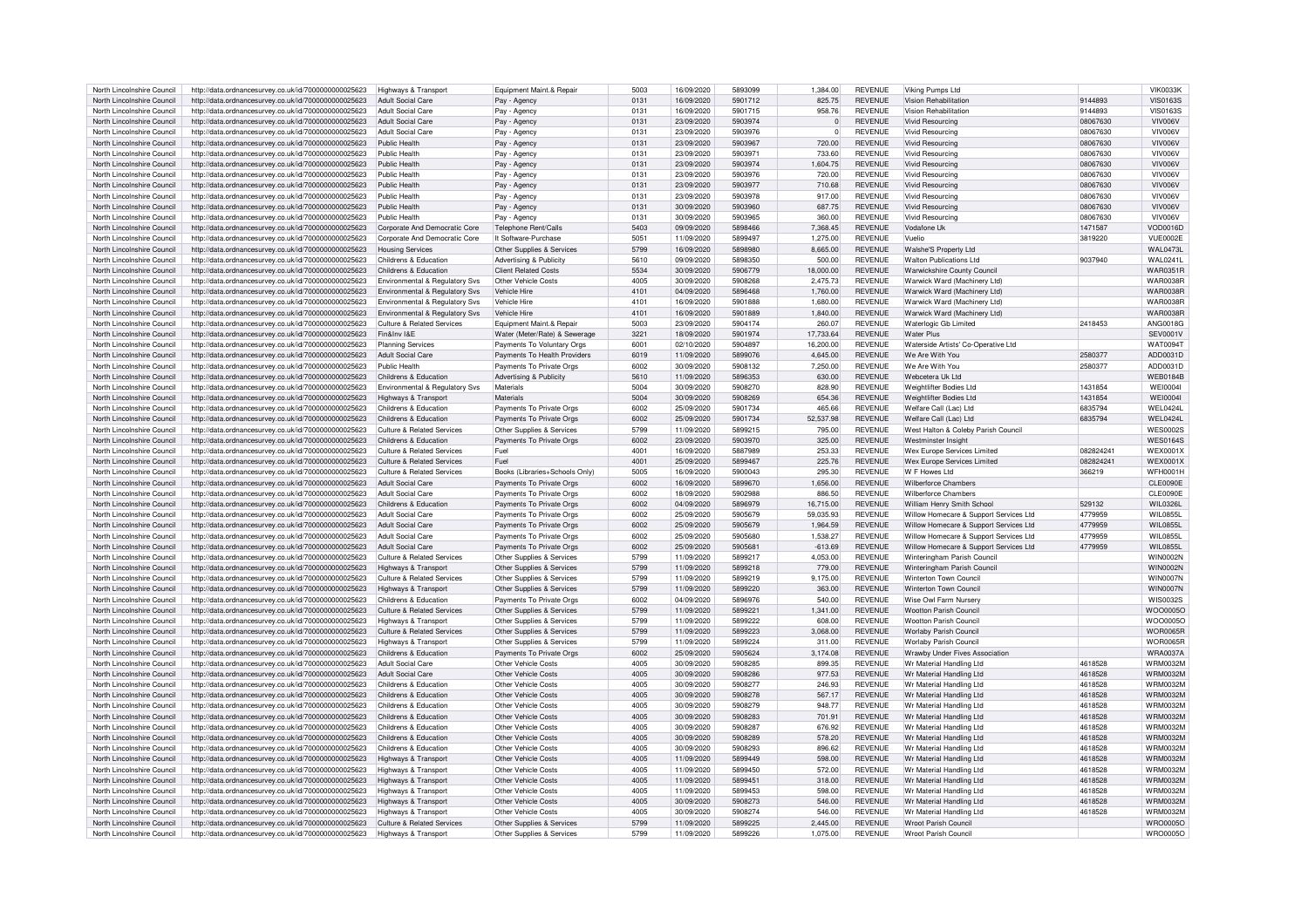| North Lincolnshire Council | http://data.ordnancesurvey.co.uk/id/7000000000025623 | Highways & Transport | Equipment Maint.& Repair | 5003 | 16/09/2020 | 5893099 | 1,384.00 | REVENUE | Viking Pumps Ltd | | VIK0033K |
|---|---|---|---|---|---|---|---|---|---|---|---|
| North Lincolnshire Council | http://data.ordnancesurvey.co.uk/id/7000000000025623 | Adult Social Care | Pay - Agency | 0131 | 16/09/2020 | 5901712 | 825.75 | REVENUE | Vision Rehabilitation | 9144893 | VIS0163S |
| North Lincolnshire Council | http://data.ordnancesurvey.co.uk/id/7000000000025623 | Adult Social Care | Pay - Agency | 0131 | 16/09/2020 | 5901715 | 958.76 | REVENUE | Vision Rehabilitation | 9144893 | VIS0163S |
| North Lincolnshire Council | http://data.ordnancesurvey.co.uk/id/7000000000025623 | Adult Social Care | Pay - Agency | 0131 | 23/09/2020 | 5903974 | 0 | REVENUE | Vivid Resourcing | 08067630 | VIV006V |
| North Lincolnshire Council | http://data.ordnancesurvey.co.uk/id/7000000000025623 | Adult Social Care | Pay - Agency | 0131 | 23/09/2020 | 5903976 | 0 | REVENUE | Vivid Resourcing | 08067630 | VIV006V |
| North Lincolnshire Council | http://data.ordnancesurvey.co.uk/id/7000000000025623 | Public Health | Pay - Agency | 0131 | 23/09/2020 | 5903967 | 720.00 | REVENUE | Vivid Resourcing | 08067630 | VIV006V |
| North Lincolnshire Council | http://data.ordnancesurvey.co.uk/id/7000000000025623 | Public Health | Pay - Agency | 0131 | 23/09/2020 | 5903971 | 733.60 | REVENUE | Vivid Resourcing | 08067630 | VIV006V |
| North Lincolnshire Council | http://data.ordnancesurvey.co.uk/id/7000000000025623 | Public Health | Pay - Agency | 0131 | 23/09/2020 | 5903974 | 1,604.75 | REVENUE | Vivid Resourcing | 08067630 | VIV006V |
| North Lincolnshire Council | http://data.ordnancesurvey.co.uk/id/7000000000025623 | Public Health | Pay - Agency | 0131 | 23/09/2020 | 5903976 | 720.00 | REVENUE | Vivid Resourcing | 08067630 | VIV006V |
| North Lincolnshire Council | http://data.ordnancesurvey.co.uk/id/7000000000025623 | Public Health | Pay - Agency | 0131 | 23/09/2020 | 5903977 | 710.68 | REVENUE | Vivid Resourcing | 08067630 | VIV006V |
| North Lincolnshire Council | http://data.ordnancesurvey.co.uk/id/7000000000025623 | Public Health | Pay - Agency | 0131 | 23/09/2020 | 5903978 | 917.00 | REVENUE | Vivid Resourcing | 08067630 | VIV006V |
| North Lincolnshire Council | http://data.ordnancesurvey.co.uk/id/7000000000025623 | Public Health | Pay - Agency | 0131 | 30/09/2020 | 5903960 | 687.75 | REVENUE | Vivid Resourcing | 08067630 | VIV006V |
| North Lincolnshire Council | http://data.ordnancesurvey.co.uk/id/7000000000025623 | Public Health | Pay - Agency | 0131 | 30/09/2020 | 5903965 | 360.00 | REVENUE | Vivid Resourcing | 08067630 | VIV006V |
| North Lincolnshire Council | http://data.ordnancesurvey.co.uk/id/7000000000025623 | Corporate And Democratic Core | Telephone Rent/Calls | 5403 | 09/09/2020 | 5898466 | 7,368.45 | REVENUE | Vodafone Uk | 1471587 | VOD0016D |
| North Lincolnshire Council | http://data.ordnancesurvey.co.uk/id/7000000000025623 | Corporate And Democratic Core | It Software-Purchase | 5051 | 11/09/2020 | 5899497 | 1,275.00 | REVENUE | Vuelio | 3819220 | VUE0002E |
| North Lincolnshire Council | http://data.ordnancesurvey.co.uk/id/7000000000025623 | Housing Services | Other Supplies & Services | 5799 | 16/09/2020 | 5898980 | 8,665.00 | REVENUE | Walshe'S Property Ltd | | WAL0473L |
| North Lincolnshire Council | http://data.ordnancesurvey.co.uk/id/7000000000025623 | Childrens & Education | Advertising & Publicity | 5610 | 09/09/2020 | 5898350 | 500.00 | REVENUE | Walton Publications Ltd | 9037940 | WAL0241L |
| North Lincolnshire Council | http://data.ordnancesurvey.co.uk/id/7000000000025623 | Childrens & Education | Client Related Costs | 5534 | 30/09/2020 | 5906779 | 18,000.00 | REVENUE | Warwickshire County Council | | WAR0351R |
| North Lincolnshire Council | http://data.ordnancesurvey.co.uk/id/7000000000025623 | Environmental & Regulatory Svs | Other Vehicle Costs | 4005 | 30/09/2020 | 5908268 | 2,475.73 | REVENUE | Warwick Ward (Machinery Ltd) | | WAR0038R |
| North Lincolnshire Council | http://data.ordnancesurvey.co.uk/id/7000000000025623 | Environmental & Regulatory Svs | Vehicle Hire | 4101 | 04/09/2020 | 5896468 | 1,760.00 | REVENUE | Warwick Ward (Machinery Ltd) | | WAR0038R |
| North Lincolnshire Council | http://data.ordnancesurvey.co.uk/id/7000000000025623 | Environmental & Regulatory Svs | Vehicle Hire | 4101 | 16/09/2020 | 5901888 | 1,680.00 | REVENUE | Warwick Ward (Machinery Ltd) | | WAR0038R |
| North Lincolnshire Council | http://data.ordnancesurvey.co.uk/id/7000000000025623 | Environmental & Regulatory Svs | Vehicle Hire | 4101 | 16/09/2020 | 5901889 | 1,840.00 | REVENUE | Warwick Ward (Machinery Ltd) | | WAR0038R |
| North Lincolnshire Council | http://data.ordnancesurvey.co.uk/id/7000000000025623 | Culture & Related Services | Equipment Maint.& Repair | 5003 | 23/09/2020 | 5904174 | 260.07 | REVENUE | Waterlogic Gb Limited | 2418453 | ANG0018G |
| North Lincolnshire Council | http://data.ordnancesurvey.co.uk/id/7000000000025623 | Fin&Inv I&E | Water (Meter/Rate) & Sewerage | 3221 | 18/09/2020 | 5901974 | 17,733.64 | REVENUE | Water Plus | | SEV0001V |
| North Lincolnshire Council | http://data.ordnancesurvey.co.uk/id/7000000000025623 | Planning Services | Payments To Voluntary Orgs | 6001 | 02/10/2020 | 5904897 | 16,200.00 | REVENUE | Waterside Artists' Co-Operative Ltd | | WAT0094T |
| North Lincolnshire Council | http://data.ordnancesurvey.co.uk/id/7000000000025623 | Adult Social Care | Payments To Health Providers | 6019 | 11/09/2020 | 5899076 | 4,645.00 | REVENUE | We Are With You | 2580377 | ADD0031D |
| North Lincolnshire Council | http://data.ordnancesurvey.co.uk/id/7000000000025623 | Public Health | Payments To Private Orgs | 6002 | 30/09/2020 | 5908132 | 7,250.00 | REVENUE | We Are With You | 2580377 | ADD0031D |
| North Lincolnshire Council | http://data.ordnancesurvey.co.uk/id/7000000000025623 | Childrens & Education | Advertising & Publicity | 5610 | 11/09/2020 | 5896353 | 630.00 | REVENUE | Webcetera Uk Ltd | | WEB0184B |
| North Lincolnshire Council | http://data.ordnancesurvey.co.uk/id/7000000000025623 | Environmental & Regulatory Svs | Materials | 5004 | 30/09/2020 | 5908270 | 828.90 | REVENUE | Weightlifter Bodies Ltd | 1431854 | WEI0004I |
| North Lincolnshire Council | http://data.ordnancesurvey.co.uk/id/7000000000025623 | Highways & Transport | Materials | 5004 | 30/09/2020 | 5908269 | 654.36 | REVENUE | Weightlifter Bodies Ltd | 1431854 | WEI0004I |
| North Lincolnshire Council | http://data.ordnancesurvey.co.uk/id/7000000000025623 | Childrens & Education | Payments To Private Orgs | 6002 | 25/09/2020 | 5901734 | 465.66 | REVENUE | Welfare Call (Lac) Ltd | 6835794 | WEL0424L |
| North Lincolnshire Council | http://data.ordnancesurvey.co.uk/id/7000000000025623 | Childrens & Education | Payments To Private Orgs | 6002 | 25/09/2020 | 5901734 | 52,537.98 | REVENUE | Welfare Call (Lac) Ltd | 6835794 | WEL0424L |
| North Lincolnshire Council | http://data.ordnancesurvey.co.uk/id/7000000000025623 | Culture & Related Services | Other Supplies & Services | 5799 | 11/09/2020 | 5899215 | 795.00 | REVENUE | West Halton & Coleby Parish Council | | WES0002S |
| North Lincolnshire Council | http://data.ordnancesurvey.co.uk/id/7000000000025623 | Childrens & Education | Payments To Private Orgs | 6002 | 23/09/2020 | 5903970 | 325.00 | REVENUE | Westminster Insight | | WES0164S |
| North Lincolnshire Council | http://data.ordnancesurvey.co.uk/id/7000000000025623 | Culture & Related Services | Fuel | 4001 | 16/09/2020 | 5887989 | 253.33 | REVENUE | Wex Europe Services Limited | 082824241 | WEX0001X |
| North Lincolnshire Council | http://data.ordnancesurvey.co.uk/id/7000000000025623 | Culture & Related Services | Fuel | 4001 | 25/09/2020 | 5899467 | 225.76 | REVENUE | Wex Europe Services Limited | 082824241 | WEX0001X |
| North Lincolnshire Council | http://data.ordnancesurvey.co.uk/id/7000000000025623 | Culture & Related Services | Books (Libraries+Schools Only) | 5005 | 16/09/2020 | 5900043 | 295.30 | REVENUE | W F Howes Ltd | 366219 | WFH0001H |
| North Lincolnshire Council | http://data.ordnancesurvey.co.uk/id/7000000000025623 | Adult Social Care | Payments To Private Orgs | 6002 | 16/09/2020 | 5899670 | 1,656.00 | REVENUE | Wilberforce Chambers | | CLE0090E |
| North Lincolnshire Council | http://data.ordnancesurvey.co.uk/id/7000000000025623 | Adult Social Care | Payments To Private Orgs | 6002 | 18/09/2020 | 5902988 | 886.50 | REVENUE | Wilberforce Chambers | | CLE0090E |
| North Lincolnshire Council | http://data.ordnancesurvey.co.uk/id/7000000000025623 | Childrens & Education | Payments To Private Orgs | 6002 | 04/09/2020 | 5896979 | 16,715.00 | REVENUE | William Henry Smith School | 529132 | WIL0326L |
| North Lincolnshire Council | http://data.ordnancesurvey.co.uk/id/7000000000025623 | Adult Social Care | Payments To Private Orgs | 6002 | 25/09/2020 | 5905679 | 59,035.93 | REVENUE | Willow Homecare & Support Services Ltd | 4779959 | WIL0855L |
| North Lincolnshire Council | http://data.ordnancesurvey.co.uk/id/7000000000025623 | Adult Social Care | Payments To Private Orgs | 6002 | 25/09/2020 | 5905679 | 1,964.59 | REVENUE | Willow Homecare & Support Services Ltd | 4779959 | WIL0855L |
| North Lincolnshire Council | http://data.ordnancesurvey.co.uk/id/7000000000025623 | Adult Social Care | Payments To Private Orgs | 6002 | 25/09/2020 | 5905680 | 1,538.27 | REVENUE | Willow Homecare & Support Services Ltd | 4779959 | WIL0855L |
| North Lincolnshire Council | http://data.ordnancesurvey.co.uk/id/7000000000025623 | Adult Social Care | Payments To Private Orgs | 6002 | 25/09/2020 | 5905681 | -613.69 | REVENUE | Willow Homecare & Support Services Ltd | 4779959 | WIL0855L |
| North Lincolnshire Council | http://data.ordnancesurvey.co.uk/id/7000000000025623 | Culture & Related Services | Other Supplies & Services | 5799 | 11/09/2020 | 5899217 | 4,053.00 | REVENUE | Winteringham Parish Council | | WIN0002N |
| North Lincolnshire Council | http://data.ordnancesurvey.co.uk/id/7000000000025623 | Highways & Transport | Other Supplies & Services | 5799 | 11/09/2020 | 5899218 | 779.00 | REVENUE | Winteringham Parish Council | | WIN0002N |
| North Lincolnshire Council | http://data.ordnancesurvey.co.uk/id/7000000000025623 | Culture & Related Services | Other Supplies & Services | 5799 | 11/09/2020 | 5899219 | 9,175.00 | REVENUE | Winterton Town Council | | WIN0007N |
| North Lincolnshire Council | http://data.ordnancesurvey.co.uk/id/7000000000025623 | Highways & Transport | Other Supplies & Services | 5799 | 11/09/2020 | 5899220 | 363.00 | REVENUE | Winterton Town Council | | WIN0007N |
| North Lincolnshire Council | http://data.ordnancesurvey.co.uk/id/7000000000025623 | Childrens & Education | Payments To Private Orgs | 6002 | 04/09/2020 | 5896976 | 540.00 | REVENUE | Wise Owl Farm Nursery | | WIS0032S |
| North Lincolnshire Council | http://data.ordnancesurvey.co.uk/id/7000000000025623 | Culture & Related Services | Other Supplies & Services | 5799 | 11/09/2020 | 5899221 | 1,341.00 | REVENUE | Wootton Parish Council | | WOO0005O |
| North Lincolnshire Council | http://data.ordnancesurvey.co.uk/id/7000000000025623 | Highways & Transport | Other Supplies & Services | 5799 | 11/09/2020 | 5899222 | 608.00 | REVENUE | Wootton Parish Council | | WOO0005O |
| North Lincolnshire Council | http://data.ordnancesurvey.co.uk/id/7000000000025623 | Culture & Related Services | Other Supplies & Services | 5799 | 11/09/2020 | 5899223 | 3,068.00 | REVENUE | Worlaby Parish Council | | WOR0065R |
| North Lincolnshire Council | http://data.ordnancesurvey.co.uk/id/7000000000025623 | Highways & Transport | Other Supplies & Services | 5799 | 11/09/2020 | 5899224 | 311.00 | REVENUE | Worlaby Parish Council | | WOR0065R |
| North Lincolnshire Council | http://data.ordnancesurvey.co.uk/id/7000000000025623 | Childrens & Education | Payments To Private Orgs | 6002 | 25/09/2020 | 5905624 | 3,174.08 | REVENUE | Wrawby Under Fives Association | | WRA0037A |
| North Lincolnshire Council | http://data.ordnancesurvey.co.uk/id/7000000000025623 | Adult Social Care | Other Vehicle Costs | 4005 | 30/09/2020 | 5908285 | 899.35 | REVENUE | Wr Material Handling Ltd | 4618528 | WRM0032M |
| North Lincolnshire Council | http://data.ordnancesurvey.co.uk/id/7000000000025623 | Adult Social Care | Other Vehicle Costs | 4005 | 30/09/2020 | 5908286 | 977.53 | REVENUE | Wr Material Handling Ltd | 4618528 | WRM0032M |
| North Lincolnshire Council | http://data.ordnancesurvey.co.uk/id/7000000000025623 | Childrens & Education | Other Vehicle Costs | 4005 | 30/09/2020 | 5908277 | 246.93 | REVENUE | Wr Material Handling Ltd | 4618528 | WRM0032M |
| North Lincolnshire Council | http://data.ordnancesurvey.co.uk/id/7000000000025623 | Childrens & Education | Other Vehicle Costs | 4005 | 30/09/2020 | 5908278 | 567.17 | REVENUE | Wr Material Handling Ltd | 4618528 | WRM0032M |
| North Lincolnshire Council | http://data.ordnancesurvey.co.uk/id/7000000000025623 | Childrens & Education | Other Vehicle Costs | 4005 | 30/09/2020 | 5908279 | 948.77 | REVENUE | Wr Material Handling Ltd | 4618528 | WRM0032M |
| North Lincolnshire Council | http://data.ordnancesurvey.co.uk/id/7000000000025623 | Childrens & Education | Other Vehicle Costs | 4005 | 30/09/2020 | 5908283 | 701.91 | REVENUE | Wr Material Handling Ltd | 4618528 | WRM0032M |
| North Lincolnshire Council | http://data.ordnancesurvey.co.uk/id/7000000000025623 | Childrens & Education | Other Vehicle Costs | 4005 | 30/09/2020 | 5908287 | 676.92 | REVENUE | Wr Material Handling Ltd | 4618528 | WRM0032M |
| North Lincolnshire Council | http://data.ordnancesurvey.co.uk/id/7000000000025623 | Childrens & Education | Other Vehicle Costs | 4005 | 30/09/2020 | 5908289 | 578.20 | REVENUE | Wr Material Handling Ltd | 4618528 | WRM0032M |
| North Lincolnshire Council | http://data.ordnancesurvey.co.uk/id/7000000000025623 | Childrens & Education | Other Vehicle Costs | 4005 | 30/09/2020 | 5908293 | 896.62 | REVENUE | Wr Material Handling Ltd | 4618528 | WRM0032M |
| North Lincolnshire Council | http://data.ordnancesurvey.co.uk/id/7000000000025623 | Highways & Transport | Other Vehicle Costs | 4005 | 11/09/2020 | 5899449 | 598.00 | REVENUE | Wr Material Handling Ltd | 4618528 | WRM0032M |
| North Lincolnshire Council | http://data.ordnancesurvey.co.uk/id/7000000000025623 | Highways & Transport | Other Vehicle Costs | 4005 | 11/09/2020 | 5899450 | 572.00 | REVENUE | Wr Material Handling Ltd | 4618528 | WRM0032M |
| North Lincolnshire Council | http://data.ordnancesurvey.co.uk/id/7000000000025623 | Highways & Transport | Other Vehicle Costs | 4005 | 11/09/2020 | 5899451 | 318.00 | REVENUE | Wr Material Handling Ltd | 4618528 | WRM0032M |
| North Lincolnshire Council | http://data.ordnancesurvey.co.uk/id/7000000000025623 | Highways & Transport | Other Vehicle Costs | 4005 | 11/09/2020 | 5899453 | 598.00 | REVENUE | Wr Material Handling Ltd | 4618528 | WRM0032M |
| North Lincolnshire Council | http://data.ordnancesurvey.co.uk/id/7000000000025623 | Highways & Transport | Other Vehicle Costs | 4005 | 30/09/2020 | 5908273 | 546.00 | REVENUE | Wr Material Handling Ltd | 4618528 | WRM0032M |
| North Lincolnshire Council | http://data.ordnancesurvey.co.uk/id/7000000000025623 | Highways & Transport | Other Vehicle Costs | 4005 | 30/09/2020 | 5908274 | 546.00 | REVENUE | Wr Material Handling Ltd | 4618528 | WRM0032M |
| North Lincolnshire Council | http://data.ordnancesurvey.co.uk/id/7000000000025623 | Culture & Related Services | Other Supplies & Services | 5799 | 11/09/2020 | 5899225 | 2,445.00 | REVENUE | Wroot Parish Council | | WRO0005O |
| North Lincolnshire Council | http://data.ordnancesurvey.co.uk/id/7000000000025623 | Highways & Transport | Other Supplies & Services | 5799 | 11/09/2020 | 5899226 | 1,075.00 | REVENUE | Wroot Parish Council | | WRO0005O |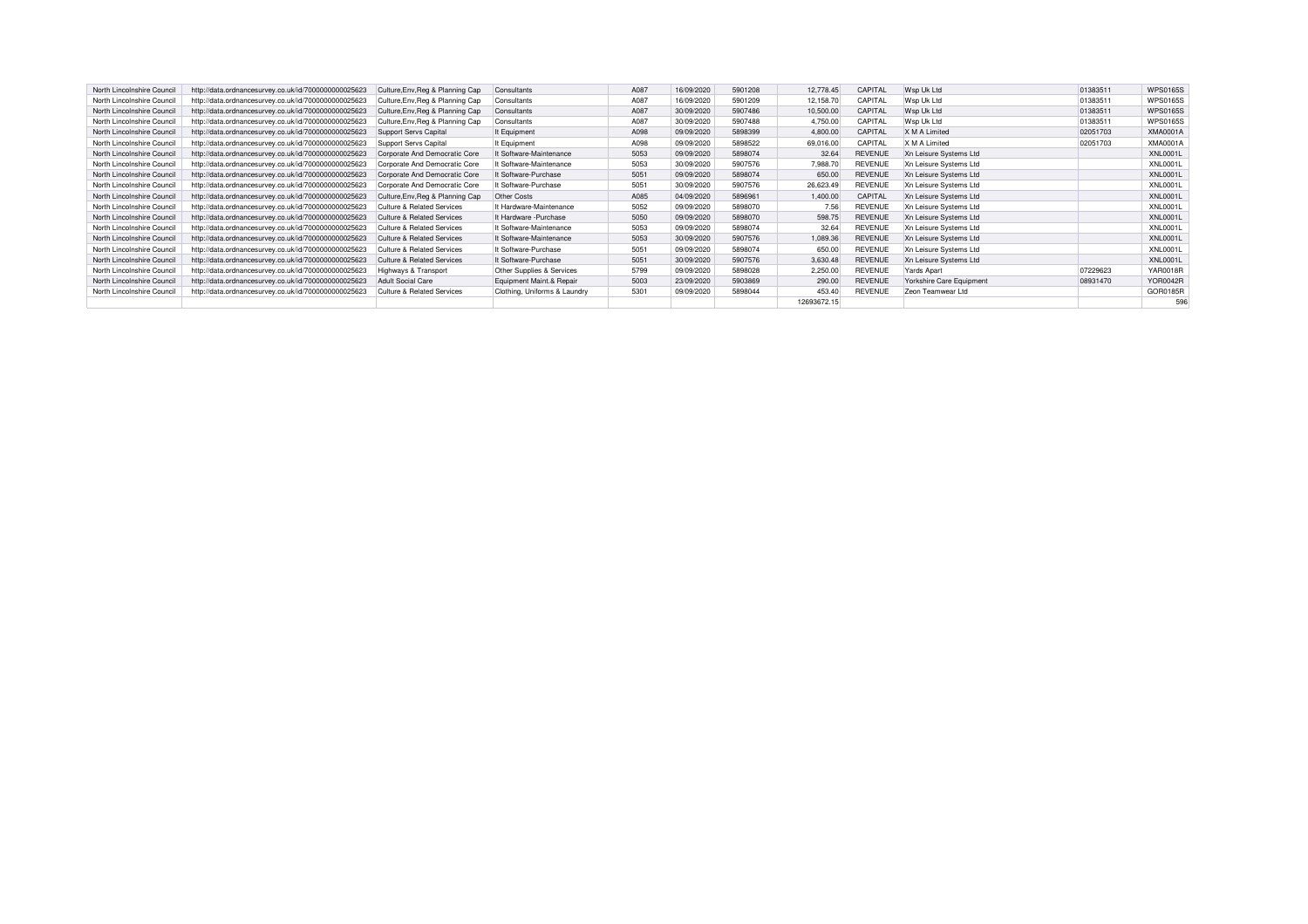| | | | | | | | | | | | |
|---|---|---|---|---|---|---|---|---|---|---|---|
| North Lincolnshire Council | http://data.ordnancesurvey.co.uk/id/7000000000025623 | Culture,Env,Reg & Planning Cap | Consultants | A087 | 16/09/2020 | 5901208 | 12,778.45 | CAPITAL | Wsp Uk Ltd | 01383511 | WPS0165S |
| North Lincolnshire Council | http://data.ordnancesurvey.co.uk/id/7000000000025623 | Culture,Env,Reg & Planning Cap | Consultants | A087 | 16/09/2020 | 5901209 | 12,158.70 | CAPITAL | Wsp Uk Ltd | 01383511 | WPS0165S |
| North Lincolnshire Council | http://data.ordnancesurvey.co.uk/id/7000000000025623 | Culture,Env,Reg & Planning Cap | Consultants | A087 | 30/09/2020 | 5907486 | 10,500.00 | CAPITAL | Wsp Uk Ltd | 01383511 | WPS0165S |
| North Lincolnshire Council | http://data.ordnancesurvey.co.uk/id/7000000000025623 | Culture,Env,Reg & Planning Cap | Consultants | A087 | 30/09/2020 | 5907488 | 4,750.00 | CAPITAL | Wsp Uk Ltd | 01383511 | WPS0165S |
| North Lincolnshire Council | http://data.ordnancesurvey.co.uk/id/7000000000025623 | Support Servs Capital | It Equipment | A098 | 09/09/2020 | 5898399 | 4,800.00 | CAPITAL | X M A Limited | 02051703 | XMA0001A |
| North Lincolnshire Council | http://data.ordnancesurvey.co.uk/id/7000000000025623 | Support Servs Capital | It Equipment | A098 | 09/09/2020 | 5898522 | 69,016.00 | CAPITAL | X M A Limited | 02051703 | XMA0001A |
| North Lincolnshire Council | http://data.ordnancesurvey.co.uk/id/7000000000025623 | Corporate And Democratic Core | It Software-Maintenance | 5053 | 09/09/2020 | 5898074 | 32.64 | REVENUE | Xn Leisure Systems Ltd | | XNL0001L |
| North Lincolnshire Council | http://data.ordnancesurvey.co.uk/id/7000000000025623 | Corporate And Democratic Core | It Software-Maintenance | 5053 | 30/09/2020 | 5907576 | 7,988.70 | REVENUE | Xn Leisure Systems Ltd | | XNL0001L |
| North Lincolnshire Council | http://data.ordnancesurvey.co.uk/id/7000000000025623 | Corporate And Democratic Core | It Software-Purchase | 5051 | 09/09/2020 | 5898074 | 650.00 | REVENUE | Xn Leisure Systems Ltd | | XNL0001L |
| North Lincolnshire Council | http://data.ordnancesurvey.co.uk/id/7000000000025623 | Corporate And Democratic Core | It Software-Purchase | 5051 | 30/09/2020 | 5907576 | 26,623.49 | REVENUE | Xn Leisure Systems Ltd | | XNL0001L |
| North Lincolnshire Council | http://data.ordnancesurvey.co.uk/id/7000000000025623 | Culture,Env,Reg & Planning Cap | Other Costs | A085 | 04/09/2020 | 5896961 | 1,400.00 | CAPITAL | Xn Leisure Systems Ltd | | XNL0001L |
| North Lincolnshire Council | http://data.ordnancesurvey.co.uk/id/7000000000025623 | Culture & Related Services | It Hardware-Maintenance | 5052 | 09/09/2020 | 5898070 | 7.56 | REVENUE | Xn Leisure Systems Ltd | | XNL0001L |
| North Lincolnshire Council | http://data.ordnancesurvey.co.uk/id/7000000000025623 | Culture & Related Services | It Hardware -Purchase | 5050 | 09/09/2020 | 5898070 | 598.75 | REVENUE | Xn Leisure Systems Ltd | | XNL0001L |
| North Lincolnshire Council | http://data.ordnancesurvey.co.uk/id/7000000000025623 | Culture & Related Services | It Software-Maintenance | 5053 | 09/09/2020 | 5898074 | 32.64 | REVENUE | Xn Leisure Systems Ltd | | XNL0001L |
| North Lincolnshire Council | http://data.ordnancesurvey.co.uk/id/7000000000025623 | Culture & Related Services | It Software-Maintenance | 5053 | 30/09/2020 | 5907576 | 1,089.36 | REVENUE | Xn Leisure Systems Ltd | | XNL0001L |
| North Lincolnshire Council | http://data.ordnancesurvey.co.uk/id/7000000000025623 | Culture & Related Services | It Software-Purchase | 5051 | 09/09/2020 | 5898074 | 650.00 | REVENUE | Xn Leisure Systems Ltd | | XNL0001L |
| North Lincolnshire Council | http://data.ordnancesurvey.co.uk/id/7000000000025623 | Culture & Related Services | It Software-Purchase | 5051 | 30/09/2020 | 5907576 | 3,630.48 | REVENUE | Xn Leisure Systems Ltd | | XNL0001L |
| North Lincolnshire Council | http://data.ordnancesurvey.co.uk/id/7000000000025623 | Highways & Transport | Other Supplies & Services | 5799 | 09/09/2020 | 5898028 | 2,250.00 | REVENUE | Yards Apart | 07229623 | YAR0018R |
| North Lincolnshire Council | http://data.ordnancesurvey.co.uk/id/7000000000025623 | Adult Social Care | Equipment Maint.& Repair | 5003 | 23/09/2020 | 5903869 | 290.00 | REVENUE | Yorkshire Care Equipment | 08931470 | YOR0042R |
| North Lincolnshire Council | http://data.ordnancesurvey.co.uk/id/7000000000025623 | Culture & Related Services | Clothing, Uniforms & Laundry | 5301 | 09/09/2020 | 5898044 | 453.40 | REVENUE | Zeon Teamwear Ltd | | GOR0185R |
| | | | | | | | 12693672.15 | | | | 596 |